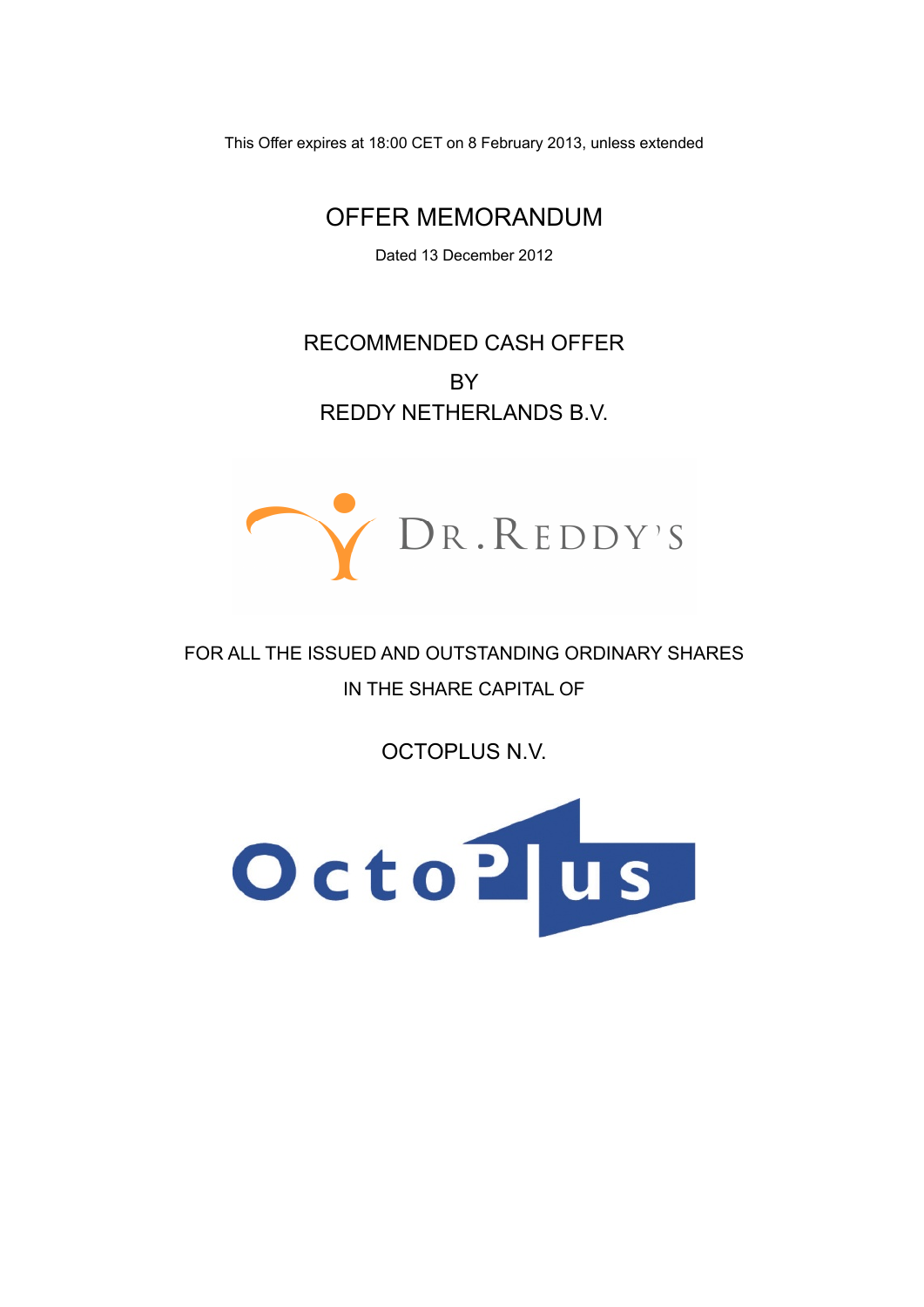This Offer expires at 18:00 CET on 8 February 2013, unless extended

# OFFER MEMORANDUM

Dated 13 December 2012

## RECOMMENDED CASH OFFER

BY

REDDY NETHERLANDS B.V.

FOR ALL THE ISSUED AND OUTSTANDING ORDINARY SHARES

IN THE SHARE CAPITAL OF

OCTOPLUS N.V.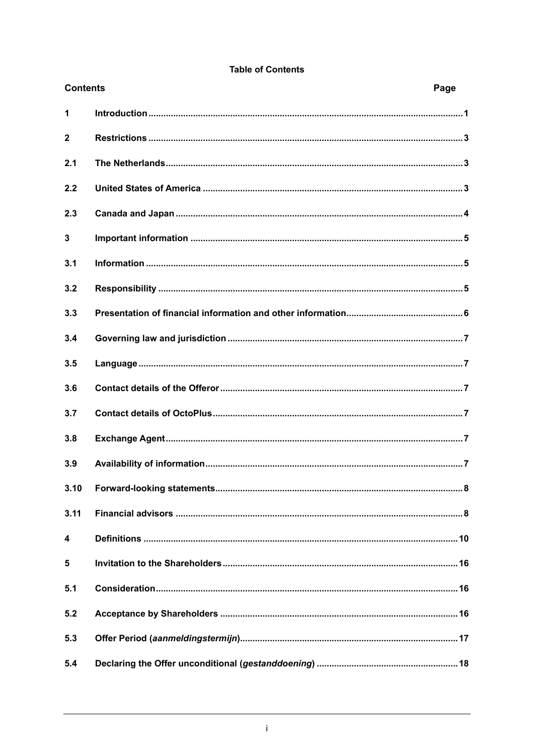**Table of Contents**

| Contents | | Page |
|---|---|---|
| 1 | **Introduction** | 1 |
| 2 | **Restrictions** | 3 |
| 2.1 | **The Netherlands** | 3 |
| 2.2 | **United States of America** | 3 |
| 2.3 | **Canada and Japan** | 4 |
| 3 | **Important information** | 5 |
| 3.1 | **Information** | 5 |
| 3.2 | **Responsibility** | 5 |
| 3.3 | **Presentation of financial information and other information** | 6 |
| 3.4 | **Governing law and jurisdiction** | 7 |
| 3.5 | **Language** | 7 |
| 3.6 | **Contact details of the Offeror** | 7 |
| 3.7 | **Contact details of OctoPlus** | 7 |
| 3.8 | **Exchange Agent** | 7 |
| 3.9 | **Availability of information** | 7 |
| 3.10 | **Forward-looking statements** | 8 |
| 3.11 | **Financial advisors** | 8 |
| 4 | **Definitions** | 10 |
| 5 | **Invitation to the Shareholders** | 16 |
| 5.1 | **Consideration** | 16 |
| 5.2 | **Acceptance by Shareholders** | 16 |
| 5.3 | **Offer Period (*aanmeldingstermijn*)** | 17 |
| 5.4 | **Declaring the Offer unconditional (*gestanddoening*)** | 18 |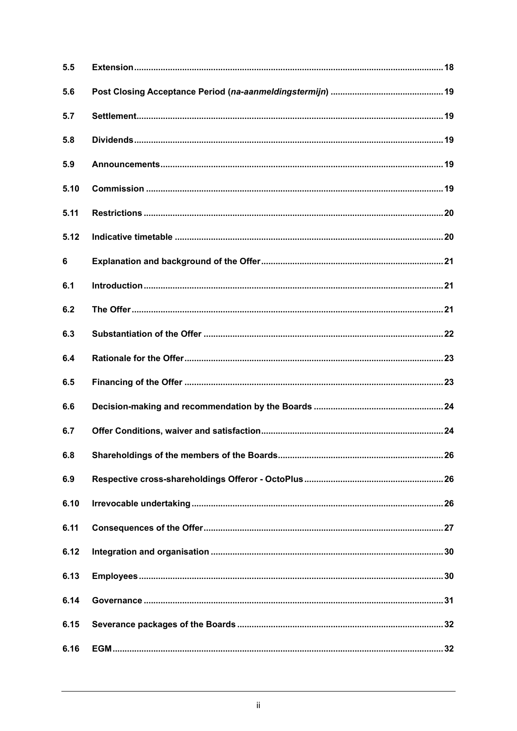| | | |
|---|---|---|
| **5.5** | **Extension** | **18** |
| **5.6** | **Post Closing Acceptance Period (*na-aanmeldingstermijn*)** | **19** |
| **5.7** | **Settlement** | **19** |
| **5.8** | **Dividends** | **19** |
| **5.9** | **Announcements** | **19** |
| **5.10** | **Commission** | **19** |
| **5.11** | **Restrictions** | **20** |
| **5.12** | **Indicative timetable** | **20** |
| **6** | **Explanation and background of the Offer** | **21** |
| **6.1** | **Introduction** | **21** |
| **6.2** | **The Offer** | **21** |
| **6.3** | **Substantiation of the Offer** | **22** |
| **6.4** | **Rationale for the Offer** | **23** |
| **6.5** | **Financing of the Offer** | **23** |
| **6.6** | **Decision-making and recommendation by the Boards** | **24** |
| **6.7** | **Offer Conditions, waiver and satisfaction** | **24** |
| **6.8** | **Shareholdings of the members of the Boards** | **26** |
| **6.9** | **Respective cross-shareholdings Offeror - OctoPlus** | **26** |
| **6.10** | **Irrevocable undertaking** | **26** |
| **6.11** | **Consequences of the Offer** | **27** |
| **6.12** | **Integration and organisation** | **30** |
| **6.13** | **Employees** | **30** |
| **6.14** | **Governance** | **31** |
| **6.15** | **Severance packages of the Boards** | **32** |
| **6.16** | **EGM** | **32** |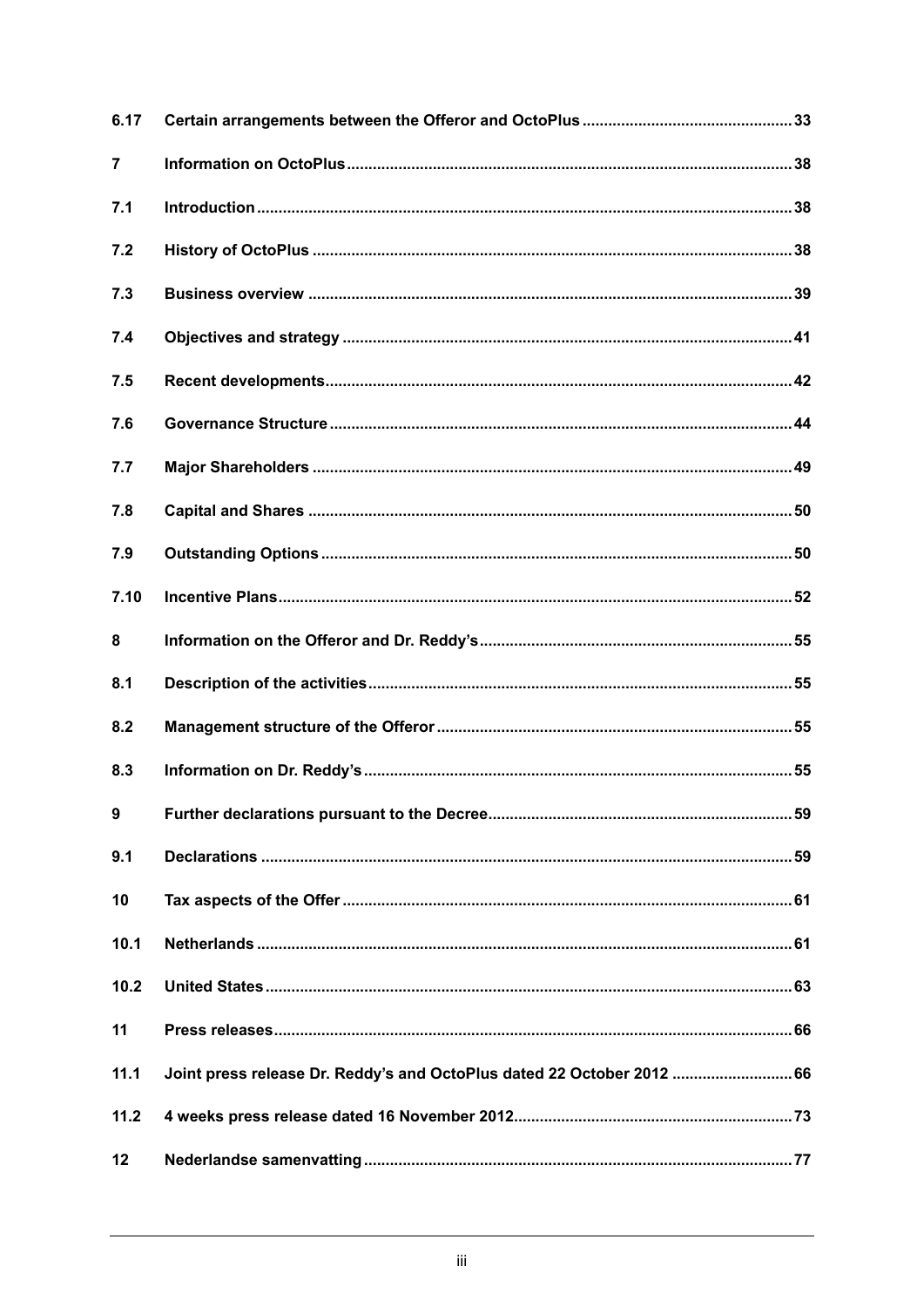| | | |
|---|---|---|
| 6.17 | Certain arrangements between the Offeror and OctoPlus | 33 |
| 7 | Information on OctoPlus | 38 |
| 7.1 | Introduction | 38 |
| 7.2 | History of OctoPlus | 38 |
| 7.3 | Business overview | 39 |
| 7.4 | Objectives and strategy | 41 |
| 7.5 | Recent developments | 42 |
| 7.6 | Governance Structure | 44 |
| 7.7 | Major Shareholders | 49 |
| 7.8 | Capital and Shares | 50 |
| 7.9 | Outstanding Options | 50 |
| 7.10 | Incentive Plans | 52 |
| 8 | Information on the Offeror and Dr. Reddy's | 55 |
| 8.1 | Description of the activities | 55 |
| 8.2 | Management structure of the Offeror | 55 |
| 8.3 | Information on Dr. Reddy's | 55 |
| 9 | Further declarations pursuant to the Decree | 59 |
| 9.1 | Declarations | 59 |
| 10 | Tax aspects of the Offer | 61 |
| 10.1 | Netherlands | 61 |
| 10.2 | United States | 63 |
| 11 | Press releases | 66 |
| 11.1 | Joint press release Dr. Reddy's and OctoPlus dated 22 October 2012 | 66 |
| 11.2 | 4 weeks press release dated 16 November 2012 | 73 |
| 12 | Nederlandse samenvatting | 77 |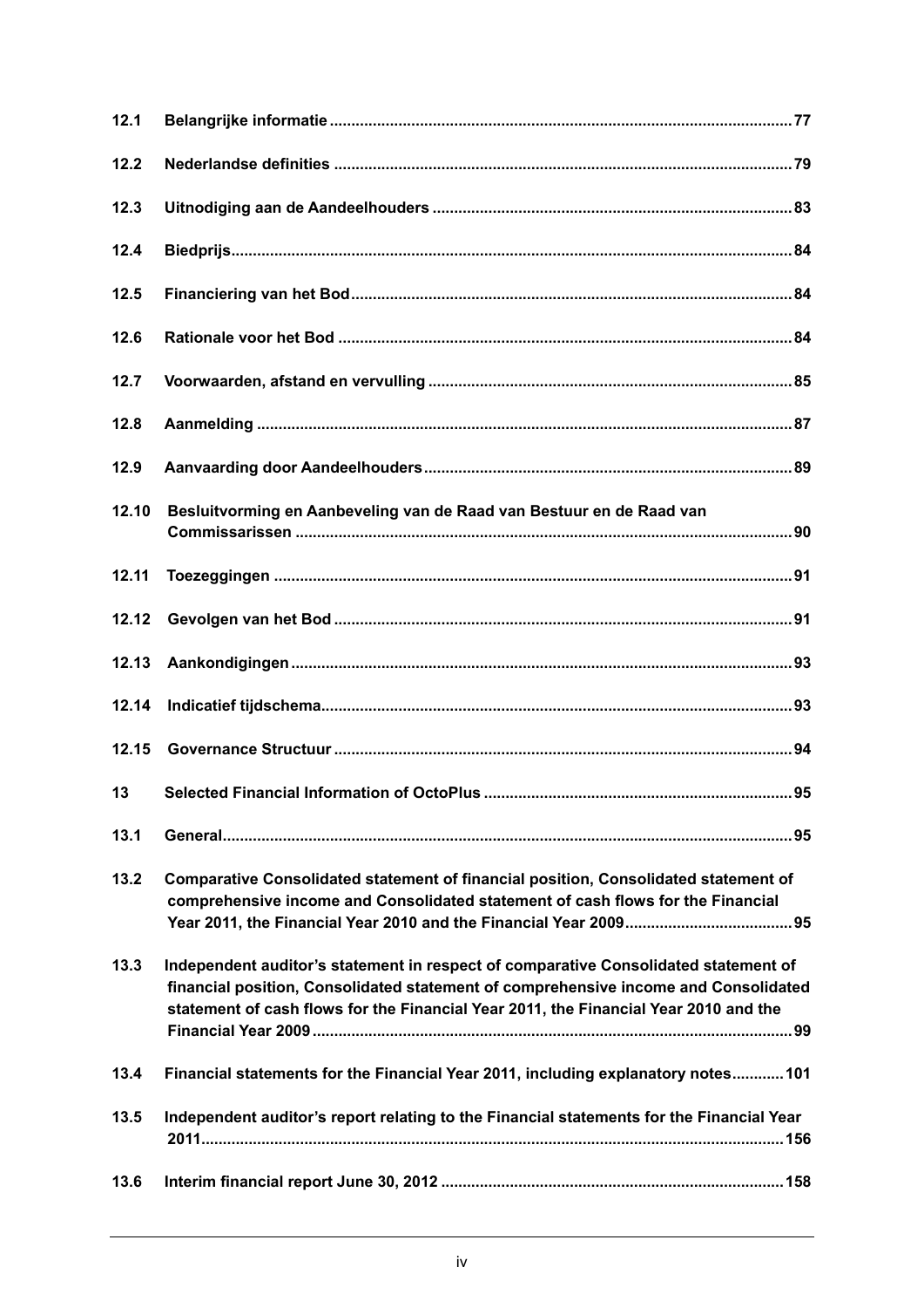| | | |
|---|---|---|
| 12.1 | **Belangrijke informatie** | 77 |
| 12.2 | **Nederlandse definities** | 79 |
| 12.3 | **Uitnodiging aan de Aandeelhouders** | 83 |
| 12.4 | **Biedprijs** | 84 |
| 12.5 | **Financiering van het Bod** | 84 |
| 12.6 | **Rationale voor het Bod** | 84 |
| 12.7 | **Voorwaarden, afstand en vervulling** | 85 |
| 12.8 | **Aanmelding** | 87 |
| 12.9 | **Aanvaarding door Aandeelhouders** | 89 |
| 12.10 | **Besluitvorming en Aanbeveling van de Raad van Bestuur en de Raad van Commissarissen** | 90 |
| 12.11 | **Toezeggingen** | 91 |
| 12.12 | **Gevolgen van het Bod** | 91 |
| 12.13 | **Aankondigingen** | 93 |
| 12.14 | **Indicatief tijdschema** | 93 |
| 12.15 | **Governance Structuur** | 94 |
| 13 | **Selected Financial Information of OctoPlus** | 95 |
| 13.1 | **General** | 95 |
| 13.2 | **Comparative Consolidated statement of financial position, Consolidated statement of comprehensive income and Consolidated statement of cash flows for the Financial Year 2011, the Financial Year 2010 and the Financial Year 2009** | 95 |
| 13.3 | **Independent auditor's statement in respect of comparative Consolidated statement of financial position, Consolidated statement of comprehensive income and Consolidated statement of cash flows for the Financial Year 2011, the Financial Year 2010 and the Financial Year 2009** | 99 |
| 13.4 | **Financial statements for the Financial Year 2011, including explanatory notes** | 101 |
| 13.5 | **Independent auditor's report relating to the Financial statements for the Financial Year 2011** | 156 |
| 13.6 | **Interim financial report June 30, 2012** | 158 |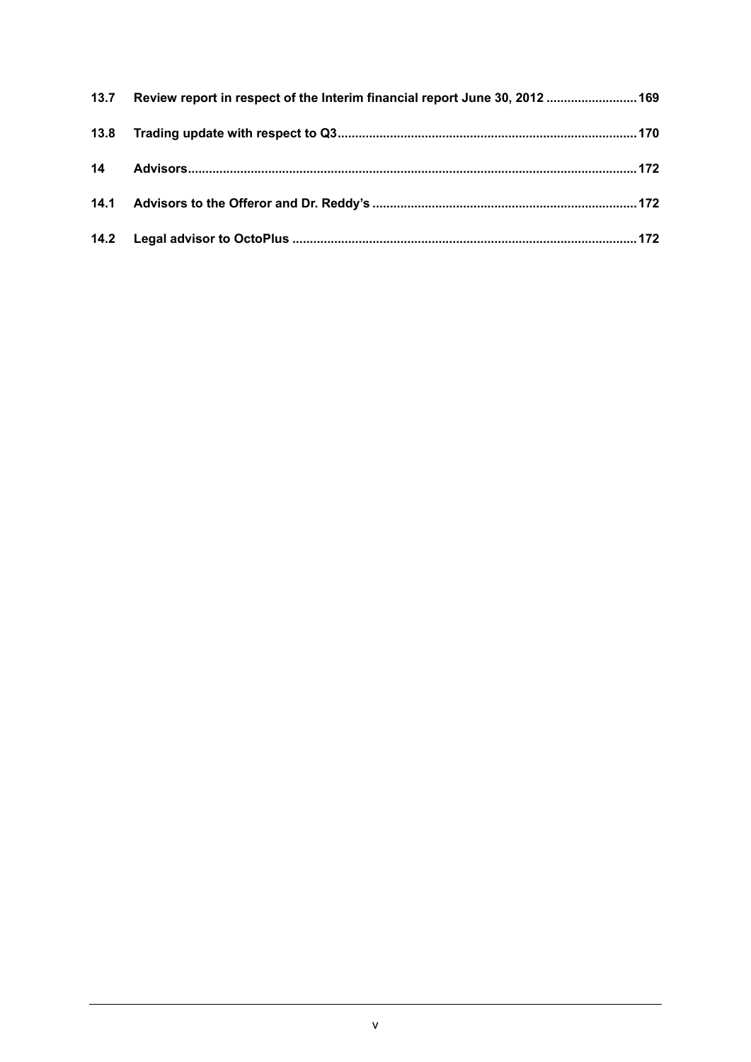| | | |
|---|---|---|
| **13.7** | **Review report in respect of the Interim financial report June 30, 2012** | **169** |
| **13.8** | **Trading update with respect to Q3** | **170** |
| **14** | **Advisors** | **172** |
| **14.1** | **Advisors to the Offeror and Dr. Reddy's** | **172** |
| **14.2** | **Legal advisor to OctoPlus** | **172** |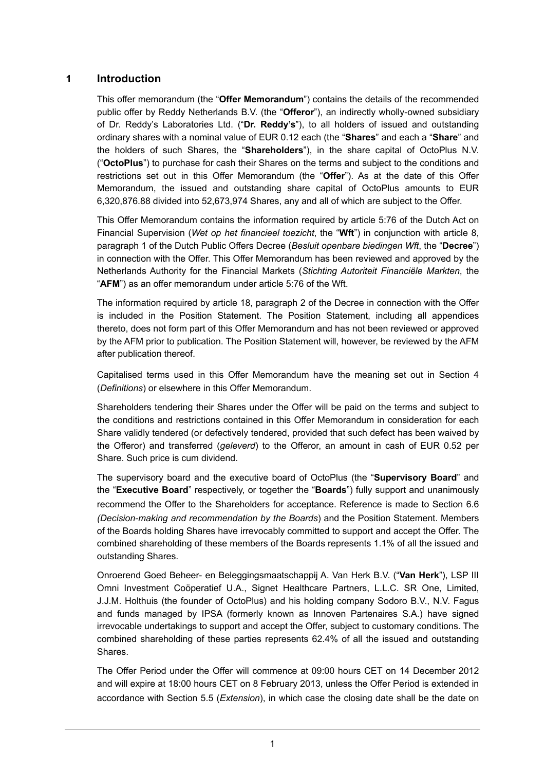# 1 Introduction

This offer memorandum (the "**Offer Memorandum**") contains the details of the recommended public offer by Reddy Netherlands B.V. (the "**Offeror**"), an indirectly wholly-owned subsidiary of Dr. Reddy's Laboratories Ltd. ("**Dr. Reddy's**"), to all holders of issued and outstanding ordinary shares with a nominal value of EUR 0.12 each (the "**Shares**" and each a "**Share**" and the holders of such Shares, the "**Shareholders**"), in the share capital of OctoPlus N.V. ("**OctoPlus**") to purchase for cash their Shares on the terms and subject to the conditions and restrictions set out in this Offer Memorandum (the "**Offer**"). As at the date of this Offer Memorandum, the issued and outstanding share capital of OctoPlus amounts to EUR 6,320,876.88 divided into 52,673,974 Shares, any and all of which are subject to the Offer.

This Offer Memorandum contains the information required by article 5:76 of the Dutch Act on Financial Supervision (*Wet op het financieel toezicht*, the "**Wft**") in conjunction with article 8, paragraph 1 of the Dutch Public Offers Decree (*Besluit openbare biedingen Wft*, the "**Decree**") in connection with the Offer. This Offer Memorandum has been reviewed and approved by the Netherlands Authority for the Financial Markets (*Stichting Autoriteit Financiële Markten*, the "**AFM**") as an offer memorandum under article 5:76 of the Wft.

The information required by article 18, paragraph 2 of the Decree in connection with the Offer is included in the Position Statement. The Position Statement, including all appendices thereto, does not form part of this Offer Memorandum and has not been reviewed or approved by the AFM prior to publication. The Position Statement will, however, be reviewed by the AFM after publication thereof.

Capitalised terms used in this Offer Memorandum have the meaning set out in Section 4 (*Definitions*) or elsewhere in this Offer Memorandum.

Shareholders tendering their Shares under the Offer will be paid on the terms and subject to the conditions and restrictions contained in this Offer Memorandum in consideration for each Share validly tendered (or defectively tendered, provided that such defect has been waived by the Offeror) and transferred (*geleverd*) to the Offeror, an amount in cash of EUR 0.52 per Share. Such price is cum dividend.

The supervisory board and the executive board of OctoPlus (the "**Supervisory Board**" and the "**Executive Board**" respectively, or together the "**Boards**") fully support and unanimously recommend the Offer to the Shareholders for acceptance. Reference is made to Section 6.6 *(Decision-making and recommendation by the Boards*) and the Position Statement. Members of the Boards holding Shares have irrevocably committed to support and accept the Offer. The combined shareholding of these members of the Boards represents 1.1% of all the issued and outstanding Shares.

Onroerend Goed Beheer- en Beleggingsmaatschappij A. Van Herk B.V. ("**Van Herk**"), LSP III Omni Investment Coöperatief U.A., Signet Healthcare Partners, L.L.C. SR One, Limited, J.J.M. Holthuis (the founder of OctoPlus) and his holding company Sodoro B.V., N.V. Fagus and funds managed by IPSA (formerly known as Innoven Partenaires S.A.) have signed irrevocable undertakings to support and accept the Offer, subject to customary conditions. The combined shareholding of these parties represents 62.4% of all the issued and outstanding Shares.

The Offer Period under the Offer will commence at 09:00 hours CET on 14 December 2012 and will expire at 18:00 hours CET on 8 February 2013, unless the Offer Period is extended in accordance with Section 5.5 (*Extension*), in which case the closing date shall be the date on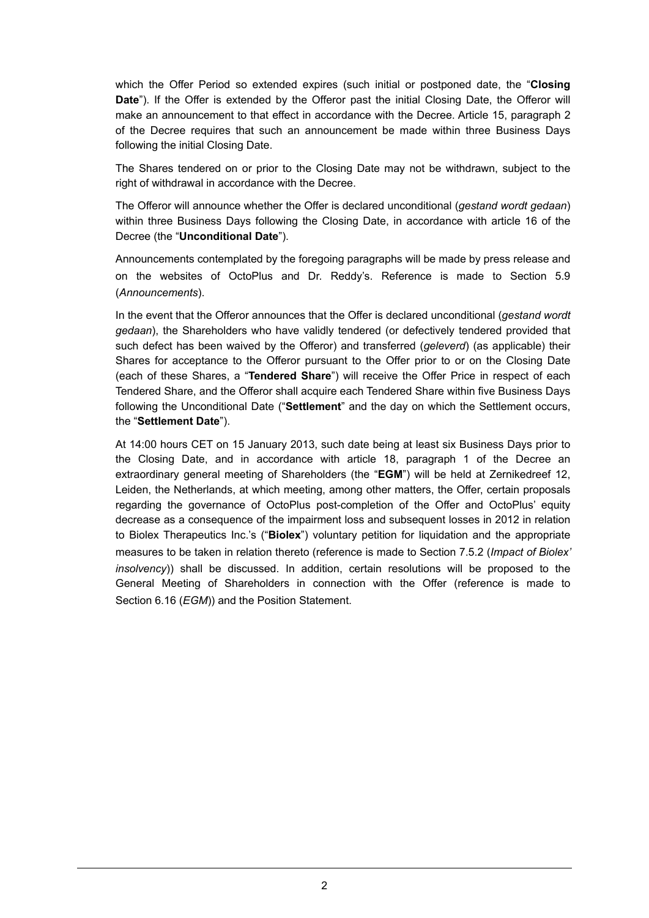which the Offer Period so extended expires (such initial or postponed date, the "**Closing Date**"). If the Offer is extended by the Offeror past the initial Closing Date, the Offeror will make an announcement to that effect in accordance with the Decree. Article 15, paragraph 2 of the Decree requires that such an announcement be made within three Business Days following the initial Closing Date.

The Shares tendered on or prior to the Closing Date may not be withdrawn, subject to the right of withdrawal in accordance with the Decree.

The Offeror will announce whether the Offer is declared unconditional (*gestand wordt gedaan*) within three Business Days following the Closing Date, in accordance with article 16 of the Decree (the "**Unconditional Date**").

Announcements contemplated by the foregoing paragraphs will be made by press release and on the websites of OctoPlus and Dr. Reddy's. Reference is made to Section 5.9 (*Announcements*).

In the event that the Offeror announces that the Offer is declared unconditional (*gestand wordt gedaan*), the Shareholders who have validly tendered (or defectively tendered provided that such defect has been waived by the Offeror) and transferred (*geleverd*) (as applicable) their Shares for acceptance to the Offeror pursuant to the Offer prior to or on the Closing Date (each of these Shares, a "**Tendered Share**") will receive the Offer Price in respect of each Tendered Share, and the Offeror shall acquire each Tendered Share within five Business Days following the Unconditional Date ("**Settlement**" and the day on which the Settlement occurs, the "**Settlement Date**").

At 14:00 hours CET on 15 January 2013, such date being at least six Business Days prior to the Closing Date, and in accordance with article 18, paragraph 1 of the Decree an extraordinary general meeting of Shareholders (the "**EGM**") will be held at Zernikedreef 12, Leiden, the Netherlands, at which meeting, among other matters, the Offer, certain proposals regarding the governance of OctoPlus post-completion of the Offer and OctoPlus' equity decrease as a consequence of the impairment loss and subsequent losses in 2012 in relation to Biolex Therapeutics Inc.'s ("**Biolex**") voluntary petition for liquidation and the appropriate measures to be taken in relation thereto (reference is made to Section 7.5.2 (*Impact of Biolex' insolvency*)) shall be discussed. In addition, certain resolutions will be proposed to the General Meeting of Shareholders in connection with the Offer (reference is made to Section 6.16 (*EGM*)) and the Position Statement.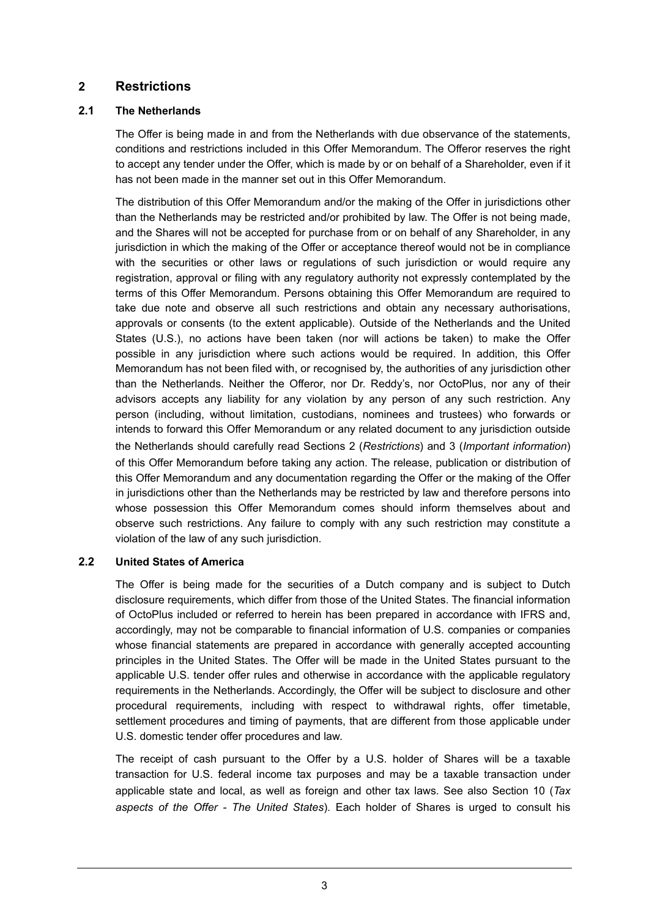## 2 Restrictions

### 2.1 The Netherlands

The Offer is being made in and from the Netherlands with due observance of the statements, conditions and restrictions included in this Offer Memorandum. The Offeror reserves the right to accept any tender under the Offer, which is made by or on behalf of a Shareholder, even if it has not been made in the manner set out in this Offer Memorandum.

The distribution of this Offer Memorandum and/or the making of the Offer in jurisdictions other than the Netherlands may be restricted and/or prohibited by law. The Offer is not being made, and the Shares will not be accepted for purchase from or on behalf of any Shareholder, in any jurisdiction in which the making of the Offer or acceptance thereof would not be in compliance with the securities or other laws or regulations of such jurisdiction or would require any registration, approval or filing with any regulatory authority not expressly contemplated by the terms of this Offer Memorandum. Persons obtaining this Offer Memorandum are required to take due note and observe all such restrictions and obtain any necessary authorisations, approvals or consents (to the extent applicable). Outside of the Netherlands and the United States (U.S.), no actions have been taken (nor will actions be taken) to make the Offer possible in any jurisdiction where such actions would be required. In addition, this Offer Memorandum has not been filed with, or recognised by, the authorities of any jurisdiction other than the Netherlands. Neither the Offeror, nor Dr. Reddy's, nor OctoPlus, nor any of their advisors accepts any liability for any violation by any person of any such restriction. Any person (including, without limitation, custodians, nominees and trustees) who forwards or intends to forward this Offer Memorandum or any related document to any jurisdiction outside the Netherlands should carefully read Sections 2 (*Restrictions*) and 3 (*Important information*) of this Offer Memorandum before taking any action. The release, publication or distribution of this Offer Memorandum and any documentation regarding the Offer or the making of the Offer in jurisdictions other than the Netherlands may be restricted by law and therefore persons into whose possession this Offer Memorandum comes should inform themselves about and observe such restrictions. Any failure to comply with any such restriction may constitute a violation of the law of any such jurisdiction.

### 2.2 United States of America

The Offer is being made for the securities of a Dutch company and is subject to Dutch disclosure requirements, which differ from those of the United States. The financial information of OctoPlus included or referred to herein has been prepared in accordance with IFRS and, accordingly, may not be comparable to financial information of U.S. companies or companies whose financial statements are prepared in accordance with generally accepted accounting principles in the United States. The Offer will be made in the United States pursuant to the applicable U.S. tender offer rules and otherwise in accordance with the applicable regulatory requirements in the Netherlands. Accordingly, the Offer will be subject to disclosure and other procedural requirements, including with respect to withdrawal rights, offer timetable, settlement procedures and timing of payments, that are different from those applicable under U.S. domestic tender offer procedures and law.

The receipt of cash pursuant to the Offer by a U.S. holder of Shares will be a taxable transaction for U.S. federal income tax purposes and may be a taxable transaction under applicable state and local, as well as foreign and other tax laws. See also Section 10 (*Tax aspects of the Offer - The United States*). Each holder of Shares is urged to consult his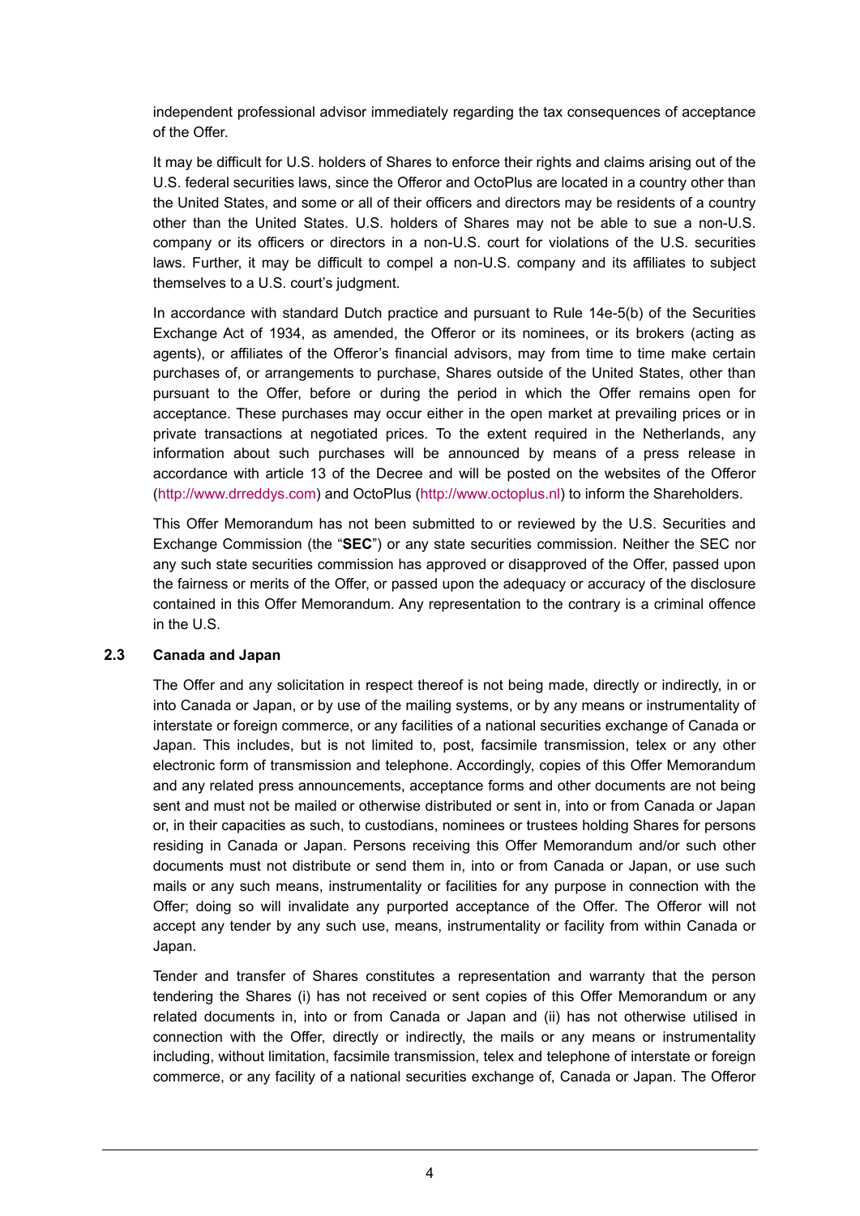independent professional advisor immediately regarding the tax consequences of acceptance of the Offer.

It may be difficult for U.S. holders of Shares to enforce their rights and claims arising out of the U.S. federal securities laws, since the Offeror and OctoPlus are located in a country other than the United States, and some or all of their officers and directors may be residents of a country other than the United States. U.S. holders of Shares may not be able to sue a non-U.S. company or its officers or directors in a non-U.S. court for violations of the U.S. securities laws. Further, it may be difficult to compel a non-U.S. company and its affiliates to subject themselves to a U.S. court's judgment.

In accordance with standard Dutch practice and pursuant to Rule 14e-5(b) of the Securities Exchange Act of 1934, as amended, the Offeror or its nominees, or its brokers (acting as agents), or affiliates of the Offeror's financial advisors, may from time to time make certain purchases of, or arrangements to purchase, Shares outside of the United States, other than pursuant to the Offer, before or during the period in which the Offer remains open for acceptance. These purchases may occur either in the open market at prevailing prices or in private transactions at negotiated prices. To the extent required in the Netherlands, any information about such purchases will be announced by means of a press release in accordance with article 13 of the Decree and will be posted on the websites of the Offeror (http://www.drreddys.com) and OctoPlus (http://www.octoplus.nl) to inform the Shareholders.

This Offer Memorandum has not been submitted to or reviewed by the U.S. Securities and Exchange Commission (the "**SEC**") or any state securities commission. Neither the SEC nor any such state securities commission has approved or disapproved of the Offer, passed upon the fairness or merits of the Offer, or passed upon the adequacy or accuracy of the disclosure contained in this Offer Memorandum. Any representation to the contrary is a criminal offence in the U.S.

### 2.3 Canada and Japan

The Offer and any solicitation in respect thereof is not being made, directly or indirectly, in or into Canada or Japan, or by use of the mailing systems, or by any means or instrumentality of interstate or foreign commerce, or any facilities of a national securities exchange of Canada or Japan. This includes, but is not limited to, post, facsimile transmission, telex or any other electronic form of transmission and telephone. Accordingly, copies of this Offer Memorandum and any related press announcements, acceptance forms and other documents are not being sent and must not be mailed or otherwise distributed or sent in, into or from Canada or Japan or, in their capacities as such, to custodians, nominees or trustees holding Shares for persons residing in Canada or Japan. Persons receiving this Offer Memorandum and/or such other documents must not distribute or send them in, into or from Canada or Japan, or use such mails or any such means, instrumentality or facilities for any purpose in connection with the Offer; doing so will invalidate any purported acceptance of the Offer. The Offeror will not accept any tender by any such use, means, instrumentality or facility from within Canada or Japan.

Tender and transfer of Shares constitutes a representation and warranty that the person tendering the Shares (i) has not received or sent copies of this Offer Memorandum or any related documents in, into or from Canada or Japan and (ii) has not otherwise utilised in connection with the Offer, directly or indirectly, the mails or any means or instrumentality including, without limitation, facsimile transmission, telex and telephone of interstate or foreign commerce, or any facility of a national securities exchange of, Canada or Japan. The Offeror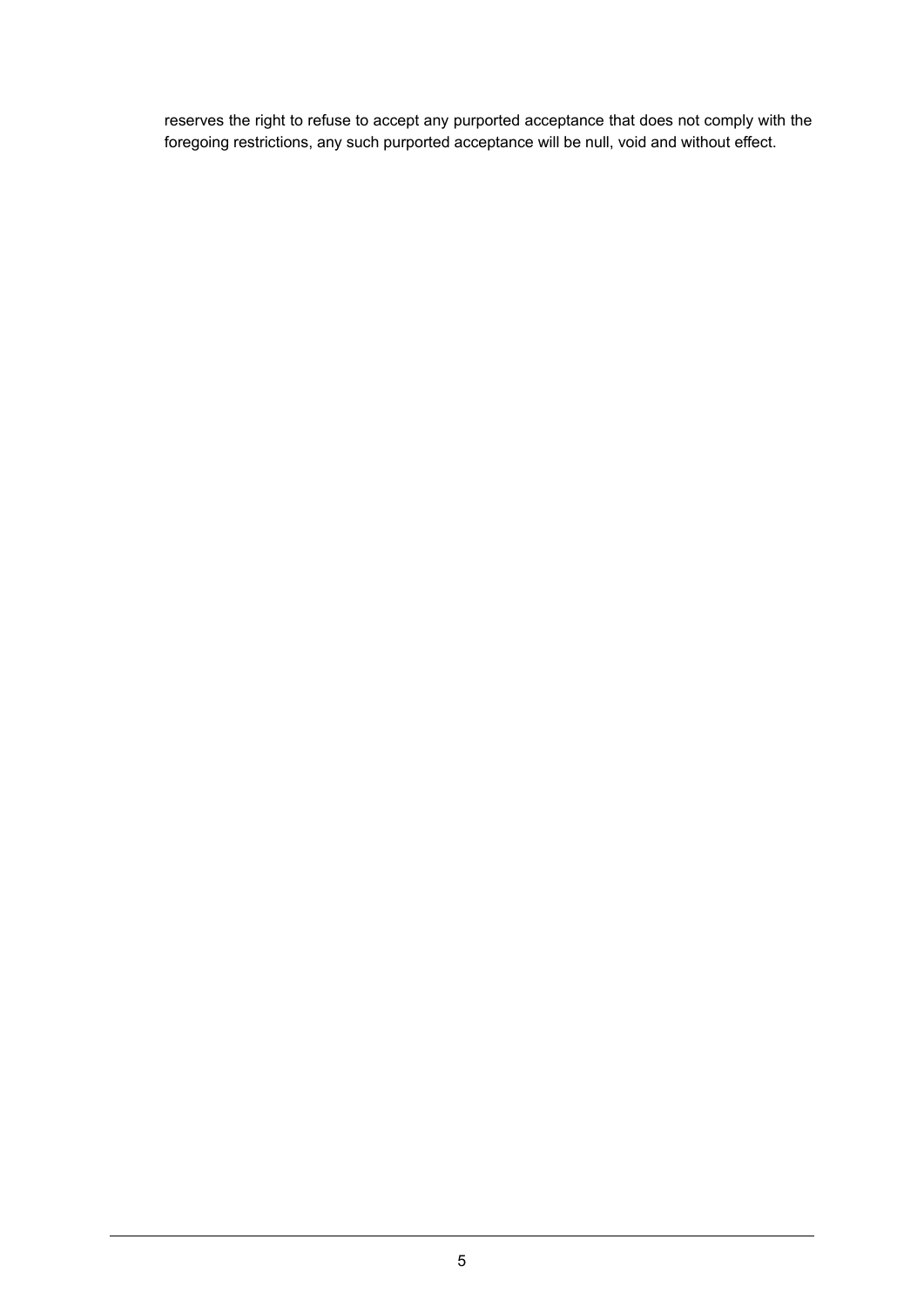reserves the right to refuse to accept any purported acceptance that does not comply with the foregoing restrictions, any such purported acceptance will be null, void and without effect.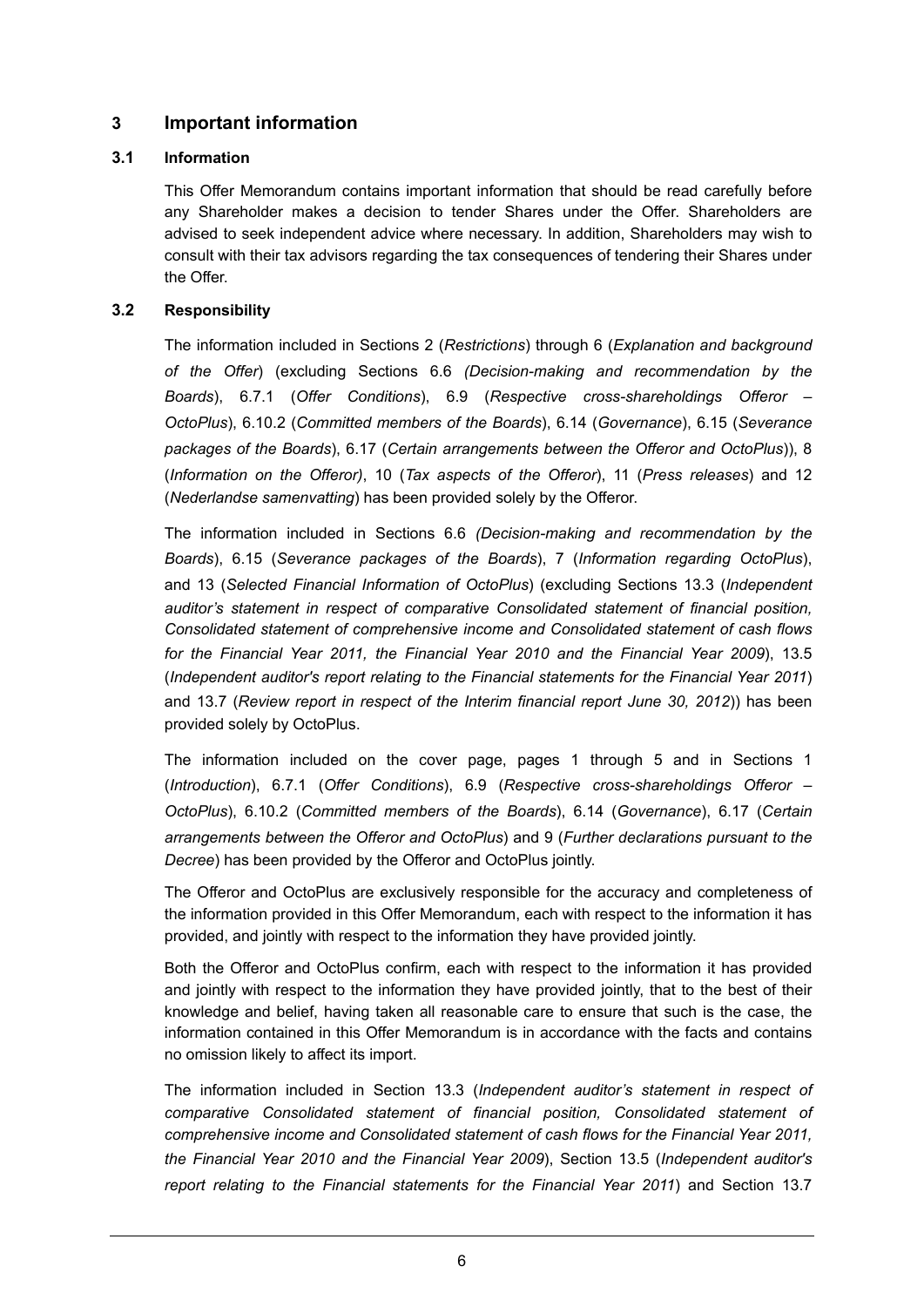## 3 Important information

### 3.1 Information

This Offer Memorandum contains important information that should be read carefully before any Shareholder makes a decision to tender Shares under the Offer. Shareholders are advised to seek independent advice where necessary. In addition, Shareholders may wish to consult with their tax advisors regarding the tax consequences of tendering their Shares under the Offer.

### 3.2 Responsibility

The information included in Sections 2 (*Restrictions*) through 6 (*Explanation and background of the Offer*) (excluding Sections 6.6 *(Decision-making and recommendation by the Boards*), 6.7.1 (*Offer Conditions*), 6.9 (*Respective cross-shareholdings Offeror – OctoPlus*), 6.10.2 (*Committed members of the Boards*), 6.14 (*Governance*), 6.15 (*Severance packages of the Boards*), 6.17 (*Certain arrangements between the Offeror and OctoPlus*)), 8 (*Information on the Offeror)*, 10 (*Tax aspects of the Offeror*), 11 (*Press releases*) and 12 (*Nederlandse samenvatting*) has been provided solely by the Offeror.

The information included in Sections 6.6 *(Decision-making and recommendation by the Boards*), 6.15 (*Severance packages of the Boards*), 7 (*Information regarding OctoPlus*), and 13 (*Selected Financial Information of OctoPlus*) (excluding Sections 13.3 (*Independent auditor's statement in respect of comparative Consolidated statement of financial position, Consolidated statement of comprehensive income and Consolidated statement of cash flows for the Financial Year 2011, the Financial Year 2010 and the Financial Year 2009*), 13.5 (*Independent auditor's report relating to the Financial statements for the Financial Year 2011*) and 13.7 (*Review report in respect of the Interim financial report June 30, 2012*)) has been provided solely by OctoPlus.

The information included on the cover page, pages 1 through 5 and in Sections 1 (*Introduction*), 6.7.1 (*Offer Conditions*), 6.9 (*Respective cross-shareholdings Offeror – OctoPlus*), 6.10.2 (*Committed members of the Boards*), 6.14 (*Governance*), 6.17 (*Certain arrangements between the Offeror and OctoPlus*) and 9 (*Further declarations pursuant to the Decree*) has been provided by the Offeror and OctoPlus jointly.

The Offeror and OctoPlus are exclusively responsible for the accuracy and completeness of the information provided in this Offer Memorandum, each with respect to the information it has provided, and jointly with respect to the information they have provided jointly.

Both the Offeror and OctoPlus confirm, each with respect to the information it has provided and jointly with respect to the information they have provided jointly, that to the best of their knowledge and belief, having taken all reasonable care to ensure that such is the case, the information contained in this Offer Memorandum is in accordance with the facts and contains no omission likely to affect its import.

The information included in Section 13.3 (*Independent auditor's statement in respect of comparative Consolidated statement of financial position, Consolidated statement of comprehensive income and Consolidated statement of cash flows for the Financial Year 2011, the Financial Year 2010 and the Financial Year 2009*), Section 13.5 (*Independent auditor's report relating to the Financial statements for the Financial Year 2011*) and Section 13.7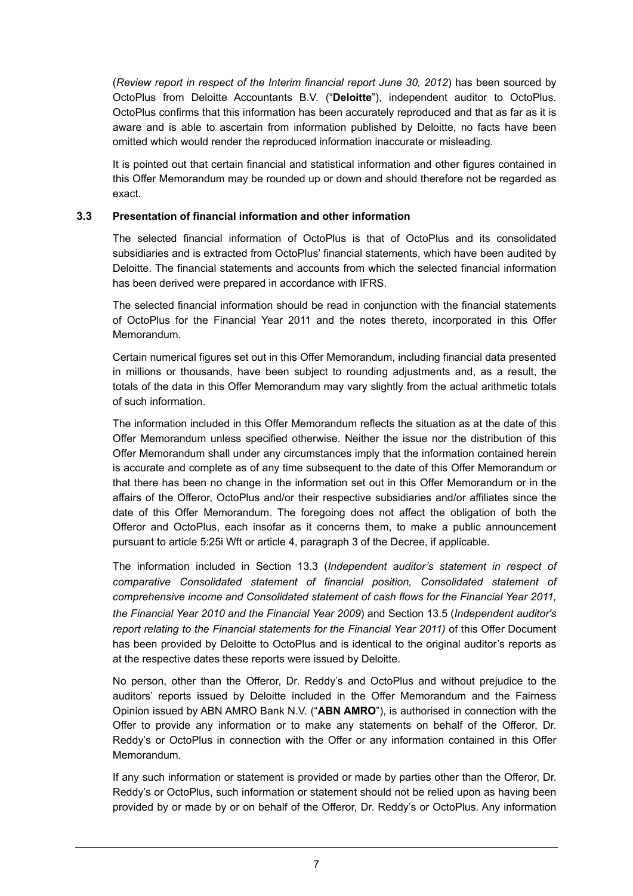(*Review report in respect of the Interim financial report June 30, 2012*) has been sourced by OctoPlus from Deloitte Accountants B.V. ("**Deloitte**"), independent auditor to OctoPlus. OctoPlus confirms that this information has been accurately reproduced and that as far as it is aware and is able to ascertain from information published by Deloitte, no facts have been omitted which would render the reproduced information inaccurate or misleading.

It is pointed out that certain financial and statistical information and other figures contained in this Offer Memorandum may be rounded up or down and should therefore not be regarded as exact.

### 3.3 Presentation of financial information and other information

The selected financial information of OctoPlus is that of OctoPlus and its consolidated subsidiaries and is extracted from OctoPlus' financial statements, which have been audited by Deloitte. The financial statements and accounts from which the selected financial information has been derived were prepared in accordance with IFRS.

The selected financial information should be read in conjunction with the financial statements of OctoPlus for the Financial Year 2011 and the notes thereto, incorporated in this Offer Memorandum.

Certain numerical figures set out in this Offer Memorandum, including financial data presented in millions or thousands, have been subject to rounding adjustments and, as a result, the totals of the data in this Offer Memorandum may vary slightly from the actual arithmetic totals of such information.

The information included in this Offer Memorandum reflects the situation as at the date of this Offer Memorandum unless specified otherwise. Neither the issue nor the distribution of this Offer Memorandum shall under any circumstances imply that the information contained herein is accurate and complete as of any time subsequent to the date of this Offer Memorandum or that there has been no change in the information set out in this Offer Memorandum or in the affairs of the Offeror, OctoPlus and/or their respective subsidiaries and/or affiliates since the date of this Offer Memorandum. The foregoing does not affect the obligation of both the Offeror and OctoPlus, each insofar as it concerns them, to make a public announcement pursuant to article 5:25i Wft or article 4, paragraph 3 of the Decree, if applicable.

The information included in Section 13.3 (*Independent auditor's statement in respect of comparative Consolidated statement of financial position, Consolidated statement of comprehensive income and Consolidated statement of cash flows for the Financial Year 2011, the Financial Year 2010 and the Financial Year 2009*) and Section 13.5 (*Independent auditor's report relating to the Financial statements for the Financial Year 2011)* of this Offer Document has been provided by Deloitte to OctoPlus and is identical to the original auditor's reports as at the respective dates these reports were issued by Deloitte.

No person, other than the Offeror, Dr. Reddy's and OctoPlus and without prejudice to the auditors' reports issued by Deloitte included in the Offer Memorandum and the Fairness Opinion issued by ABN AMRO Bank N.V. ("**ABN AMRO**"), is authorised in connection with the Offer to provide any information or to make any statements on behalf of the Offeror, Dr. Reddy's or OctoPlus in connection with the Offer or any information contained in this Offer Memorandum.

If any such information or statement is provided or made by parties other than the Offeror, Dr. Reddy's or OctoPlus, such information or statement should not be relied upon as having been provided by or made by or on behalf of the Offeror, Dr. Reddy's or OctoPlus. Any information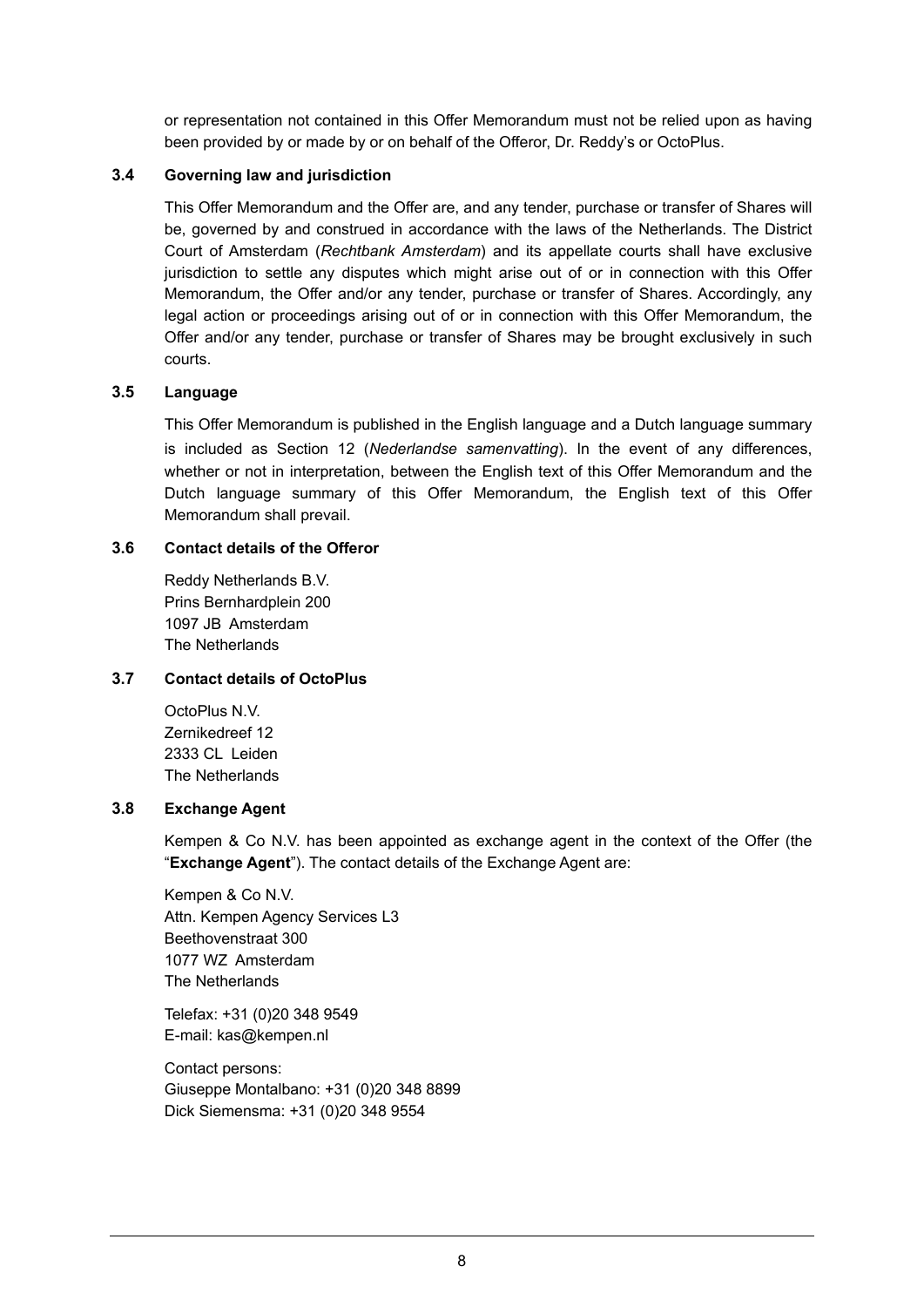or representation not contained in this Offer Memorandum must not be relied upon as having been provided by or made by or on behalf of the Offeror, Dr. Reddy's or OctoPlus.

### 3.4 Governing law and jurisdiction

This Offer Memorandum and the Offer are, and any tender, purchase or transfer of Shares will be, governed by and construed in accordance with the laws of the Netherlands. The District Court of Amsterdam (*Rechtbank Amsterdam*) and its appellate courts shall have exclusive jurisdiction to settle any disputes which might arise out of or in connection with this Offer Memorandum, the Offer and/or any tender, purchase or transfer of Shares. Accordingly, any legal action or proceedings arising out of or in connection with this Offer Memorandum, the Offer and/or any tender, purchase or transfer of Shares may be brought exclusively in such courts.

### 3.5 Language

This Offer Memorandum is published in the English language and a Dutch language summary is included as Section 12 (*Nederlandse samenvatting*). In the event of any differences, whether or not in interpretation, between the English text of this Offer Memorandum and the Dutch language summary of this Offer Memorandum, the English text of this Offer Memorandum shall prevail.

### 3.6 Contact details of the Offeror

Reddy Netherlands B.V.
Prins Bernhardplein 200
1097 JB Amsterdam
The Netherlands

### 3.7 Contact details of OctoPlus

OctoPlus N.V.
Zernikedreef 12
2333 CL Leiden
The Netherlands

### 3.8 Exchange Agent

Kempen & Co N.V. has been appointed as exchange agent in the context of the Offer (the "**Exchange Agent**"). The contact details of the Exchange Agent are:

Kempen & Co N.V.
Attn. Kempen Agency Services L3
Beethovenstraat 300
1077 WZ Amsterdam
The Netherlands

Telefax: +31 (0)20 348 9549
E-mail: kas@kempen.nl

Contact persons:
Giuseppe Montalbano: +31 (0)20 348 8899
Dick Siemensma: +31 (0)20 348 9554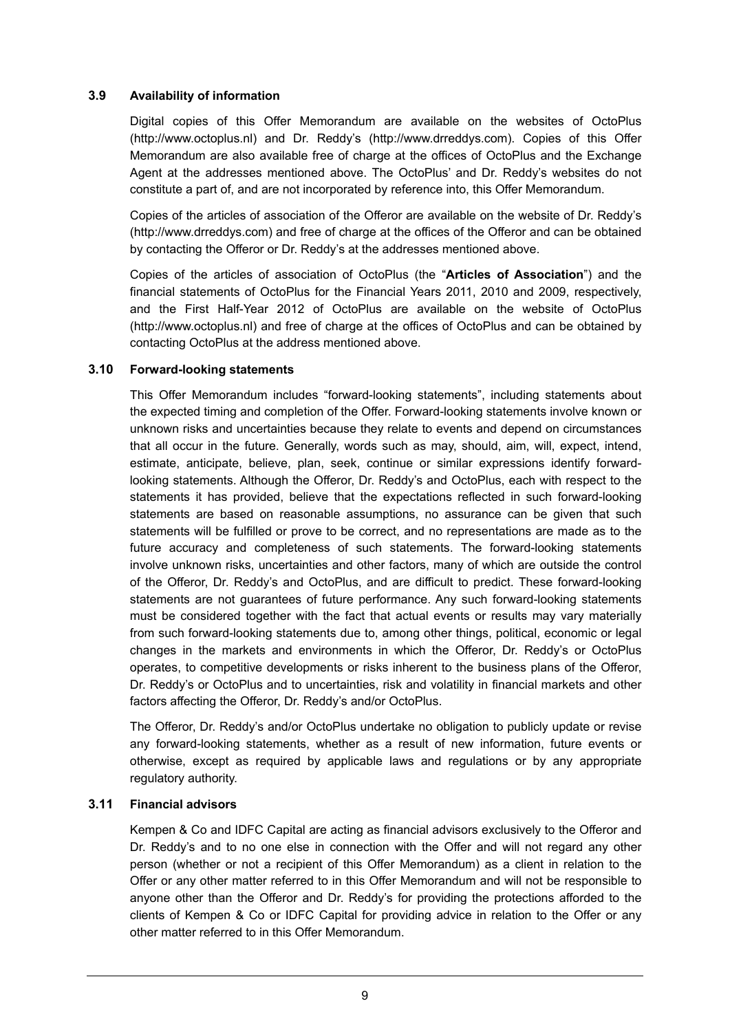### 3.9 Availability of information

Digital copies of this Offer Memorandum are available on the websites of OctoPlus (http://www.octoplus.nl) and Dr. Reddy's (http://www.drreddys.com). Copies of this Offer Memorandum are also available free of charge at the offices of OctoPlus and the Exchange Agent at the addresses mentioned above. The OctoPlus' and Dr. Reddy's websites do not constitute a part of, and are not incorporated by reference into, this Offer Memorandum.

Copies of the articles of association of the Offeror are available on the website of Dr. Reddy's (http://www.drreddys.com) and free of charge at the offices of the Offeror and can be obtained by contacting the Offeror or Dr. Reddy's at the addresses mentioned above.

Copies of the articles of association of OctoPlus (the "**Articles of Association**") and the financial statements of OctoPlus for the Financial Years 2011, 2010 and 2009, respectively, and the First Half-Year 2012 of OctoPlus are available on the website of OctoPlus (http://www.octoplus.nl) and free of charge at the offices of OctoPlus and can be obtained by contacting OctoPlus at the address mentioned above.

### 3.10 Forward-looking statements

This Offer Memorandum includes "forward-looking statements", including statements about the expected timing and completion of the Offer. Forward-looking statements involve known or unknown risks and uncertainties because they relate to events and depend on circumstances that all occur in the future. Generally, words such as may, should, aim, will, expect, intend, estimate, anticipate, believe, plan, seek, continue or similar expressions identify forward-looking statements. Although the Offeror, Dr. Reddy's and OctoPlus, each with respect to the statements it has provided, believe that the expectations reflected in such forward-looking statements are based on reasonable assumptions, no assurance can be given that such statements will be fulfilled or prove to be correct, and no representations are made as to the future accuracy and completeness of such statements. The forward-looking statements involve unknown risks, uncertainties and other factors, many of which are outside the control of the Offeror, Dr. Reddy's and OctoPlus, and are difficult to predict. These forward-looking statements are not guarantees of future performance. Any such forward-looking statements must be considered together with the fact that actual events or results may vary materially from such forward-looking statements due to, among other things, political, economic or legal changes in the markets and environments in which the Offeror, Dr. Reddy's or OctoPlus operates, to competitive developments or risks inherent to the business plans of the Offeror, Dr. Reddy's or OctoPlus and to uncertainties, risk and volatility in financial markets and other factors affecting the Offeror, Dr. Reddy's and/or OctoPlus.

The Offeror, Dr. Reddy's and/or OctoPlus undertake no obligation to publicly update or revise any forward-looking statements, whether as a result of new information, future events or otherwise, except as required by applicable laws and regulations or by any appropriate regulatory authority.

### 3.11 Financial advisors

Kempen & Co and IDFC Capital are acting as financial advisors exclusively to the Offeror and Dr. Reddy's and to no one else in connection with the Offer and will not regard any other person (whether or not a recipient of this Offer Memorandum) as a client in relation to the Offer or any other matter referred to in this Offer Memorandum and will not be responsible to anyone other than the Offeror and Dr. Reddy's for providing the protections afforded to the clients of Kempen & Co or IDFC Capital for providing advice in relation to the Offer or any other matter referred to in this Offer Memorandum.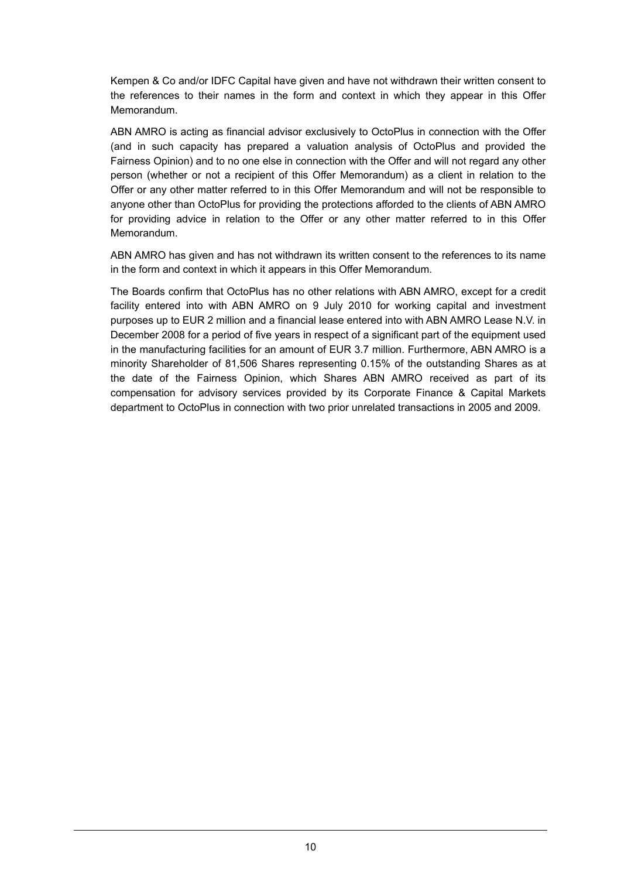Kempen & Co and/or IDFC Capital have given and have not withdrawn their written consent to the references to their names in the form and context in which they appear in this Offer Memorandum.

ABN AMRO is acting as financial advisor exclusively to OctoPlus in connection with the Offer (and in such capacity has prepared a valuation analysis of OctoPlus and provided the Fairness Opinion) and to no one else in connection with the Offer and will not regard any other person (whether or not a recipient of this Offer Memorandum) as a client in relation to the Offer or any other matter referred to in this Offer Memorandum and will not be responsible to anyone other than OctoPlus for providing the protections afforded to the clients of ABN AMRO for providing advice in relation to the Offer or any other matter referred to in this Offer Memorandum.

ABN AMRO has given and has not withdrawn its written consent to the references to its name in the form and context in which it appears in this Offer Memorandum.

The Boards confirm that OctoPlus has no other relations with ABN AMRO, except for a credit facility entered into with ABN AMRO on 9 July 2010 for working capital and investment purposes up to EUR 2 million and a financial lease entered into with ABN AMRO Lease N.V. in December 2008 for a period of five years in respect of a significant part of the equipment used in the manufacturing facilities for an amount of EUR 3.7 million. Furthermore, ABN AMRO is a minority Shareholder of 81,506 Shares representing 0.15% of the outstanding Shares as at the date of the Fairness Opinion, which Shares ABN AMRO received as part of its compensation for advisory services provided by its Corporate Finance & Capital Markets department to OctoPlus in connection with two prior unrelated transactions in 2005 and 2009.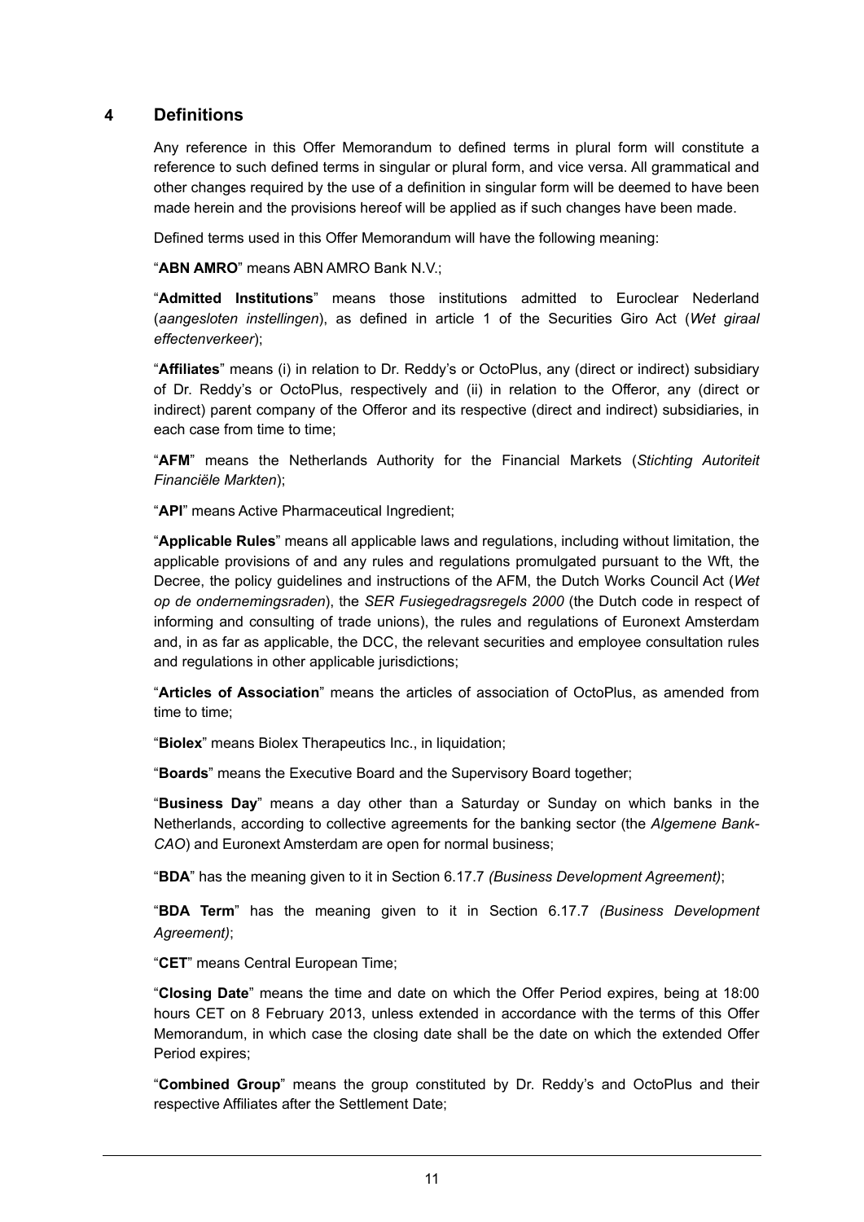## 4 Definitions

Any reference in this Offer Memorandum to defined terms in plural form will constitute a reference to such defined terms in singular or plural form, and vice versa. All grammatical and other changes required by the use of a definition in singular form will be deemed to have been made herein and the provisions hereof will be applied as if such changes have been made.

Defined terms used in this Offer Memorandum will have the following meaning:

"**ABN AMRO**" means ABN AMRO Bank N.V.;

"**Admitted Institutions**" means those institutions admitted to Euroclear Nederland (*aangesloten instellingen*), as defined in article 1 of the Securities Giro Act (*Wet giraal effectenverkeer*);

"**Affiliates**" means (i) in relation to Dr. Reddy's or OctoPlus, any (direct or indirect) subsidiary of Dr. Reddy's or OctoPlus, respectively and (ii) in relation to the Offeror, any (direct or indirect) parent company of the Offeror and its respective (direct and indirect) subsidiaries, in each case from time to time;

"**AFM**" means the Netherlands Authority for the Financial Markets (*Stichting Autoriteit Financiële Markten*);

"**API**" means Active Pharmaceutical Ingredient;

"**Applicable Rules**" means all applicable laws and regulations, including without limitation, the applicable provisions of and any rules and regulations promulgated pursuant to the Wft, the Decree, the policy guidelines and instructions of the AFM, the Dutch Works Council Act (*Wet op de ondernemingsraden*), the *SER Fusiegedragsregels 2000* (the Dutch code in respect of informing and consulting of trade unions), the rules and regulations of Euronext Amsterdam and, in as far as applicable, the DCC, the relevant securities and employee consultation rules and regulations in other applicable jurisdictions;

"**Articles of Association**" means the articles of association of OctoPlus, as amended from time to time;

"**Biolex**" means Biolex Therapeutics Inc., in liquidation;

"**Boards**" means the Executive Board and the Supervisory Board together;

"**Business Day**" means a day other than a Saturday or Sunday on which banks in the Netherlands, according to collective agreements for the banking sector (the *Algemene Bank-CAO*) and Euronext Amsterdam are open for normal business;

"**BDA**" has the meaning given to it in Section 6.17.7 *(Business Development Agreement)*;

"**BDA Term**" has the meaning given to it in Section 6.17.7 *(Business Development Agreement)*;

"**CET**" means Central European Time;

"**Closing Date**" means the time and date on which the Offer Period expires, being at 18:00 hours CET on 8 February 2013, unless extended in accordance with the terms of this Offer Memorandum, in which case the closing date shall be the date on which the extended Offer Period expires;

"**Combined Group**" means the group constituted by Dr. Reddy's and OctoPlus and their respective Affiliates after the Settlement Date;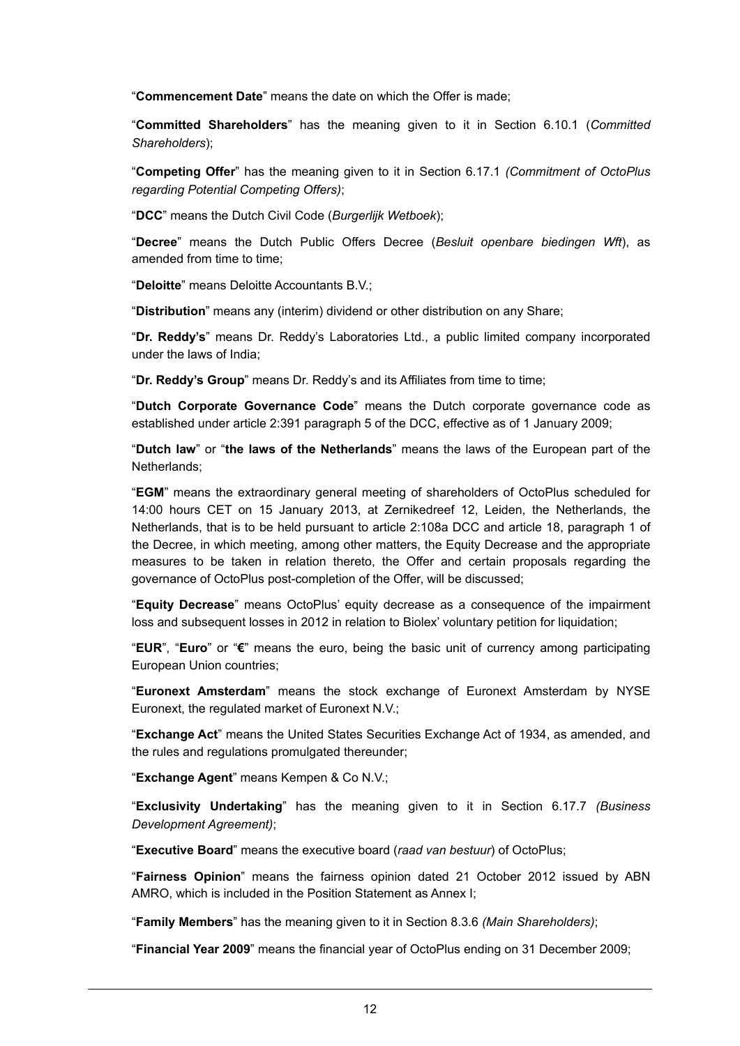“**Commencement Date**” means the date on which the Offer is made;

“**Committed Shareholders**” has the meaning given to it in Section 6.10.1 (*Committed Shareholders*);

“**Competing Offer**” has the meaning given to it in Section 6.17.1 *(Commitment of OctoPlus regarding Potential Competing Offers)*;

“**DCC**” means the Dutch Civil Code (*Burgerlijk Wetboek*);

“**Decree**” means the Dutch Public Offers Decree (*Besluit openbare biedingen Wft*), as amended from time to time;

“**Deloitte**” means Deloitte Accountants B.V.;

“**Distribution**” means any (interim) dividend or other distribution on any Share;

“**Dr. Reddy’s**” means Dr. Reddy’s Laboratories Ltd., a public limited company incorporated under the laws of India;

“**Dr. Reddy’s Group**” means Dr. Reddy’s and its Affiliates from time to time;

“**Dutch Corporate Governance Code**” means the Dutch corporate governance code as established under article 2:391 paragraph 5 of the DCC, effective as of 1 January 2009;

“**Dutch law**” or “**the laws of the Netherlands**” means the laws of the European part of the Netherlands;

“**EGM**” means the extraordinary general meeting of shareholders of OctoPlus scheduled for 14:00 hours CET on 15 January 2013, at Zernikedreef 12, Leiden, the Netherlands, the Netherlands, that is to be held pursuant to article 2:108a DCC and article 18, paragraph 1 of the Decree, in which meeting, among other matters, the Equity Decrease and the appropriate measures to be taken in relation thereto, the Offer and certain proposals regarding the governance of OctoPlus post-completion of the Offer, will be discussed;

“**Equity Decrease**” means OctoPlus’ equity decrease as a consequence of the impairment loss and subsequent losses in 2012 in relation to Biolex’ voluntary petition for liquidation;

“**EUR**”, “**Euro**” or “**€**” means the euro, being the basic unit of currency among participating European Union countries;

“**Euronext Amsterdam**” means the stock exchange of Euronext Amsterdam by NYSE Euronext, the regulated market of Euronext N.V.;

“**Exchange Act**” means the United States Securities Exchange Act of 1934, as amended, and the rules and regulations promulgated thereunder;

“**Exchange Agent**” means Kempen & Co N.V.;

“**Exclusivity Undertaking**” has the meaning given to it in Section 6.17.7 *(Business Development Agreement)*;

“**Executive Board**” means the executive board (*raad van bestuur*) of OctoPlus;

“**Fairness Opinion**” means the fairness opinion dated 21 October 2012 issued by ABN AMRO, which is included in the Position Statement as Annex I;

“**Family Members**” has the meaning given to it in Section 8.3.6 *(Main Shareholders)*;

“**Financial Year 2009**” means the financial year of OctoPlus ending on 31 December 2009;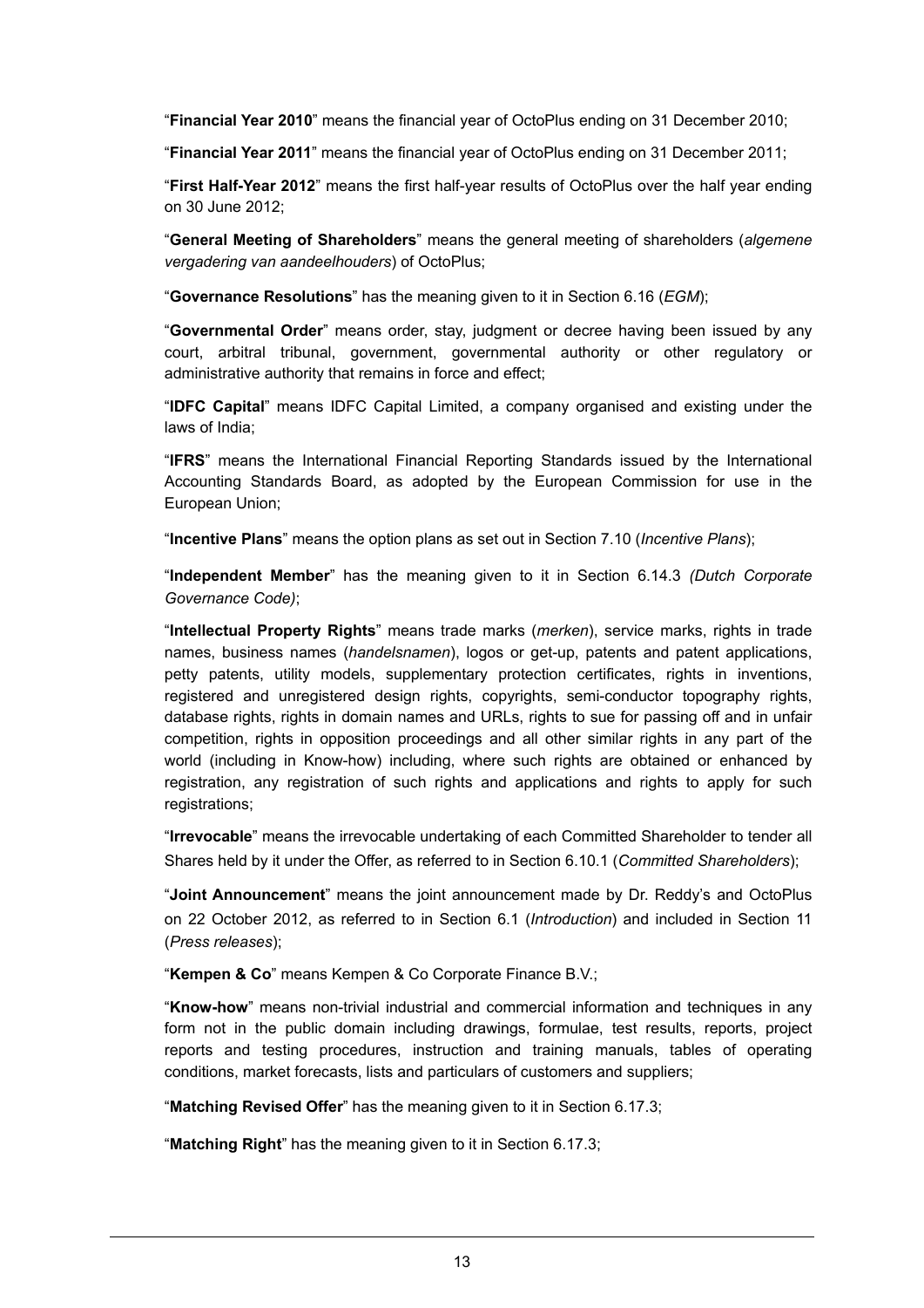"**Financial Year 2010**" means the financial year of OctoPlus ending on 31 December 2010;

"**Financial Year 2011**" means the financial year of OctoPlus ending on 31 December 2011;

"**First Half-Year 2012**" means the first half-year results of OctoPlus over the half year ending on 30 June 2012;

"**General Meeting of Shareholders**" means the general meeting of shareholders (*algemene vergadering van aandeelhouders*) of OctoPlus;

"**Governance Resolutions**" has the meaning given to it in Section 6.16 (*EGM*);

"**Governmental Order**" means order, stay, judgment or decree having been issued by any court, arbitral tribunal, government, governmental authority or other regulatory or administrative authority that remains in force and effect;

"**IDFC Capital**" means IDFC Capital Limited, a company organised and existing under the laws of India;

"**IFRS**" means the International Financial Reporting Standards issued by the International Accounting Standards Board, as adopted by the European Commission for use in the European Union;

"**Incentive Plans**" means the option plans as set out in Section 7.10 (*Incentive Plans*);

"**Independent Member**" has the meaning given to it in Section 6.14.3 *(Dutch Corporate Governance Code)*;

"**Intellectual Property Rights**" means trade marks (*merken*), service marks, rights in trade names, business names (*handelsnamen*), logos or get-up, patents and patent applications, petty patents, utility models, supplementary protection certificates, rights in inventions, registered and unregistered design rights, copyrights, semi-conductor topography rights, database rights, rights in domain names and URLs, rights to sue for passing off and in unfair competition, rights in opposition proceedings and all other similar rights in any part of the world (including in Know-how) including, where such rights are obtained or enhanced by registration, any registration of such rights and applications and rights to apply for such registrations;

"**Irrevocable**" means the irrevocable undertaking of each Committed Shareholder to tender all Shares held by it under the Offer, as referred to in Section 6.10.1 (*Committed Shareholders*);

"**Joint Announcement**" means the joint announcement made by Dr. Reddy's and OctoPlus on 22 October 2012, as referred to in Section 6.1 (*Introduction*) and included in Section 11 (*Press releases*);

"**Kempen & Co**" means Kempen & Co Corporate Finance B.V.;

"**Know-how**" means non-trivial industrial and commercial information and techniques in any form not in the public domain including drawings, formulae, test results, reports, project reports and testing procedures, instruction and training manuals, tables of operating conditions, market forecasts, lists and particulars of customers and suppliers;

"**Matching Revised Offer**" has the meaning given to it in Section 6.17.3;

"**Matching Right**" has the meaning given to it in Section 6.17.3;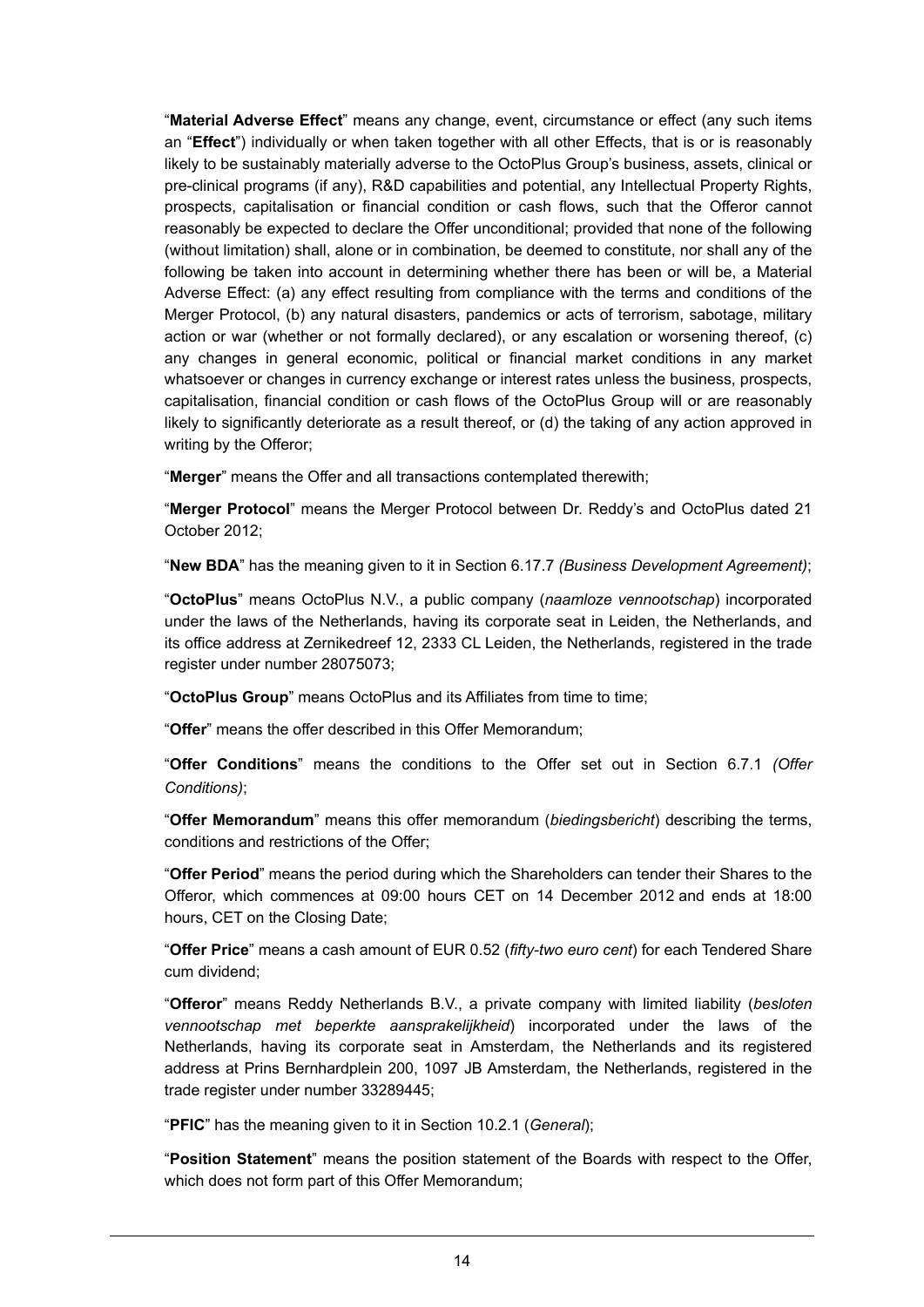"**Material Adverse Effect**" means any change, event, circumstance or effect (any such items an "**Effect**") individually or when taken together with all other Effects, that is or is reasonably likely to be sustainably materially adverse to the OctoPlus Group's business, assets, clinical or pre-clinical programs (if any), R&D capabilities and potential, any Intellectual Property Rights, prospects, capitalisation or financial condition or cash flows, such that the Offeror cannot reasonably be expected to declare the Offer unconditional; provided that none of the following (without limitation) shall, alone or in combination, be deemed to constitute, nor shall any of the following be taken into account in determining whether there has been or will be, a Material Adverse Effect: (a) any effect resulting from compliance with the terms and conditions of the Merger Protocol, (b) any natural disasters, pandemics or acts of terrorism, sabotage, military action or war (whether or not formally declared), or any escalation or worsening thereof, (c) any changes in general economic, political or financial market conditions in any market whatsoever or changes in currency exchange or interest rates unless the business, prospects, capitalisation, financial condition or cash flows of the OctoPlus Group will or are reasonably likely to significantly deteriorate as a result thereof, or (d) the taking of any action approved in writing by the Offeror;

"**Merger**" means the Offer and all transactions contemplated therewith;

"**Merger Protocol**" means the Merger Protocol between Dr. Reddy's and OctoPlus dated 21 October 2012;

"**New BDA**" has the meaning given to it in Section 6.17.7 *(Business Development Agreement)*;

"**OctoPlus**" means OctoPlus N.V., a public company (*naamloze vennootschap*) incorporated under the laws of the Netherlands, having its corporate seat in Leiden, the Netherlands, and its office address at Zernikedreef 12, 2333 CL Leiden, the Netherlands, registered in the trade register under number 28075073;

"**OctoPlus Group**" means OctoPlus and its Affiliates from time to time;

"**Offer**" means the offer described in this Offer Memorandum;

"**Offer Conditions**" means the conditions to the Offer set out in Section 6.7.1 *(Offer Conditions)*;

"**Offer Memorandum**" means this offer memorandum (*biedingsbericht*) describing the terms, conditions and restrictions of the Offer;

"**Offer Period**" means the period during which the Shareholders can tender their Shares to the Offeror, which commences at 09:00 hours CET on 14 December 2012 and ends at 18:00 hours, CET on the Closing Date;

"**Offer Price**" means a cash amount of EUR 0.52 (*fifty-two euro cent*) for each Tendered Share cum dividend;

"**Offeror**" means Reddy Netherlands B.V., a private company with limited liability (*besloten vennootschap met beperkte aansprakelijkheid*) incorporated under the laws of the Netherlands, having its corporate seat in Amsterdam, the Netherlands and its registered address at Prins Bernhardplein 200, 1097 JB Amsterdam, the Netherlands, registered in the trade register under number 33289445;

"**PFIC**" has the meaning given to it in Section 10.2.1 (*General*);

"**Position Statement**" means the position statement of the Boards with respect to the Offer, which does not form part of this Offer Memorandum;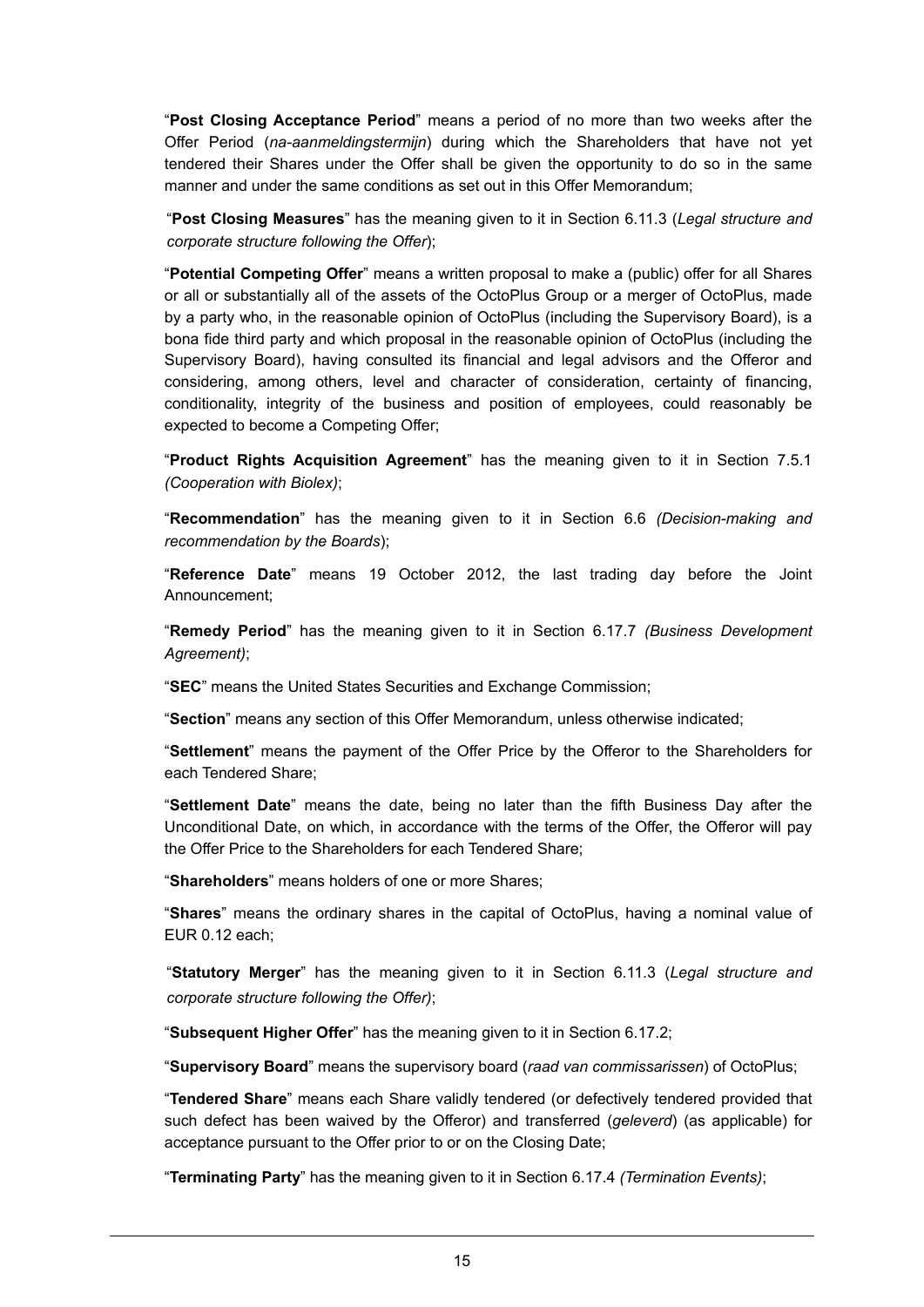"**Post Closing Acceptance Period**" means a period of no more than two weeks after the Offer Period (*na-aanmeldingstermijn*) during which the Shareholders that have not yet tendered their Shares under the Offer shall be given the opportunity to do so in the same manner and under the same conditions as set out in this Offer Memorandum;

"**Post Closing Measures**" has the meaning given to it in Section 6.11.3 (*Legal structure and corporate structure following the Offer*);

"**Potential Competing Offer**" means a written proposal to make a (public) offer for all Shares or all or substantially all of the assets of the OctoPlus Group or a merger of OctoPlus, made by a party who, in the reasonable opinion of OctoPlus (including the Supervisory Board), is a bona fide third party and which proposal in the reasonable opinion of OctoPlus (including the Supervisory Board), having consulted its financial and legal advisors and the Offeror and considering, among others, level and character of consideration, certainty of financing, conditionality, integrity of the business and position of employees, could reasonably be expected to become a Competing Offer;

"**Product Rights Acquisition Agreement**" has the meaning given to it in Section 7.5.1 *(Cooperation with Biolex)*;

"**Recommendation**" has the meaning given to it in Section 6.6 *(Decision-making and recommendation by the Boards*);

"**Reference Date**" means 19 October 2012, the last trading day before the Joint Announcement;

"**Remedy Period**" has the meaning given to it in Section 6.17.7 *(Business Development Agreement)*;

"**SEC**" means the United States Securities and Exchange Commission;

"**Section**" means any section of this Offer Memorandum, unless otherwise indicated;

"**Settlement**" means the payment of the Offer Price by the Offeror to the Shareholders for each Tendered Share;

"**Settlement Date**" means the date, being no later than the fifth Business Day after the Unconditional Date, on which, in accordance with the terms of the Offer, the Offeror will pay the Offer Price to the Shareholders for each Tendered Share;

"**Shareholders**" means holders of one or more Shares;

"**Shares**" means the ordinary shares in the capital of OctoPlus, having a nominal value of EUR 0.12 each;

"**Statutory Merger**" has the meaning given to it in Section 6.11.3 (*Legal structure and corporate structure following the Offer)*;

"**Subsequent Higher Offer**" has the meaning given to it in Section 6.17.2;

"**Supervisory Board**" means the supervisory board (*raad van commissarissen*) of OctoPlus;

"**Tendered Share**" means each Share validly tendered (or defectively tendered provided that such defect has been waived by the Offeror) and transferred (*geleverd*) (as applicable) for acceptance pursuant to the Offer prior to or on the Closing Date;

"**Terminating Party**" has the meaning given to it in Section 6.17.4 *(Termination Events)*;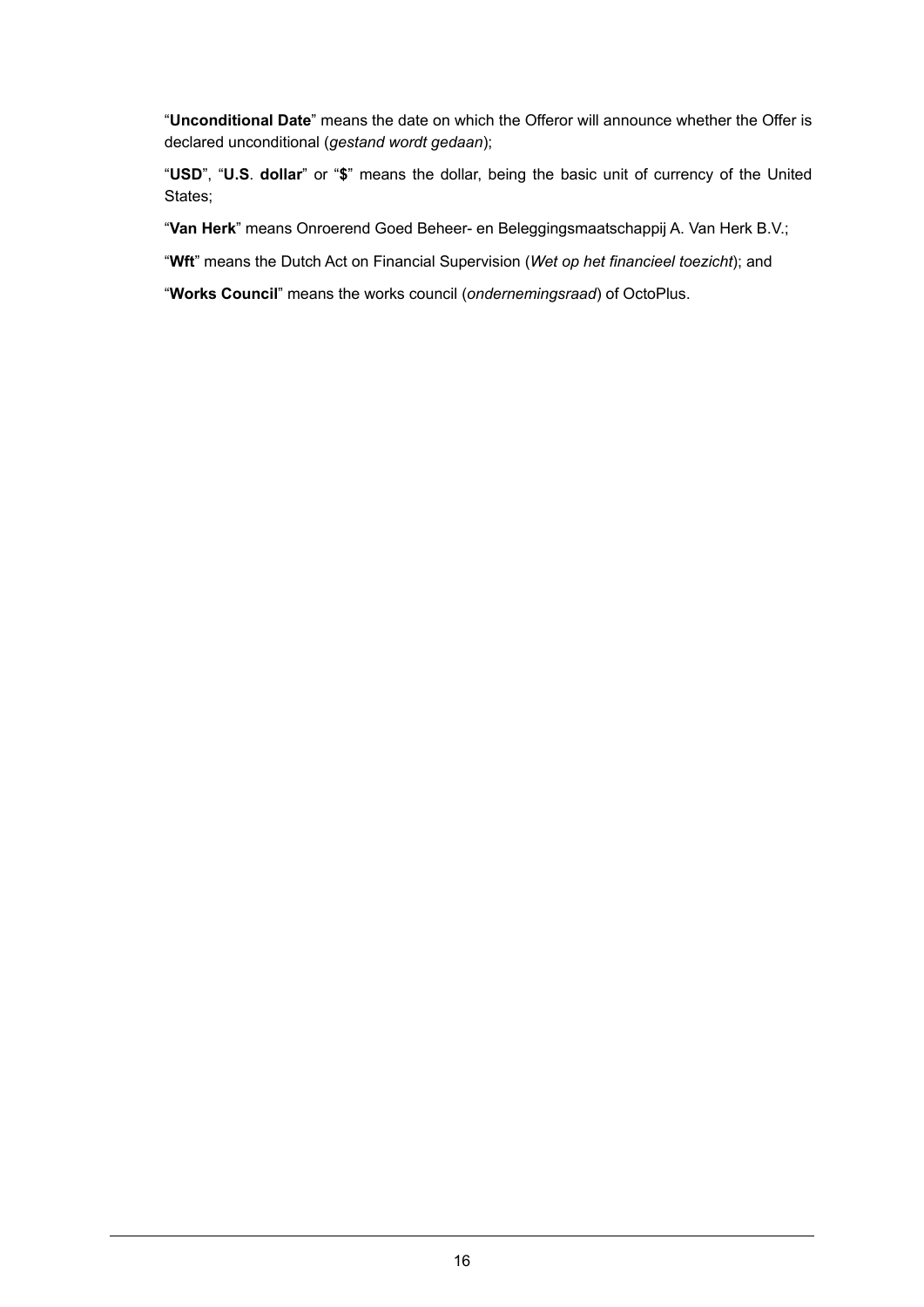"**Unconditional Date**" means the date on which the Offeror will announce whether the Offer is declared unconditional (*gestand wordt gedaan*);

"**USD**", "**U.S**. **dollar**" or "**$**" means the dollar, being the basic unit of currency of the United States;

"**Van Herk**" means Onroerend Goed Beheer- en Beleggingsmaatschappij A. Van Herk B.V.;

"**Wft**" means the Dutch Act on Financial Supervision (*Wet op het financieel toezicht*); and

"**Works Council**" means the works council (*ondernemingsraad*) of OctoPlus.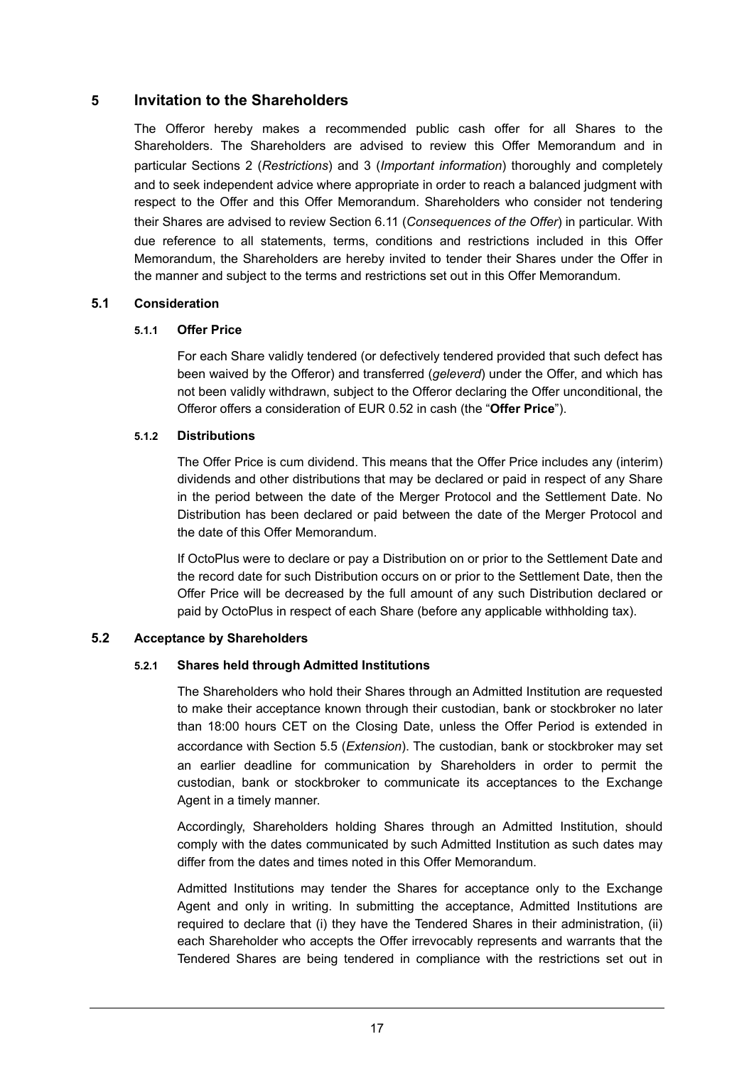# 5 Invitation to the Shareholders

The Offeror hereby makes a recommended public cash offer for all Shares to the Shareholders. The Shareholders are advised to review this Offer Memorandum and in particular Sections 2 (*Restrictions*) and 3 (*Important information*) thoroughly and completely and to seek independent advice where appropriate in order to reach a balanced judgment with respect to the Offer and this Offer Memorandum. Shareholders who consider not tendering their Shares are advised to review Section 6.11 (*Consequences of the Offer*) in particular. With due reference to all statements, terms, conditions and restrictions included in this Offer Memorandum, the Shareholders are hereby invited to tender their Shares under the Offer in the manner and subject to the terms and restrictions set out in this Offer Memorandum.

## 5.1 Consideration

### 5.1.1 Offer Price

For each Share validly tendered (or defectively tendered provided that such defect has been waived by the Offeror) and transferred (*geleverd*) under the Offer, and which has not been validly withdrawn, subject to the Offeror declaring the Offer unconditional, the Offeror offers a consideration of EUR 0.52 in cash (the "**Offer Price**").

### 5.1.2 Distributions

The Offer Price is cum dividend. This means that the Offer Price includes any (interim) dividends and other distributions that may be declared or paid in respect of any Share in the period between the date of the Merger Protocol and the Settlement Date. No Distribution has been declared or paid between the date of the Merger Protocol and the date of this Offer Memorandum.

If OctoPlus were to declare or pay a Distribution on or prior to the Settlement Date and the record date for such Distribution occurs on or prior to the Settlement Date, then the Offer Price will be decreased by the full amount of any such Distribution declared or paid by OctoPlus in respect of each Share (before any applicable withholding tax).

## 5.2 Acceptance by Shareholders

### 5.2.1 Shares held through Admitted Institutions

The Shareholders who hold their Shares through an Admitted Institution are requested to make their acceptance known through their custodian, bank or stockbroker no later than 18:00 hours CET on the Closing Date, unless the Offer Period is extended in accordance with Section 5.5 (*Extension*). The custodian, bank or stockbroker may set an earlier deadline for communication by Shareholders in order to permit the custodian, bank or stockbroker to communicate its acceptances to the Exchange Agent in a timely manner.

Accordingly, Shareholders holding Shares through an Admitted Institution, should comply with the dates communicated by such Admitted Institution as such dates may differ from the dates and times noted in this Offer Memorandum.

Admitted Institutions may tender the Shares for acceptance only to the Exchange Agent and only in writing. In submitting the acceptance, Admitted Institutions are required to declare that (i) they have the Tendered Shares in their administration, (ii) each Shareholder who accepts the Offer irrevocably represents and warrants that the Tendered Shares are being tendered in compliance with the restrictions set out in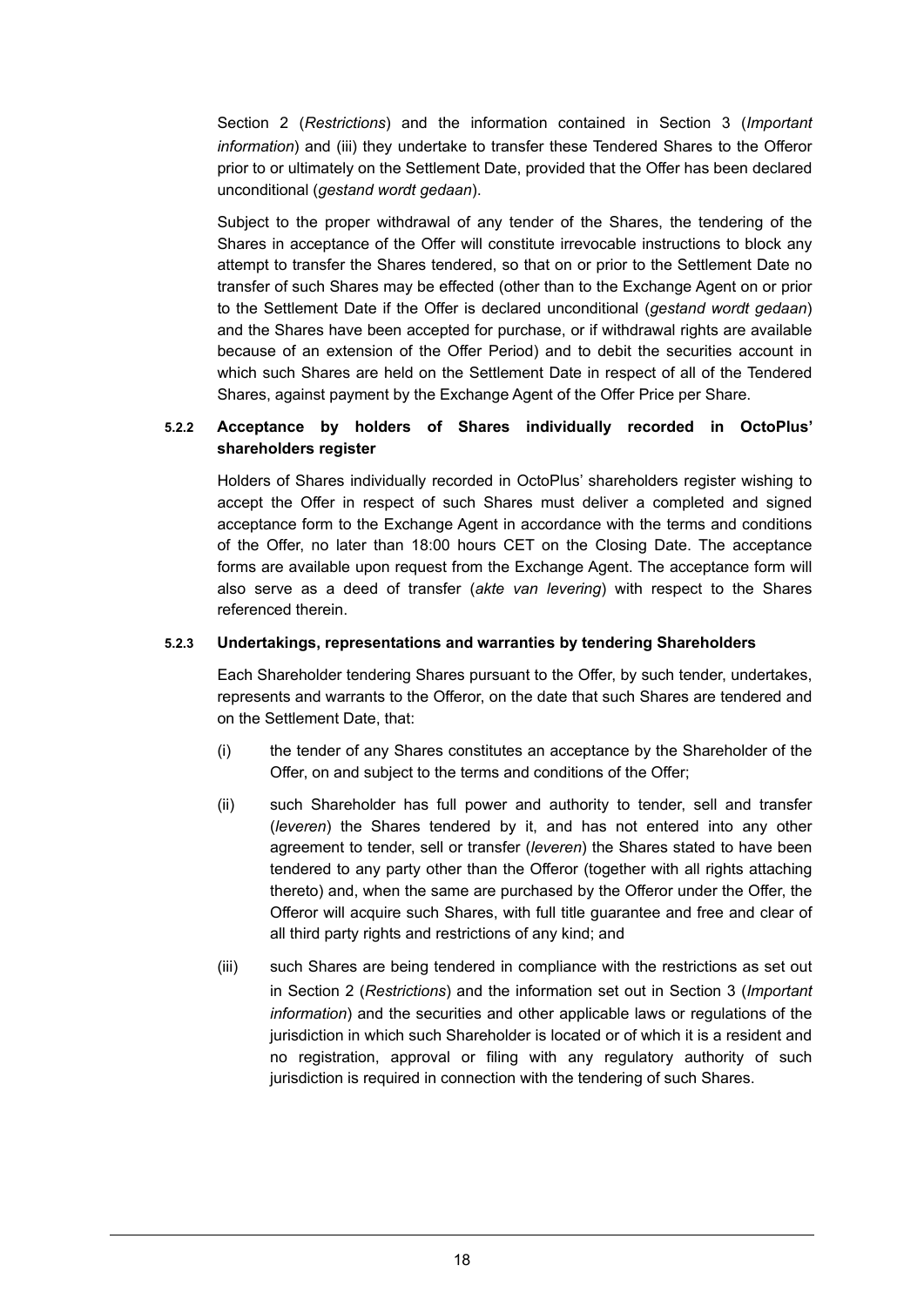Section 2 (*Restrictions*) and the information contained in Section 3 (*Important information*) and (iii) they undertake to transfer these Tendered Shares to the Offeror prior to or ultimately on the Settlement Date, provided that the Offer has been declared unconditional (*gestand wordt gedaan*).

Subject to the proper withdrawal of any tender of the Shares, the tendering of the Shares in acceptance of the Offer will constitute irrevocable instructions to block any attempt to transfer the Shares tendered, so that on or prior to the Settlement Date no transfer of such Shares may be effected (other than to the Exchange Agent on or prior to the Settlement Date if the Offer is declared unconditional (*gestand wordt gedaan*) and the Shares have been accepted for purchase, or if withdrawal rights are available because of an extension of the Offer Period) and to debit the securities account in which such Shares are held on the Settlement Date in respect of all of the Tendered Shares, against payment by the Exchange Agent of the Offer Price per Share.

#### 5.2.2 Acceptance by holders of Shares individually recorded in OctoPlus' shareholders register

Holders of Shares individually recorded in OctoPlus' shareholders register wishing to accept the Offer in respect of such Shares must deliver a completed and signed acceptance form to the Exchange Agent in accordance with the terms and conditions of the Offer, no later than 18:00 hours CET on the Closing Date. The acceptance forms are available upon request from the Exchange Agent. The acceptance form will also serve as a deed of transfer (*akte van levering*) with respect to the Shares referenced therein.

#### 5.2.3 Undertakings, representations and warranties by tendering Shareholders

Each Shareholder tendering Shares pursuant to the Offer, by such tender, undertakes, represents and warrants to the Offeror, on the date that such Shares are tendered and on the Settlement Date, that:

(i) the tender of any Shares constitutes an acceptance by the Shareholder of the Offer, on and subject to the terms and conditions of the Offer;

(ii) such Shareholder has full power and authority to tender, sell and transfer (*leveren*) the Shares tendered by it, and has not entered into any other agreement to tender, sell or transfer (*leveren*) the Shares stated to have been tendered to any party other than the Offeror (together with all rights attaching thereto) and, when the same are purchased by the Offeror under the Offer, the Offeror will acquire such Shares, with full title guarantee and free and clear of all third party rights and restrictions of any kind; and

(iii) such Shares are being tendered in compliance with the restrictions as set out in Section 2 (*Restrictions*) and the information set out in Section 3 (*Important information*) and the securities and other applicable laws or regulations of the jurisdiction in which such Shareholder is located or of which it is a resident and no registration, approval or filing with any regulatory authority of such jurisdiction is required in connection with the tendering of such Shares.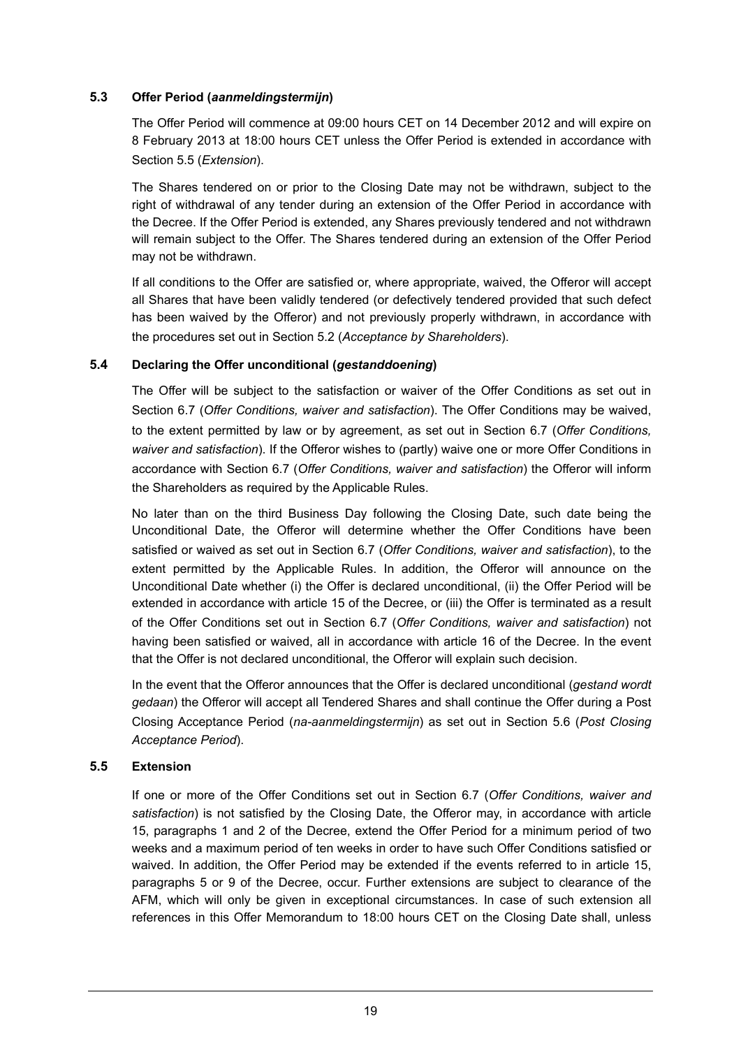### 5.3 Offer Period (*aanmeldingstermijn*)

The Offer Period will commence at 09:00 hours CET on 14 December 2012 and will expire on 8 February 2013 at 18:00 hours CET unless the Offer Period is extended in accordance with Section 5.5 (*Extension*).

The Shares tendered on or prior to the Closing Date may not be withdrawn, subject to the right of withdrawal of any tender during an extension of the Offer Period in accordance with the Decree. If the Offer Period is extended, any Shares previously tendered and not withdrawn will remain subject to the Offer. The Shares tendered during an extension of the Offer Period may not be withdrawn.

If all conditions to the Offer are satisfied or, where appropriate, waived, the Offeror will accept all Shares that have been validly tendered (or defectively tendered provided that such defect has been waived by the Offeror) and not previously properly withdrawn, in accordance with the procedures set out in Section 5.2 (*Acceptance by Shareholders*).

### 5.4 Declaring the Offer unconditional (*gestanddoening*)

The Offer will be subject to the satisfaction or waiver of the Offer Conditions as set out in Section 6.7 (*Offer Conditions, waiver and satisfaction*). The Offer Conditions may be waived, to the extent permitted by law or by agreement, as set out in Section 6.7 (*Offer Conditions, waiver and satisfaction*). If the Offeror wishes to (partly) waive one or more Offer Conditions in accordance with Section 6.7 (*Offer Conditions, waiver and satisfaction*) the Offeror will inform the Shareholders as required by the Applicable Rules.

No later than on the third Business Day following the Closing Date, such date being the Unconditional Date, the Offeror will determine whether the Offer Conditions have been satisfied or waived as set out in Section 6.7 (*Offer Conditions, waiver and satisfaction*), to the extent permitted by the Applicable Rules. In addition, the Offeror will announce on the Unconditional Date whether (i) the Offer is declared unconditional, (ii) the Offer Period will be extended in accordance with article 15 of the Decree, or (iii) the Offer is terminated as a result of the Offer Conditions set out in Section 6.7 (*Offer Conditions, waiver and satisfaction*) not having been satisfied or waived, all in accordance with article 16 of the Decree. In the event that the Offer is not declared unconditional, the Offeror will explain such decision.

In the event that the Offeror announces that the Offer is declared unconditional (*gestand wordt gedaan*) the Offeror will accept all Tendered Shares and shall continue the Offer during a Post Closing Acceptance Period (*na-aanmeldingstermijn*) as set out in Section 5.6 (*Post Closing Acceptance Period*).

### 5.5 Extension

If one or more of the Offer Conditions set out in Section 6.7 (*Offer Conditions, waiver and satisfaction*) is not satisfied by the Closing Date, the Offeror may, in accordance with article 15, paragraphs 1 and 2 of the Decree, extend the Offer Period for a minimum period of two weeks and a maximum period of ten weeks in order to have such Offer Conditions satisfied or waived. In addition, the Offer Period may be extended if the events referred to in article 15, paragraphs 5 or 9 of the Decree, occur. Further extensions are subject to clearance of the AFM, which will only be given in exceptional circumstances. In case of such extension all references in this Offer Memorandum to 18:00 hours CET on the Closing Date shall, unless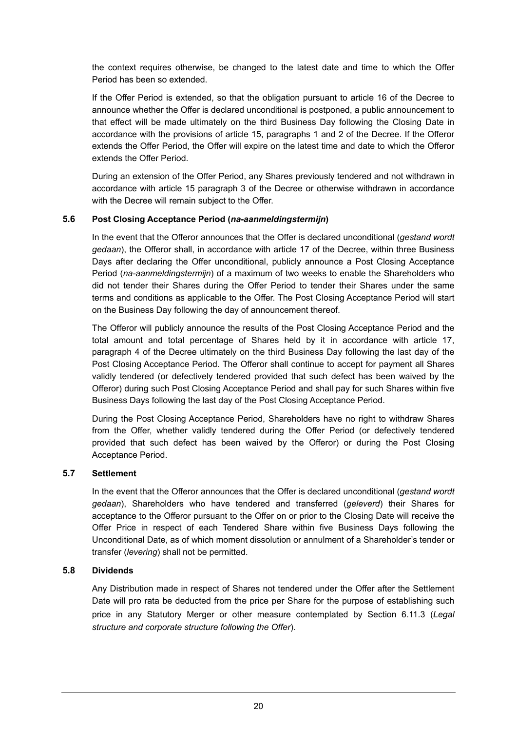the context requires otherwise, be changed to the latest date and time to which the Offer Period has been so extended.

If the Offer Period is extended, so that the obligation pursuant to article 16 of the Decree to announce whether the Offer is declared unconditional is postponed, a public announcement to that effect will be made ultimately on the third Business Day following the Closing Date in accordance with the provisions of article 15, paragraphs 1 and 2 of the Decree. If the Offeror extends the Offer Period, the Offer will expire on the latest time and date to which the Offeror extends the Offer Period.

During an extension of the Offer Period, any Shares previously tendered and not withdrawn in accordance with article 15 paragraph 3 of the Decree or otherwise withdrawn in accordance with the Decree will remain subject to the Offer.

### 5.6 Post Closing Acceptance Period (*na-aanmeldingstermijn*)

In the event that the Offeror announces that the Offer is declared unconditional (*gestand wordt gedaan*), the Offeror shall, in accordance with article 17 of the Decree, within three Business Days after declaring the Offer unconditional, publicly announce a Post Closing Acceptance Period (*na-aanmeldingstermijn*) of a maximum of two weeks to enable the Shareholders who did not tender their Shares during the Offer Period to tender their Shares under the same terms and conditions as applicable to the Offer. The Post Closing Acceptance Period will start on the Business Day following the day of announcement thereof.

The Offeror will publicly announce the results of the Post Closing Acceptance Period and the total amount and total percentage of Shares held by it in accordance with article 17, paragraph 4 of the Decree ultimately on the third Business Day following the last day of the Post Closing Acceptance Period. The Offeror shall continue to accept for payment all Shares validly tendered (or defectively tendered provided that such defect has been waived by the Offeror) during such Post Closing Acceptance Period and shall pay for such Shares within five Business Days following the last day of the Post Closing Acceptance Period.

During the Post Closing Acceptance Period, Shareholders have no right to withdraw Shares from the Offer, whether validly tendered during the Offer Period (or defectively tendered provided that such defect has been waived by the Offeror) or during the Post Closing Acceptance Period.

### 5.7 Settlement

In the event that the Offeror announces that the Offer is declared unconditional (*gestand wordt gedaan*), Shareholders who have tendered and transferred (*geleverd*) their Shares for acceptance to the Offeror pursuant to the Offer on or prior to the Closing Date will receive the Offer Price in respect of each Tendered Share within five Business Days following the Unconditional Date, as of which moment dissolution or annulment of a Shareholder's tender or transfer (*levering*) shall not be permitted.

### 5.8 Dividends

Any Distribution made in respect of Shares not tendered under the Offer after the Settlement Date will pro rata be deducted from the price per Share for the purpose of establishing such price in any Statutory Merger or other measure contemplated by Section 6.11.3 (*Legal structure and corporate structure following the Offer*).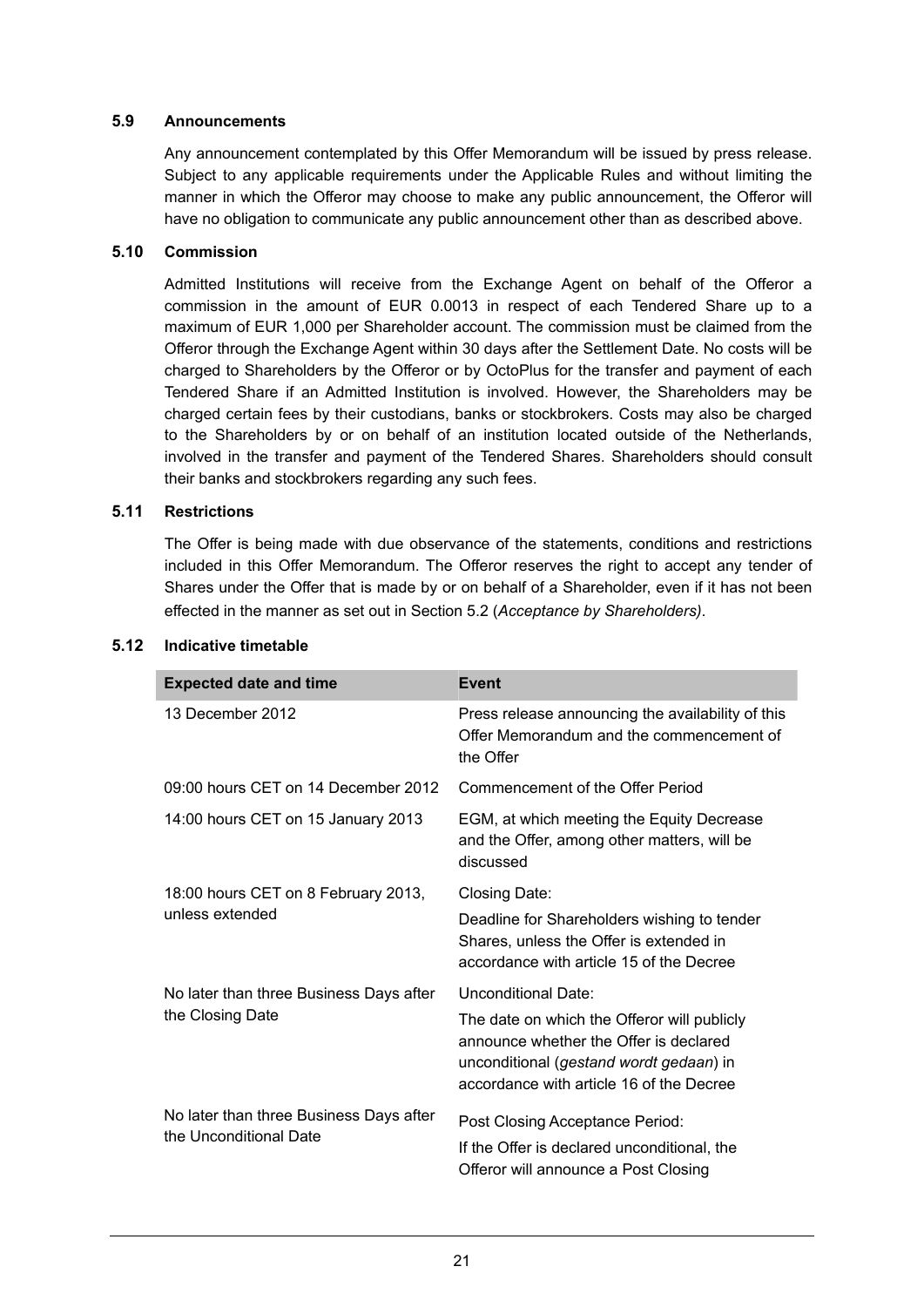### 5.9 Announcements

Any announcement contemplated by this Offer Memorandum will be issued by press release. Subject to any applicable requirements under the Applicable Rules and without limiting the manner in which the Offeror may choose to make any public announcement, the Offeror will have no obligation to communicate any public announcement other than as described above.

### 5.10 Commission

Admitted Institutions will receive from the Exchange Agent on behalf of the Offeror a commission in the amount of EUR 0.0013 in respect of each Tendered Share up to a maximum of EUR 1,000 per Shareholder account. The commission must be claimed from the Offeror through the Exchange Agent within 30 days after the Settlement Date. No costs will be charged to Shareholders by the Offeror or by OctoPlus for the transfer and payment of each Tendered Share if an Admitted Institution is involved. However, the Shareholders may be charged certain fees by their custodians, banks or stockbrokers. Costs may also be charged to the Shareholders by or on behalf of an institution located outside of the Netherlands, involved in the transfer and payment of the Tendered Shares. Shareholders should consult their banks and stockbrokers regarding any such fees.

### 5.11 Restrictions

The Offer is being made with due observance of the statements, conditions and restrictions included in this Offer Memorandum. The Offeror reserves the right to accept any tender of Shares under the Offer that is made by or on behalf of a Shareholder, even if it has not been effected in the manner as set out in Section 5.2 (*Acceptance by Shareholders)*.

### 5.12 Indicative timetable

| Expected date and time | Event |
|---|---|
| 13 December 2012 | Press release announcing the availability of this Offer Memorandum and the commencement of the Offer |
| 09:00 hours CET on 14 December 2012 | Commencement of the Offer Period |
| 14:00 hours CET on 15 January 2013 | EGM, at which meeting the Equity Decrease and the Offer, among other matters, will be discussed |
| 18:00 hours CET on 8 February 2013, unless extended | Closing Date: Deadline for Shareholders wishing to tender Shares, unless the Offer is extended in accordance with article 15 of the Decree |
| No later than three Business Days after the Closing Date | Unconditional Date: The date on which the Offeror will publicly announce whether the Offer is declared unconditional (*gestand wordt gedaan*) in accordance with article 16 of the Decree |
| No later than three Business Days after the Unconditional Date | Post Closing Acceptance Period: If the Offer is declared unconditional, the Offeror will announce a Post Closing |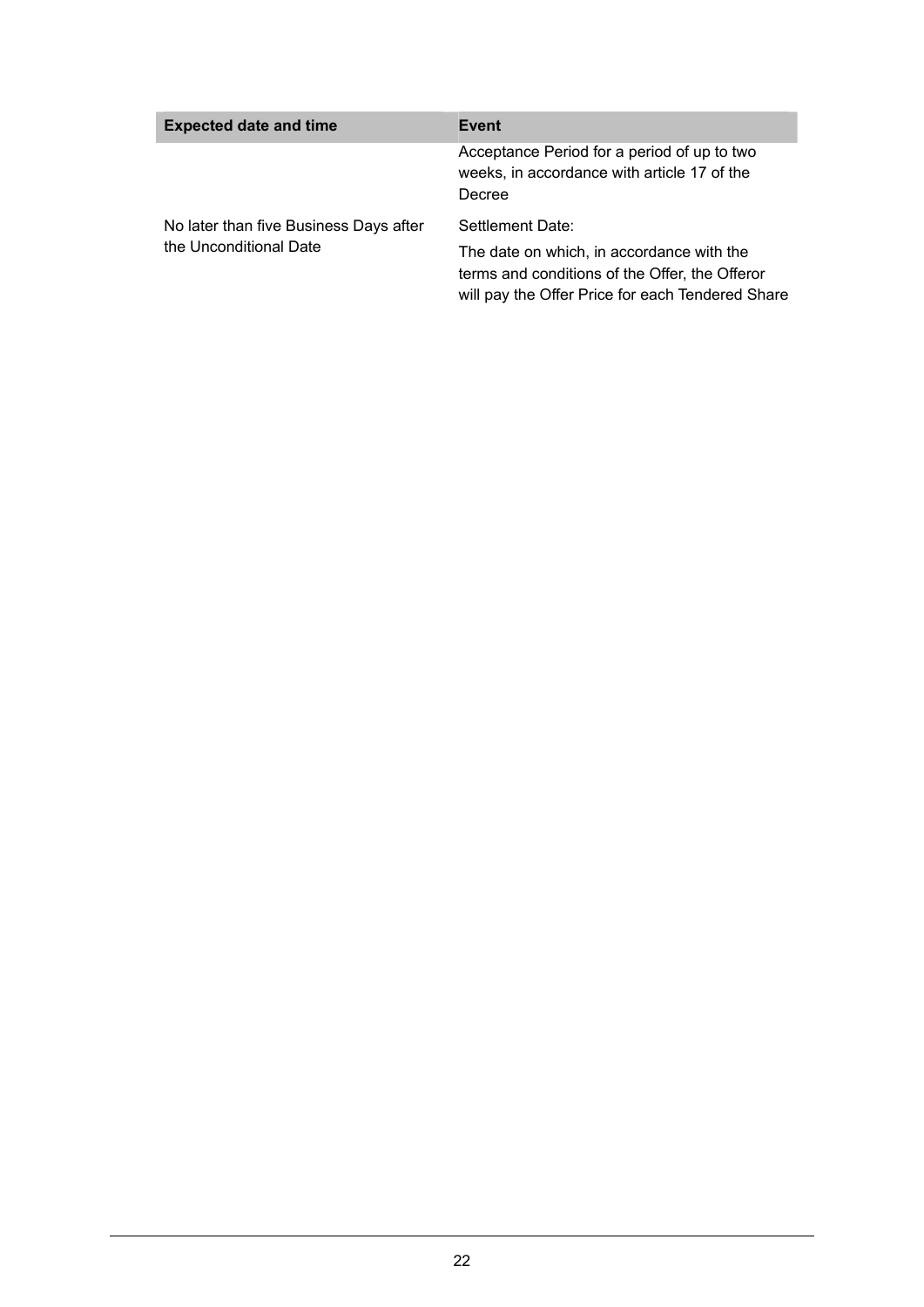| Expected date and time | Event |
|---|---|
| | Acceptance Period for a period of up to two weeks, in accordance with article 17 of the Decree |
| No later than five Business Days after the Unconditional Date | Settlement Date:<br><br>The date on which, in accordance with the terms and conditions of the Offer, the Offeror will pay the Offer Price for each Tendered Share |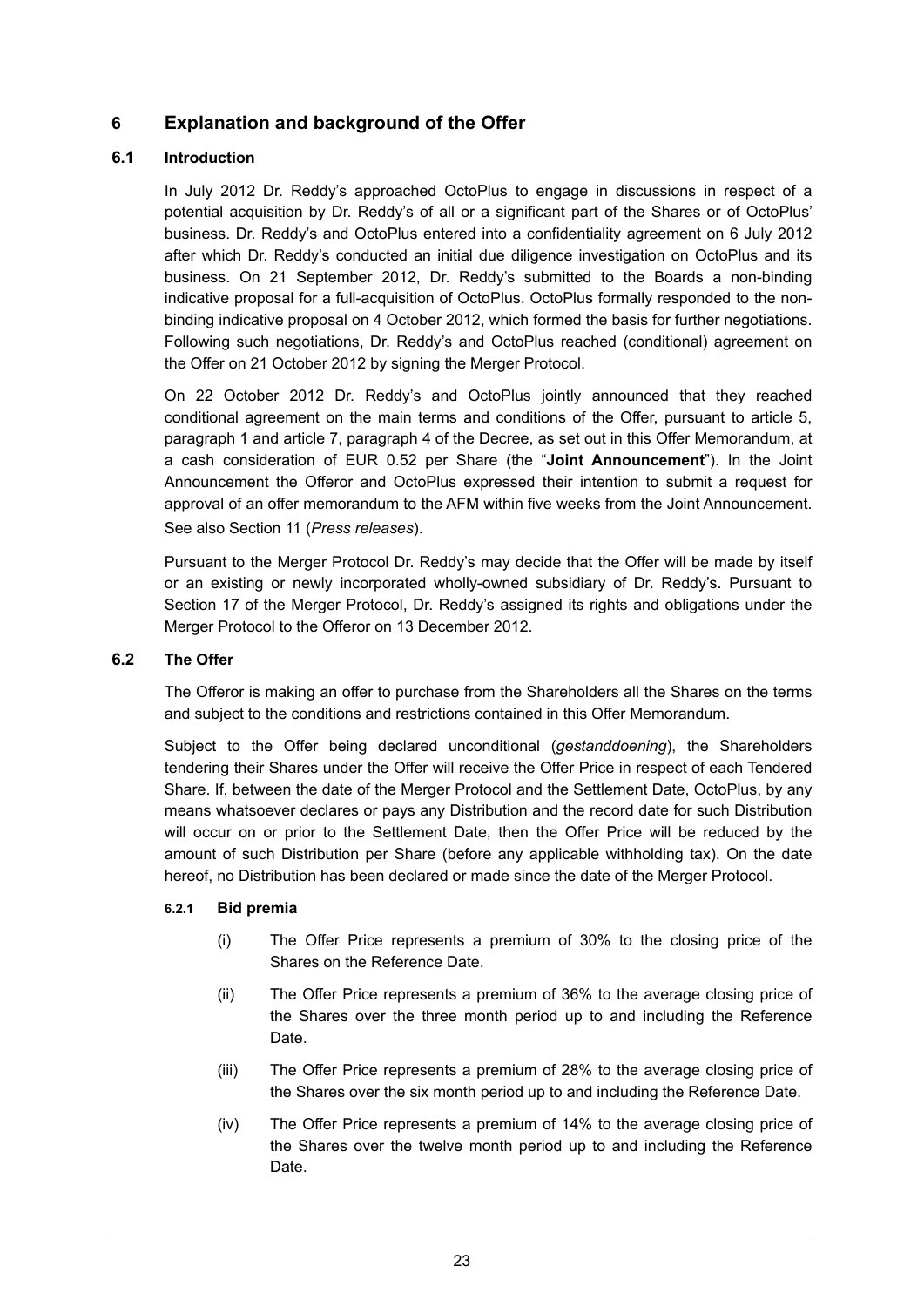# 6 Explanation and background of the Offer

## 6.1 Introduction

In July 2012 Dr. Reddy's approached OctoPlus to engage in discussions in respect of a potential acquisition by Dr. Reddy's of all or a significant part of the Shares or of OctoPlus' business. Dr. Reddy's and OctoPlus entered into a confidentiality agreement on 6 July 2012 after which Dr. Reddy's conducted an initial due diligence investigation on OctoPlus and its business. On 21 September 2012, Dr. Reddy's submitted to the Boards a non-binding indicative proposal for a full-acquisition of OctoPlus. OctoPlus formally responded to the non-binding indicative proposal on 4 October 2012, which formed the basis for further negotiations. Following such negotiations, Dr. Reddy's and OctoPlus reached (conditional) agreement on the Offer on 21 October 2012 by signing the Merger Protocol.

On 22 October 2012 Dr. Reddy's and OctoPlus jointly announced that they reached conditional agreement on the main terms and conditions of the Offer, pursuant to article 5, paragraph 1 and article 7, paragraph 4 of the Decree, as set out in this Offer Memorandum, at a cash consideration of EUR 0.52 per Share (the "**Joint Announcement**"). In the Joint Announcement the Offeror and OctoPlus expressed their intention to submit a request for approval of an offer memorandum to the AFM within five weeks from the Joint Announcement. See also Section 11 (*Press releases*).

Pursuant to the Merger Protocol Dr. Reddy's may decide that the Offer will be made by itself or an existing or newly incorporated wholly-owned subsidiary of Dr. Reddy's. Pursuant to Section 17 of the Merger Protocol, Dr. Reddy's assigned its rights and obligations under the Merger Protocol to the Offeror on 13 December 2012.

## 6.2 The Offer

The Offeror is making an offer to purchase from the Shareholders all the Shares on the terms and subject to the conditions and restrictions contained in this Offer Memorandum.

Subject to the Offer being declared unconditional (*gestanddoening*), the Shareholders tendering their Shares under the Offer will receive the Offer Price in respect of each Tendered Share. If, between the date of the Merger Protocol and the Settlement Date, OctoPlus, by any means whatsoever declares or pays any Distribution and the record date for such Distribution will occur on or prior to the Settlement Date, then the Offer Price will be reduced by the amount of such Distribution per Share (before any applicable withholding tax). On the date hereof, no Distribution has been declared or made since the date of the Merger Protocol.

### 6.2.1 Bid premia

(i) The Offer Price represents a premium of 30% to the closing price of the Shares on the Reference Date.

(ii) The Offer Price represents a premium of 36% to the average closing price of the Shares over the three month period up to and including the Reference Date.

(iii) The Offer Price represents a premium of 28% to the average closing price of the Shares over the six month period up to and including the Reference Date.

(iv) The Offer Price represents a premium of 14% to the average closing price of the Shares over the twelve month period up to and including the Reference Date.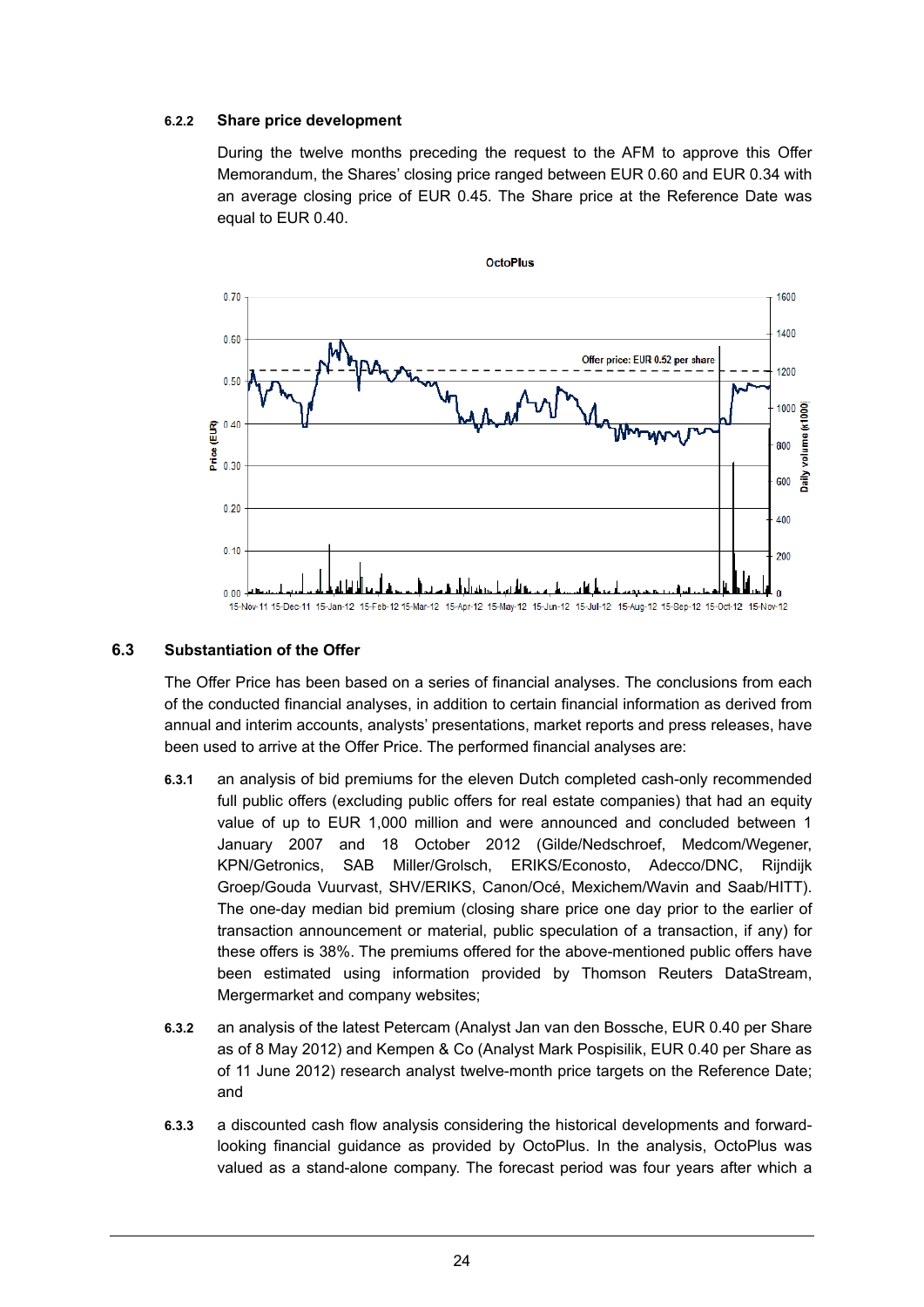#### 6.2.2 Share price development

During the twelve months preceding the request to the AFM to approve this Offer Memorandum, the Shares' closing price ranged between EUR 0.60 and EUR 0.34 with an average closing price of EUR 0.45. The Share price at the Reference Date was equal to EUR 0.40.

### 6.3 Substantiation of the Offer

The Offer Price has been based on a series of financial analyses. The conclusions from each of the conducted financial analyses, in addition to certain financial information as derived from annual and interim accounts, analysts' presentations, market reports and press releases, have been used to arrive at the Offer Price. The performed financial analyses are:

**6.3.1** an analysis of bid premiums for the eleven Dutch completed cash-only recommended full public offers (excluding public offers for real estate companies) that had an equity value of up to EUR 1,000 million and were announced and concluded between 1 January 2007 and 18 October 2012 (Gilde/Nedschroef, Medcom/Wegener, KPN/Getronics, SAB Miller/Grolsch, ERIKS/Econosto, Adecco/DNC, Rijndijk Groep/Gouda Vuurvast, SHV/ERIKS, Canon/Océ, Mexichem/Wavin and Saab/HITT). The one-day median bid premium (closing share price one day prior to the earlier of transaction announcement or material, public speculation of a transaction, if any) for these offers is 38%. The premiums offered for the above-mentioned public offers have been estimated using information provided by Thomson Reuters DataStream, Mergermarket and company websites;

**6.3.2** an analysis of the latest Petercam (Analyst Jan van den Bossche, EUR 0.40 per Share as of 8 May 2012) and Kempen & Co (Analyst Mark Pospisilik, EUR 0.40 per Share as of 11 June 2012) research analyst twelve-month price targets on the Reference Date; and

**6.3.3** a discounted cash flow analysis considering the historical developments and forward-looking financial guidance as provided by OctoPlus. In the analysis, OctoPlus was valued as a stand-alone company. The forecast period was four years after which a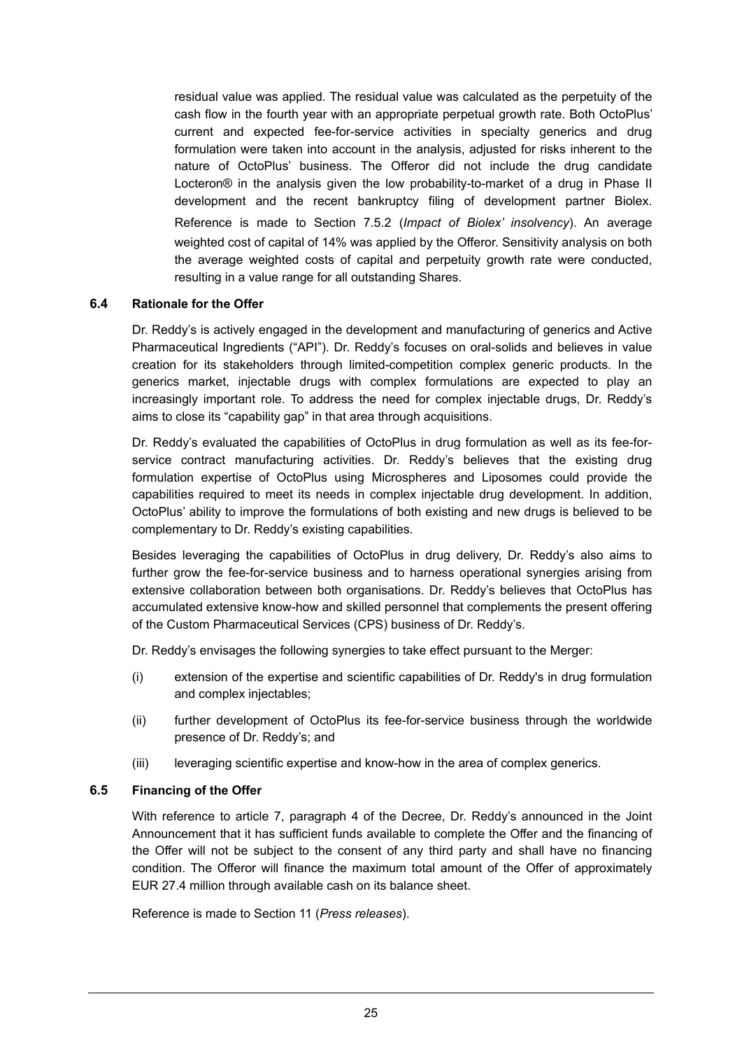residual value was applied. The residual value was calculated as the perpetuity of the cash flow in the fourth year with an appropriate perpetual growth rate. Both OctoPlus' current and expected fee-for-service activities in specialty generics and drug formulation were taken into account in the analysis, adjusted for risks inherent to the nature of OctoPlus' business. The Offeror did not include the drug candidate Locteron® in the analysis given the low probability-to-market of a drug in Phase II development and the recent bankruptcy filing of development partner Biolex. Reference is made to Section 7.5.2 (*Impact of Biolex' insolvency*). An average weighted cost of capital of 14% was applied by the Offeror. Sensitivity analysis on both the average weighted costs of capital and perpetuity growth rate were conducted, resulting in a value range for all outstanding Shares.

### 6.4 Rationale for the Offer

Dr. Reddy's is actively engaged in the development and manufacturing of generics and Active Pharmaceutical Ingredients ("API"). Dr. Reddy's focuses on oral-solids and believes in value creation for its stakeholders through limited-competition complex generic products. In the generics market, injectable drugs with complex formulations are expected to play an increasingly important role. To address the need for complex injectable drugs, Dr. Reddy's aims to close its "capability gap" in that area through acquisitions.

Dr. Reddy's evaluated the capabilities of OctoPlus in drug formulation as well as its fee-for-service contract manufacturing activities. Dr. Reddy's believes that the existing drug formulation expertise of OctoPlus using Microspheres and Liposomes could provide the capabilities required to meet its needs in complex injectable drug development. In addition, OctoPlus' ability to improve the formulations of both existing and new drugs is believed to be complementary to Dr. Reddy's existing capabilities.

Besides leveraging the capabilities of OctoPlus in drug delivery, Dr. Reddy's also aims to further grow the fee-for-service business and to harness operational synergies arising from extensive collaboration between both organisations. Dr. Reddy's believes that OctoPlus has accumulated extensive know-how and skilled personnel that complements the present offering of the Custom Pharmaceutical Services (CPS) business of Dr. Reddy's.

Dr. Reddy's envisages the following synergies to take effect pursuant to the Merger:

(i) extension of the expertise and scientific capabilities of Dr. Reddy's in drug formulation and complex injectables;

(ii) further development of OctoPlus its fee-for-service business through the worldwide presence of Dr. Reddy's; and

(iii) leveraging scientific expertise and know-how in the area of complex generics.

### 6.5 Financing of the Offer

With reference to article 7, paragraph 4 of the Decree, Dr. Reddy's announced in the Joint Announcement that it has sufficient funds available to complete the Offer and the financing of the Offer will not be subject to the consent of any third party and shall have no financing condition. The Offeror will finance the maximum total amount of the Offer of approximately EUR 27.4 million through available cash on its balance sheet.

Reference is made to Section 11 (*Press releases*).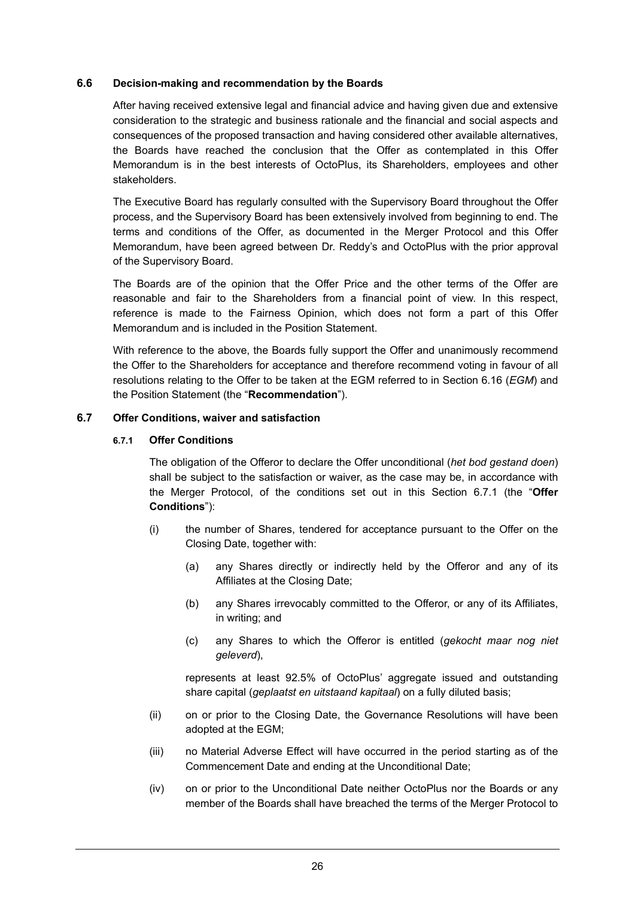### 6.6 Decision-making and recommendation by the Boards

After having received extensive legal and financial advice and having given due and extensive consideration to the strategic and business rationale and the financial and social aspects and consequences of the proposed transaction and having considered other available alternatives, the Boards have reached the conclusion that the Offer as contemplated in this Offer Memorandum is in the best interests of OctoPlus, its Shareholders, employees and other stakeholders.

The Executive Board has regularly consulted with the Supervisory Board throughout the Offer process, and the Supervisory Board has been extensively involved from beginning to end. The terms and conditions of the Offer, as documented in the Merger Protocol and this Offer Memorandum, have been agreed between Dr. Reddy's and OctoPlus with the prior approval of the Supervisory Board.

The Boards are of the opinion that the Offer Price and the other terms of the Offer are reasonable and fair to the Shareholders from a financial point of view. In this respect, reference is made to the Fairness Opinion, which does not form a part of this Offer Memorandum and is included in the Position Statement.

With reference to the above, the Boards fully support the Offer and unanimously recommend the Offer to the Shareholders for acceptance and therefore recommend voting in favour of all resolutions relating to the Offer to be taken at the EGM referred to in Section 6.16 (*EGM*) and the Position Statement (the "**Recommendation**").

### 6.7 Offer Conditions, waiver and satisfaction

#### 6.7.1 Offer Conditions

The obligation of the Offeror to declare the Offer unconditional (*het bod gestand doen*) shall be subject to the satisfaction or waiver, as the case may be, in accordance with the Merger Protocol, of the conditions set out in this Section 6.7.1 (the "**Offer Conditions**"):

(i) the number of Shares, tendered for acceptance pursuant to the Offer on the Closing Date, together with:

   (a) any Shares directly or indirectly held by the Offeror and any of its Affiliates at the Closing Date;

   (b) any Shares irrevocably committed to the Offeror, or any of its Affiliates, in writing; and

   (c) any Shares to which the Offeror is entitled (*gekocht maar nog niet geleverd*),

   represents at least 92.5% of OctoPlus' aggregate issued and outstanding share capital (*geplaatst en uitstaand kapitaal*) on a fully diluted basis;

(ii) on or prior to the Closing Date, the Governance Resolutions will have been adopted at the EGM;

(iii) no Material Adverse Effect will have occurred in the period starting as of the Commencement Date and ending at the Unconditional Date;

(iv) on or prior to the Unconditional Date neither OctoPlus nor the Boards or any member of the Boards shall have breached the terms of the Merger Protocol to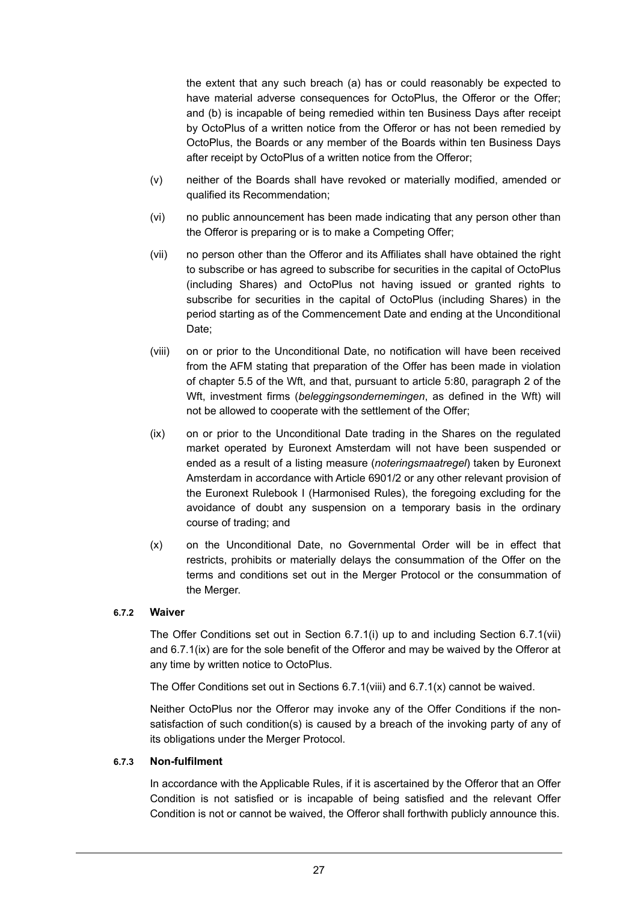the extent that any such breach (a) has or could reasonably be expected to have material adverse consequences for OctoPlus, the Offeror or the Offer; and (b) is incapable of being remedied within ten Business Days after receipt by OctoPlus of a written notice from the Offeror or has not been remedied by OctoPlus, the Boards or any member of the Boards within ten Business Days after receipt by OctoPlus of a written notice from the Offeror;

(v) neither of the Boards shall have revoked or materially modified, amended or qualified its Recommendation;

(vi) no public announcement has been made indicating that any person other than the Offeror is preparing or is to make a Competing Offer;

(vii) no person other than the Offeror and its Affiliates shall have obtained the right to subscribe or has agreed to subscribe for securities in the capital of OctoPlus (including Shares) and OctoPlus not having issued or granted rights to subscribe for securities in the capital of OctoPlus (including Shares) in the period starting as of the Commencement Date and ending at the Unconditional Date;

(viii) on or prior to the Unconditional Date, no notification will have been received from the AFM stating that preparation of the Offer has been made in violation of chapter 5.5 of the Wft, and that, pursuant to article 5:80, paragraph 2 of the Wft, investment firms (*beleggingsondernemingen*, as defined in the Wft) will not be allowed to cooperate with the settlement of the Offer;

(ix) on or prior to the Unconditional Date trading in the Shares on the regulated market operated by Euronext Amsterdam will not have been suspended or ended as a result of a listing measure (*noteringsmaatregel*) taken by Euronext Amsterdam in accordance with Article 6901/2 or any other relevant provision of the Euronext Rulebook I (Harmonised Rules), the foregoing excluding for the avoidance of doubt any suspension on a temporary basis in the ordinary course of trading; and

(x) on the Unconditional Date, no Governmental Order will be in effect that restricts, prohibits or materially delays the consummation of the Offer on the terms and conditions set out in the Merger Protocol or the consummation of the Merger.

#### 6.7.2 Waiver

The Offer Conditions set out in Section 6.7.1(i) up to and including Section 6.7.1(vii) and 6.7.1(ix) are for the sole benefit of the Offeror and may be waived by the Offeror at any time by written notice to OctoPlus.

The Offer Conditions set out in Sections 6.7.1(viii) and 6.7.1(x) cannot be waived.

Neither OctoPlus nor the Offeror may invoke any of the Offer Conditions if the non-satisfaction of such condition(s) is caused by a breach of the invoking party of any of its obligations under the Merger Protocol.

#### 6.7.3 Non-fulfilment

In accordance with the Applicable Rules, if it is ascertained by the Offeror that an Offer Condition is not satisfied or is incapable of being satisfied and the relevant Offer Condition is not or cannot be waived, the Offeror shall forthwith publicly announce this.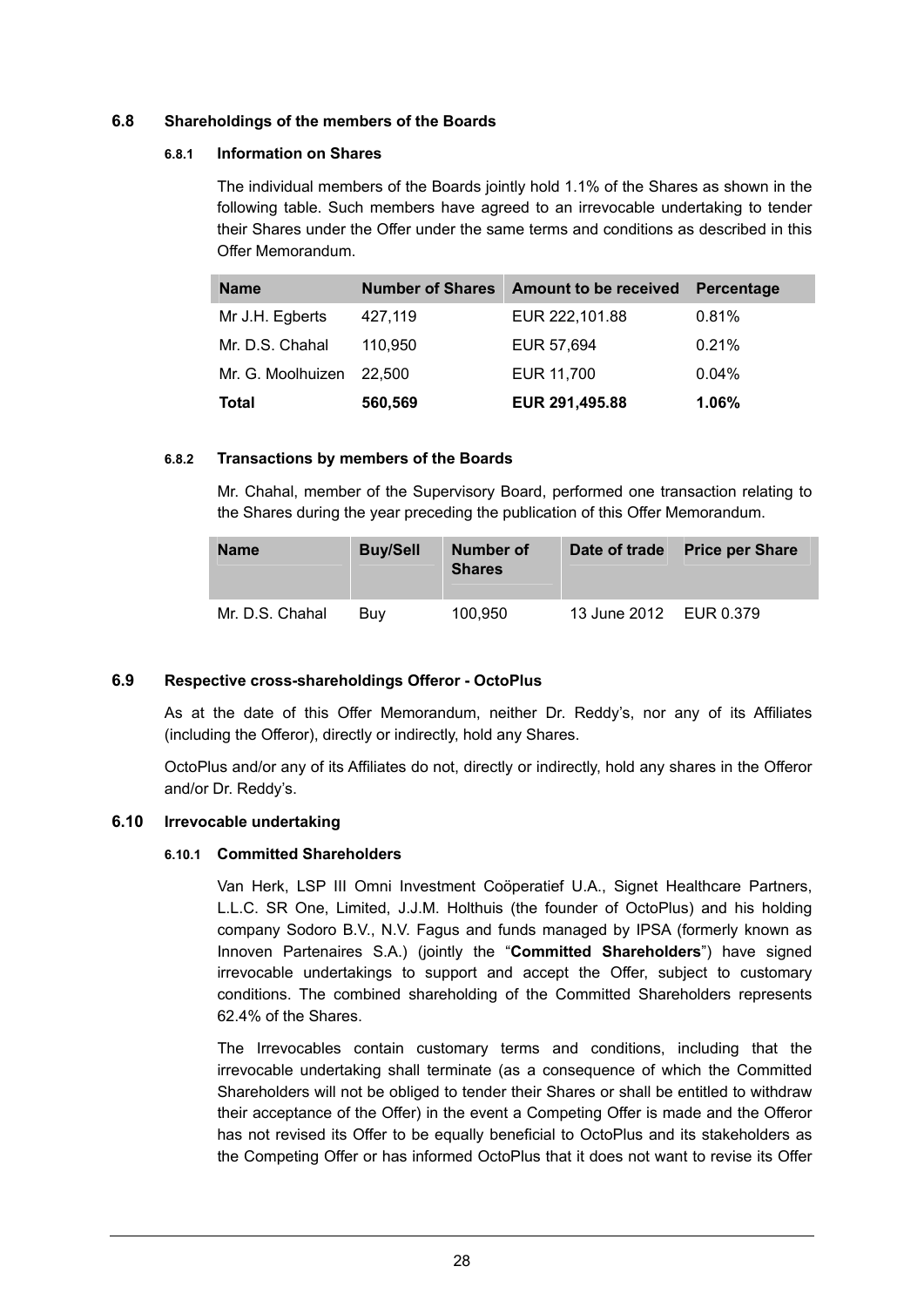### 6.8 Shareholdings of the members of the Boards

#### 6.8.1 Information on Shares

The individual members of the Boards jointly hold 1.1% of the Shares as shown in the following table. Such members have agreed to an irrevocable undertaking to tender their Shares under the Offer under the same terms and conditions as described in this Offer Memorandum.

| Name | Number of Shares | Amount to be received | Percentage |
|---|---|---|---|
| Mr J.H. Egberts | 427,119 | EUR 222,101.88 | 0.81% |
| Mr. D.S. Chahal | 110,950 | EUR 57,694 | 0.21% |
| Mr. G. Moolhuizen | 22,500 | EUR 11,700 | 0.04% |
| **Total** | **560,569** | **EUR 291,495.88** | **1.06%** |

#### 6.8.2 Transactions by members of the Boards

Mr. Chahal, member of the Supervisory Board, performed one transaction relating to the Shares during the year preceding the publication of this Offer Memorandum.

| Name | Buy/Sell | Number of Shares | Date of trade | Price per Share |
|---|---|---|---|---|
| Mr. D.S. Chahal | Buy | 100,950 | 13 June 2012 | EUR 0.379 |

### 6.9 Respective cross-shareholdings Offeror - OctoPlus

As at the date of this Offer Memorandum, neither Dr. Reddy's, nor any of its Affiliates (including the Offeror), directly or indirectly, hold any Shares.

OctoPlus and/or any of its Affiliates do not, directly or indirectly, hold any shares in the Offeror and/or Dr. Reddy's.

### 6.10 Irrevocable undertaking

#### 6.10.1 Committed Shareholders

Van Herk, LSP III Omni Investment Coöperatief U.A., Signet Healthcare Partners, L.L.C. SR One, Limited, J.J.M. Holthuis (the founder of OctoPlus) and his holding company Sodoro B.V., N.V. Fagus and funds managed by IPSA (formerly known as Innoven Partenaires S.A.) (jointly the "**Committed Shareholders**") have signed irrevocable undertakings to support and accept the Offer, subject to customary conditions. The combined shareholding of the Committed Shareholders represents 62.4% of the Shares.

The Irrevocables contain customary terms and conditions, including that the irrevocable undertaking shall terminate (as a consequence of which the Committed Shareholders will not be obliged to tender their Shares or shall be entitled to withdraw their acceptance of the Offer) in the event a Competing Offer is made and the Offeror has not revised its Offer to be equally beneficial to OctoPlus and its stakeholders as the Competing Offer or has informed OctoPlus that it does not want to revise its Offer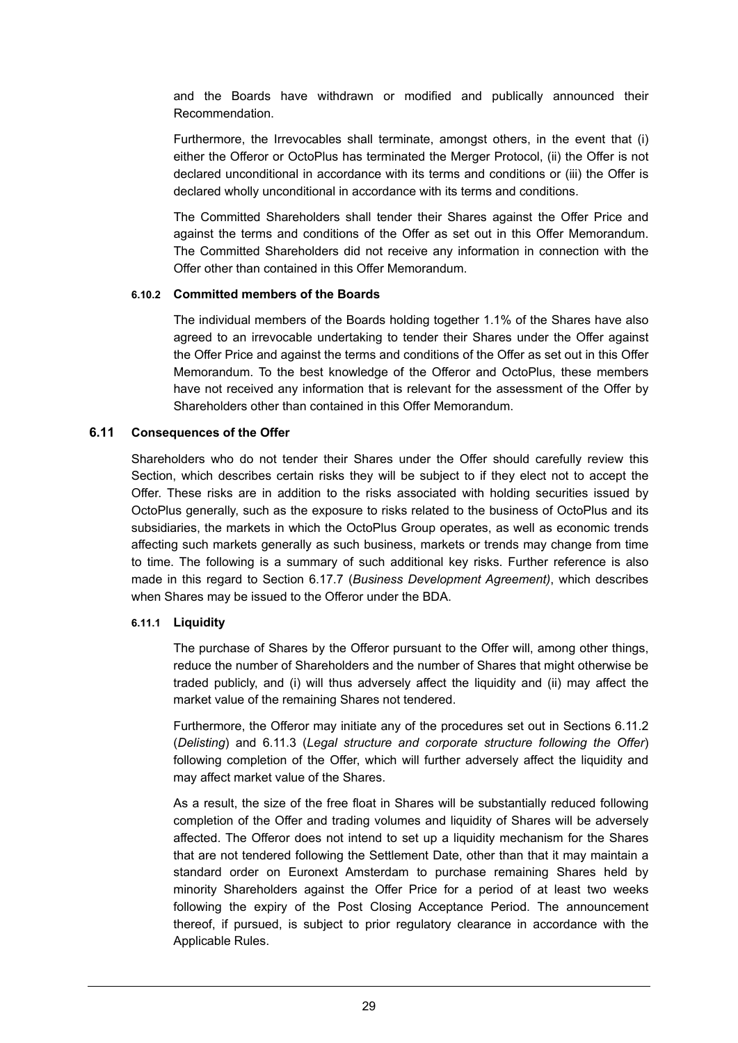and the Boards have withdrawn or modified and publically announced their Recommendation.

Furthermore, the Irrevocables shall terminate, amongst others, in the event that (i) either the Offeror or OctoPlus has terminated the Merger Protocol, (ii) the Offer is not declared unconditional in accordance with its terms and conditions or (iii) the Offer is declared wholly unconditional in accordance with its terms and conditions.

The Committed Shareholders shall tender their Shares against the Offer Price and against the terms and conditions of the Offer as set out in this Offer Memorandum. The Committed Shareholders did not receive any information in connection with the Offer other than contained in this Offer Memorandum.

#### 6.10.2 Committed members of the Boards

The individual members of the Boards holding together 1.1% of the Shares have also agreed to an irrevocable undertaking to tender their Shares under the Offer against the Offer Price and against the terms and conditions of the Offer as set out in this Offer Memorandum. To the best knowledge of the Offeror and OctoPlus, these members have not received any information that is relevant for the assessment of the Offer by Shareholders other than contained in this Offer Memorandum.

### 6.11 Consequences of the Offer

Shareholders who do not tender their Shares under the Offer should carefully review this Section, which describes certain risks they will be subject to if they elect not to accept the Offer. These risks are in addition to the risks associated with holding securities issued by OctoPlus generally, such as the exposure to risks related to the business of OctoPlus and its subsidiaries, the markets in which the OctoPlus Group operates, as well as economic trends affecting such markets generally as such business, markets or trends may change from time to time. The following is a summary of such additional key risks. Further reference is also made in this regard to Section 6.17.7 (*Business Development Agreement)*, which describes when Shares may be issued to the Offeror under the BDA.

#### 6.11.1 Liquidity

The purchase of Shares by the Offeror pursuant to the Offer will, among other things, reduce the number of Shareholders and the number of Shares that might otherwise be traded publicly, and (i) will thus adversely affect the liquidity and (ii) may affect the market value of the remaining Shares not tendered.

Furthermore, the Offeror may initiate any of the procedures set out in Sections 6.11.2 (*Delisting*) and 6.11.3 (*Legal structure and corporate structure following the Offer*) following completion of the Offer, which will further adversely affect the liquidity and may affect market value of the Shares.

As a result, the size of the free float in Shares will be substantially reduced following completion of the Offer and trading volumes and liquidity of Shares will be adversely affected. The Offeror does not intend to set up a liquidity mechanism for the Shares that are not tendered following the Settlement Date, other than that it may maintain a standard order on Euronext Amsterdam to purchase remaining Shares held by minority Shareholders against the Offer Price for a period of at least two weeks following the expiry of the Post Closing Acceptance Period. The announcement thereof, if pursued, is subject to prior regulatory clearance in accordance with the Applicable Rules.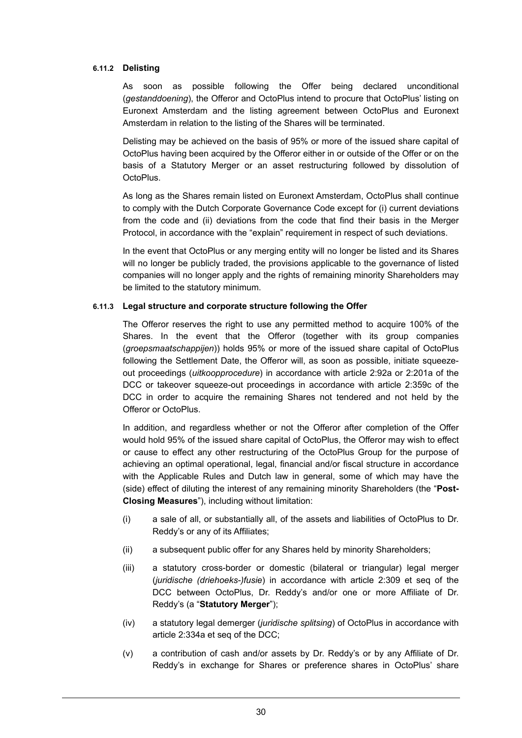#### 6.11.2 Delisting

As soon as possible following the Offer being declared unconditional (*gestanddoening*), the Offeror and OctoPlus intend to procure that OctoPlus' listing on Euronext Amsterdam and the listing agreement between OctoPlus and Euronext Amsterdam in relation to the listing of the Shares will be terminated.

Delisting may be achieved on the basis of 95% or more of the issued share capital of OctoPlus having been acquired by the Offeror either in or outside of the Offer or on the basis of a Statutory Merger or an asset restructuring followed by dissolution of OctoPlus.

As long as the Shares remain listed on Euronext Amsterdam, OctoPlus shall continue to comply with the Dutch Corporate Governance Code except for (i) current deviations from the code and (ii) deviations from the code that find their basis in the Merger Protocol, in accordance with the "explain" requirement in respect of such deviations.

In the event that OctoPlus or any merging entity will no longer be listed and its Shares will no longer be publicly traded, the provisions applicable to the governance of listed companies will no longer apply and the rights of remaining minority Shareholders may be limited to the statutory minimum.

#### 6.11.3 Legal structure and corporate structure following the Offer

The Offeror reserves the right to use any permitted method to acquire 100% of the Shares. In the event that the Offeror (together with its group companies (*groepsmaatschappijen*)) holds 95% or more of the issued share capital of OctoPlus following the Settlement Date, the Offeror will, as soon as possible, initiate squeeze-out proceedings (*uitkoopprocedure*) in accordance with article 2:92a or 2:201a of the DCC or takeover squeeze-out proceedings in accordance with article 2:359c of the DCC in order to acquire the remaining Shares not tendered and not held by the Offeror or OctoPlus.

In addition, and regardless whether or not the Offeror after completion of the Offer would hold 95% of the issued share capital of OctoPlus, the Offeror may wish to effect or cause to effect any other restructuring of the OctoPlus Group for the purpose of achieving an optimal operational, legal, financial and/or fiscal structure in accordance with the Applicable Rules and Dutch law in general, some of which may have the (side) effect of diluting the interest of any remaining minority Shareholders (the "**Post-Closing Measures**"), including without limitation:

(i) a sale of all, or substantially all, of the assets and liabilities of OctoPlus to Dr. Reddy's or any of its Affiliates;

(ii) a subsequent public offer for any Shares held by minority Shareholders;

(iii) a statutory cross-border or domestic (bilateral or triangular) legal merger (*juridische (driehoeks-)fusie*) in accordance with article 2:309 et seq of the DCC between OctoPlus, Dr. Reddy's and/or one or more Affiliate of Dr. Reddy's (a "**Statutory Merger**");

(iv) a statutory legal demerger (*juridische splitsing*) of OctoPlus in accordance with article 2:334a et seq of the DCC;

(v) a contribution of cash and/or assets by Dr. Reddy's or by any Affiliate of Dr. Reddy's in exchange for Shares or preference shares in OctoPlus' share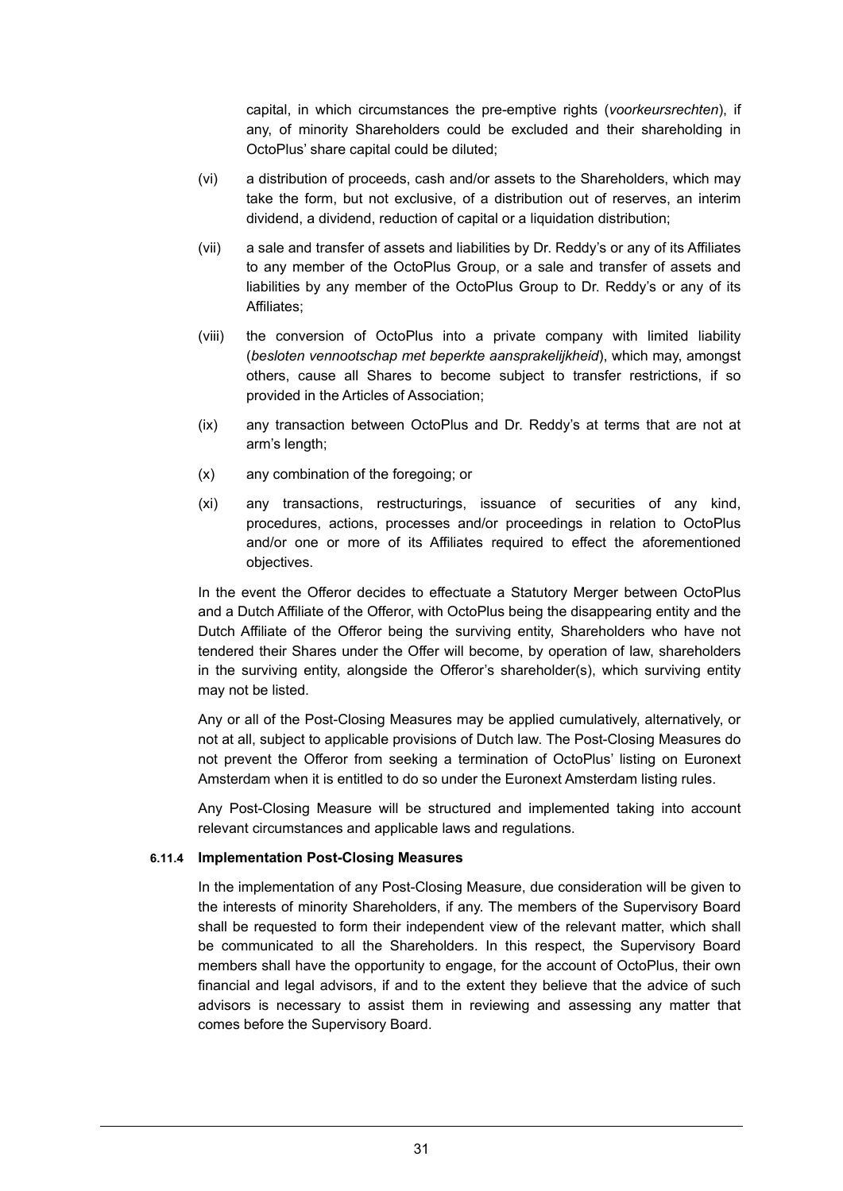capital, in which circumstances the pre-emptive rights (*voorkeursrechten*), if any, of minority Shareholders could be excluded and their shareholding in OctoPlus' share capital could be diluted;

(vi) a distribution of proceeds, cash and/or assets to the Shareholders, which may take the form, but not exclusive, of a distribution out of reserves, an interim dividend, a dividend, reduction of capital or a liquidation distribution;

(vii) a sale and transfer of assets and liabilities by Dr. Reddy's or any of its Affiliates to any member of the OctoPlus Group, or a sale and transfer of assets and liabilities by any member of the OctoPlus Group to Dr. Reddy's or any of its Affiliates;

(viii) the conversion of OctoPlus into a private company with limited liability (*besloten vennootschap met beperkte aansprakelijkheid*), which may, amongst others, cause all Shares to become subject to transfer restrictions, if so provided in the Articles of Association;

(ix) any transaction between OctoPlus and Dr. Reddy's at terms that are not at arm's length;

(x) any combination of the foregoing; or

(xi) any transactions, restructurings, issuance of securities of any kind, procedures, actions, processes and/or proceedings in relation to OctoPlus and/or one or more of its Affiliates required to effect the aforementioned objectives.

In the event the Offeror decides to effectuate a Statutory Merger between OctoPlus and a Dutch Affiliate of the Offeror, with OctoPlus being the disappearing entity and the Dutch Affiliate of the Offeror being the surviving entity, Shareholders who have not tendered their Shares under the Offer will become, by operation of law, shareholders in the surviving entity, alongside the Offeror's shareholder(s), which surviving entity may not be listed.

Any or all of the Post-Closing Measures may be applied cumulatively, alternatively, or not at all, subject to applicable provisions of Dutch law. The Post-Closing Measures do not prevent the Offeror from seeking a termination of OctoPlus' listing on Euronext Amsterdam when it is entitled to do so under the Euronext Amsterdam listing rules.

Any Post-Closing Measure will be structured and implemented taking into account relevant circumstances and applicable laws and regulations.

#### 6.11.4 Implementation Post-Closing Measures

In the implementation of any Post-Closing Measure, due consideration will be given to the interests of minority Shareholders, if any. The members of the Supervisory Board shall be requested to form their independent view of the relevant matter, which shall be communicated to all the Shareholders. In this respect, the Supervisory Board members shall have the opportunity to engage, for the account of OctoPlus, their own financial and legal advisors, if and to the extent they believe that the advice of such advisors is necessary to assist them in reviewing and assessing any matter that comes before the Supervisory Board.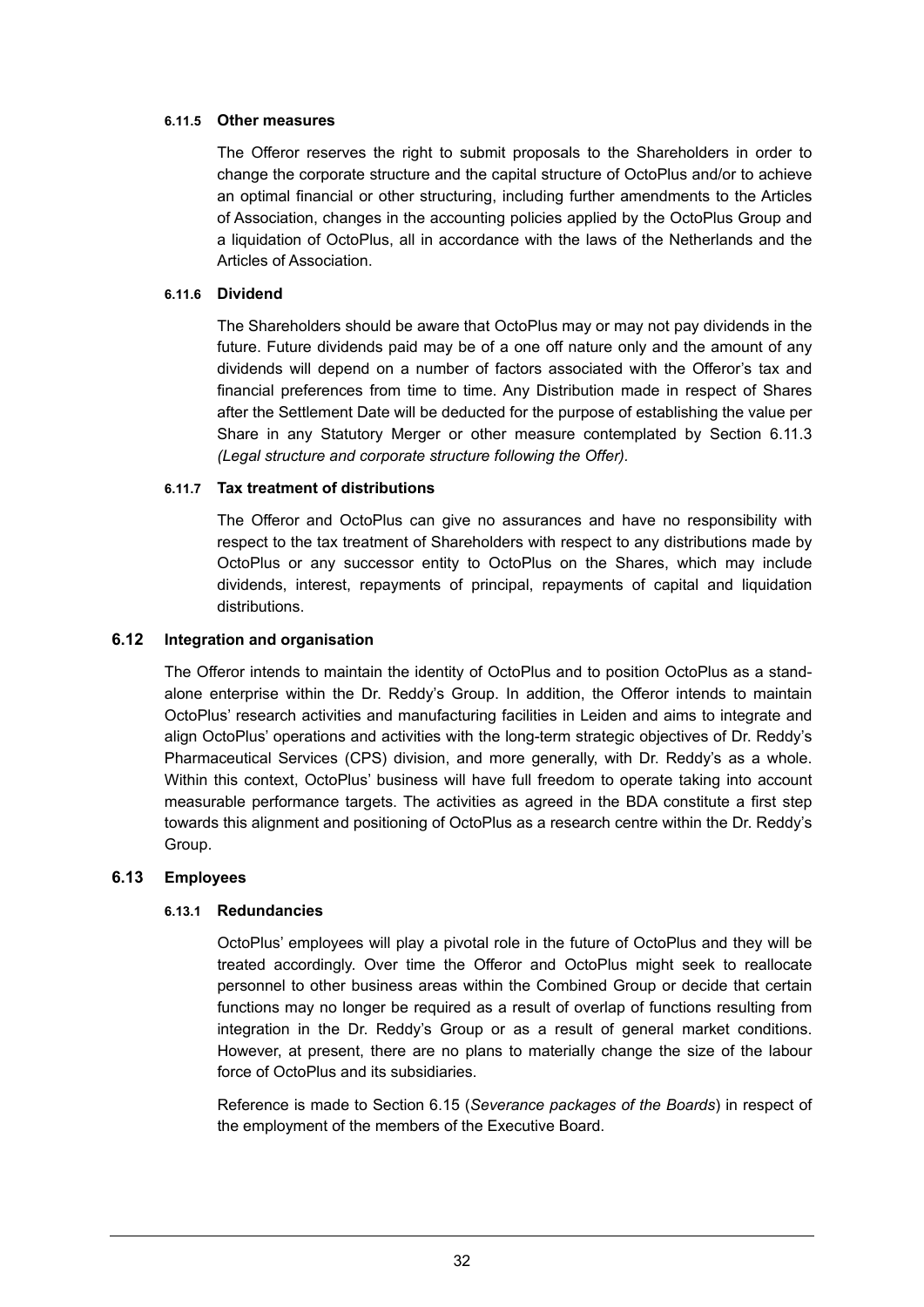#### 6.11.5 Other measures

The Offeror reserves the right to submit proposals to the Shareholders in order to change the corporate structure and the capital structure of OctoPlus and/or to achieve an optimal financial or other structuring, including further amendments to the Articles of Association, changes in the accounting policies applied by the OctoPlus Group and a liquidation of OctoPlus, all in accordance with the laws of the Netherlands and the Articles of Association.

#### 6.11.6 Dividend

The Shareholders should be aware that OctoPlus may or may not pay dividends in the future. Future dividends paid may be of a one off nature only and the amount of any dividends will depend on a number of factors associated with the Offeror's tax and financial preferences from time to time. Any Distribution made in respect of Shares after the Settlement Date will be deducted for the purpose of establishing the value per Share in any Statutory Merger or other measure contemplated by Section 6.11.3 *(Legal structure and corporate structure following the Offer).*

#### 6.11.7 Tax treatment of distributions

The Offeror and OctoPlus can give no assurances and have no responsibility with respect to the tax treatment of Shareholders with respect to any distributions made by OctoPlus or any successor entity to OctoPlus on the Shares, which may include dividends, interest, repayments of principal, repayments of capital and liquidation distributions.

### 6.12 Integration and organisation

The Offeror intends to maintain the identity of OctoPlus and to position OctoPlus as a stand-alone enterprise within the Dr. Reddy's Group. In addition, the Offeror intends to maintain OctoPlus' research activities and manufacturing facilities in Leiden and aims to integrate and align OctoPlus' operations and activities with the long-term strategic objectives of Dr. Reddy's Pharmaceutical Services (CPS) division, and more generally, with Dr. Reddy's as a whole. Within this context, OctoPlus' business will have full freedom to operate taking into account measurable performance targets. The activities as agreed in the BDA constitute a first step towards this alignment and positioning of OctoPlus as a research centre within the Dr. Reddy's Group.

### 6.13 Employees

#### 6.13.1 Redundancies

OctoPlus' employees will play a pivotal role in the future of OctoPlus and they will be treated accordingly. Over time the Offeror and OctoPlus might seek to reallocate personnel to other business areas within the Combined Group or decide that certain functions may no longer be required as a result of overlap of functions resulting from integration in the Dr. Reddy's Group or as a result of general market conditions. However, at present, there are no plans to materially change the size of the labour force of OctoPlus and its subsidiaries.

Reference is made to Section 6.15 (*Severance packages of the Boards*) in respect of the employment of the members of the Executive Board.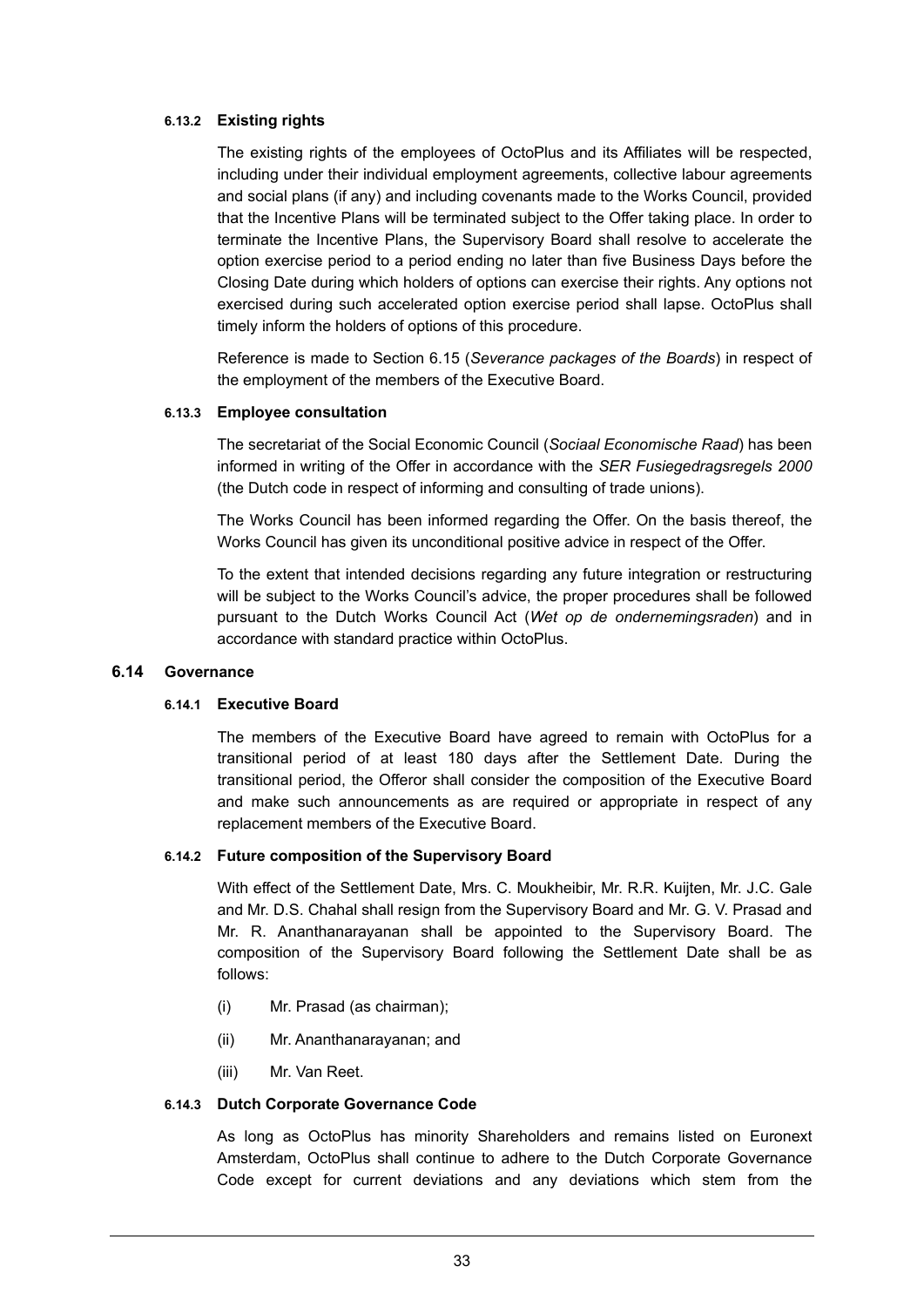#### 6.13.2 Existing rights

The existing rights of the employees of OctoPlus and its Affiliates will be respected, including under their individual employment agreements, collective labour agreements and social plans (if any) and including covenants made to the Works Council, provided that the Incentive Plans will be terminated subject to the Offer taking place. In order to terminate the Incentive Plans, the Supervisory Board shall resolve to accelerate the option exercise period to a period ending no later than five Business Days before the Closing Date during which holders of options can exercise their rights. Any options not exercised during such accelerated option exercise period shall lapse. OctoPlus shall timely inform the holders of options of this procedure.

Reference is made to Section 6.15 (*Severance packages of the Boards*) in respect of the employment of the members of the Executive Board.

#### 6.13.3 Employee consultation

The secretariat of the Social Economic Council (*Sociaal Economische Raad*) has been informed in writing of the Offer in accordance with the *SER Fusiegedragsregels 2000* (the Dutch code in respect of informing and consulting of trade unions).

The Works Council has been informed regarding the Offer. On the basis thereof, the Works Council has given its unconditional positive advice in respect of the Offer.

To the extent that intended decisions regarding any future integration or restructuring will be subject to the Works Council's advice, the proper procedures shall be followed pursuant to the Dutch Works Council Act (*Wet op de ondernemingsraden*) and in accordance with standard practice within OctoPlus.

### 6.14 Governance

#### 6.14.1 Executive Board

The members of the Executive Board have agreed to remain with OctoPlus for a transitional period of at least 180 days after the Settlement Date. During the transitional period, the Offeror shall consider the composition of the Executive Board and make such announcements as are required or appropriate in respect of any replacement members of the Executive Board.

#### 6.14.2 Future composition of the Supervisory Board

With effect of the Settlement Date, Mrs. C. Moukheibir, Mr. R.R. Kuijten, Mr. J.C. Gale and Mr. D.S. Chahal shall resign from the Supervisory Board and Mr. G. V. Prasad and Mr. R. Ananthanarayanan shall be appointed to the Supervisory Board. The composition of the Supervisory Board following the Settlement Date shall be as follows:

(i) Mr. Prasad (as chairman);

(ii) Mr. Ananthanarayanan; and

(iii) Mr. Van Reet.

#### 6.14.3 Dutch Corporate Governance Code

As long as OctoPlus has minority Shareholders and remains listed on Euronext Amsterdam, OctoPlus shall continue to adhere to the Dutch Corporate Governance Code except for current deviations and any deviations which stem from the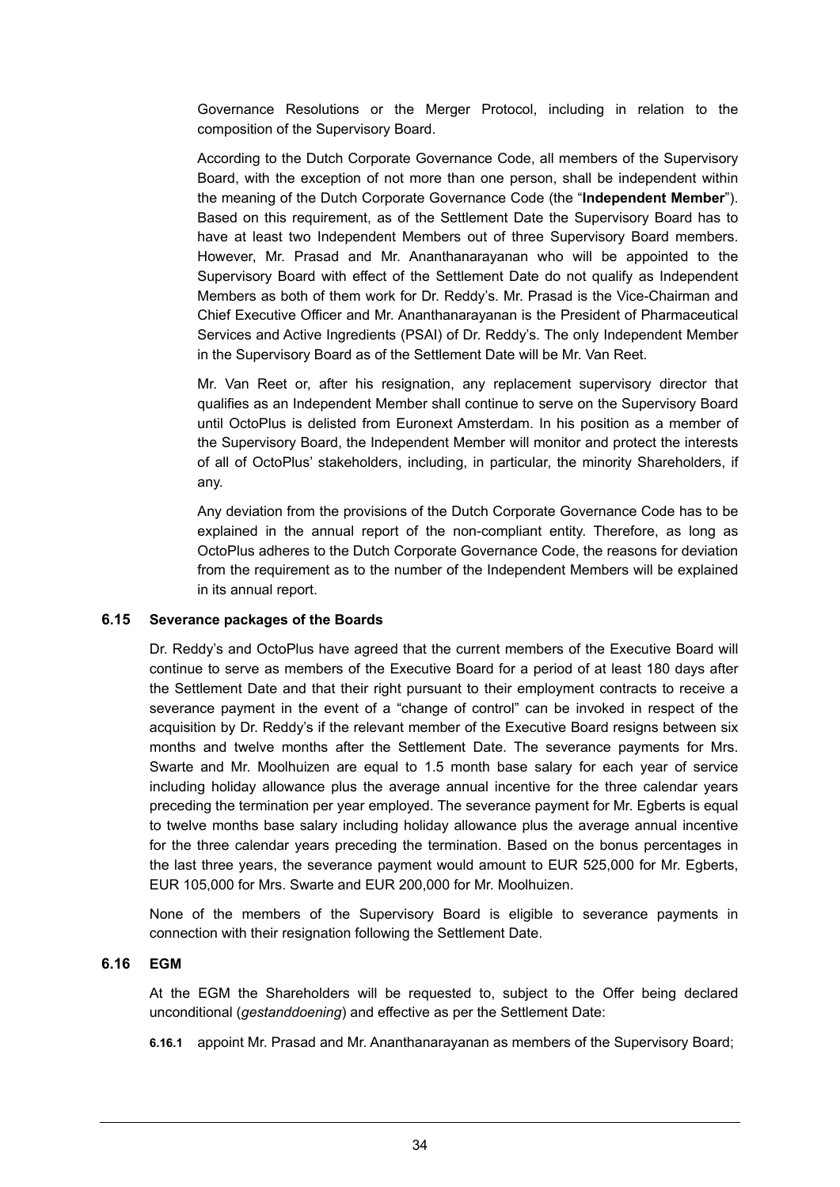Governance Resolutions or the Merger Protocol, including in relation to the composition of the Supervisory Board.

According to the Dutch Corporate Governance Code, all members of the Supervisory Board, with the exception of not more than one person, shall be independent within the meaning of the Dutch Corporate Governance Code (the "**Independent Member**"). Based on this requirement, as of the Settlement Date the Supervisory Board has to have at least two Independent Members out of three Supervisory Board members. However, Mr. Prasad and Mr. Ananthanarayanan who will be appointed to the Supervisory Board with effect of the Settlement Date do not qualify as Independent Members as both of them work for Dr. Reddy's. Mr. Prasad is the Vice-Chairman and Chief Executive Officer and Mr. Ananthanarayanan is the President of Pharmaceutical Services and Active Ingredients (PSAI) of Dr. Reddy's. The only Independent Member in the Supervisory Board as of the Settlement Date will be Mr. Van Reet.

Mr. Van Reet or, after his resignation, any replacement supervisory director that qualifies as an Independent Member shall continue to serve on the Supervisory Board until OctoPlus is delisted from Euronext Amsterdam. In his position as a member of the Supervisory Board, the Independent Member will monitor and protect the interests of all of OctoPlus' stakeholders, including, in particular, the minority Shareholders, if any.

Any deviation from the provisions of the Dutch Corporate Governance Code has to be explained in the annual report of the non-compliant entity. Therefore, as long as OctoPlus adheres to the Dutch Corporate Governance Code, the reasons for deviation from the requirement as to the number of the Independent Members will be explained in its annual report.

### 6.15 Severance packages of the Boards

Dr. Reddy's and OctoPlus have agreed that the current members of the Executive Board will continue to serve as members of the Executive Board for a period of at least 180 days after the Settlement Date and that their right pursuant to their employment contracts to receive a severance payment in the event of a "change of control" can be invoked in respect of the acquisition by Dr. Reddy's if the relevant member of the Executive Board resigns between six months and twelve months after the Settlement Date. The severance payments for Mrs. Swarte and Mr. Moolhuizen are equal to 1.5 month base salary for each year of service including holiday allowance plus the average annual incentive for the three calendar years preceding the termination per year employed. The severance payment for Mr. Egberts is equal to twelve months base salary including holiday allowance plus the average annual incentive for the three calendar years preceding the termination. Based on the bonus percentages in the last three years, the severance payment would amount to EUR 525,000 for Mr. Egberts, EUR 105,000 for Mrs. Swarte and EUR 200,000 for Mr. Moolhuizen.

None of the members of the Supervisory Board is eligible to severance payments in connection with their resignation following the Settlement Date.

### 6.16 EGM

At the EGM the Shareholders will be requested to, subject to the Offer being declared unconditional (*gestanddoening*) and effective as per the Settlement Date:

**6.16.1** appoint Mr. Prasad and Mr. Ananthanarayanan as members of the Supervisory Board;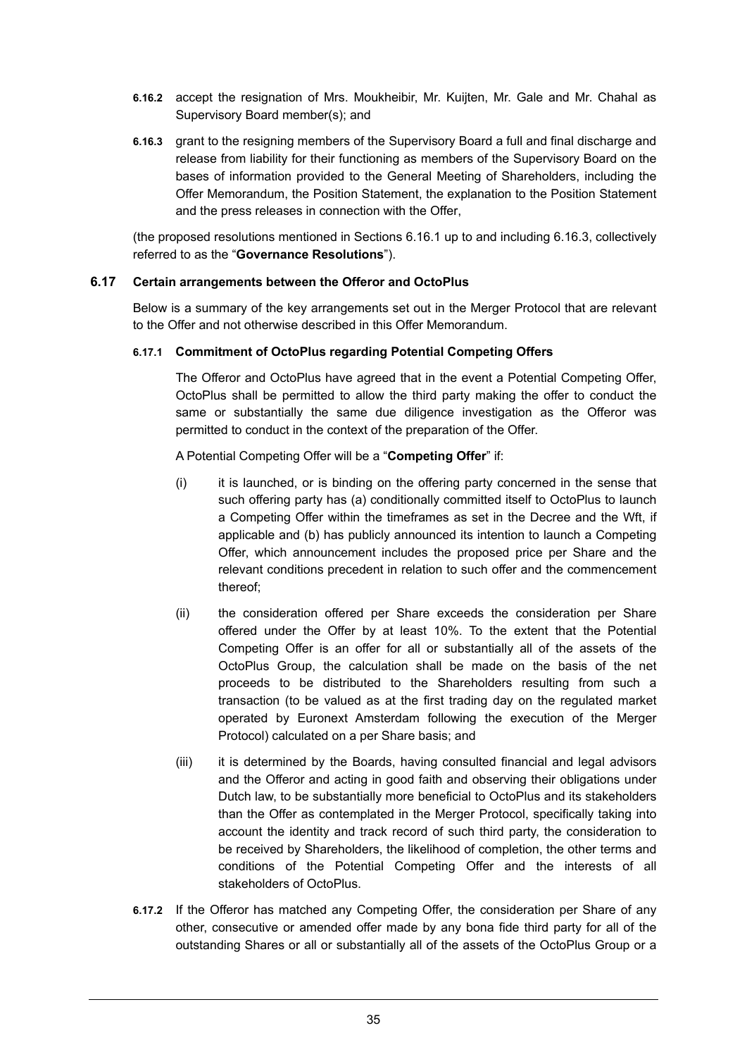**6.16.2** accept the resignation of Mrs. Moukheibir, Mr. Kuijten, Mr. Gale and Mr. Chahal as Supervisory Board member(s); and

**6.16.3** grant to the resigning members of the Supervisory Board a full and final discharge and release from liability for their functioning as members of the Supervisory Board on the bases of information provided to the General Meeting of Shareholders, including the Offer Memorandum, the Position Statement, the explanation to the Position Statement and the press releases in connection with the Offer,

(the proposed resolutions mentioned in Sections 6.16.1 up to and including 6.16.3, collectively referred to as the "**Governance Resolutions**").

## 6.17 Certain arrangements between the Offeror and OctoPlus

Below is a summary of the key arrangements set out in the Merger Protocol that are relevant to the Offer and not otherwise described in this Offer Memorandum.

### 6.17.1 Commitment of OctoPlus regarding Potential Competing Offers

The Offeror and OctoPlus have agreed that in the event a Potential Competing Offer, OctoPlus shall be permitted to allow the third party making the offer to conduct the same or substantially the same due diligence investigation as the Offeror was permitted to conduct in the context of the preparation of the Offer.

A Potential Competing Offer will be a "**Competing Offer**" if:

(i) it is launched, or is binding on the offering party concerned in the sense that such offering party has (a) conditionally committed itself to OctoPlus to launch a Competing Offer within the timeframes as set in the Decree and the Wft, if applicable and (b) has publicly announced its intention to launch a Competing Offer, which announcement includes the proposed price per Share and the relevant conditions precedent in relation to such offer and the commencement thereof;

(ii) the consideration offered per Share exceeds the consideration per Share offered under the Offer by at least 10%. To the extent that the Potential Competing Offer is an offer for all or substantially all of the assets of the OctoPlus Group, the calculation shall be made on the basis of the net proceeds to be distributed to the Shareholders resulting from such a transaction (to be valued as at the first trading day on the regulated market operated by Euronext Amsterdam following the execution of the Merger Protocol) calculated on a per Share basis; and

(iii) it is determined by the Boards, having consulted financial and legal advisors and the Offeror and acting in good faith and observing their obligations under Dutch law, to be substantially more beneficial to OctoPlus and its stakeholders than the Offer as contemplated in the Merger Protocol, specifically taking into account the identity and track record of such third party, the consideration to be received by Shareholders, the likelihood of completion, the other terms and conditions of the Potential Competing Offer and the interests of all stakeholders of OctoPlus.

**6.17.2** If the Offeror has matched any Competing Offer, the consideration per Share of any other, consecutive or amended offer made by any bona fide third party for all of the outstanding Shares or all or substantially all of the assets of the OctoPlus Group or a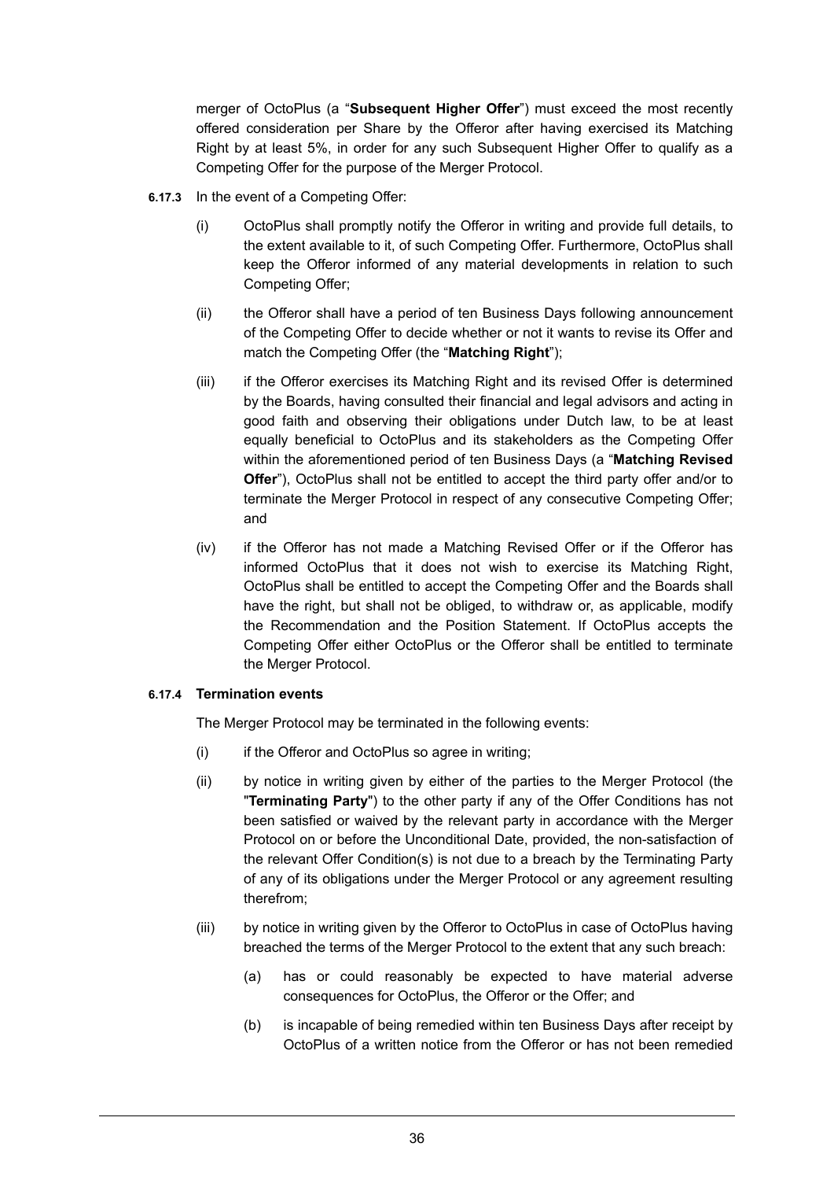merger of OctoPlus (a "**Subsequent Higher Offer**") must exceed the most recently offered consideration per Share by the Offeror after having exercised its Matching Right by at least 5%, in order for any such Subsequent Higher Offer to qualify as a Competing Offer for the purpose of the Merger Protocol.

**6.17.3** In the event of a Competing Offer:

(i) OctoPlus shall promptly notify the Offeror in writing and provide full details, to the extent available to it, of such Competing Offer. Furthermore, OctoPlus shall keep the Offeror informed of any material developments in relation to such Competing Offer;

(ii) the Offeror shall have a period of ten Business Days following announcement of the Competing Offer to decide whether or not it wants to revise its Offer and match the Competing Offer (the "**Matching Right**");

(iii) if the Offeror exercises its Matching Right and its revised Offer is determined by the Boards, having consulted their financial and legal advisors and acting in good faith and observing their obligations under Dutch law, to be at least equally beneficial to OctoPlus and its stakeholders as the Competing Offer within the aforementioned period of ten Business Days (a "**Matching Revised Offer**"), OctoPlus shall not be entitled to accept the third party offer and/or to terminate the Merger Protocol in respect of any consecutive Competing Offer; and

(iv) if the Offeror has not made a Matching Revised Offer or if the Offeror has informed OctoPlus that it does not wish to exercise its Matching Right, OctoPlus shall be entitled to accept the Competing Offer and the Boards shall have the right, but shall not be obliged, to withdraw or, as applicable, modify the Recommendation and the Position Statement. If OctoPlus accepts the Competing Offer either OctoPlus or the Offeror shall be entitled to terminate the Merger Protocol.

**6.17.4 Termination events**

The Merger Protocol may be terminated in the following events:

(i) if the Offeror and OctoPlus so agree in writing;

(ii) by notice in writing given by either of the parties to the Merger Protocol (the "**Terminating Party**") to the other party if any of the Offer Conditions has not been satisfied or waived by the relevant party in accordance with the Merger Protocol on or before the Unconditional Date, provided, the non-satisfaction of the relevant Offer Condition(s) is not due to a breach by the Terminating Party of any of its obligations under the Merger Protocol or any agreement resulting therefrom;

(iii) by notice in writing given by the Offeror to OctoPlus in case of OctoPlus having breached the terms of the Merger Protocol to the extent that any such breach:

(a) has or could reasonably be expected to have material adverse consequences for OctoPlus, the Offeror or the Offer; and

(b) is incapable of being remedied within ten Business Days after receipt by OctoPlus of a written notice from the Offeror or has not been remedied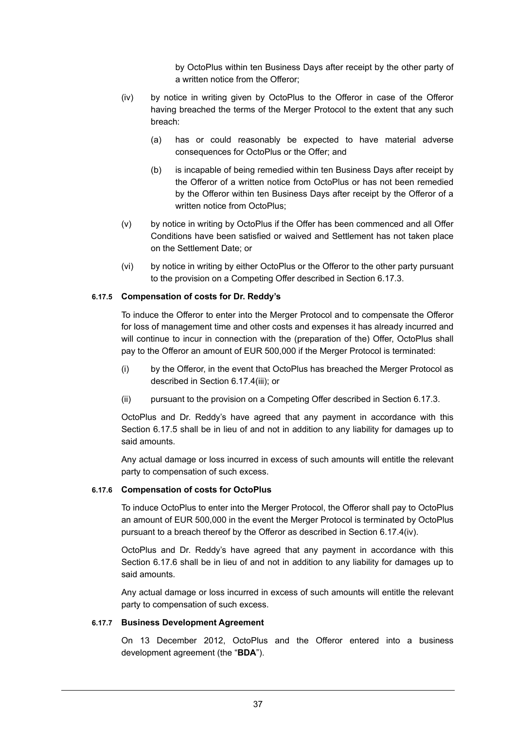by OctoPlus within ten Business Days after receipt by the other party of a written notice from the Offeror;

(iv) by notice in writing given by OctoPlus to the Offeror in case of the Offeror having breached the terms of the Merger Protocol to the extent that any such breach:

(a) has or could reasonably be expected to have material adverse consequences for OctoPlus or the Offer; and

(b) is incapable of being remedied within ten Business Days after receipt by the Offeror of a written notice from OctoPlus or has not been remedied by the Offeror within ten Business Days after receipt by the Offeror of a written notice from OctoPlus;

(v) by notice in writing by OctoPlus if the Offer has been commenced and all Offer Conditions have been satisfied or waived and Settlement has not taken place on the Settlement Date; or

(vi) by notice in writing by either OctoPlus or the Offeror to the other party pursuant to the provision on a Competing Offer described in Section 6.17.3.

#### 6.17.5 Compensation of costs for Dr. Reddy's

To induce the Offeror to enter into the Merger Protocol and to compensate the Offeror for loss of management time and other costs and expenses it has already incurred and will continue to incur in connection with the (preparation of the) Offer, OctoPlus shall pay to the Offeror an amount of EUR 500,000 if the Merger Protocol is terminated:

(i) by the Offeror, in the event that OctoPlus has breached the Merger Protocol as described in Section 6.17.4(iii); or

(ii) pursuant to the provision on a Competing Offer described in Section 6.17.3.

OctoPlus and Dr. Reddy's have agreed that any payment in accordance with this Section 6.17.5 shall be in lieu of and not in addition to any liability for damages up to said amounts.

Any actual damage or loss incurred in excess of such amounts will entitle the relevant party to compensation of such excess.

#### 6.17.6 Compensation of costs for OctoPlus

To induce OctoPlus to enter into the Merger Protocol, the Offeror shall pay to OctoPlus an amount of EUR 500,000 in the event the Merger Protocol is terminated by OctoPlus pursuant to a breach thereof by the Offeror as described in Section 6.17.4(iv).

OctoPlus and Dr. Reddy's have agreed that any payment in accordance with this Section 6.17.6 shall be in lieu of and not in addition to any liability for damages up to said amounts.

Any actual damage or loss incurred in excess of such amounts will entitle the relevant party to compensation of such excess.

#### 6.17.7 Business Development Agreement

On 13 December 2012, OctoPlus and the Offeror entered into a business development agreement (the "**BDA**").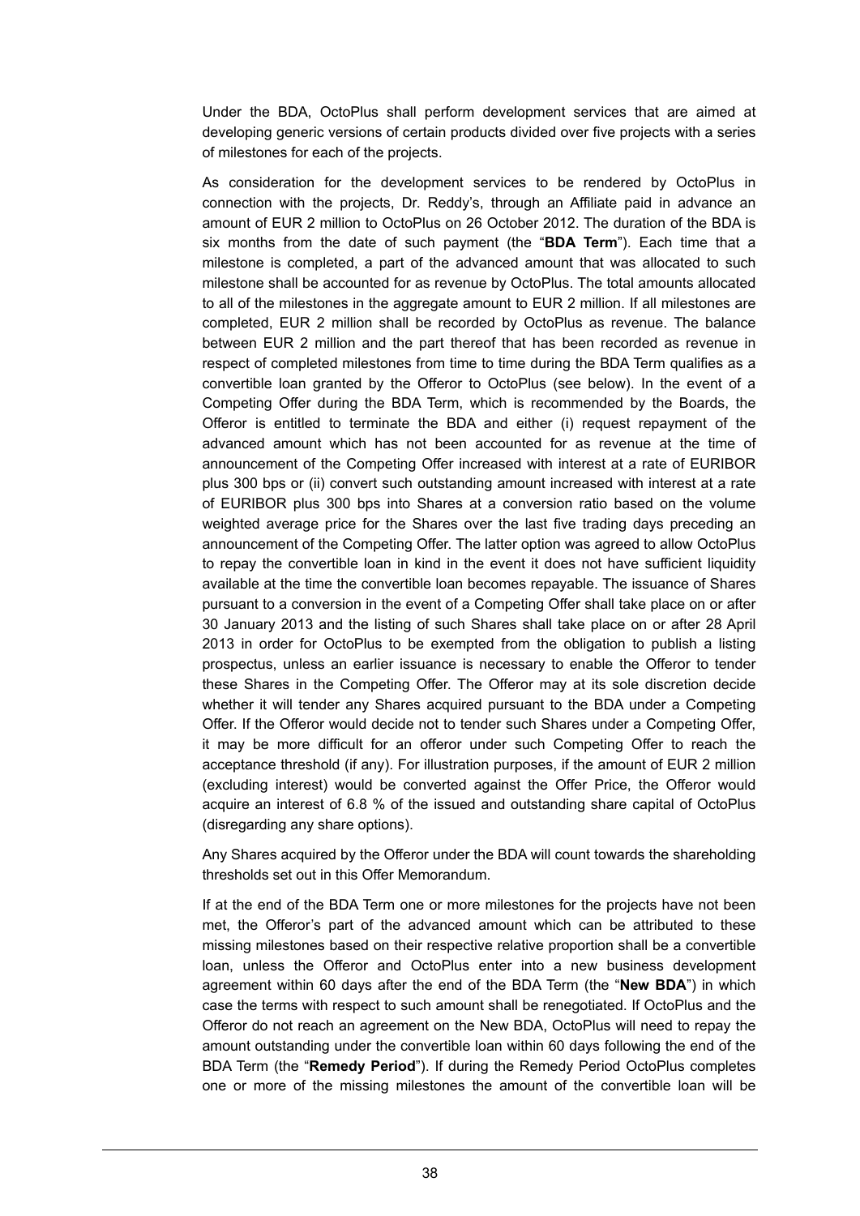Under the BDA, OctoPlus shall perform development services that are aimed at developing generic versions of certain products divided over five projects with a series of milestones for each of the projects.

As consideration for the development services to be rendered by OctoPlus in connection with the projects, Dr. Reddy's, through an Affiliate paid in advance an amount of EUR 2 million to OctoPlus on 26 October 2012. The duration of the BDA is six months from the date of such payment (the "**BDA Term**"). Each time that a milestone is completed, a part of the advanced amount that was allocated to such milestone shall be accounted for as revenue by OctoPlus. The total amounts allocated to all of the milestones in the aggregate amount to EUR 2 million. If all milestones are completed, EUR 2 million shall be recorded by OctoPlus as revenue. The balance between EUR 2 million and the part thereof that has been recorded as revenue in respect of completed milestones from time to time during the BDA Term qualifies as a convertible loan granted by the Offeror to OctoPlus (see below). In the event of a Competing Offer during the BDA Term, which is recommended by the Boards, the Offeror is entitled to terminate the BDA and either (i) request repayment of the advanced amount which has not been accounted for as revenue at the time of announcement of the Competing Offer increased with interest at a rate of EURIBOR plus 300 bps or (ii) convert such outstanding amount increased with interest at a rate of EURIBOR plus 300 bps into Shares at a conversion ratio based on the volume weighted average price for the Shares over the last five trading days preceding an announcement of the Competing Offer. The latter option was agreed to allow OctoPlus to repay the convertible loan in kind in the event it does not have sufficient liquidity available at the time the convertible loan becomes repayable. The issuance of Shares pursuant to a conversion in the event of a Competing Offer shall take place on or after 30 January 2013 and the listing of such Shares shall take place on or after 28 April 2013 in order for OctoPlus to be exempted from the obligation to publish a listing prospectus, unless an earlier issuance is necessary to enable the Offeror to tender these Shares in the Competing Offer. The Offeror may at its sole discretion decide whether it will tender any Shares acquired pursuant to the BDA under a Competing Offer. If the Offeror would decide not to tender such Shares under a Competing Offer, it may be more difficult for an offeror under such Competing Offer to reach the acceptance threshold (if any). For illustration purposes, if the amount of EUR 2 million (excluding interest) would be converted against the Offer Price, the Offeror would acquire an interest of 6.8 % of the issued and outstanding share capital of OctoPlus (disregarding any share options).

Any Shares acquired by the Offeror under the BDA will count towards the shareholding thresholds set out in this Offer Memorandum.

If at the end of the BDA Term one or more milestones for the projects have not been met, the Offeror's part of the advanced amount which can be attributed to these missing milestones based on their respective relative proportion shall be a convertible loan, unless the Offeror and OctoPlus enter into a new business development agreement within 60 days after the end of the BDA Term (the "**New BDA**") in which case the terms with respect to such amount shall be renegotiated. If OctoPlus and the Offeror do not reach an agreement on the New BDA, OctoPlus will need to repay the amount outstanding under the convertible loan within 60 days following the end of the BDA Term (the "**Remedy Period**"). If during the Remedy Period OctoPlus completes one or more of the missing milestones the amount of the convertible loan will be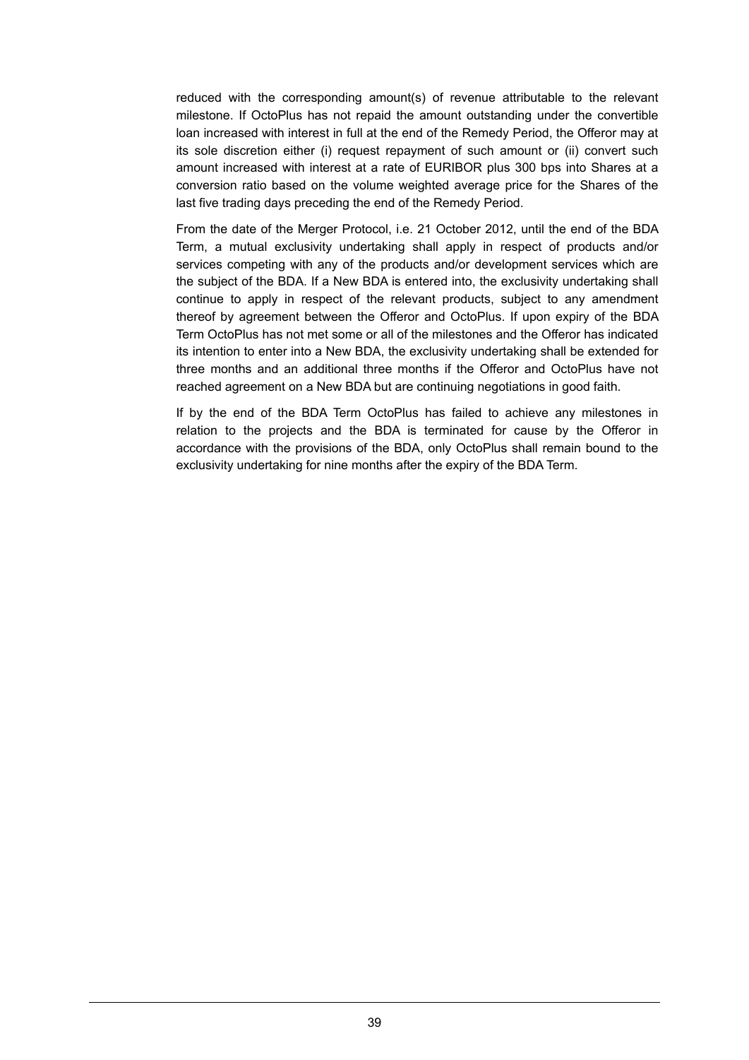reduced with the corresponding amount(s) of revenue attributable to the relevant milestone. If OctoPlus has not repaid the amount outstanding under the convertible loan increased with interest in full at the end of the Remedy Period, the Offeror may at its sole discretion either (i) request repayment of such amount or (ii) convert such amount increased with interest at a rate of EURIBOR plus 300 bps into Shares at a conversion ratio based on the volume weighted average price for the Shares of the last five trading days preceding the end of the Remedy Period.

From the date of the Merger Protocol, i.e. 21 October 2012, until the end of the BDA Term, a mutual exclusivity undertaking shall apply in respect of products and/or services competing with any of the products and/or development services which are the subject of the BDA. If a New BDA is entered into, the exclusivity undertaking shall continue to apply in respect of the relevant products, subject to any amendment thereof by agreement between the Offeror and OctoPlus. If upon expiry of the BDA Term OctoPlus has not met some or all of the milestones and the Offeror has indicated its intention to enter into a New BDA, the exclusivity undertaking shall be extended for three months and an additional three months if the Offeror and OctoPlus have not reached agreement on a New BDA but are continuing negotiations in good faith.

If by the end of the BDA Term OctoPlus has failed to achieve any milestones in relation to the projects and the BDA is terminated for cause by the Offeror in accordance with the provisions of the BDA, only OctoPlus shall remain bound to the exclusivity undertaking for nine months after the expiry of the BDA Term.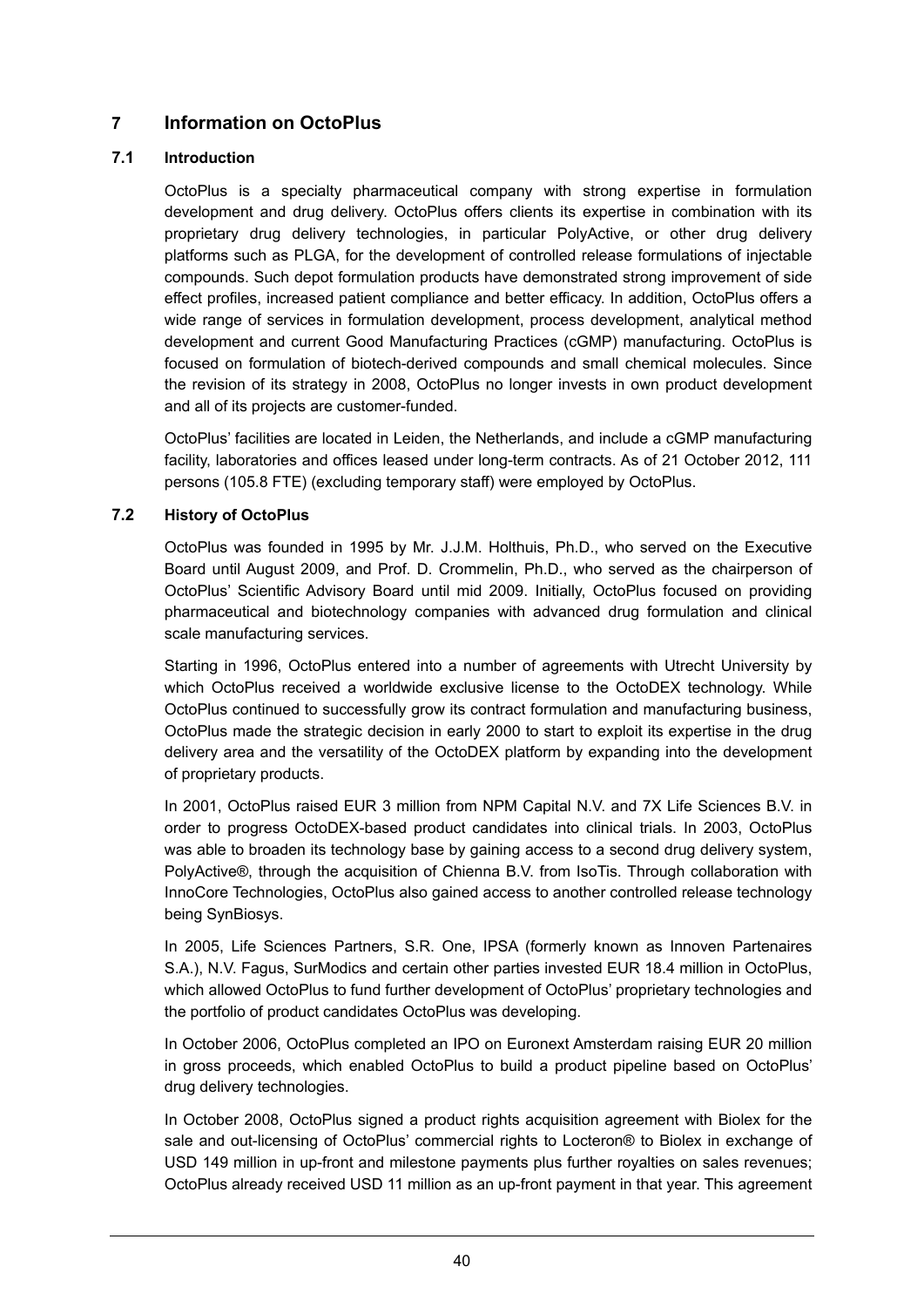# 7 Information on OctoPlus

## 7.1 Introduction

OctoPlus is a specialty pharmaceutical company with strong expertise in formulation development and drug delivery. OctoPlus offers clients its expertise in combination with its proprietary drug delivery technologies, in particular PolyActive, or other drug delivery platforms such as PLGA, for the development of controlled release formulations of injectable compounds. Such depot formulation products have demonstrated strong improvement of side effect profiles, increased patient compliance and better efficacy. In addition, OctoPlus offers a wide range of services in formulation development, process development, analytical method development and current Good Manufacturing Practices (cGMP) manufacturing. OctoPlus is focused on formulation of biotech-derived compounds and small chemical molecules. Since the revision of its strategy in 2008, OctoPlus no longer invests in own product development and all of its projects are customer-funded.

OctoPlus' facilities are located in Leiden, the Netherlands, and include a cGMP manufacturing facility, laboratories and offices leased under long-term contracts. As of 21 October 2012, 111 persons (105.8 FTE) (excluding temporary staff) were employed by OctoPlus.

## 7.2 History of OctoPlus

OctoPlus was founded in 1995 by Mr. J.J.M. Holthuis, Ph.D., who served on the Executive Board until August 2009, and Prof. D. Crommelin, Ph.D., who served as the chairperson of OctoPlus' Scientific Advisory Board until mid 2009. Initially, OctoPlus focused on providing pharmaceutical and biotechnology companies with advanced drug formulation and clinical scale manufacturing services.

Starting in 1996, OctoPlus entered into a number of agreements with Utrecht University by which OctoPlus received a worldwide exclusive license to the OctoDEX technology. While OctoPlus continued to successfully grow its contract formulation and manufacturing business, OctoPlus made the strategic decision in early 2000 to start to exploit its expertise in the drug delivery area and the versatility of the OctoDEX platform by expanding into the development of proprietary products.

In 2001, OctoPlus raised EUR 3 million from NPM Capital N.V. and 7X Life Sciences B.V. in order to progress OctoDEX-based product candidates into clinical trials. In 2003, OctoPlus was able to broaden its technology base by gaining access to a second drug delivery system, PolyActive®, through the acquisition of Chienna B.V. from IsoTis. Through collaboration with InnoCore Technologies, OctoPlus also gained access to another controlled release technology being SynBiosys.

In 2005, Life Sciences Partners, S.R. One, IPSA (formerly known as Innoven Partenaires S.A.), N.V. Fagus, SurModics and certain other parties invested EUR 18.4 million in OctoPlus, which allowed OctoPlus to fund further development of OctoPlus' proprietary technologies and the portfolio of product candidates OctoPlus was developing.

In October 2006, OctoPlus completed an IPO on Euronext Amsterdam raising EUR 20 million in gross proceeds, which enabled OctoPlus to build a product pipeline based on OctoPlus' drug delivery technologies.

In October 2008, OctoPlus signed a product rights acquisition agreement with Biolex for the sale and out-licensing of OctoPlus' commercial rights to Locteron® to Biolex in exchange of USD 149 million in up-front and milestone payments plus further royalties on sales revenues; OctoPlus already received USD 11 million as an up-front payment in that year. This agreement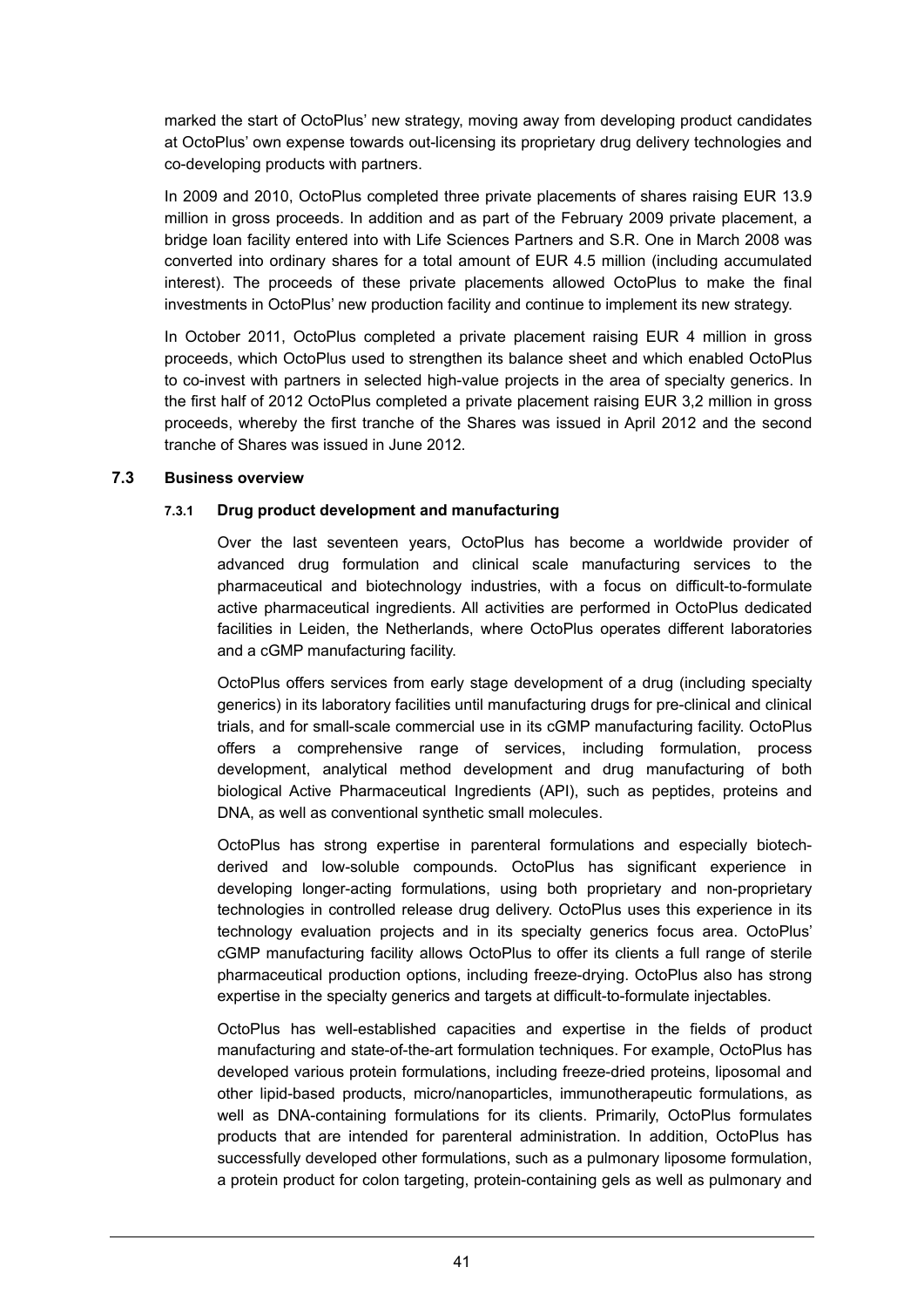marked the start of OctoPlus' new strategy, moving away from developing product candidates at OctoPlus' own expense towards out-licensing its proprietary drug delivery technologies and co-developing products with partners.

In 2009 and 2010, OctoPlus completed three private placements of shares raising EUR 13.9 million in gross proceeds. In addition and as part of the February 2009 private placement, a bridge loan facility entered into with Life Sciences Partners and S.R. One in March 2008 was converted into ordinary shares for a total amount of EUR 4.5 million (including accumulated interest). The proceeds of these private placements allowed OctoPlus to make the final investments in OctoPlus' new production facility and continue to implement its new strategy.

In October 2011, OctoPlus completed a private placement raising EUR 4 million in gross proceeds, which OctoPlus used to strengthen its balance sheet and which enabled OctoPlus to co-invest with partners in selected high-value projects in the area of specialty generics. In the first half of 2012 OctoPlus completed a private placement raising EUR 3,2 million in gross proceeds, whereby the first tranche of the Shares was issued in April 2012 and the second tranche of Shares was issued in June 2012.

## 7.3 Business overview

### 7.3.1 Drug product development and manufacturing

Over the last seventeen years, OctoPlus has become a worldwide provider of advanced drug formulation and clinical scale manufacturing services to the pharmaceutical and biotechnology industries, with a focus on difficult-to-formulate active pharmaceutical ingredients. All activities are performed in OctoPlus dedicated facilities in Leiden, the Netherlands, where OctoPlus operates different laboratories and a cGMP manufacturing facility.

OctoPlus offers services from early stage development of a drug (including specialty generics) in its laboratory facilities until manufacturing drugs for pre-clinical and clinical trials, and for small-scale commercial use in its cGMP manufacturing facility. OctoPlus offers a comprehensive range of services, including formulation, process development, analytical method development and drug manufacturing of both biological Active Pharmaceutical Ingredients (API), such as peptides, proteins and DNA, as well as conventional synthetic small molecules.

OctoPlus has strong expertise in parenteral formulations and especially biotech-derived and low-soluble compounds. OctoPlus has significant experience in developing longer-acting formulations, using both proprietary and non-proprietary technologies in controlled release drug delivery. OctoPlus uses this experience in its technology evaluation projects and in its specialty generics focus area. OctoPlus' cGMP manufacturing facility allows OctoPlus to offer its clients a full range of sterile pharmaceutical production options, including freeze-drying. OctoPlus also has strong expertise in the specialty generics and targets at difficult-to-formulate injectables.

OctoPlus has well-established capacities and expertise in the fields of product manufacturing and state-of-the-art formulation techniques. For example, OctoPlus has developed various protein formulations, including freeze-dried proteins, liposomal and other lipid-based products, micro/nanoparticles, immunotherapeutic formulations, as well as DNA-containing formulations for its clients. Primarily, OctoPlus formulates products that are intended for parenteral administration. In addition, OctoPlus has successfully developed other formulations, such as a pulmonary liposome formulation, a protein product for colon targeting, protein-containing gels as well as pulmonary and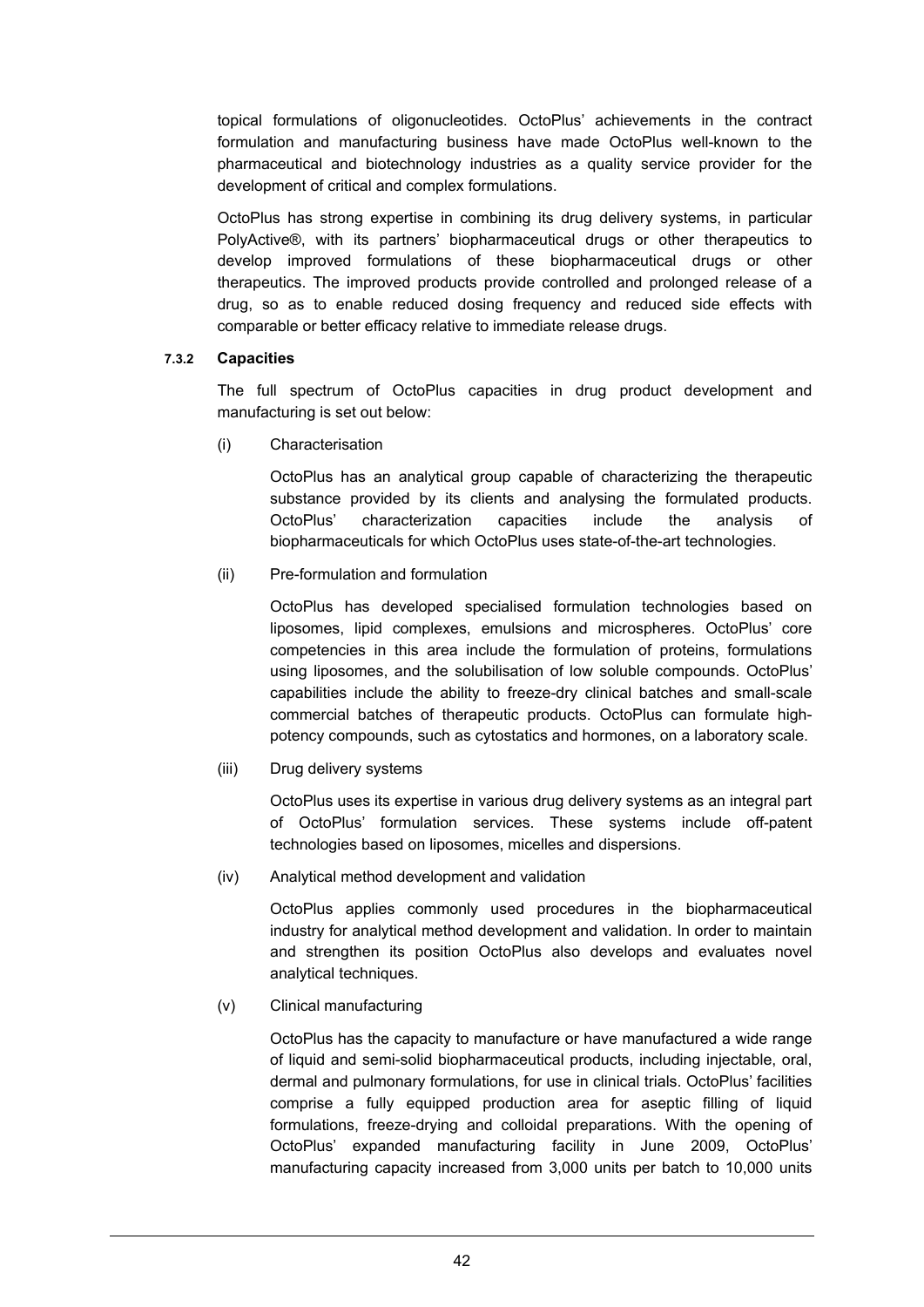topical formulations of oligonucleotides. OctoPlus' achievements in the contract formulation and manufacturing business have made OctoPlus well-known to the pharmaceutical and biotechnology industries as a quality service provider for the development of critical and complex formulations.

OctoPlus has strong expertise in combining its drug delivery systems, in particular PolyActive®, with its partners' biopharmaceutical drugs or other therapeutics to develop improved formulations of these biopharmaceutical drugs or other therapeutics. The improved products provide controlled and prolonged release of a drug, so as to enable reduced dosing frequency and reduced side effects with comparable or better efficacy relative to immediate release drugs.

#### 7.3.2 Capacities

The full spectrum of OctoPlus capacities in drug product development and manufacturing is set out below:

(i) Characterisation

OctoPlus has an analytical group capable of characterizing the therapeutic substance provided by its clients and analysing the formulated products. OctoPlus' characterization capacities include the analysis of biopharmaceuticals for which OctoPlus uses state-of-the-art technologies.

(ii) Pre-formulation and formulation

OctoPlus has developed specialised formulation technologies based on liposomes, lipid complexes, emulsions and microspheres. OctoPlus' core competencies in this area include the formulation of proteins, formulations using liposomes, and the solubilisation of low soluble compounds. OctoPlus' capabilities include the ability to freeze-dry clinical batches and small-scale commercial batches of therapeutic products. OctoPlus can formulate high-potency compounds, such as cytostatics and hormones, on a laboratory scale.

(iii) Drug delivery systems

OctoPlus uses its expertise in various drug delivery systems as an integral part of OctoPlus' formulation services. These systems include off-patent technologies based on liposomes, micelles and dispersions.

(iv) Analytical method development and validation

OctoPlus applies commonly used procedures in the biopharmaceutical industry for analytical method development and validation. In order to maintain and strengthen its position OctoPlus also develops and evaluates novel analytical techniques.

(v) Clinical manufacturing

OctoPlus has the capacity to manufacture or have manufactured a wide range of liquid and semi-solid biopharmaceutical products, including injectable, oral, dermal and pulmonary formulations, for use in clinical trials. OctoPlus' facilities comprise a fully equipped production area for aseptic filling of liquid formulations, freeze-drying and colloidal preparations. With the opening of OctoPlus' expanded manufacturing facility in June 2009, OctoPlus' manufacturing capacity increased from 3,000 units per batch to 10,000 units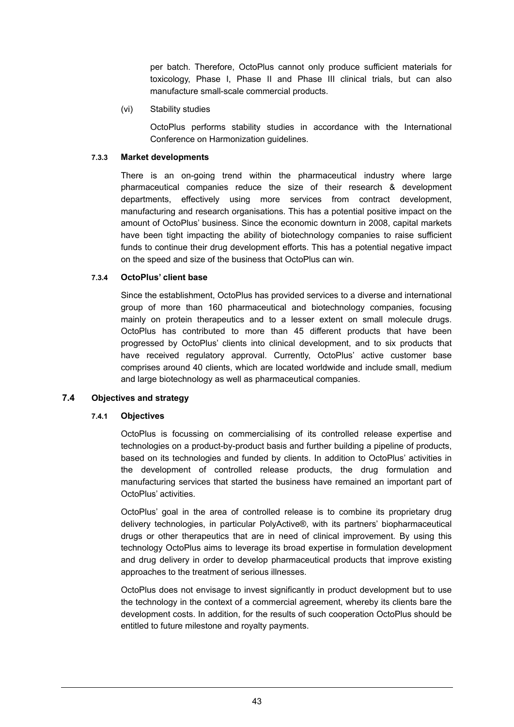per batch. Therefore, OctoPlus cannot only produce sufficient materials for toxicology, Phase I, Phase II and Phase III clinical trials, but can also manufacture small-scale commercial products.

(vi) Stability studies

OctoPlus performs stability studies in accordance with the International Conference on Harmonization guidelines.

#### 7.3.3 Market developments

There is an on-going trend within the pharmaceutical industry where large pharmaceutical companies reduce the size of their research & development departments, effectively using more services from contract development, manufacturing and research organisations. This has a potential positive impact on the amount of OctoPlus' business. Since the economic downturn in 2008, capital markets have been tight impacting the ability of biotechnology companies to raise sufficient funds to continue their drug development efforts. This has a potential negative impact on the speed and size of the business that OctoPlus can win.

#### 7.3.4 OctoPlus' client base

Since the establishment, OctoPlus has provided services to a diverse and international group of more than 160 pharmaceutical and biotechnology companies, focusing mainly on protein therapeutics and to a lesser extent on small molecule drugs. OctoPlus has contributed to more than 45 different products that have been progressed by OctoPlus' clients into clinical development, and to six products that have received regulatory approval. Currently, OctoPlus' active customer base comprises around 40 clients, which are located worldwide and include small, medium and large biotechnology as well as pharmaceutical companies.

### 7.4 Objectives and strategy

#### 7.4.1 Objectives

OctoPlus is focussing on commercialising of its controlled release expertise and technologies on a product-by-product basis and further building a pipeline of products, based on its technologies and funded by clients. In addition to OctoPlus' activities in the development of controlled release products, the drug formulation and manufacturing services that started the business have remained an important part of OctoPlus' activities.

OctoPlus' goal in the area of controlled release is to combine its proprietary drug delivery technologies, in particular PolyActive®, with its partners' biopharmaceutical drugs or other therapeutics that are in need of clinical improvement. By using this technology OctoPlus aims to leverage its broad expertise in formulation development and drug delivery in order to develop pharmaceutical products that improve existing approaches to the treatment of serious illnesses.

OctoPlus does not envisage to invest significantly in product development but to use the technology in the context of a commercial agreement, whereby its clients bare the development costs. In addition, for the results of such cooperation OctoPlus should be entitled to future milestone and royalty payments.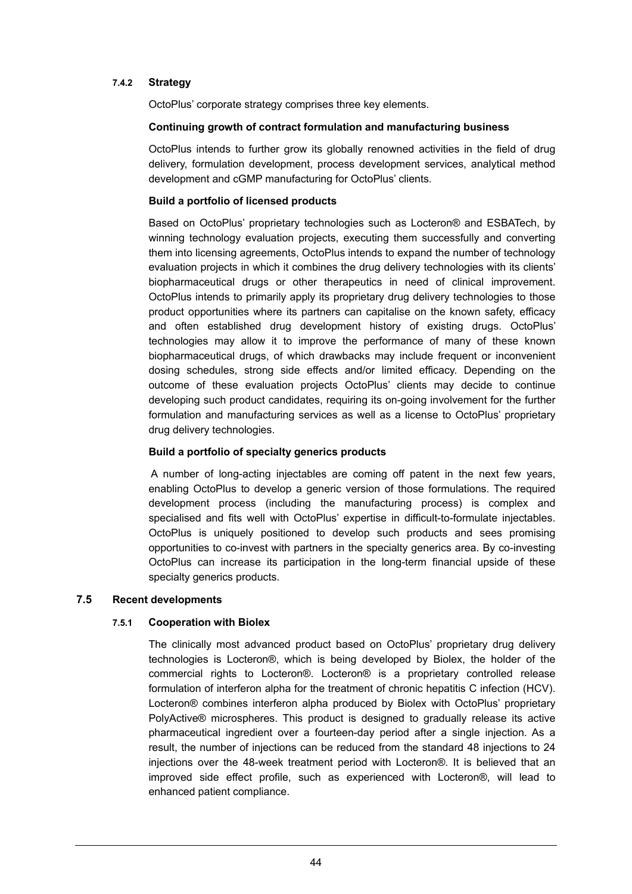#### 7.4.2 Strategy

OctoPlus' corporate strategy comprises three key elements.

**Continuing growth of contract formulation and manufacturing business**

OctoPlus intends to further grow its globally renowned activities in the field of drug delivery, formulation development, process development services, analytical method development and cGMP manufacturing for OctoPlus' clients.

**Build a portfolio of licensed products**

Based on OctoPlus' proprietary technologies such as Locteron® and ESBATech, by winning technology evaluation projects, executing them successfully and converting them into licensing agreements, OctoPlus intends to expand the number of technology evaluation projects in which it combines the drug delivery technologies with its clients' biopharmaceutical drugs or other therapeutics in need of clinical improvement. OctoPlus intends to primarily apply its proprietary drug delivery technologies to those product opportunities where its partners can capitalise on the known safety, efficacy and often established drug development history of existing drugs. OctoPlus' technologies may allow it to improve the performance of many of these known biopharmaceutical drugs, of which drawbacks may include frequent or inconvenient dosing schedules, strong side effects and/or limited efficacy. Depending on the outcome of these evaluation projects OctoPlus' clients may decide to continue developing such product candidates, requiring its on-going involvement for the further formulation and manufacturing services as well as a license to OctoPlus' proprietary drug delivery technologies.

**Build a portfolio of specialty generics products**

A number of long-acting injectables are coming off patent in the next few years, enabling OctoPlus to develop a generic version of those formulations. The required development process (including the manufacturing process) is complex and specialised and fits well with OctoPlus' expertise in difficult-to-formulate injectables. OctoPlus is uniquely positioned to develop such products and sees promising opportunities to co-invest with partners in the specialty generics area. By co-investing OctoPlus can increase its participation in the long-term financial upside of these specialty generics products.

### 7.5 Recent developments

#### 7.5.1 Cooperation with Biolex

The clinically most advanced product based on OctoPlus' proprietary drug delivery technologies is Locteron®, which is being developed by Biolex, the holder of the commercial rights to Locteron®. Locteron® is a proprietary controlled release formulation of interferon alpha for the treatment of chronic hepatitis C infection (HCV). Locteron® combines interferon alpha produced by Biolex with OctoPlus' proprietary PolyActive® microspheres. This product is designed to gradually release its active pharmaceutical ingredient over a fourteen-day period after a single injection. As a result, the number of injections can be reduced from the standard 48 injections to 24 injections over the 48-week treatment period with Locteron®. It is believed that an improved side effect profile, such as experienced with Locteron®, will lead to enhanced patient compliance.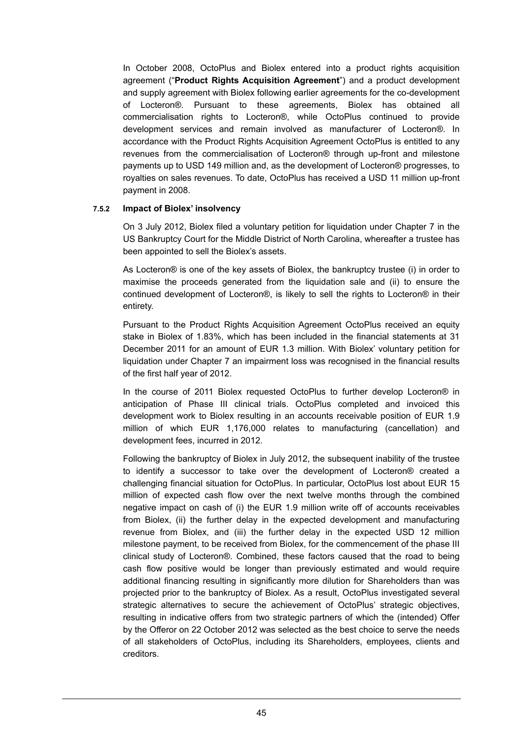In October 2008, OctoPlus and Biolex entered into a product rights acquisition agreement ("**Product Rights Acquisition Agreement**") and a product development and supply agreement with Biolex following earlier agreements for the co-development of Locteron®. Pursuant to these agreements, Biolex has obtained all commercialisation rights to Locteron®, while OctoPlus continued to provide development services and remain involved as manufacturer of Locteron®. In accordance with the Product Rights Acquisition Agreement OctoPlus is entitled to any revenues from the commercialisation of Locteron® through up-front and milestone payments up to USD 149 million and, as the development of Locteron® progresses, to royalties on sales revenues. To date, OctoPlus has received a USD 11 million up-front payment in 2008.

#### 7.5.2 Impact of Biolex' insolvency

On 3 July 2012, Biolex filed a voluntary petition for liquidation under Chapter 7 in the US Bankruptcy Court for the Middle District of North Carolina, whereafter a trustee has been appointed to sell the Biolex's assets.

As Locteron® is one of the key assets of Biolex, the bankruptcy trustee (i) in order to maximise the proceeds generated from the liquidation sale and (ii) to ensure the continued development of Locteron®, is likely to sell the rights to Locteron® in their entirety.

Pursuant to the Product Rights Acquisition Agreement OctoPlus received an equity stake in Biolex of 1.83%, which has been included in the financial statements at 31 December 2011 for an amount of EUR 1.3 million. With Biolex' voluntary petition for liquidation under Chapter 7 an impairment loss was recognised in the financial results of the first half year of 2012.

In the course of 2011 Biolex requested OctoPlus to further develop Locteron® in anticipation of Phase III clinical trials. OctoPlus completed and invoiced this development work to Biolex resulting in an accounts receivable position of EUR 1.9 million of which EUR 1,176,000 relates to manufacturing (cancellation) and development fees, incurred in 2012.

Following the bankruptcy of Biolex in July 2012, the subsequent inability of the trustee to identify a successor to take over the development of Locteron® created a challenging financial situation for OctoPlus. In particular, OctoPlus lost about EUR 15 million of expected cash flow over the next twelve months through the combined negative impact on cash of (i) the EUR 1.9 million write off of accounts receivables from Biolex, (ii) the further delay in the expected development and manufacturing revenue from Biolex, and (iii) the further delay in the expected USD 12 million milestone payment, to be received from Biolex, for the commencement of the phase III clinical study of Locteron®. Combined, these factors caused that the road to being cash flow positive would be longer than previously estimated and would require additional financing resulting in significantly more dilution for Shareholders than was projected prior to the bankruptcy of Biolex. As a result, OctoPlus investigated several strategic alternatives to secure the achievement of OctoPlus' strategic objectives, resulting in indicative offers from two strategic partners of which the (intended) Offer by the Offeror on 22 October 2012 was selected as the best choice to serve the needs of all stakeholders of OctoPlus, including its Shareholders, employees, clients and creditors.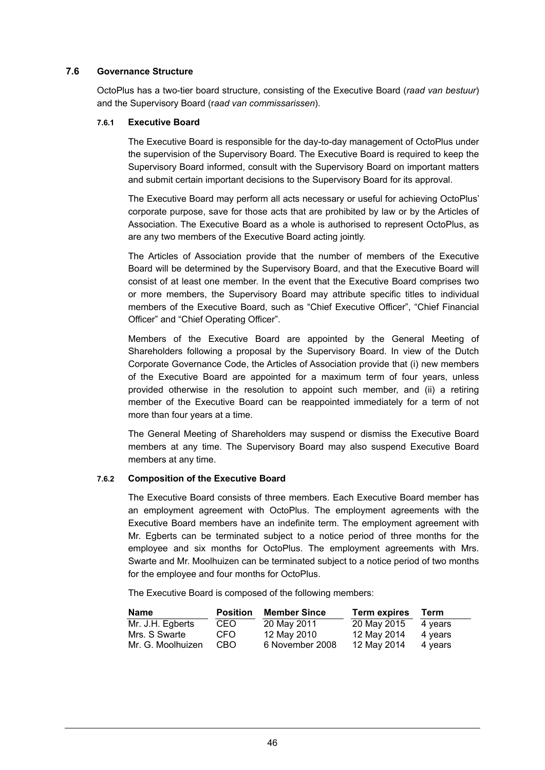## 7.6 Governance Structure

OctoPlus has a two-tier board structure, consisting of the Executive Board (*raad van bestuur*) and the Supervisory Board (r*aad van commissarissen*).

### 7.6.1 Executive Board

The Executive Board is responsible for the day-to-day management of OctoPlus under the supervision of the Supervisory Board. The Executive Board is required to keep the Supervisory Board informed, consult with the Supervisory Board on important matters and submit certain important decisions to the Supervisory Board for its approval.

The Executive Board may perform all acts necessary or useful for achieving OctoPlus' corporate purpose, save for those acts that are prohibited by law or by the Articles of Association. The Executive Board as a whole is authorised to represent OctoPlus, as are any two members of the Executive Board acting jointly.

The Articles of Association provide that the number of members of the Executive Board will be determined by the Supervisory Board, and that the Executive Board will consist of at least one member. In the event that the Executive Board comprises two or more members, the Supervisory Board may attribute specific titles to individual members of the Executive Board, such as "Chief Executive Officer", "Chief Financial Officer" and "Chief Operating Officer".

Members of the Executive Board are appointed by the General Meeting of Shareholders following a proposal by the Supervisory Board. In view of the Dutch Corporate Governance Code, the Articles of Association provide that (i) new members of the Executive Board are appointed for a maximum term of four years, unless provided otherwise in the resolution to appoint such member, and (ii) a retiring member of the Executive Board can be reappointed immediately for a term of not more than four years at a time.

The General Meeting of Shareholders may suspend or dismiss the Executive Board members at any time. The Supervisory Board may also suspend Executive Board members at any time.

### 7.6.2 Composition of the Executive Board

The Executive Board consists of three members. Each Executive Board member has an employment agreement with OctoPlus. The employment agreements with the Executive Board members have an indefinite term. The employment agreement with Mr. Egberts can be terminated subject to a notice period of three months for the employee and six months for OctoPlus. The employment agreements with Mrs. Swarte and Mr. Moolhuizen can be terminated subject to a notice period of two months for the employee and four months for OctoPlus.

The Executive Board is composed of the following members:

| Name | Position | Member Since | Term expires | Term |
|---|---|---|---|---|
| Mr. J.H. Egberts | CEO | 20 May 2011 | 20 May 2015 | 4 years |
| Mrs. S Swarte | CFO | 12 May 2010 | 12 May 2014 | 4 years |
| Mr. G. Moolhuizen | CBO | 6 November 2008 | 12 May 2014 | 4 years |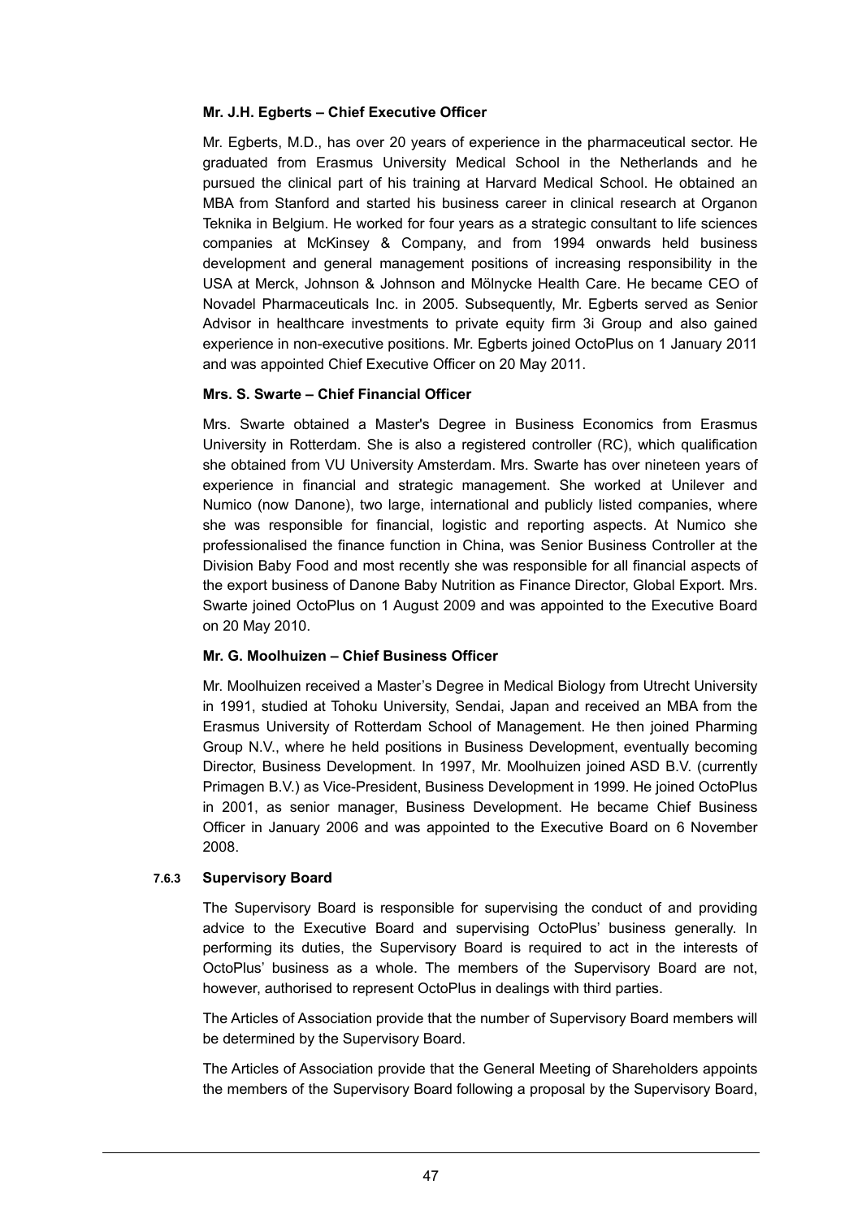**Mr. J.H. Egberts – Chief Executive Officer**

Mr. Egberts, M.D., has over 20 years of experience in the pharmaceutical sector. He graduated from Erasmus University Medical School in the Netherlands and he pursued the clinical part of his training at Harvard Medical School. He obtained an MBA from Stanford and started his business career in clinical research at Organon Teknika in Belgium. He worked for four years as a strategic consultant to life sciences companies at McKinsey & Company, and from 1994 onwards held business development and general management positions of increasing responsibility in the USA at Merck, Johnson & Johnson and Mölnycke Health Care. He became CEO of Novadel Pharmaceuticals Inc. in 2005. Subsequently, Mr. Egberts served as Senior Advisor in healthcare investments to private equity firm 3i Group and also gained experience in non-executive positions. Mr. Egberts joined OctoPlus on 1 January 2011 and was appointed Chief Executive Officer on 20 May 2011.

**Mrs. S. Swarte – Chief Financial Officer**

Mrs. Swarte obtained a Master's Degree in Business Economics from Erasmus University in Rotterdam. She is also a registered controller (RC), which qualification she obtained from VU University Amsterdam. Mrs. Swarte has over nineteen years of experience in financial and strategic management. She worked at Unilever and Numico (now Danone), two large, international and publicly listed companies, where she was responsible for financial, logistic and reporting aspects. At Numico she professionalised the finance function in China, was Senior Business Controller at the Division Baby Food and most recently she was responsible for all financial aspects of the export business of Danone Baby Nutrition as Finance Director, Global Export. Mrs. Swarte joined OctoPlus on 1 August 2009 and was appointed to the Executive Board on 20 May 2010.

**Mr. G. Moolhuizen – Chief Business Officer**

Mr. Moolhuizen received a Master's Degree in Medical Biology from Utrecht University in 1991, studied at Tohoku University, Sendai, Japan and received an MBA from the Erasmus University of Rotterdam School of Management. He then joined Pharming Group N.V., where he held positions in Business Development, eventually becoming Director, Business Development. In 1997, Mr. Moolhuizen joined ASD B.V. (currently Primagen B.V.) as Vice-President, Business Development in 1999. He joined OctoPlus in 2001, as senior manager, Business Development. He became Chief Business Officer in January 2006 and was appointed to the Executive Board on 6 November 2008.

### 7.6.3 Supervisory Board

The Supervisory Board is responsible for supervising the conduct of and providing advice to the Executive Board and supervising OctoPlus' business generally. In performing its duties, the Supervisory Board is required to act in the interests of OctoPlus' business as a whole. The members of the Supervisory Board are not, however, authorised to represent OctoPlus in dealings with third parties.

The Articles of Association provide that the number of Supervisory Board members will be determined by the Supervisory Board.

The Articles of Association provide that the General Meeting of Shareholders appoints the members of the Supervisory Board following a proposal by the Supervisory Board,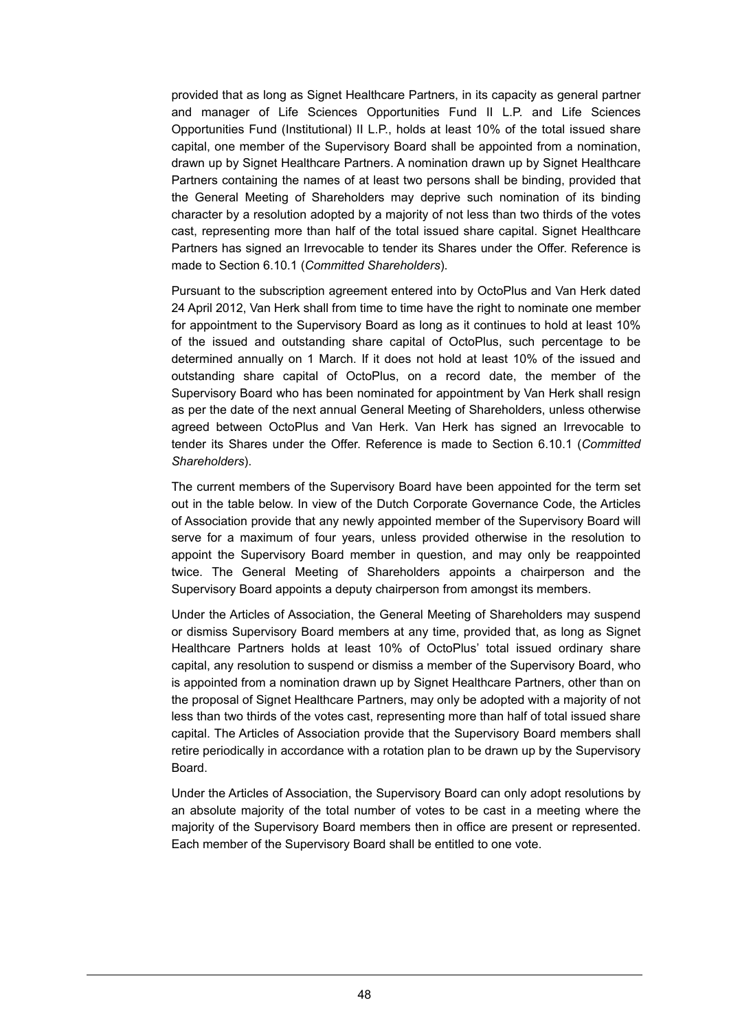provided that as long as Signet Healthcare Partners, in its capacity as general partner and manager of Life Sciences Opportunities Fund II L.P. and Life Sciences Opportunities Fund (Institutional) II L.P., holds at least 10% of the total issued share capital, one member of the Supervisory Board shall be appointed from a nomination, drawn up by Signet Healthcare Partners. A nomination drawn up by Signet Healthcare Partners containing the names of at least two persons shall be binding, provided that the General Meeting of Shareholders may deprive such nomination of its binding character by a resolution adopted by a majority of not less than two thirds of the votes cast, representing more than half of the total issued share capital. Signet Healthcare Partners has signed an Irrevocable to tender its Shares under the Offer. Reference is made to Section 6.10.1 (*Committed Shareholders*).

Pursuant to the subscription agreement entered into by OctoPlus and Van Herk dated 24 April 2012, Van Herk shall from time to time have the right to nominate one member for appointment to the Supervisory Board as long as it continues to hold at least 10% of the issued and outstanding share capital of OctoPlus, such percentage to be determined annually on 1 March. If it does not hold at least 10% of the issued and outstanding share capital of OctoPlus, on a record date, the member of the Supervisory Board who has been nominated for appointment by Van Herk shall resign as per the date of the next annual General Meeting of Shareholders, unless otherwise agreed between OctoPlus and Van Herk. Van Herk has signed an Irrevocable to tender its Shares under the Offer. Reference is made to Section 6.10.1 (*Committed Shareholders*).

The current members of the Supervisory Board have been appointed for the term set out in the table below. In view of the Dutch Corporate Governance Code, the Articles of Association provide that any newly appointed member of the Supervisory Board will serve for a maximum of four years, unless provided otherwise in the resolution to appoint the Supervisory Board member in question, and may only be reappointed twice. The General Meeting of Shareholders appoints a chairperson and the Supervisory Board appoints a deputy chairperson from amongst its members.

Under the Articles of Association, the General Meeting of Shareholders may suspend or dismiss Supervisory Board members at any time, provided that, as long as Signet Healthcare Partners holds at least 10% of OctoPlus' total issued ordinary share capital, any resolution to suspend or dismiss a member of the Supervisory Board, who is appointed from a nomination drawn up by Signet Healthcare Partners, other than on the proposal of Signet Healthcare Partners, may only be adopted with a majority of not less than two thirds of the votes cast, representing more than half of total issued share capital. The Articles of Association provide that the Supervisory Board members shall retire periodically in accordance with a rotation plan to be drawn up by the Supervisory Board.

Under the Articles of Association, the Supervisory Board can only adopt resolutions by an absolute majority of the total number of votes to be cast in a meeting where the majority of the Supervisory Board members then in office are present or represented. Each member of the Supervisory Board shall be entitled to one vote.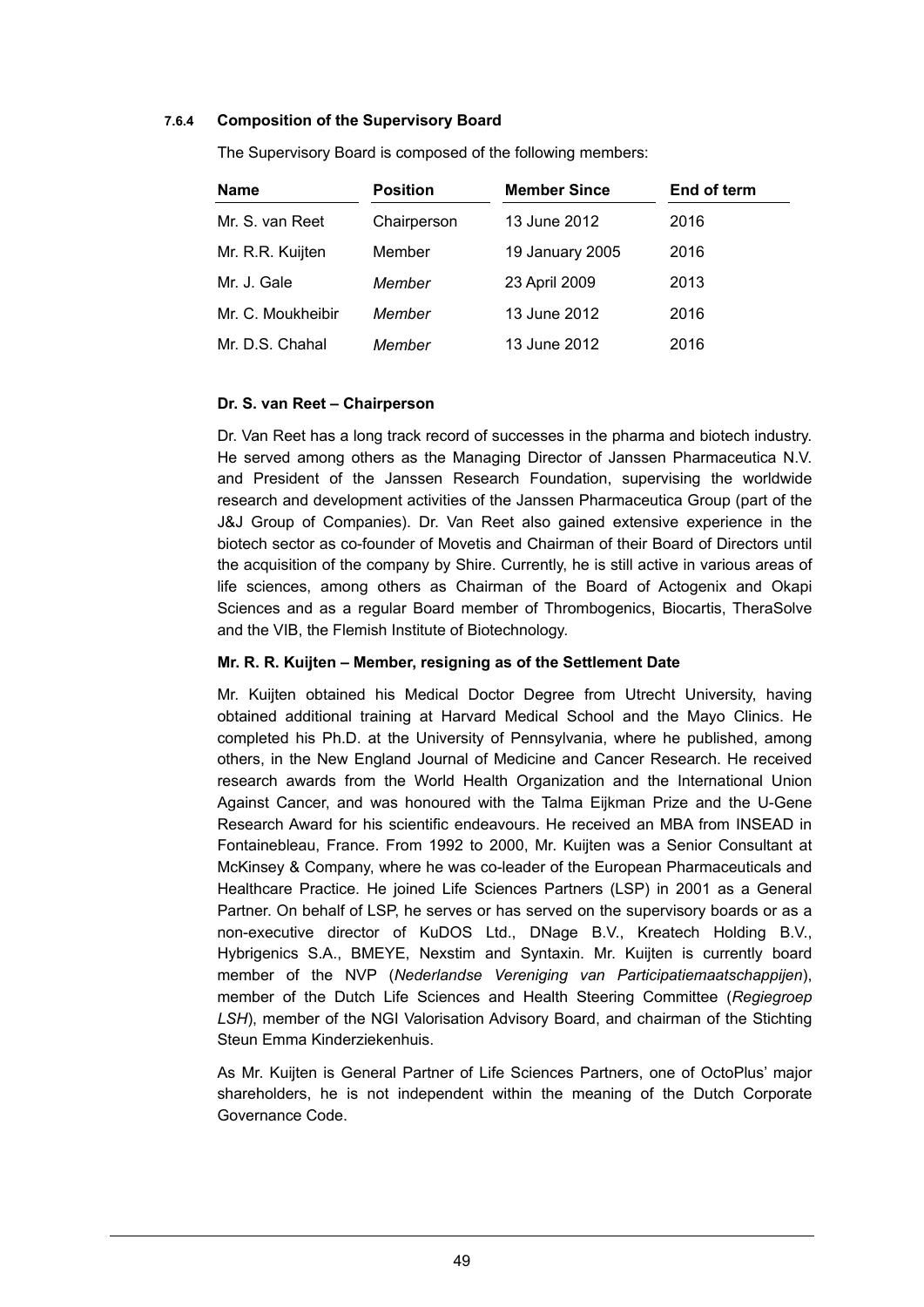### 7.6.4 Composition of the Supervisory Board

The Supervisory Board is composed of the following members:

| Name | Position | Member Since | End of term |
|---|---|---|---|
| Mr. S. van Reet | Chairperson | 13 June 2012 | 2016 |
| Mr. R.R. Kuijten | Member | 19 January 2005 | 2016 |
| Mr. J. Gale | *Member* | 23 April 2009 | 2013 |
| Mr. C. Moukheibir | *Member* | 13 June 2012 | 2016 |
| Mr. D.S. Chahal | *Member* | 13 June 2012 | 2016 |

**Dr. S. van Reet – Chairperson**

Dr. Van Reet has a long track record of successes in the pharma and biotech industry. He served among others as the Managing Director of Janssen Pharmaceutica N.V. and President of the Janssen Research Foundation, supervising the worldwide research and development activities of the Janssen Pharmaceutica Group (part of the J&J Group of Companies). Dr. Van Reet also gained extensive experience in the biotech sector as co-founder of Movetis and Chairman of their Board of Directors until the acquisition of the company by Shire. Currently, he is still active in various areas of life sciences, among others as Chairman of the Board of Actogenix and Okapi Sciences and as a regular Board member of Thrombogenics, Biocartis, TheraSolve and the VIB, the Flemish Institute of Biotechnology.

**Mr. R. R. Kuijten – Member, resigning as of the Settlement Date**

Mr. Kuijten obtained his Medical Doctor Degree from Utrecht University, having obtained additional training at Harvard Medical School and the Mayo Clinics. He completed his Ph.D. at the University of Pennsylvania, where he published, among others, in the New England Journal of Medicine and Cancer Research. He received research awards from the World Health Organization and the International Union Against Cancer, and was honoured with the Talma Eijkman Prize and the U-Gene Research Award for his scientific endeavours. He received an MBA from INSEAD in Fontainebleau, France. From 1992 to 2000, Mr. Kuijten was a Senior Consultant at McKinsey & Company, where he was co-leader of the European Pharmaceuticals and Healthcare Practice. He joined Life Sciences Partners (LSP) in 2001 as a General Partner. On behalf of LSP, he serves or has served on the supervisory boards or as a non-executive director of KuDOS Ltd., DNage B.V., Kreatech Holding B.V., Hybrigenics S.A., BMEYE, Nexstim and Syntaxin. Mr. Kuijten is currently board member of the NVP (*Nederlandse Vereniging van Participatiemaatschappijen*), member of the Dutch Life Sciences and Health Steering Committee (*Regiegroep LSH*), member of the NGI Valorisation Advisory Board, and chairman of the Stichting Steun Emma Kinderziekenhuis.

As Mr. Kuijten is General Partner of Life Sciences Partners, one of OctoPlus' major shareholders, he is not independent within the meaning of the Dutch Corporate Governance Code.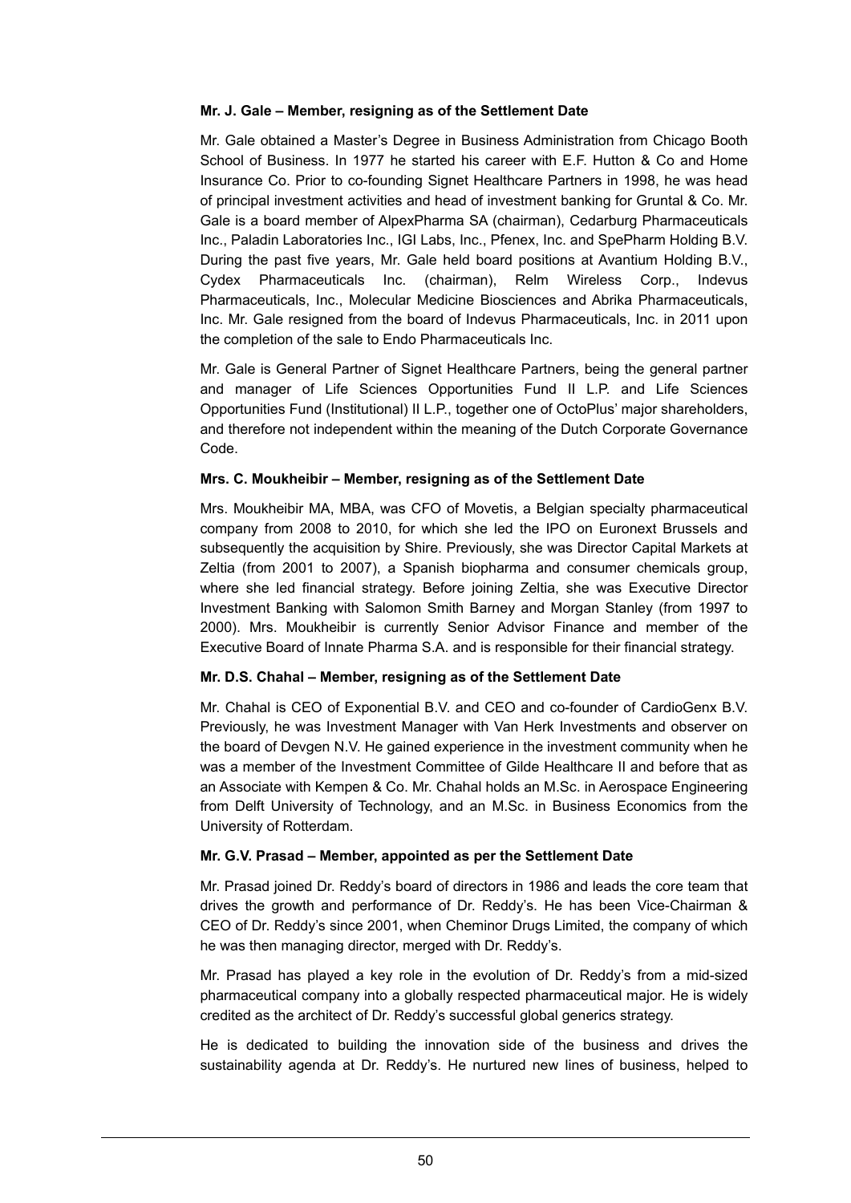**Mr. J. Gale – Member, resigning as of the Settlement Date**

Mr. Gale obtained a Master's Degree in Business Administration from Chicago Booth School of Business. In 1977 he started his career with E.F. Hutton & Co and Home Insurance Co. Prior to co-founding Signet Healthcare Partners in 1998, he was head of principal investment activities and head of investment banking for Gruntal & Co. Mr. Gale is a board member of AlpexPharma SA (chairman), Cedarburg Pharmaceuticals Inc., Paladin Laboratories Inc., IGI Labs, Inc., Pfenex, Inc. and SpePharm Holding B.V. During the past five years, Mr. Gale held board positions at Avantium Holding B.V., Cydex Pharmaceuticals Inc. (chairman), Relm Wireless Corp., Indevus Pharmaceuticals, Inc., Molecular Medicine Biosciences and Abrika Pharmaceuticals, Inc. Mr. Gale resigned from the board of Indevus Pharmaceuticals, Inc. in 2011 upon the completion of the sale to Endo Pharmaceuticals Inc.

Mr. Gale is General Partner of Signet Healthcare Partners, being the general partner and manager of Life Sciences Opportunities Fund II L.P. and Life Sciences Opportunities Fund (Institutional) II L.P., together one of OctoPlus' major shareholders, and therefore not independent within the meaning of the Dutch Corporate Governance Code.

**Mrs. C. Moukheibir – Member, resigning as of the Settlement Date**

Mrs. Moukheibir MA, MBA, was CFO of Movetis, a Belgian specialty pharmaceutical company from 2008 to 2010, for which she led the IPO on Euronext Brussels and subsequently the acquisition by Shire. Previously, she was Director Capital Markets at Zeltia (from 2001 to 2007), a Spanish biopharma and consumer chemicals group, where she led financial strategy. Before joining Zeltia, she was Executive Director Investment Banking with Salomon Smith Barney and Morgan Stanley (from 1997 to 2000). Mrs. Moukheibir is currently Senior Advisor Finance and member of the Executive Board of Innate Pharma S.A. and is responsible for their financial strategy.

**Mr. D.S. Chahal – Member, resigning as of the Settlement Date**

Mr. Chahal is CEO of Exponential B.V. and CEO and co-founder of CardioGenx B.V. Previously, he was Investment Manager with Van Herk Investments and observer on the board of Devgen N.V. He gained experience in the investment community when he was a member of the Investment Committee of Gilde Healthcare II and before that as an Associate with Kempen & Co. Mr. Chahal holds an M.Sc. in Aerospace Engineering from Delft University of Technology, and an M.Sc. in Business Economics from the University of Rotterdam.

**Mr. G.V. Prasad – Member, appointed as per the Settlement Date**

Mr. Prasad joined Dr. Reddy's board of directors in 1986 and leads the core team that drives the growth and performance of Dr. Reddy's. He has been Vice-Chairman & CEO of Dr. Reddy's since 2001, when Cheminor Drugs Limited, the company of which he was then managing director, merged with Dr. Reddy's.

Mr. Prasad has played a key role in the evolution of Dr. Reddy's from a mid-sized pharmaceutical company into a globally respected pharmaceutical major. He is widely credited as the architect of Dr. Reddy's successful global generics strategy.

He is dedicated to building the innovation side of the business and drives the sustainability agenda at Dr. Reddy's. He nurtured new lines of business, helped to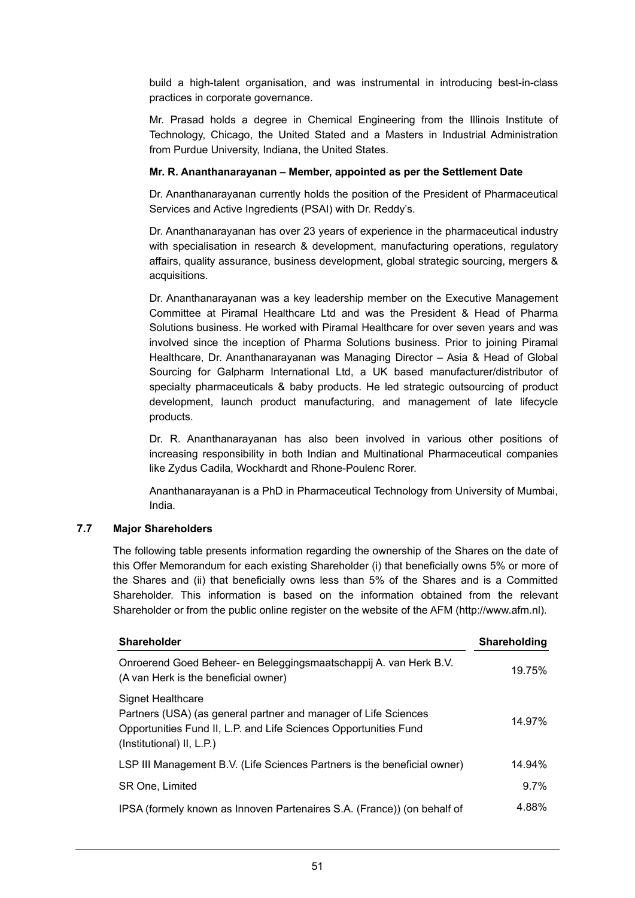build a high-talent organisation, and was instrumental in introducing best-in-class practices in corporate governance.

Mr. Prasad holds a degree in Chemical Engineering from the Illinois Institute of Technology, Chicago, the United Stated and a Masters in Industrial Administration from Purdue University, Indiana, the United States.

**Mr. R. Ananthanarayanan – Member, appointed as per the Settlement Date**

Dr. Ananthanarayanan currently holds the position of the President of Pharmaceutical Services and Active Ingredients (PSAI) with Dr. Reddy's.

Dr. Ananthanarayanan has over 23 years of experience in the pharmaceutical industry with specialisation in research & development, manufacturing operations, regulatory affairs, quality assurance, business development, global strategic sourcing, mergers & acquisitions.

Dr. Ananthanarayanan was a key leadership member on the Executive Management Committee at Piramal Healthcare Ltd and was the President & Head of Pharma Solutions business. He worked with Piramal Healthcare for over seven years and was involved since the inception of Pharma Solutions business. Prior to joining Piramal Healthcare, Dr. Ananthanarayanan was Managing Director – Asia & Head of Global Sourcing for Galpharm International Ltd, a UK based manufacturer/distributor of specialty pharmaceuticals & baby products. He led strategic outsourcing of product development, launch product manufacturing, and management of late lifecycle products.

Dr. R. Ananthanarayanan has also been involved in various other positions of increasing responsibility in both Indian and Multinational Pharmaceutical companies like Zydus Cadila, Wockhardt and Rhone-Poulenc Rorer.

Ananthanarayanan is a PhD in Pharmaceutical Technology from University of Mumbai, India.

## 7.7 Major Shareholders

The following table presents information regarding the ownership of the Shares on the date of this Offer Memorandum for each existing Shareholder (i) that beneficially owns 5% or more of the Shares and (ii) that beneficially owns less than 5% of the Shares and is a Committed Shareholder. This information is based on the information obtained from the relevant Shareholder or from the public online register on the website of the AFM (http://www.afm.nl).

| Shareholder | Shareholding |
|---|---|
| Onroerend Goed Beheer- en Beleggingsmaatschappij A. van Herk B.V. (A van Herk is the beneficial owner) | 19.75% |
| Signet Healthcare Partners (USA) (as general partner and manager of Life Sciences Opportunities Fund II, L.P. and Life Sciences Opportunities Fund (Institutional) II, L.P.) | 14.97% |
| LSP III Management B.V. (Life Sciences Partners is the beneficial owner) | 14.94% |
| SR One, Limited | 9.7% |
| IPSA (formely known as Innoven Partenaires S.A. (France)) (on behalf of | 4.88% |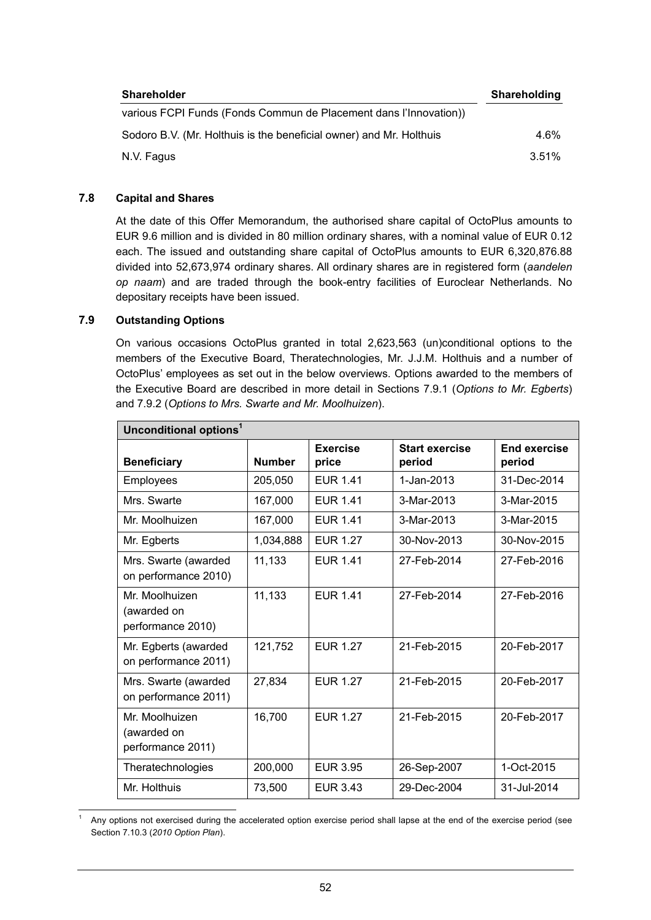| Shareholder | Shareholding |
|---|---|
| various FCPI Funds (Fonds Commun de Placement dans l'Innovation)) | |
| Sodoro B.V. (Mr. Holthuis is the beneficial owner) and Mr. Holthuis | 4.6% |
| N.V. Fagus | 3.51% |

### 7.8 Capital and Shares

At the date of this Offer Memorandum, the authorised share capital of OctoPlus amounts to EUR 9.6 million and is divided in 80 million ordinary shares, with a nominal value of EUR 0.12 each. The issued and outstanding share capital of OctoPlus amounts to EUR 6,320,876.88 divided into 52,673,974 ordinary shares. All ordinary shares are in registered form (*aandelen op naam*) and are traded through the book-entry facilities of Euroclear Netherlands. No depositary receipts have been issued.

### 7.9 Outstanding Options

On various occasions OctoPlus granted in total 2,623,563 (un)conditional options to the members of the Executive Board, Theratechnologies, Mr. J.J.M. Holthuis and a number of OctoPlus' employees as set out in the below overviews. Options awarded to the members of the Executive Board are described in more detail in Sections 7.9.1 (*Options to Mr. Egberts*) and 7.9.2 (*Options to Mrs. Swarte and Mr. Moolhuizen*).

| Unconditional options[1] | | | | |
|---|---|---|---|---|
| **Beneficiary** | **Number** | **Exercise price** | **Start exercise period** | **End exercise period** |
| Employees | 205,050 | EUR 1.41 | 1-Jan-2013 | 31-Dec-2014 |
| Mrs. Swarte | 167,000 | EUR 1.41 | 3-Mar-2013 | 3-Mar-2015 |
| Mr. Moolhuizen | 167,000 | EUR 1.41 | 3-Mar-2013 | 3-Mar-2015 |
| Mr. Egberts | 1,034,888 | EUR 1.27 | 30-Nov-2013 | 30-Nov-2015 |
| Mrs. Swarte (awarded on performance 2010) | 11,133 | EUR 1.41 | 27-Feb-2014 | 27-Feb-2016 |
| Mr. Moolhuizen (awarded on performance 2010) | 11,133 | EUR 1.41 | 27-Feb-2014 | 27-Feb-2016 |
| Mr. Egberts (awarded on performance 2011) | 121,752 | EUR 1.27 | 21-Feb-2015 | 20-Feb-2017 |
| Mrs. Swarte (awarded on performance 2011) | 27,834 | EUR 1.27 | 21-Feb-2015 | 20-Feb-2017 |
| Mr. Moolhuizen (awarded on performance 2011) | 16,700 | EUR 1.27 | 21-Feb-2015 | 20-Feb-2017 |
| Theratechnologies | 200,000 | EUR 3.95 | 26-Sep-2007 | 1-Oct-2015 |
| Mr. Holthuis | 73,500 | EUR 3.43 | 29-Dec-2004 | 31-Jul-2014 |

[1] Any options not exercised during the accelerated option exercise period shall lapse at the end of the exercise period (see Section 7.10.3 (*2010 Option Plan*).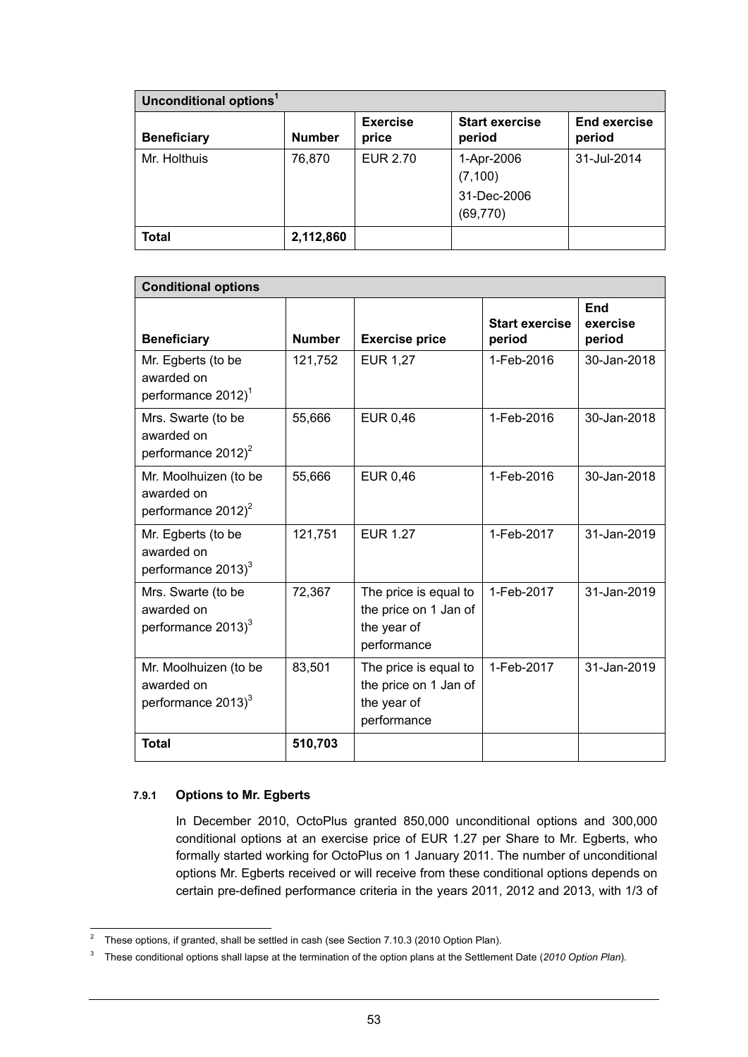| Unconditional options[1] | | | | |
|---|---|---|---|---|
| **Beneficiary** | **Number** | **Exercise price** | **Start exercise period** | **End exercise period** |
| Mr. Holthuis | 76,870 | EUR 2.70 | 1-Apr-2006 (7,100) 31-Dec-2006 (69,770) | 31-Jul-2014 |
| **Total** | **2,112,860** | | | |

| Conditional options | | | | |
|---|---|---|---|---|
| **Beneficiary** | **Number** | **Exercise price** | **Start exercise period** | **End exercise period** |
| Mr. Egberts (to be awarded on performance 2012)[1] | 121,752 | EUR 1,27 | 1-Feb-2016 | 30-Jan-2018 |
| Mrs. Swarte (to be awarded on performance 2012)[2] | 55,666 | EUR 0,46 | 1-Feb-2016 | 30-Jan-2018 |
| Mr. Moolhuizen (to be awarded on performance 2012)[2] | 55,666 | EUR 0,46 | 1-Feb-2016 | 30-Jan-2018 |
| Mr. Egberts (to be awarded on performance 2013)[3] | 121,751 | EUR 1.27 | 1-Feb-2017 | 31-Jan-2019 |
| Mrs. Swarte (to be awarded on performance 2013)[3] | 72,367 | The price is equal to the price on 1 Jan of the year of performance | 1-Feb-2017 | 31-Jan-2019 |
| Mr. Moolhuizen (to be awarded on performance 2013)[3] | 83,501 | The price is equal to the price on 1 Jan of the year of performance | 1-Feb-2017 | 31-Jan-2019 |
| **Total** | **510,703** | | | |

#### 7.9.1 Options to Mr. Egberts

In December 2010, OctoPlus granted 850,000 unconditional options and 300,000 conditional options at an exercise price of EUR 1.27 per Share to Mr. Egberts, who formally started working for OctoPlus on 1 January 2011. The number of unconditional options Mr. Egberts received or will receive from these conditional options depends on certain pre-defined performance criteria in the years 2011, 2012 and 2013, with 1/3 of

---

[2] These options, if granted, shall be settled in cash (see Section 7.10.3 (2010 Option Plan).

[3] These conditional options shall lapse at the termination of the option plans at the Settlement Date (*2010 Option Plan*).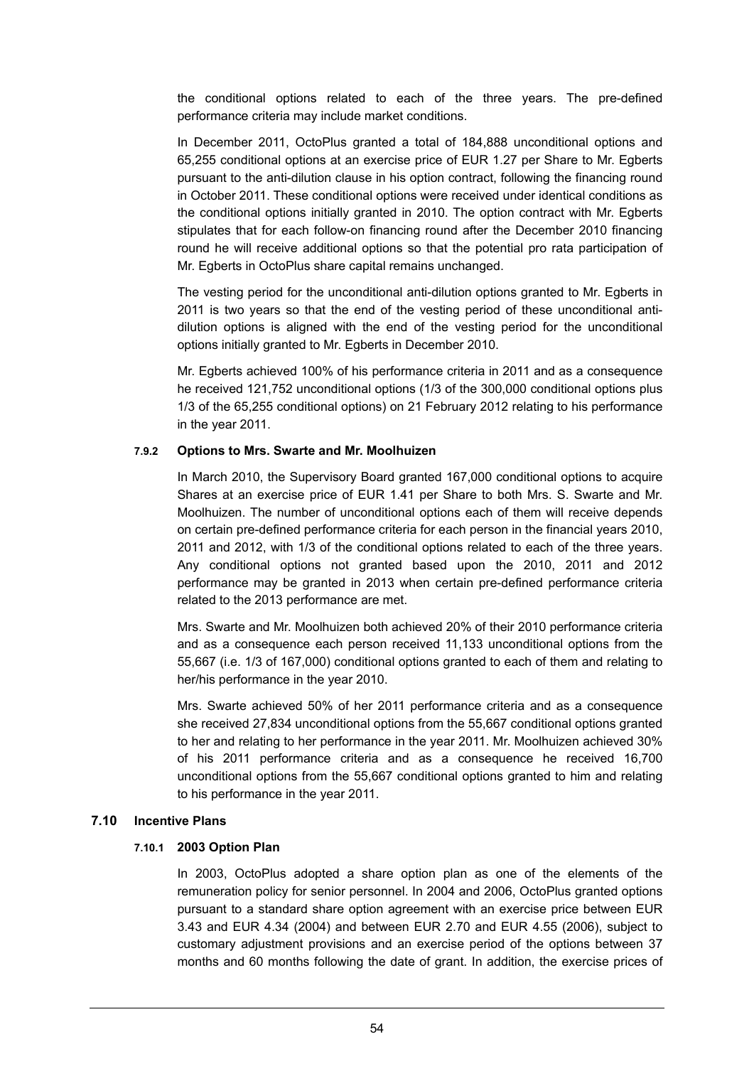the conditional options related to each of the three years. The pre-defined performance criteria may include market conditions.

In December 2011, OctoPlus granted a total of 184,888 unconditional options and 65,255 conditional options at an exercise price of EUR 1.27 per Share to Mr. Egberts pursuant to the anti-dilution clause in his option contract, following the financing round in October 2011. These conditional options were received under identical conditions as the conditional options initially granted in 2010. The option contract with Mr. Egberts stipulates that for each follow-on financing round after the December 2010 financing round he will receive additional options so that the potential pro rata participation of Mr. Egberts in OctoPlus share capital remains unchanged.

The vesting period for the unconditional anti-dilution options granted to Mr. Egberts in 2011 is two years so that the end of the vesting period of these unconditional anti-dilution options is aligned with the end of the vesting period for the unconditional options initially granted to Mr. Egberts in December 2010.

Mr. Egberts achieved 100% of his performance criteria in 2011 and as a consequence he received 121,752 unconditional options (1/3 of the 300,000 conditional options plus 1/3 of the 65,255 conditional options) on 21 February 2012 relating to his performance in the year 2011.

#### 7.9.2 Options to Mrs. Swarte and Mr. Moolhuizen

In March 2010, the Supervisory Board granted 167,000 conditional options to acquire Shares at an exercise price of EUR 1.41 per Share to both Mrs. S. Swarte and Mr. Moolhuizen. The number of unconditional options each of them will receive depends on certain pre-defined performance criteria for each person in the financial years 2010, 2011 and 2012, with 1/3 of the conditional options related to each of the three years. Any conditional options not granted based upon the 2010, 2011 and 2012 performance may be granted in 2013 when certain pre-defined performance criteria related to the 2013 performance are met.

Mrs. Swarte and Mr. Moolhuizen both achieved 20% of their 2010 performance criteria and as a consequence each person received 11,133 unconditional options from the 55,667 (i.e. 1/3 of 167,000) conditional options granted to each of them and relating to her/his performance in the year 2010.

Mrs. Swarte achieved 50% of her 2011 performance criteria and as a consequence she received 27,834 unconditional options from the 55,667 conditional options granted to her and relating to her performance in the year 2011. Mr. Moolhuizen achieved 30% of his 2011 performance criteria and as a consequence he received 16,700 unconditional options from the 55,667 conditional options granted to him and relating to his performance in the year 2011.

### 7.10 Incentive Plans

#### 7.10.1 2003 Option Plan

In 2003, OctoPlus adopted a share option plan as one of the elements of the remuneration policy for senior personnel. In 2004 and 2006, OctoPlus granted options pursuant to a standard share option agreement with an exercise price between EUR 3.43 and EUR 4.34 (2004) and between EUR 2.70 and EUR 4.55 (2006), subject to customary adjustment provisions and an exercise period of the options between 37 months and 60 months following the date of grant. In addition, the exercise prices of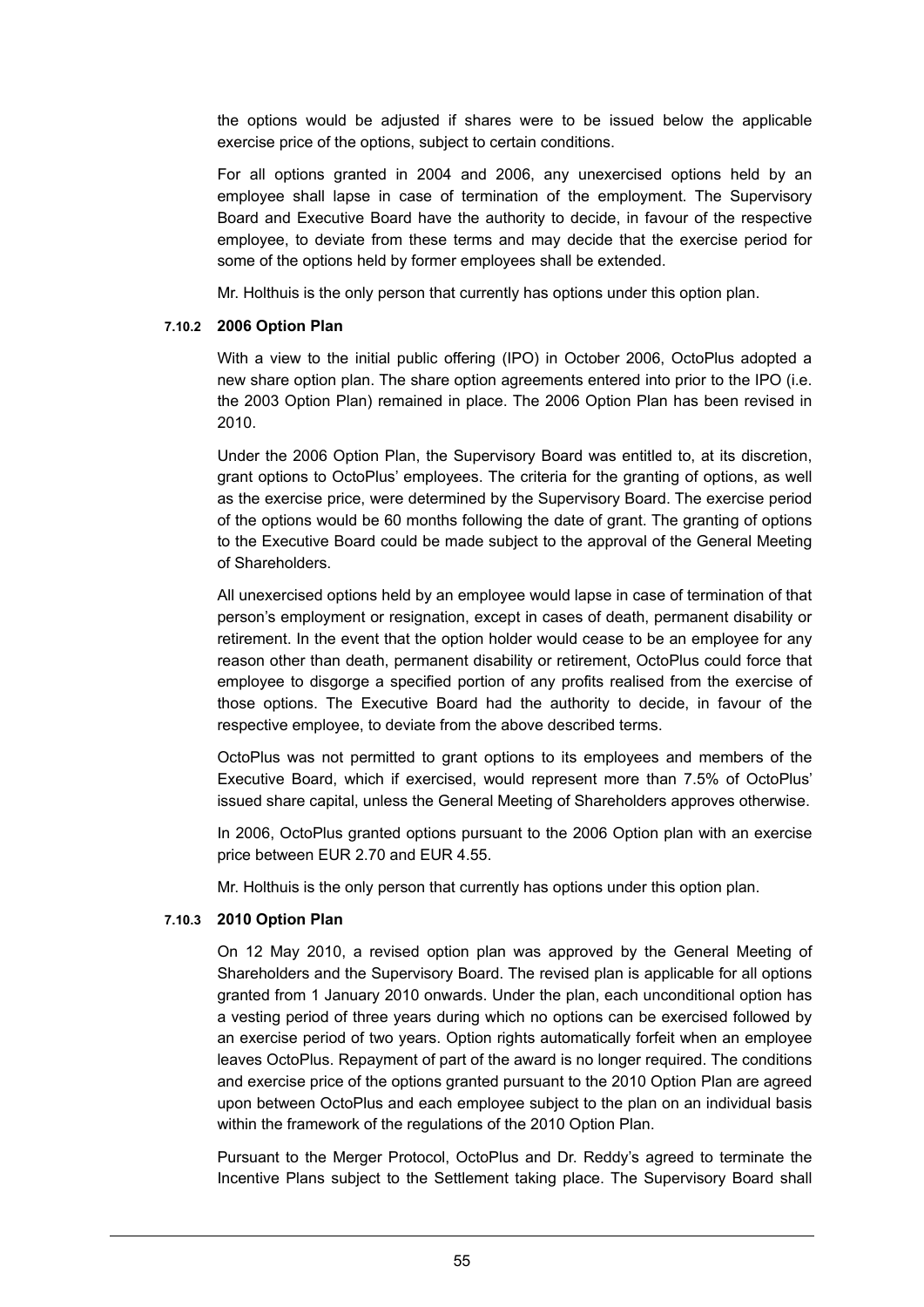the options would be adjusted if shares were to be issued below the applicable exercise price of the options, subject to certain conditions.

For all options granted in 2004 and 2006, any unexercised options held by an employee shall lapse in case of termination of the employment. The Supervisory Board and Executive Board have the authority to decide, in favour of the respective employee, to deviate from these terms and may decide that the exercise period for some of the options held by former employees shall be extended.

Mr. Holthuis is the only person that currently has options under this option plan.

#### 7.10.2 2006 Option Plan

With a view to the initial public offering (IPO) in October 2006, OctoPlus adopted a new share option plan. The share option agreements entered into prior to the IPO (i.e. the 2003 Option Plan) remained in place. The 2006 Option Plan has been revised in 2010.

Under the 2006 Option Plan, the Supervisory Board was entitled to, at its discretion, grant options to OctoPlus' employees. The criteria for the granting of options, as well as the exercise price, were determined by the Supervisory Board. The exercise period of the options would be 60 months following the date of grant. The granting of options to the Executive Board could be made subject to the approval of the General Meeting of Shareholders.

All unexercised options held by an employee would lapse in case of termination of that person's employment or resignation, except in cases of death, permanent disability or retirement. In the event that the option holder would cease to be an employee for any reason other than death, permanent disability or retirement, OctoPlus could force that employee to disgorge a specified portion of any profits realised from the exercise of those options. The Executive Board had the authority to decide, in favour of the respective employee, to deviate from the above described terms.

OctoPlus was not permitted to grant options to its employees and members of the Executive Board, which if exercised, would represent more than 7.5% of OctoPlus' issued share capital, unless the General Meeting of Shareholders approves otherwise.

In 2006, OctoPlus granted options pursuant to the 2006 Option plan with an exercise price between EUR 2.70 and EUR 4.55.

Mr. Holthuis is the only person that currently has options under this option plan.

#### 7.10.3 2010 Option Plan

On 12 May 2010, a revised option plan was approved by the General Meeting of Shareholders and the Supervisory Board. The revised plan is applicable for all options granted from 1 January 2010 onwards. Under the plan, each unconditional option has a vesting period of three years during which no options can be exercised followed by an exercise period of two years. Option rights automatically forfeit when an employee leaves OctoPlus. Repayment of part of the award is no longer required. The conditions and exercise price of the options granted pursuant to the 2010 Option Plan are agreed upon between OctoPlus and each employee subject to the plan on an individual basis within the framework of the regulations of the 2010 Option Plan.

Pursuant to the Merger Protocol, OctoPlus and Dr. Reddy's agreed to terminate the Incentive Plans subject to the Settlement taking place. The Supervisory Board shall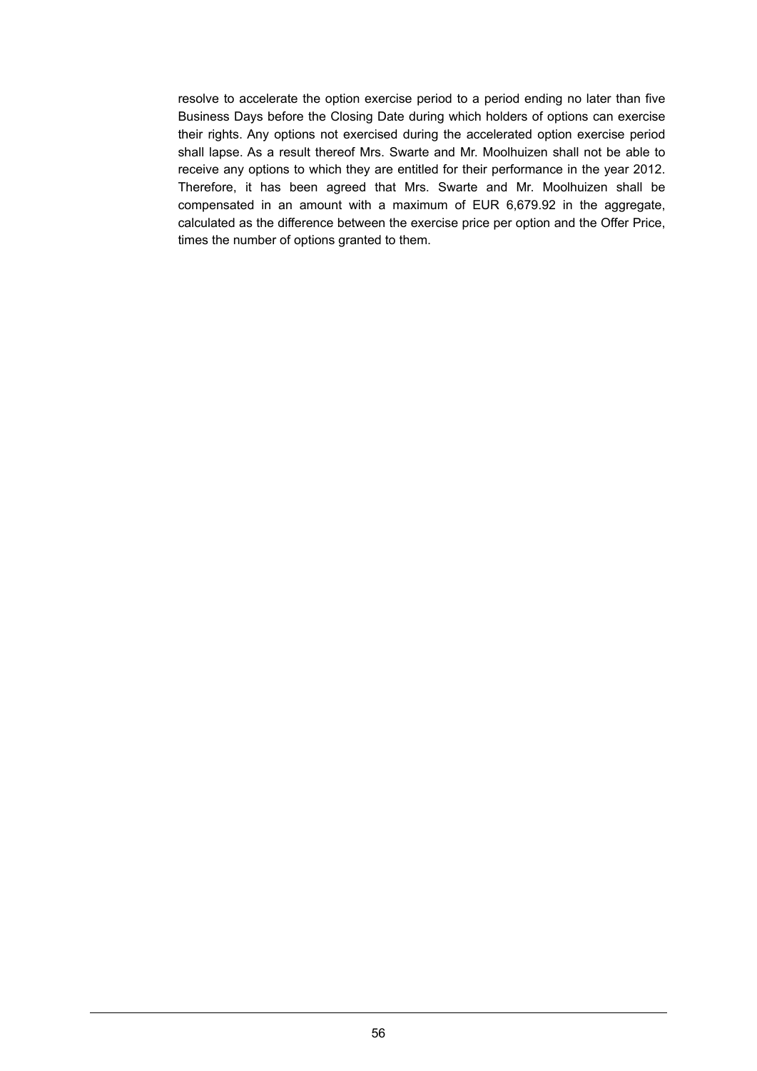resolve to accelerate the option exercise period to a period ending no later than five Business Days before the Closing Date during which holders of options can exercise their rights. Any options not exercised during the accelerated option exercise period shall lapse. As a result thereof Mrs. Swarte and Mr. Moolhuizen shall not be able to receive any options to which they are entitled for their performance in the year 2012. Therefore, it has been agreed that Mrs. Swarte and Mr. Moolhuizen shall be compensated in an amount with a maximum of EUR 6,679.92 in the aggregate, calculated as the difference between the exercise price per option and the Offer Price, times the number of options granted to them.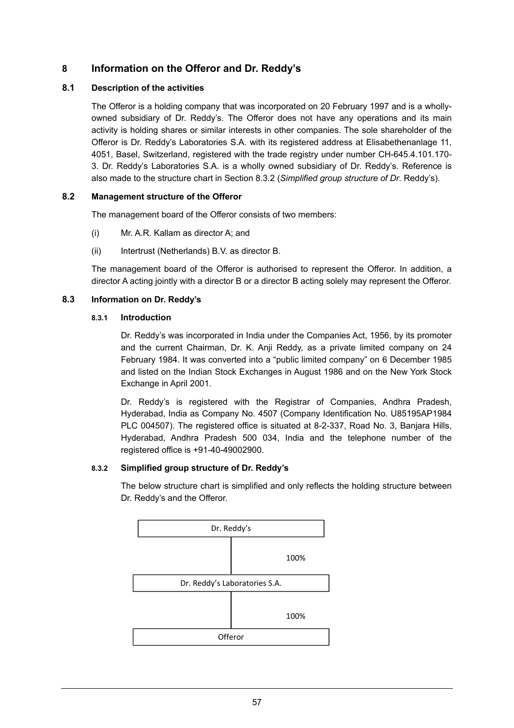# 8 Information on the Offeror and Dr. Reddy's

## 8.1 Description of the activities

The Offeror is a holding company that was incorporated on 20 February 1997 and is a wholly-owned subsidiary of Dr. Reddy's. The Offeror does not have any operations and its main activity is holding shares or similar interests in other companies. The sole shareholder of the Offeror is Dr. Reddy's Laboratories S.A. with its registered address at Elisabethenanlage 11, 4051, Basel, Switzerland, registered with the trade registry under number CH-645.4.101.170-3. Dr. Reddy's Laboratories S.A. is a wholly owned subsidiary of Dr. Reddy's. Reference is also made to the structure chart in Section 8.3.2 (*Simplified group structure of Dr*. Reddy's).

## 8.2 Management structure of the Offeror

The management board of the Offeror consists of two members:

(i) Mr. A.R. Kallam as director A; and

(ii) Intertrust (Netherlands) B.V. as director B.

The management board of the Offeror is authorised to represent the Offeror. In addition, a director A acting jointly with a director B or a director B acting solely may represent the Offeror.

## 8.3 Information on Dr. Reddy's

### 8.3.1 Introduction

Dr. Reddy's was incorporated in India under the Companies Act, 1956, by its promoter and the current Chairman, Dr. K. Anji Reddy, as a private limited company on 24 February 1984. It was converted into a "public limited company" on 6 December 1985 and listed on the Indian Stock Exchanges in August 1986 and on the New York Stock Exchange in April 2001.

Dr. Reddy's is registered with the Registrar of Companies, Andhra Pradesh, Hyderabad, India as Company No. 4507 (Company Identification No. U85195AP1984 PLC 004507). The registered office is situated at 8-2-337, Road No. 3, Banjara Hills, Hyderabad, Andhra Pradesh 500 034, India and the telephone number of the registered office is +91-40-49002900.

### 8.3.2 Simplified group structure of Dr. Reddy's

The below structure chart is simplified and only reflects the holding structure between Dr. Reddy's and the Offeror.

Dr. Reddy's

100%

Dr. Reddy's Laboratories S.A.

100%

Offeror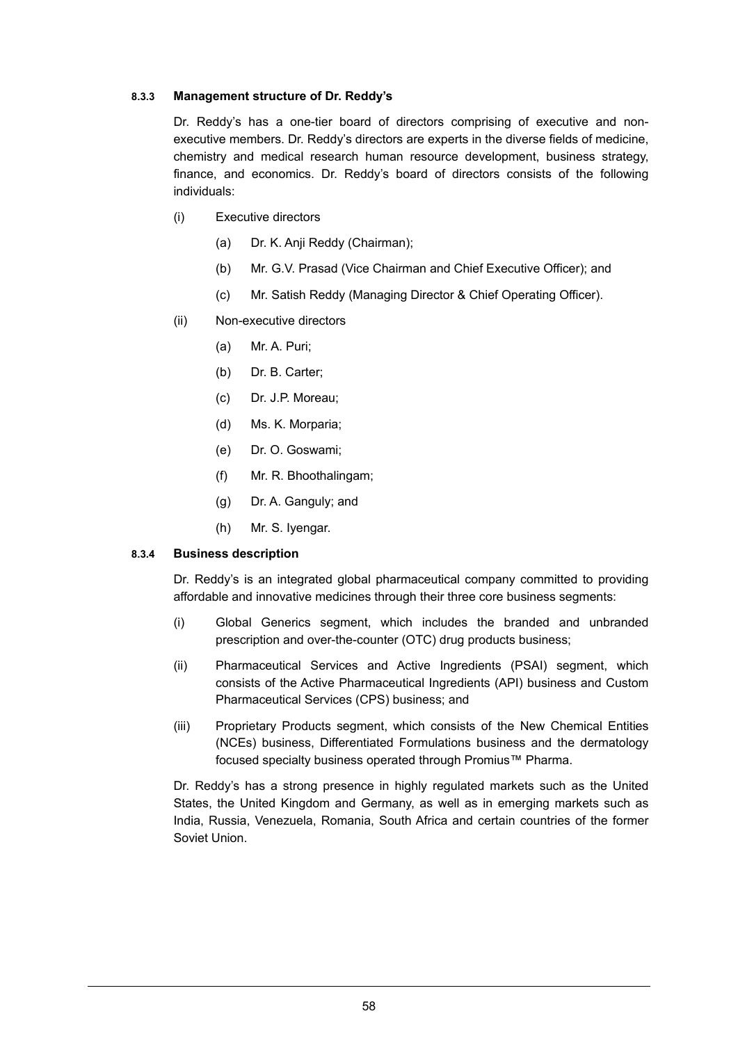#### 8.3.3 Management structure of Dr. Reddy's

Dr. Reddy's has a one-tier board of directors comprising of executive and non-executive members. Dr. Reddy's directors are experts in the diverse fields of medicine, chemistry and medical research human resource development, business strategy, finance, and economics. Dr. Reddy's board of directors consists of the following individuals:

(i) Executive directors

(a) Dr. K. Anji Reddy (Chairman);

(b) Mr. G.V. Prasad (Vice Chairman and Chief Executive Officer); and

(c) Mr. Satish Reddy (Managing Director & Chief Operating Officer).

(ii) Non-executive directors

(a) Mr. A. Puri;

(b) Dr. B. Carter;

(c) Dr. J.P. Moreau;

(d) Ms. K. Morparia;

(e) Dr. O. Goswami;

(f) Mr. R. Bhoothalingam;

(g) Dr. A. Ganguly; and

(h) Mr. S. Iyengar.

#### 8.3.4 Business description

Dr. Reddy's is an integrated global pharmaceutical company committed to providing affordable and innovative medicines through their three core business segments:

(i) Global Generics segment, which includes the branded and unbranded prescription and over-the-counter (OTC) drug products business;

(ii) Pharmaceutical Services and Active Ingredients (PSAI) segment, which consists of the Active Pharmaceutical Ingredients (API) business and Custom Pharmaceutical Services (CPS) business; and

(iii) Proprietary Products segment, which consists of the New Chemical Entities (NCEs) business, Differentiated Formulations business and the dermatology focused specialty business operated through Promius™ Pharma.

Dr. Reddy's has a strong presence in highly regulated markets such as the United States, the United Kingdom and Germany, as well as in emerging markets such as India, Russia, Venezuela, Romania, South Africa and certain countries of the former Soviet Union.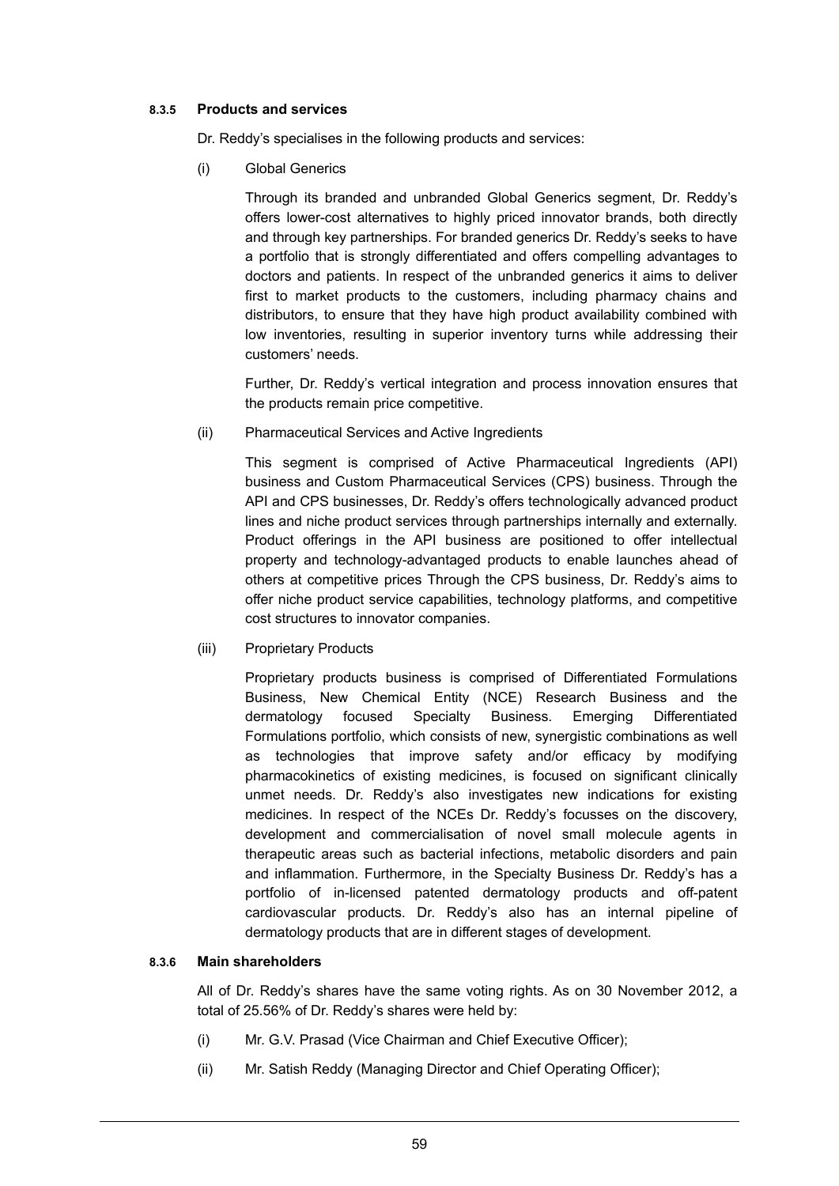#### 8.3.5 Products and services

Dr. Reddy's specialises in the following products and services:

(i) Global Generics

Through its branded and unbranded Global Generics segment, Dr. Reddy's offers lower-cost alternatives to highly priced innovator brands, both directly and through key partnerships. For branded generics Dr. Reddy's seeks to have a portfolio that is strongly differentiated and offers compelling advantages to doctors and patients. In respect of the unbranded generics it aims to deliver first to market products to the customers, including pharmacy chains and distributors, to ensure that they have high product availability combined with low inventories, resulting in superior inventory turns while addressing their customers' needs.

Further, Dr. Reddy's vertical integration and process innovation ensures that the products remain price competitive.

(ii) Pharmaceutical Services and Active Ingredients

This segment is comprised of Active Pharmaceutical Ingredients (API) business and Custom Pharmaceutical Services (CPS) business. Through the API and CPS businesses, Dr. Reddy's offers technologically advanced product lines and niche product services through partnerships internally and externally. Product offerings in the API business are positioned to offer intellectual property and technology-advantaged products to enable launches ahead of others at competitive prices Through the CPS business, Dr. Reddy's aims to offer niche product service capabilities, technology platforms, and competitive cost structures to innovator companies.

(iii) Proprietary Products

Proprietary products business is comprised of Differentiated Formulations Business, New Chemical Entity (NCE) Research Business and the dermatology focused Specialty Business. Emerging Differentiated Formulations portfolio, which consists of new, synergistic combinations as well as technologies that improve safety and/or efficacy by modifying pharmacokinetics of existing medicines, is focused on significant clinically unmet needs. Dr. Reddy's also investigates new indications for existing medicines. In respect of the NCEs Dr. Reddy's focusses on the discovery, development and commercialisation of novel small molecule agents in therapeutic areas such as bacterial infections, metabolic disorders and pain and inflammation. Furthermore, in the Specialty Business Dr. Reddy's has a portfolio of in-licensed patented dermatology products and off-patent cardiovascular products. Dr. Reddy's also has an internal pipeline of dermatology products that are in different stages of development.

#### 8.3.6 Main shareholders

All of Dr. Reddy's shares have the same voting rights. As on 30 November 2012, a total of 25.56% of Dr. Reddy's shares were held by:

(i) Mr. G.V. Prasad (Vice Chairman and Chief Executive Officer);

(ii) Mr. Satish Reddy (Managing Director and Chief Operating Officer);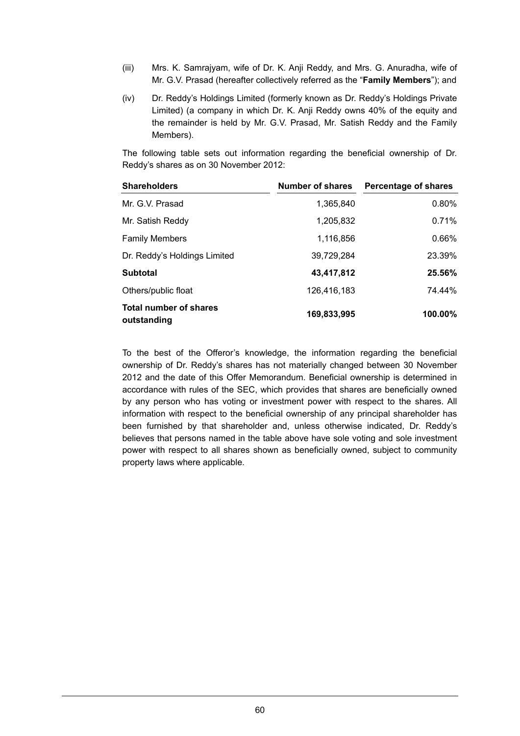(iii) Mrs. K. Samrajyam, wife of Dr. K. Anji Reddy, and Mrs. G. Anuradha, wife of Mr. G.V. Prasad (hereafter collectively referred as the "**Family Members**"); and

(iv) Dr. Reddy's Holdings Limited (formerly known as Dr. Reddy's Holdings Private Limited) (a company in which Dr. K. Anji Reddy owns 40% of the equity and the remainder is held by Mr. G.V. Prasad, Mr. Satish Reddy and the Family Members).

The following table sets out information regarding the beneficial ownership of Dr. Reddy's shares as on 30 November 2012:

| Shareholders | Number of shares | Percentage of shares |
|---|---|---|
| Mr. G.V. Prasad | 1,365,840 | 0.80% |
| Mr. Satish Reddy | 1,205,832 | 0.71% |
| Family Members | 1,116,856 | 0.66% |
| Dr. Reddy's Holdings Limited | 39,729,284 | 23.39% |
| **Subtotal** | **43,417,812** | **25.56%** |
| Others/public float | 126,416,183 | 74.44% |
| **Total number of shares outstanding** | **169,833,995** | **100.00%** |

To the best of the Offeror's knowledge, the information regarding the beneficial ownership of Dr. Reddy's shares has not materially changed between 30 November 2012 and the date of this Offer Memorandum. Beneficial ownership is determined in accordance with rules of the SEC, which provides that shares are beneficially owned by any person who has voting or investment power with respect to the shares. All information with respect to the beneficial ownership of any principal shareholder has been furnished by that shareholder and, unless otherwise indicated, Dr. Reddy's believes that persons named in the table above have sole voting and sole investment power with respect to all shares shown as beneficially owned, subject to community property laws where applicable.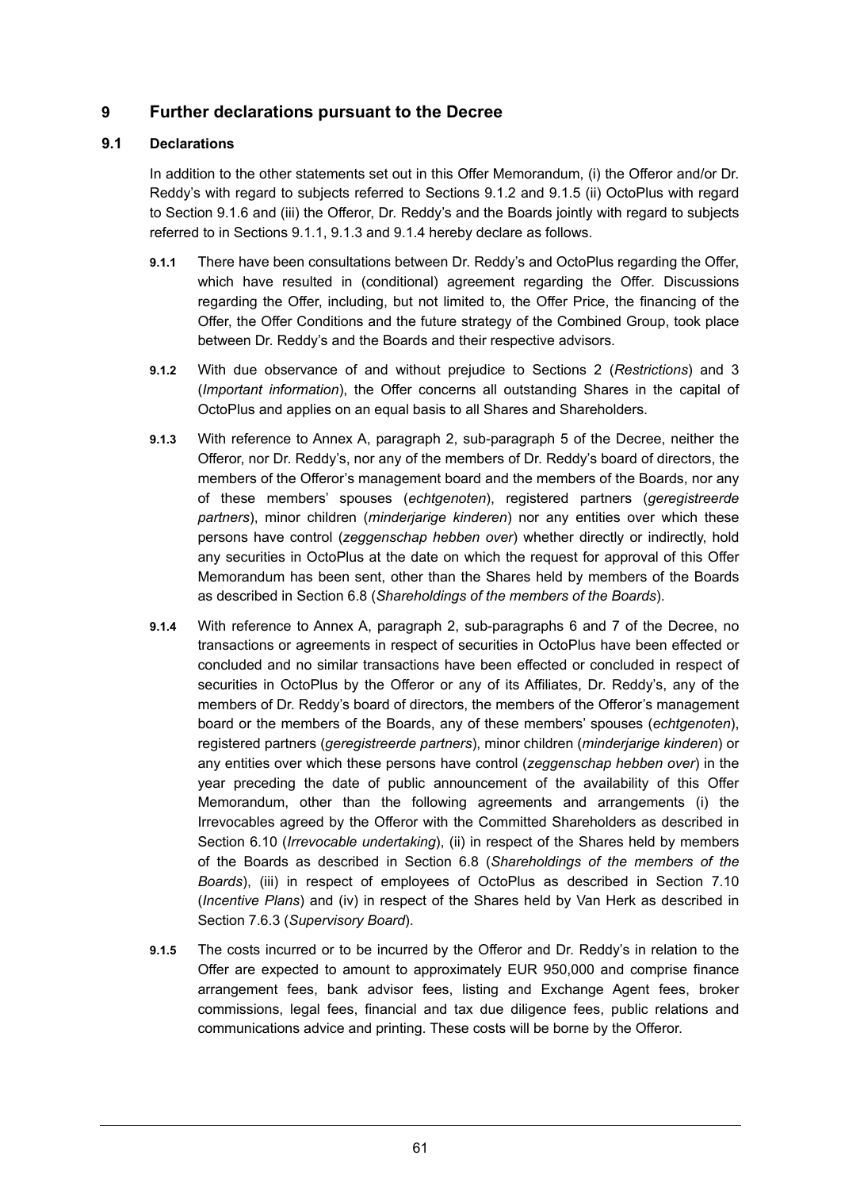## 9 Further declarations pursuant to the Decree

### 9.1 Declarations

In addition to the other statements set out in this Offer Memorandum, (i) the Offeror and/or Dr. Reddy's with regard to subjects referred to Sections 9.1.2 and 9.1.5 (ii) OctoPlus with regard to Section 9.1.6 and (iii) the Offeror, Dr. Reddy's and the Boards jointly with regard to subjects referred to in Sections 9.1.1, 9.1.3 and 9.1.4 hereby declare as follows.

**9.1.1** There have been consultations between Dr. Reddy's and OctoPlus regarding the Offer, which have resulted in (conditional) agreement regarding the Offer. Discussions regarding the Offer, including, but not limited to, the Offer Price, the financing of the Offer, the Offer Conditions and the future strategy of the Combined Group, took place between Dr. Reddy's and the Boards and their respective advisors.

**9.1.2** With due observance of and without prejudice to Sections 2 (*Restrictions*) and 3 (*Important information*), the Offer concerns all outstanding Shares in the capital of OctoPlus and applies on an equal basis to all Shares and Shareholders.

**9.1.3** With reference to Annex A, paragraph 2, sub-paragraph 5 of the Decree, neither the Offeror, nor Dr. Reddy's, nor any of the members of Dr. Reddy's board of directors, the members of the Offeror's management board and the members of the Boards, nor any of these members' spouses (*echtgenoten*), registered partners (*geregistreerde partners*), minor children (*minderjarige kinderen*) nor any entities over which these persons have control (*zeggenschap hebben over*) whether directly or indirectly, hold any securities in OctoPlus at the date on which the request for approval of this Offer Memorandum has been sent, other than the Shares held by members of the Boards as described in Section 6.8 (*Shareholdings of the members of the Boards*).

**9.1.4** With reference to Annex A, paragraph 2, sub-paragraphs 6 and 7 of the Decree, no transactions or agreements in respect of securities in OctoPlus have been effected or concluded and no similar transactions have been effected or concluded in respect of securities in OctoPlus by the Offeror or any of its Affiliates, Dr. Reddy's, any of the members of Dr. Reddy's board of directors, the members of the Offeror's management board or the members of the Boards, any of these members' spouses (*echtgenoten*), registered partners (*geregistreerde partners*), minor children (*minderjarige kinderen*) or any entities over which these persons have control (*zeggenschap hebben over*) in the year preceding the date of public announcement of the availability of this Offer Memorandum, other than the following agreements and arrangements (i) the Irrevocables agreed by the Offeror with the Committed Shareholders as described in Section 6.10 (*Irrevocable undertaking*), (ii) in respect of the Shares held by members of the Boards as described in Section 6.8 (*Shareholdings of the members of the Boards*), (iii) in respect of employees of OctoPlus as described in Section 7.10 (*Incentive Plans*) and (iv) in respect of the Shares held by Van Herk as described in Section 7.6.3 (*Supervisory Board*).

**9.1.5** The costs incurred or to be incurred by the Offeror and Dr. Reddy's in relation to the Offer are expected to amount to approximately EUR 950,000 and comprise finance arrangement fees, bank advisor fees, listing and Exchange Agent fees, broker commissions, legal fees, financial and tax due diligence fees, public relations and communications advice and printing. These costs will be borne by the Offeror.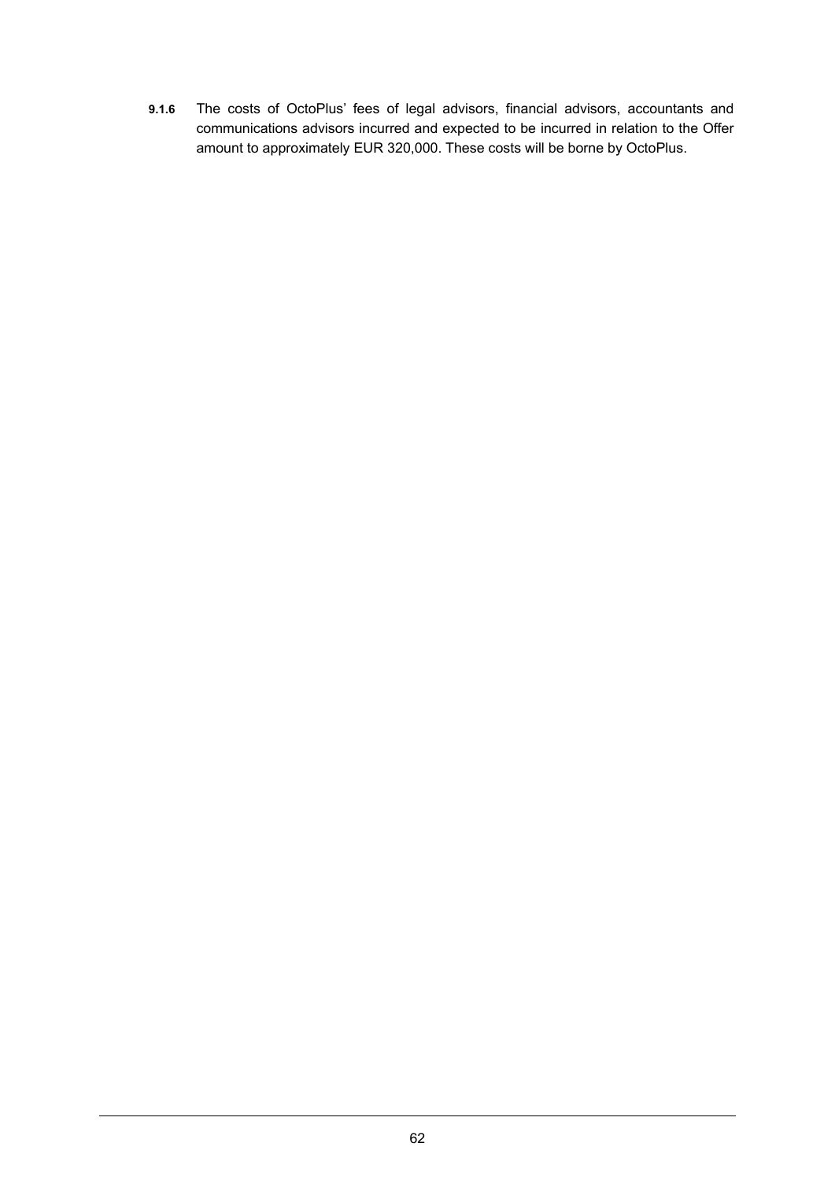**9.1.6** The costs of OctoPlus' fees of legal advisors, financial advisors, accountants and communications advisors incurred and expected to be incurred in relation to the Offer amount to approximately EUR 320,000. These costs will be borne by OctoPlus.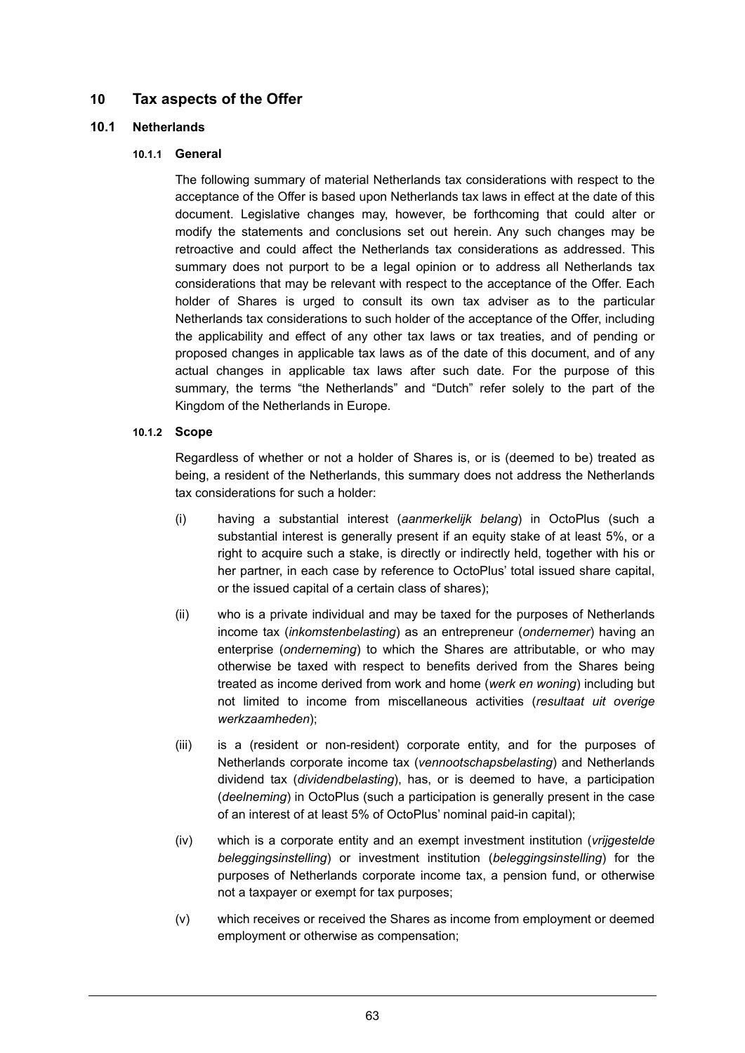# 10 Tax aspects of the Offer

## 10.1 Netherlands

### 10.1.1 General

The following summary of material Netherlands tax considerations with respect to the acceptance of the Offer is based upon Netherlands tax laws in effect at the date of this document. Legislative changes may, however, be forthcoming that could alter or modify the statements and conclusions set out herein. Any such changes may be retroactive and could affect the Netherlands tax considerations as addressed. This summary does not purport to be a legal opinion or to address all Netherlands tax considerations that may be relevant with respect to the acceptance of the Offer. Each holder of Shares is urged to consult its own tax adviser as to the particular Netherlands tax considerations to such holder of the acceptance of the Offer, including the applicability and effect of any other tax laws or tax treaties, and of pending or proposed changes in applicable tax laws as of the date of this document, and of any actual changes in applicable tax laws after such date. For the purpose of this summary, the terms "the Netherlands" and "Dutch" refer solely to the part of the Kingdom of the Netherlands in Europe.

### 10.1.2 Scope

Regardless of whether or not a holder of Shares is, or is (deemed to be) treated as being, a resident of the Netherlands, this summary does not address the Netherlands tax considerations for such a holder:

(i) having a substantial interest (*aanmerkelijk belang*) in OctoPlus (such a substantial interest is generally present if an equity stake of at least 5%, or a right to acquire such a stake, is directly or indirectly held, together with his or her partner, in each case by reference to OctoPlus' total issued share capital, or the issued capital of a certain class of shares);

(ii) who is a private individual and may be taxed for the purposes of Netherlands income tax (*inkomstenbelasting*) as an entrepreneur (*ondernemer*) having an enterprise (*onderneming*) to which the Shares are attributable, or who may otherwise be taxed with respect to benefits derived from the Shares being treated as income derived from work and home (*werk en woning*) including but not limited to income from miscellaneous activities (*resultaat uit overige werkzaamheden*);

(iii) is a (resident or non-resident) corporate entity, and for the purposes of Netherlands corporate income tax (*vennootschapsbelasting*) and Netherlands dividend tax (*dividendbelasting*), has, or is deemed to have, a participation (*deelneming*) in OctoPlus (such a participation is generally present in the case of an interest of at least 5% of OctoPlus' nominal paid-in capital);

(iv) which is a corporate entity and an exempt investment institution (*vrijgestelde beleggingsinstelling*) or investment institution (*beleggingsinstelling*) for the purposes of Netherlands corporate income tax, a pension fund, or otherwise not a taxpayer or exempt for tax purposes;

(v) which receives or received the Shares as income from employment or deemed employment or otherwise as compensation;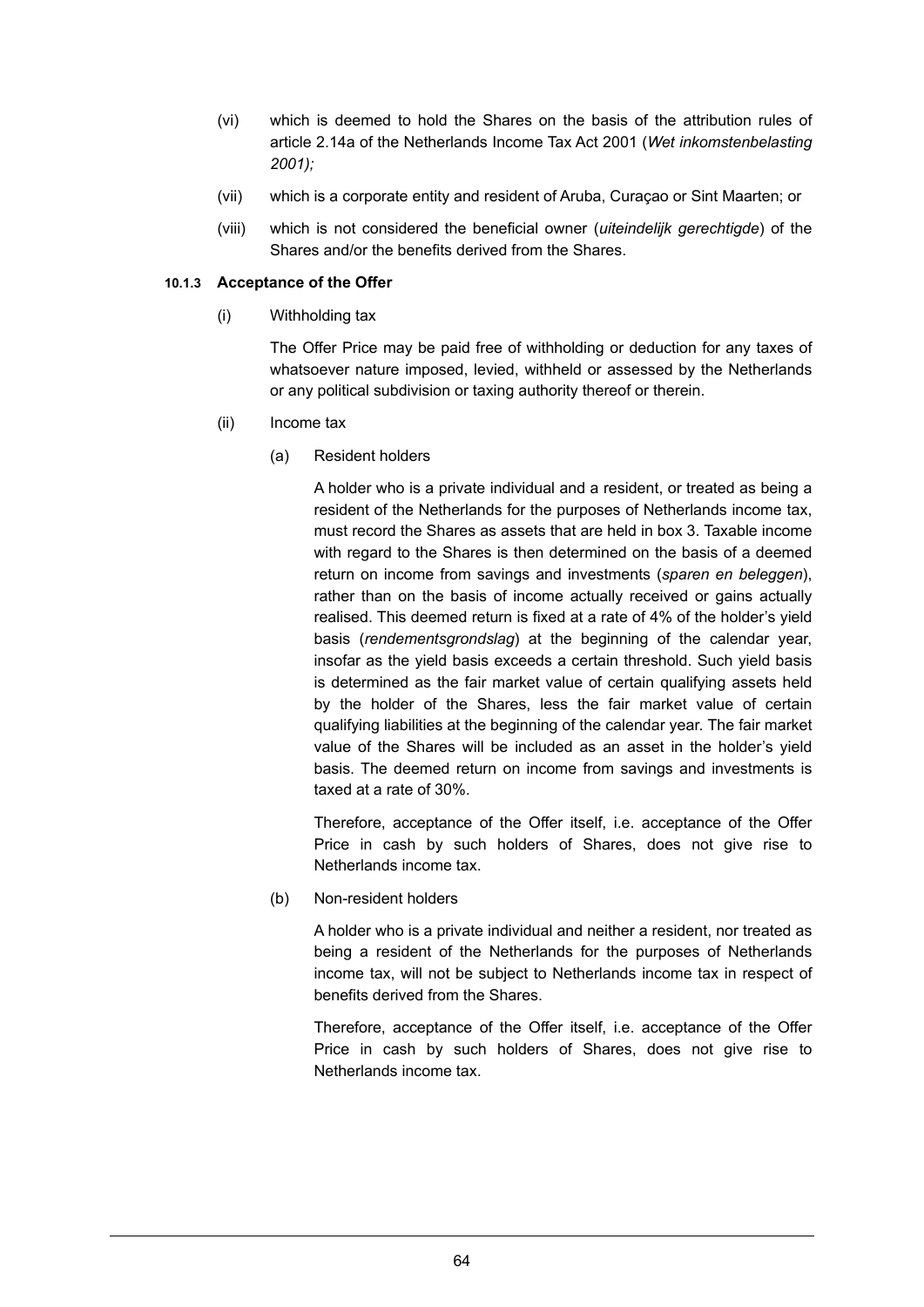(vi) which is deemed to hold the Shares on the basis of the attribution rules of article 2.14a of the Netherlands Income Tax Act 2001 (*Wet inkomstenbelasting 2001);*

(vii) which is a corporate entity and resident of Aruba, Curaçao or Sint Maarten; or

(viii) which is not considered the beneficial owner (*uiteindelijk gerechtigde*) of the Shares and/or the benefits derived from the Shares.

#### 10.1.3 Acceptance of the Offer

(i) Withholding tax

The Offer Price may be paid free of withholding or deduction for any taxes of whatsoever nature imposed, levied, withheld or assessed by the Netherlands or any political subdivision or taxing authority thereof or therein.

(ii) Income tax

(a) Resident holders

A holder who is a private individual and a resident, or treated as being a resident of the Netherlands for the purposes of Netherlands income tax, must record the Shares as assets that are held in box 3. Taxable income with regard to the Shares is then determined on the basis of a deemed return on income from savings and investments (*sparen en beleggen*), rather than on the basis of income actually received or gains actually realised. This deemed return is fixed at a rate of 4% of the holder's yield basis (*rendementsgrondslag*) at the beginning of the calendar year, insofar as the yield basis exceeds a certain threshold. Such yield basis is determined as the fair market value of certain qualifying assets held by the holder of the Shares, less the fair market value of certain qualifying liabilities at the beginning of the calendar year. The fair market value of the Shares will be included as an asset in the holder's yield basis. The deemed return on income from savings and investments is taxed at a rate of 30%.

Therefore, acceptance of the Offer itself, i.e. acceptance of the Offer Price in cash by such holders of Shares, does not give rise to Netherlands income tax.

(b) Non-resident holders

A holder who is a private individual and neither a resident, nor treated as being a resident of the Netherlands for the purposes of Netherlands income tax, will not be subject to Netherlands income tax in respect of benefits derived from the Shares.

Therefore, acceptance of the Offer itself, i.e. acceptance of the Offer Price in cash by such holders of Shares, does not give rise to Netherlands income tax.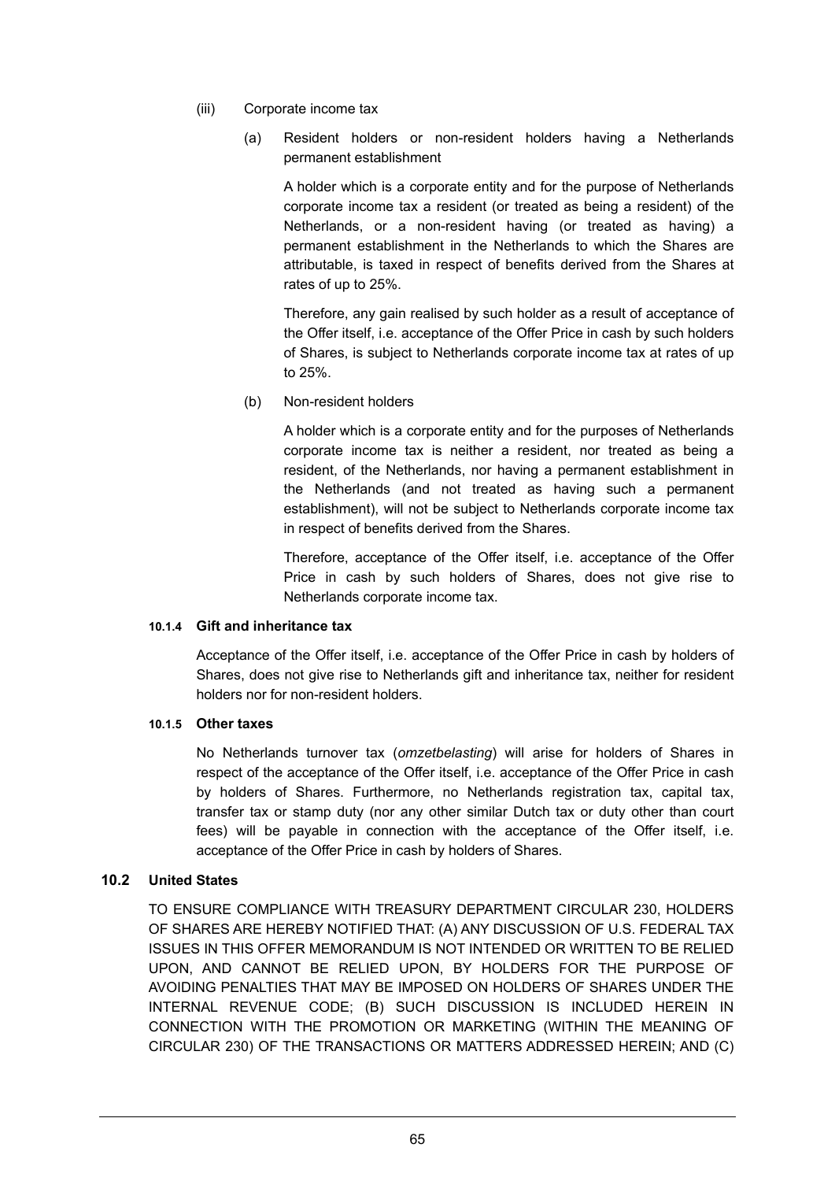(iii) Corporate income tax

(a) Resident holders or non-resident holders having a Netherlands permanent establishment

A holder which is a corporate entity and for the purpose of Netherlands corporate income tax a resident (or treated as being a resident) of the Netherlands, or a non-resident having (or treated as having) a permanent establishment in the Netherlands to which the Shares are attributable, is taxed in respect of benefits derived from the Shares at rates of up to 25%.

Therefore, any gain realised by such holder as a result of acceptance of the Offer itself, i.e. acceptance of the Offer Price in cash by such holders of Shares, is subject to Netherlands corporate income tax at rates of up to 25%.

(b) Non-resident holders

A holder which is a corporate entity and for the purposes of Netherlands corporate income tax is neither a resident, nor treated as being a resident, of the Netherlands, nor having a permanent establishment in the Netherlands (and not treated as having such a permanent establishment), will not be subject to Netherlands corporate income tax in respect of benefits derived from the Shares.

Therefore, acceptance of the Offer itself, i.e. acceptance of the Offer Price in cash by such holders of Shares, does not give rise to Netherlands corporate income tax.

#### 10.1.4 Gift and inheritance tax

Acceptance of the Offer itself, i.e. acceptance of the Offer Price in cash by holders of Shares, does not give rise to Netherlands gift and inheritance tax, neither for resident holders nor for non-resident holders.

#### 10.1.5 Other taxes

No Netherlands turnover tax (*omzetbelasting*) will arise for holders of Shares in respect of the acceptance of the Offer itself, i.e. acceptance of the Offer Price in cash by holders of Shares. Furthermore, no Netherlands registration tax, capital tax, transfer tax or stamp duty (nor any other similar Dutch tax or duty other than court fees) will be payable in connection with the acceptance of the Offer itself, i.e. acceptance of the Offer Price in cash by holders of Shares.

### 10.2 United States

TO ENSURE COMPLIANCE WITH TREASURY DEPARTMENT CIRCULAR 230, HOLDERS OF SHARES ARE HEREBY NOTIFIED THAT: (A) ANY DISCUSSION OF U.S. FEDERAL TAX ISSUES IN THIS OFFER MEMORANDUM IS NOT INTENDED OR WRITTEN TO BE RELIED UPON, AND CANNOT BE RELIED UPON, BY HOLDERS FOR THE PURPOSE OF AVOIDING PENALTIES THAT MAY BE IMPOSED ON HOLDERS OF SHARES UNDER THE INTERNAL REVENUE CODE; (B) SUCH DISCUSSION IS INCLUDED HEREIN IN CONNECTION WITH THE PROMOTION OR MARKETING (WITHIN THE MEANING OF CIRCULAR 230) OF THE TRANSACTIONS OR MATTERS ADDRESSED HEREIN; AND (C)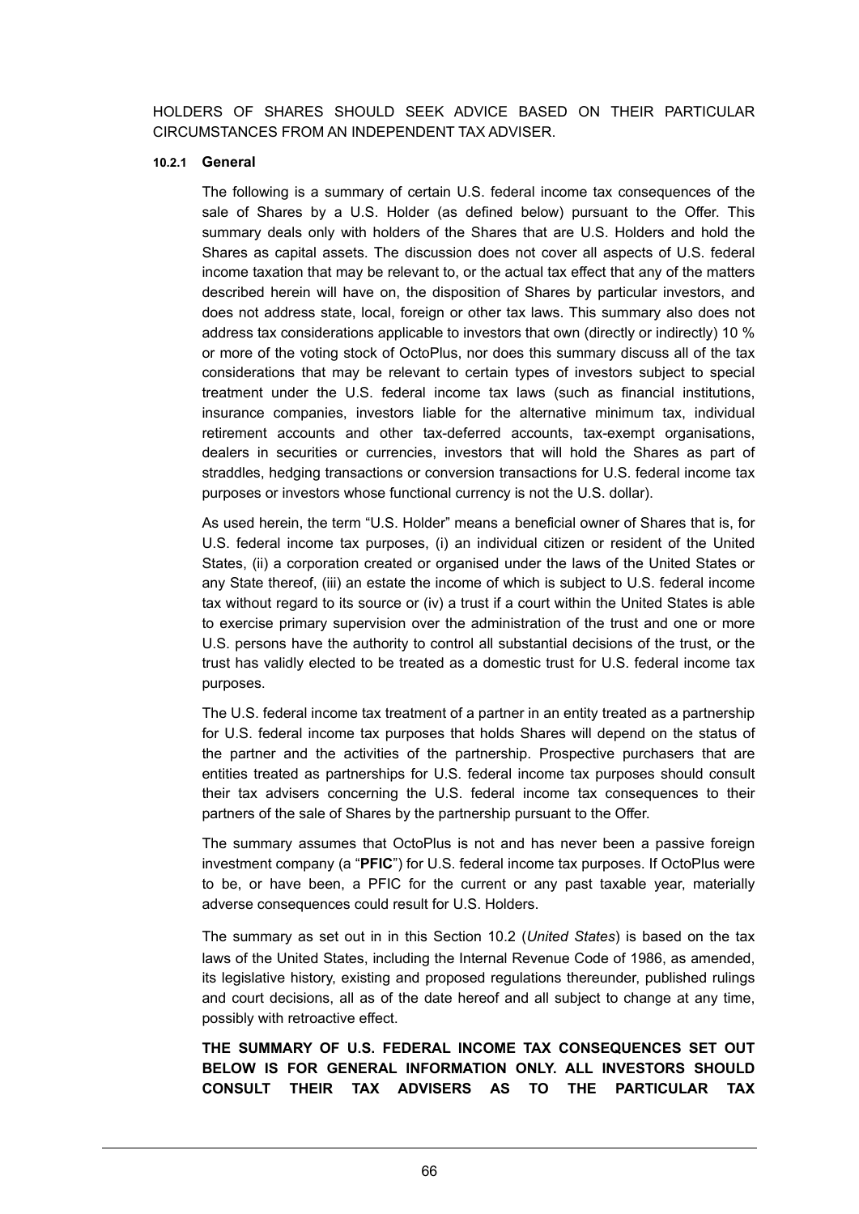HOLDERS OF SHARES SHOULD SEEK ADVICE BASED ON THEIR PARTICULAR CIRCUMSTANCES FROM AN INDEPENDENT TAX ADVISER.

#### 10.2.1 General

The following is a summary of certain U.S. federal income tax consequences of the sale of Shares by a U.S. Holder (as defined below) pursuant to the Offer. This summary deals only with holders of the Shares that are U.S. Holders and hold the Shares as capital assets. The discussion does not cover all aspects of U.S. federal income taxation that may be relevant to, or the actual tax effect that any of the matters described herein will have on, the disposition of Shares by particular investors, and does not address state, local, foreign or other tax laws. This summary also does not address tax considerations applicable to investors that own (directly or indirectly) 10 % or more of the voting stock of OctoPlus, nor does this summary discuss all of the tax considerations that may be relevant to certain types of investors subject to special treatment under the U.S. federal income tax laws (such as financial institutions, insurance companies, investors liable for the alternative minimum tax, individual retirement accounts and other tax-deferred accounts, tax-exempt organisations, dealers in securities or currencies, investors that will hold the Shares as part of straddles, hedging transactions or conversion transactions for U.S. federal income tax purposes or investors whose functional currency is not the U.S. dollar).

As used herein, the term "U.S. Holder" means a beneficial owner of Shares that is, for U.S. federal income tax purposes, (i) an individual citizen or resident of the United States, (ii) a corporation created or organised under the laws of the United States or any State thereof, (iii) an estate the income of which is subject to U.S. federal income tax without regard to its source or (iv) a trust if a court within the United States is able to exercise primary supervision over the administration of the trust and one or more U.S. persons have the authority to control all substantial decisions of the trust, or the trust has validly elected to be treated as a domestic trust for U.S. federal income tax purposes.

The U.S. federal income tax treatment of a partner in an entity treated as a partnership for U.S. federal income tax purposes that holds Shares will depend on the status of the partner and the activities of the partnership. Prospective purchasers that are entities treated as partnerships for U.S. federal income tax purposes should consult their tax advisers concerning the U.S. federal income tax consequences to their partners of the sale of Shares by the partnership pursuant to the Offer.

The summary assumes that OctoPlus is not and has never been a passive foreign investment company (a "**PFIC**") for U.S. federal income tax purposes. If OctoPlus were to be, or have been, a PFIC for the current or any past taxable year, materially adverse consequences could result for U.S. Holders.

The summary as set out in in this Section 10.2 (*United States*) is based on the tax laws of the United States, including the Internal Revenue Code of 1986, as amended, its legislative history, existing and proposed regulations thereunder, published rulings and court decisions, all as of the date hereof and all subject to change at any time, possibly with retroactive effect.

**THE SUMMARY OF U.S. FEDERAL INCOME TAX CONSEQUENCES SET OUT BELOW IS FOR GENERAL INFORMATION ONLY. ALL INVESTORS SHOULD CONSULT THEIR TAX ADVISERS AS TO THE PARTICULAR TAX**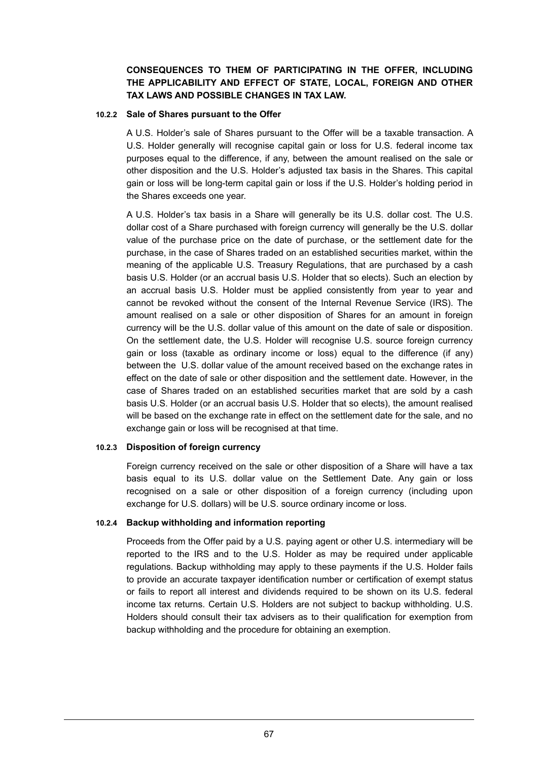**CONSEQUENCES TO THEM OF PARTICIPATING IN THE OFFER, INCLUDING THE APPLICABILITY AND EFFECT OF STATE, LOCAL, FOREIGN AND OTHER TAX LAWS AND POSSIBLE CHANGES IN TAX LAW.**

#### 10.2.2 Sale of Shares pursuant to the Offer

A U.S. Holder's sale of Shares pursuant to the Offer will be a taxable transaction. A U.S. Holder generally will recognise capital gain or loss for U.S. federal income tax purposes equal to the difference, if any, between the amount realised on the sale or other disposition and the U.S. Holder's adjusted tax basis in the Shares. This capital gain or loss will be long-term capital gain or loss if the U.S. Holder's holding period in the Shares exceeds one year.

A U.S. Holder's tax basis in a Share will generally be its U.S. dollar cost. The U.S. dollar cost of a Share purchased with foreign currency will generally be the U.S. dollar value of the purchase price on the date of purchase, or the settlement date for the purchase, in the case of Shares traded on an established securities market, within the meaning of the applicable U.S. Treasury Regulations, that are purchased by a cash basis U.S. Holder (or an accrual basis U.S. Holder that so elects). Such an election by an accrual basis U.S. Holder must be applied consistently from year to year and cannot be revoked without the consent of the Internal Revenue Service (IRS). The amount realised on a sale or other disposition of Shares for an amount in foreign currency will be the U.S. dollar value of this amount on the date of sale or disposition. On the settlement date, the U.S. Holder will recognise U.S. source foreign currency gain or loss (taxable as ordinary income or loss) equal to the difference (if any) between the U.S. dollar value of the amount received based on the exchange rates in effect on the date of sale or other disposition and the settlement date. However, in the case of Shares traded on an established securities market that are sold by a cash basis U.S. Holder (or an accrual basis U.S. Holder that so elects), the amount realised will be based on the exchange rate in effect on the settlement date for the sale, and no exchange gain or loss will be recognised at that time.

#### 10.2.3 Disposition of foreign currency

Foreign currency received on the sale or other disposition of a Share will have a tax basis equal to its U.S. dollar value on the Settlement Date. Any gain or loss recognised on a sale or other disposition of a foreign currency (including upon exchange for U.S. dollars) will be U.S. source ordinary income or loss.

#### 10.2.4 Backup withholding and information reporting

Proceeds from the Offer paid by a U.S. paying agent or other U.S. intermediary will be reported to the IRS and to the U.S. Holder as may be required under applicable regulations. Backup withholding may apply to these payments if the U.S. Holder fails to provide an accurate taxpayer identification number or certification of exempt status or fails to report all interest and dividends required to be shown on its U.S. federal income tax returns. Certain U.S. Holders are not subject to backup withholding. U.S. Holders should consult their tax advisers as to their qualification for exemption from backup withholding and the procedure for obtaining an exemption.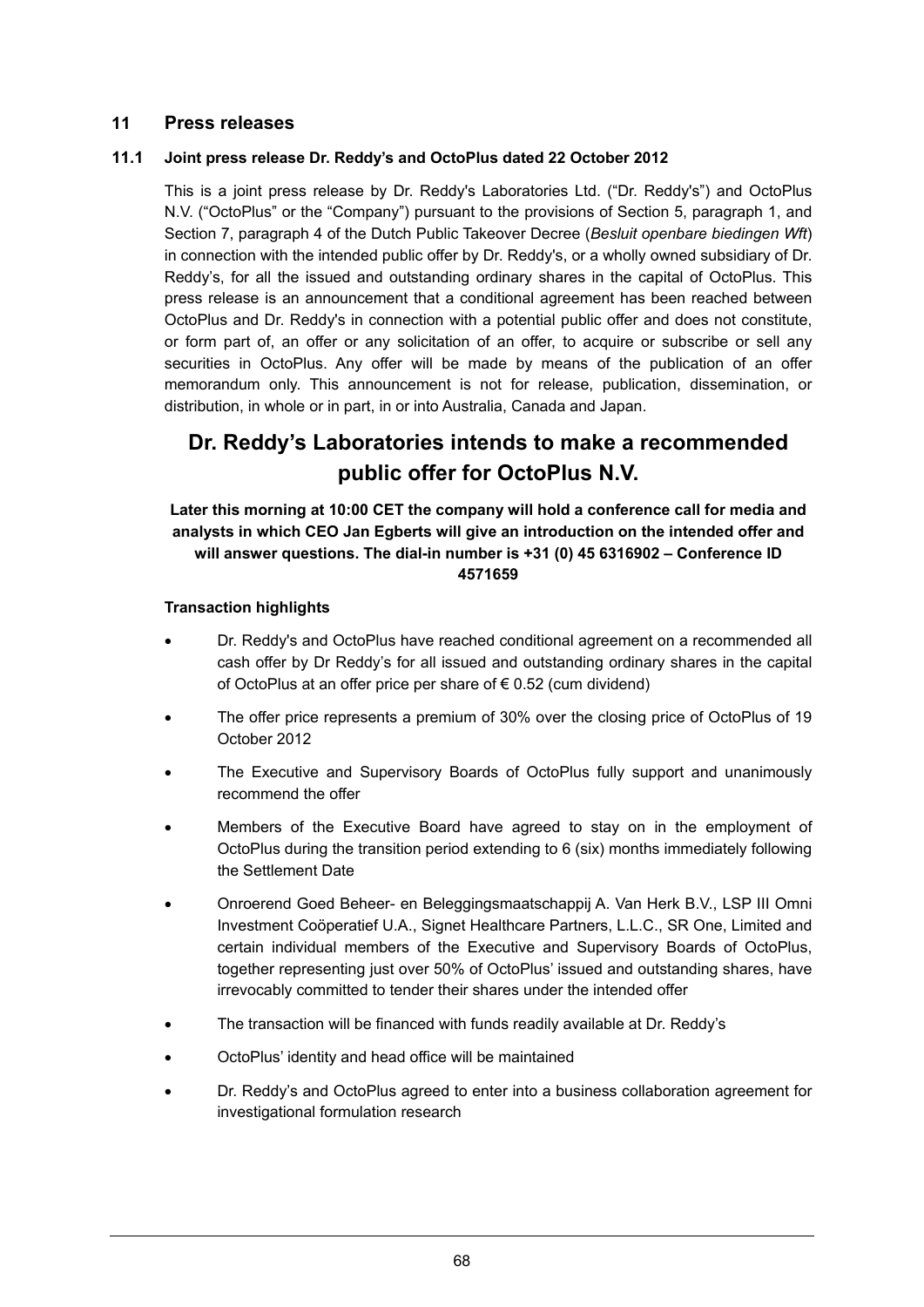## 11 Press releases

### 11.1 Joint press release Dr. Reddy's and OctoPlus dated 22 October 2012

This is a joint press release by Dr. Reddy's Laboratories Ltd. ("Dr. Reddy's") and OctoPlus N.V. ("OctoPlus" or the "Company") pursuant to the provisions of Section 5, paragraph 1, and Section 7, paragraph 4 of the Dutch Public Takeover Decree (*Besluit openbare biedingen Wft*) in connection with the intended public offer by Dr. Reddy's, or a wholly owned subsidiary of Dr. Reddy's, for all the issued and outstanding ordinary shares in the capital of OctoPlus. This press release is an announcement that a conditional agreement has been reached between OctoPlus and Dr. Reddy's in connection with a potential public offer and does not constitute, or form part of, an offer or any solicitation of an offer, to acquire or subscribe or sell any securities in OctoPlus. Any offer will be made by means of the publication of an offer memorandum only. This announcement is not for release, publication, dissemination, or distribution, in whole or in part, in or into Australia, Canada and Japan.

# Dr. Reddy's Laboratories intends to make a recommended public offer for OctoPlus N.V.

**Later this morning at 10:00 CET the company will hold a conference call for media and analysts in which CEO Jan Egberts will give an introduction on the intended offer and will answer questions. The dial-in number is +31 (0) 45 6316902 – Conference ID 4571659**

**Transaction highlights**

- Dr. Reddy's and OctoPlus have reached conditional agreement on a recommended all cash offer by Dr Reddy's for all issued and outstanding ordinary shares in the capital of OctoPlus at an offer price per share of € 0.52 (cum dividend)
- The offer price represents a premium of 30% over the closing price of OctoPlus of 19 October 2012
- The Executive and Supervisory Boards of OctoPlus fully support and unanimously recommend the offer
- Members of the Executive Board have agreed to stay on in the employment of OctoPlus during the transition period extending to 6 (six) months immediately following the Settlement Date
- Onroerend Goed Beheer- en Beleggingsmaatschappij A. Van Herk B.V., LSP III Omni Investment Coöperatief U.A., Signet Healthcare Partners, L.L.C., SR One, Limited and certain individual members of the Executive and Supervisory Boards of OctoPlus, together representing just over 50% of OctoPlus' issued and outstanding shares, have irrevocably committed to tender their shares under the intended offer
- The transaction will be financed with funds readily available at Dr. Reddy's
- OctoPlus' identity and head office will be maintained
- Dr. Reddy's and OctoPlus agreed to enter into a business collaboration agreement for investigational formulation research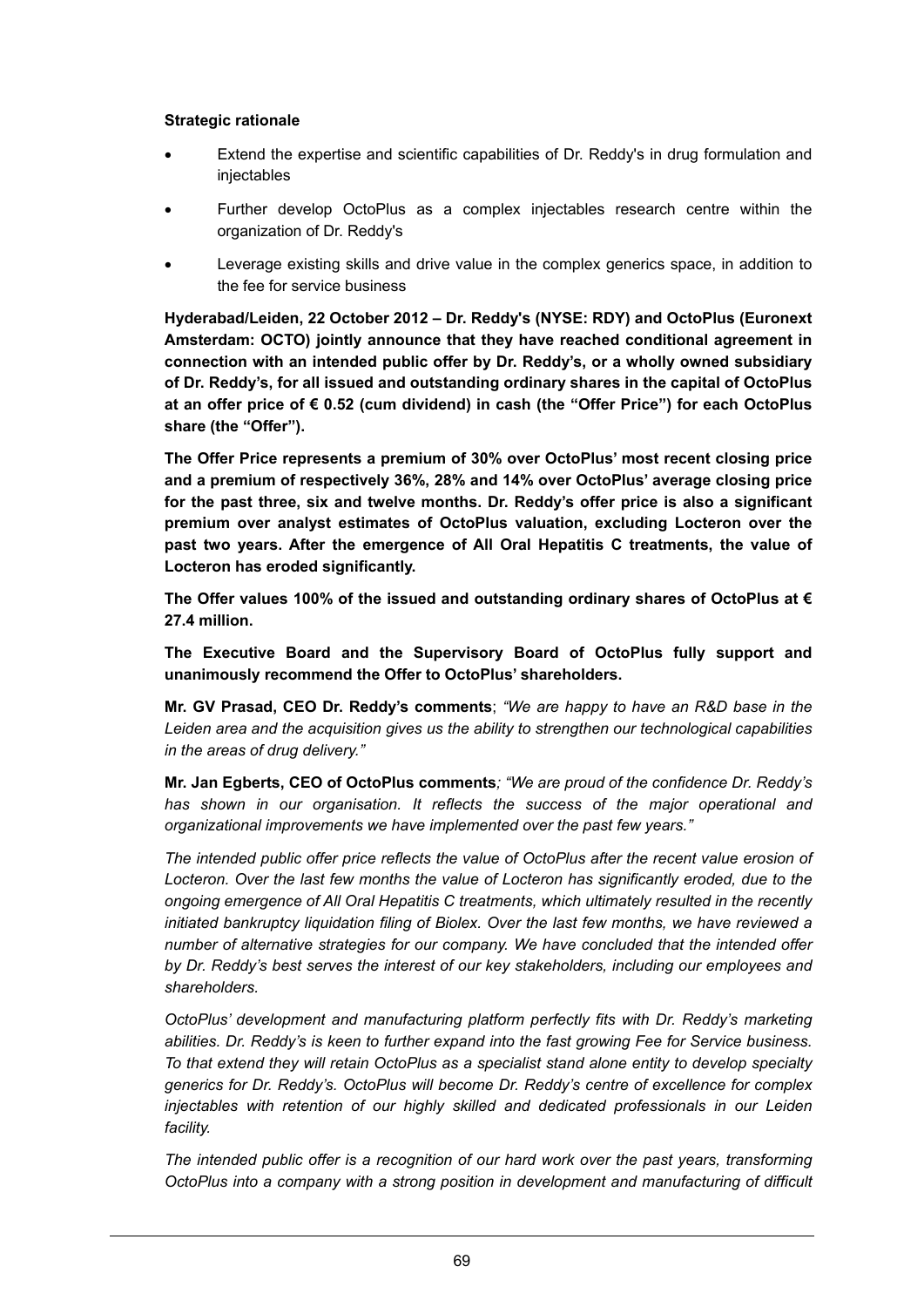**Strategic rationale**

- Extend the expertise and scientific capabilities of Dr. Reddy's in drug formulation and injectables
- Further develop OctoPlus as a complex injectables research centre within the organization of Dr. Reddy's
- Leverage existing skills and drive value in the complex generics space, in addition to the fee for service business

**Hyderabad/Leiden, 22 October 2012 – Dr. Reddy's (NYSE: RDY) and OctoPlus (Euronext Amsterdam: OCTO) jointly announce that they have reached conditional agreement in connection with an intended public offer by Dr. Reddy's, or a wholly owned subsidiary of Dr. Reddy's, for all issued and outstanding ordinary shares in the capital of OctoPlus at an offer price of € 0.52 (cum dividend) in cash (the "Offer Price") for each OctoPlus share (the "Offer").**

**The Offer Price represents a premium of 30% over OctoPlus' most recent closing price and a premium of respectively 36%, 28% and 14% over OctoPlus' average closing price for the past three, six and twelve months. Dr. Reddy's offer price is also a significant premium over analyst estimates of OctoPlus valuation, excluding Locteron over the past two years. After the emergence of All Oral Hepatitis C treatments, the value of Locteron has eroded significantly.**

**The Offer values 100% of the issued and outstanding ordinary shares of OctoPlus at € 27.4 million.**

**The Executive Board and the Supervisory Board of OctoPlus fully support and unanimously recommend the Offer to OctoPlus' shareholders.**

**Mr. GV Prasad, CEO Dr. Reddy's comments**; *"We are happy to have an R&D base in the Leiden area and the acquisition gives us the ability to strengthen our technological capabilities in the areas of drug delivery."*

**Mr. Jan Egberts, CEO of OctoPlus comments***; "We are proud of the confidence Dr. Reddy's has shown in our organisation. It reflects the success of the major operational and organizational improvements we have implemented over the past few years."*

*The intended public offer price reflects the value of OctoPlus after the recent value erosion of Locteron. Over the last few months the value of Locteron has significantly eroded, due to the ongoing emergence of All Oral Hepatitis C treatments, which ultimately resulted in the recently initiated bankruptcy liquidation filing of Biolex. Over the last few months, we have reviewed a number of alternative strategies for our company. We have concluded that the intended offer by Dr. Reddy's best serves the interest of our key stakeholders, including our employees and shareholders.*

*OctoPlus' development and manufacturing platform perfectly fits with Dr. Reddy's marketing abilities. Dr. Reddy's is keen to further expand into the fast growing Fee for Service business. To that extend they will retain OctoPlus as a specialist stand alone entity to develop specialty generics for Dr. Reddy's. OctoPlus will become Dr. Reddy's centre of excellence for complex injectables with retention of our highly skilled and dedicated professionals in our Leiden facility.*

*The intended public offer is a recognition of our hard work over the past years, transforming OctoPlus into a company with a strong position in development and manufacturing of difficult*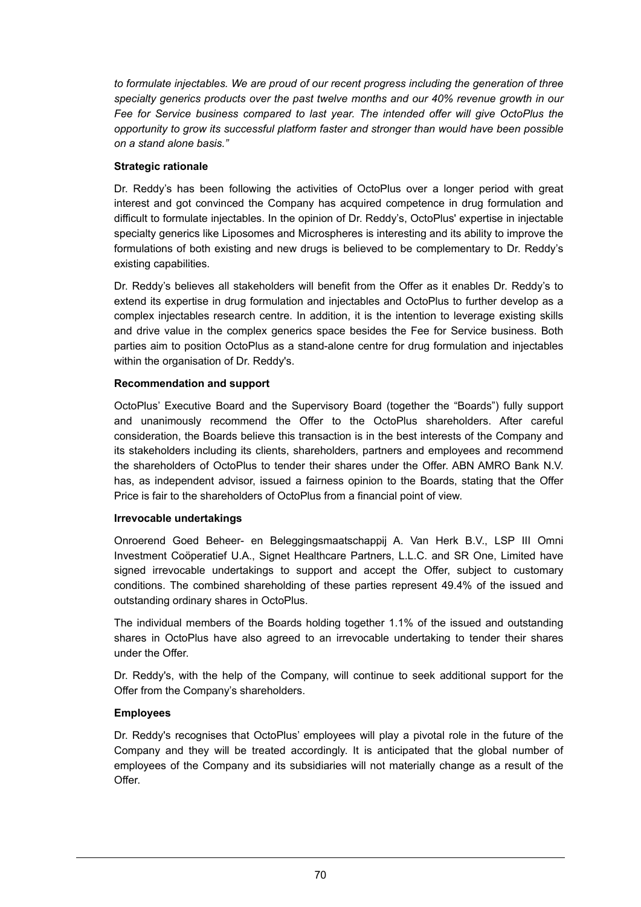*to formulate injectables. We are proud of our recent progress including the generation of three specialty generics products over the past twelve months and our 40% revenue growth in our Fee for Service business compared to last year. The intended offer will give OctoPlus the opportunity to grow its successful platform faster and stronger than would have been possible on a stand alone basis."*

**Strategic rationale**

Dr. Reddy's has been following the activities of OctoPlus over a longer period with great interest and got convinced the Company has acquired competence in drug formulation and difficult to formulate injectables. In the opinion of Dr. Reddy's, OctoPlus' expertise in injectable specialty generics like Liposomes and Microspheres is interesting and its ability to improve the formulations of both existing and new drugs is believed to be complementary to Dr. Reddy's existing capabilities.

Dr. Reddy's believes all stakeholders will benefit from the Offer as it enables Dr. Reddy's to extend its expertise in drug formulation and injectables and OctoPlus to further develop as a complex injectables research centre. In addition, it is the intention to leverage existing skills and drive value in the complex generics space besides the Fee for Service business. Both parties aim to position OctoPlus as a stand-alone centre for drug formulation and injectables within the organisation of Dr. Reddy's.

**Recommendation and support**

OctoPlus' Executive Board and the Supervisory Board (together the "Boards") fully support and unanimously recommend the Offer to the OctoPlus shareholders. After careful consideration, the Boards believe this transaction is in the best interests of the Company and its stakeholders including its clients, shareholders, partners and employees and recommend the shareholders of OctoPlus to tender their shares under the Offer. ABN AMRO Bank N.V. has, as independent advisor, issued a fairness opinion to the Boards, stating that the Offer Price is fair to the shareholders of OctoPlus from a financial point of view.

**Irrevocable undertakings**

Onroerend Goed Beheer- en Beleggingsmaatschappij A. Van Herk B.V., LSP III Omni Investment Coöperatief U.A., Signet Healthcare Partners, L.L.C. and SR One, Limited have signed irrevocable undertakings to support and accept the Offer, subject to customary conditions. The combined shareholding of these parties represent 49.4% of the issued and outstanding ordinary shares in OctoPlus.

The individual members of the Boards holding together 1.1% of the issued and outstanding shares in OctoPlus have also agreed to an irrevocable undertaking to tender their shares under the Offer.

Dr. Reddy's, with the help of the Company, will continue to seek additional support for the Offer from the Company's shareholders.

**Employees**

Dr. Reddy's recognises that OctoPlus' employees will play a pivotal role in the future of the Company and they will be treated accordingly. It is anticipated that the global number of employees of the Company and its subsidiaries will not materially change as a result of the Offer.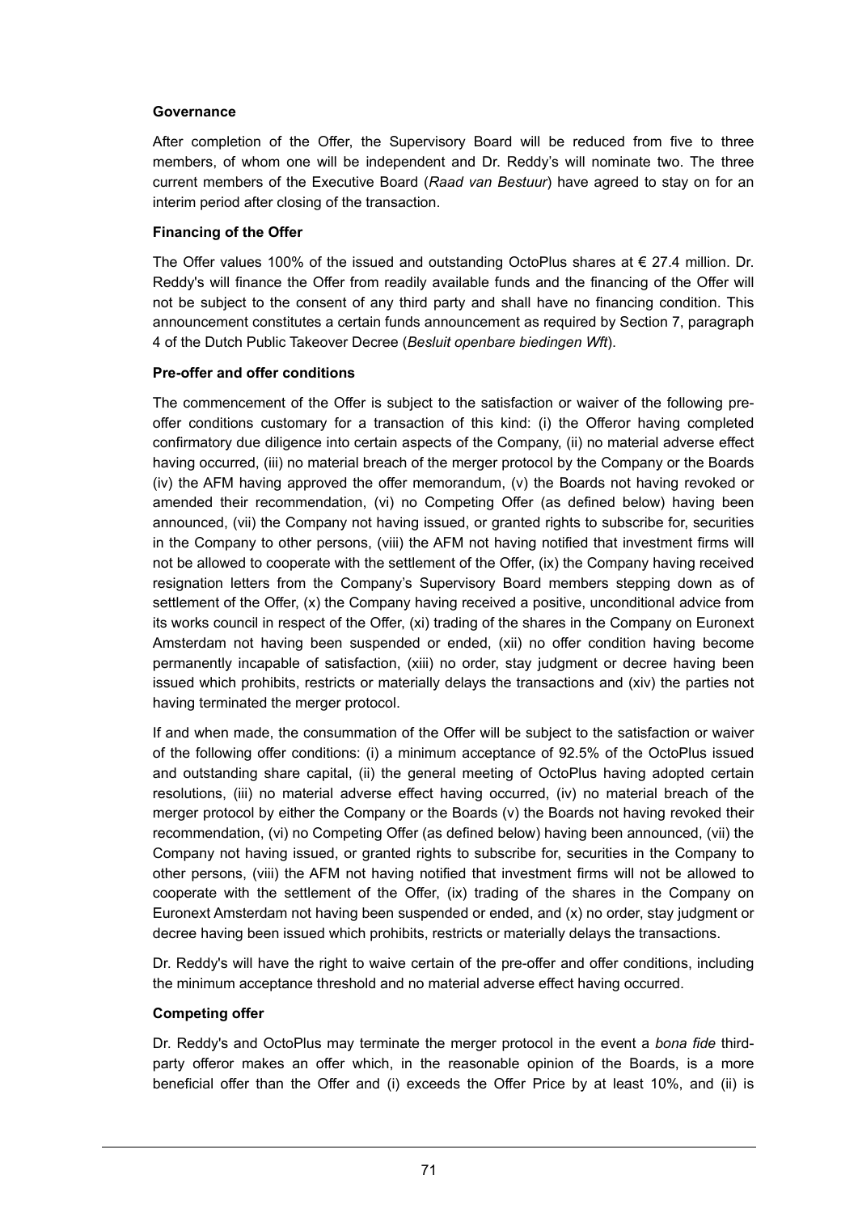**Governance**

After completion of the Offer, the Supervisory Board will be reduced from five to three members, of whom one will be independent and Dr. Reddy's will nominate two. The three current members of the Executive Board (*Raad van Bestuur*) have agreed to stay on for an interim period after closing of the transaction.

**Financing of the Offer**

The Offer values 100% of the issued and outstanding OctoPlus shares at € 27.4 million. Dr. Reddy's will finance the Offer from readily available funds and the financing of the Offer will not be subject to the consent of any third party and shall have no financing condition. This announcement constitutes a certain funds announcement as required by Section 7, paragraph 4 of the Dutch Public Takeover Decree (*Besluit openbare biedingen Wft*).

**Pre-offer and offer conditions**

The commencement of the Offer is subject to the satisfaction or waiver of the following pre-offer conditions customary for a transaction of this kind: (i) the Offeror having completed confirmatory due diligence into certain aspects of the Company, (ii) no material adverse effect having occurred, (iii) no material breach of the merger protocol by the Company or the Boards (iv) the AFM having approved the offer memorandum, (v) the Boards not having revoked or amended their recommendation, (vi) no Competing Offer (as defined below) having been announced, (vii) the Company not having issued, or granted rights to subscribe for, securities in the Company to other persons, (viii) the AFM not having notified that investment firms will not be allowed to cooperate with the settlement of the Offer, (ix) the Company having received resignation letters from the Company's Supervisory Board members stepping down as of settlement of the Offer, (x) the Company having received a positive, unconditional advice from its works council in respect of the Offer, (xi) trading of the shares in the Company on Euronext Amsterdam not having been suspended or ended, (xii) no offer condition having become permanently incapable of satisfaction, (xiii) no order, stay judgment or decree having been issued which prohibits, restricts or materially delays the transactions and (xiv) the parties not having terminated the merger protocol.

If and when made, the consummation of the Offer will be subject to the satisfaction or waiver of the following offer conditions: (i) a minimum acceptance of 92.5% of the OctoPlus issued and outstanding share capital, (ii) the general meeting of OctoPlus having adopted certain resolutions, (iii) no material adverse effect having occurred, (iv) no material breach of the merger protocol by either the Company or the Boards (v) the Boards not having revoked their recommendation, (vi) no Competing Offer (as defined below) having been announced, (vii) the Company not having issued, or granted rights to subscribe for, securities in the Company to other persons, (viii) the AFM not having notified that investment firms will not be allowed to cooperate with the settlement of the Offer, (ix) trading of the shares in the Company on Euronext Amsterdam not having been suspended or ended, and (x) no order, stay judgment or decree having been issued which prohibits, restricts or materially delays the transactions.

Dr. Reddy's will have the right to waive certain of the pre-offer and offer conditions, including the minimum acceptance threshold and no material adverse effect having occurred.

**Competing offer**

Dr. Reddy's and OctoPlus may terminate the merger protocol in the event a *bona fide* third-party offeror makes an offer which, in the reasonable opinion of the Boards, is a more beneficial offer than the Offer and (i) exceeds the Offer Price by at least 10%, and (ii) is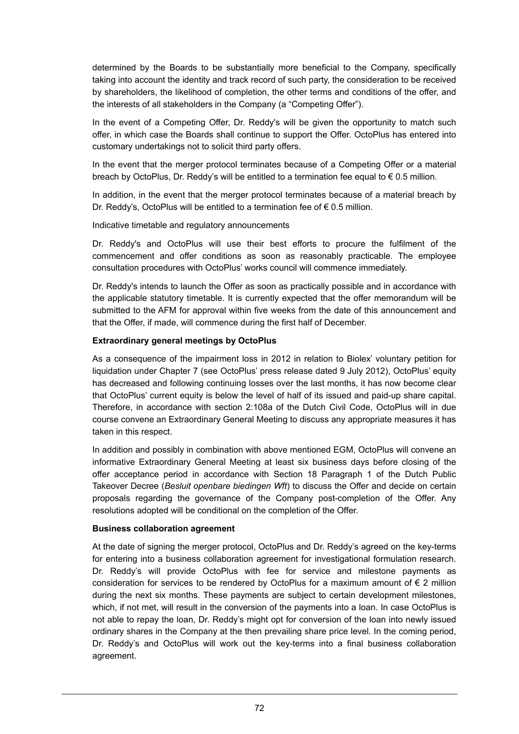determined by the Boards to be substantially more beneficial to the Company, specifically taking into account the identity and track record of such party, the consideration to be received by shareholders, the likelihood of completion, the other terms and conditions of the offer, and the interests of all stakeholders in the Company (a "Competing Offer").

In the event of a Competing Offer, Dr. Reddy's will be given the opportunity to match such offer, in which case the Boards shall continue to support the Offer. OctoPlus has entered into customary undertakings not to solicit third party offers.

In the event that the merger protocol terminates because of a Competing Offer or a material breach by OctoPlus, Dr. Reddy's will be entitled to a termination fee equal to € 0.5 million.

In addition, in the event that the merger protocol terminates because of a material breach by Dr. Reddy's, OctoPlus will be entitled to a termination fee of € 0.5 million.

Indicative timetable and regulatory announcements

Dr. Reddy's and OctoPlus will use their best efforts to procure the fulfilment of the commencement and offer conditions as soon as reasonably practicable. The employee consultation procedures with OctoPlus' works council will commence immediately.

Dr. Reddy's intends to launch the Offer as soon as practically possible and in accordance with the applicable statutory timetable. It is currently expected that the offer memorandum will be submitted to the AFM for approval within five weeks from the date of this announcement and that the Offer, if made, will commence during the first half of December.

**Extraordinary general meetings by OctoPlus**

As a consequence of the impairment loss in 2012 in relation to Biolex' voluntary petition for liquidation under Chapter 7 (see OctoPlus' press release dated 9 July 2012), OctoPlus' equity has decreased and following continuing losses over the last months, it has now become clear that OctoPlus' current equity is below the level of half of its issued and paid-up share capital. Therefore, in accordance with section 2:108a of the Dutch Civil Code, OctoPlus will in due course convene an Extraordinary General Meeting to discuss any appropriate measures it has taken in this respect.

In addition and possibly in combination with above mentioned EGM, OctoPlus will convene an informative Extraordinary General Meeting at least six business days before closing of the offer acceptance period in accordance with Section 18 Paragraph 1 of the Dutch Public Takeover Decree (*Besluit openbare biedingen Wft*) to discuss the Offer and decide on certain proposals regarding the governance of the Company post-completion of the Offer. Any resolutions adopted will be conditional on the completion of the Offer.

**Business collaboration agreement**

At the date of signing the merger protocol, OctoPlus and Dr. Reddy's agreed on the key-terms for entering into a business collaboration agreement for investigational formulation research. Dr. Reddy's will provide OctoPlus with fee for service and milestone payments as consideration for services to be rendered by OctoPlus for a maximum amount of € 2 million during the next six months. These payments are subject to certain development milestones, which, if not met, will result in the conversion of the payments into a loan. In case OctoPlus is not able to repay the loan, Dr. Reddy's might opt for conversion of the loan into newly issued ordinary shares in the Company at the then prevailing share price level. In the coming period, Dr. Reddy's and OctoPlus will work out the key-terms into a final business collaboration agreement.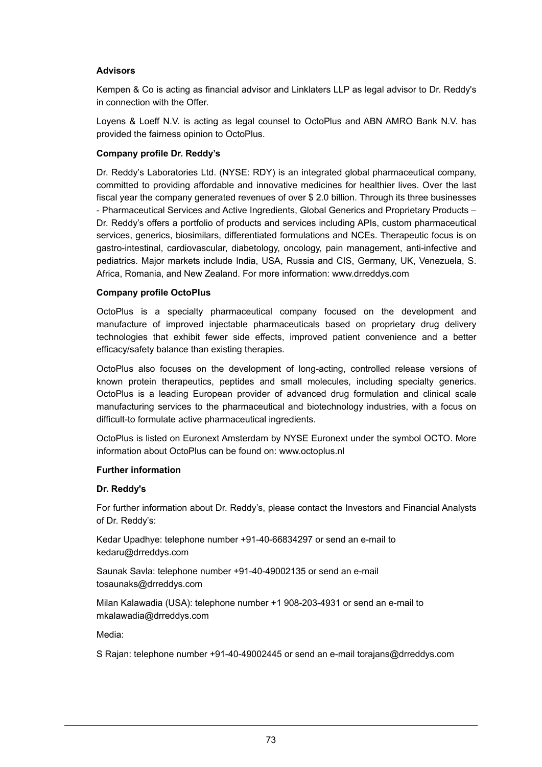**Advisors**

Kempen & Co is acting as financial advisor and Linklaters LLP as legal advisor to Dr. Reddy's in connection with the Offer.

Loyens & Loeff N.V. is acting as legal counsel to OctoPlus and ABN AMRO Bank N.V. has provided the fairness opinion to OctoPlus.

**Company profile Dr. Reddy's**

Dr. Reddy's Laboratories Ltd. (NYSE: RDY) is an integrated global pharmaceutical company, committed to providing affordable and innovative medicines for healthier lives. Over the last fiscal year the company generated revenues of over $ 2.0 billion. Through its three businesses - Pharmaceutical Services and Active Ingredients, Global Generics and Proprietary Products – Dr. Reddy's offers a portfolio of products and services including APIs, custom pharmaceutical services, generics, biosimilars, differentiated formulations and NCEs. Therapeutic focus is on gastro-intestinal, cardiovascular, diabetology, oncology, pain management, anti-infective and pediatrics. Major markets include India, USA, Russia and CIS, Germany, UK, Venezuela, S. Africa, Romania, and New Zealand. For more information: www.drreddys.com

**Company profile OctoPlus**

OctoPlus is a specialty pharmaceutical company focused on the development and manufacture of improved injectable pharmaceuticals based on proprietary drug delivery technologies that exhibit fewer side effects, improved patient convenience and a better efficacy/safety balance than existing therapies.

OctoPlus also focuses on the development of long-acting, controlled release versions of known protein therapeutics, peptides and small molecules, including specialty generics. OctoPlus is a leading European provider of advanced drug formulation and clinical scale manufacturing services to the pharmaceutical and biotechnology industries, with a focus on difficult-to formulate active pharmaceutical ingredients.

OctoPlus is listed on Euronext Amsterdam by NYSE Euronext under the symbol OCTO. More information about OctoPlus can be found on: www.octoplus.nl

**Further information**

**Dr. Reddy's**

For further information about Dr. Reddy's, please contact the Investors and Financial Analysts of Dr. Reddy's:

Kedar Upadhye: telephone number +91-40-66834297 or send an e-mail to kedaru@drreddys.com

Saunak Savla: telephone number +91-40-49002135 or send an e-mail tosaunaks@drreddys.com

Milan Kalawadia (USA): telephone number +1 908-203-4931 or send an e-mail to mkalawadia@drreddys.com

Media:

S Rajan: telephone number +91-40-49002445 or send an e-mail torajans@drreddys.com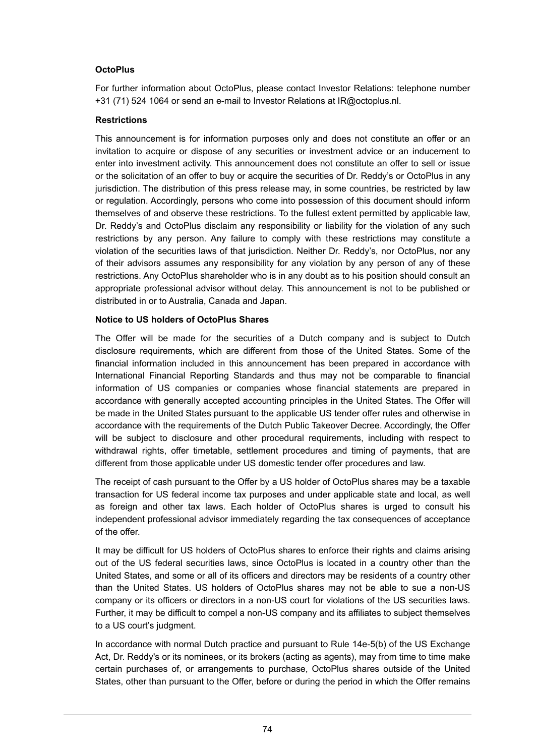**OctoPlus**

For further information about OctoPlus, please contact Investor Relations: telephone number +31 (71) 524 1064 or send an e-mail to Investor Relations at IR@octoplus.nl.

**Restrictions**

This announcement is for information purposes only and does not constitute an offer or an invitation to acquire or dispose of any securities or investment advice or an inducement to enter into investment activity. This announcement does not constitute an offer to sell or issue or the solicitation of an offer to buy or acquire the securities of Dr. Reddy's or OctoPlus in any jurisdiction. The distribution of this press release may, in some countries, be restricted by law or regulation. Accordingly, persons who come into possession of this document should inform themselves of and observe these restrictions. To the fullest extent permitted by applicable law, Dr. Reddy's and OctoPlus disclaim any responsibility or liability for the violation of any such restrictions by any person. Any failure to comply with these restrictions may constitute a violation of the securities laws of that jurisdiction. Neither Dr. Reddy's, nor OctoPlus, nor any of their advisors assumes any responsibility for any violation by any person of any of these restrictions. Any OctoPlus shareholder who is in any doubt as to his position should consult an appropriate professional advisor without delay. This announcement is not to be published or distributed in or to Australia, Canada and Japan.

**Notice to US holders of OctoPlus Shares**

The Offer will be made for the securities of a Dutch company and is subject to Dutch disclosure requirements, which are different from those of the United States. Some of the financial information included in this announcement has been prepared in accordance with International Financial Reporting Standards and thus may not be comparable to financial information of US companies or companies whose financial statements are prepared in accordance with generally accepted accounting principles in the United States. The Offer will be made in the United States pursuant to the applicable US tender offer rules and otherwise in accordance with the requirements of the Dutch Public Takeover Decree. Accordingly, the Offer will be subject to disclosure and other procedural requirements, including with respect to withdrawal rights, offer timetable, settlement procedures and timing of payments, that are different from those applicable under US domestic tender offer procedures and law.

The receipt of cash pursuant to the Offer by a US holder of OctoPlus shares may be a taxable transaction for US federal income tax purposes and under applicable state and local, as well as foreign and other tax laws. Each holder of OctoPlus shares is urged to consult his independent professional advisor immediately regarding the tax consequences of acceptance of the offer.

It may be difficult for US holders of OctoPlus shares to enforce their rights and claims arising out of the US federal securities laws, since OctoPlus is located in a country other than the United States, and some or all of its officers and directors may be residents of a country other than the United States. US holders of OctoPlus shares may not be able to sue a non-US company or its officers or directors in a non-US court for violations of the US securities laws. Further, it may be difficult to compel a non-US company and its affiliates to subject themselves to a US court's judgment.

In accordance with normal Dutch practice and pursuant to Rule 14e-5(b) of the US Exchange Act, Dr. Reddy's or its nominees, or its brokers (acting as agents), may from time to time make certain purchases of, or arrangements to purchase, OctoPlus shares outside of the United States, other than pursuant to the Offer, before or during the period in which the Offer remains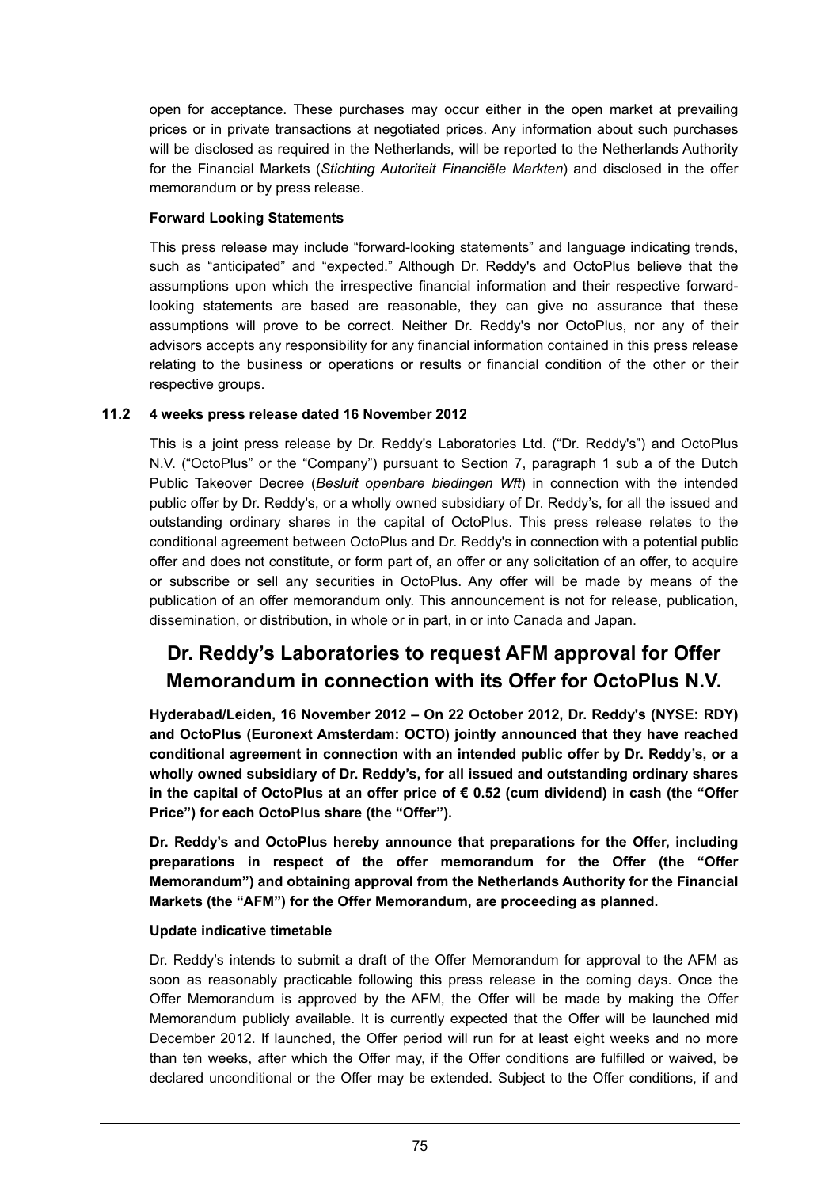open for acceptance. These purchases may occur either in the open market at prevailing prices or in private transactions at negotiated prices. Any information about such purchases will be disclosed as required in the Netherlands, will be reported to the Netherlands Authority for the Financial Markets (*Stichting Autoriteit Financiële Markten*) and disclosed in the offer memorandum or by press release.

**Forward Looking Statements**

This press release may include "forward-looking statements" and language indicating trends, such as "anticipated" and "expected." Although Dr. Reddy's and OctoPlus believe that the assumptions upon which the irrespective financial information and their respective forward-looking statements are based are reasonable, they can give no assurance that these assumptions will prove to be correct. Neither Dr. Reddy's nor OctoPlus, nor any of their advisors accepts any responsibility for any financial information contained in this press release relating to the business or operations or results or financial condition of the other or their respective groups.

### 11.2 4 weeks press release dated 16 November 2012

This is a joint press release by Dr. Reddy's Laboratories Ltd. ("Dr. Reddy's") and OctoPlus N.V. ("OctoPlus" or the "Company") pursuant to Section 7, paragraph 1 sub a of the Dutch Public Takeover Decree (*Besluit openbare biedingen Wft*) in connection with the intended public offer by Dr. Reddy's, or a wholly owned subsidiary of Dr. Reddy's, for all the issued and outstanding ordinary shares in the capital of OctoPlus. This press release relates to the conditional agreement between OctoPlus and Dr. Reddy's in connection with a potential public offer and does not constitute, or form part of, an offer or any solicitation of an offer, to acquire or subscribe or sell any securities in OctoPlus. Any offer will be made by means of the publication of an offer memorandum only. This announcement is not for release, publication, dissemination, or distribution, in whole or in part, in or into Canada and Japan.

## Dr. Reddy's Laboratories to request AFM approval for Offer Memorandum in connection with its Offer for OctoPlus N.V.

**Hyderabad/Leiden, 16 November 2012 – On 22 October 2012, Dr. Reddy's (NYSE: RDY) and OctoPlus (Euronext Amsterdam: OCTO) jointly announced that they have reached conditional agreement in connection with an intended public offer by Dr. Reddy's, or a wholly owned subsidiary of Dr. Reddy's, for all issued and outstanding ordinary shares in the capital of OctoPlus at an offer price of € 0.52 (cum dividend) in cash (the "Offer Price") for each OctoPlus share (the "Offer").**

**Dr. Reddy's and OctoPlus hereby announce that preparations for the Offer, including preparations in respect of the offer memorandum for the Offer (the "Offer Memorandum") and obtaining approval from the Netherlands Authority for the Financial Markets (the "AFM") for the Offer Memorandum, are proceeding as planned.**

**Update indicative timetable**

Dr. Reddy's intends to submit a draft of the Offer Memorandum for approval to the AFM as soon as reasonably practicable following this press release in the coming days. Once the Offer Memorandum is approved by the AFM, the Offer will be made by making the Offer Memorandum publicly available. It is currently expected that the Offer will be launched mid December 2012. If launched, the Offer period will run for at least eight weeks and no more than ten weeks, after which the Offer may, if the Offer conditions are fulfilled or waived, be declared unconditional or the Offer may be extended. Subject to the Offer conditions, if and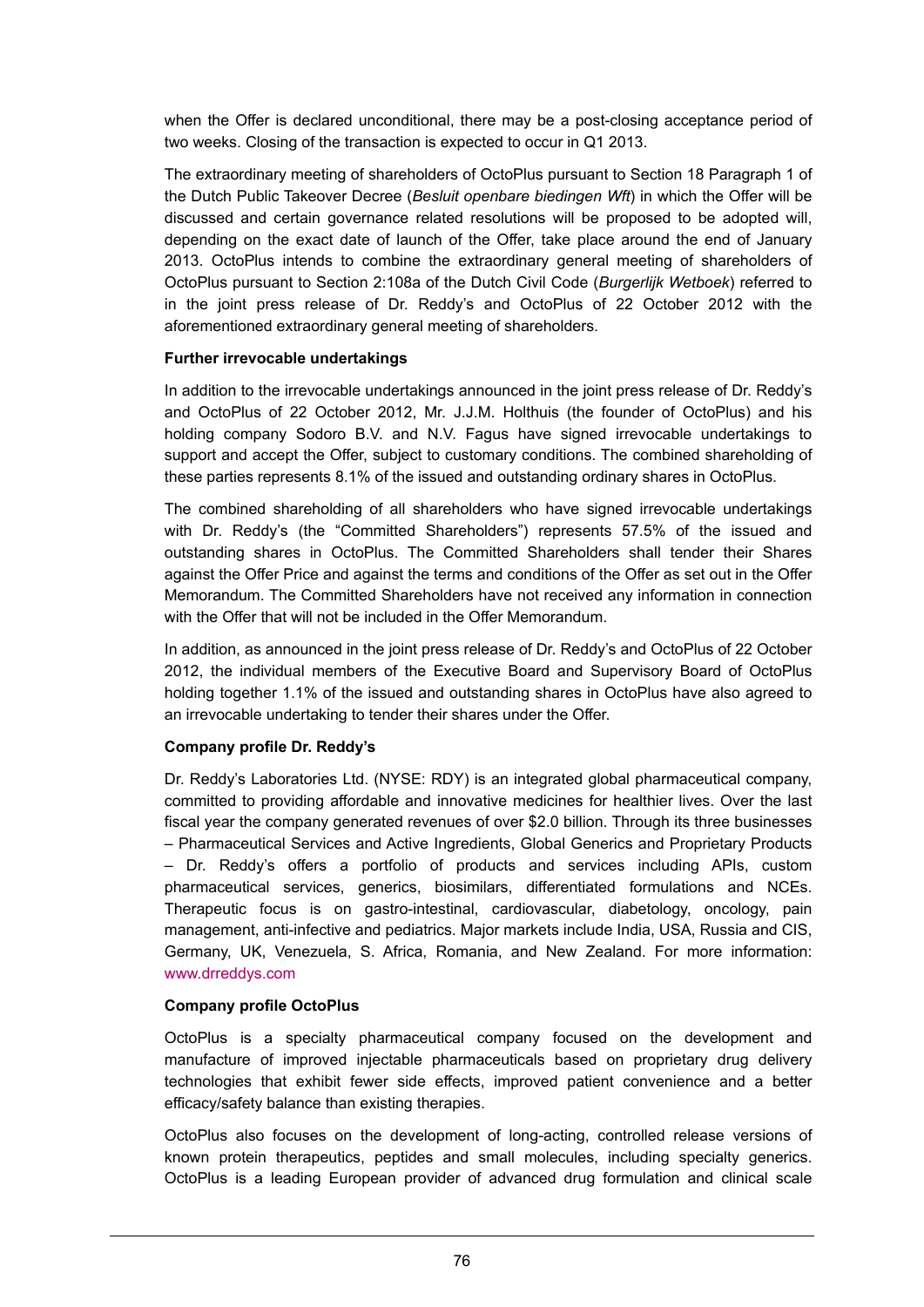when the Offer is declared unconditional, there may be a post-closing acceptance period of two weeks. Closing of the transaction is expected to occur in Q1 2013.

The extraordinary meeting of shareholders of OctoPlus pursuant to Section 18 Paragraph 1 of the Dutch Public Takeover Decree (*Besluit openbare biedingen Wft*) in which the Offer will be discussed and certain governance related resolutions will be proposed to be adopted will, depending on the exact date of launch of the Offer, take place around the end of January 2013. OctoPlus intends to combine the extraordinary general meeting of shareholders of OctoPlus pursuant to Section 2:108a of the Dutch Civil Code (*Burgerlijk Wetboek*) referred to in the joint press release of Dr. Reddy's and OctoPlus of 22 October 2012 with the aforementioned extraordinary general meeting of shareholders.

**Further irrevocable undertakings**

In addition to the irrevocable undertakings announced in the joint press release of Dr. Reddy's and OctoPlus of 22 October 2012, Mr. J.J.M. Holthuis (the founder of OctoPlus) and his holding company Sodoro B.V. and N.V. Fagus have signed irrevocable undertakings to support and accept the Offer, subject to customary conditions. The combined shareholding of these parties represents 8.1% of the issued and outstanding ordinary shares in OctoPlus.

The combined shareholding of all shareholders who have signed irrevocable undertakings with Dr. Reddy's (the "Committed Shareholders") represents 57.5% of the issued and outstanding shares in OctoPlus. The Committed Shareholders shall tender their Shares against the Offer Price and against the terms and conditions of the Offer as set out in the Offer Memorandum. The Committed Shareholders have not received any information in connection with the Offer that will not be included in the Offer Memorandum.

In addition, as announced in the joint press release of Dr. Reddy's and OctoPlus of 22 October 2012, the individual members of the Executive Board and Supervisory Board of OctoPlus holding together 1.1% of the issued and outstanding shares in OctoPlus have also agreed to an irrevocable undertaking to tender their shares under the Offer.

**Company profile Dr. Reddy's**

Dr. Reddy's Laboratories Ltd. (NYSE: RDY) is an integrated global pharmaceutical company, committed to providing affordable and innovative medicines for healthier lives. Over the last fiscal year the company generated revenues of over $2.0 billion. Through its three businesses – Pharmaceutical Services and Active Ingredients, Global Generics and Proprietary Products – Dr. Reddy's offers a portfolio of products and services including APIs, custom pharmaceutical services, generics, biosimilars, differentiated formulations and NCEs. Therapeutic focus is on gastro-intestinal, cardiovascular, diabetology, oncology, pain management, anti-infective and pediatrics. Major markets include India, USA, Russia and CIS, Germany, UK, Venezuela, S. Africa, Romania, and New Zealand. For more information: www.drreddys.com

**Company profile OctoPlus**

OctoPlus is a specialty pharmaceutical company focused on the development and manufacture of improved injectable pharmaceuticals based on proprietary drug delivery technologies that exhibit fewer side effects, improved patient convenience and a better efficacy/safety balance than existing therapies.

OctoPlus also focuses on the development of long-acting, controlled release versions of known protein therapeutics, peptides and small molecules, including specialty generics. OctoPlus is a leading European provider of advanced drug formulation and clinical scale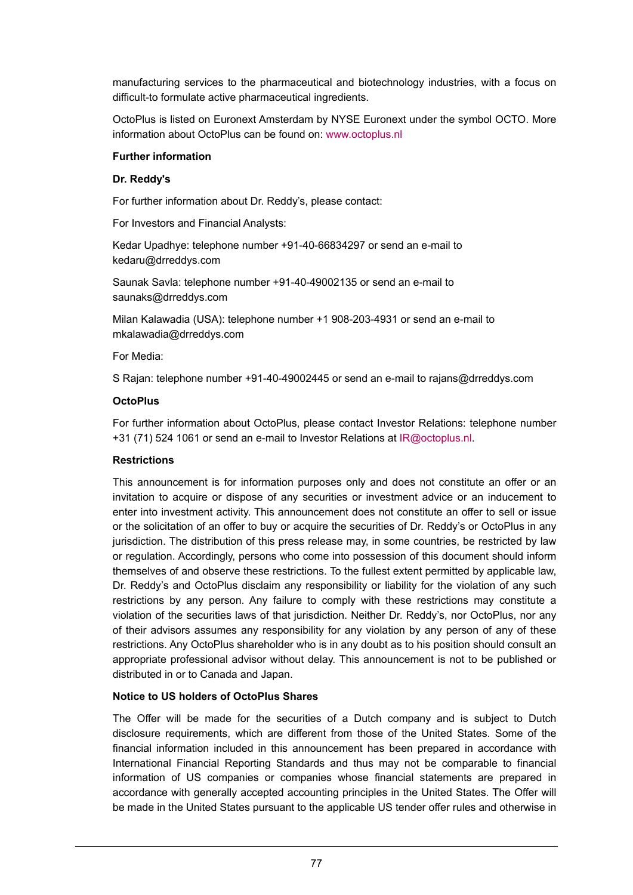manufacturing services to the pharmaceutical and biotechnology industries, with a focus on difficult-to formulate active pharmaceutical ingredients.

OctoPlus is listed on Euronext Amsterdam by NYSE Euronext under the symbol OCTO. More information about OctoPlus can be found on: www.octoplus.nl

**Further information**

**Dr. Reddy's**

For further information about Dr. Reddy's, please contact:

For Investors and Financial Analysts:

Kedar Upadhye: telephone number +91-40-66834297 or send an e-mail to kedaru@drreddys.com

Saunak Savla: telephone number +91-40-49002135 or send an e-mail to saunaks@drreddys.com

Milan Kalawadia (USA): telephone number +1 908-203-4931 or send an e-mail to mkalawadia@drreddys.com

For Media:

S Rajan: telephone number +91-40-49002445 or send an e-mail to rajans@drreddys.com

**OctoPlus**

For further information about OctoPlus, please contact Investor Relations: telephone number +31 (71) 524 1061 or send an e-mail to Investor Relations at IR@octoplus.nl.

**Restrictions**

This announcement is for information purposes only and does not constitute an offer or an invitation to acquire or dispose of any securities or investment advice or an inducement to enter into investment activity. This announcement does not constitute an offer to sell or issue or the solicitation of an offer to buy or acquire the securities of Dr. Reddy's or OctoPlus in any jurisdiction. The distribution of this press release may, in some countries, be restricted by law or regulation. Accordingly, persons who come into possession of this document should inform themselves of and observe these restrictions. To the fullest extent permitted by applicable law, Dr. Reddy's and OctoPlus disclaim any responsibility or liability for the violation of any such restrictions by any person. Any failure to comply with these restrictions may constitute a violation of the securities laws of that jurisdiction. Neither Dr. Reddy's, nor OctoPlus, nor any of their advisors assumes any responsibility for any violation by any person of any of these restrictions. Any OctoPlus shareholder who is in any doubt as to his position should consult an appropriate professional advisor without delay. This announcement is not to be published or distributed in or to Canada and Japan.

**Notice to US holders of OctoPlus Shares**

The Offer will be made for the securities of a Dutch company and is subject to Dutch disclosure requirements, which are different from those of the United States. Some of the financial information included in this announcement has been prepared in accordance with International Financial Reporting Standards and thus may not be comparable to financial information of US companies or companies whose financial statements are prepared in accordance with generally accepted accounting principles in the United States. The Offer will be made in the United States pursuant to the applicable US tender offer rules and otherwise in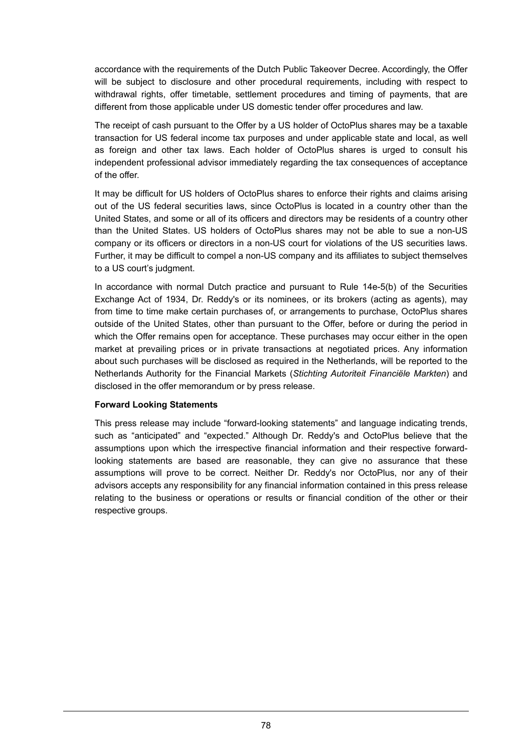accordance with the requirements of the Dutch Public Takeover Decree. Accordingly, the Offer will be subject to disclosure and other procedural requirements, including with respect to withdrawal rights, offer timetable, settlement procedures and timing of payments, that are different from those applicable under US domestic tender offer procedures and law.

The receipt of cash pursuant to the Offer by a US holder of OctoPlus shares may be a taxable transaction for US federal income tax purposes and under applicable state and local, as well as foreign and other tax laws. Each holder of OctoPlus shares is urged to consult his independent professional advisor immediately regarding the tax consequences of acceptance of the offer.

It may be difficult for US holders of OctoPlus shares to enforce their rights and claims arising out of the US federal securities laws, since OctoPlus is located in a country other than the United States, and some or all of its officers and directors may be residents of a country other than the United States. US holders of OctoPlus shares may not be able to sue a non-US company or its officers or directors in a non-US court for violations of the US securities laws. Further, it may be difficult to compel a non-US company and its affiliates to subject themselves to a US court's judgment.

In accordance with normal Dutch practice and pursuant to Rule 14e-5(b) of the Securities Exchange Act of 1934, Dr. Reddy's or its nominees, or its brokers (acting as agents), may from time to time make certain purchases of, or arrangements to purchase, OctoPlus shares outside of the United States, other than pursuant to the Offer, before or during the period in which the Offer remains open for acceptance. These purchases may occur either in the open market at prevailing prices or in private transactions at negotiated prices. Any information about such purchases will be disclosed as required in the Netherlands, will be reported to the Netherlands Authority for the Financial Markets (*Stichting Autoriteit Financiële Markten*) and disclosed in the offer memorandum or by press release.

**Forward Looking Statements**

This press release may include "forward-looking statements" and language indicating trends, such as "anticipated" and "expected." Although Dr. Reddy's and OctoPlus believe that the assumptions upon which the irrespective financial information and their respective forward-looking statements are based are reasonable, they can give no assurance that these assumptions will prove to be correct. Neither Dr. Reddy's nor OctoPlus, nor any of their advisors accepts any responsibility for any financial information contained in this press release relating to the business or operations or results or financial condition of the other or their respective groups.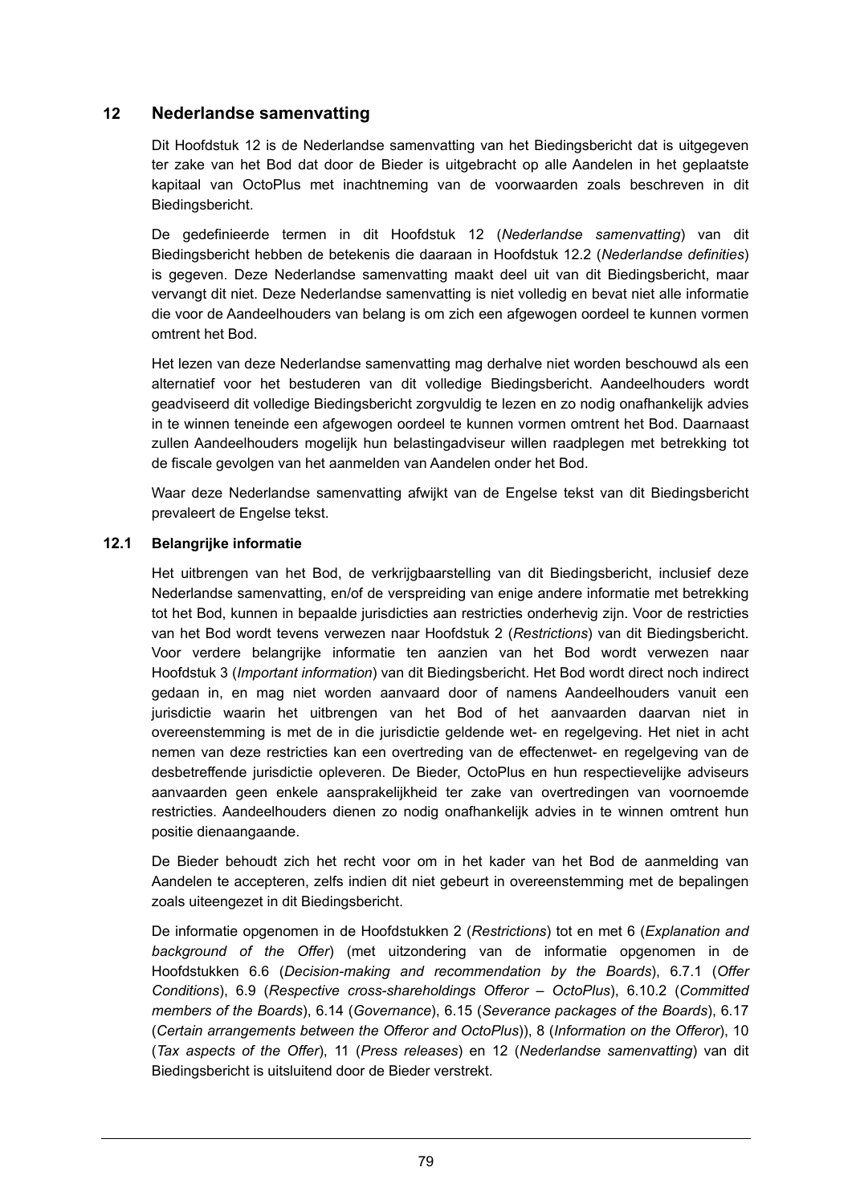# 12 Nederlandse samenvatting

Dit Hoofdstuk 12 is de Nederlandse samenvatting van het Biedingsbericht dat is uitgegeven ter zake van het Bod dat door de Bieder is uitgebracht op alle Aandelen in het geplaatste kapitaal van OctoPlus met inachtneming van de voorwaarden zoals beschreven in dit Biedingsbericht.

De gedefinieerde termen in dit Hoofdstuk 12 (*Nederlandse samenvatting*) van dit Biedingsbericht hebben de betekenis die daaraan in Hoofdstuk 12.2 (*Nederlandse definities*) is gegeven. Deze Nederlandse samenvatting maakt deel uit van dit Biedingsbericht, maar vervangt dit niet. Deze Nederlandse samenvatting is niet volledig en bevat niet alle informatie die voor de Aandeelhouders van belang is om zich een afgewogen oordeel te kunnen vormen omtrent het Bod.

Het lezen van deze Nederlandse samenvatting mag derhalve niet worden beschouwd als een alternatief voor het bestuderen van dit volledige Biedingsbericht. Aandeelhouders wordt geadviseerd dit volledige Biedingsbericht zorgvuldig te lezen en zo nodig onafhankelijk advies in te winnen teneinde een afgewogen oordeel te kunnen vormen omtrent het Bod. Daarnaast zullen Aandeelhouders mogelijk hun belastingadviseur willen raadplegen met betrekking tot de fiscale gevolgen van het aanmelden van Aandelen onder het Bod.

Waar deze Nederlandse samenvatting afwijkt van de Engelse tekst van dit Biedingsbericht prevaleert de Engelse tekst.

## 12.1 Belangrijke informatie

Het uitbrengen van het Bod, de verkrijgbaarstelling van dit Biedingsbericht, inclusief deze Nederlandse samenvatting, en/of de verspreiding van enige andere informatie met betrekking tot het Bod, kunnen in bepaalde jurisdicties aan restricties onderhevig zijn. Voor de restricties van het Bod wordt tevens verwezen naar Hoofdstuk 2 (*Restrictions*) van dit Biedingsbericht. Voor verdere belangrijke informatie ten aanzien van het Bod wordt verwezen naar Hoofdstuk 3 (*Important information*) van dit Biedingsbericht. Het Bod wordt direct noch indirect gedaan in, en mag niet worden aanvaard door of namens Aandeelhouders vanuit een jurisdictie waarin het uitbrengen van het Bod of het aanvaarden daarvan niet in overeenstemming is met de in die jurisdictie geldende wet- en regelgeving. Het niet in acht nemen van deze restricties kan een overtreding van de effectenwet- en regelgeving van de desbetreffende jurisdictie opleveren. De Bieder, OctoPlus en hun respectievelijke adviseurs aanvaarden geen enkele aansprakelijkheid ter zake van overtredingen van voornoemde restricties. Aandeelhouders dienen zo nodig onafhankelijk advies in te winnen omtrent hun positie dienaangaande.

De Bieder behoudt zich het recht voor om in het kader van het Bod de aanmelding van Aandelen te accepteren, zelfs indien dit niet gebeurt in overeenstemming met de bepalingen zoals uiteengezet in dit Biedingsbericht.

De informatie opgenomen in de Hoofdstukken 2 (*Restrictions*) tot en met 6 (*Explanation and background of the Offer*) (met uitzondering van de informatie opgenomen in de Hoofdstukken 6.6 (*Decision-making and recommendation by the Boards*), 6.7.1 (*Offer Conditions*), 6.9 (*Respective cross-shareholdings Offeror – OctoPlus*), 6.10.2 (*Committed members of the Boards*), 6.14 (*Governance*), 6.15 (*Severance packages of the Boards*), 6.17 (*Certain arrangements between the Offeror and OctoPlus*)), 8 (*Information on the Offeror*), 10 (*Tax aspects of the Offer*), 11 (*Press releases*) en 12 (*Nederlandse samenvatting*) van dit Biedingsbericht is uitsluitend door de Bieder verstrekt.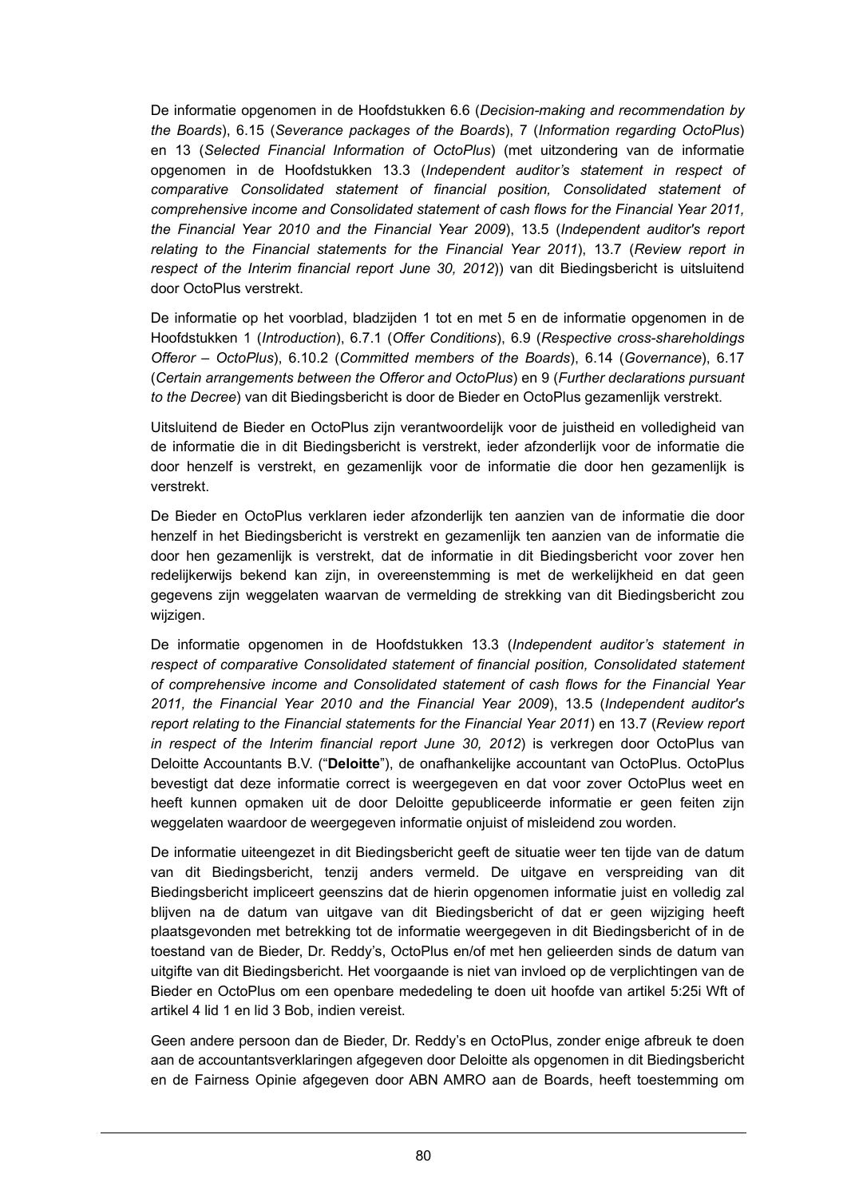De informatie opgenomen in de Hoofdstukken 6.6 (*Decision-making and recommendation by the Boards*), 6.15 (*Severance packages of the Boards*), 7 (*Information regarding OctoPlus*) en 13 (*Selected Financial Information of OctoPlus*) (met uitzondering van de informatie opgenomen in de Hoofdstukken 13.3 (*Independent auditor's statement in respect of comparative Consolidated statement of financial position, Consolidated statement of comprehensive income and Consolidated statement of cash flows for the Financial Year 2011, the Financial Year 2010 and the Financial Year 2009*), 13.5 (*Independent auditor's report relating to the Financial statements for the Financial Year 2011*), 13.7 (*Review report in respect of the Interim financial report June 30, 2012*)) van dit Biedingsbericht is uitsluitend door OctoPlus verstrekt.

De informatie op het voorblad, bladzijden 1 tot en met 5 en de informatie opgenomen in de Hoofdstukken 1 (*Introduction*), 6.7.1 (*Offer Conditions*), 6.9 (*Respective cross-shareholdings Offeror – OctoPlus*), 6.10.2 (*Committed members of the Boards*), 6.14 (*Governance*), 6.17 (*Certain arrangements between the Offeror and OctoPlus*) en 9 (*Further declarations pursuant to the Decree*) van dit Biedingsbericht is door de Bieder en OctoPlus gezamenlijk verstrekt.

Uitsluitend de Bieder en OctoPlus zijn verantwoordelijk voor de juistheid en volledigheid van de informatie die in dit Biedingsbericht is verstrekt, ieder afzonderlijk voor de informatie die door henzelf is verstrekt, en gezamenlijk voor de informatie die door hen gezamenlijk is verstrekt.

De Bieder en OctoPlus verklaren ieder afzonderlijk ten aanzien van de informatie die door henzelf in het Biedingsbericht is verstrekt en gezamenlijk ten aanzien van de informatie die door hen gezamenlijk is verstrekt, dat de informatie in dit Biedingsbericht voor zover hen redelijkerwijs bekend kan zijn, in overeenstemming is met de werkelijkheid en dat geen gegevens zijn weggelaten waarvan de vermelding de strekking van dit Biedingsbericht zou wijzigen.

De informatie opgenomen in de Hoofdstukken 13.3 (*Independent auditor's statement in respect of comparative Consolidated statement of financial position, Consolidated statement of comprehensive income and Consolidated statement of cash flows for the Financial Year 2011, the Financial Year 2010 and the Financial Year 2009*), 13.5 (*Independent auditor's report relating to the Financial statements for the Financial Year 2011*) en 13.7 (*Review report in respect of the Interim financial report June 30, 2012*) is verkregen door OctoPlus van Deloitte Accountants B.V. ("**Deloitte**"), de onafhankelijke accountant van OctoPlus. OctoPlus bevestigt dat deze informatie correct is weergegeven en dat voor zover OctoPlus weet en heeft kunnen opmaken uit de door Deloitte gepubliceerde informatie er geen feiten zijn weggelaten waardoor de weergegeven informatie onjuist of misleidend zou worden.

De informatie uiteengezet in dit Biedingsbericht geeft de situatie weer ten tijde van de datum van dit Biedingsbericht, tenzij anders vermeld. De uitgave en verspreiding van dit Biedingsbericht impliceert geenszins dat de hierin opgenomen informatie juist en volledig zal blijven na de datum van uitgave van dit Biedingsbericht of dat er geen wijziging heeft plaatsgevonden met betrekking tot de informatie weergegeven in dit Biedingsbericht of in de toestand van de Bieder, Dr. Reddy's, OctoPlus en/of met hen gelieerden sinds de datum van uitgifte van dit Biedingsbericht. Het voorgaande is niet van invloed op de verplichtingen van de Bieder en OctoPlus om een openbare mededeling te doen uit hoofde van artikel 5:25i Wft of artikel 4 lid 1 en lid 3 Bob, indien vereist.

Geen andere persoon dan de Bieder, Dr. Reddy's en OctoPlus, zonder enige afbreuk te doen aan de accountantsverklaringen afgegeven door Deloitte als opgenomen in dit Biedingsbericht en de Fairness Opinie afgegeven door ABN AMRO aan de Boards, heeft toestemming om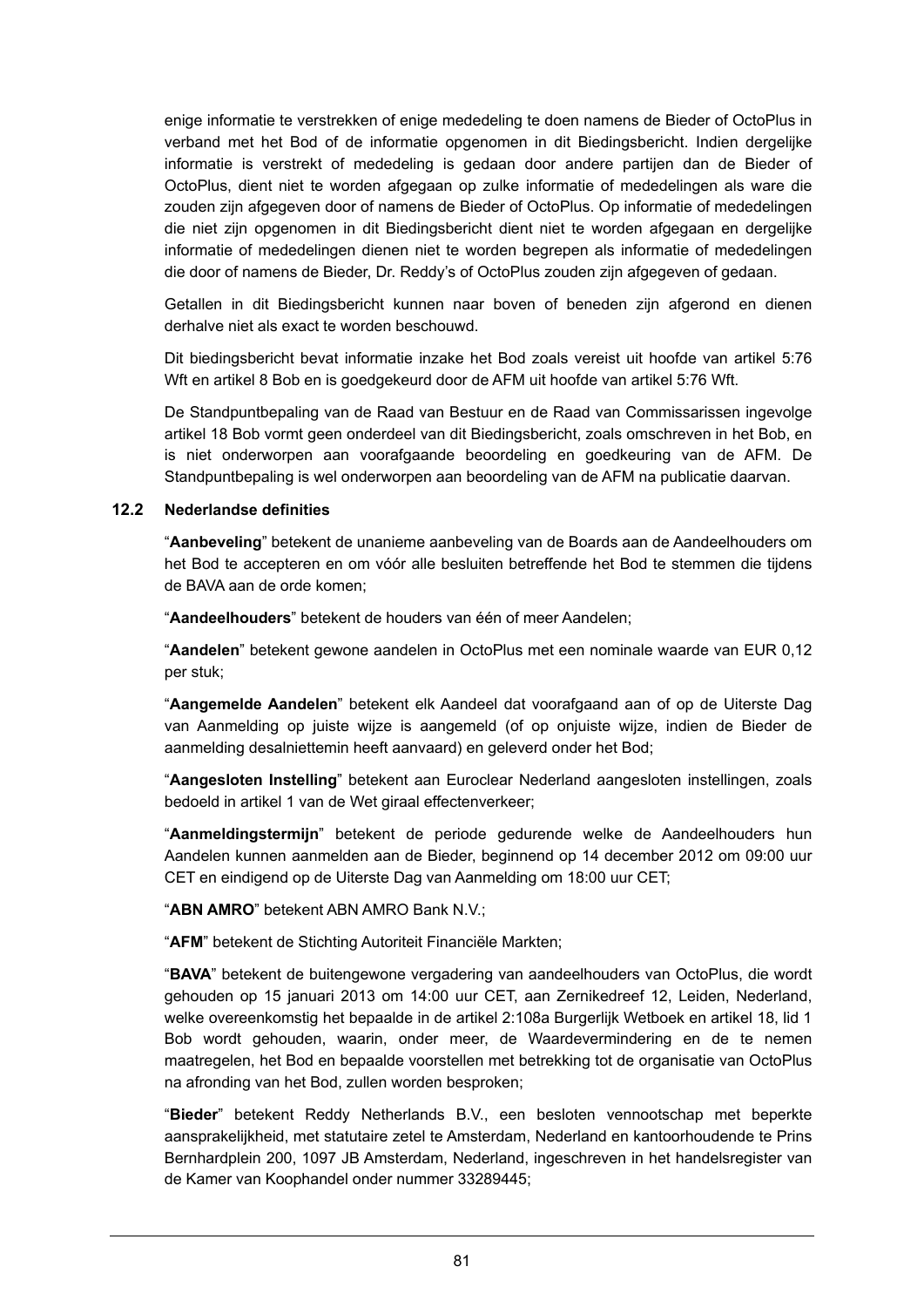enige informatie te verstrekken of enige mededeling te doen namens de Bieder of OctoPlus in verband met het Bod of de informatie opgenomen in dit Biedingsbericht. Indien dergelijke informatie is verstrekt of mededeling is gedaan door andere partijen dan de Bieder of OctoPlus, dient niet te worden afgegaan op zulke informatie of mededelingen als ware die zouden zijn afgegeven door of namens de Bieder of OctoPlus. Op informatie of mededelingen die niet zijn opgenomen in dit Biedingsbericht dient niet te worden afgegaan en dergelijke informatie of mededelingen dienen niet te worden begrepen als informatie of mededelingen die door of namens de Bieder, Dr. Reddy's of OctoPlus zouden zijn afgegeven of gedaan.

Getallen in dit Biedingsbericht kunnen naar boven of beneden zijn afgerond en dienen derhalve niet als exact te worden beschouwd.

Dit biedingsbericht bevat informatie inzake het Bod zoals vereist uit hoofde van artikel 5:76 Wft en artikel 8 Bob en is goedgekeurd door de AFM uit hoofde van artikel 5:76 Wft.

De Standpuntbepaling van de Raad van Bestuur en de Raad van Commissarissen ingevolge artikel 18 Bob vormt geen onderdeel van dit Biedingsbericht, zoals omschreven in het Bob, en is niet onderworpen aan voorafgaande beoordeling en goedkeuring van de AFM. De Standpuntbepaling is wel onderworpen aan beoordeling van de AFM na publicatie daarvan.

## 12.2 Nederlandse definities

"**Aanbeveling**" betekent de unanieme aanbeveling van de Boards aan de Aandeelhouders om het Bod te accepteren en om vóór alle besluiten betreffende het Bod te stemmen die tijdens de BAVA aan de orde komen;

"**Aandeelhouders**" betekent de houders van één of meer Aandelen;

"**Aandelen**" betekent gewone aandelen in OctoPlus met een nominale waarde van EUR 0,12 per stuk;

"**Aangemelde Aandelen**" betekent elk Aandeel dat voorafgaand aan of op de Uiterste Dag van Aanmelding op juiste wijze is aangemeld (of op onjuiste wijze, indien de Bieder de aanmelding desalniettemin heeft aanvaard) en geleverd onder het Bod;

"**Aangesloten Instelling**" betekent aan Euroclear Nederland aangesloten instellingen, zoals bedoeld in artikel 1 van de Wet giraal effectenverkeer;

"**Aanmeldingstermijn**" betekent de periode gedurende welke de Aandeelhouders hun Aandelen kunnen aanmelden aan de Bieder, beginnend op 14 december 2012 om 09:00 uur CET en eindigend op de Uiterste Dag van Aanmelding om 18:00 uur CET;

"**ABN AMRO**" betekent ABN AMRO Bank N.V.;

"**AFM**" betekent de Stichting Autoriteit Financiële Markten;

"**BAVA**" betekent de buitengewone vergadering van aandeelhouders van OctoPlus, die wordt gehouden op 15 januari 2013 om 14:00 uur CET, aan Zernikedreef 12, Leiden, Nederland, welke overeenkomstig het bepaalde in de artikel 2:108a Burgerlijk Wetboek en artikel 18, lid 1 Bob wordt gehouden, waarin, onder meer, de Waardevermindering en de te nemen maatregelen, het Bod en bepaalde voorstellen met betrekking tot de organisatie van OctoPlus na afronding van het Bod, zullen worden besproken;

"**Bieder**" betekent Reddy Netherlands B.V., een besloten vennootschap met beperkte aansprakelijkheid, met statutaire zetel te Amsterdam, Nederland en kantoorhoudende te Prins Bernhardplein 200, 1097 JB Amsterdam, Nederland, ingeschreven in het handelsregister van de Kamer van Koophandel onder nummer 33289445;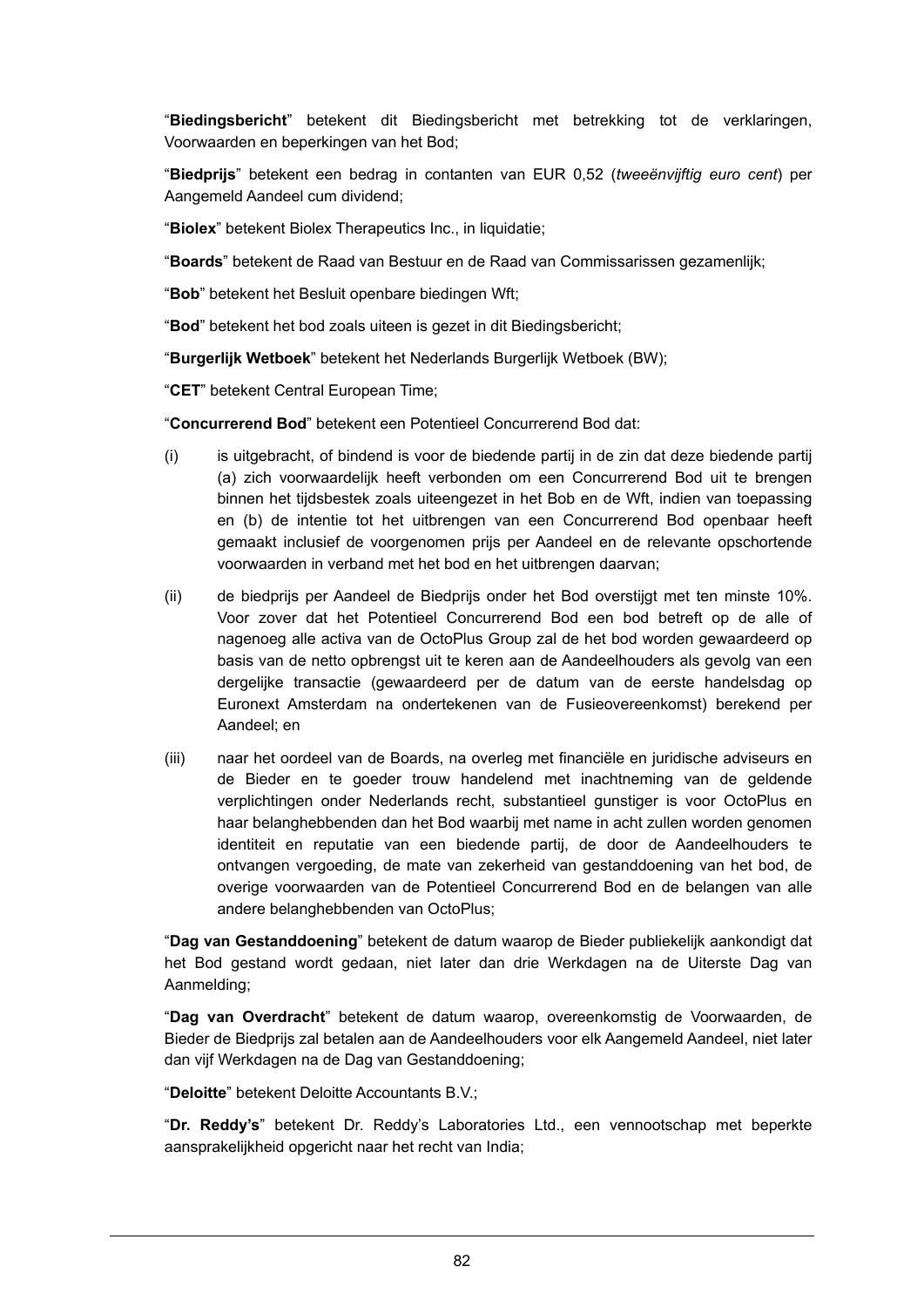"**Biedingsbericht**" betekent dit Biedingsbericht met betrekking tot de verklaringen, Voorwaarden en beperkingen van het Bod;

"**Biedprijs**" betekent een bedrag in contanten van EUR 0,52 (*tweeënvijftig euro cent*) per Aangemeld Aandeel cum dividend;

"**Biolex**" betekent Biolex Therapeutics Inc., in liquidatie;

"**Boards**" betekent de Raad van Bestuur en de Raad van Commissarissen gezamenlijk;

"**Bob**" betekent het Besluit openbare biedingen Wft;

"**Bod**" betekent het bod zoals uiteen is gezet in dit Biedingsbericht;

"**Burgerlijk Wetboek**" betekent het Nederlands Burgerlijk Wetboek (BW);

"**CET**" betekent Central European Time;

"**Concurrerend Bod**" betekent een Potentieel Concurrerend Bod dat:

(i) is uitgebracht, of bindend is voor de biedende partij in de zin dat deze biedende partij (a) zich voorwaardelijk heeft verbonden om een Concurrerend Bod uit te brengen binnen het tijdsbestek zoals uiteengezet in het Bob en de Wft, indien van toepassing en (b) de intentie tot het uitbrengen van een Concurrerend Bod openbaar heeft gemaakt inclusief de voorgenomen prijs per Aandeel en de relevante opschortende voorwaarden in verband met het bod en het uitbrengen daarvan;

(ii) de biedprijs per Aandeel de Biedprijs onder het Bod overstijgt met ten minste 10%. Voor zover dat het Potentieel Concurrerend Bod een bod betreft op de alle of nagenoeg alle activa van de OctoPlus Group zal de het bod worden gewaardeerd op basis van de netto opbrengst uit te keren aan de Aandeelhouders als gevolg van een dergelijke transactie (gewaardeerd per de datum van de eerste handelsdag op Euronext Amsterdam na ondertekenen van de Fusieovereenkomst) berekend per Aandeel; en

(iii) naar het oordeel van de Boards, na overleg met financiële en juridische adviseurs en de Bieder en te goeder trouw handelend met inachtneming van de geldende verplichtingen onder Nederlands recht, substantieel gunstiger is voor OctoPlus en haar belanghebbenden dan het Bod waarbij met name in acht zullen worden genomen identiteit en reputatie van een biedende partij, de door de Aandeelhouders te ontvangen vergoeding, de mate van zekerheid van gestanddoening van het bod, de overige voorwaarden van de Potentieel Concurrerend Bod en de belangen van alle andere belanghebbenden van OctoPlus;

"**Dag van Gestanddoening**" betekent de datum waarop de Bieder publiekelijk aankondigt dat het Bod gestand wordt gedaan, niet later dan drie Werkdagen na de Uiterste Dag van Aanmelding;

"**Dag van Overdracht**" betekent de datum waarop, overeenkomstig de Voorwaarden, de Bieder de Biedprijs zal betalen aan de Aandeelhouders voor elk Aangemeld Aandeel, niet later dan vijf Werkdagen na de Dag van Gestanddoening;

"**Deloitte**" betekent Deloitte Accountants B.V.;

"**Dr. Reddy's**" betekent Dr. Reddy's Laboratories Ltd., een vennootschap met beperkte aansprakelijkheid opgericht naar het recht van India;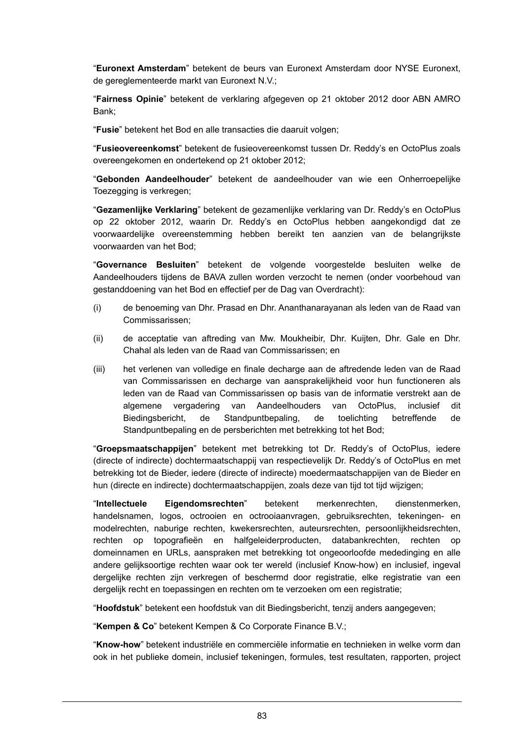"**Euronext Amsterdam**" betekent de beurs van Euronext Amsterdam door NYSE Euronext, de gereglementeerde markt van Euronext N.V.;

"**Fairness Opinie**" betekent de verklaring afgegeven op 21 oktober 2012 door ABN AMRO Bank;

"**Fusie**" betekent het Bod en alle transacties die daaruit volgen;

"**Fusieovereenkomst**" betekent de fusieovereenkomst tussen Dr. Reddy's en OctoPlus zoals overeengekomen en ondertekend op 21 oktober 2012;

"**Gebonden Aandeelhouder**" betekent de aandeelhouder van wie een Onherroepelijke Toezegging is verkregen;

"**Gezamenlijke Verklaring**" betekent de gezamenlijke verklaring van Dr. Reddy's en OctoPlus op 22 oktober 2012, waarin Dr. Reddy's en OctoPlus hebben aangekondigd dat ze voorwaardelijke overeenstemming hebben bereikt ten aanzien van de belangrijkste voorwaarden van het Bod;

"**Governance Besluiten**" betekent de volgende voorgestelde besluiten welke de Aandeelhouders tijdens de BAVA zullen worden verzocht te nemen (onder voorbehoud van gestanddoening van het Bod en effectief per de Dag van Overdracht):

(i) de benoeming van Dhr. Prasad en Dhr. Ananthanarayanan als leden van de Raad van Commissarissen;

(ii) de acceptatie van aftreding van Mw. Moukheibir, Dhr. Kuijten, Dhr. Gale en Dhr. Chahal als leden van de Raad van Commissarissen; en

(iii) het verlenen van volledige en finale decharge aan de aftredende leden van de Raad van Commissarissen en decharge van aansprakelijkheid voor hun functioneren als leden van de Raad van Commissarissen op basis van de informatie verstrekt aan de algemene vergadering van Aandeelhouders van OctoPlus, inclusief dit Biedingsbericht, de Standpuntbepaling, de toelichting betreffende de Standpuntbepaling en de persberichten met betrekking tot het Bod;

"**Groepsmaatschappijen**" betekent met betrekking tot Dr. Reddy's of OctoPlus, iedere (directe of indirecte) dochtermaatschappij van respectievelijk Dr. Reddy's of OctoPlus en met betrekking tot de Bieder, iedere (directe of indirecte) moedermaatschappijen van de Bieder en hun (directe en indirecte) dochtermaatschappijen, zoals deze van tijd tot tijd wijzigen;

"**Intellectuele Eigendomsrechten**" betekent merkenrechten, dienstenmerken, handelsnamen, logos, octrooien en octrooiaanvragen, gebruiksrechten, tekeningen- en modelrechten, naburige rechten, kwekersrechten, auteursrechten, persoonlijkheidsrechten, rechten op topografieën en halfgeleiderproducten, databankrechten, rechten op domeinnamen en URLs, aanspraken met betrekking tot ongeoorloofde mededinging en alle andere gelijksoortige rechten waar ook ter wereld (inclusief Know-how) en inclusief, ingeval dergelijke rechten zijn verkregen of beschermd door registratie, elke registratie van een dergelijk recht en toepassingen en rechten om te verzoeken om een registratie;

"**Hoofdstuk**" betekent een hoofdstuk van dit Biedingsbericht, tenzij anders aangegeven;

"**Kempen & Co**" betekent Kempen & Co Corporate Finance B.V.;

"**Know-how**" betekent industriële en commerciële informatie en technieken in welke vorm dan ook in het publieke domein, inclusief tekeningen, formules, test resultaten, rapporten, project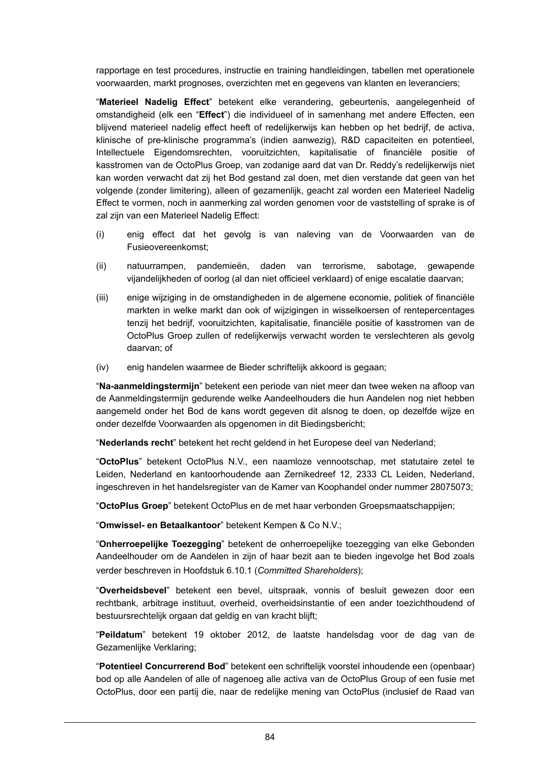rapportage en test procedures, instructie en training handleidingen, tabellen met operationele voorwaarden, markt prognoses, overzichten met en gegevens van klanten en leveranciers;

"**Materieel Nadelig Effect**" betekent elke verandering, gebeurtenis, aangelegenheid of omstandigheid (elk een "**Effect**") die individueel of in samenhang met andere Effecten, een blijvend materieel nadelig effect heeft of redelijkerwijs kan hebben op het bedrijf, de activa, klinische of pre-klinische programma's (indien aanwezig), R&D capaciteiten en potentieel, Intellectuele Eigendomsrechten, vooruitzichten, kapitalisatie of financiële positie of kasstromen van de OctoPlus Groep, van zodanige aard dat van Dr. Reddy's redelijkerwijs niet kan worden verwacht dat zij het Bod gestand zal doen, met dien verstande dat geen van het volgende (zonder limitering), alleen of gezamenlijk, geacht zal worden een Materieel Nadelig Effect te vormen, noch in aanmerking zal worden genomen voor de vaststelling of sprake is of zal zijn van een Materieel Nadelig Effect:

(i) enig effect dat het gevolg is van naleving van de Voorwaarden van de Fusieovereenkomst;

(ii) natuurrampen, pandemieën, daden van terrorisme, sabotage, gewapende vijandelijkheden of oorlog (al dan niet officieel verklaard) of enige escalatie daarvan;

(iii) enige wijziging in de omstandigheden in de algemene economie, politiek of financiële markten in welke markt dan ook of wijzigingen in wisselkoersen of rentepercentages tenzij het bedrijf, vooruitzichten, kapitalisatie, financiële positie of kasstromen van de OctoPlus Groep zullen of redelijkerwijs verwacht worden te verslechteren als gevolg daarvan; of

(iv) enig handelen waarmee de Bieder schriftelijk akkoord is gegaan;

"**Na-aanmeldingstermijn**" betekent een periode van niet meer dan twee weken na afloop van de Aanmeldingstermijn gedurende welke Aandeelhouders die hun Aandelen nog niet hebben aangemeld onder het Bod de kans wordt gegeven dit alsnog te doen, op dezelfde wijze en onder dezelfde Voorwaarden als opgenomen in dit Biedingsbericht;

"**Nederlands recht**" betekent het recht geldend in het Europese deel van Nederland;

"**OctoPlus**" betekent OctoPlus N.V., een naamloze vennootschap, met statutaire zetel te Leiden, Nederland en kantoorhoudende aan Zernikedreef 12, 2333 CL Leiden, Nederland, ingeschreven in het handelsregister van de Kamer van Koophandel onder nummer 28075073;

"**OctoPlus Groep**" betekent OctoPlus en de met haar verbonden Groepsmaatschappijen;

"**Omwissel- en Betaalkantoor**" betekent Kempen & Co N.V.;

"**Onherroepelijke Toezegging**" betekent de onherroepelijke toezegging van elke Gebonden Aandeelhouder om de Aandelen in zijn of haar bezit aan te bieden ingevolge het Bod zoals verder beschreven in Hoofdstuk 6.10.1 (*Committed Shareholders*);

"**Overheidsbevel**" betekent een bevel, uitspraak, vonnis of besluit gewezen door een rechtbank, arbitrage instituut, overheid, overheidsinstantie of een ander toezichthoudend of bestuursrechtelijk orgaan dat geldig en van kracht blijft;

"**Peildatum**" betekent 19 oktober 2012, de laatste handelsdag voor de dag van de Gezamenlijke Verklaring;

"**Potentieel Concurrerend Bod**" betekent een schriftelijk voorstel inhoudende een (openbaar) bod op alle Aandelen of alle of nagenoeg alle activa van de OctoPlus Group of een fusie met OctoPlus, door een partij die, naar de redelijke mening van OctoPlus (inclusief de Raad van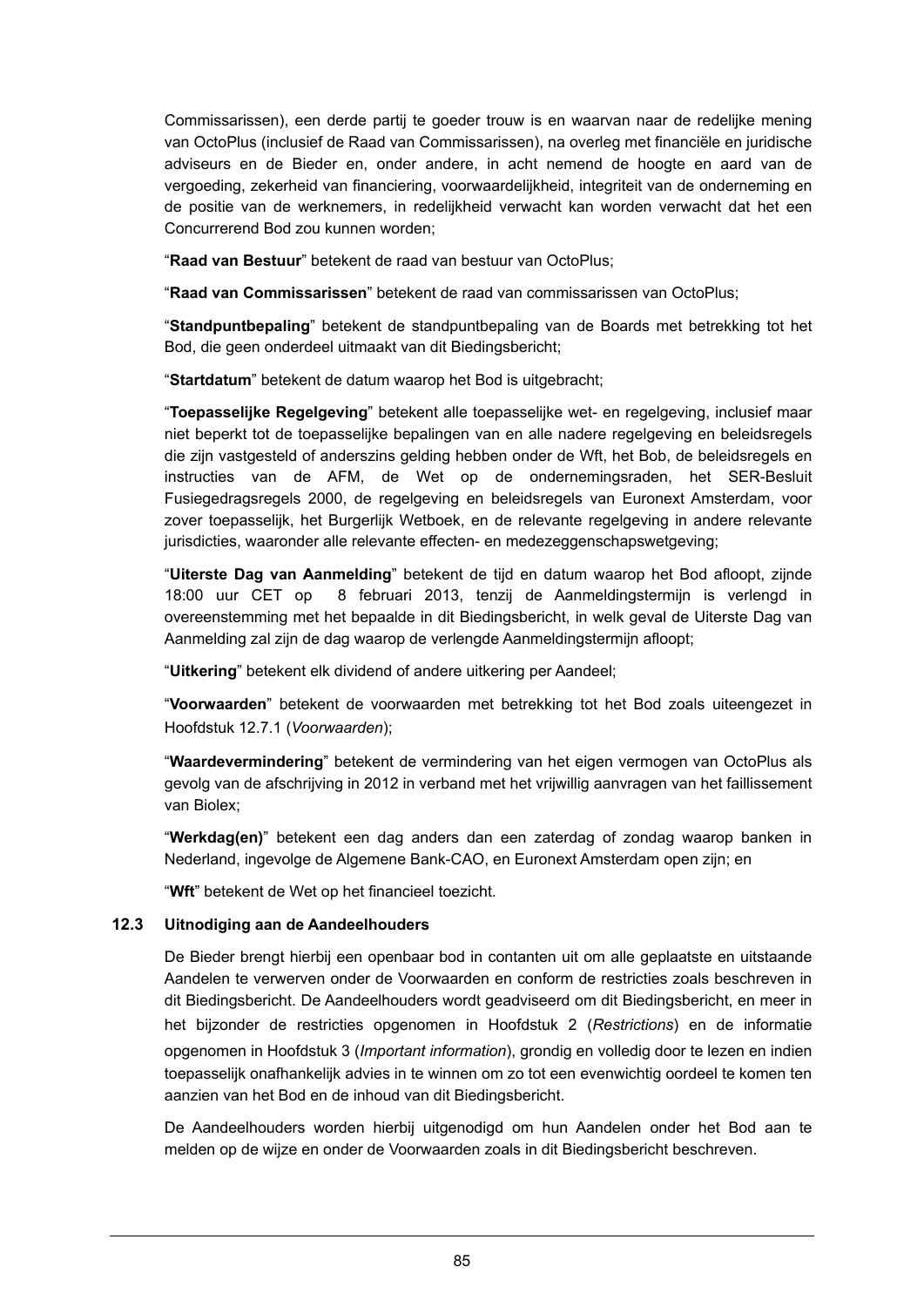Commissarissen), een derde partij te goeder trouw is en waarvan naar de redelijke mening van OctoPlus (inclusief de Raad van Commissarissen), na overleg met financiële en juridische adviseurs en de Bieder en, onder andere, in acht nemend de hoogte en aard van de vergoeding, zekerheid van financiering, voorwaardelijkheid, integriteit van de onderneming en de positie van de werknemers, in redelijkheid verwacht kan worden verwacht dat het een Concurrerend Bod zou kunnen worden;

"**Raad van Bestuur**" betekent de raad van bestuur van OctoPlus;

"**Raad van Commissarissen**" betekent de raad van commissarissen van OctoPlus;

"**Standpuntbepaling**" betekent de standpuntbepaling van de Boards met betrekking tot het Bod, die geen onderdeel uitmaakt van dit Biedingsbericht;

"**Startdatum**" betekent de datum waarop het Bod is uitgebracht;

"**Toepasselijke Regelgeving**" betekent alle toepasselijke wet- en regelgeving, inclusief maar niet beperkt tot de toepasselijke bepalingen van en alle nadere regelgeving en beleidsregels die zijn vastgesteld of anderszins gelding hebben onder de Wft, het Bob, de beleidsregels en instructies van de AFM, de Wet op de ondernemingsraden, het SER-Besluit Fusiegedragsregels 2000, de regelgeving en beleidsregels van Euronext Amsterdam, voor zover toepasselijk, het Burgerlijk Wetboek, en de relevante regelgeving in andere relevante jurisdicties, waaronder alle relevante effecten- en medezeggenschapswetgeving;

"**Uiterste Dag van Aanmelding**" betekent de tijd en datum waarop het Bod afloopt, zijnde 18:00 uur CET op 8 februari 2013, tenzij de Aanmeldingstermijn is verlengd in overeenstemming met het bepaalde in dit Biedingsbericht, in welk geval de Uiterste Dag van Aanmelding zal zijn de dag waarop de verlengde Aanmeldingstermijn afloopt;

"**Uitkering**" betekent elk dividend of andere uitkering per Aandeel;

"**Voorwaarden**" betekent de voorwaarden met betrekking tot het Bod zoals uiteengezet in Hoofdstuk 12.7.1 (*Voorwaarden*);

"**Waardevermindering**" betekent de vermindering van het eigen vermogen van OctoPlus als gevolg van de afschrijving in 2012 in verband met het vrijwillig aanvragen van het faillissement van Biolex;

"**Werkdag(en)**" betekent een dag anders dan een zaterdag of zondag waarop banken in Nederland, ingevolge de Algemene Bank-CAO, en Euronext Amsterdam open zijn; en

"**Wft**" betekent de Wet op het financieel toezicht.

## 12.3 Uitnodiging aan de Aandeelhouders

De Bieder brengt hierbij een openbaar bod in contanten uit om alle geplaatste en uitstaande Aandelen te verwerven onder de Voorwaarden en conform de restricties zoals beschreven in dit Biedingsbericht. De Aandeelhouders wordt geadviseerd om dit Biedingsbericht, en meer in het bijzonder de restricties opgenomen in Hoofdstuk 2 (*Restrictions*) en de informatie opgenomen in Hoofdstuk 3 (*Important information*), grondig en volledig door te lezen en indien toepasselijk onafhankelijk advies in te winnen om zo tot een evenwichtig oordeel te komen ten aanzien van het Bod en de inhoud van dit Biedingsbericht.

De Aandeelhouders worden hierbij uitgenodigd om hun Aandelen onder het Bod aan te melden op de wijze en onder de Voorwaarden zoals in dit Biedingsbericht beschreven.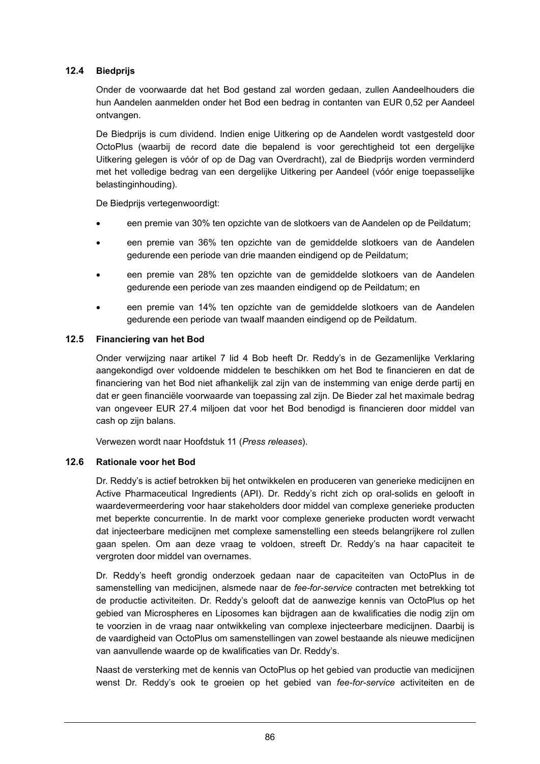### 12.4 Biedprijs

Onder de voorwaarde dat het Bod gestand zal worden gedaan, zullen Aandeelhouders die hun Aandelen aanmelden onder het Bod een bedrag in contanten van EUR 0,52 per Aandeel ontvangen.

De Biedprijs is cum dividend. Indien enige Uitkering op de Aandelen wordt vastgesteld door OctoPlus (waarbij de record date die bepalend is voor gerechtigheid tot een dergelijke Uitkering gelegen is vóór of op de Dag van Overdracht), zal de Biedprijs worden verminderd met het volledige bedrag van een dergelijke Uitkering per Aandeel (vóór enige toepasselijke belastinginhouding).

De Biedprijs vertegenwoordigt:

- een premie van 30% ten opzichte van de slotkoers van de Aandelen op de Peildatum;
- een premie van 36% ten opzichte van de gemiddelde slotkoers van de Aandelen gedurende een periode van drie maanden eindigend op de Peildatum;
- een premie van 28% ten opzichte van de gemiddelde slotkoers van de Aandelen gedurende een periode van zes maanden eindigend op de Peildatum; en
- een premie van 14% ten opzichte van de gemiddelde slotkoers van de Aandelen gedurende een periode van twaalf maanden eindigend op de Peildatum.

### 12.5 Financiering van het Bod

Onder verwijzing naar artikel 7 lid 4 Bob heeft Dr. Reddy's in de Gezamenlijke Verklaring aangekondigd over voldoende middelen te beschikken om het Bod te financieren en dat de financiering van het Bod niet afhankelijk zal zijn van de instemming van enige derde partij en dat er geen financiële voorwaarde van toepassing zal zijn. De Bieder zal het maximale bedrag van ongeveer EUR 27.4 miljoen dat voor het Bod benodigd is financieren door middel van cash op zijn balans.

Verwezen wordt naar Hoofdstuk 11 (*Press releases*).

### 12.6 Rationale voor het Bod

Dr. Reddy's is actief betrokken bij het ontwikkelen en produceren van generieke medicijnen en Active Pharmaceutical Ingredients (API). Dr. Reddy's richt zich op oral-solids en gelooft in waardevermeerdering voor haar stakeholders door middel van complexe generieke producten met beperkte concurrentie. In de markt voor complexe generieke producten wordt verwacht dat injecteerbare medicijnen met complexe samenstelling een steeds belangrijkere rol zullen gaan spelen. Om aan deze vraag te voldoen, streeft Dr. Reddy's na haar capaciteit te vergroten door middel van overnames.

Dr. Reddy's heeft grondig onderzoek gedaan naar de capaciteiten van OctoPlus in de samenstelling van medicijnen, alsmede naar de *fee-for-service* contracten met betrekking tot de productie activiteiten. Dr. Reddy's gelooft dat de aanwezige kennis van OctoPlus op het gebied van Microspheres en Liposomes kan bijdragen aan de kwalificaties die nodig zijn om te voorzien in de vraag naar ontwikkeling van complexe injecteerbare medicijnen. Daarbij is de vaardigheid van OctoPlus om samenstellingen van zowel bestaande als nieuwe medicijnen van aanvullende waarde op de kwalificaties van Dr. Reddy's.

Naast de versterking met de kennis van OctoPlus op het gebied van productie van medicijnen wenst Dr. Reddy's ook te groeien op het gebied van *fee-for-service* activiteiten en de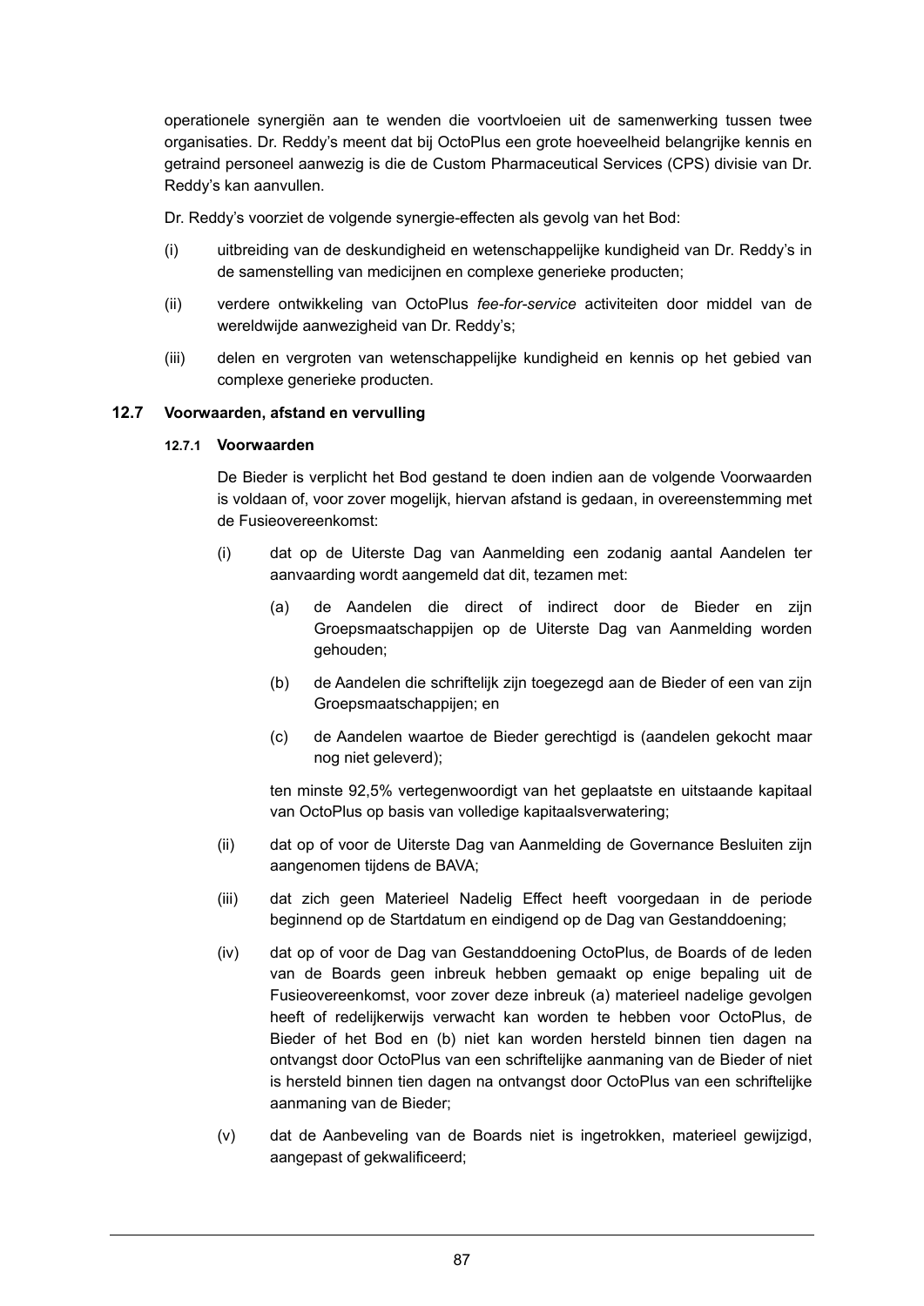operationele synergiën aan te wenden die voortvloeien uit de samenwerking tussen twee organisaties. Dr. Reddy's meent dat bij OctoPlus een grote hoeveelheid belangrijke kennis en getraind personeel aanwezig is die de Custom Pharmaceutical Services (CPS) divisie van Dr. Reddy's kan aanvullen.

Dr. Reddy's voorziet de volgende synergie-effecten als gevolg van het Bod:

(i) uitbreiding van de deskundigheid en wetenschappelijke kundigheid van Dr. Reddy's in de samenstelling van medicijnen en complexe generieke producten;

(ii) verdere ontwikkeling van OctoPlus *fee-for-service* activiteiten door middel van de wereldwijde aanwezigheid van Dr. Reddy's;

(iii) delen en vergroten van wetenschappelijke kundigheid en kennis op het gebied van complexe generieke producten.

## 12.7 Voorwaarden, afstand en vervulling

### 12.7.1 Voorwaarden

De Bieder is verplicht het Bod gestand te doen indien aan de volgende Voorwaarden is voldaan of, voor zover mogelijk, hiervan afstand is gedaan, in overeenstemming met de Fusieovereenkomst:

(i) dat op de Uiterste Dag van Aanmelding een zodanig aantal Aandelen ter aanvaarding wordt aangemeld dat dit, tezamen met:

  (a) de Aandelen die direct of indirect door de Bieder en zijn Groepsmaatschappijen op de Uiterste Dag van Aanmelding worden gehouden;

  (b) de Aandelen die schriftelijk zijn toegezegd aan de Bieder of een van zijn Groepsmaatschappijen; en

  (c) de Aandelen waartoe de Bieder gerechtigd is (aandelen gekocht maar nog niet geleverd);

  ten minste 92,5% vertegenwoordigt van het geplaatste en uitstaande kapitaal van OctoPlus op basis van volledige kapitaalsverwatering;

(ii) dat op of voor de Uiterste Dag van Aanmelding de Governance Besluiten zijn aangenomen tijdens de BAVA;

(iii) dat zich geen Materieel Nadelig Effect heeft voorgedaan in de periode beginnend op de Startdatum en eindigend op de Dag van Gestanddoening;

(iv) dat op of voor de Dag van Gestanddoening OctoPlus, de Boards of de leden van de Boards geen inbreuk hebben gemaakt op enige bepaling uit de Fusieovereenkomst, voor zover deze inbreuk (a) materieel nadelige gevolgen heeft of redelijkerwijs verwacht kan worden te hebben voor OctoPlus, de Bieder of het Bod en (b) niet kan worden hersteld binnen tien dagen na ontvangst door OctoPlus van een schriftelijke aanmaning van de Bieder of niet is hersteld binnen tien dagen na ontvangst door OctoPlus van een schriftelijke aanmaning van de Bieder;

(v) dat de Aanbeveling van de Boards niet is ingetrokken, materieel gewijzigd, aangepast of gekwalificeerd;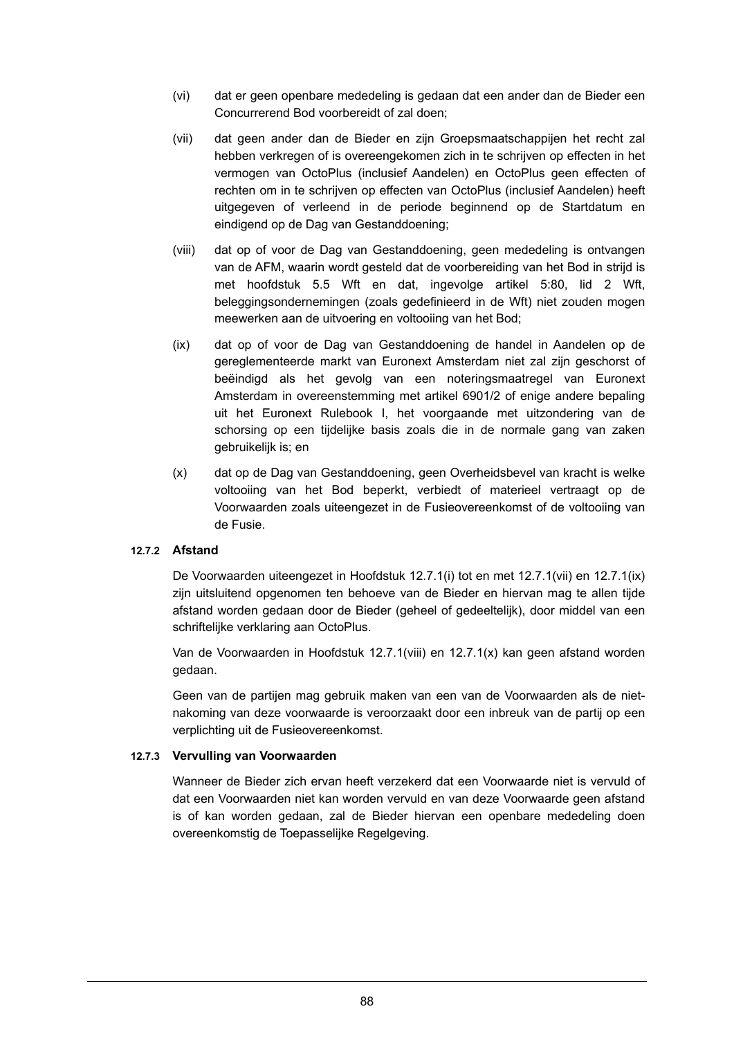(vi) dat er geen openbare mededeling is gedaan dat een ander dan de Bieder een Concurrerend Bod voorbereidt of zal doen;

(vii) dat geen ander dan de Bieder en zijn Groepsmaatschappijen het recht zal hebben verkregen of is overeengekomen zich in te schrijven op effecten in het vermogen van OctoPlus (inclusief Aandelen) en OctoPlus geen effecten of rechten om in te schrijven op effecten van OctoPlus (inclusief Aandelen) heeft uitgegeven of verleend in de periode beginnend op de Startdatum en eindigend op de Dag van Gestanddoening;

(viii) dat op of voor de Dag van Gestanddoening, geen mededeling is ontvangen van de AFM, waarin wordt gesteld dat de voorbereiding van het Bod in strijd is met hoofdstuk 5.5 Wft en dat, ingevolge artikel 5:80, lid 2 Wft, beleggingsondernemingen (zoals gedefinieerd in de Wft) niet zouden mogen meewerken aan de uitvoering en voltooiing van het Bod;

(ix) dat op of voor de Dag van Gestanddoening de handel in Aandelen op de gereglementeerde markt van Euronext Amsterdam niet zal zijn geschorst of beëindigd als het gevolg van een noteringsmaatregel van Euronext Amsterdam in overeenstemming met artikel 6901/2 of enige andere bepaling uit het Euronext Rulebook I, het voorgaande met uitzondering van de schorsing op een tijdelijke basis zoals die in de normale gang van zaken gebruikelijk is; en

(x) dat op de Dag van Gestanddoening, geen Overheidsbevel van kracht is welke voltooiing van het Bod beperkt, verbiedt of materieel vertraagt op de Voorwaarden zoals uiteengezet in de Fusieovereenkomst of de voltooiing van de Fusie.

#### 12.7.2 Afstand

De Voorwaarden uiteengezet in Hoofdstuk 12.7.1(i) tot en met 12.7.1(vii) en 12.7.1(ix) zijn uitsluitend opgenomen ten behoeve van de Bieder en hiervan mag te allen tijde afstand worden gedaan door de Bieder (geheel of gedeeltelijk), door middel van een schriftelijke verklaring aan OctoPlus.

Van de Voorwaarden in Hoofdstuk 12.7.1(viii) en 12.7.1(x) kan geen afstand worden gedaan.

Geen van de partijen mag gebruik maken van een van de Voorwaarden als de niet-nakoming van deze voorwaarde is veroorzaakt door een inbreuk van de partij op een verplichting uit de Fusieovereenkomst.

#### 12.7.3 Vervulling van Voorwaarden

Wanneer de Bieder zich ervan heeft verzekerd dat een Voorwaarde niet is vervuld of dat een Voorwaarden niet kan worden vervuld en van deze Voorwaarde geen afstand is of kan worden gedaan, zal de Bieder hiervan een openbare mededeling doen overeenkomstig de Toepasselijke Regelgeving.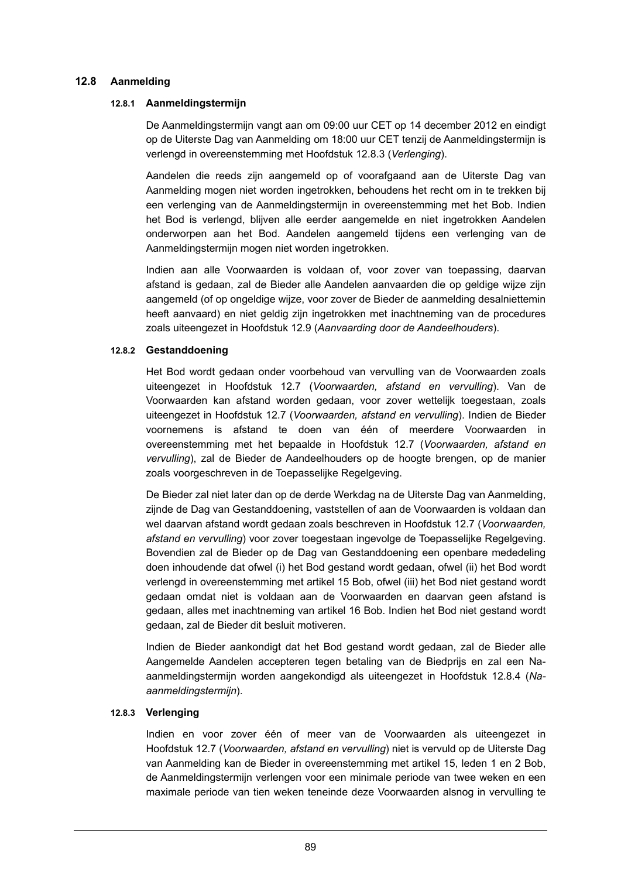## 12.8 Aanmelding

### 12.8.1 Aanmeldingstermijn

De Aanmeldingstermijn vangt aan om 09:00 uur CET op 14 december 2012 en eindigt op de Uiterste Dag van Aanmelding om 18:00 uur CET tenzij de Aanmeldingstermijn is verlengd in overeenstemming met Hoofdstuk 12.8.3 (*Verlenging*).

Aandelen die reeds zijn aangemeld op of voorafgaand aan de Uiterste Dag van Aanmelding mogen niet worden ingetrokken, behoudens het recht om in te trekken bij een verlenging van de Aanmeldingstermijn in overeenstemming met het Bob. Indien het Bod is verlengd, blijven alle eerder aangemelde en niet ingetrokken Aandelen onderworpen aan het Bod. Aandelen aangemeld tijdens een verlenging van de Aanmeldingstermijn mogen niet worden ingetrokken.

Indien aan alle Voorwaarden is voldaan of, voor zover van toepassing, daarvan afstand is gedaan, zal de Bieder alle Aandelen aanvaarden die op geldige wijze zijn aangemeld (of op ongeldige wijze, voor zover de Bieder de aanmelding desalniettemin heeft aanvaard) en niet geldig zijn ingetrokken met inachtneming van de procedures zoals uiteengezet in Hoofdstuk 12.9 (*Aanvaarding door de Aandeelhouders*).

### 12.8.2 Gestanddoening

Het Bod wordt gedaan onder voorbehoud van vervulling van de Voorwaarden zoals uiteengezet in Hoofdstuk 12.7 (*Voorwaarden, afstand en vervulling*). Van de Voorwaarden kan afstand worden gedaan, voor zover wettelijk toegestaan, zoals uiteengezet in Hoofdstuk 12.7 (*Voorwaarden, afstand en vervulling*). Indien de Bieder voornemens is afstand te doen van één of meerdere Voorwaarden in overeenstemming met het bepaalde in Hoofdstuk 12.7 (*Voorwaarden, afstand en vervulling*), zal de Bieder de Aandeelhouders op de hoogte brengen, op de manier zoals voorgeschreven in de Toepasselijke Regelgeving.

De Bieder zal niet later dan op de derde Werkdag na de Uiterste Dag van Aanmelding, zijnde de Dag van Gestanddoening, vaststellen of aan de Voorwaarden is voldaan dan wel daarvan afstand wordt gedaan zoals beschreven in Hoofdstuk 12.7 (*Voorwaarden, afstand en vervulling*) voor zover toegestaan ingevolge de Toepasselijke Regelgeving. Bovendien zal de Bieder op de Dag van Gestanddoening een openbare mededeling doen inhoudende dat ofwel (i) het Bod gestand wordt gedaan, ofwel (ii) het Bod wordt verlengd in overeenstemming met artikel 15 Bob, ofwel (iii) het Bod niet gestand wordt gedaan omdat niet is voldaan aan de Voorwaarden en daarvan geen afstand is gedaan, alles met inachtneming van artikel 16 Bob. Indien het Bod niet gestand wordt gedaan, zal de Bieder dit besluit motiveren.

Indien de Bieder aankondigt dat het Bod gestand wordt gedaan, zal de Bieder alle Aangemelde Aandelen accepteren tegen betaling van de Biedprijs en zal een Na-aanmeldingstermijn worden aangekondigd als uiteengezet in Hoofdstuk 12.8.4 (*Na-aanmeldingstermijn*).

### 12.8.3 Verlenging

Indien en voor zover één of meer van de Voorwaarden als uiteengezet in Hoofdstuk 12.7 (*Voorwaarden, afstand en vervulling*) niet is vervuld op de Uiterste Dag van Aanmelding kan de Bieder in overeenstemming met artikel 15, leden 1 en 2 Bob, de Aanmeldingstermijn verlengen voor een minimale periode van twee weken en een maximale periode van tien weken teneinde deze Voorwaarden alsnog in vervulling te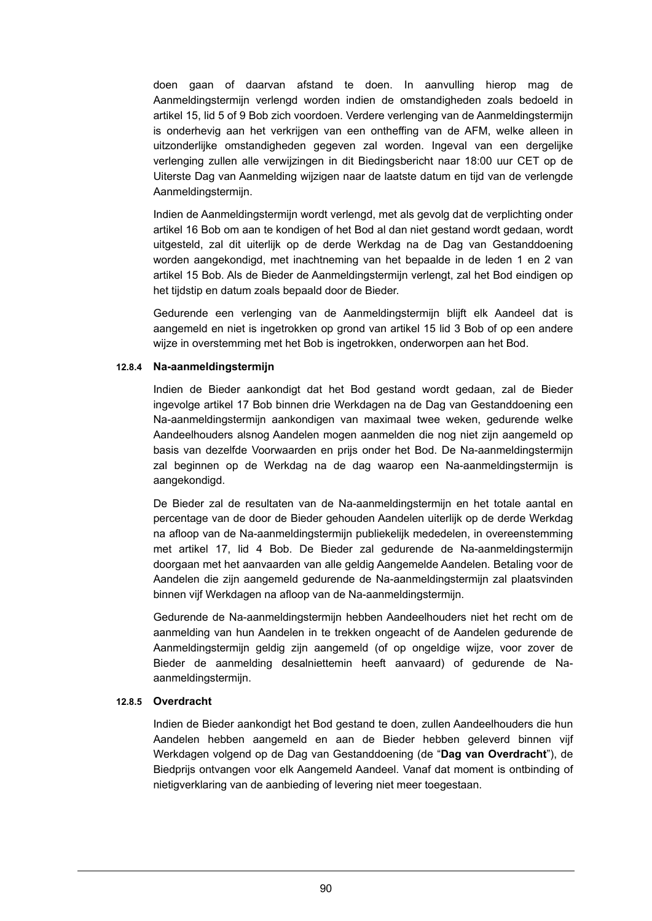doen gaan of daarvan afstand te doen. In aanvulling hierop mag de Aanmeldingstermijn verlengd worden indien de omstandigheden zoals bedoeld in artikel 15, lid 5 of 9 Bob zich voordoen. Verdere verlenging van de Aanmeldingstermijn is onderhevig aan het verkrijgen van een ontheffing van de AFM, welke alleen in uitzonderlijke omstandigheden gegeven zal worden. Ingeval van een dergelijke verlenging zullen alle verwijzingen in dit Biedingsbericht naar 18:00 uur CET op de Uiterste Dag van Aanmelding wijzigen naar de laatste datum en tijd van de verlengde Aanmeldingstermijn.

Indien de Aanmeldingstermijn wordt verlengd, met als gevolg dat de verplichting onder artikel 16 Bob om aan te kondigen of het Bod al dan niet gestand wordt gedaan, wordt uitgesteld, zal dit uiterlijk op de derde Werkdag na de Dag van Gestanddoening worden aangekondigd, met inachtneming van het bepaalde in de leden 1 en 2 van artikel 15 Bob. Als de Bieder de Aanmeldingstermijn verlengt, zal het Bod eindigen op het tijdstip en datum zoals bepaald door de Bieder.

Gedurende een verlenging van de Aanmeldingstermijn blijft elk Aandeel dat is aangemeld en niet is ingetrokken op grond van artikel 15 lid 3 Bob of op een andere wijze in overstemming met het Bob is ingetrokken, onderworpen aan het Bod.

#### 12.8.4 Na-aanmeldingstermijn

Indien de Bieder aankondigt dat het Bod gestand wordt gedaan, zal de Bieder ingevolge artikel 17 Bob binnen drie Werkdagen na de Dag van Gestanddoening een Na-aanmeldingstermijn aankondigen van maximaal twee weken, gedurende welke Aandeelhouders alsnog Aandelen mogen aanmelden die nog niet zijn aangemeld op basis van dezelfde Voorwaarden en prijs onder het Bod. De Na-aanmeldingstermijn zal beginnen op de Werkdag na de dag waarop een Na-aanmeldingstermijn is aangekondigd.

De Bieder zal de resultaten van de Na-aanmeldingstermijn en het totale aantal en percentage van de door de Bieder gehouden Aandelen uiterlijk op de derde Werkdag na afloop van de Na-aanmeldingstermijn publiekelijk mededelen, in overeenstemming met artikel 17, lid 4 Bob. De Bieder zal gedurende de Na-aanmeldingstermijn doorgaan met het aanvaarden van alle geldig Aangemelde Aandelen. Betaling voor de Aandelen die zijn aangemeld gedurende de Na-aanmeldingstermijn zal plaatsvinden binnen vijf Werkdagen na afloop van de Na-aanmeldingstermijn.

Gedurende de Na-aanmeldingstermijn hebben Aandeelhouders niet het recht om de aanmelding van hun Aandelen in te trekken ongeacht of de Aandelen gedurende de Aanmeldingstermijn geldig zijn aangemeld (of op ongeldige wijze, voor zover de Bieder de aanmelding desalniettemin heeft aanvaard) of gedurende de Na-aanmeldingstermijn.

#### 12.8.5 Overdracht

Indien de Bieder aankondigt het Bod gestand te doen, zullen Aandeelhouders die hun Aandelen hebben aangemeld en aan de Bieder hebben geleverd binnen vijf Werkdagen volgend op de Dag van Gestanddoening (de "**Dag van Overdracht**"), de Biedprijs ontvangen voor elk Aangemeld Aandeel. Vanaf dat moment is ontbinding of nietigverklaring van de aanbieding of levering niet meer toegestaan.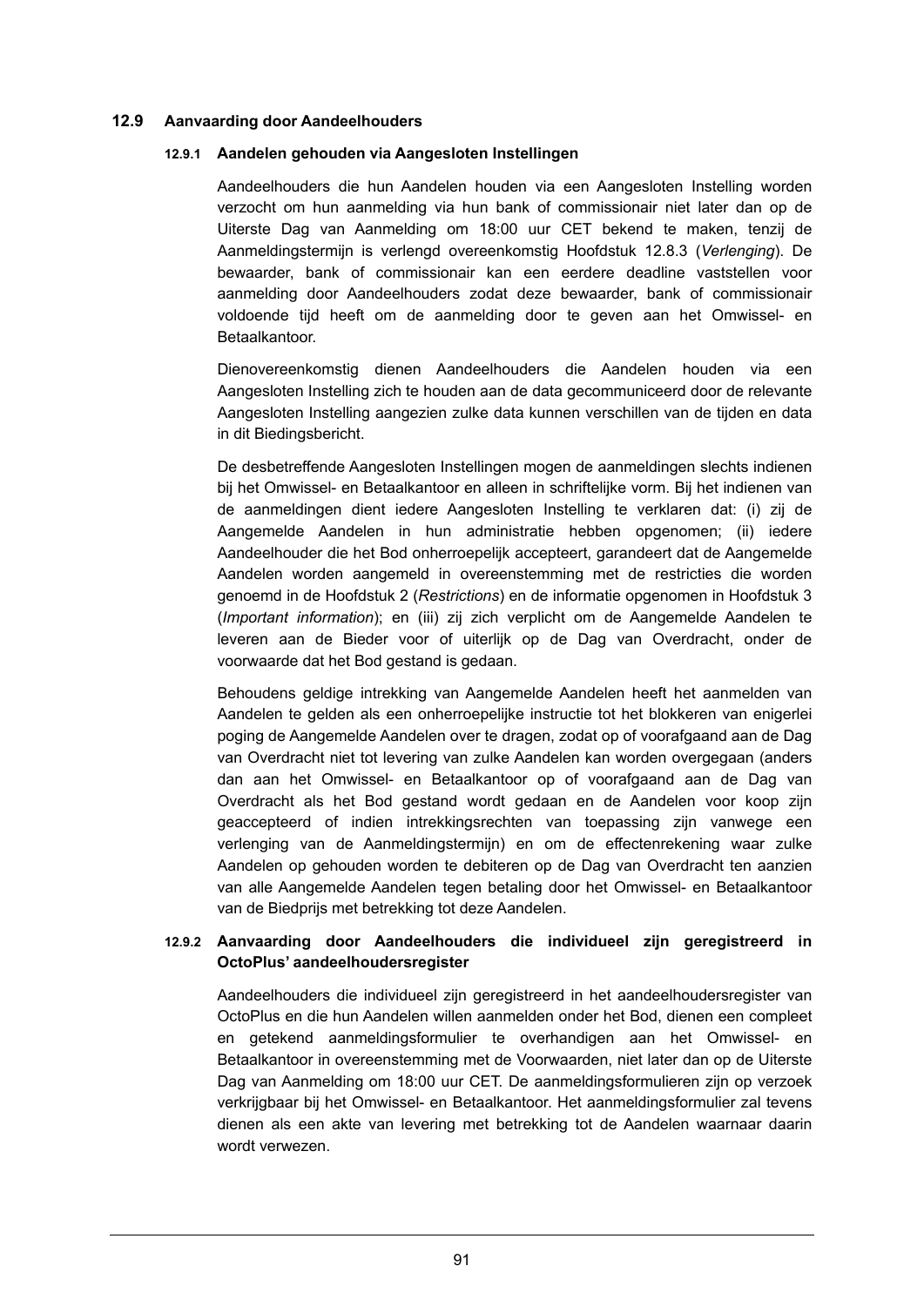## 12.9 Aanvaarding door Aandeelhouders

### 12.9.1 Aandelen gehouden via Aangesloten Instellingen

Aandeelhouders die hun Aandelen houden via een Aangesloten Instelling worden verzocht om hun aanmelding via hun bank of commissionair niet later dan op de Uiterste Dag van Aanmelding om 18:00 uur CET bekend te maken, tenzij de Aanmeldingstermijn is verlengd overeenkomstig Hoofdstuk 12.8.3 (*Verlenging*). De bewaarder, bank of commissionair kan een eerdere deadline vaststellen voor aanmelding door Aandeelhouders zodat deze bewaarder, bank of commissionair voldoende tijd heeft om de aanmelding door te geven aan het Omwissel- en Betaalkantoor.

Dienovereenkomstig dienen Aandeelhouders die Aandelen houden via een Aangesloten Instelling zich te houden aan de data gecommuniceerd door de relevante Aangesloten Instelling aangezien zulke data kunnen verschillen van de tijden en data in dit Biedingsbericht.

De desbetreffende Aangesloten Instellingen mogen de aanmeldingen slechts indienen bij het Omwissel- en Betaalkantoor en alleen in schriftelijke vorm. Bij het indienen van de aanmeldingen dient iedere Aangesloten Instelling te verklaren dat: (i) zij de Aangemelde Aandelen in hun administratie hebben opgenomen; (ii) iedere Aandeelhouder die het Bod onherroepelijk accepteert, garandeert dat de Aangemelde Aandelen worden aangemeld in overeenstemming met de restricties die worden genoemd in de Hoofdstuk 2 (*Restrictions*) en de informatie opgenomen in Hoofdstuk 3 (*Important information*); en (iii) zij zich verplicht om de Aangemelde Aandelen te leveren aan de Bieder voor of uiterlijk op de Dag van Overdracht, onder de voorwaarde dat het Bod gestand is gedaan.

Behoudens geldige intrekking van Aangemelde Aandelen heeft het aanmelden van Aandelen te gelden als een onherroepelijke instructie tot het blokkeren van enigerlei poging de Aangemelde Aandelen over te dragen, zodat op of voorafgaand aan de Dag van Overdracht niet tot levering van zulke Aandelen kan worden overgegaan (anders dan aan het Omwissel- en Betaalkantoor op of voorafgaand aan de Dag van Overdracht als het Bod gestand wordt gedaan en de Aandelen voor koop zijn geaccepteerd of indien intrekkingsrechten van toepassing zijn vanwege een verlenging van de Aanmeldingstermijn) en om de effectenrekening waar zulke Aandelen op gehouden worden te debiteren op de Dag van Overdracht ten aanzien van alle Aangemelde Aandelen tegen betaling door het Omwissel- en Betaalkantoor van de Biedprijs met betrekking tot deze Aandelen.

### 12.9.2 Aanvaarding door Aandeelhouders die individueel zijn geregistreerd in OctoPlus' aandeelhoudersregister

Aandeelhouders die individueel zijn geregistreerd in het aandeelhoudersregister van OctoPlus en die hun Aandelen willen aanmelden onder het Bod, dienen een compleet en getekend aanmeldingsformulier te overhandigen aan het Omwissel- en Betaalkantoor in overeenstemming met de Voorwaarden, niet later dan op de Uiterste Dag van Aanmelding om 18:00 uur CET. De aanmeldingsformulieren zijn op verzoek verkrijgbaar bij het Omwissel- en Betaalkantoor. Het aanmeldingsformulier zal tevens dienen als een akte van levering met betrekking tot de Aandelen waarnaar daarin wordt verwezen.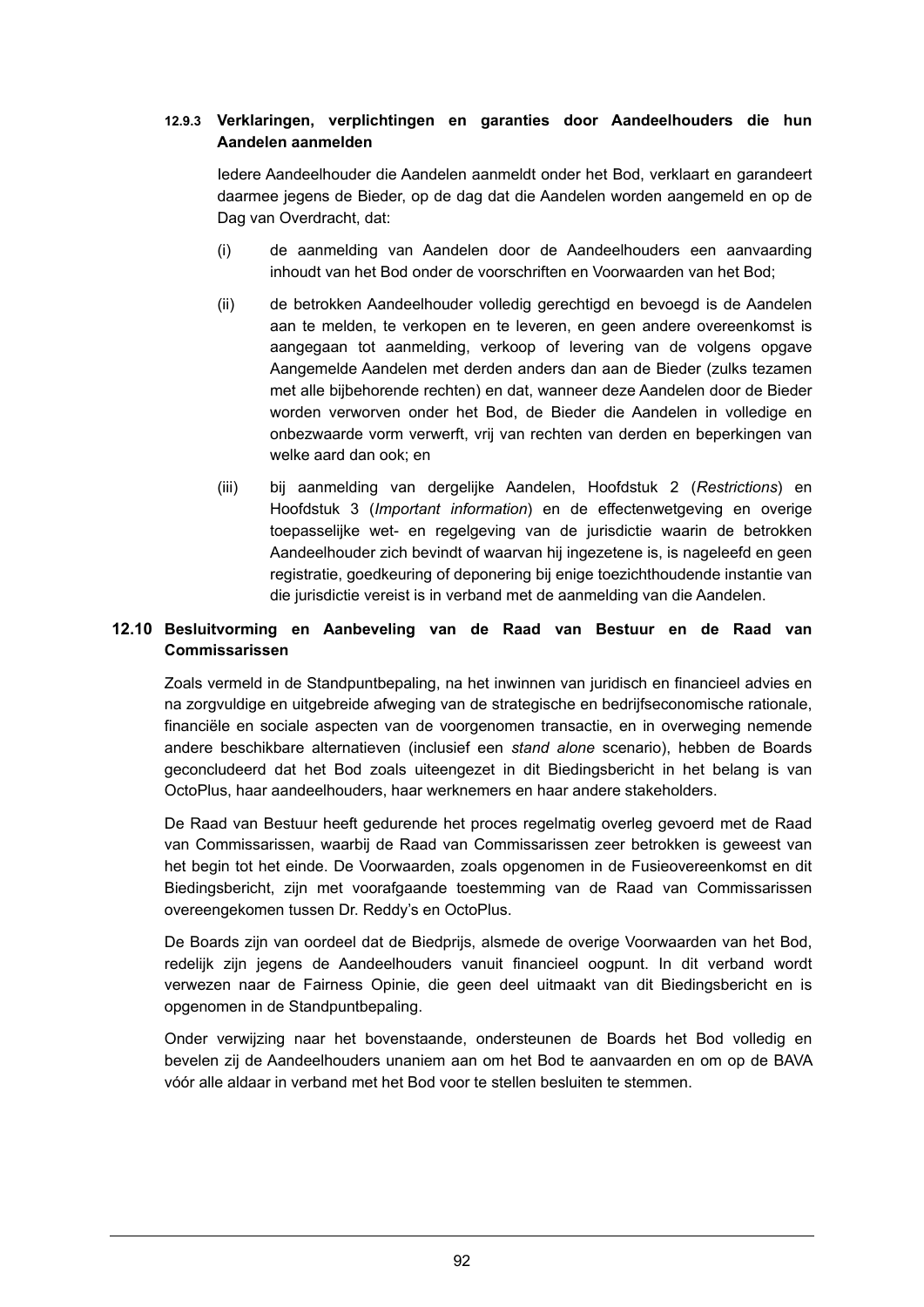#### 12.9.3 Verklaringen, verplichtingen en garanties door Aandeelhouders die hun Aandelen aanmelden

Iedere Aandeelhouder die Aandelen aanmeldt onder het Bod, verklaart en garandeert daarmee jegens de Bieder, op de dag dat die Aandelen worden aangemeld en op de Dag van Overdracht, dat:

(i) de aanmelding van Aandelen door de Aandeelhouders een aanvaarding inhoudt van het Bod onder de voorschriften en Voorwaarden van het Bod;

(ii) de betrokken Aandeelhouder volledig gerechtigd en bevoegd is de Aandelen aan te melden, te verkopen en te leveren, en geen andere overeenkomst is aangegaan tot aanmelding, verkoop of levering van de volgens opgave Aangemelde Aandelen met derden anders dan aan de Bieder (zulks tezamen met alle bijbehorende rechten) en dat, wanneer deze Aandelen door de Bieder worden verworven onder het Bod, de Bieder die Aandelen in volledige en onbezwaarde vorm verwerft, vrij van rechten van derden en beperkingen van welke aard dan ook; en

(iii) bij aanmelding van dergelijke Aandelen, Hoofdstuk 2 (*Restrictions*) en Hoofdstuk 3 (*Important information*) en de effectenwetgeving en overige toepasselijke wet- en regelgeving van de jurisdictie waarin de betrokken Aandeelhouder zich bevindt of waarvan hij ingezetene is, is nageleefd en geen registratie, goedkeuring of deponering bij enige toezichthoudende instantie van die jurisdictie vereist is in verband met de aanmelding van die Aandelen.

### 12.10 Besluitvorming en Aanbeveling van de Raad van Bestuur en de Raad van Commissarissen

Zoals vermeld in de Standpuntbepaling, na het inwinnen van juridisch en financieel advies en na zorgvuldige en uitgebreide afweging van de strategische en bedrijfseconomische rationale, financiële en sociale aspecten van de voorgenomen transactie, en in overweging nemende andere beschikbare alternatieven (inclusief een *stand alone* scenario), hebben de Boards geconcludeerd dat het Bod zoals uiteengezet in dit Biedingsbericht in het belang is van OctoPlus, haar aandeelhouders, haar werknemers en haar andere stakeholders.

De Raad van Bestuur heeft gedurende het proces regelmatig overleg gevoerd met de Raad van Commissarissen, waarbij de Raad van Commissarissen zeer betrokken is geweest van het begin tot het einde. De Voorwaarden, zoals opgenomen in de Fusieovereenkomst en dit Biedingsbericht, zijn met voorafgaande toestemming van de Raad van Commissarissen overeengekomen tussen Dr. Reddy's en OctoPlus.

De Boards zijn van oordeel dat de Biedprijs, alsmede de overige Voorwaarden van het Bod, redelijk zijn jegens de Aandeelhouders vanuit financieel oogpunt. In dit verband wordt verwezen naar de Fairness Opinie, die geen deel uitmaakt van dit Biedingsbericht en is opgenomen in de Standpuntbepaling.

Onder verwijzing naar het bovenstaande, ondersteunen de Boards het Bod volledig en bevelen zij de Aandeelhouders unaniem aan om het Bod te aanvaarden en om op de BAVA vóór alle aldaar in verband met het Bod voor te stellen besluiten te stemmen.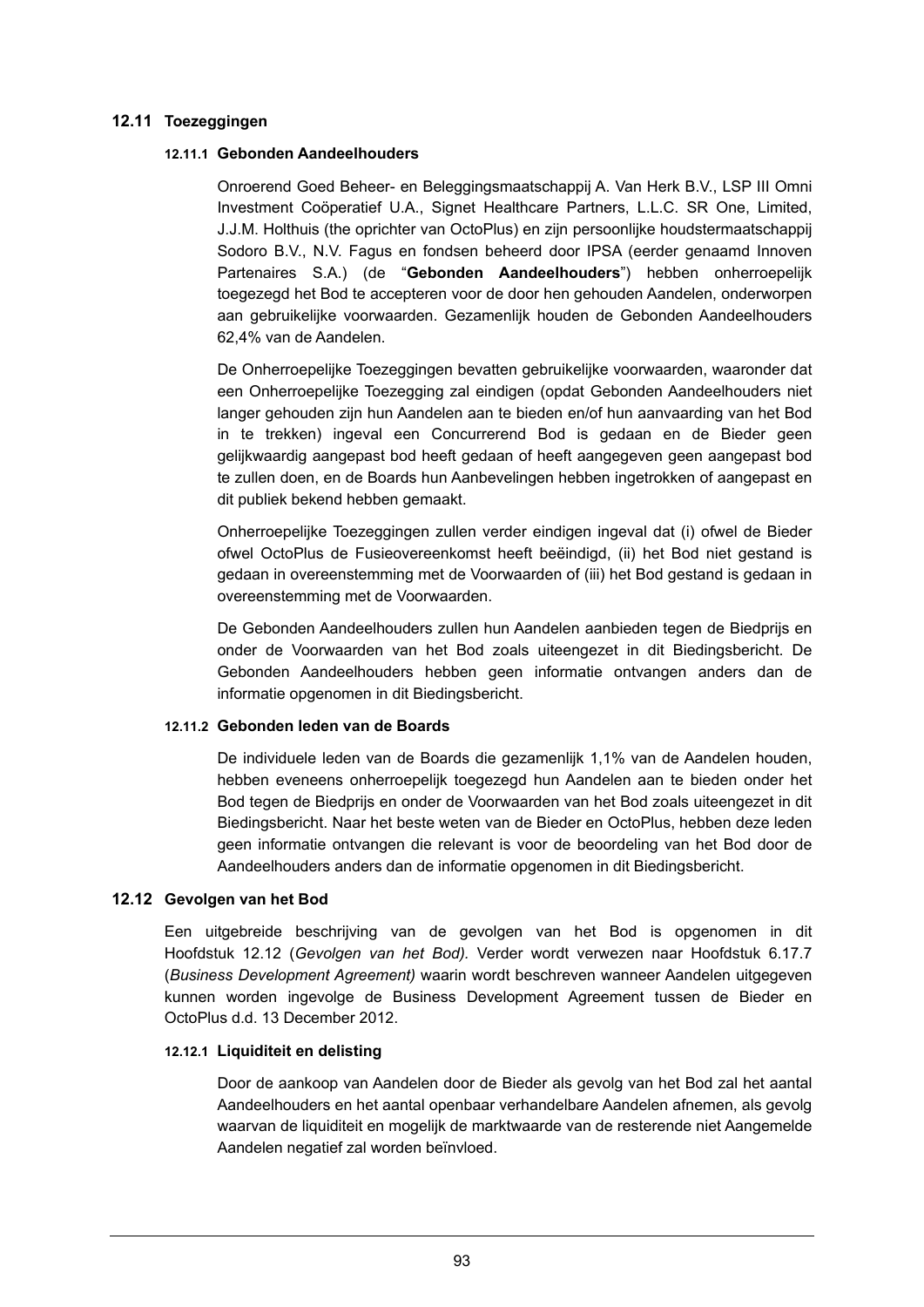## 12.11 Toezeggingen

### 12.11.1 Gebonden Aandeelhouders

Onroerend Goed Beheer- en Beleggingsmaatschappij A. Van Herk B.V., LSP III Omni Investment Coöperatief U.A., Signet Healthcare Partners, L.L.C. SR One, Limited, J.J.M. Holthuis (the oprichter van OctoPlus) en zijn persoonlijke houdstermaatschappij Sodoro B.V., N.V. Fagus en fondsen beheerd door IPSA (eerder genaamd Innoven Partenaires S.A.) (de "**Gebonden Aandeelhouders**") hebben onherroepelijk toegezegd het Bod te accepteren voor de door hen gehouden Aandelen, onderworpen aan gebruikelijke voorwaarden. Gezamenlijk houden de Gebonden Aandeelhouders 62,4% van de Aandelen.

De Onherroepelijke Toezeggingen bevatten gebruikelijke voorwaarden, waaronder dat een Onherroepelijke Toezegging zal eindigen (opdat Gebonden Aandeelhouders niet langer gehouden zijn hun Aandelen aan te bieden en/of hun aanvaarding van het Bod in te trekken) ingeval een Concurrerend Bod is gedaan en de Bieder geen gelijkwaardig aangepast bod heeft gedaan of heeft aangegeven geen aangepast bod te zullen doen, en de Boards hun Aanbevelingen hebben ingetrokken of aangepast en dit publiek bekend hebben gemaakt.

Onherroepelijke Toezeggingen zullen verder eindigen ingeval dat (i) ofwel de Bieder ofwel OctoPlus de Fusieovereenkomst heeft beëindigd, (ii) het Bod niet gestand is gedaan in overeenstemming met de Voorwaarden of (iii) het Bod gestand is gedaan in overeenstemming met de Voorwaarden.

De Gebonden Aandeelhouders zullen hun Aandelen aanbieden tegen de Biedprijs en onder de Voorwaarden van het Bod zoals uiteengezet in dit Biedingsbericht. De Gebonden Aandeelhouders hebben geen informatie ontvangen anders dan de informatie opgenomen in dit Biedingsbericht.

### 12.11.2 Gebonden leden van de Boards

De individuele leden van de Boards die gezamenlijk 1,1% van de Aandelen houden, hebben eveneens onherroepelijk toegezegd hun Aandelen aan te bieden onder het Bod tegen de Biedprijs en onder de Voorwaarden van het Bod zoals uiteengezet in dit Biedingsbericht. Naar het beste weten van de Bieder en OctoPlus, hebben deze leden geen informatie ontvangen die relevant is voor de beoordeling van het Bod door de Aandeelhouders anders dan de informatie opgenomen in dit Biedingsbericht.

## 12.12 Gevolgen van het Bod

Een uitgebreide beschrijving van de gevolgen van het Bod is opgenomen in dit Hoofdstuk 12.12 (*Gevolgen van het Bod).* Verder wordt verwezen naar Hoofdstuk 6.17.7 (*Business Development Agreement)* waarin wordt beschreven wanneer Aandelen uitgegeven kunnen worden ingevolge de Business Development Agreement tussen de Bieder en OctoPlus d.d. 13 December 2012.

### 12.12.1 Liquiditeit en delisting

Door de aankoop van Aandelen door de Bieder als gevolg van het Bod zal het aantal Aandeelhouders en het aantal openbaar verhandelbare Aandelen afnemen, als gevolg waarvan de liquiditeit en mogelijk de marktwaarde van de resterende niet Aangemelde Aandelen negatief zal worden beïnvloed.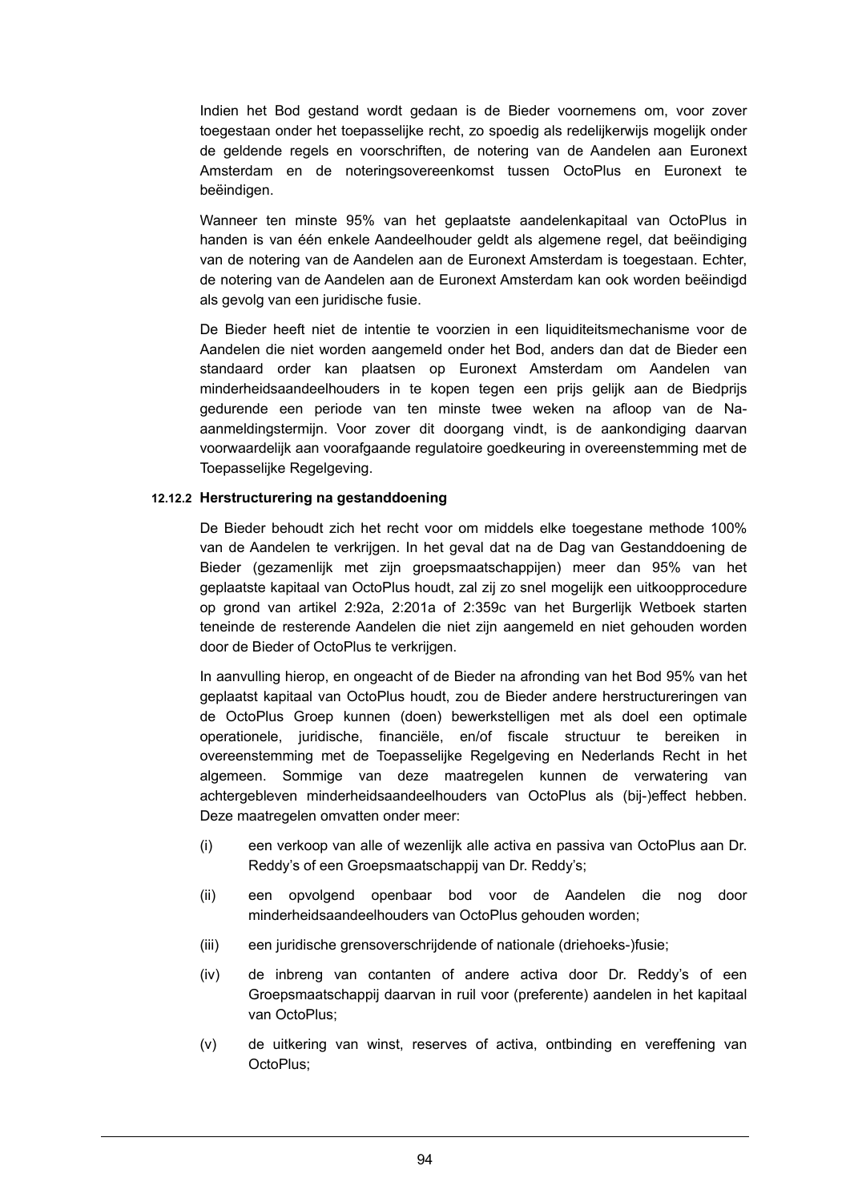Indien het Bod gestand wordt gedaan is de Bieder voornemens om, voor zover toegestaan onder het toepasselijke recht, zo spoedig als redelijkerwijs mogelijk onder de geldende regels en voorschriften, de notering van de Aandelen aan Euronext Amsterdam en de noteringsovereenkomst tussen OctoPlus en Euronext te beëindigen.

Wanneer ten minste 95% van het geplaatste aandelenkapitaal van OctoPlus in handen is van één enkele Aandeelhouder geldt als algemene regel, dat beëindiging van de notering van de Aandelen aan de Euronext Amsterdam is toegestaan. Echter, de notering van de Aandelen aan de Euronext Amsterdam kan ook worden beëindigd als gevolg van een juridische fusie.

De Bieder heeft niet de intentie te voorzien in een liquiditeitsmechanisme voor de Aandelen die niet worden aangemeld onder het Bod, anders dan dat de Bieder een standaard order kan plaatsen op Euronext Amsterdam om Aandelen van minderheidsaandeelhouders in te kopen tegen een prijs gelijk aan de Biedprijs gedurende een periode van ten minste twee weken na afloop van de Na-aanmeldingstermijn. Voor zover dit doorgang vindt, is de aankondiging daarvan voorwaardelijk aan voorafgaande regulatoire goedkeuring in overeenstemming met de Toepasselijke Regelgeving.

#### 12.12.2 Herstructurering na gestanddoening

De Bieder behoudt zich het recht voor om middels elke toegestane methode 100% van de Aandelen te verkrijgen. In het geval dat na de Dag van Gestanddoening de Bieder (gezamenlijk met zijn groepsmaatschappijen) meer dan 95% van het geplaatste kapitaal van OctoPlus houdt, zal zij zo snel mogelijk een uitkoopprocedure op grond van artikel 2:92a, 2:201a of 2:359c van het Burgerlijk Wetboek starten teneinde de resterende Aandelen die niet zijn aangemeld en niet gehouden worden door de Bieder of OctoPlus te verkrijgen.

In aanvulling hierop, en ongeacht of de Bieder na afronding van het Bod 95% van het geplaatst kapitaal van OctoPlus houdt, zou de Bieder andere herstructureringen van de OctoPlus Groep kunnen (doen) bewerkstelligen met als doel een optimale operationele, juridische, financiële, en/of fiscale structuur te bereiken in overeenstemming met de Toepasselijke Regelgeving en Nederlands Recht in het algemeen. Sommige van deze maatregelen kunnen de verwatering van achtergebleven minderheidsaandeelhouders van OctoPlus als (bij-)effect hebben. Deze maatregelen omvatten onder meer:

(i) een verkoop van alle of wezenlijk alle activa en passiva van OctoPlus aan Dr. Reddy's of een Groepsmaatschappij van Dr. Reddy's;

(ii) een opvolgend openbaar bod voor de Aandelen die nog door minderheidsaandeelhouders van OctoPlus gehouden worden;

(iii) een juridische grensoverschrijdende of nationale (driehoeks-)fusie;

(iv) de inbreng van contanten of andere activa door Dr. Reddy's of een Groepsmaatschappij daarvan in ruil voor (preferente) aandelen in het kapitaal van OctoPlus;

(v) de uitkering van winst, reserves of activa, ontbinding en vereffening van OctoPlus;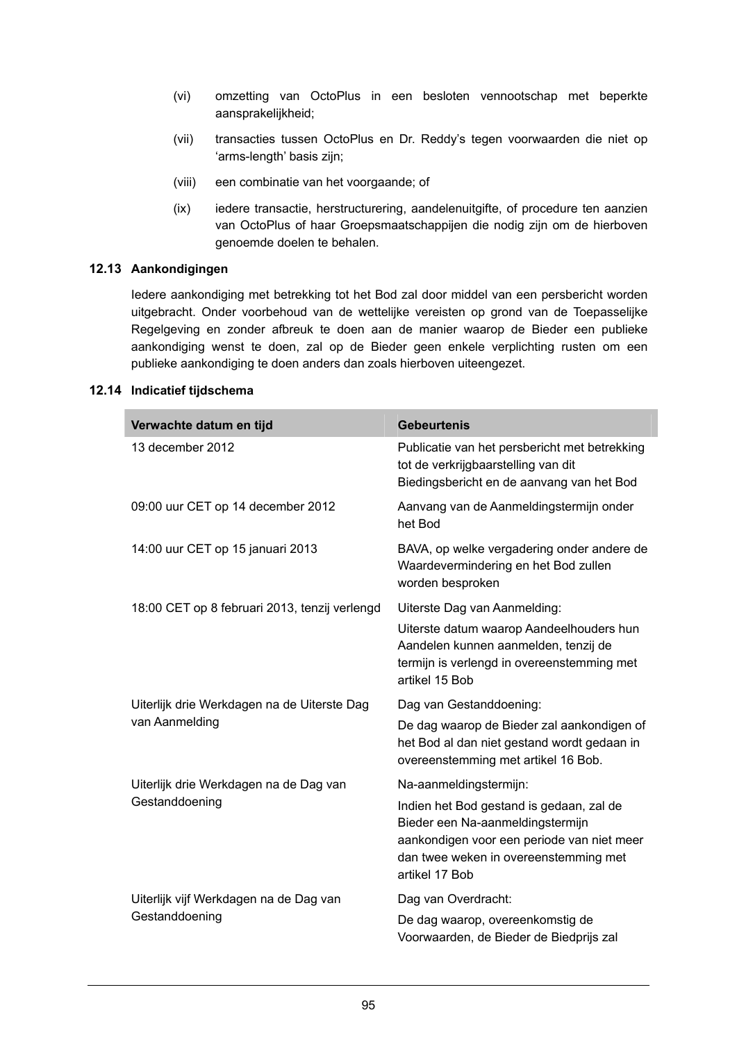(vi) omzetting van OctoPlus in een besloten vennootschap met beperkte aansprakelijkheid;

(vii) transacties tussen OctoPlus en Dr. Reddy's tegen voorwaarden die niet op 'arms-length' basis zijn;

(viii) een combinatie van het voorgaande; of

(ix) iedere transactie, herstructurering, aandelenuitgifte, of procedure ten aanzien van OctoPlus of haar Groepsmaatschappijen die nodig zijn om de hierboven genoemde doelen te behalen.

### 12.13 Aankondigingen

Iedere aankondiging met betrekking tot het Bod zal door middel van een persbericht worden uitgebracht. Onder voorbehoud van de wettelijke vereisten op grond van de Toepasselijke Regelgeving en zonder afbreuk te doen aan de manier waarop de Bieder een publieke aankondiging wenst te doen, zal op de Bieder geen enkele verplichting rusten om een publieke aankondiging te doen anders dan zoals hierboven uiteengezet.

### 12.14 Indicatief tijdschema

| Verwachte datum en tijd | Gebeurtenis |
|---|---|
| 13 december 2012 | Publicatie van het persbericht met betrekking tot de verkrijgbaarstelling van dit Biedingsbericht en de aanvang van het Bod |
| 09:00 uur CET op 14 december 2012 | Aanvang van de Aanmeldingstermijn onder het Bod |
| 14:00 uur CET op 15 januari 2013 | BAVA, op welke vergadering onder andere de Waardevermindering en het Bod zullen worden besproken |
| 18:00 CET op 8 februari 2013, tenzij verlengd | Uiterste Dag van Aanmelding:<br>Uiterste datum waarop Aandeelhouders hun Aandelen kunnen aanmelden, tenzij de termijn is verlengd in overeenstemming met artikel 15 Bob |
| Uiterlijk drie Werkdagen na de Uiterste Dag van Aanmelding | Dag van Gestanddoening:<br>De dag waarop de Bieder zal aankondigen of het Bod al dan niet gestand wordt gedaan in overeenstemming met artikel 16 Bob. |
| Uiterlijk drie Werkdagen na de Dag van Gestanddoening | Na-aanmeldingstermijn:<br>Indien het Bod gestand is gedaan, zal de Bieder een Na-aanmeldingstermijn aankondigen voor een periode van niet meer dan twee weken in overeenstemming met artikel 17 Bob |
| Uiterlijk vijf Werkdagen na de Dag van Gestanddoening | Dag van Overdracht:<br>De dag waarop, overeenkomstig de Voorwaarden, de Bieder de Biedprijs zal |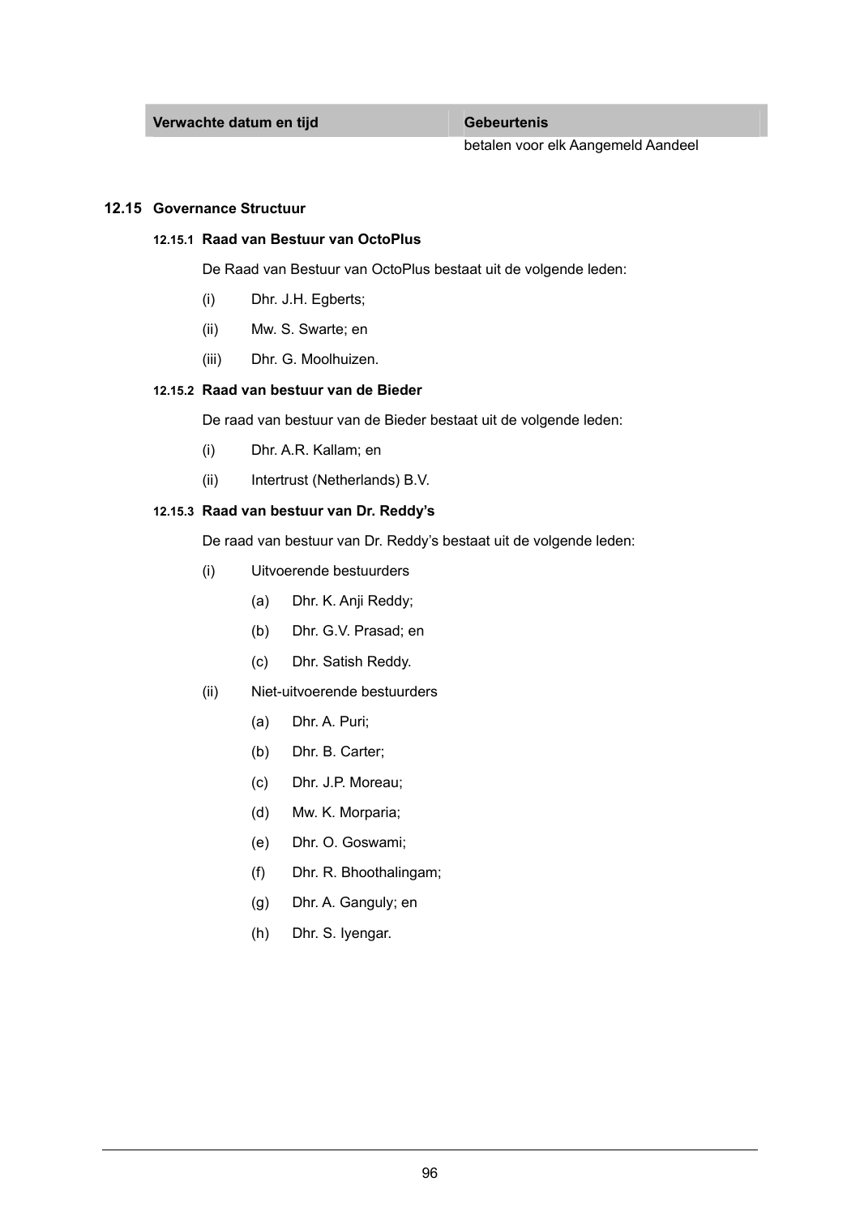| Verwachte datum en tijd | Gebeurtenis |
| --- | --- |
| | betalen voor elk Aangemeld Aandeel |

## 12.15 Governance Structuur

### 12.15.1 Raad van Bestuur van OctoPlus

De Raad van Bestuur van OctoPlus bestaat uit de volgende leden:

(i) Dhr. J.H. Egberts;

(ii) Mw. S. Swarte; en

(iii) Dhr. G. Moolhuizen.

### 12.15.2 Raad van bestuur van de Bieder

De raad van bestuur van de Bieder bestaat uit de volgende leden:

(i) Dhr. A.R. Kallam; en

(ii) Intertrust (Netherlands) B.V.

### 12.15.3 Raad van bestuur van Dr. Reddy's

De raad van bestuur van Dr. Reddy's bestaat uit de volgende leden:

(i) Uitvoerende bestuurders

- (a) Dhr. K. Anji Reddy;
- (b) Dhr. G.V. Prasad; en
- (c) Dhr. Satish Reddy.

(ii) Niet-uitvoerende bestuurders

- (a) Dhr. A. Puri;
- (b) Dhr. B. Carter;
- (c) Dhr. J.P. Moreau;
- (d) Mw. K. Morparia;
- (e) Dhr. O. Goswami;
- (f) Dhr. R. Bhoothalingam;
- (g) Dhr. A. Ganguly; en
- (h) Dhr. S. Iyengar.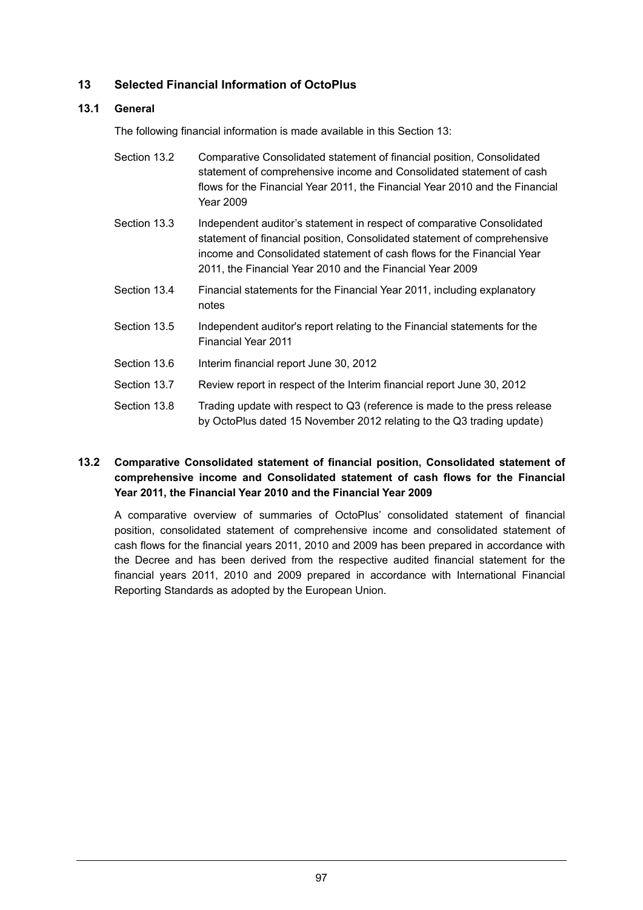# 13 Selected Financial Information of OctoPlus

## 13.1 General

The following financial information is made available in this Section 13:

| | |
|---|---|
| Section 13.2 | Comparative Consolidated statement of financial position, Consolidated statement of comprehensive income and Consolidated statement of cash flows for the Financial Year 2011, the Financial Year 2010 and the Financial Year 2009 |
| Section 13.3 | Independent auditor's statement in respect of comparative Consolidated statement of financial position, Consolidated statement of comprehensive income and Consolidated statement of cash flows for the Financial Year 2011, the Financial Year 2010 and the Financial Year 2009 |
| Section 13.4 | Financial statements for the Financial Year 2011, including explanatory notes |
| Section 13.5 | Independent auditor's report relating to the Financial statements for the Financial Year 2011 |
| Section 13.6 | Interim financial report June 30, 2012 |
| Section 13.7 | Review report in respect of the Interim financial report June 30, 2012 |
| Section 13.8 | Trading update with respect to Q3 (reference is made to the press release by OctoPlus dated 15 November 2012 relating to the Q3 trading update) |

## 13.2 Comparative Consolidated statement of financial position, Consolidated statement of comprehensive income and Consolidated statement of cash flows for the Financial Year 2011, the Financial Year 2010 and the Financial Year 2009

A comparative overview of summaries of OctoPlus' consolidated statement of financial position, consolidated statement of comprehensive income and consolidated statement of cash flows for the financial years 2011, 2010 and 2009 has been prepared in accordance with the Decree and has been derived from the respective audited financial statement for the financial years 2011, 2010 and 2009 prepared in accordance with International Financial Reporting Standards as adopted by the European Union.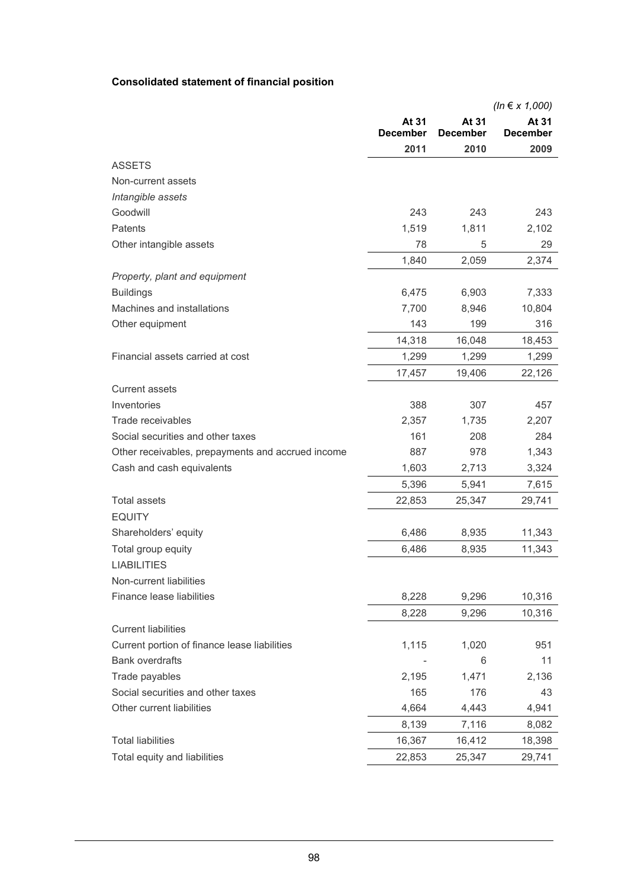**Consolidated statement of financial position**

*(In € x 1,000)*

| | At 31 December 2011 | At 31 December 2010 | At 31 December 2009 |
|---|---|---|---|
| ASSETS | | | |
| Non-current assets | | | |
| *Intangible assets* | | | |
| Goodwill | 243 | 243 | 243 |
| Patents | 1,519 | 1,811 | 2,102 |
| Other intangible assets | 78 | 5 | 29 |
| | 1,840 | 2,059 | 2,374 |
| *Property, plant and equipment* | | | |
| Buildings | 6,475 | 6,903 | 7,333 |
| Machines and installations | 7,700 | 8,946 | 10,804 |
| Other equipment | 143 | 199 | 316 |
| | 14,318 | 16,048 | 18,453 |
| Financial assets carried at cost | 1,299 | 1,299 | 1,299 |
| | 17,457 | 19,406 | 22,126 |
| Current assets | | | |
| Inventories | 388 | 307 | 457 |
| Trade receivables | 2,357 | 1,735 | 2,207 |
| Social securities and other taxes | 161 | 208 | 284 |
| Other receivables, prepayments and accrued income | 887 | 978 | 1,343 |
| Cash and cash equivalents | 1,603 | 2,713 | 3,324 |
| | 5,396 | 5,941 | 7,615 |
| Total assets | 22,853 | 25,347 | 29,741 |
| EQUITY | | | |
| Shareholders' equity | 6,486 | 8,935 | 11,343 |
| Total group equity | 6,486 | 8,935 | 11,343 |
| LIABILITIES | | | |
| Non-current liabilities | | | |
| Finance lease liabilities | 8,228 | 9,296 | 10,316 |
| | 8,228 | 9,296 | 10,316 |
| Current liabilities | | | |
| Current portion of finance lease liabilities | 1,115 | 1,020 | 951 |
| Bank overdrafts | - | 6 | 11 |
| Trade payables | 2,195 | 1,471 | 2,136 |
| Social securities and other taxes | 165 | 176 | 43 |
| Other current liabilities | 4,664 | 4,443 | 4,941 |
| | 8,139 | 7,116 | 8,082 |
| Total liabilities | 16,367 | 16,412 | 18,398 |
| Total equity and liabilities | 22,853 | 25,347 | 29,741 |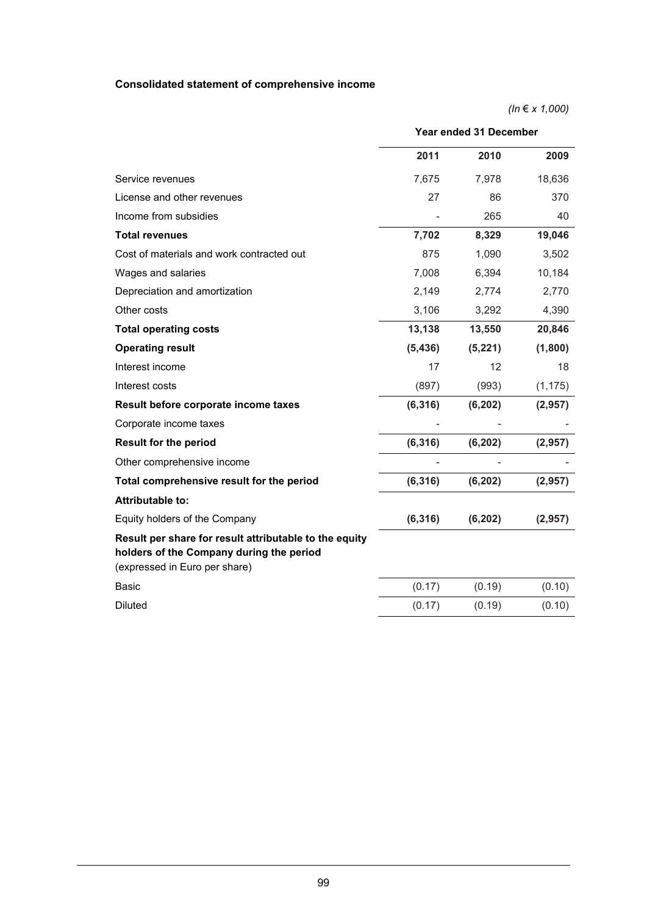**Consolidated statement of comprehensive income**

*(In € x 1,000)*

| | Year ended 31 December | | |
|---|---|---|---|
| | **2011** | **2010** | **2009** |
| Service revenues | 7,675 | 7,978 | 18,636 |
| License and other revenues | 27 | 86 | 370 |
| Income from subsidies | - | 265 | 40 |
| **Total revenues** | **7,702** | **8,329** | **19,046** |
| Cost of materials and work contracted out | 875 | 1,090 | 3,502 |
| Wages and salaries | 7,008 | 6,394 | 10,184 |
| Depreciation and amortization | 2,149 | 2,774 | 2,770 |
| Other costs | 3,106 | 3,292 | 4,390 |
| **Total operating costs** | **13,138** | **13,550** | **20,846** |
| **Operating result** | **(5,436)** | **(5,221)** | **(1,800)** |
| Interest income | 17 | 12 | 18 |
| Interest costs | (897) | (993) | (1,175) |
| **Result before corporate income taxes** | **(6,316)** | **(6,202)** | **(2,957)** |
| Corporate income taxes | - | - | - |
| **Result for the period** | **(6,316)** | **(6,202)** | **(2,957)** |
| Other comprehensive income | - | - | - |
| **Total comprehensive result for the period** | **(6,316)** | **(6,202)** | **(2,957)** |
| **Attributable to:** | | | |
| Equity holders of the Company | **(6,316)** | **(6,202)** | **(2,957)** |
| **Result per share for result attributable to the equity holders of the Company during the period** (expressed in Euro per share) | | | |
| Basic | (0.17) | (0.19) | (0.10) |
| Diluted | (0.17) | (0.19) | (0.10) |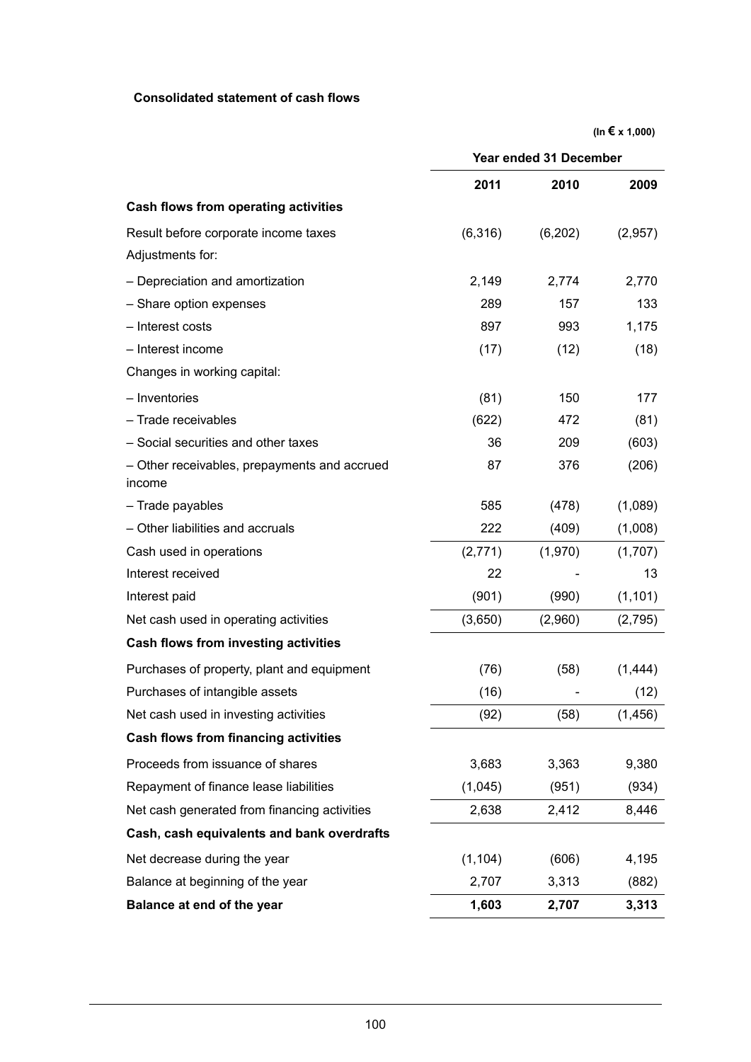**Consolidated statement of cash flows**

(In € x 1,000)

| | Year ended 31 December | | |
|---|---|---|---|
| | **2011** | **2010** | **2009** |
| **Cash flows from operating activities** | | | |
| Result before corporate income taxes | (6,316) | (6,202) | (2,957) |
| Adjustments for: | | | |
| – Depreciation and amortization | 2,149 | 2,774 | 2,770 |
| – Share option expenses | 289 | 157 | 133 |
| – Interest costs | 897 | 993 | 1,175 |
| – Interest income | (17) | (12) | (18) |
| Changes in working capital: | | | |
| – Inventories | (81) | 150 | 177 |
| – Trade receivables | (622) | 472 | (81) |
| – Social securities and other taxes | 36 | 209 | (603) |
| – Other receivables, prepayments and accrued income | 87 | 376 | (206) |
| – Trade payables | 585 | (478) | (1,089) |
| – Other liabilities and accruals | 222 | (409) | (1,008) |
| Cash used in operations | (2,771) | (1,970) | (1,707) |
| Interest received | 22 | - | 13 |
| Interest paid | (901) | (990) | (1,101) |
| Net cash used in operating activities | (3,650) | (2,960) | (2,795) |
| **Cash flows from investing activities** | | | |
| Purchases of property, plant and equipment | (76) | (58) | (1,444) |
| Purchases of intangible assets | (16) | - | (12) |
| Net cash used in investing activities | (92) | (58) | (1,456) |
| **Cash flows from financing activities** | | | |
| Proceeds from issuance of shares | 3,683 | 3,363 | 9,380 |
| Repayment of finance lease liabilities | (1,045) | (951) | (934) |
| Net cash generated from financing activities | 2,638 | 2,412 | 8,446 |
| **Cash, cash equivalents and bank overdrafts** | | | |
| Net decrease during the year | (1,104) | (606) | 4,195 |
| Balance at beginning of the year | 2,707 | 3,313 | (882) |
| **Balance at end of the year** | **1,603** | **2,707** | **3,313** |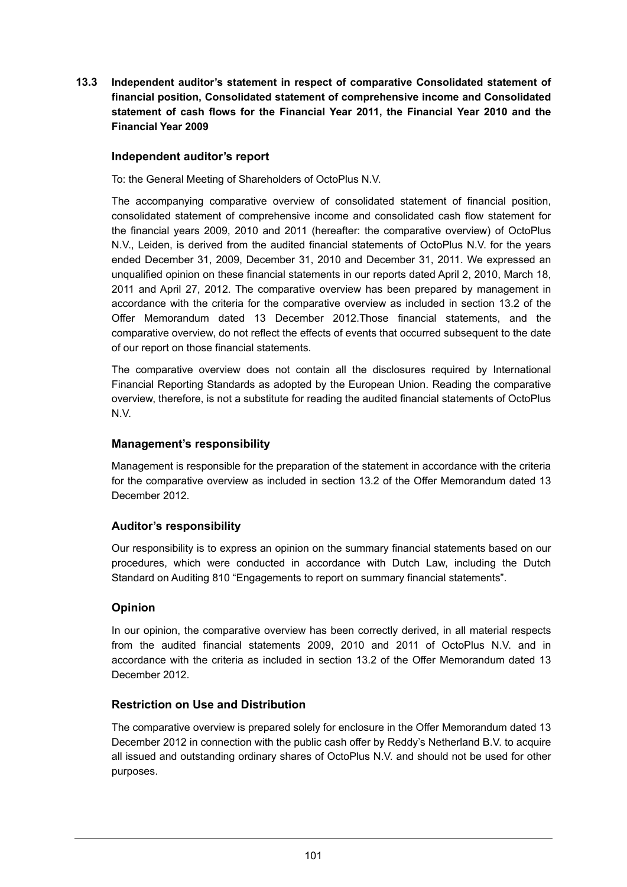## 13.3 Independent auditor's statement in respect of comparative Consolidated statement of financial position, Consolidated statement of comprehensive income and Consolidated statement of cash flows for the Financial Year 2011, the Financial Year 2010 and the Financial Year 2009

### Independent auditor's report

To: the General Meeting of Shareholders of OctoPlus N.V.

The accompanying comparative overview of consolidated statement of financial position, consolidated statement of comprehensive income and consolidated cash flow statement for the financial years 2009, 2010 and 2011 (hereafter: the comparative overview) of OctoPlus N.V., Leiden, is derived from the audited financial statements of OctoPlus N.V. for the years ended December 31, 2009, December 31, 2010 and December 31, 2011. We expressed an unqualified opinion on these financial statements in our reports dated April 2, 2010, March 18, 2011 and April 27, 2012. The comparative overview has been prepared by management in accordance with the criteria for the comparative overview as included in section 13.2 of the Offer Memorandum dated 13 December 2012.Those financial statements, and the comparative overview, do not reflect the effects of events that occurred subsequent to the date of our report on those financial statements.

The comparative overview does not contain all the disclosures required by International Financial Reporting Standards as adopted by the European Union. Reading the comparative overview, therefore, is not a substitute for reading the audited financial statements of OctoPlus N.V.

### Management's responsibility

Management is responsible for the preparation of the statement in accordance with the criteria for the comparative overview as included in section 13.2 of the Offer Memorandum dated 13 December 2012.

### Auditor's responsibility

Our responsibility is to express an opinion on the summary financial statements based on our procedures, which were conducted in accordance with Dutch Law, including the Dutch Standard on Auditing 810 "Engagements to report on summary financial statements".

### Opinion

In our opinion, the comparative overview has been correctly derived, in all material respects from the audited financial statements 2009, 2010 and 2011 of OctoPlus N.V. and in accordance with the criteria as included in section 13.2 of the Offer Memorandum dated 13 December 2012.

### Restriction on Use and Distribution

The comparative overview is prepared solely for enclosure in the Offer Memorandum dated 13 December 2012 in connection with the public cash offer by Reddy's Netherland B.V. to acquire all issued and outstanding ordinary shares of OctoPlus N.V. and should not be used for other purposes.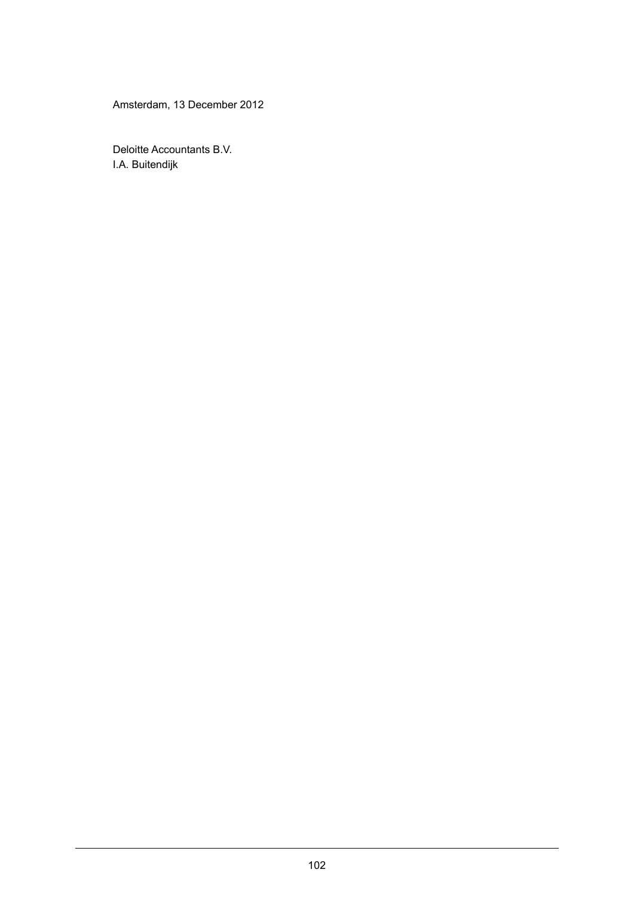Amsterdam, 13 December 2012

Deloitte Accountants B.V.
I.A. Buitendijk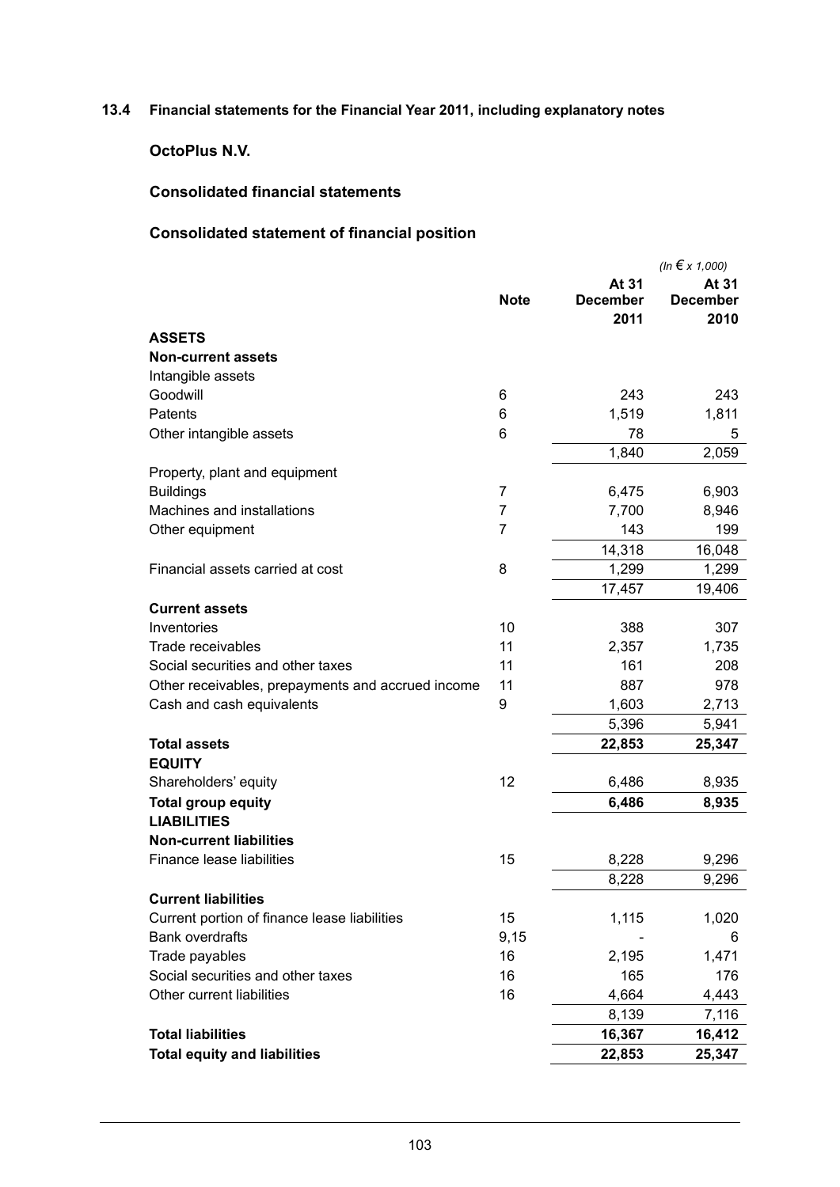## 13.4 Financial statements for the Financial Year 2011, including explanatory notes

### OctoPlus N.V.

### Consolidated financial statements

### Consolidated statement of financial position

*(In € x 1,000)*

| | Note | At 31 December 2011 | At 31 December 2010 |
|---|---|---|---|
| **ASSETS** | | | |
| **Non-current assets** | | | |
| Intangible assets | | | |
| Goodwill | 6 | 243 | 243 |
| Patents | 6 | 1,519 | 1,811 |
| Other intangible assets | 6 | 78 | 5 |
| | | 1,840 | 2,059 |
| Property, plant and equipment | | | |
| Buildings | 7 | 6,475 | 6,903 |
| Machines and installations | 7 | 7,700 | 8,946 |
| Other equipment | 7 | 143 | 199 |
| | | 14,318 | 16,048 |
| Financial assets carried at cost | 8 | 1,299 | 1,299 |
| | | 17,457 | 19,406 |
| **Current assets** | | | |
| Inventories | 10 | 388 | 307 |
| Trade receivables | 11 | 2,357 | 1,735 |
| Social securities and other taxes | 11 | 161 | 208 |
| Other receivables, prepayments and accrued income | 11 | 887 | 978 |
| Cash and cash equivalents | 9 | 1,603 | 2,713 |
| | | 5,396 | 5,941 |
| **Total assets** | | **22,853** | **25,347** |
| **EQUITY** | | | |
| Shareholders' equity | 12 | 6,486 | 8,935 |
| **Total group equity** | | **6,486** | **8,935** |
| **LIABILITIES** | | | |
| **Non-current liabilities** | | | |
| Finance lease liabilities | 15 | 8,228 | 9,296 |
| | | 8,228 | 9,296 |
| **Current liabilities** | | | |
| Current portion of finance lease liabilities | 15 | 1,115 | 1,020 |
| Bank overdrafts | 9,15 | - | 6 |
| Trade payables | 16 | 2,195 | 1,471 |
| Social securities and other taxes | 16 | 165 | 176 |
| Other current liabilities | 16 | 4,664 | 4,443 |
| | | 8,139 | 7,116 |
| **Total liabilities** | | **16,367** | **16,412** |
| **Total equity and liabilities** | | **22,853** | **25,347** |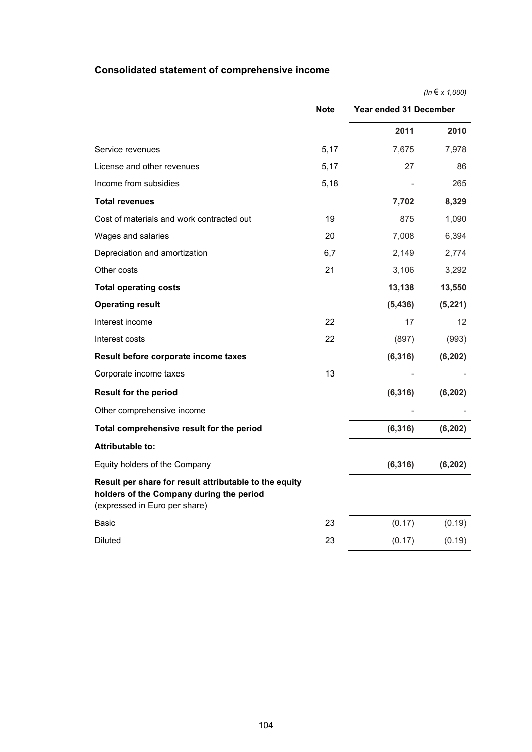## Consolidated statement of comprehensive income

*(In € x 1,000)*

| | Note | Year ended 31 December | |
|---|---|---|---|
| | | **2011** | **2010** |
| Service revenues | 5,17 | 7,675 | 7,978 |
| License and other revenues | 5,17 | 27 | 86 |
| Income from subsidies | 5,18 | - | 265 |
| **Total revenues** | | **7,702** | **8,329** |
| Cost of materials and work contracted out | 19 | 875 | 1,090 |
| Wages and salaries | 20 | 7,008 | 6,394 |
| Depreciation and amortization | 6,7 | 2,149 | 2,774 |
| Other costs | 21 | 3,106 | 3,292 |
| **Total operating costs** | | **13,138** | **13,550** |
| **Operating result** | | **(5,436)** | **(5,221)** |
| Interest income | 22 | 17 | 12 |
| Interest costs | 22 | (897) | (993) |
| **Result before corporate income taxes** | | **(6,316)** | **(6,202)** |
| Corporate income taxes | 13 | - | - |
| **Result for the period** | | **(6,316)** | **(6,202)** |
| Other comprehensive income | | - | - |
| **Total comprehensive result for the period** | | **(6,316)** | **(6,202)** |
| **Attributable to:** | | | |
| Equity holders of the Company | | **(6,316)** | **(6,202)** |
| **Result per share for result attributable to the equity holders of the Company during the period** (expressed in Euro per share) | | | |
| Basic | 23 | (0.17) | (0.19) |
| Diluted | 23 | (0.17) | (0.19) |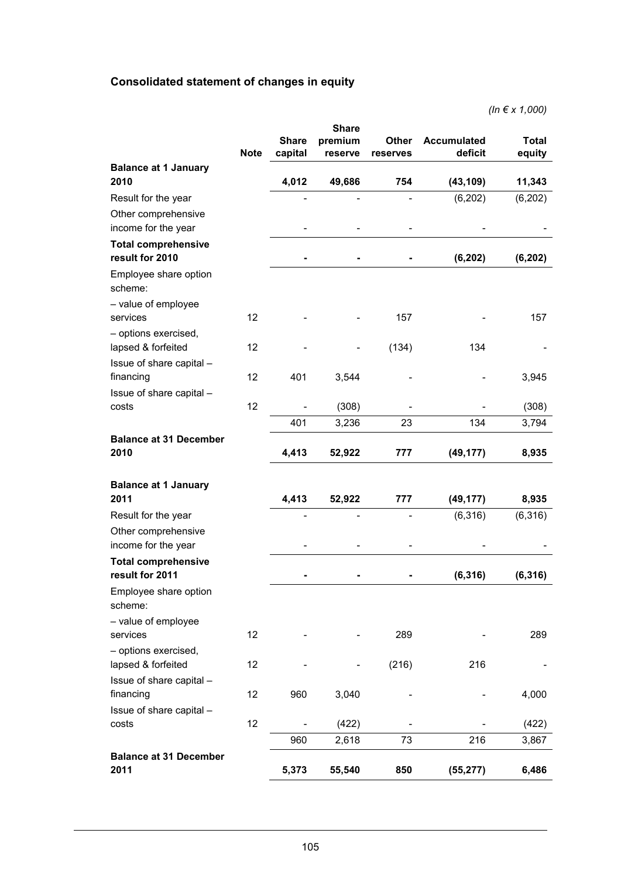## Consolidated statement of changes in equity

*(In € x 1,000)*

| | Note | Share capital | Share premium reserve | Other reserves | Accumulated deficit | Total equity |
|---|---|---|---|---|---|---|
| **Balance at 1 January 2010** | | **4,012** | **49,686** | **754** | **(43,109)** | **11,343** |
| Result for the year | | - | - | - | (6,202) | (6,202) |
| Other comprehensive income for the year | | - | - | - | - | - |
| **Total comprehensive result for 2010** | | **-** | **-** | **-** | **(6,202)** | **(6,202)** |
| Employee share option scheme: | | | | | | |
| – value of employee services | 12 | - | - | 157 | - | 157 |
| – options exercised, lapsed & forfeited | 12 | - | - | (134) | 134 | - |
| Issue of share capital – financing | 12 | 401 | 3,544 | - | - | 3,945 |
| Issue of share capital – costs | 12 | - | (308) | - | - | (308) |
| | | 401 | 3,236 | 23 | 134 | 3,794 |
| **Balance at 31 December 2010** | | **4,413** | **52,922** | **777** | **(49,177)** | **8,935** |
| | | | | | | |
| **Balance at 1 January 2011** | | **4,413** | **52,922** | **777** | **(49,177)** | **8,935** |
| Result for the year | | - | - | - | (6,316) | (6,316) |
| Other comprehensive income for the year | | - | - | - | - | - |
| **Total comprehensive result for 2011** | | **-** | **-** | **-** | **(6,316)** | **(6,316)** |
| Employee share option scheme: | | | | | | |
| – value of employee services | 12 | - | - | 289 | - | 289 |
| – options exercised, lapsed & forfeited | 12 | - | - | (216) | 216 | - |
| Issue of share capital – financing | 12 | 960 | 3,040 | - | - | 4,000 |
| Issue of share capital – costs | 12 | - | (422) | - | - | (422) |
| | | 960 | 2,618 | 73 | 216 | 3,867 |
| **Balance at 31 December 2011** | | **5,373** | **55,540** | **850** | **(55,277)** | **6,486** |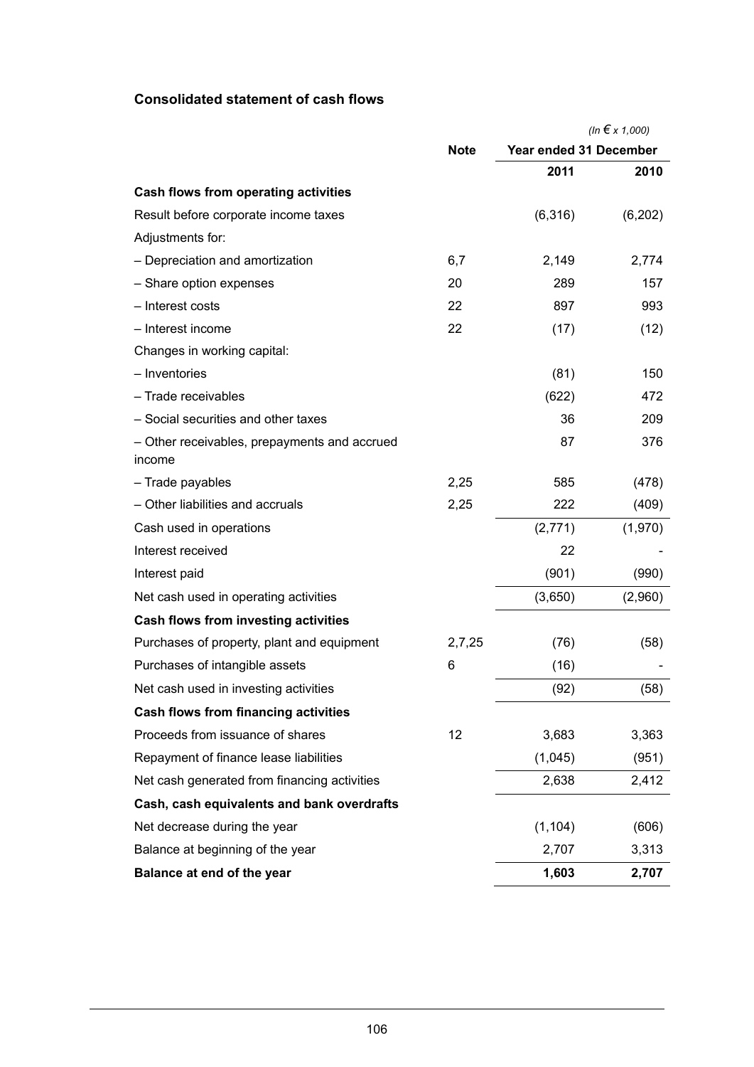## Consolidated statement of cash flows

*(In € x 1,000)*

| | Note | Year ended 31 December | |
|---|---|---|---|
| | | **2011** | **2010** |
| **Cash flows from operating activities** | | | |
| Result before corporate income taxes | | (6,316) | (6,202) |
| Adjustments for: | | | |
| – Depreciation and amortization | 6,7 | 2,149 | 2,774 |
| – Share option expenses | 20 | 289 | 157 |
| – Interest costs | 22 | 897 | 993 |
| – Interest income | 22 | (17) | (12) |
| Changes in working capital: | | | |
| – Inventories | | (81) | 150 |
| – Trade receivables | | (622) | 472 |
| – Social securities and other taxes | | 36 | 209 |
| – Other receivables, prepayments and accrued income | | 87 | 376 |
| – Trade payables | 2,25 | 585 | (478) |
| – Other liabilities and accruals | 2,25 | 222 | (409) |
| Cash used in operations | | (2,771) | (1,970) |
| Interest received | | 22 | - |
| Interest paid | | (901) | (990) |
| Net cash used in operating activities | | (3,650) | (2,960) |
| **Cash flows from investing activities** | | | |
| Purchases of property, plant and equipment | 2,7,25 | (76) | (58) |
| Purchases of intangible assets | 6 | (16) | - |
| Net cash used in investing activities | | (92) | (58) |
| **Cash flows from financing activities** | | | |
| Proceeds from issuance of shares | 12 | 3,683 | 3,363 |
| Repayment of finance lease liabilities | | (1,045) | (951) |
| Net cash generated from financing activities | | 2,638 | 2,412 |
| **Cash, cash equivalents and bank overdrafts** | | | |
| Net decrease during the year | | (1,104) | (606) |
| Balance at beginning of the year | | 2,707 | 3,313 |
| **Balance at end of the year** | | **1,603** | **2,707** |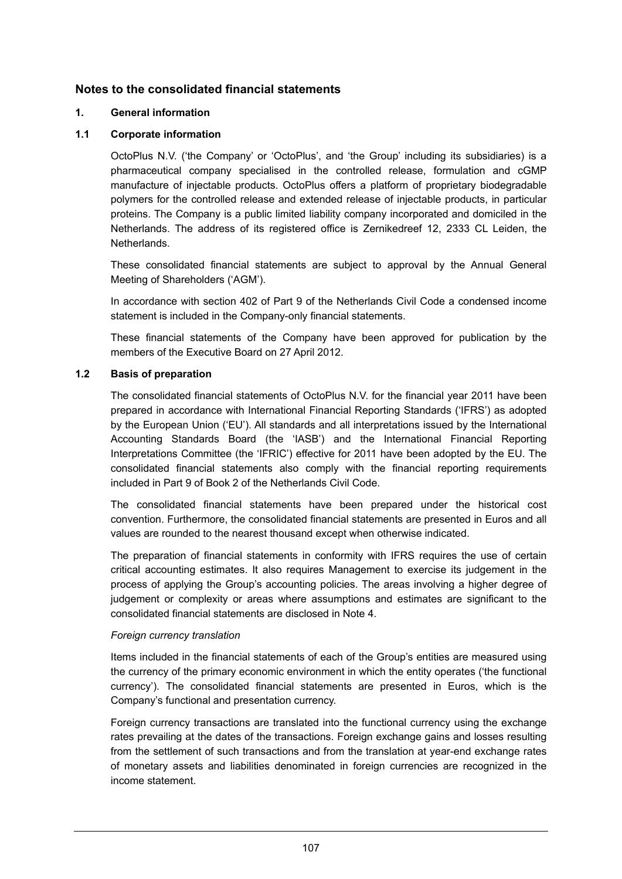## Notes to the consolidated financial statements

### 1. General information

### 1.1 Corporate information

OctoPlus N.V. ('the Company' or 'OctoPlus', and 'the Group' including its subsidiaries) is a pharmaceutical company specialised in the controlled release, formulation and cGMP manufacture of injectable products. OctoPlus offers a platform of proprietary biodegradable polymers for the controlled release and extended release of injectable products, in particular proteins. The Company is a public limited liability company incorporated and domiciled in the Netherlands. The address of its registered office is Zernikedreef 12, 2333 CL Leiden, the Netherlands.

These consolidated financial statements are subject to approval by the Annual General Meeting of Shareholders ('AGM').

In accordance with section 402 of Part 9 of the Netherlands Civil Code a condensed income statement is included in the Company-only financial statements.

These financial statements of the Company have been approved for publication by the members of the Executive Board on 27 April 2012.

### 1.2 Basis of preparation

The consolidated financial statements of OctoPlus N.V. for the financial year 2011 have been prepared in accordance with International Financial Reporting Standards ('IFRS') as adopted by the European Union ('EU'). All standards and all interpretations issued by the International Accounting Standards Board (the 'IASB') and the International Financial Reporting Interpretations Committee (the 'IFRIC') effective for 2011 have been adopted by the EU. The consolidated financial statements also comply with the financial reporting requirements included in Part 9 of Book 2 of the Netherlands Civil Code.

The consolidated financial statements have been prepared under the historical cost convention. Furthermore, the consolidated financial statements are presented in Euros and all values are rounded to the nearest thousand except when otherwise indicated.

The preparation of financial statements in conformity with IFRS requires the use of certain critical accounting estimates. It also requires Management to exercise its judgement in the process of applying the Group's accounting policies. The areas involving a higher degree of judgement or complexity or areas where assumptions and estimates are significant to the consolidated financial statements are disclosed in Note 4.

*Foreign currency translation*

Items included in the financial statements of each of the Group's entities are measured using the currency of the primary economic environment in which the entity operates ('the functional currency'). The consolidated financial statements are presented in Euros, which is the Company's functional and presentation currency.

Foreign currency transactions are translated into the functional currency using the exchange rates prevailing at the dates of the transactions. Foreign exchange gains and losses resulting from the settlement of such transactions and from the translation at year-end exchange rates of monetary assets and liabilities denominated in foreign currencies are recognized in the income statement.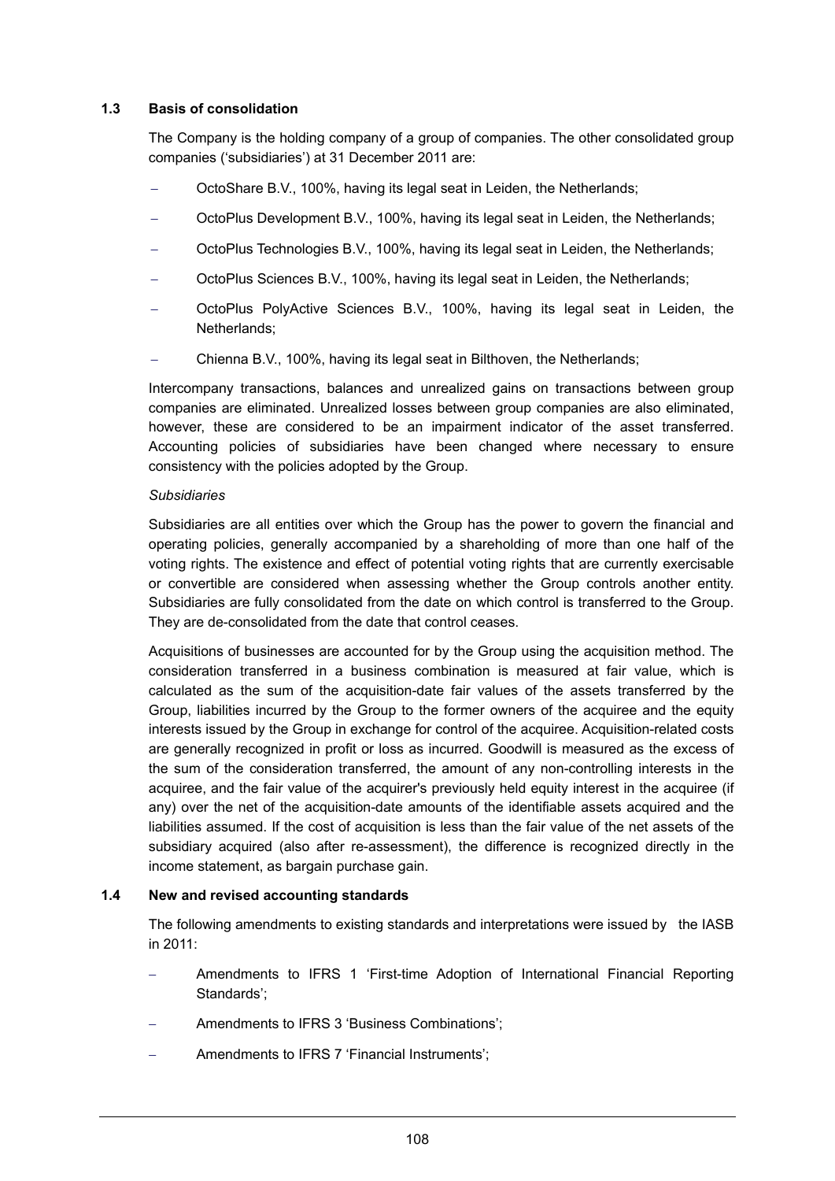### 1.3 Basis of consolidation

The Company is the holding company of a group of companies. The other consolidated group companies ('subsidiaries') at 31 December 2011 are:

- OctoShare B.V., 100%, having its legal seat in Leiden, the Netherlands;
- OctoPlus Development B.V., 100%, having its legal seat in Leiden, the Netherlands;
- OctoPlus Technologies B.V., 100%, having its legal seat in Leiden, the Netherlands;
- OctoPlus Sciences B.V., 100%, having its legal seat in Leiden, the Netherlands;
- OctoPlus PolyActive Sciences B.V., 100%, having its legal seat in Leiden, the Netherlands;
- Chienna B.V., 100%, having its legal seat in Bilthoven, the Netherlands;

Intercompany transactions, balances and unrealized gains on transactions between group companies are eliminated. Unrealized losses between group companies are also eliminated, however, these are considered to be an impairment indicator of the asset transferred. Accounting policies of subsidiaries have been changed where necessary to ensure consistency with the policies adopted by the Group.

*Subsidiaries*

Subsidiaries are all entities over which the Group has the power to govern the financial and operating policies, generally accompanied by a shareholding of more than one half of the voting rights. The existence and effect of potential voting rights that are currently exercisable or convertible are considered when assessing whether the Group controls another entity. Subsidiaries are fully consolidated from the date on which control is transferred to the Group. They are de-consolidated from the date that control ceases.

Acquisitions of businesses are accounted for by the Group using the acquisition method. The consideration transferred in a business combination is measured at fair value, which is calculated as the sum of the acquisition-date fair values of the assets transferred by the Group, liabilities incurred by the Group to the former owners of the acquiree and the equity interests issued by the Group in exchange for control of the acquiree. Acquisition-related costs are generally recognized in profit or loss as incurred. Goodwill is measured as the excess of the sum of the consideration transferred, the amount of any non-controlling interests in the acquiree, and the fair value of the acquirer's previously held equity interest in the acquiree (if any) over the net of the acquisition-date amounts of the identifiable assets acquired and the liabilities assumed. If the cost of acquisition is less than the fair value of the net assets of the subsidiary acquired (also after re-assessment), the difference is recognized directly in the income statement, as bargain purchase gain.

### 1.4 New and revised accounting standards

The following amendments to existing standards and interpretations were issued by the IASB in 2011:

- Amendments to IFRS 1 'First-time Adoption of International Financial Reporting Standards';
- Amendments to IFRS 3 'Business Combinations';
- Amendments to IFRS 7 'Financial Instruments';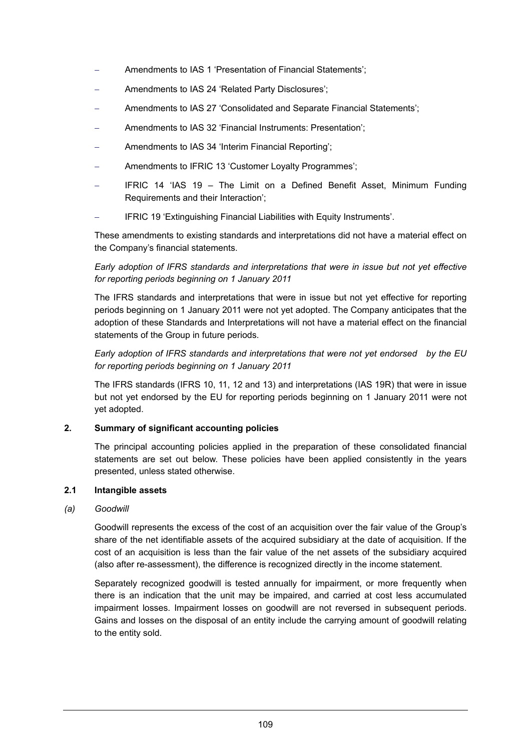- Amendments to IAS 1 'Presentation of Financial Statements';
- Amendments to IAS 24 'Related Party Disclosures';
- Amendments to IAS 27 'Consolidated and Separate Financial Statements';
- Amendments to IAS 32 'Financial Instruments: Presentation';
- Amendments to IAS 34 'Interim Financial Reporting';
- Amendments to IFRIC 13 'Customer Loyalty Programmes';
- IFRIC 14 'IAS 19 – The Limit on a Defined Benefit Asset, Minimum Funding Requirements and their Interaction';
- IFRIC 19 'Extinguishing Financial Liabilities with Equity Instruments'.

These amendments to existing standards and interpretations did not have a material effect on the Company's financial statements.

*Early adoption of IFRS standards and interpretations that were in issue but not yet effective for reporting periods beginning on 1 January 2011*

The IFRS standards and interpretations that were in issue but not yet effective for reporting periods beginning on 1 January 2011 were not yet adopted. The Company anticipates that the adoption of these Standards and Interpretations will not have a material effect on the financial statements of the Group in future periods.

*Early adoption of IFRS standards and interpretations that were not yet endorsed by the EU for reporting periods beginning on 1 January 2011*

The IFRS standards (IFRS 10, 11, 12 and 13) and interpretations (IAS 19R) that were in issue but not yet endorsed by the EU for reporting periods beginning on 1 January 2011 were not yet adopted.

## 2. Summary of significant accounting policies

The principal accounting policies applied in the preparation of these consolidated financial statements are set out below. These policies have been applied consistently in the years presented, unless stated otherwise.

### 2.1 Intangible assets

*(a) Goodwill*

Goodwill represents the excess of the cost of an acquisition over the fair value of the Group's share of the net identifiable assets of the acquired subsidiary at the date of acquisition. If the cost of an acquisition is less than the fair value of the net assets of the subsidiary acquired (also after re-assessment), the difference is recognized directly in the income statement.

Separately recognized goodwill is tested annually for impairment, or more frequently when there is an indication that the unit may be impaired, and carried at cost less accumulated impairment losses. Impairment losses on goodwill are not reversed in subsequent periods. Gains and losses on the disposal of an entity include the carrying amount of goodwill relating to the entity sold.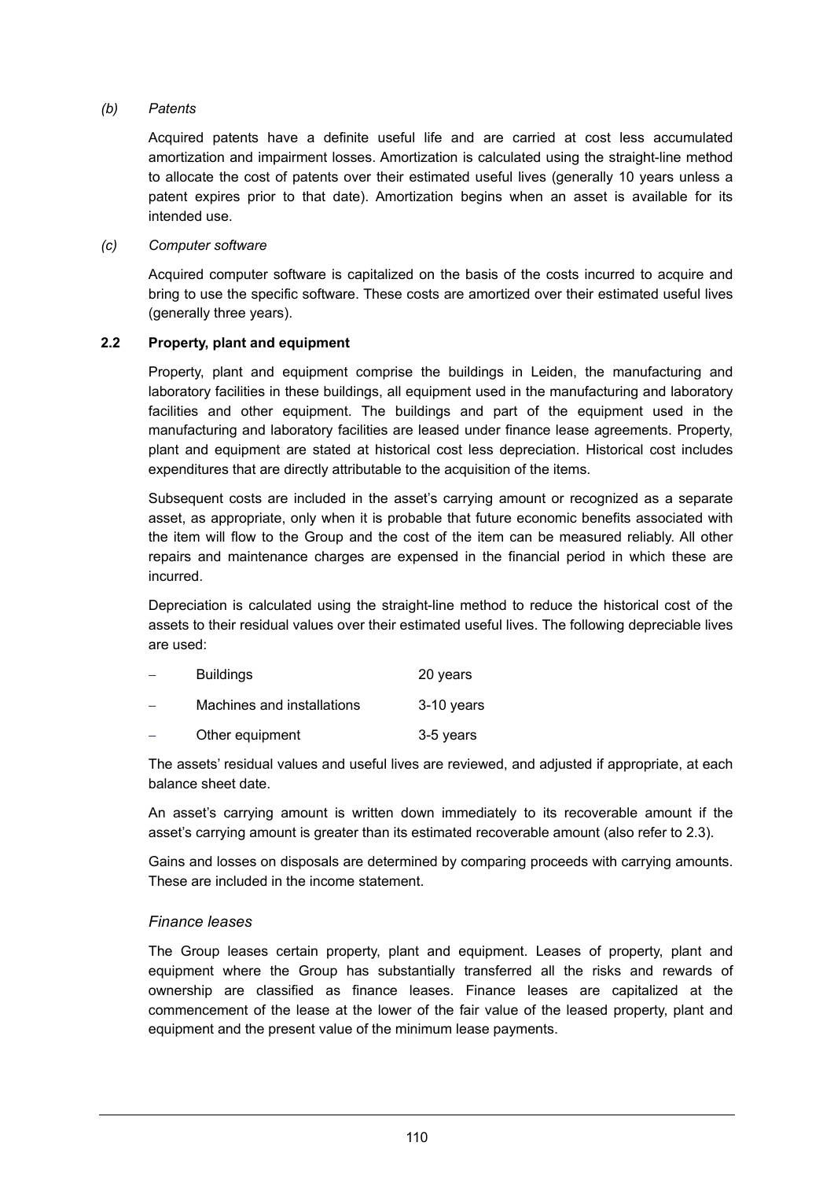*(b) Patents*

Acquired patents have a definite useful life and are carried at cost less accumulated amortization and impairment losses. Amortization is calculated using the straight-line method to allocate the cost of patents over their estimated useful lives (generally 10 years unless a patent expires prior to that date). Amortization begins when an asset is available for its intended use.

*(c) Computer software*

Acquired computer software is capitalized on the basis of the costs incurred to acquire and bring to use the specific software. These costs are amortized over their estimated useful lives (generally three years).

**2.2 Property, plant and equipment**

Property, plant and equipment comprise the buildings in Leiden, the manufacturing and laboratory facilities in these buildings, all equipment used in the manufacturing and laboratory facilities and other equipment. The buildings and part of the equipment used in the manufacturing and laboratory facilities are leased under finance lease agreements. Property, plant and equipment are stated at historical cost less depreciation. Historical cost includes expenditures that are directly attributable to the acquisition of the items.

Subsequent costs are included in the asset's carrying amount or recognized as a separate asset, as appropriate, only when it is probable that future economic benefits associated with the item will flow to the Group and the cost of the item can be measured reliably. All other repairs and maintenance charges are expensed in the financial period in which these are incurred.

Depreciation is calculated using the straight-line method to reduce the historical cost of the assets to their residual values over their estimated useful lives. The following depreciable lives are used:

- Buildings — 20 years
- Machines and installations — 3-10 years
- Other equipment — 3-5 years

The assets' residual values and useful lives are reviewed, and adjusted if appropriate, at each balance sheet date.

An asset's carrying amount is written down immediately to its recoverable amount if the asset's carrying amount is greater than its estimated recoverable amount (also refer to 2.3).

Gains and losses on disposals are determined by comparing proceeds with carrying amounts. These are included in the income statement.

*Finance leases*

The Group leases certain property, plant and equipment. Leases of property, plant and equipment where the Group has substantially transferred all the risks and rewards of ownership are classified as finance leases. Finance leases are capitalized at the commencement of the lease at the lower of the fair value of the leased property, plant and equipment and the present value of the minimum lease payments.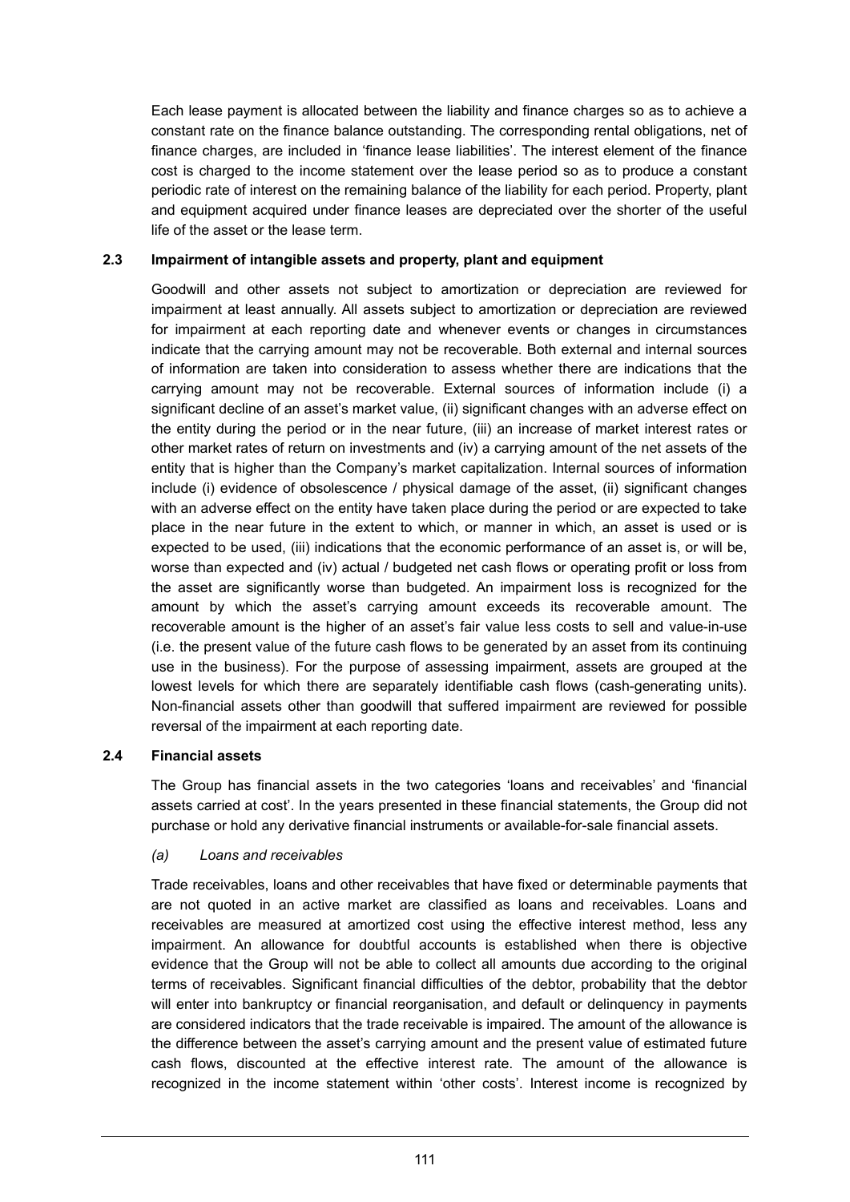Each lease payment is allocated between the liability and finance charges so as to achieve a constant rate on the finance balance outstanding. The corresponding rental obligations, net of finance charges, are included in 'finance lease liabilities'. The interest element of the finance cost is charged to the income statement over the lease period so as to produce a constant periodic rate of interest on the remaining balance of the liability for each period. Property, plant and equipment acquired under finance leases are depreciated over the shorter of the useful life of the asset or the lease term.

### 2.3 Impairment of intangible assets and property, plant and equipment

Goodwill and other assets not subject to amortization or depreciation are reviewed for impairment at least annually. All assets subject to amortization or depreciation are reviewed for impairment at each reporting date and whenever events or changes in circumstances indicate that the carrying amount may not be recoverable. Both external and internal sources of information are taken into consideration to assess whether there are indications that the carrying amount may not be recoverable. External sources of information include (i) a significant decline of an asset's market value, (ii) significant changes with an adverse effect on the entity during the period or in the near future, (iii) an increase of market interest rates or other market rates of return on investments and (iv) a carrying amount of the net assets of the entity that is higher than the Company's market capitalization. Internal sources of information include (i) evidence of obsolescence / physical damage of the asset, (ii) significant changes with an adverse effect on the entity have taken place during the period or are expected to take place in the near future in the extent to which, or manner in which, an asset is used or is expected to be used, (iii) indications that the economic performance of an asset is, or will be, worse than expected and (iv) actual / budgeted net cash flows or operating profit or loss from the asset are significantly worse than budgeted. An impairment loss is recognized for the amount by which the asset's carrying amount exceeds its recoverable amount. The recoverable amount is the higher of an asset's fair value less costs to sell and value-in-use (i.e. the present value of the future cash flows to be generated by an asset from its continuing use in the business). For the purpose of assessing impairment, assets are grouped at the lowest levels for which there are separately identifiable cash flows (cash-generating units). Non-financial assets other than goodwill that suffered impairment are reviewed for possible reversal of the impairment at each reporting date.

### 2.4 Financial assets

The Group has financial assets in the two categories 'loans and receivables' and 'financial assets carried at cost'. In the years presented in these financial statements, the Group did not purchase or hold any derivative financial instruments or available-for-sale financial assets.

*(a) Loans and receivables*

Trade receivables, loans and other receivables that have fixed or determinable payments that are not quoted in an active market are classified as loans and receivables. Loans and receivables are measured at amortized cost using the effective interest method, less any impairment. An allowance for doubtful accounts is established when there is objective evidence that the Group will not be able to collect all amounts due according to the original terms of receivables. Significant financial difficulties of the debtor, probability that the debtor will enter into bankruptcy or financial reorganisation, and default or delinquency in payments are considered indicators that the trade receivable is impaired. The amount of the allowance is the difference between the asset's carrying amount and the present value of estimated future cash flows, discounted at the effective interest rate. The amount of the allowance is recognized in the income statement within 'other costs'. Interest income is recognized by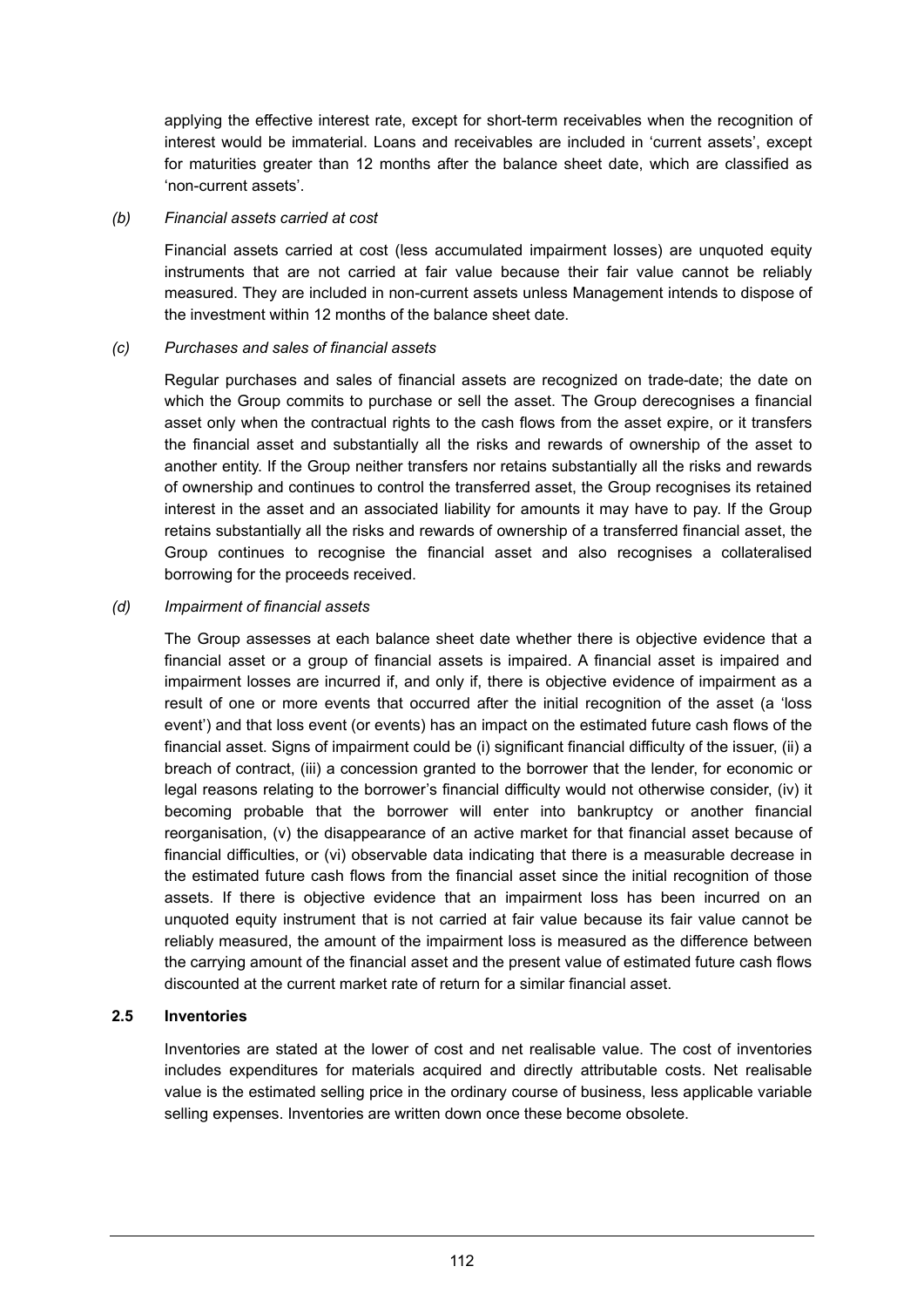applying the effective interest rate, except for short-term receivables when the recognition of interest would be immaterial. Loans and receivables are included in 'current assets', except for maturities greater than 12 months after the balance sheet date, which are classified as 'non-current assets'.

*(b) Financial assets carried at cost*

Financial assets carried at cost (less accumulated impairment losses) are unquoted equity instruments that are not carried at fair value because their fair value cannot be reliably measured. They are included in non-current assets unless Management intends to dispose of the investment within 12 months of the balance sheet date.

*(c) Purchases and sales of financial assets*

Regular purchases and sales of financial assets are recognized on trade-date; the date on which the Group commits to purchase or sell the asset. The Group derecognises a financial asset only when the contractual rights to the cash flows from the asset expire, or it transfers the financial asset and substantially all the risks and rewards of ownership of the asset to another entity. If the Group neither transfers nor retains substantially all the risks and rewards of ownership and continues to control the transferred asset, the Group recognises its retained interest in the asset and an associated liability for amounts it may have to pay. If the Group retains substantially all the risks and rewards of ownership of a transferred financial asset, the Group continues to recognise the financial asset and also recognises a collateralised borrowing for the proceeds received.

*(d) Impairment of financial assets*

The Group assesses at each balance sheet date whether there is objective evidence that a financial asset or a group of financial assets is impaired. A financial asset is impaired and impairment losses are incurred if, and only if, there is objective evidence of impairment as a result of one or more events that occurred after the initial recognition of the asset (a 'loss event') and that loss event (or events) has an impact on the estimated future cash flows of the financial asset. Signs of impairment could be (i) significant financial difficulty of the issuer, (ii) a breach of contract, (iii) a concession granted to the borrower that the lender, for economic or legal reasons relating to the borrower's financial difficulty would not otherwise consider, (iv) it becoming probable that the borrower will enter into bankruptcy or another financial reorganisation, (v) the disappearance of an active market for that financial asset because of financial difficulties, or (vi) observable data indicating that there is a measurable decrease in the estimated future cash flows from the financial asset since the initial recognition of those assets. If there is objective evidence that an impairment loss has been incurred on an unquoted equity instrument that is not carried at fair value because its fair value cannot be reliably measured, the amount of the impairment loss is measured as the difference between the carrying amount of the financial asset and the present value of estimated future cash flows discounted at the current market rate of return for a similar financial asset.

**2.5 Inventories**

Inventories are stated at the lower of cost and net realisable value. The cost of inventories includes expenditures for materials acquired and directly attributable costs. Net realisable value is the estimated selling price in the ordinary course of business, less applicable variable selling expenses. Inventories are written down once these become obsolete.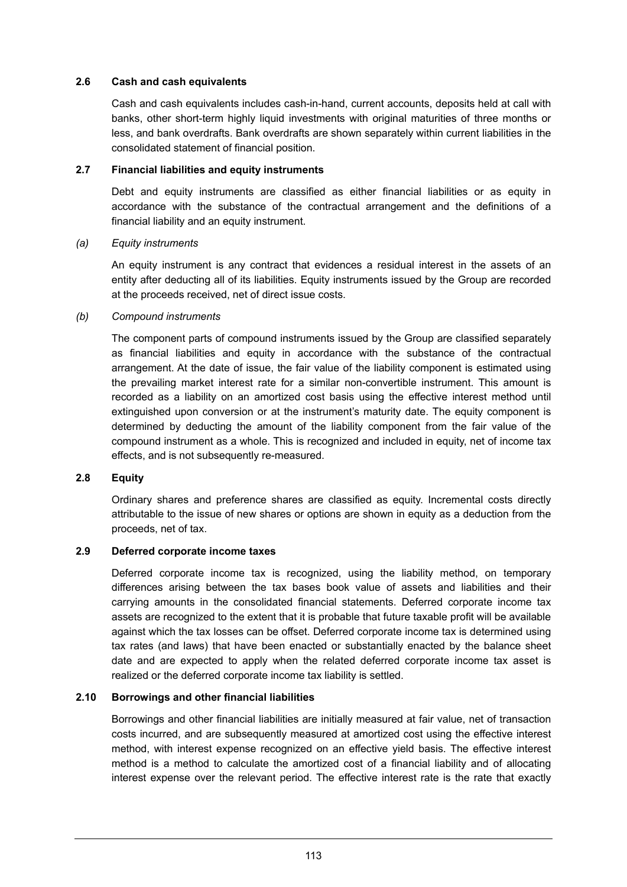### 2.6 Cash and cash equivalents

Cash and cash equivalents includes cash-in-hand, current accounts, deposits held at call with banks, other short-term highly liquid investments with original maturities of three months or less, and bank overdrafts. Bank overdrafts are shown separately within current liabilities in the consolidated statement of financial position.

### 2.7 Financial liabilities and equity instruments

Debt and equity instruments are classified as either financial liabilities or as equity in accordance with the substance of the contractual arrangement and the definitions of a financial liability and an equity instrument.

*(a) Equity instruments*

An equity instrument is any contract that evidences a residual interest in the assets of an entity after deducting all of its liabilities. Equity instruments issued by the Group are recorded at the proceeds received, net of direct issue costs.

*(b) Compound instruments*

The component parts of compound instruments issued by the Group are classified separately as financial liabilities and equity in accordance with the substance of the contractual arrangement. At the date of issue, the fair value of the liability component is estimated using the prevailing market interest rate for a similar non-convertible instrument. This amount is recorded as a liability on an amortized cost basis using the effective interest method until extinguished upon conversion or at the instrument's maturity date. The equity component is determined by deducting the amount of the liability component from the fair value of the compound instrument as a whole. This is recognized and included in equity, net of income tax effects, and is not subsequently re-measured.

### 2.8 Equity

Ordinary shares and preference shares are classified as equity. Incremental costs directly attributable to the issue of new shares or options are shown in equity as a deduction from the proceeds, net of tax.

### 2.9 Deferred corporate income taxes

Deferred corporate income tax is recognized, using the liability method, on temporary differences arising between the tax bases book value of assets and liabilities and their carrying amounts in the consolidated financial statements. Deferred corporate income tax assets are recognized to the extent that it is probable that future taxable profit will be available against which the tax losses can be offset. Deferred corporate income tax is determined using tax rates (and laws) that have been enacted or substantially enacted by the balance sheet date and are expected to apply when the related deferred corporate income tax asset is realized or the deferred corporate income tax liability is settled.

### 2.10 Borrowings and other financial liabilities

Borrowings and other financial liabilities are initially measured at fair value, net of transaction costs incurred, and are subsequently measured at amortized cost using the effective interest method, with interest expense recognized on an effective yield basis. The effective interest method is a method to calculate the amortized cost of a financial liability and of allocating interest expense over the relevant period. The effective interest rate is the rate that exactly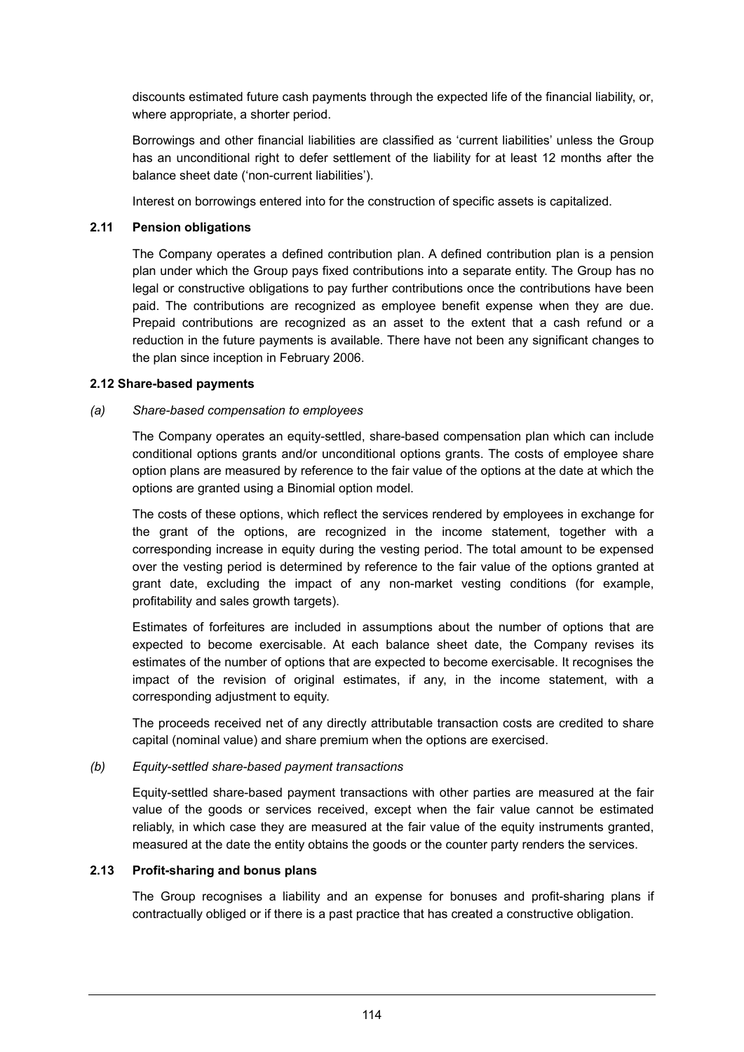discounts estimated future cash payments through the expected life of the financial liability, or, where appropriate, a shorter period.

Borrowings and other financial liabilities are classified as 'current liabilities' unless the Group has an unconditional right to defer settlement of the liability for at least 12 months after the balance sheet date ('non-current liabilities').

Interest on borrowings entered into for the construction of specific assets is capitalized.

### 2.11 Pension obligations

The Company operates a defined contribution plan. A defined contribution plan is a pension plan under which the Group pays fixed contributions into a separate entity. The Group has no legal or constructive obligations to pay further contributions once the contributions have been paid. The contributions are recognized as employee benefit expense when they are due. Prepaid contributions are recognized as an asset to the extent that a cash refund or a reduction in the future payments is available. There have not been any significant changes to the plan since inception in February 2006.

### 2.12 Share-based payments

*(a) Share-based compensation to employees*

The Company operates an equity-settled, share-based compensation plan which can include conditional options grants and/or unconditional options grants. The costs of employee share option plans are measured by reference to the fair value of the options at the date at which the options are granted using a Binomial option model.

The costs of these options, which reflect the services rendered by employees in exchange for the grant of the options, are recognized in the income statement, together with a corresponding increase in equity during the vesting period. The total amount to be expensed over the vesting period is determined by reference to the fair value of the options granted at grant date, excluding the impact of any non-market vesting conditions (for example, profitability and sales growth targets).

Estimates of forfeitures are included in assumptions about the number of options that are expected to become exercisable. At each balance sheet date, the Company revises its estimates of the number of options that are expected to become exercisable. It recognises the impact of the revision of original estimates, if any, in the income statement, with a corresponding adjustment to equity.

The proceeds received net of any directly attributable transaction costs are credited to share capital (nominal value) and share premium when the options are exercised.

*(b) Equity-settled share-based payment transactions*

Equity-settled share-based payment transactions with other parties are measured at the fair value of the goods or services received, except when the fair value cannot be estimated reliably, in which case they are measured at the fair value of the equity instruments granted, measured at the date the entity obtains the goods or the counter party renders the services.

### 2.13 Profit-sharing and bonus plans

The Group recognises a liability and an expense for bonuses and profit-sharing plans if contractually obliged or if there is a past practice that has created a constructive obligation.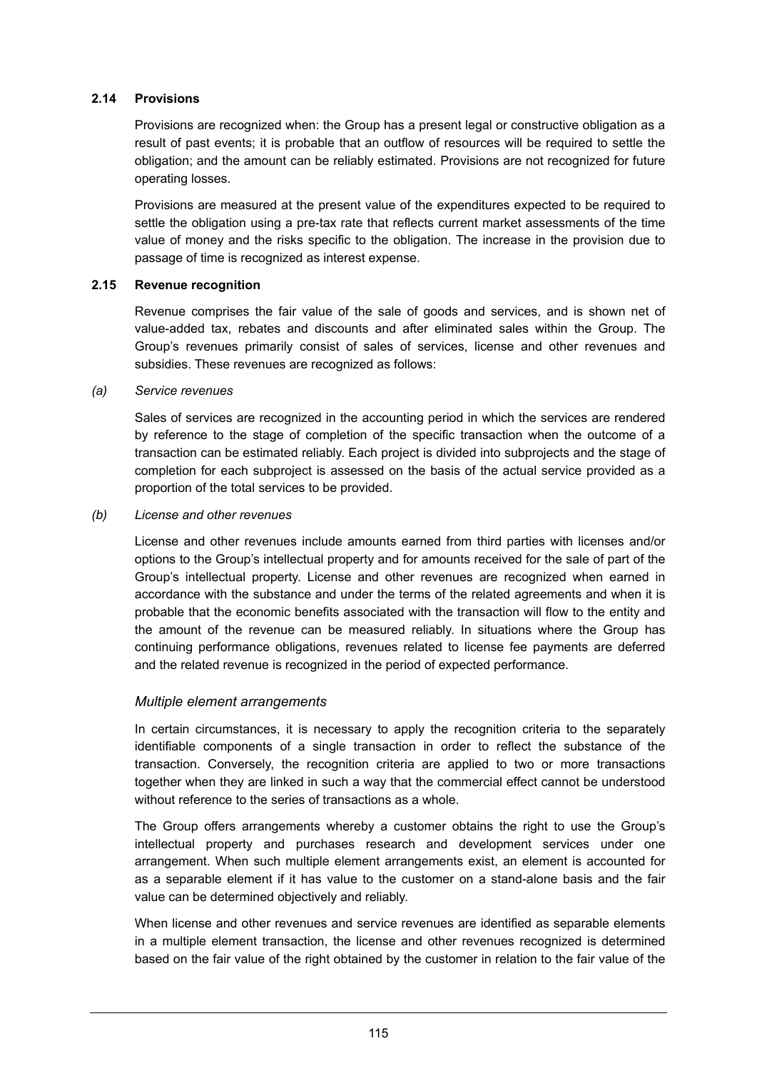### 2.14 Provisions

Provisions are recognized when: the Group has a present legal or constructive obligation as a result of past events; it is probable that an outflow of resources will be required to settle the obligation; and the amount can be reliably estimated. Provisions are not recognized for future operating losses.

Provisions are measured at the present value of the expenditures expected to be required to settle the obligation using a pre-tax rate that reflects current market assessments of the time value of money and the risks specific to the obligation. The increase in the provision due to passage of time is recognized as interest expense.

### 2.15 Revenue recognition

Revenue comprises the fair value of the sale of goods and services, and is shown net of value-added tax, rebates and discounts and after eliminated sales within the Group. The Group's revenues primarily consist of sales of services, license and other revenues and subsidies. These revenues are recognized as follows:

*(a) Service revenues*

Sales of services are recognized in the accounting period in which the services are rendered by reference to the stage of completion of the specific transaction when the outcome of a transaction can be estimated reliably. Each project is divided into subprojects and the stage of completion for each subproject is assessed on the basis of the actual service provided as a proportion of the total services to be provided.

*(b) License and other revenues*

License and other revenues include amounts earned from third parties with licenses and/or options to the Group's intellectual property and for amounts received for the sale of part of the Group's intellectual property. License and other revenues are recognized when earned in accordance with the substance and under the terms of the related agreements and when it is probable that the economic benefits associated with the transaction will flow to the entity and the amount of the revenue can be measured reliably. In situations where the Group has continuing performance obligations, revenues related to license fee payments are deferred and the related revenue is recognized in the period of expected performance.

*Multiple element arrangements*

In certain circumstances, it is necessary to apply the recognition criteria to the separately identifiable components of a single transaction in order to reflect the substance of the transaction. Conversely, the recognition criteria are applied to two or more transactions together when they are linked in such a way that the commercial effect cannot be understood without reference to the series of transactions as a whole.

The Group offers arrangements whereby a customer obtains the right to use the Group's intellectual property and purchases research and development services under one arrangement. When such multiple element arrangements exist, an element is accounted for as a separable element if it has value to the customer on a stand-alone basis and the fair value can be determined objectively and reliably.

When license and other revenues and service revenues are identified as separable elements in a multiple element transaction, the license and other revenues recognized is determined based on the fair value of the right obtained by the customer in relation to the fair value of the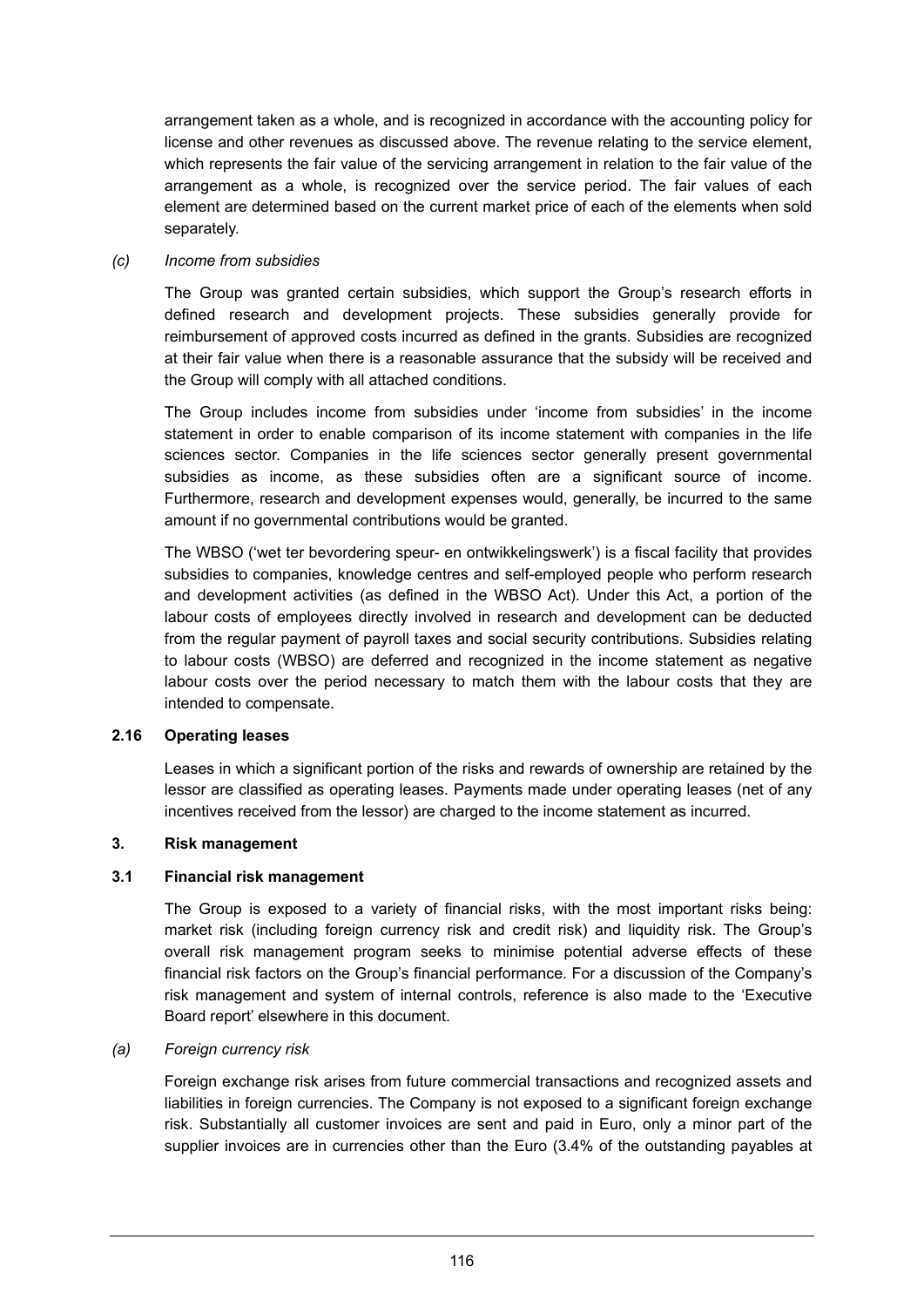arrangement taken as a whole, and is recognized in accordance with the accounting policy for license and other revenues as discussed above. The revenue relating to the service element, which represents the fair value of the servicing arrangement in relation to the fair value of the arrangement as a whole, is recognized over the service period. The fair values of each element are determined based on the current market price of each of the elements when sold separately.

*(c) Income from subsidies*

The Group was granted certain subsidies, which support the Group's research efforts in defined research and development projects. These subsidies generally provide for reimbursement of approved costs incurred as defined in the grants. Subsidies are recognized at their fair value when there is a reasonable assurance that the subsidy will be received and the Group will comply with all attached conditions.

The Group includes income from subsidies under 'income from subsidies' in the income statement in order to enable comparison of its income statement with companies in the life sciences sector. Companies in the life sciences sector generally present governmental subsidies as income, as these subsidies often are a significant source of income. Furthermore, research and development expenses would, generally, be incurred to the same amount if no governmental contributions would be granted.

The WBSO ('wet ter bevordering speur- en ontwikkelingswerk') is a fiscal facility that provides subsidies to companies, knowledge centres and self-employed people who perform research and development activities (as defined in the WBSO Act). Under this Act, a portion of the labour costs of employees directly involved in research and development can be deducted from the regular payment of payroll taxes and social security contributions. Subsidies relating to labour costs (WBSO) are deferred and recognized in the income statement as negative labour costs over the period necessary to match them with the labour costs that they are intended to compensate.

**2.16 Operating leases**

Leases in which a significant portion of the risks and rewards of ownership are retained by the lessor are classified as operating leases. Payments made under operating leases (net of any incentives received from the lessor) are charged to the income statement as incurred.

**3. Risk management**

**3.1 Financial risk management**

The Group is exposed to a variety of financial risks, with the most important risks being: market risk (including foreign currency risk and credit risk) and liquidity risk. The Group's overall risk management program seeks to minimise potential adverse effects of these financial risk factors on the Group's financial performance. For a discussion of the Company's risk management and system of internal controls, reference is also made to the 'Executive Board report' elsewhere in this document.

*(a) Foreign currency risk*

Foreign exchange risk arises from future commercial transactions and recognized assets and liabilities in foreign currencies. The Company is not exposed to a significant foreign exchange risk. Substantially all customer invoices are sent and paid in Euro, only a minor part of the supplier invoices are in currencies other than the Euro (3.4% of the outstanding payables at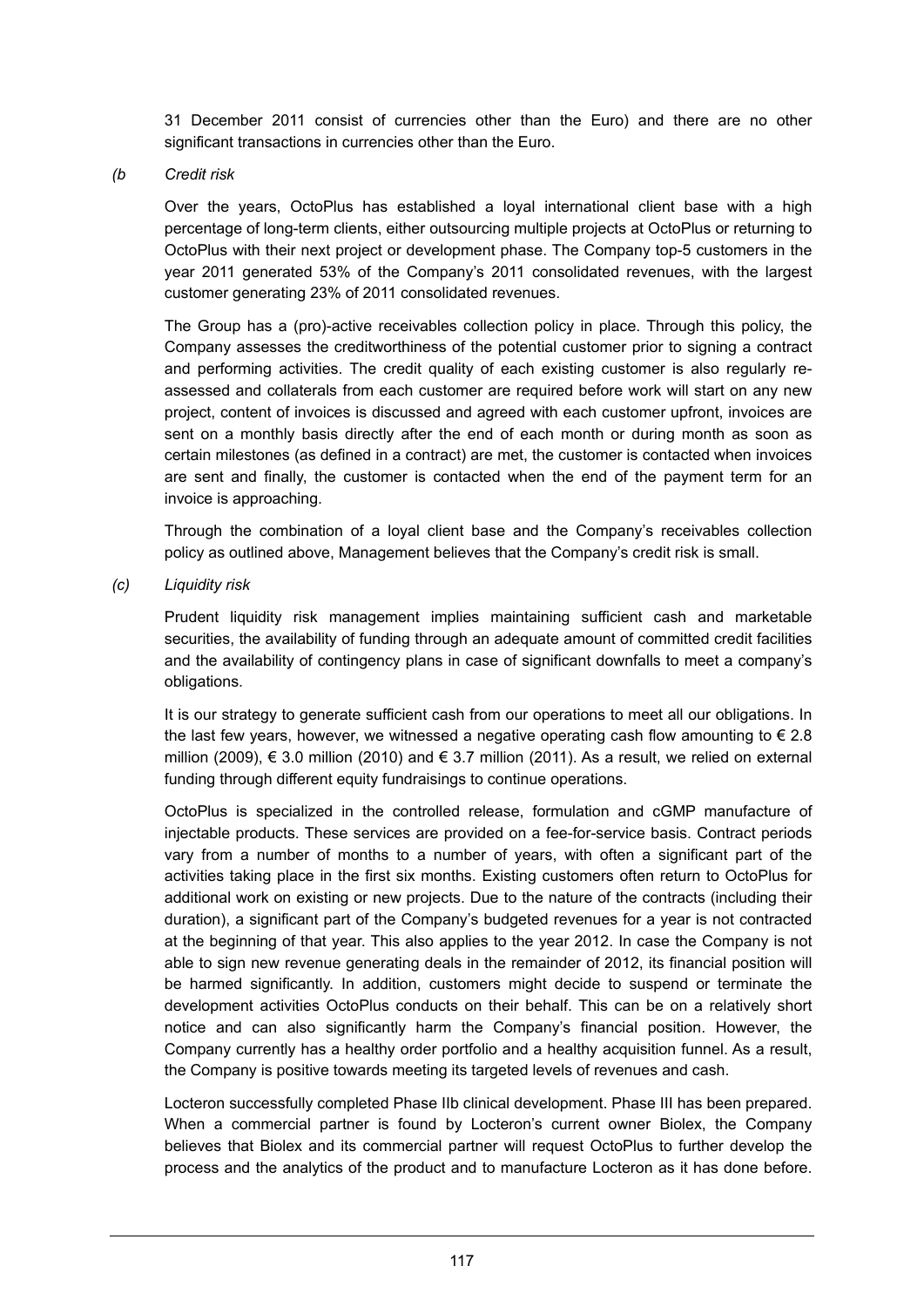31 December 2011 consist of currencies other than the Euro) and there are no other significant transactions in currencies other than the Euro.

*(b Credit risk*

Over the years, OctoPlus has established a loyal international client base with a high percentage of long-term clients, either outsourcing multiple projects at OctoPlus or returning to OctoPlus with their next project or development phase. The Company top-5 customers in the year 2011 generated 53% of the Company's 2011 consolidated revenues, with the largest customer generating 23% of 2011 consolidated revenues.

The Group has a (pro)-active receivables collection policy in place. Through this policy, the Company assesses the creditworthiness of the potential customer prior to signing a contract and performing activities. The credit quality of each existing customer is also regularly re-assessed and collaterals from each customer are required before work will start on any new project, content of invoices is discussed and agreed with each customer upfront, invoices are sent on a monthly basis directly after the end of each month or during month as soon as certain milestones (as defined in a contract) are met, the customer is contacted when invoices are sent and finally, the customer is contacted when the end of the payment term for an invoice is approaching.

Through the combination of a loyal client base and the Company's receivables collection policy as outlined above, Management believes that the Company's credit risk is small.

*(c) Liquidity risk*

Prudent liquidity risk management implies maintaining sufficient cash and marketable securities, the availability of funding through an adequate amount of committed credit facilities and the availability of contingency plans in case of significant downfalls to meet a company's obligations.

It is our strategy to generate sufficient cash from our operations to meet all our obligations. In the last few years, however, we witnessed a negative operating cash flow amounting to € 2.8 million (2009), € 3.0 million (2010) and € 3.7 million (2011). As a result, we relied on external funding through different equity fundraisings to continue operations.

OctoPlus is specialized in the controlled release, formulation and cGMP manufacture of injectable products. These services are provided on a fee-for-service basis. Contract periods vary from a number of months to a number of years, with often a significant part of the activities taking place in the first six months. Existing customers often return to OctoPlus for additional work on existing or new projects. Due to the nature of the contracts (including their duration), a significant part of the Company's budgeted revenues for a year is not contracted at the beginning of that year. This also applies to the year 2012. In case the Company is not able to sign new revenue generating deals in the remainder of 2012, its financial position will be harmed significantly. In addition, customers might decide to suspend or terminate the development activities OctoPlus conducts on their behalf. This can be on a relatively short notice and can also significantly harm the Company's financial position. However, the Company currently has a healthy order portfolio and a healthy acquisition funnel. As a result, the Company is positive towards meeting its targeted levels of revenues and cash.

Locteron successfully completed Phase IIb clinical development. Phase III has been prepared. When a commercial partner is found by Locteron's current owner Biolex, the Company believes that Biolex and its commercial partner will request OctoPlus to further develop the process and the analytics of the product and to manufacture Locteron as it has done before.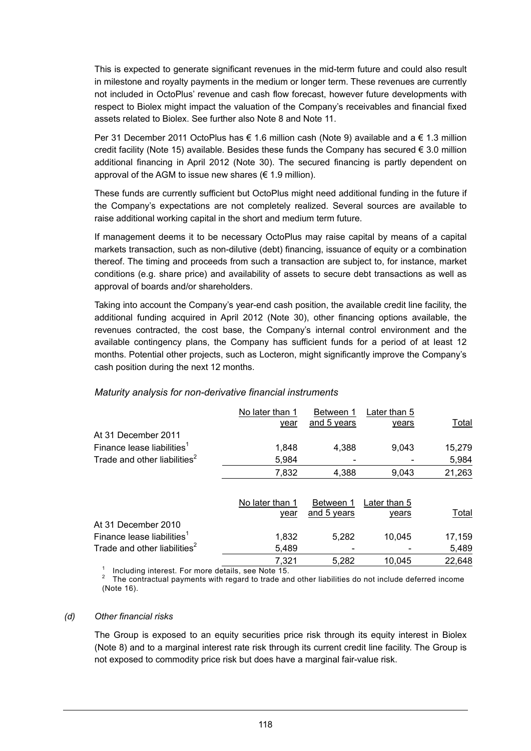This is expected to generate significant revenues in the mid-term future and could also result in milestone and royalty payments in the medium or longer term. These revenues are currently not included in OctoPlus' revenue and cash flow forecast, however future developments with respect to Biolex might impact the valuation of the Company's receivables and financial fixed assets related to Biolex. See further also Note 8 and Note 11.

Per 31 December 2011 OctoPlus has € 1.6 million cash (Note 9) available and a € 1.3 million credit facility (Note 15) available. Besides these funds the Company has secured € 3.0 million additional financing in April 2012 (Note 30). The secured financing is partly dependent on approval of the AGM to issue new shares (€ 1.9 million).

These funds are currently sufficient but OctoPlus might need additional funding in the future if the Company's expectations are not completely realized. Several sources are available to raise additional working capital in the short and medium term future.

If management deems it to be necessary OctoPlus may raise capital by means of a capital markets transaction, such as non-dilutive (debt) financing, issuance of equity or a combination thereof. The timing and proceeds from such a transaction are subject to, for instance, market conditions (e.g. share price) and availability of assets to secure debt transactions as well as approval of boards and/or shareholders.

Taking into account the Company's year-end cash position, the available credit line facility, the additional funding acquired in April 2012 (Note 30), other financing options available, the revenues contracted, the cost base, the Company's internal control environment and the available contingency plans, the Company has sufficient funds for a period of at least 12 months. Potential other projects, such as Locteron, might significantly improve the Company's cash position during the next 12 months.

*Maturity analysis for non-derivative financial instruments*

| | No later than 1 year | Between 1 and 5 years | Later than 5 years | Total |
|---|---|---|---|---|
| At 31 December 2011 | | | | |
| Finance lease liabilities[1] | 1,848 | 4,388 | 9,043 | 15,279 |
| Trade and other liabilities[2] | 5,984 | - | - | 5,984 |
| | 7,832 | 4,388 | 9,043 | 21,263 |

| | No later than 1 year | Between 1 and 5 years | Later than 5 years | Total |
|---|---|---|---|---|
| At 31 December 2010 | | | | |
| Finance lease liabilities[1] | 1,832 | 5,282 | 10,045 | 17,159 |
| Trade and other liabilities[2] | 5,489 | - | - | 5,489 |
| | 7,321 | 5,282 | 10,045 | 22,648 |

[1] Including interest. For more details, see Note 15.
[2] The contractual payments with regard to trade and other liabilities do not include deferred income (Note 16).

*(d) Other financial risks*

The Group is exposed to an equity securities price risk through its equity interest in Biolex (Note 8) and to a marginal interest rate risk through its current credit line facility. The Group is not exposed to commodity price risk but does have a marginal fair-value risk.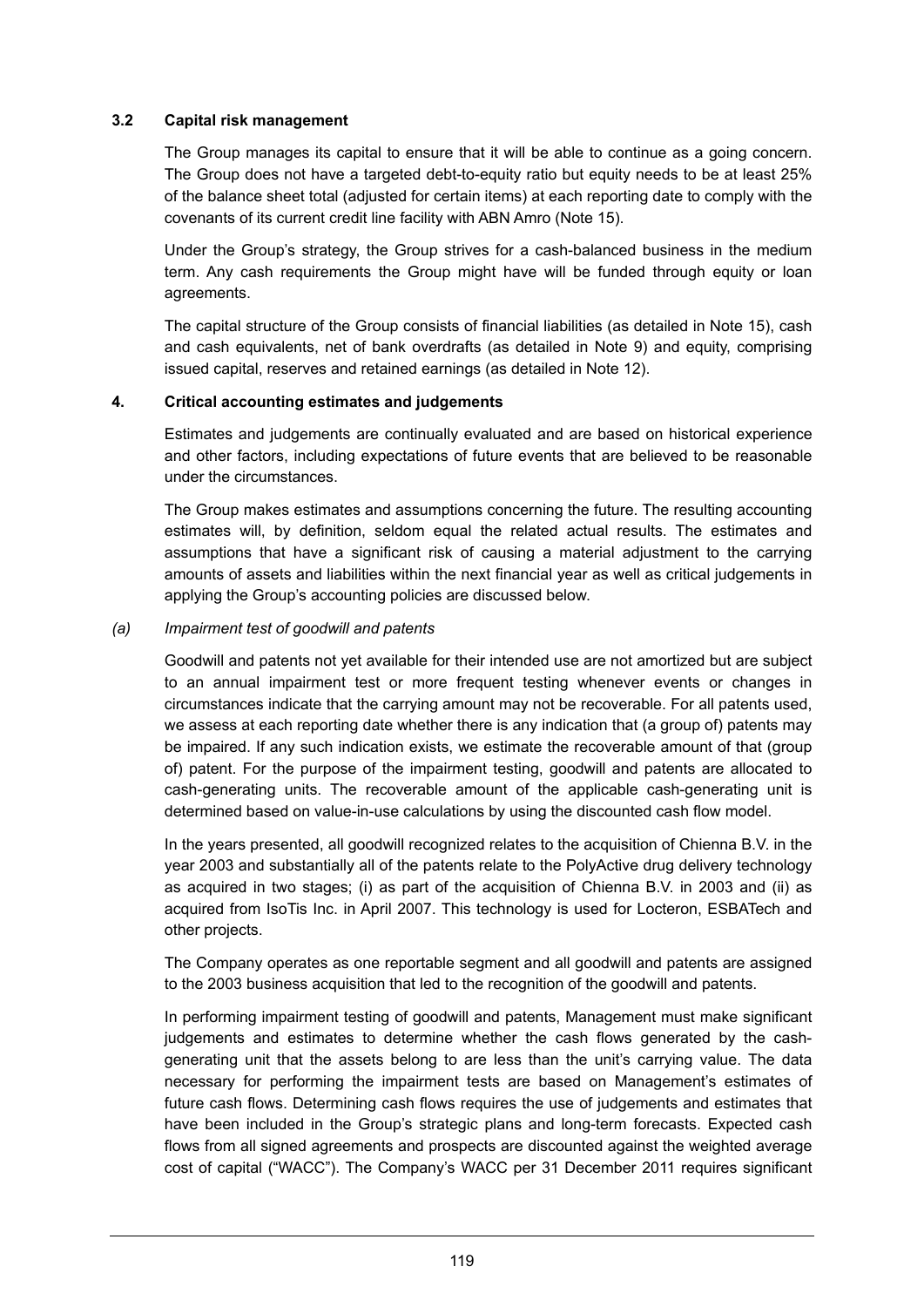### 3.2 Capital risk management

The Group manages its capital to ensure that it will be able to continue as a going concern. The Group does not have a targeted debt-to-equity ratio but equity needs to be at least 25% of the balance sheet total (adjusted for certain items) at each reporting date to comply with the covenants of its current credit line facility with ABN Amro (Note 15).

Under the Group's strategy, the Group strives for a cash-balanced business in the medium term. Any cash requirements the Group might have will be funded through equity or loan agreements.

The capital structure of the Group consists of financial liabilities (as detailed in Note 15), cash and cash equivalents, net of bank overdrafts (as detailed in Note 9) and equity, comprising issued capital, reserves and retained earnings (as detailed in Note 12).

## 4. Critical accounting estimates and judgements

Estimates and judgements are continually evaluated and are based on historical experience and other factors, including expectations of future events that are believed to be reasonable under the circumstances.

The Group makes estimates and assumptions concerning the future. The resulting accounting estimates will, by definition, seldom equal the related actual results. The estimates and assumptions that have a significant risk of causing a material adjustment to the carrying amounts of assets and liabilities within the next financial year as well as critical judgements in applying the Group's accounting policies are discussed below.

*(a) Impairment test of goodwill and patents*

Goodwill and patents not yet available for their intended use are not amortized but are subject to an annual impairment test or more frequent testing whenever events or changes in circumstances indicate that the carrying amount may not be recoverable. For all patents used, we assess at each reporting date whether there is any indication that (a group of) patents may be impaired. If any such indication exists, we estimate the recoverable amount of that (group of) patent. For the purpose of the impairment testing, goodwill and patents are allocated to cash-generating units. The recoverable amount of the applicable cash-generating unit is determined based on value-in-use calculations by using the discounted cash flow model.

In the years presented, all goodwill recognized relates to the acquisition of Chienna B.V. in the year 2003 and substantially all of the patents relate to the PolyActive drug delivery technology as acquired in two stages; (i) as part of the acquisition of Chienna B.V. in 2003 and (ii) as acquired from IsoTis Inc. in April 2007. This technology is used for Locteron, ESBATech and other projects.

The Company operates as one reportable segment and all goodwill and patents are assigned to the 2003 business acquisition that led to the recognition of the goodwill and patents.

In performing impairment testing of goodwill and patents, Management must make significant judgements and estimates to determine whether the cash flows generated by the cash-generating unit that the assets belong to are less than the unit's carrying value. The data necessary for performing the impairment tests are based on Management's estimates of future cash flows. Determining cash flows requires the use of judgements and estimates that have been included in the Group's strategic plans and long-term forecasts. Expected cash flows from all signed agreements and prospects are discounted against the weighted average cost of capital ("WACC"). The Company's WACC per 31 December 2011 requires significant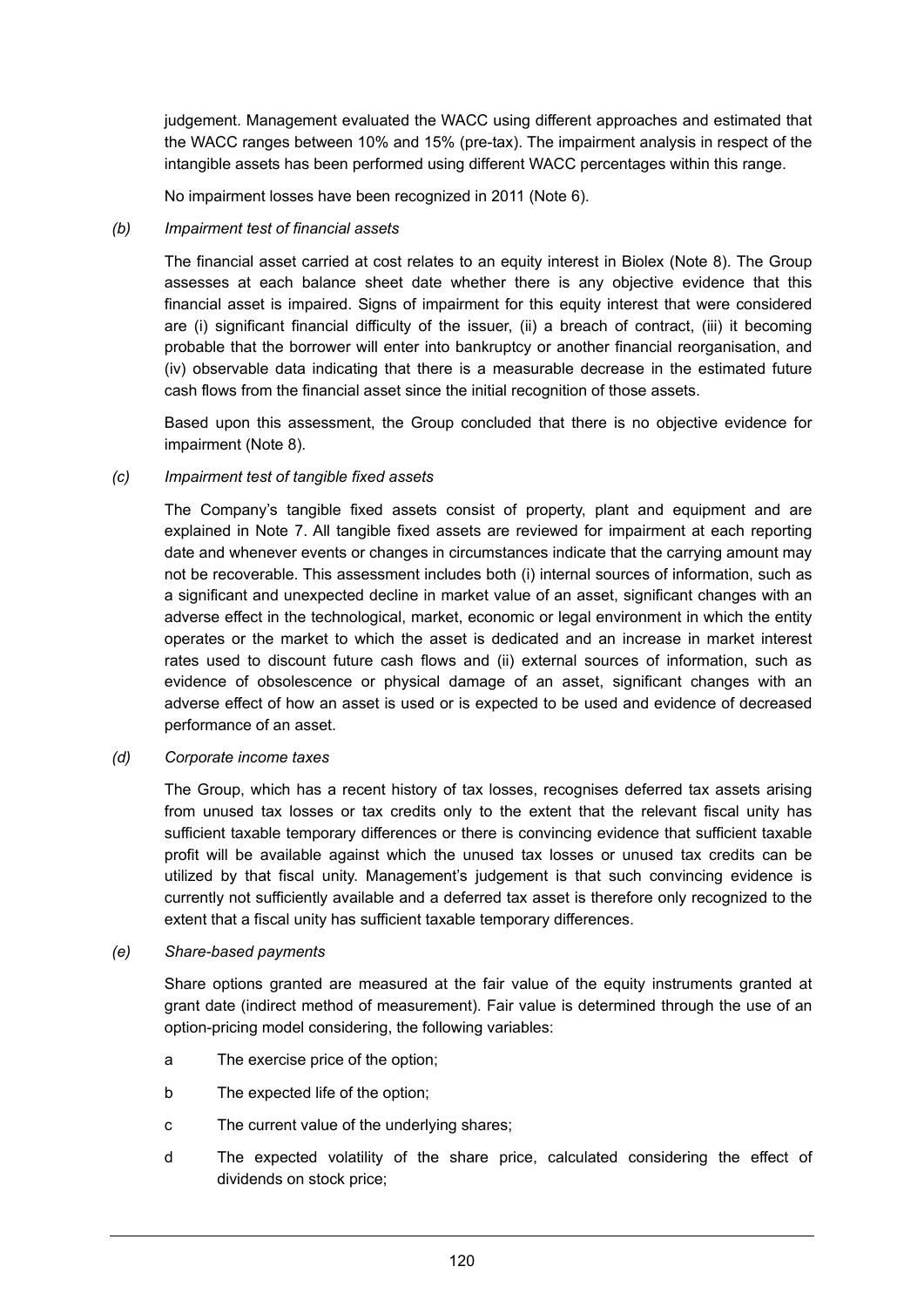judgement. Management evaluated the WACC using different approaches and estimated that the WACC ranges between 10% and 15% (pre-tax). The impairment analysis in respect of the intangible assets has been performed using different WACC percentages within this range.

No impairment losses have been recognized in 2011 (Note 6).

*(b) Impairment test of financial assets*

The financial asset carried at cost relates to an equity interest in Biolex (Note 8). The Group assesses at each balance sheet date whether there is any objective evidence that this financial asset is impaired. Signs of impairment for this equity interest that were considered are (i) significant financial difficulty of the issuer, (ii) a breach of contract, (iii) it becoming probable that the borrower will enter into bankruptcy or another financial reorganisation, and (iv) observable data indicating that there is a measurable decrease in the estimated future cash flows from the financial asset since the initial recognition of those assets.

Based upon this assessment, the Group concluded that there is no objective evidence for impairment (Note 8).

*(c) Impairment test of tangible fixed assets*

The Company's tangible fixed assets consist of property, plant and equipment and are explained in Note 7. All tangible fixed assets are reviewed for impairment at each reporting date and whenever events or changes in circumstances indicate that the carrying amount may not be recoverable. This assessment includes both (i) internal sources of information, such as a significant and unexpected decline in market value of an asset, significant changes with an adverse effect in the technological, market, economic or legal environment in which the entity operates or the market to which the asset is dedicated and an increase in market interest rates used to discount future cash flows and (ii) external sources of information, such as evidence of obsolescence or physical damage of an asset, significant changes with an adverse effect of how an asset is used or is expected to be used and evidence of decreased performance of an asset.

*(d) Corporate income taxes*

The Group, which has a recent history of tax losses, recognises deferred tax assets arising from unused tax losses or tax credits only to the extent that the relevant fiscal unity has sufficient taxable temporary differences or there is convincing evidence that sufficient taxable profit will be available against which the unused tax losses or unused tax credits can be utilized by that fiscal unity. Management's judgement is that such convincing evidence is currently not sufficiently available and a deferred tax asset is therefore only recognized to the extent that a fiscal unity has sufficient taxable temporary differences.

*(e) Share-based payments*

Share options granted are measured at the fair value of the equity instruments granted at grant date (indirect method of measurement). Fair value is determined through the use of an option-pricing model considering, the following variables:

a The exercise price of the option;

b The expected life of the option;

c The current value of the underlying shares;

d The expected volatility of the share price, calculated considering the effect of dividends on stock price;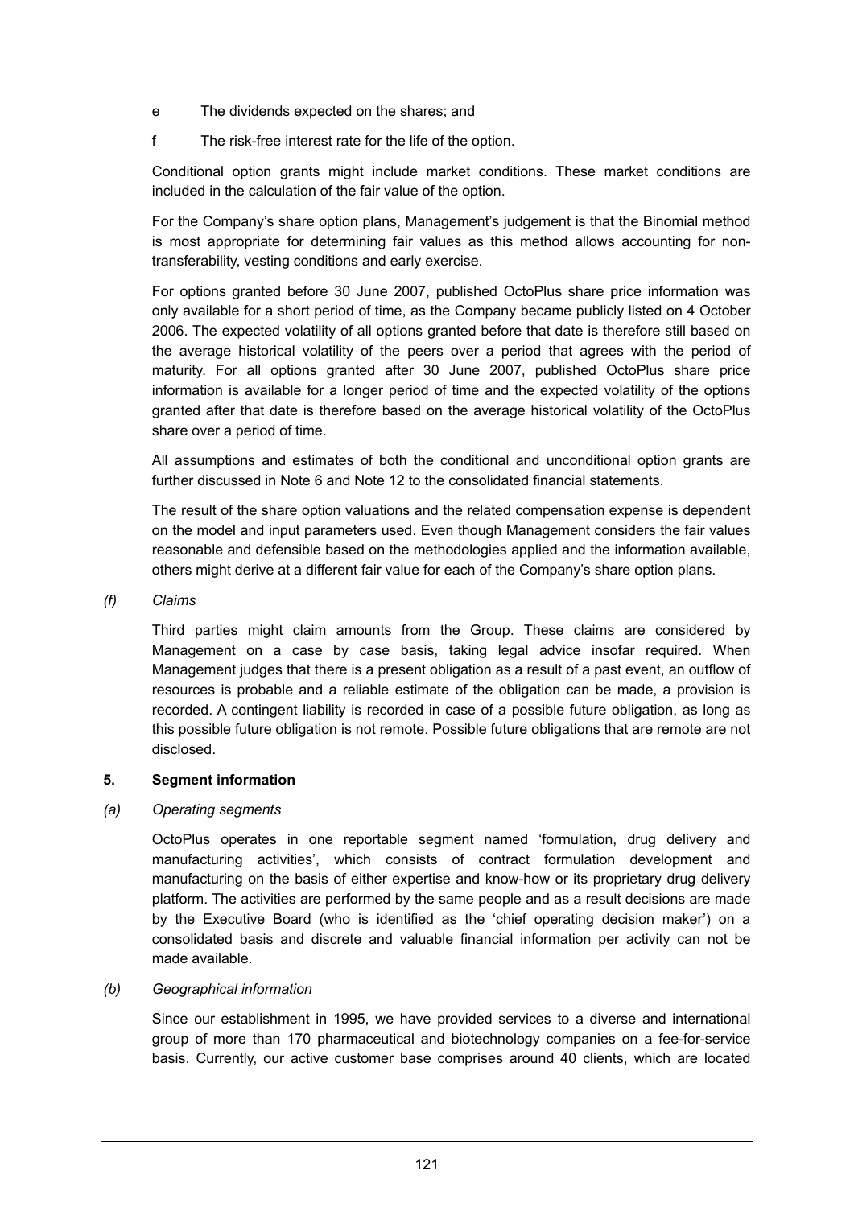e The dividends expected on the shares; and

f The risk-free interest rate for the life of the option.

Conditional option grants might include market conditions. These market conditions are included in the calculation of the fair value of the option.

For the Company's share option plans, Management's judgement is that the Binomial method is most appropriate for determining fair values as this method allows accounting for non-transferability, vesting conditions and early exercise.

For options granted before 30 June 2007, published OctoPlus share price information was only available for a short period of time, as the Company became publicly listed on 4 October 2006. The expected volatility of all options granted before that date is therefore still based on the average historical volatility of the peers over a period that agrees with the period of maturity. For all options granted after 30 June 2007, published OctoPlus share price information is available for a longer period of time and the expected volatility of the options granted after that date is therefore based on the average historical volatility of the OctoPlus share over a period of time.

All assumptions and estimates of both the conditional and unconditional option grants are further discussed in Note 6 and Note 12 to the consolidated financial statements.

The result of the share option valuations and the related compensation expense is dependent on the model and input parameters used. Even though Management considers the fair values reasonable and defensible based on the methodologies applied and the information available, others might derive at a different fair value for each of the Company's share option plans.

*(f) Claims*

Third parties might claim amounts from the Group. These claims are considered by Management on a case by case basis, taking legal advice insofar required. When Management judges that there is a present obligation as a result of a past event, an outflow of resources is probable and a reliable estimate of the obligation can be made, a provision is recorded. A contingent liability is recorded in case of a possible future obligation, as long as this possible future obligation is not remote. Possible future obligations that are remote are not disclosed.

## 5. Segment information

*(a) Operating segments*

OctoPlus operates in one reportable segment named 'formulation, drug delivery and manufacturing activities', which consists of contract formulation development and manufacturing on the basis of either expertise and know-how or its proprietary drug delivery platform. The activities are performed by the same people and as a result decisions are made by the Executive Board (who is identified as the 'chief operating decision maker') on a consolidated basis and discrete and valuable financial information per activity can not be made available.

*(b) Geographical information*

Since our establishment in 1995, we have provided services to a diverse and international group of more than 170 pharmaceutical and biotechnology companies on a fee-for-service basis. Currently, our active customer base comprises around 40 clients, which are located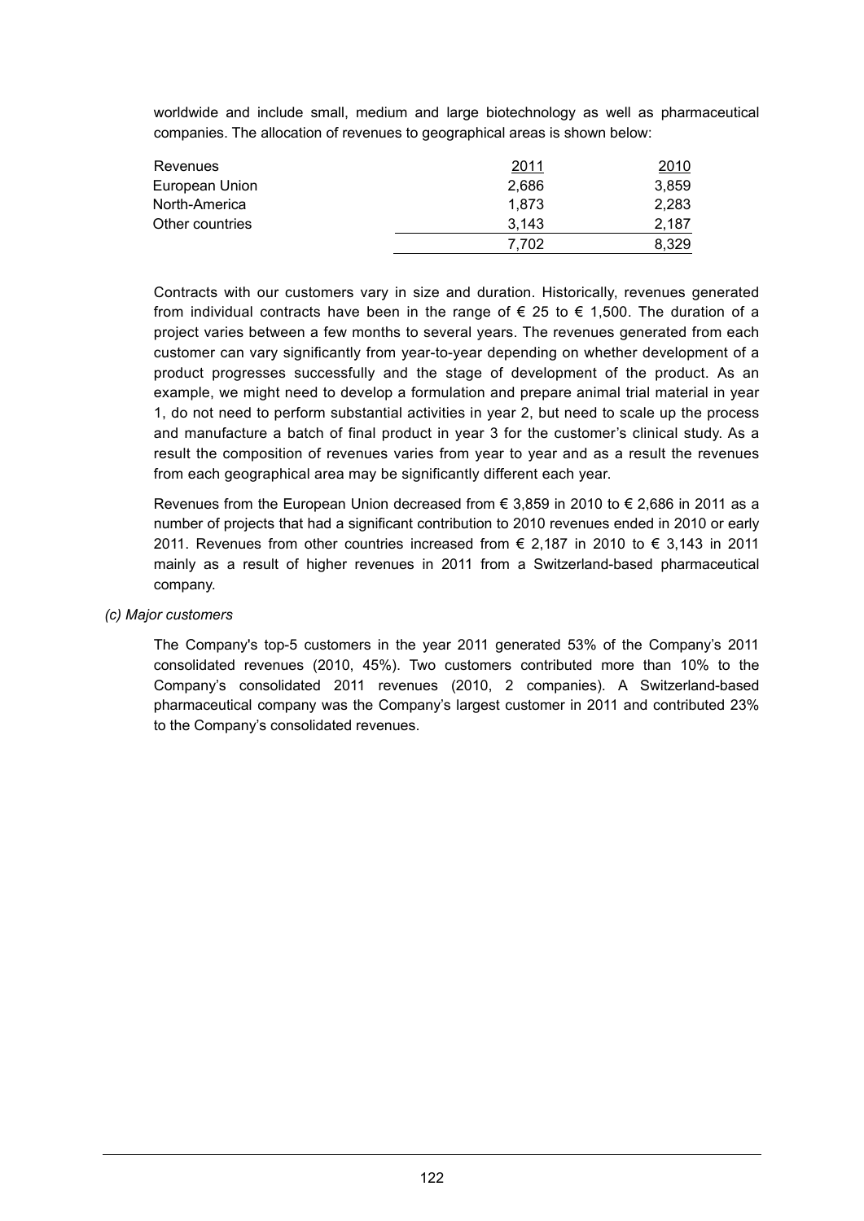worldwide and include small, medium and large biotechnology as well as pharmaceutical companies. The allocation of revenues to geographical areas is shown below:

| Revenues | 2011 | 2010 |
|---|---|---|
| European Union | 2,686 | 3,859 |
| North-America | 1,873 | 2,283 |
| Other countries | 3,143 | 2,187 |
| | 7,702 | 8,329 |

Contracts with our customers vary in size and duration. Historically, revenues generated from individual contracts have been in the range of € 25 to € 1,500. The duration of a project varies between a few months to several years. The revenues generated from each customer can vary significantly from year-to-year depending on whether development of a product progresses successfully and the stage of development of the product. As an example, we might need to develop a formulation and prepare animal trial material in year 1, do not need to perform substantial activities in year 2, but need to scale up the process and manufacture a batch of final product in year 3 for the customer's clinical study. As a result the composition of revenues varies from year to year and as a result the revenues from each geographical area may be significantly different each year.

Revenues from the European Union decreased from € 3,859 in 2010 to € 2,686 in 2011 as a number of projects that had a significant contribution to 2010 revenues ended in 2010 or early 2011. Revenues from other countries increased from € 2,187 in 2010 to € 3,143 in 2011 mainly as a result of higher revenues in 2011 from a Switzerland-based pharmaceutical company.

*(c) Major customers*

The Company's top-5 customers in the year 2011 generated 53% of the Company's 2011 consolidated revenues (2010, 45%). Two customers contributed more than 10% to the Company's consolidated 2011 revenues (2010, 2 companies). A Switzerland-based pharmaceutical company was the Company's largest customer in 2011 and contributed 23% to the Company's consolidated revenues.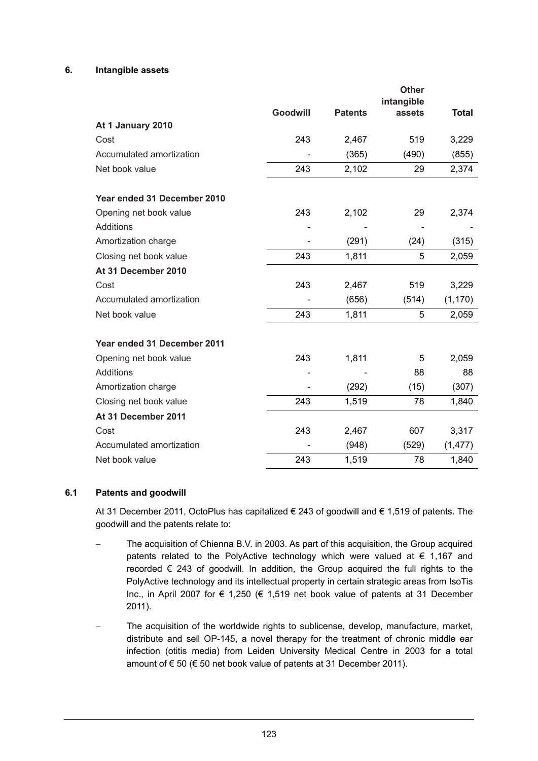## 6. Intangible assets

| | Goodwill | Patents | Other intangible assets | Total |
|---|---|---|---|---|
| **At 1 January 2010** | | | | |
| Cost | 243 | 2,467 | 519 | 3,229 |
| Accumulated amortization | - | (365) | (490) | (855) |
| Net book value | 243 | 2,102 | 29 | 2,374 |
| | | | | |
| **Year ended 31 December 2010** | | | | |
| Opening net book value | 243 | 2,102 | 29 | 2,374 |
| Additions | - | - | - | - |
| Amortization charge | - | (291) | (24) | (315) |
| Closing net book value | 243 | 1,811 | 5 | 2,059 |
| **At 31 December 2010** | | | | |
| Cost | 243 | 2,467 | 519 | 3,229 |
| Accumulated amortization | - | (656) | (514) | (1,170) |
| Net book value | 243 | 1,811 | 5 | 2,059 |
| | | | | |
| **Year ended 31 December 2011** | | | | |
| Opening net book value | 243 | 1,811 | 5 | 2,059 |
| Additions | - | - | 88 | 88 |
| Amortization charge | - | (292) | (15) | (307) |
| Closing net book value | 243 | 1,519 | 78 | 1,840 |
| **At 31 December 2011** | | | | |
| Cost | 243 | 2,467 | 607 | 3,317 |
| Accumulated amortization | - | (948) | (529) | (1,477) |
| Net book value | 243 | 1,519 | 78 | 1,840 |

### 6.1 Patents and goodwill

At 31 December 2011, OctoPlus has capitalized € 243 of goodwill and € 1,519 of patents. The goodwill and the patents relate to:

- The acquisition of Chienna B.V. in 2003. As part of this acquisition, the Group acquired patents related to the PolyActive technology which were valued at € 1,167 and recorded € 243 of goodwill. In addition, the Group acquired the full rights to the PolyActive technology and its intellectual property in certain strategic areas from IsoTis Inc., in April 2007 for € 1,250 (€ 1,519 net book value of patents at 31 December 2011).
- The acquisition of the worldwide rights to sublicense, develop, manufacture, market, distribute and sell OP-145, a novel therapy for the treatment of chronic middle ear infection (otitis media) from Leiden University Medical Centre in 2003 for a total amount of € 50 (€ 50 net book value of patents at 31 December 2011).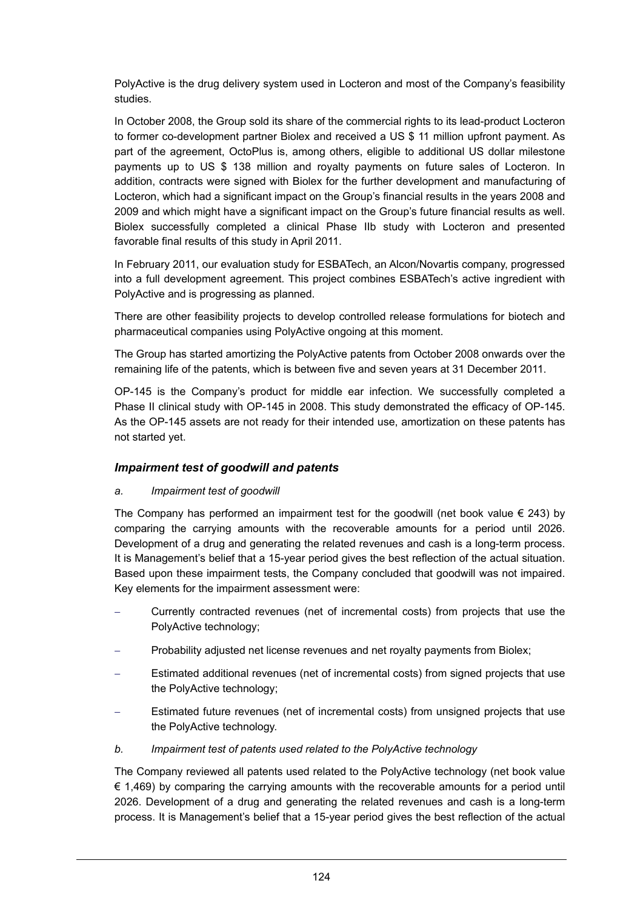PolyActive is the drug delivery system used in Locteron and most of the Company's feasibility studies.

In October 2008, the Group sold its share of the commercial rights to its lead-product Locteron to former co-development partner Biolex and received a US $ 11 million upfront payment. As part of the agreement, OctoPlus is, among others, eligible to additional US dollar milestone payments up to US $ 138 million and royalty payments on future sales of Locteron. In addition, contracts were signed with Biolex for the further development and manufacturing of Locteron, which had a significant impact on the Group's financial results in the years 2008 and 2009 and which might have a significant impact on the Group's future financial results as well. Biolex successfully completed a clinical Phase IIb study with Locteron and presented favorable final results of this study in April 2011.

In February 2011, our evaluation study for ESBATech, an Alcon/Novartis company, progressed into a full development agreement. This project combines ESBATech's active ingredient with PolyActive and is progressing as planned.

There are other feasibility projects to develop controlled release formulations for biotech and pharmaceutical companies using PolyActive ongoing at this moment.

The Group has started amortizing the PolyActive patents from October 2008 onwards over the remaining life of the patents, which is between five and seven years at 31 December 2011.

OP-145 is the Company's product for middle ear infection. We successfully completed a Phase II clinical study with OP-145 in 2008. This study demonstrated the efficacy of OP-145. As the OP-145 assets are not ready for their intended use, amortization on these patents has not started yet.

### *Impairment test of goodwill and patents*

*a. Impairment test of goodwill*

The Company has performed an impairment test for the goodwill (net book value € 243) by comparing the carrying amounts with the recoverable amounts for a period until 2026. Development of a drug and generating the related revenues and cash is a long-term process. It is Management's belief that a 15-year period gives the best reflection of the actual situation. Based upon these impairment tests, the Company concluded that goodwill was not impaired. Key elements for the impairment assessment were:

- Currently contracted revenues (net of incremental costs) from projects that use the PolyActive technology;
- Probability adjusted net license revenues and net royalty payments from Biolex;
- Estimated additional revenues (net of incremental costs) from signed projects that use the PolyActive technology;
- Estimated future revenues (net of incremental costs) from unsigned projects that use the PolyActive technology.

*b. Impairment test of patents used related to the PolyActive technology*

The Company reviewed all patents used related to the PolyActive technology (net book value € 1,469) by comparing the carrying amounts with the recoverable amounts for a period until 2026. Development of a drug and generating the related revenues and cash is a long-term process. It is Management's belief that a 15-year period gives the best reflection of the actual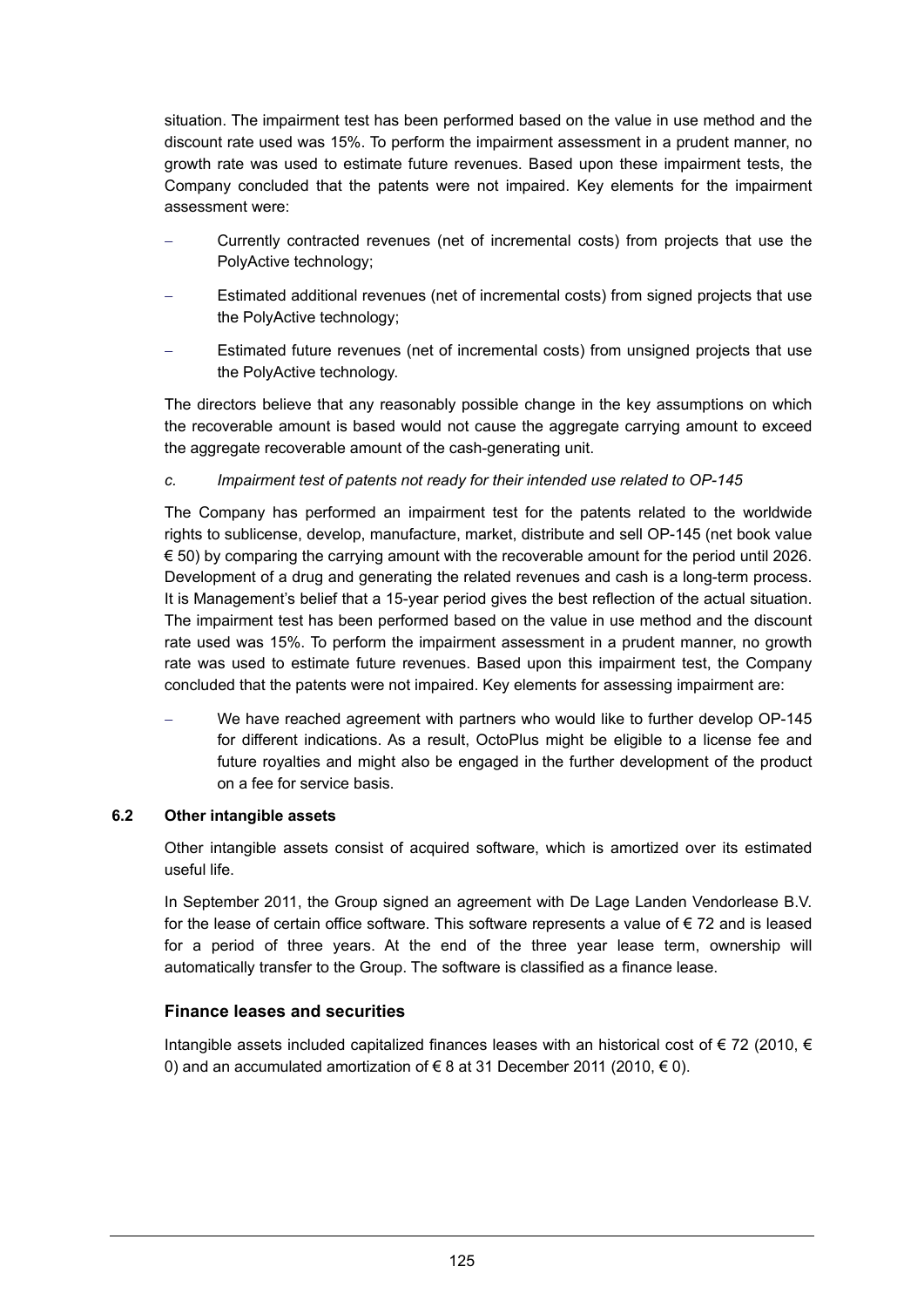situation. The impairment test has been performed based on the value in use method and the discount rate used was 15%. To perform the impairment assessment in a prudent manner, no growth rate was used to estimate future revenues. Based upon these impairment tests, the Company concluded that the patents were not impaired. Key elements for the impairment assessment were:

- Currently contracted revenues (net of incremental costs) from projects that use the PolyActive technology;
- Estimated additional revenues (net of incremental costs) from signed projects that use the PolyActive technology;
- Estimated future revenues (net of incremental costs) from unsigned projects that use the PolyActive technology.

The directors believe that any reasonably possible change in the key assumptions on which the recoverable amount is based would not cause the aggregate carrying amount to exceed the aggregate recoverable amount of the cash-generating unit.

*c. Impairment test of patents not ready for their intended use related to OP-145*

The Company has performed an impairment test for the patents related to the worldwide rights to sublicense, develop, manufacture, market, distribute and sell OP-145 (net book value € 50) by comparing the carrying amount with the recoverable amount for the period until 2026. Development of a drug and generating the related revenues and cash is a long-term process. It is Management's belief that a 15-year period gives the best reflection of the actual situation. The impairment test has been performed based on the value in use method and the discount rate used was 15%. To perform the impairment assessment in a prudent manner, no growth rate was used to estimate future revenues. Based upon this impairment test, the Company concluded that the patents were not impaired. Key elements for assessing impairment are:

- We have reached agreement with partners who would like to further develop OP-145 for different indications. As a result, OctoPlus might be eligible to a license fee and future royalties and might also be engaged in the further development of the product on a fee for service basis.

### 6.2 Other intangible assets

Other intangible assets consist of acquired software, which is amortized over its estimated useful life.

In September 2011, the Group signed an agreement with De Lage Landen Vendorlease B.V. for the lease of certain office software. This software represents a value of € 72 and is leased for a period of three years. At the end of the three year lease term, ownership will automatically transfer to the Group. The software is classified as a finance lease.

#### Finance leases and securities

Intangible assets included capitalized finances leases with an historical cost of € 72 (2010, € 0) and an accumulated amortization of € 8 at 31 December 2011 (2010, € 0).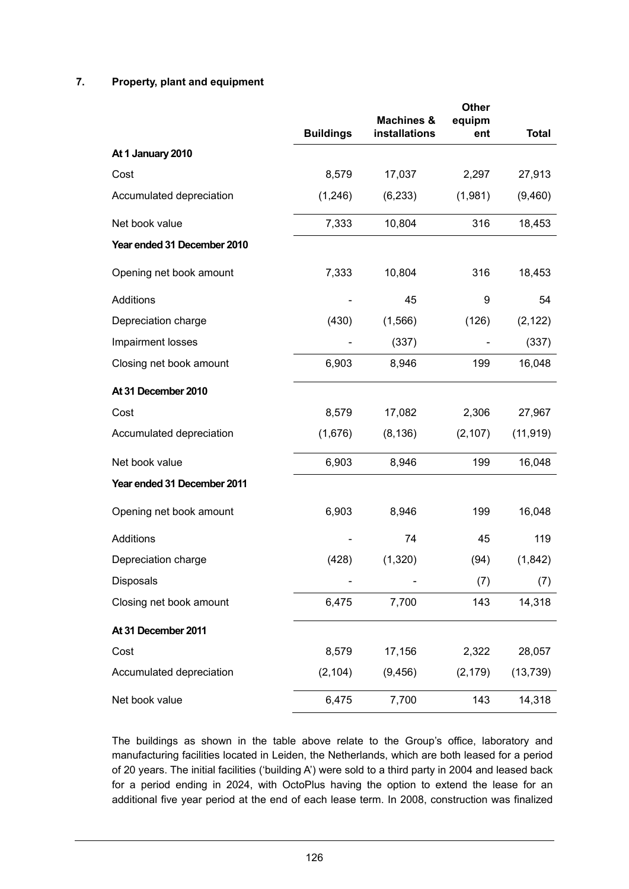## 7. Property, plant and equipment

| | Buildings | Machines & installations | Other equipment | Total |
|---|---|---|---|---|
| **At 1 January 2010** | | | | |
| Cost | 8,579 | 17,037 | 2,297 | 27,913 |
| Accumulated depreciation | (1,246) | (6,233) | (1,981) | (9,460) |
| Net book value | 7,333 | 10,804 | 316 | 18,453 |
| **Year ended 31 December 2010** | | | | |
| Opening net book amount | 7,333 | 10,804 | 316 | 18,453 |
| Additions | - | 45 | 9 | 54 |
| Depreciation charge | (430) | (1,566) | (126) | (2,122) |
| Impairment losses | - | (337) | - | (337) |
| Closing net book amount | 6,903 | 8,946 | 199 | 16,048 |
| **At 31 December 2010** | | | | |
| Cost | 8,579 | 17,082 | 2,306 | 27,967 |
| Accumulated depreciation | (1,676) | (8,136) | (2,107) | (11,919) |
| Net book value | 6,903 | 8,946 | 199 | 16,048 |
| **Year ended 31 December 2011** | | | | |
| Opening net book amount | 6,903 | 8,946 | 199 | 16,048 |
| Additions | - | 74 | 45 | 119 |
| Depreciation charge | (428) | (1,320) | (94) | (1,842) |
| Disposals | - | - | (7) | (7) |
| Closing net book amount | 6,475 | 7,700 | 143 | 14,318 |
| **At 31 December 2011** | | | | |
| Cost | 8,579 | 17,156 | 2,322 | 28,057 |
| Accumulated depreciation | (2,104) | (9,456) | (2,179) | (13,739) |
| Net book value | 6,475 | 7,700 | 143 | 14,318 |

The buildings as shown in the table above relate to the Group's office, laboratory and manufacturing facilities located in Leiden, the Netherlands, which are both leased for a period of 20 years. The initial facilities ('building A') were sold to a third party in 2004 and leased back for a period ending in 2024, with OctoPlus having the option to extend the lease for an additional five year period at the end of each lease term. In 2008, construction was finalized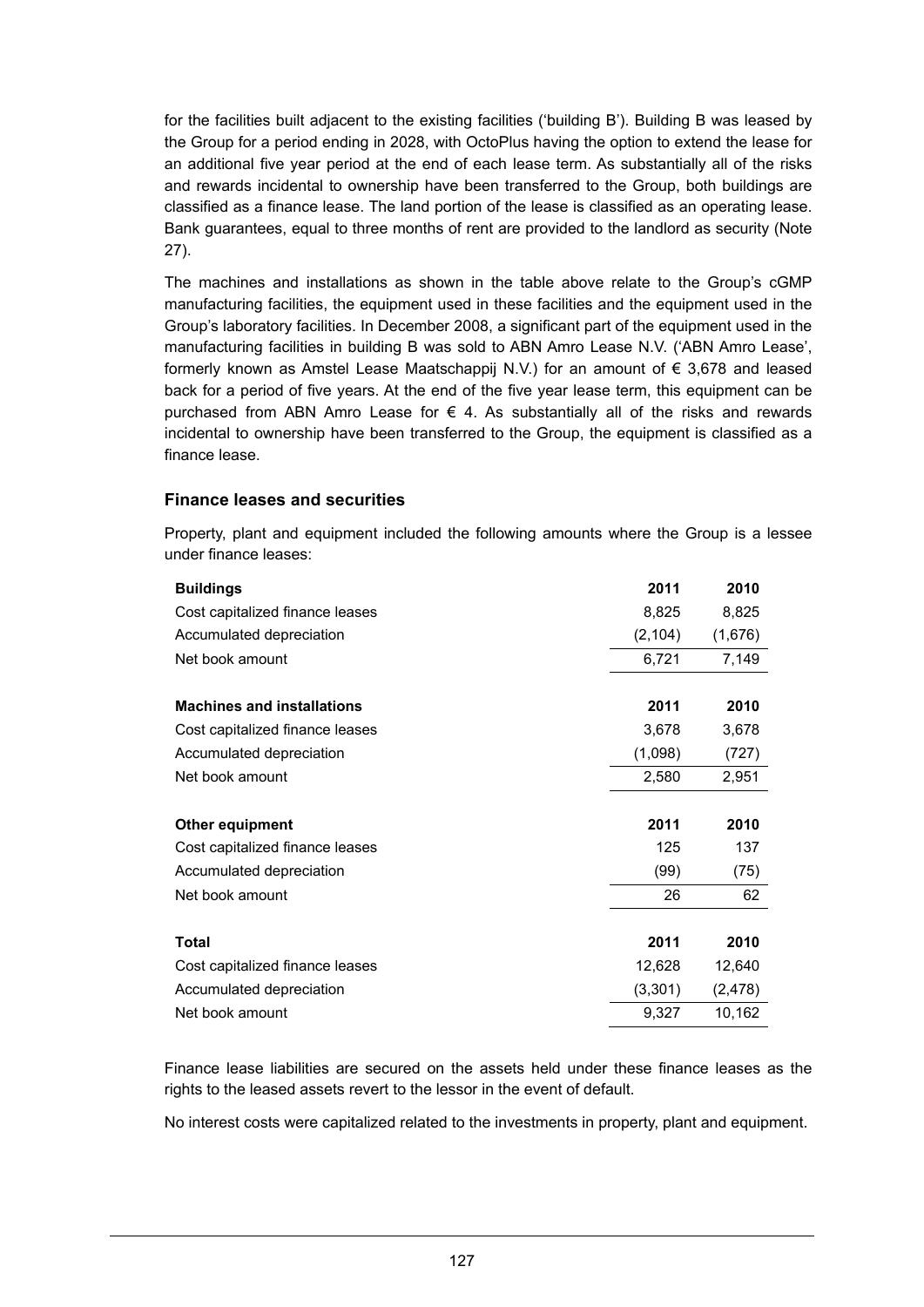for the facilities built adjacent to the existing facilities ('building B'). Building B was leased by the Group for a period ending in 2028, with OctoPlus having the option to extend the lease for an additional five year period at the end of each lease term. As substantially all of the risks and rewards incidental to ownership have been transferred to the Group, both buildings are classified as a finance lease. The land portion of the lease is classified as an operating lease. Bank guarantees, equal to three months of rent are provided to the landlord as security (Note 27).

The machines and installations as shown in the table above relate to the Group's cGMP manufacturing facilities, the equipment used in these facilities and the equipment used in the Group's laboratory facilities. In December 2008, a significant part of the equipment used in the manufacturing facilities in building B was sold to ABN Amro Lease N.V. ('ABN Amro Lease', formerly known as Amstel Lease Maatschappij N.V.) for an amount of € 3,678 and leased back for a period of five years. At the end of the five year lease term, this equipment can be purchased from ABN Amro Lease for € 4. As substantially all of the risks and rewards incidental to ownership have been transferred to the Group, the equipment is classified as a finance lease.

### Finance leases and securities

Property, plant and equipment included the following amounts where the Group is a lessee under finance leases:

| **Buildings** | **2011** | **2010** |
|---|---|---|
| Cost capitalized finance leases | 8,825 | 8,825 |
| Accumulated depreciation | (2,104) | (1,676) |
| Net book amount | 6,721 | 7,149 |

| **Machines and installations** | **2011** | **2010** |
|---|---|---|
| Cost capitalized finance leases | 3,678 | 3,678 |
| Accumulated depreciation | (1,098) | (727) |
| Net book amount | 2,580 | 2,951 |

| **Other equipment** | **2011** | **2010** |
|---|---|---|
| Cost capitalized finance leases | 125 | 137 |
| Accumulated depreciation | (99) | (75) |
| Net book amount | 26 | 62 |

| **Total** | **2011** | **2010** |
|---|---|---|
| Cost capitalized finance leases | 12,628 | 12,640 |
| Accumulated depreciation | (3,301) | (2,478) |
| Net book amount | 9,327 | 10,162 |

Finance lease liabilities are secured on the assets held under these finance leases as the rights to the leased assets revert to the lessor in the event of default.

No interest costs were capitalized related to the investments in property, plant and equipment.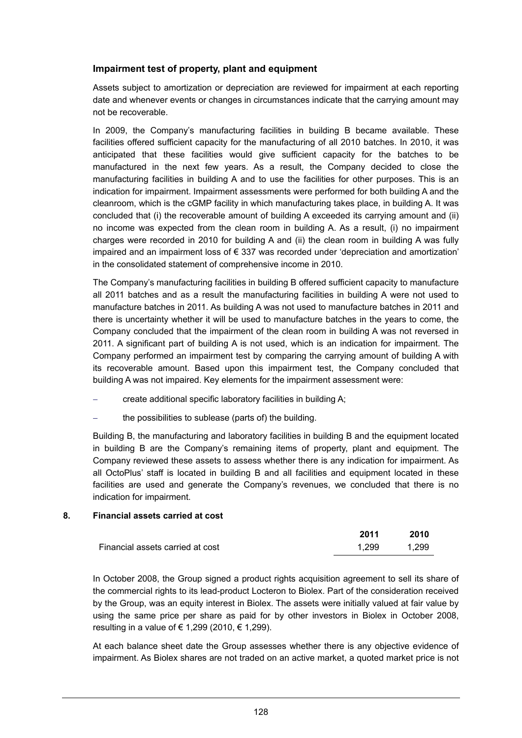## Impairment test of property, plant and equipment

Assets subject to amortization or depreciation are reviewed for impairment at each reporting date and whenever events or changes in circumstances indicate that the carrying amount may not be recoverable.

In 2009, the Company's manufacturing facilities in building B became available. These facilities offered sufficient capacity for the manufacturing of all 2010 batches. In 2010, it was anticipated that these facilities would give sufficient capacity for the batches to be manufactured in the next few years. As a result, the Company decided to close the manufacturing facilities in building A and to use the facilities for other purposes. This is an indication for impairment. Impairment assessments were performed for both building A and the cleanroom, which is the cGMP facility in which manufacturing takes place, in building A. It was concluded that (i) the recoverable amount of building A exceeded its carrying amount and (ii) no income was expected from the clean room in building A. As a result, (i) no impairment charges were recorded in 2010 for building A and (ii) the clean room in building A was fully impaired and an impairment loss of € 337 was recorded under 'depreciation and amortization' in the consolidated statement of comprehensive income in 2010.

The Company's manufacturing facilities in building B offered sufficient capacity to manufacture all 2011 batches and as a result the manufacturing facilities in building A were not used to manufacture batches in 2011. As building A was not used to manufacture batches in 2011 and there is uncertainty whether it will be used to manufacture batches in the years to come, the Company concluded that the impairment of the clean room in building A was not reversed in 2011. A significant part of building A is not used, which is an indication for impairment. The Company performed an impairment test by comparing the carrying amount of building A with its recoverable amount. Based upon this impairment test, the Company concluded that building A was not impaired. Key elements for the impairment assessment were:

- create additional specific laboratory facilities in building A;
- the possibilities to sublease (parts of) the building.

Building B, the manufacturing and laboratory facilities in building B and the equipment located in building B are the Company's remaining items of property, plant and equipment. The Company reviewed these assets to assess whether there is any indication for impairment. As all OctoPlus' staff is located in building B and all facilities and equipment located in these facilities are used and generate the Company's revenues, we concluded that there is no indication for impairment.

### 8. Financial assets carried at cost

| | 2011 | 2010 |
|---|---|---|
| Financial assets carried at cost | 1,299 | 1,299 |

In October 2008, the Group signed a product rights acquisition agreement to sell its share of the commercial rights to its lead-product Locteron to Biolex. Part of the consideration received by the Group, was an equity interest in Biolex. The assets were initially valued at fair value by using the same price per share as paid for by other investors in Biolex in October 2008, resulting in a value of € 1,299 (2010, € 1,299).

At each balance sheet date the Group assesses whether there is any objective evidence of impairment. As Biolex shares are not traded on an active market, a quoted market price is not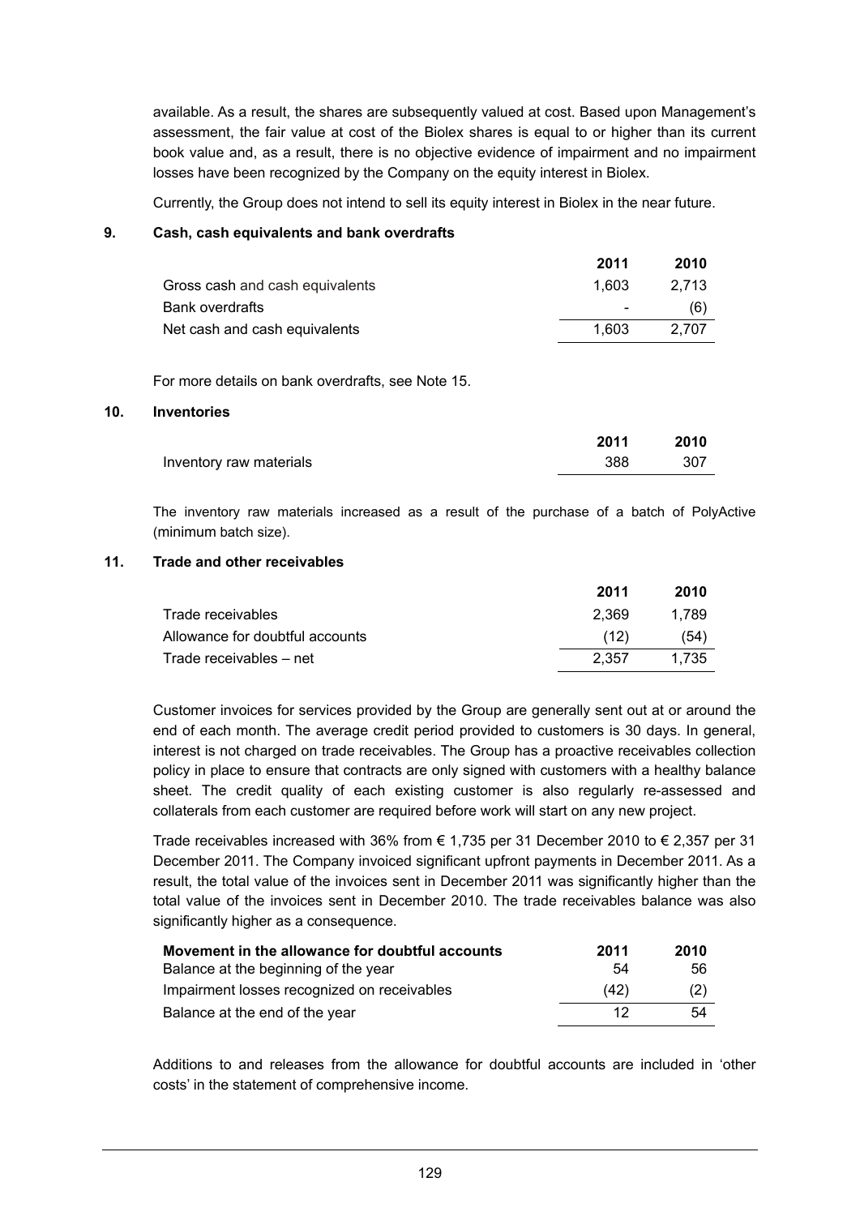available. As a result, the shares are subsequently valued at cost. Based upon Management's assessment, the fair value at cost of the Biolex shares is equal to or higher than its current book value and, as a result, there is no objective evidence of impairment and no impairment losses have been recognized by the Company on the equity interest in Biolex.

Currently, the Group does not intend to sell its equity interest in Biolex in the near future.

## 9. Cash, cash equivalents and bank overdrafts

| | 2011 | 2010 |
|---|---|---|
| Gross cash and cash equivalents | 1,603 | 2,713 |
| Bank overdrafts | - | (6) |
| Net cash and cash equivalents | 1,603 | 2,707 |

For more details on bank overdrafts, see Note 15.

## 10. Inventories

| | 2011 | 2010 |
|---|---|---|
| Inventory raw materials | 388 | 307 |

The inventory raw materials increased as a result of the purchase of a batch of PolyActive (minimum batch size).

## 11. Trade and other receivables

| | 2011 | 2010 |
|---|---|---|
| Trade receivables | 2,369 | 1,789 |
| Allowance for doubtful accounts | (12) | (54) |
| Trade receivables – net | 2,357 | 1,735 |

Customer invoices for services provided by the Group are generally sent out at or around the end of each month. The average credit period provided to customers is 30 days. In general, interest is not charged on trade receivables. The Group has a proactive receivables collection policy in place to ensure that contracts are only signed with customers with a healthy balance sheet. The credit quality of each existing customer is also regularly re-assessed and collaterals from each customer are required before work will start on any new project.

Trade receivables increased with 36% from € 1,735 per 31 December 2010 to € 2,357 per 31 December 2011. The Company invoiced significant upfront payments in December 2011. As a result, the total value of the invoices sent in December 2011 was significantly higher than the total value of the invoices sent in December 2010. The trade receivables balance was also significantly higher as a consequence.

| **Movement in the allowance for doubtful accounts** | **2011** | **2010** |
|---|---|---|
| Balance at the beginning of the year | 54 | 56 |
| Impairment losses recognized on receivables | (42) | (2) |
| Balance at the end of the year | 12 | 54 |

Additions to and releases from the allowance for doubtful accounts are included in 'other costs' in the statement of comprehensive income.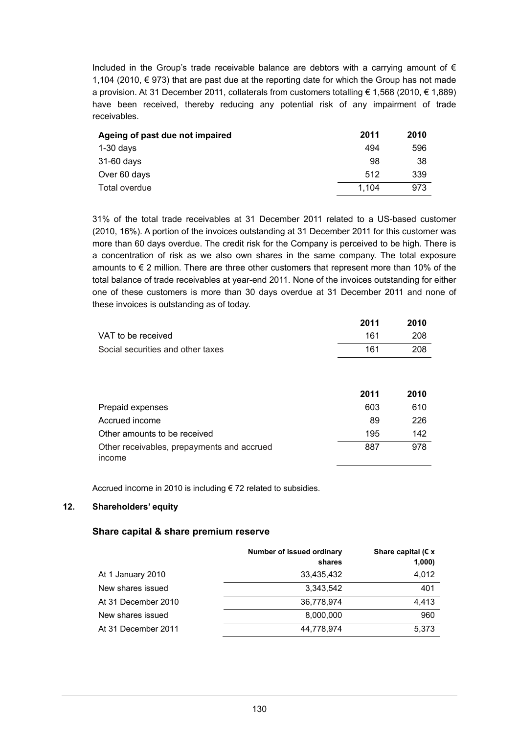Included in the Group's trade receivable balance are debtors with a carrying amount of € 1,104 (2010, € 973) that are past due at the reporting date for which the Group has not made a provision. At 31 December 2011, collaterals from customers totalling € 1,568 (2010, € 1,889) have been received, thereby reducing any potential risk of any impairment of trade receivables.

| Ageing of past due not impaired | 2011 | 2010 |
|---|---|---|
| 1-30 days | 494 | 596 |
| 31-60 days | 98 | 38 |
| Over 60 days | 512 | 339 |
| Total overdue | 1,104 | 973 |

31% of the total trade receivables at 31 December 2011 related to a US-based customer (2010, 16%). A portion of the invoices outstanding at 31 December 2011 for this customer was more than 60 days overdue. The credit risk for the Company is perceived to be high. There is a concentration of risk as we also own shares in the same company. The total exposure amounts to € 2 million. There are three other customers that represent more than 10% of the total balance of trade receivables at year-end 2011. None of the invoices outstanding for either one of these customers is more than 30 days overdue at 31 December 2011 and none of these invoices is outstanding as of today.

| | 2011 | 2010 |
|---|---|---|
| VAT to be received | 161 | 208 |
| Social securities and other taxes | 161 | 208 |

| | 2011 | 2010 |
|---|---|---|
| Prepaid expenses | 603 | 610 |
| Accrued income | 89 | 226 |
| Other amounts to be received | 195 | 142 |
| Other receivables, prepayments and accrued income | 887 | 978 |

Accrued income in 2010 is including € 72 related to subsidies.

## 12. Shareholders' equity

### Share capital & share premium reserve

| | Number of issued ordinary shares | Share capital (€ x 1,000) |
|---|---|---|
| At 1 January 2010 | 33,435,432 | 4,012 |
| New shares issued | 3,343,542 | 401 |
| At 31 December 2010 | 36,778,974 | 4,413 |
| New shares issued | 8,000,000 | 960 |
| At 31 December 2011 | 44,778,974 | 5,373 |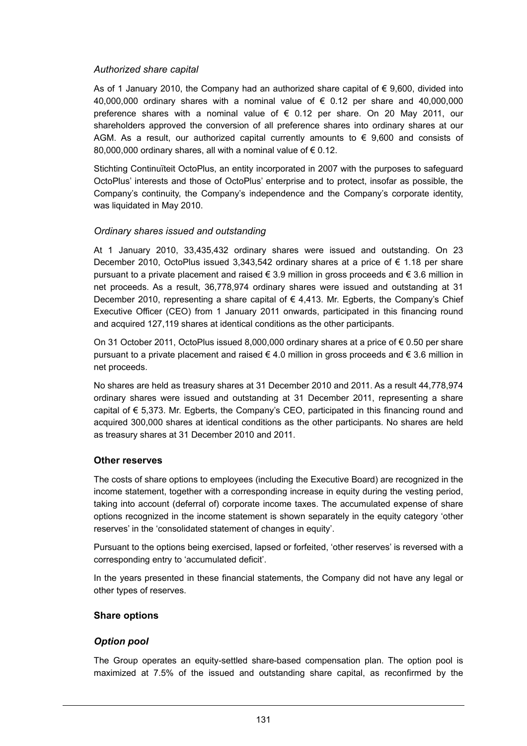### *Authorized share capital*

As of 1 January 2010, the Company had an authorized share capital of € 9,600, divided into 40,000,000 ordinary shares with a nominal value of € 0.12 per share and 40,000,000 preference shares with a nominal value of € 0.12 per share. On 20 May 2011, our shareholders approved the conversion of all preference shares into ordinary shares at our AGM. As a result, our authorized capital currently amounts to € 9,600 and consists of 80,000,000 ordinary shares, all with a nominal value of € 0.12.

Stichting Continuïteit OctoPlus, an entity incorporated in 2007 with the purposes to safeguard OctoPlus' interests and those of OctoPlus' enterprise and to protect, insofar as possible, the Company's continuity, the Company's independence and the Company's corporate identity, was liquidated in May 2010.

### *Ordinary shares issued and outstanding*

At 1 January 2010, 33,435,432 ordinary shares were issued and outstanding. On 23 December 2010, OctoPlus issued 3,343,542 ordinary shares at a price of € 1.18 per share pursuant to a private placement and raised € 3.9 million in gross proceeds and € 3.6 million in net proceeds. As a result, 36,778,974 ordinary shares were issued and outstanding at 31 December 2010, representing a share capital of € 4,413. Mr. Egberts, the Company's Chief Executive Officer (CEO) from 1 January 2011 onwards, participated in this financing round and acquired 127,119 shares at identical conditions as the other participants.

On 31 October 2011, OctoPlus issued 8,000,000 ordinary shares at a price of € 0.50 per share pursuant to a private placement and raised € 4.0 million in gross proceeds and € 3.6 million in net proceeds.

No shares are held as treasury shares at 31 December 2010 and 2011. As a result 44,778,974 ordinary shares were issued and outstanding at 31 December 2011, representing a share capital of € 5,373. Mr. Egberts, the Company's CEO, participated in this financing round and acquired 300,000 shares at identical conditions as the other participants. No shares are held as treasury shares at 31 December 2010 and 2011.

## Other reserves

The costs of share options to employees (including the Executive Board) are recognized in the income statement, together with a corresponding increase in equity during the vesting period, taking into account (deferral of) corporate income taxes. The accumulated expense of share options recognized in the income statement is shown separately in the equity category 'other reserves' in the 'consolidated statement of changes in equity'.

Pursuant to the options being exercised, lapsed or forfeited, 'other reserves' is reversed with a corresponding entry to 'accumulated deficit'.

In the years presented in these financial statements, the Company did not have any legal or other types of reserves.

## Share options

### ***Option pool***

The Group operates an equity-settled share-based compensation plan. The option pool is maximized at 7.5% of the issued and outstanding share capital, as reconfirmed by the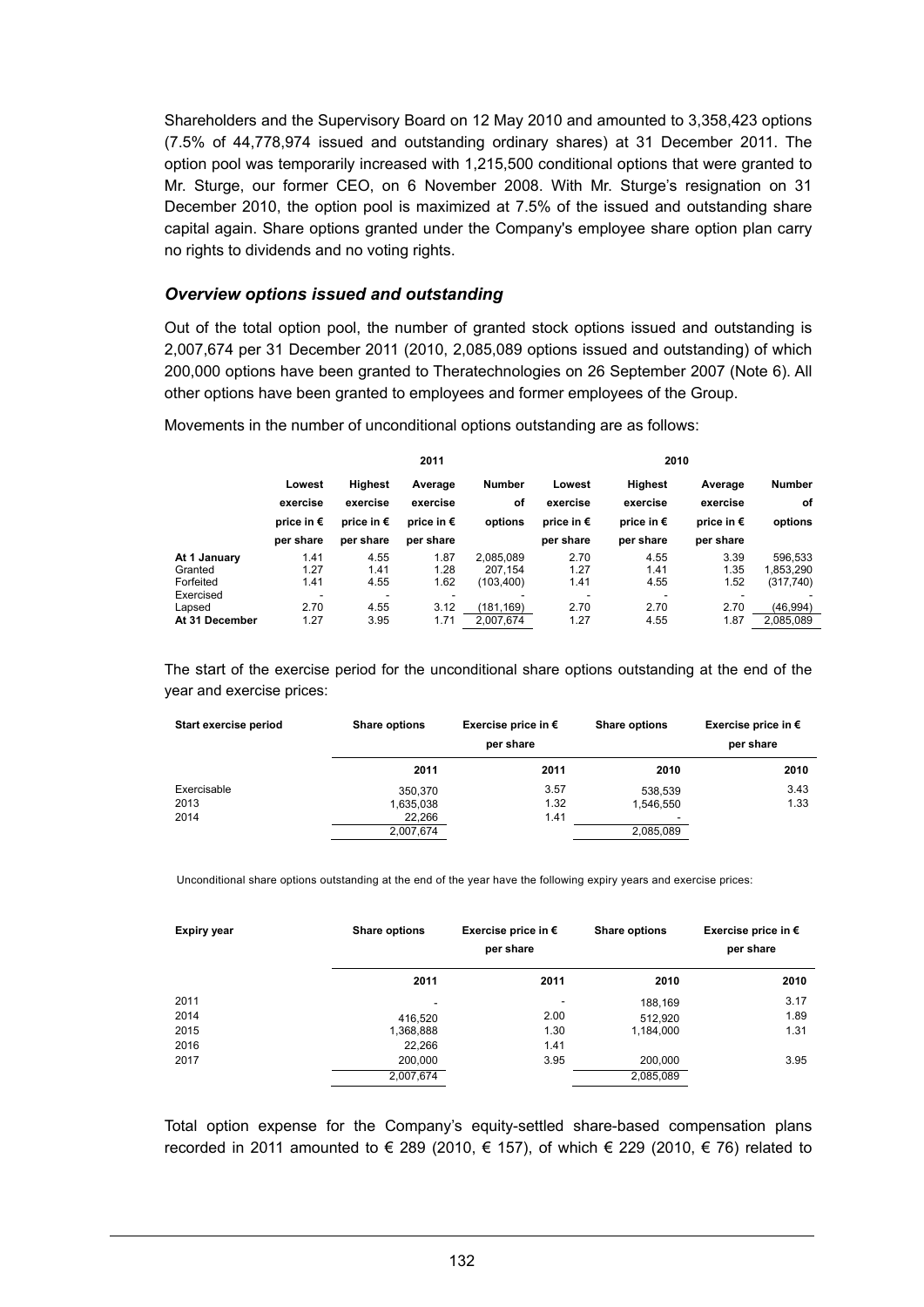Shareholders and the Supervisory Board on 12 May 2010 and amounted to 3,358,423 options (7.5% of 44,778,974 issued and outstanding ordinary shares) at 31 December 2011. The option pool was temporarily increased with 1,215,500 conditional options that were granted to Mr. Sturge, our former CEO, on 6 November 2008. With Mr. Sturge's resignation on 31 December 2010, the option pool is maximized at 7.5% of the issued and outstanding share capital again. Share options granted under the Company's employee share option plan carry no rights to dividends and no voting rights.

### *Overview options issued and outstanding*

Out of the total option pool, the number of granted stock options issued and outstanding is 2,007,674 per 31 December 2011 (2010, 2,085,089 options issued and outstanding) of which 200,000 options have been granted to Theratechnologies on 26 September 2007 (Note 6). All other options have been granted to employees and former employees of the Group.

Movements in the number of unconditional options outstanding are as follows:

| | 2011 | | | | 2010 | | | |
|---|---|---|---|---|---|---|---|---|
| | Lowest exercise price in € per share | Highest exercise price in € per share | Average exercise price in € per share | Number of options | Lowest exercise price in € per share | Highest exercise price in € per share | Average exercise price in € per share | Number of options |
| **At 1 January** | 1.41 | 4.55 | 1.87 | 2,085,089 | 2.70 | 4.55 | 3.39 | 596,533 |
| Granted | 1.27 | 1.41 | 1.28 | 207,154 | 1.27 | 1.41 | 1.35 | 1,853,290 |
| Forfeited | 1.41 | 4.55 | 1.62 | (103,400) | 1.41 | 4.55 | 1.52 | (317,740) |
| Exercised | - | - | - | - | - | - | - | - |
| Lapsed | 2.70 | 4.55 | 3.12 | (181,169) | 2.70 | 2.70 | 2.70 | (46,994) |
| **At 31 December** | 1.27 | 3.95 | 1.71 | 2,007,674 | 1.27 | 4.55 | 1.87 | 2,085,089 |

The start of the exercise period for the unconditional share options outstanding at the end of the year and exercise prices:

| Start exercise period | Share options | Exercise price in € per share | Share options | Exercise price in € per share |
|---|---|---|---|---|
| | 2011 | 2011 | 2010 | 2010 |
| Exercisable | 350,370 | 3.57 | 538,539 | 3.43 |
| 2013 | 1,635,038 | 1.32 | 1,546,550 | 1.33 |
| 2014 | 22,266 | 1.41 | - | |
| | 2,007,674 | | 2,085,089 | |

Unconditional share options outstanding at the end of the year have the following expiry years and exercise prices:

| Expiry year | Share options | Exercise price in € per share | Share options | Exercise price in € per share |
|---|---|---|---|---|
| | 2011 | 2011 | 2010 | 2010 |
| 2011 | - | - | 188,169 | 3.17 |
| 2014 | 416,520 | 2.00 | 512,920 | 1.89 |
| 2015 | 1,368,888 | 1.30 | 1,184,000 | 1.31 |
| 2016 | 22,266 | 1.41 | | |
| 2017 | 200,000 | 3.95 | 200,000 | 3.95 |
| | 2,007,674 | | 2,085,089 | |

Total option expense for the Company's equity-settled share-based compensation plans recorded in 2011 amounted to € 289 (2010, € 157), of which € 229 (2010, € 76) related to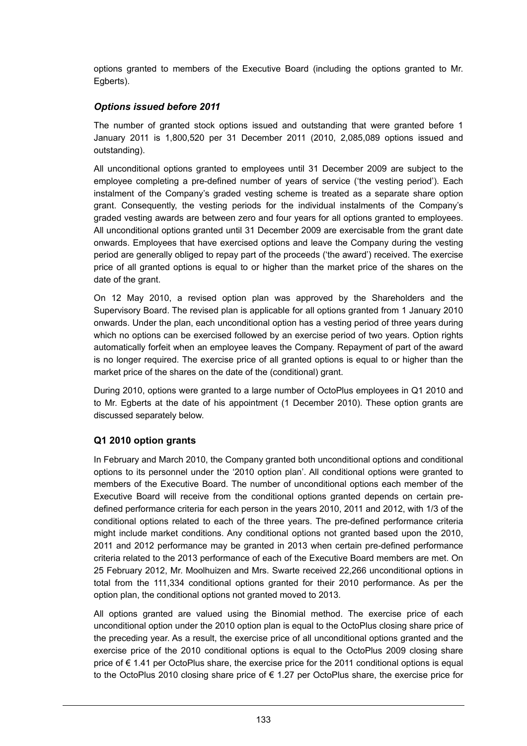options granted to members of the Executive Board (including the options granted to Mr. Egberts).

### *Options issued before 2011*

The number of granted stock options issued and outstanding that were granted before 1 January 2011 is 1,800,520 per 31 December 2011 (2010, 2,085,089 options issued and outstanding).

All unconditional options granted to employees until 31 December 2009 are subject to the employee completing a pre-defined number of years of service ('the vesting period'). Each instalment of the Company's graded vesting scheme is treated as a separate share option grant. Consequently, the vesting periods for the individual instalments of the Company's graded vesting awards are between zero and four years for all options granted to employees. All unconditional options granted until 31 December 2009 are exercisable from the grant date onwards. Employees that have exercised options and leave the Company during the vesting period are generally obliged to repay part of the proceeds ('the award') received. The exercise price of all granted options is equal to or higher than the market price of the shares on the date of the grant.

On 12 May 2010, a revised option plan was approved by the Shareholders and the Supervisory Board. The revised plan is applicable for all options granted from 1 January 2010 onwards. Under the plan, each unconditional option has a vesting period of three years during which no options can be exercised followed by an exercise period of two years. Option rights automatically forfeit when an employee leaves the Company. Repayment of part of the award is no longer required. The exercise price of all granted options is equal to or higher than the market price of the shares on the date of the (conditional) grant.

During 2010, options were granted to a large number of OctoPlus employees in Q1 2010 and to Mr. Egberts at the date of his appointment (1 December 2010). These option grants are discussed separately below.

### **Q1 2010 option grants**

In February and March 2010, the Company granted both unconditional options and conditional options to its personnel under the '2010 option plan'. All conditional options were granted to members of the Executive Board. The number of unconditional options each member of the Executive Board will receive from the conditional options granted depends on certain pre-defined performance criteria for each person in the years 2010, 2011 and 2012, with 1/3 of the conditional options related to each of the three years. The pre-defined performance criteria might include market conditions. Any conditional options not granted based upon the 2010, 2011 and 2012 performance may be granted in 2013 when certain pre-defined performance criteria related to the 2013 performance of each of the Executive Board members are met. On 25 February 2012, Mr. Moolhuizen and Mrs. Swarte received 22,266 unconditional options in total from the 111,334 conditional options granted for their 2010 performance. As per the option plan, the conditional options not granted moved to 2013.

All options granted are valued using the Binomial method. The exercise price of each unconditional option under the 2010 option plan is equal to the OctoPlus closing share price of the preceding year. As a result, the exercise price of all unconditional options granted and the exercise price of the 2010 conditional options is equal to the OctoPlus 2009 closing share price of € 1.41 per OctoPlus share, the exercise price for the 2011 conditional options is equal to the OctoPlus 2010 closing share price of € 1.27 per OctoPlus share, the exercise price for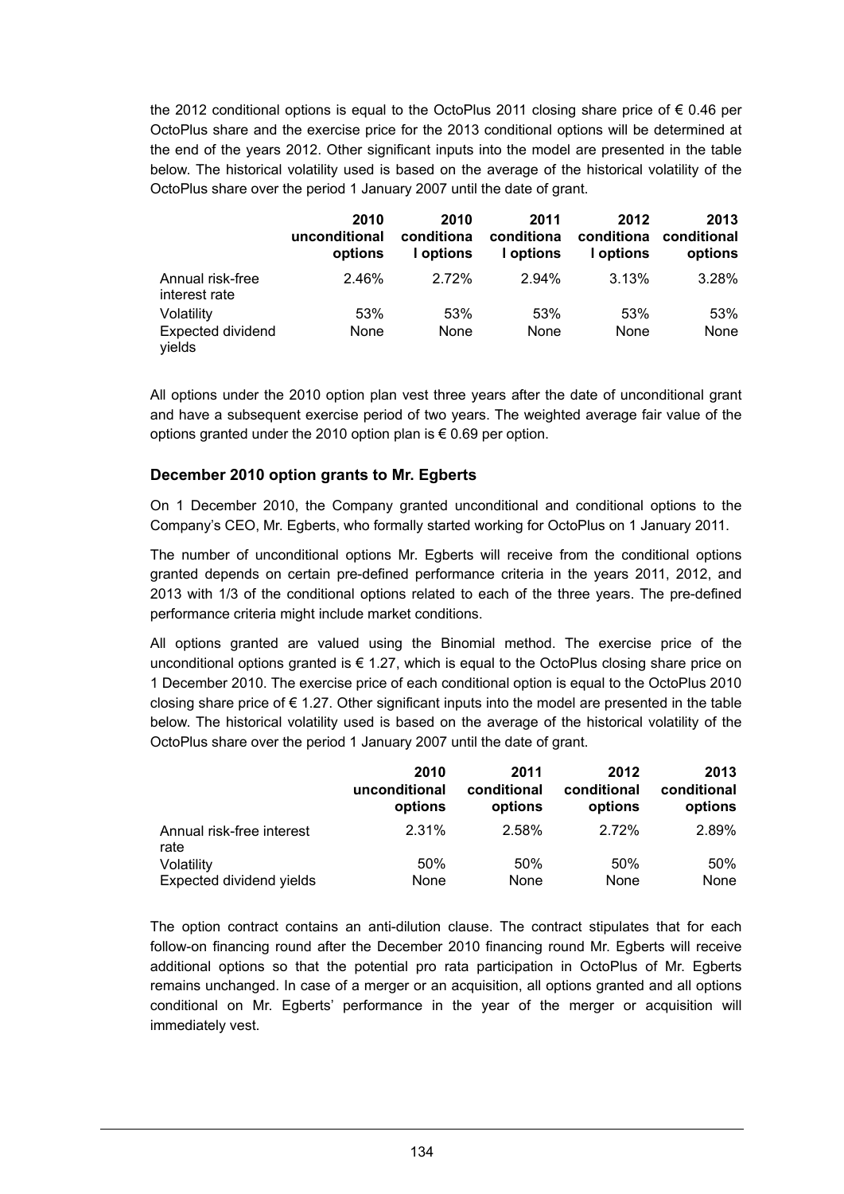the 2012 conditional options is equal to the OctoPlus 2011 closing share price of € 0.46 per OctoPlus share and the exercise price for the 2013 conditional options will be determined at the end of the years 2012. Other significant inputs into the model are presented in the table below. The historical volatility used is based on the average of the historical volatility of the OctoPlus share over the period 1 January 2007 until the date of grant.

| | 2010 unconditional options | 2010 conditional options | 2011 conditional options | 2012 conditional options | 2013 conditional options |
|---|---|---|---|---|---|
| Annual risk-free interest rate | 2.46% | 2.72% | 2.94% | 3.13% | 3.28% |
| Volatility | 53% | 53% | 53% | 53% | 53% |
| Expected dividend yields | None | None | None | None | None |

All options under the 2010 option plan vest three years after the date of unconditional grant and have a subsequent exercise period of two years. The weighted average fair value of the options granted under the 2010 option plan is € 0.69 per option.

### December 2010 option grants to Mr. Egberts

On 1 December 2010, the Company granted unconditional and conditional options to the Company's CEO, Mr. Egberts, who formally started working for OctoPlus on 1 January 2011.

The number of unconditional options Mr. Egberts will receive from the conditional options granted depends on certain pre-defined performance criteria in the years 2011, 2012, and 2013 with 1/3 of the conditional options related to each of the three years. The pre-defined performance criteria might include market conditions.

All options granted are valued using the Binomial method. The exercise price of the unconditional options granted is € 1.27, which is equal to the OctoPlus closing share price on 1 December 2010. The exercise price of each conditional option is equal to the OctoPlus 2010 closing share price of € 1.27. Other significant inputs into the model are presented in the table below. The historical volatility used is based on the average of the historical volatility of the OctoPlus share over the period 1 January 2007 until the date of grant.

| | 2010 unconditional options | 2011 conditional options | 2012 conditional options | 2013 conditional options |
|---|---|---|---|---|
| Annual risk-free interest rate | 2.31% | 2.58% | 2.72% | 2.89% |
| Volatility | 50% | 50% | 50% | 50% |
| Expected dividend yields | None | None | None | None |

The option contract contains an anti-dilution clause. The contract stipulates that for each follow-on financing round after the December 2010 financing round Mr. Egberts will receive additional options so that the potential pro rata participation in OctoPlus of Mr. Egberts remains unchanged. In case of a merger or an acquisition, all options granted and all options conditional on Mr. Egberts' performance in the year of the merger or acquisition will immediately vest.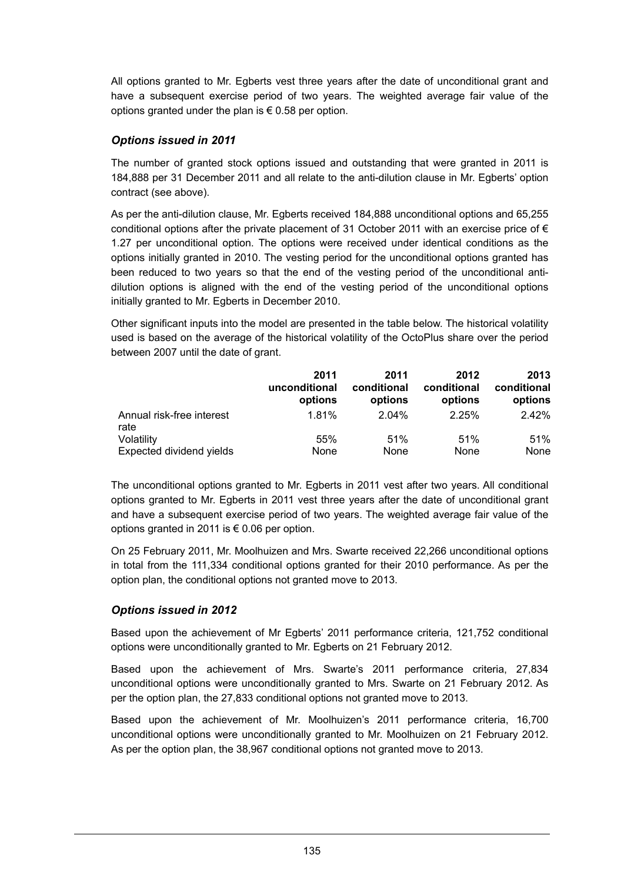All options granted to Mr. Egberts vest three years after the date of unconditional grant and have a subsequent exercise period of two years. The weighted average fair value of the options granted under the plan is € 0.58 per option.

### *Options issued in 2011*

The number of granted stock options issued and outstanding that were granted in 2011 is 184,888 per 31 December 2011 and all relate to the anti-dilution clause in Mr. Egberts' option contract (see above).

As per the anti-dilution clause, Mr. Egberts received 184,888 unconditional options and 65,255 conditional options after the private placement of 31 October 2011 with an exercise price of € 1.27 per unconditional option. The options were received under identical conditions as the options initially granted in 2010. The vesting period for the unconditional options granted has been reduced to two years so that the end of the vesting period of the unconditional anti-dilution options is aligned with the end of the vesting period of the unconditional options initially granted to Mr. Egberts in December 2010.

Other significant inputs into the model are presented in the table below. The historical volatility used is based on the average of the historical volatility of the OctoPlus share over the period between 2007 until the date of grant.

| | 2011 unconditional options | 2011 conditional options | 2012 conditional options | 2013 conditional options |
|---|---|---|---|---|
| Annual risk-free interest rate | 1.81% | 2.04% | 2.25% | 2.42% |
| Volatility | 55% | 51% | 51% | 51% |
| Expected dividend yields | None | None | None | None |

The unconditional options granted to Mr. Egberts in 2011 vest after two years. All conditional options granted to Mr. Egberts in 2011 vest three years after the date of unconditional grant and have a subsequent exercise period of two years. The weighted average fair value of the options granted in 2011 is € 0.06 per option.

On 25 February 2011, Mr. Moolhuizen and Mrs. Swarte received 22,266 unconditional options in total from the 111,334 conditional options granted for their 2010 performance. As per the option plan, the conditional options not granted move to 2013.

### *Options issued in 2012*

Based upon the achievement of Mr Egberts' 2011 performance criteria, 121,752 conditional options were unconditionally granted to Mr. Egberts on 21 February 2012.

Based upon the achievement of Mrs. Swarte's 2011 performance criteria, 27,834 unconditional options were unconditionally granted to Mrs. Swarte on 21 February 2012. As per the option plan, the 27,833 conditional options not granted move to 2013.

Based upon the achievement of Mr. Moolhuizen's 2011 performance criteria, 16,700 unconditional options were unconditionally granted to Mr. Moolhuizen on 21 February 2012. As per the option plan, the 38,967 conditional options not granted move to 2013.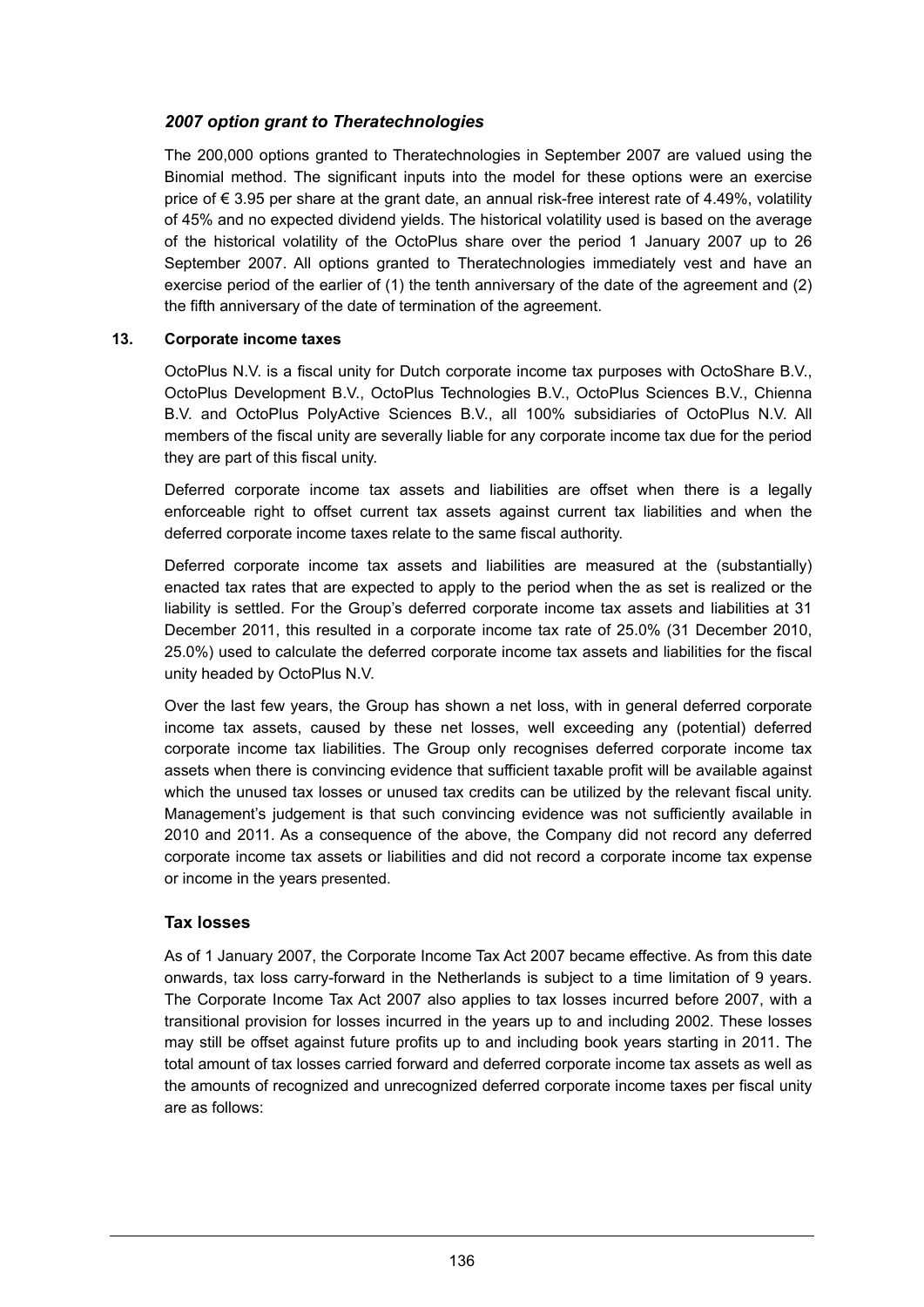### *2007 option grant to Theratechnologies*

The 200,000 options granted to Theratechnologies in September 2007 are valued using the Binomial method. The significant inputs into the model for these options were an exercise price of € 3.95 per share at the grant date, an annual risk-free interest rate of 4.49%, volatility of 45% and no expected dividend yields. The historical volatility used is based on the average of the historical volatility of the OctoPlus share over the period 1 January 2007 up to 26 September 2007. All options granted to Theratechnologies immediately vest and have an exercise period of the earlier of (1) the tenth anniversary of the date of the agreement and (2) the fifth anniversary of the date of termination of the agreement.

## 13. Corporate income taxes

OctoPlus N.V. is a fiscal unity for Dutch corporate income tax purposes with OctoShare B.V., OctoPlus Development B.V., OctoPlus Technologies B.V., OctoPlus Sciences B.V., Chienna B.V. and OctoPlus PolyActive Sciences B.V., all 100% subsidiaries of OctoPlus N.V. All members of the fiscal unity are severally liable for any corporate income tax due for the period they are part of this fiscal unity.

Deferred corporate income tax assets and liabilities are offset when there is a legally enforceable right to offset current tax assets against current tax liabilities and when the deferred corporate income taxes relate to the same fiscal authority.

Deferred corporate income tax assets and liabilities are measured at the (substantially) enacted tax rates that are expected to apply to the period when the as set is realized or the liability is settled. For the Group's deferred corporate income tax assets and liabilities at 31 December 2011, this resulted in a corporate income tax rate of 25.0% (31 December 2010, 25.0%) used to calculate the deferred corporate income tax assets and liabilities for the fiscal unity headed by OctoPlus N.V.

Over the last few years, the Group has shown a net loss, with in general deferred corporate income tax assets, caused by these net losses, well exceeding any (potential) deferred corporate income tax liabilities. The Group only recognises deferred corporate income tax assets when there is convincing evidence that sufficient taxable profit will be available against which the unused tax losses or unused tax credits can be utilized by the relevant fiscal unity. Management's judgement is that such convincing evidence was not sufficiently available in 2010 and 2011. As a consequence of the above, the Company did not record any deferred corporate income tax assets or liabilities and did not record a corporate income tax expense or income in the years presented.

### Tax losses

As of 1 January 2007, the Corporate Income Tax Act 2007 became effective. As from this date onwards, tax loss carry-forward in the Netherlands is subject to a time limitation of 9 years. The Corporate Income Tax Act 2007 also applies to tax losses incurred before 2007, with a transitional provision for losses incurred in the years up to and including 2002. These losses may still be offset against future profits up to and including book years starting in 2011. The total amount of tax losses carried forward and deferred corporate income tax assets as well as the amounts of recognized and unrecognized deferred corporate income taxes per fiscal unity are as follows: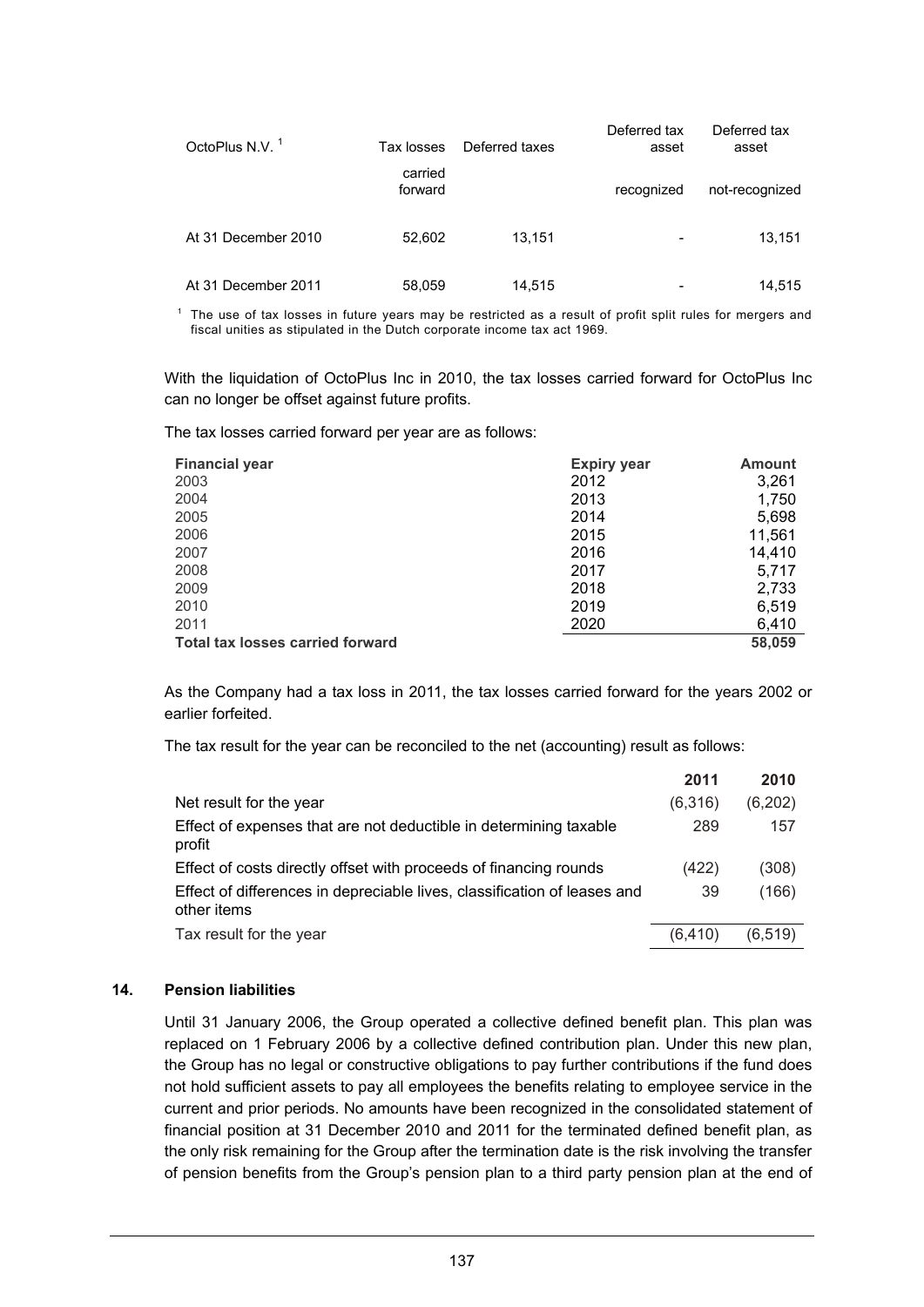| OctoPlus N.V. [1] | Tax losses carried forward | Deferred taxes | Deferred tax asset recognized | Deferred tax asset not-recognized |
|---|---|---|---|---|
| At 31 December 2010 | 52,602 | 13,151 | - | 13,151 |
| At 31 December 2011 | 58,059 | 14,515 | - | 14,515 |

[1] The use of tax losses in future years may be restricted as a result of profit split rules for mergers and fiscal unities as stipulated in the Dutch corporate income tax act 1969.

With the liquidation of OctoPlus Inc in 2010, the tax losses carried forward for OctoPlus Inc can no longer be offset against future profits.

The tax losses carried forward per year are as follows:

| Financial year | Expiry year | Amount |
|---|---|---|
| 2003 | 2012 | 3,261 |
| 2004 | 2013 | 1,750 |
| 2005 | 2014 | 5,698 |
| 2006 | 2015 | 11,561 |
| 2007 | 2016 | 14,410 |
| 2008 | 2017 | 5,717 |
| 2009 | 2018 | 2,733 |
| 2010 | 2019 | 6,519 |
| 2011 | 2020 | 6,410 |
| **Total tax losses carried forward** | | **58,059** |

As the Company had a tax loss in 2011, the tax losses carried forward for the years 2002 or earlier forfeited.

The tax result for the year can be reconciled to the net (accounting) result as follows:

| | 2011 | 2010 |
|---|---|---|
| Net result for the year | (6,316) | (6,202) |
| Effect of expenses that are not deductible in determining taxable profit | 289 | 157 |
| Effect of costs directly offset with proceeds of financing rounds | (422) | (308) |
| Effect of differences in depreciable lives, classification of leases and other items | 39 | (166) |
| Tax result for the year | (6,410) | (6,519) |

## 14. Pension liabilities

Until 31 January 2006, the Group operated a collective defined benefit plan. This plan was replaced on 1 February 2006 by a collective defined contribution plan. Under this new plan, the Group has no legal or constructive obligations to pay further contributions if the fund does not hold sufficient assets to pay all employees the benefits relating to employee service in the current and prior periods. No amounts have been recognized in the consolidated statement of financial position at 31 December 2010 and 2011 for the terminated defined benefit plan, as the only risk remaining for the Group after the termination date is the risk involving the transfer of pension benefits from the Group's pension plan to a third party pension plan at the end of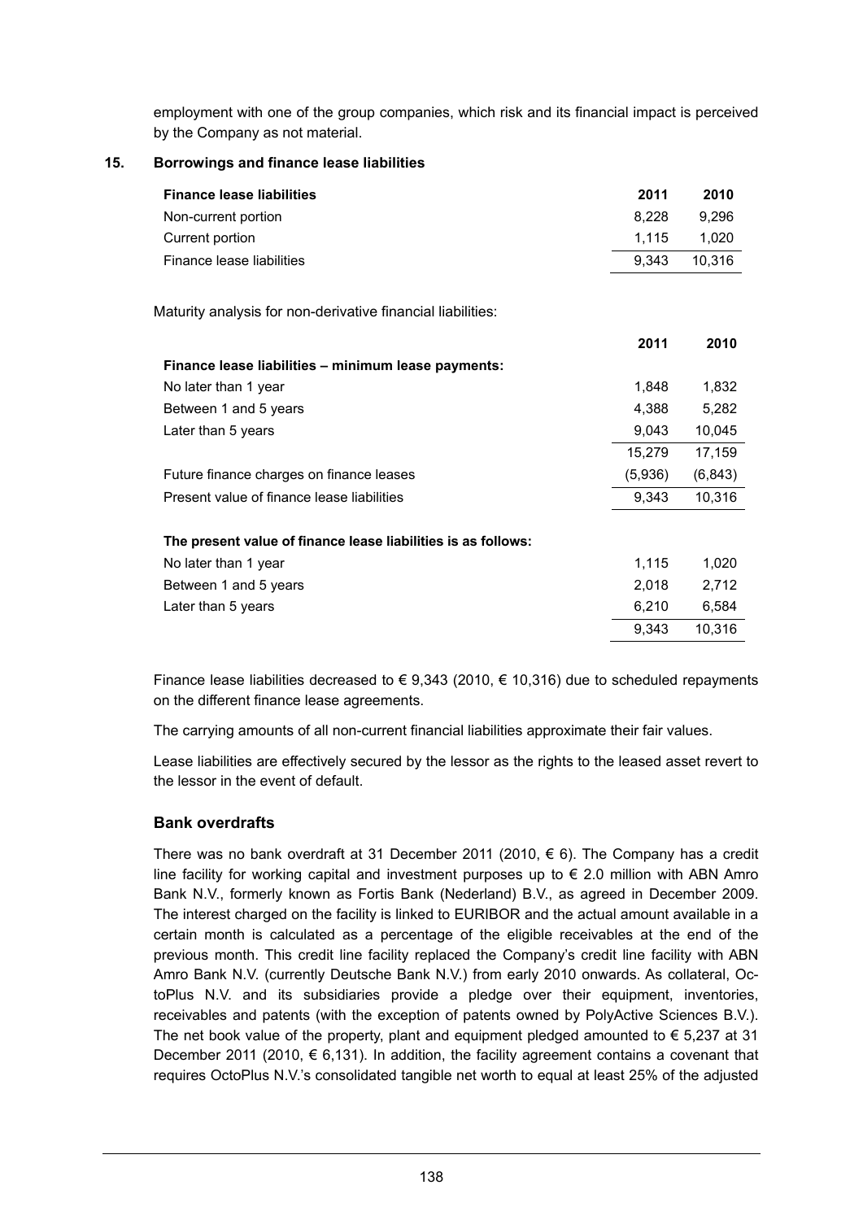employment with one of the group companies, which risk and its financial impact is perceived by the Company as not material.

## 15. Borrowings and finance lease liabilities

| **Finance lease liabilities** | **2011** | **2010** |
|---|---|---|
| Non-current portion | 8,228 | 9,296 |
| Current portion | 1,115 | 1,020 |
| Finance lease liabilities | 9,343 | 10,316 |

Maturity analysis for non-derivative financial liabilities:

| | **2011** | **2010** |
|---|---|---|
| **Finance lease liabilities – minimum lease payments:** | | |
| No later than 1 year | 1,848 | 1,832 |
| Between 1 and 5 years | 4,388 | 5,282 |
| Later than 5 years | 9,043 | 10,045 |
| | 15,279 | 17,159 |
| Future finance charges on finance leases | (5,936) | (6,843) |
| Present value of finance lease liabilities | 9,343 | 10,316 |
| | | |
| **The present value of finance lease liabilities is as follows:** | | |
| No later than 1 year | 1,115 | 1,020 |
| Between 1 and 5 years | 2,018 | 2,712 |
| Later than 5 years | 6,210 | 6,584 |
| | 9,343 | 10,316 |

Finance lease liabilities decreased to € 9,343 (2010, € 10,316) due to scheduled repayments on the different finance lease agreements.

The carrying amounts of all non-current financial liabilities approximate their fair values.

Lease liabilities are effectively secured by the lessor as the rights to the leased asset revert to the lessor in the event of default.

### Bank overdrafts

There was no bank overdraft at 31 December 2011 (2010, € 6). The Company has a credit line facility for working capital and investment purposes up to € 2.0 million with ABN Amro Bank N.V., formerly known as Fortis Bank (Nederland) B.V., as agreed in December 2009. The interest charged on the facility is linked to EURIBOR and the actual amount available in a certain month is calculated as a percentage of the eligible receivables at the end of the previous month. This credit line facility replaced the Company's credit line facility with ABN Amro Bank N.V. (currently Deutsche Bank N.V.) from early 2010 onwards. As collateral, OctoPlus N.V. and its subsidiaries provide a pledge over their equipment, inventories, receivables and patents (with the exception of patents owned by PolyActive Sciences B.V.). The net book value of the property, plant and equipment pledged amounted to € 5,237 at 31 December 2011 (2010, € 6,131). In addition, the facility agreement contains a covenant that requires OctoPlus N.V.'s consolidated tangible net worth to equal at least 25% of the adjusted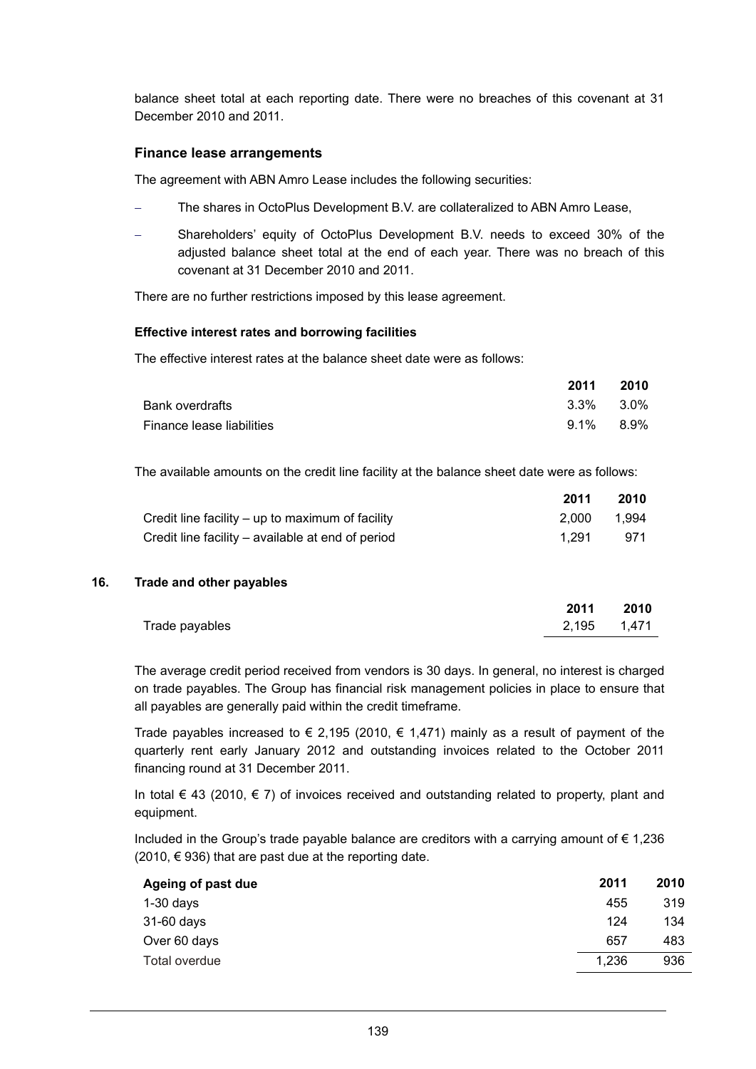balance sheet total at each reporting date. There were no breaches of this covenant at 31 December 2010 and 2011.

### Finance lease arrangements

The agreement with ABN Amro Lease includes the following securities:

- The shares in OctoPlus Development B.V. are collateralized to ABN Amro Lease,
- Shareholders' equity of OctoPlus Development B.V. needs to exceed 30% of the adjusted balance sheet total at the end of each year. There was no breach of this covenant at 31 December 2010 and 2011.

There are no further restrictions imposed by this lease agreement.

#### Effective interest rates and borrowing facilities

The effective interest rates at the balance sheet date were as follows:

| | 2011 | 2010 |
|---|---|---|
| Bank overdrafts | 3.3% | 3.0% |
| Finance lease liabilities | 9.1% | 8.9% |

The available amounts on the credit line facility at the balance sheet date were as follows:

| | 2011 | 2010 |
|---|---|---|
| Credit line facility – up to maximum of facility | 2,000 | 1,994 |
| Credit line facility – available at end of period | 1,291 | 971 |

## 16. Trade and other payables

| | 2011 | 2010 |
|---|---|---|
| Trade payables | 2,195 | 1,471 |

The average credit period received from vendors is 30 days. In general, no interest is charged on trade payables. The Group has financial risk management policies in place to ensure that all payables are generally paid within the credit timeframe.

Trade payables increased to € 2,195 (2010, € 1,471) mainly as a result of payment of the quarterly rent early January 2012 and outstanding invoices related to the October 2011 financing round at 31 December 2011.

In total € 43 (2010, € 7) of invoices received and outstanding related to property, plant and equipment.

Included in the Group's trade payable balance are creditors with a carrying amount of € 1,236 (2010, € 936) that are past due at the reporting date.

| Ageing of past due | 2011 | 2010 |
|---|---|---|
| 1-30 days | 455 | 319 |
| 31-60 days | 124 | 134 |
| Over 60 days | 657 | 483 |
| Total overdue | 1,236 | 936 |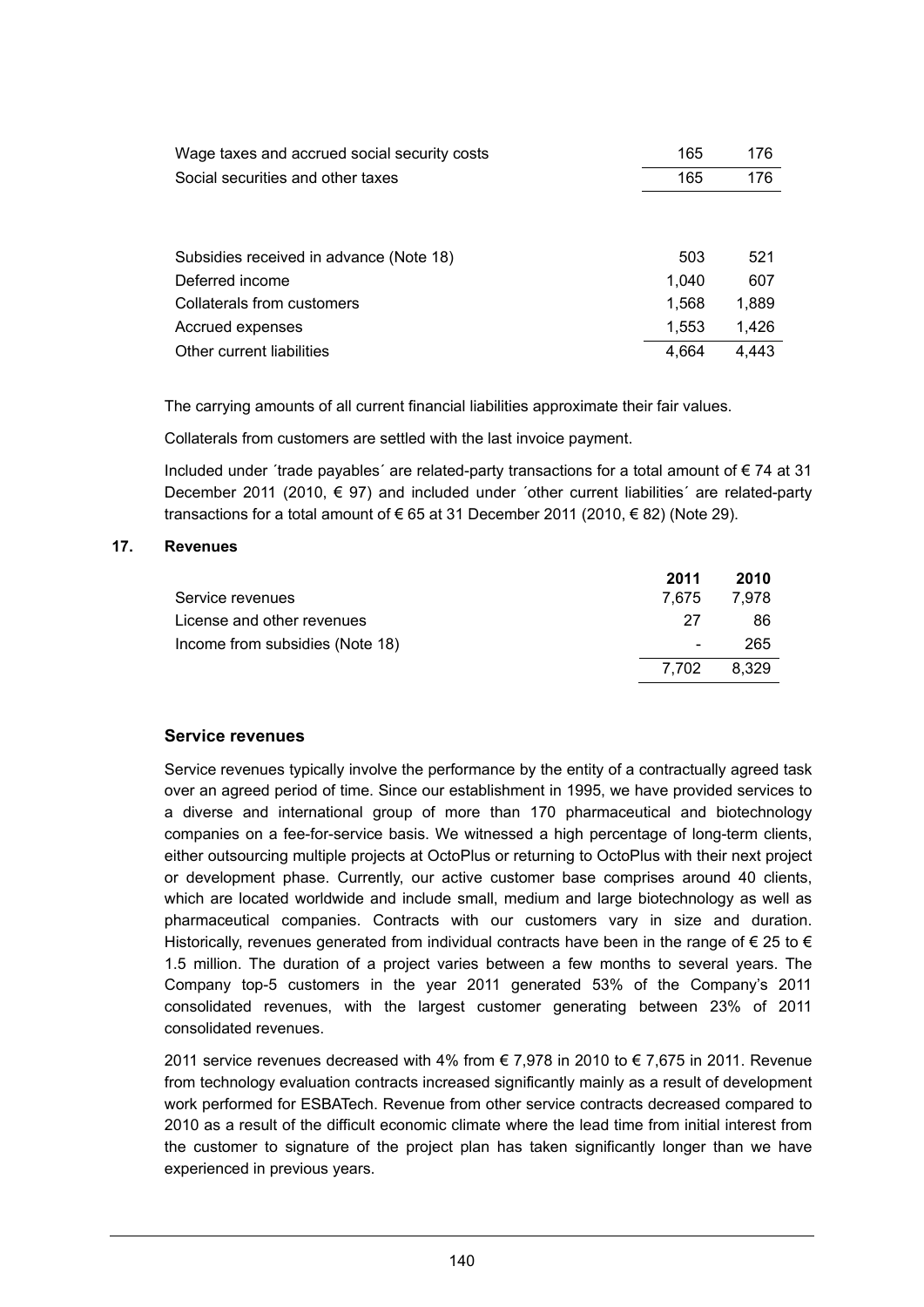| | | |
|---|---|---|
| Wage taxes and accrued social security costs | 165 | 176 |
| Social securities and other taxes | 165 | 176 |

| | | |
|---|---|---|
| Subsidies received in advance (Note 18) | 503 | 521 |
| Deferred income | 1,040 | 607 |
| Collaterals from customers | 1,568 | 1,889 |
| Accrued expenses | 1,553 | 1,426 |
| Other current liabilities | 4,664 | 4,443 |

The carrying amounts of all current financial liabilities approximate their fair values.

Collaterals from customers are settled with the last invoice payment.

Included under ´trade payables´ are related-party transactions for a total amount of € 74 at 31 December 2011 (2010, € 97) and included under ´other current liabilities´ are related-party transactions for a total amount of € 65 at 31 December 2011 (2010, € 82) (Note 29).

## 17. Revenues

| | 2011 | 2010 |
|---|---|---|
| Service revenues | 7,675 | 7,978 |
| License and other revenues | 27 | 86 |
| Income from subsidies (Note 18) | - | 265 |
| | 7,702 | 8,329 |

### Service revenues

Service revenues typically involve the performance by the entity of a contractually agreed task over an agreed period of time. Since our establishment in 1995, we have provided services to a diverse and international group of more than 170 pharmaceutical and biotechnology companies on a fee-for-service basis. We witnessed a high percentage of long-term clients, either outsourcing multiple projects at OctoPlus or returning to OctoPlus with their next project or development phase. Currently, our active customer base comprises around 40 clients, which are located worldwide and include small, medium and large biotechnology as well as pharmaceutical companies. Contracts with our customers vary in size and duration. Historically, revenues generated from individual contracts have been in the range of € 25 to € 1.5 million. The duration of a project varies between a few months to several years. The Company top-5 customers in the year 2011 generated 53% of the Company's 2011 consolidated revenues, with the largest customer generating between 23% of 2011 consolidated revenues.

2011 service revenues decreased with 4% from € 7,978 in 2010 to € 7,675 in 2011. Revenue from technology evaluation contracts increased significantly mainly as a result of development work performed for ESBATech. Revenue from other service contracts decreased compared to 2010 as a result of the difficult economic climate where the lead time from initial interest from the customer to signature of the project plan has taken significantly longer than we have experienced in previous years.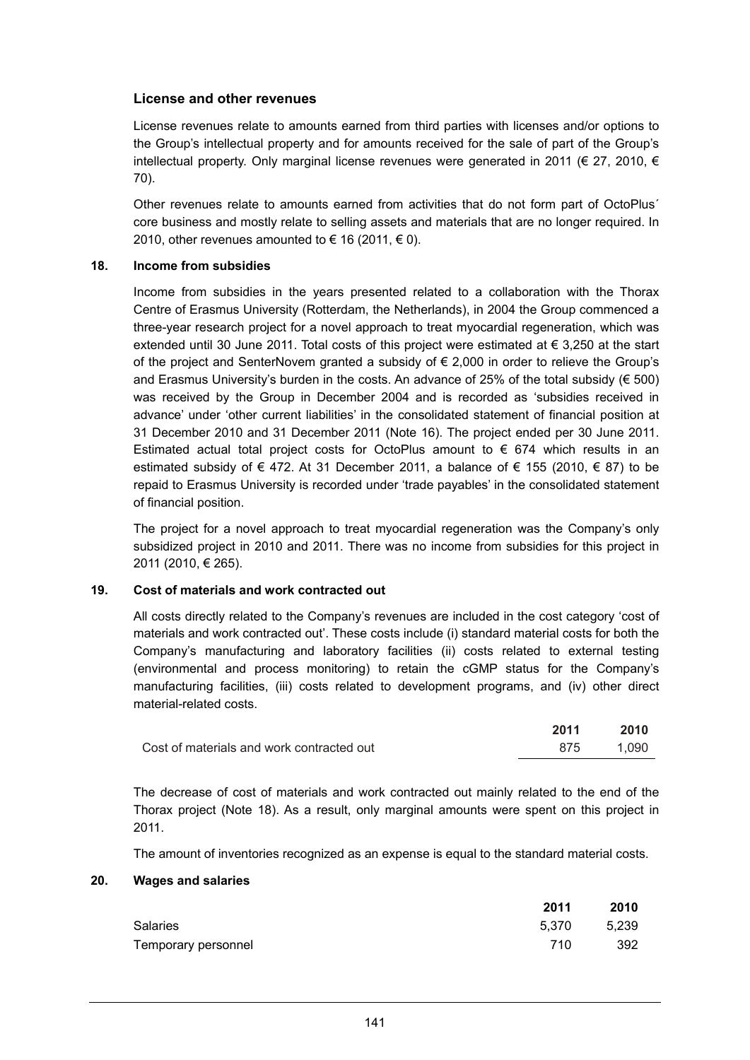### License and other revenues

License revenues relate to amounts earned from third parties with licenses and/or options to the Group's intellectual property and for amounts received for the sale of part of the Group's intellectual property. Only marginal license revenues were generated in 2011 (€ 27, 2010, € 70).

Other revenues relate to amounts earned from activities that do not form part of OctoPlus´ core business and mostly relate to selling assets and materials that are no longer required. In 2010, other revenues amounted to € 16 (2011, € 0).

### 18. Income from subsidies

Income from subsidies in the years presented related to a collaboration with the Thorax Centre of Erasmus University (Rotterdam, the Netherlands), in 2004 the Group commenced a three-year research project for a novel approach to treat myocardial regeneration, which was extended until 30 June 2011. Total costs of this project were estimated at € 3,250 at the start of the project and SenterNovem granted a subsidy of € 2,000 in order to relieve the Group's and Erasmus University's burden in the costs. An advance of 25% of the total subsidy (€ 500) was received by the Group in December 2004 and is recorded as 'subsidies received in advance' under 'other current liabilities' in the consolidated statement of financial position at 31 December 2010 and 31 December 2011 (Note 16). The project ended per 30 June 2011. Estimated actual total project costs for OctoPlus amount to € 674 which results in an estimated subsidy of € 472. At 31 December 2011, a balance of € 155 (2010, € 87) to be repaid to Erasmus University is recorded under 'trade payables' in the consolidated statement of financial position.

The project for a novel approach to treat myocardial regeneration was the Company's only subsidized project in 2010 and 2011. There was no income from subsidies for this project in 2011 (2010, € 265).

### 19. Cost of materials and work contracted out

All costs directly related to the Company's revenues are included in the cost category 'cost of materials and work contracted out'. These costs include (i) standard material costs for both the Company's manufacturing and laboratory facilities (ii) costs related to external testing (environmental and process monitoring) to retain the cGMP status for the Company's manufacturing facilities, (iii) costs related to development programs, and (iv) other direct material-related costs.

| | 2011 | 2010 |
|---|---|---|
| Cost of materials and work contracted out | 875 | 1,090 |

The decrease of cost of materials and work contracted out mainly related to the end of the Thorax project (Note 18). As a result, only marginal amounts were spent on this project in 2011.

The amount of inventories recognized as an expense is equal to the standard material costs.

### 20. Wages and salaries

| | 2011 | 2010 |
|---|---|---|
| Salaries | 5,370 | 5,239 |
| Temporary personnel | 710 | 392 |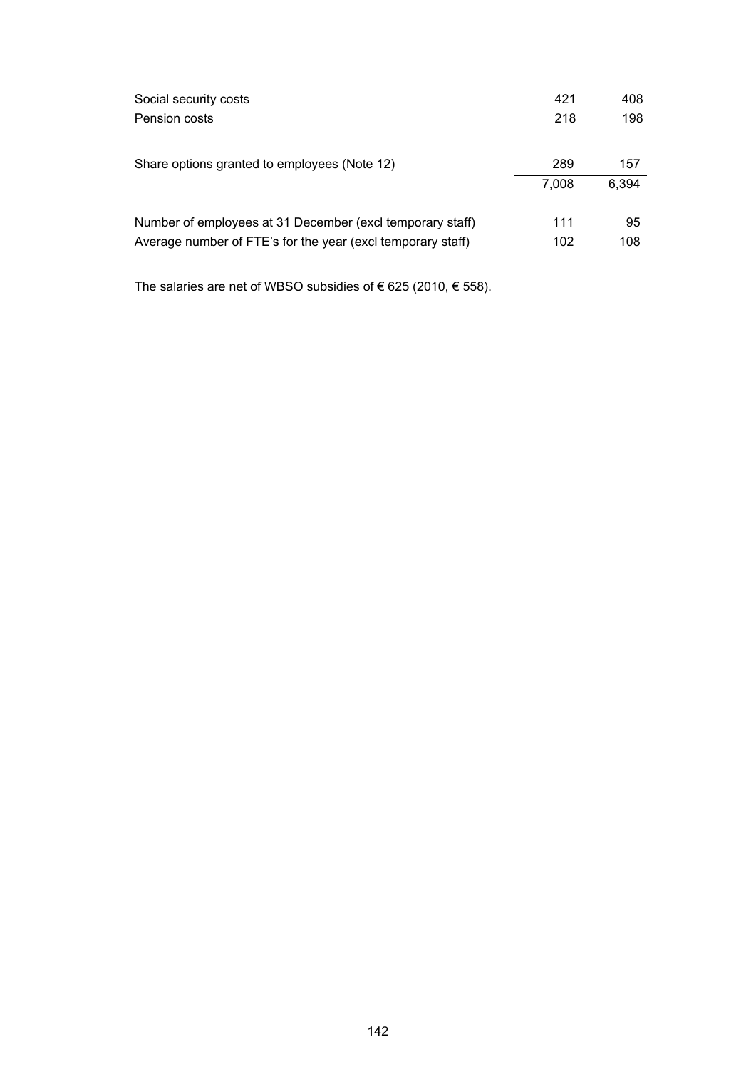| | | |
|---|---|---|
| Social security costs | 421 | 408 |
| Pension costs | 218 | 198 |
| | | |
| Share options granted to employees (Note 12) | 289 | 157 |
| | 7,008 | 6,394 |
| | | |
| Number of employees at 31 December (excl temporary staff) | 111 | 95 |
| Average number of FTE's for the year (excl temporary staff) | 102 | 108 |

The salaries are net of WBSO subsidies of € 625 (2010, € 558).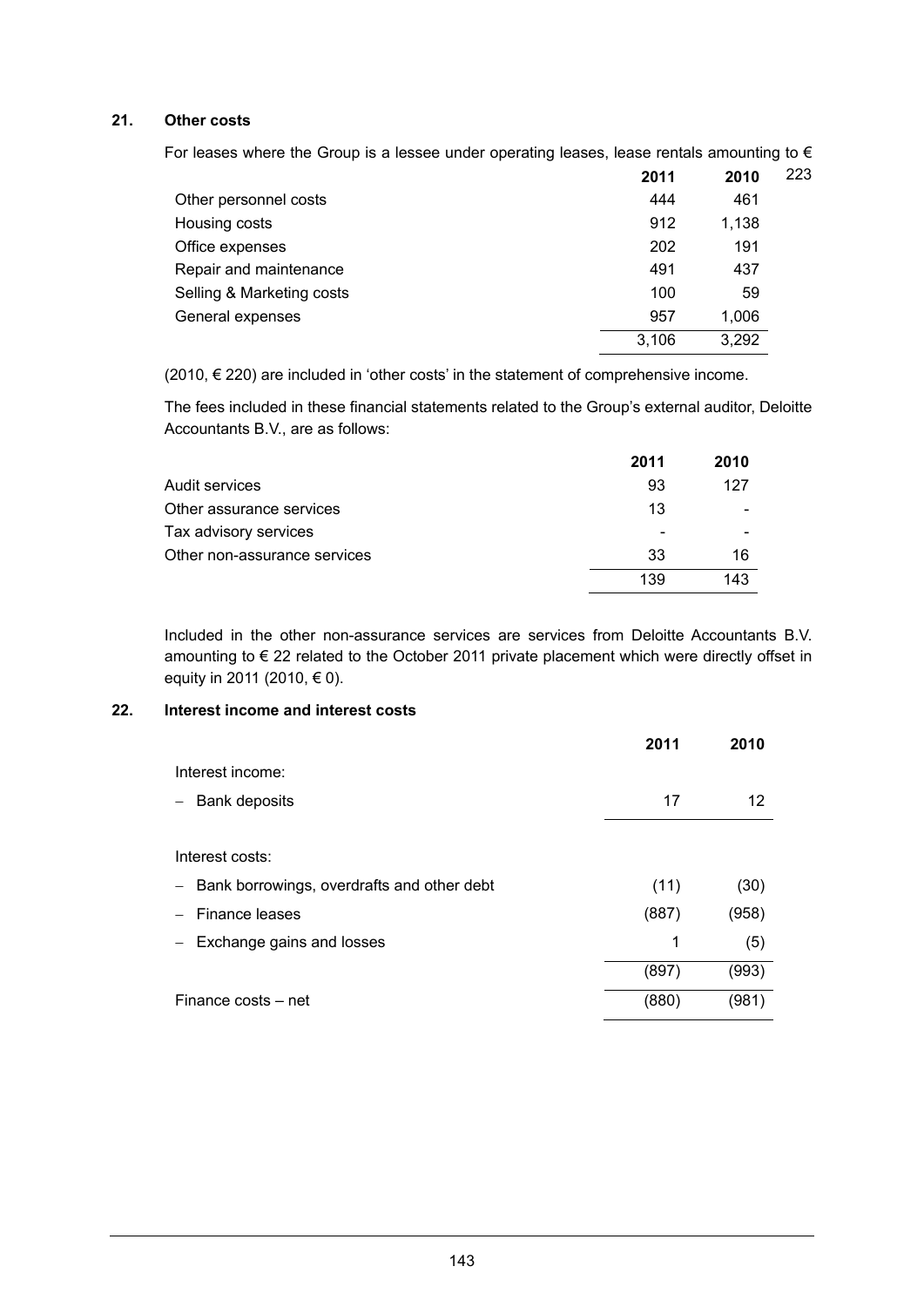## 21. Other costs

For leases where the Group is a lessee under operating leases, lease rentals amounting to € 223 (2010, € 220) are included in 'other costs' in the statement of comprehensive income.

| | 2011 | 2010 |
|---|---|---|
| Other personnel costs | 444 | 461 |
| Housing costs | 912 | 1,138 |
| Office expenses | 202 | 191 |
| Repair and maintenance | 491 | 437 |
| Selling & Marketing costs | 100 | 59 |
| General expenses | 957 | 1,006 |
| | 3,106 | 3,292 |

The fees included in these financial statements related to the Group's external auditor, Deloitte Accountants B.V., are as follows:

| | 2011 | 2010 |
|---|---|---|
| Audit services | 93 | 127 |
| Other assurance services | 13 | - |
| Tax advisory services | - | - |
| Other non-assurance services | 33 | 16 |
| | 139 | 143 |

Included in the other non-assurance services are services from Deloitte Accountants B.V. amounting to € 22 related to the October 2011 private placement which were directly offset in equity in 2011 (2010, € 0).

## 22. Interest income and interest costs

| | 2011 | 2010 |
|---|---|---|
| Interest income: | | |
| – Bank deposits | 17 | 12 |
| | | |
| Interest costs: | | |
| – Bank borrowings, overdrafts and other debt | (11) | (30) |
| – Finance leases | (887) | (958) |
| – Exchange gains and losses | 1 | (5) |
| | (897) | (993) |
| Finance costs – net | (880) | (981) |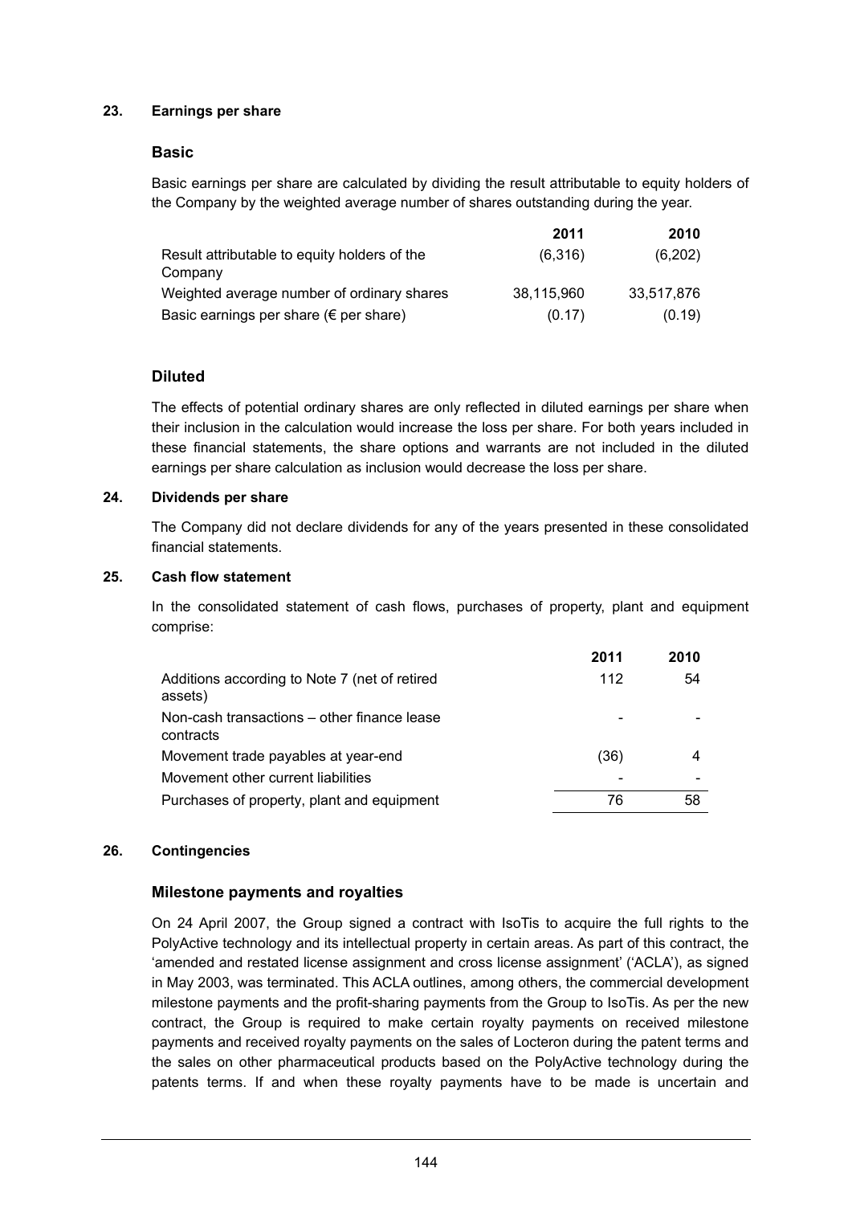### 23. Earnings per share

#### Basic

Basic earnings per share are calculated by dividing the result attributable to equity holders of the Company by the weighted average number of shares outstanding during the year.

| | 2011 | 2010 |
|---|---|---|
| Result attributable to equity holders of the Company | (6,316) | (6,202) |
| Weighted average number of ordinary shares | 38,115,960 | 33,517,876 |
| Basic earnings per share (€ per share) | (0.17) | (0.19) |

#### Diluted

The effects of potential ordinary shares are only reflected in diluted earnings per share when their inclusion in the calculation would increase the loss per share. For both years included in these financial statements, the share options and warrants are not included in the diluted earnings per share calculation as inclusion would decrease the loss per share.

### 24. Dividends per share

The Company did not declare dividends for any of the years presented in these consolidated financial statements.

### 25. Cash flow statement

In the consolidated statement of cash flows, purchases of property, plant and equipment comprise:

| | 2011 | 2010 |
|---|---|---|
| Additions according to Note 7 (net of retired assets) | 112 | 54 |
| Non-cash transactions – other finance lease contracts | - | - |
| Movement trade payables at year-end | (36) | 4 |
| Movement other current liabilities | - | - |
| Purchases of property, plant and equipment | 76 | 58 |

### 26. Contingencies

#### Milestone payments and royalties

On 24 April 2007, the Group signed a contract with IsoTis to acquire the full rights to the PolyActive technology and its intellectual property in certain areas. As part of this contract, the 'amended and restated license assignment and cross license assignment' ('ACLA'), as signed in May 2003, was terminated. This ACLA outlines, among others, the commercial development milestone payments and the profit-sharing payments from the Group to IsoTis. As per the new contract, the Group is required to make certain royalty payments on received milestone payments and received royalty payments on the sales of Locteron during the patent terms and the sales on other pharmaceutical products based on the PolyActive technology during the patents terms. If and when these royalty payments have to be made is uncertain and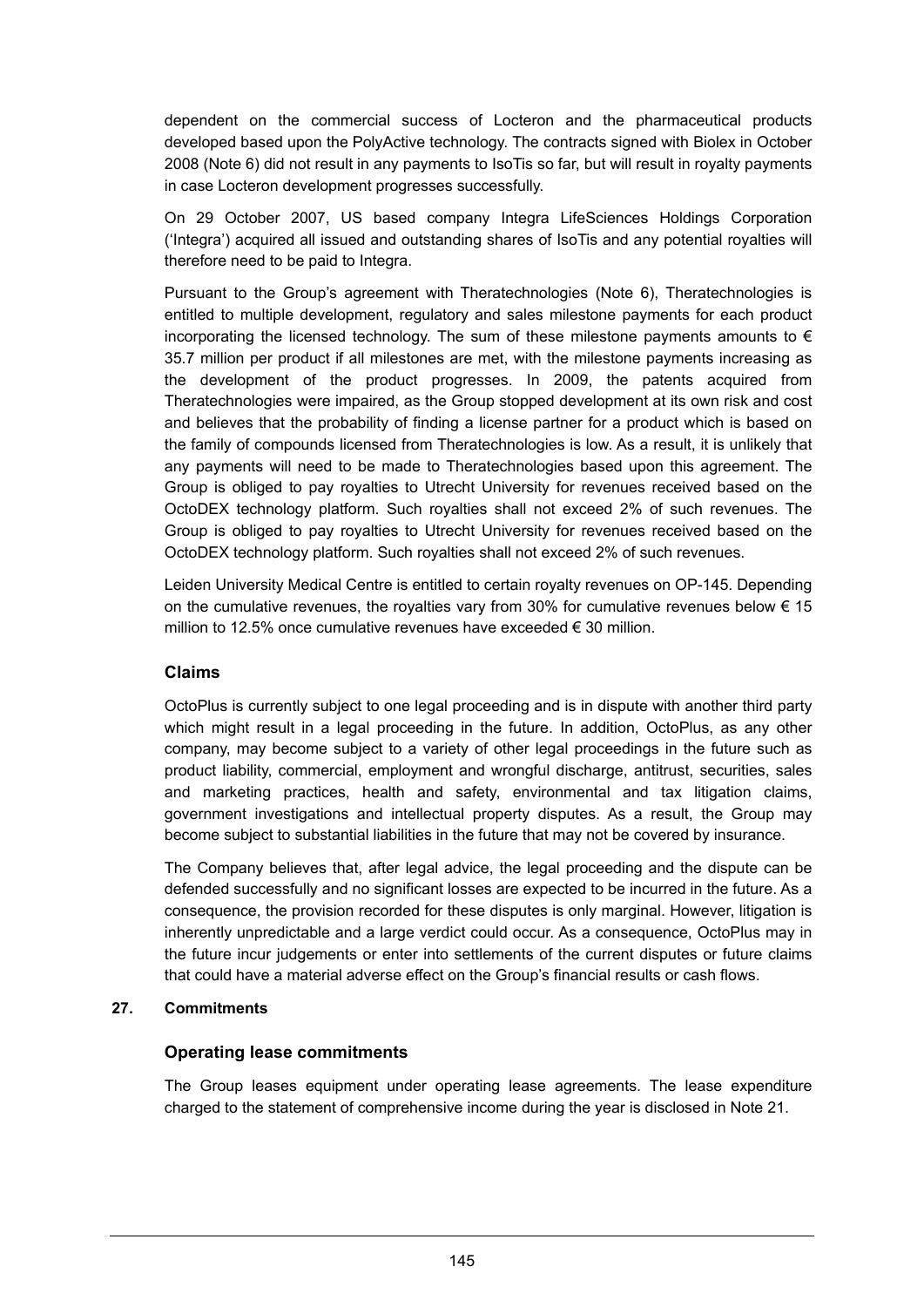dependent on the commercial success of Locteron and the pharmaceutical products developed based upon the PolyActive technology. The contracts signed with Biolex in October 2008 (Note 6) did not result in any payments to IsoTis so far, but will result in royalty payments in case Locteron development progresses successfully.

On 29 October 2007, US based company Integra LifeSciences Holdings Corporation ('Integra') acquired all issued and outstanding shares of IsoTis and any potential royalties will therefore need to be paid to Integra.

Pursuant to the Group's agreement with Theratechnologies (Note 6), Theratechnologies is entitled to multiple development, regulatory and sales milestone payments for each product incorporating the licensed technology. The sum of these milestone payments amounts to € 35.7 million per product if all milestones are met, with the milestone payments increasing as the development of the product progresses. In 2009, the patents acquired from Theratechnologies were impaired, as the Group stopped development at its own risk and cost and believes that the probability of finding a license partner for a product which is based on the family of compounds licensed from Theratechnologies is low. As a result, it is unlikely that any payments will need to be made to Theratechnologies based upon this agreement. The Group is obliged to pay royalties to Utrecht University for revenues received based on the OctoDEX technology platform. Such royalties shall not exceed 2% of such revenues. The Group is obliged to pay royalties to Utrecht University for revenues received based on the OctoDEX technology platform. Such royalties shall not exceed 2% of such revenues.

Leiden University Medical Centre is entitled to certain royalty revenues on OP-145. Depending on the cumulative revenues, the royalties vary from 30% for cumulative revenues below € 15 million to 12.5% once cumulative revenues have exceeded € 30 million.

### Claims

OctoPlus is currently subject to one legal proceeding and is in dispute with another third party which might result in a legal proceeding in the future. In addition, OctoPlus, as any other company, may become subject to a variety of other legal proceedings in the future such as product liability, commercial, employment and wrongful discharge, antitrust, securities, sales and marketing practices, health and safety, environmental and tax litigation claims, government investigations and intellectual property disputes. As a result, the Group may become subject to substantial liabilities in the future that may not be covered by insurance.

The Company believes that, after legal advice, the legal proceeding and the dispute can be defended successfully and no significant losses are expected to be incurred in the future. As a consequence, the provision recorded for these disputes is only marginal. However, litigation is inherently unpredictable and a large verdict could occur. As a consequence, OctoPlus may in the future incur judgements or enter into settlements of the current disputes or future claims that could have a material adverse effect on the Group's financial results or cash flows.

## 27. Commitments

### Operating lease commitments

The Group leases equipment under operating lease agreements. The lease expenditure charged to the statement of comprehensive income during the year is disclosed in Note 21.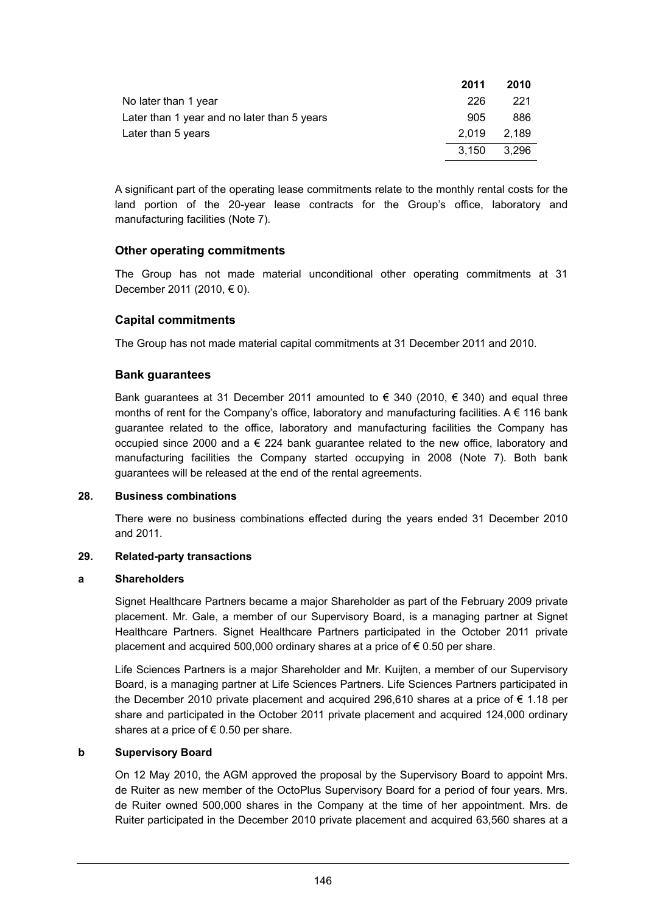| | 2011 | 2010 |
|---|---|---|
| No later than 1 year | 226 | 221 |
| Later than 1 year and no later than 5 years | 905 | 886 |
| Later than 5 years | 2,019 | 2,189 |
| | 3,150 | 3,296 |

A significant part of the operating lease commitments relate to the monthly rental costs for the land portion of the 20-year lease contracts for the Group's office, laboratory and manufacturing facilities (Note 7).

### Other operating commitments

The Group has not made material unconditional other operating commitments at 31 December 2011 (2010, € 0).

### Capital commitments

The Group has not made material capital commitments at 31 December 2011 and 2010.

### Bank guarantees

Bank guarantees at 31 December 2011 amounted to € 340 (2010, € 340) and equal three months of rent for the Company's office, laboratory and manufacturing facilities. A € 116 bank guarantee related to the office, laboratory and manufacturing facilities the Company has occupied since 2000 and a € 224 bank guarantee related to the new office, laboratory and manufacturing facilities the Company started occupying in 2008 (Note 7). Both bank guarantees will be released at the end of the rental agreements.

## 28. Business combinations

There were no business combinations effected during the years ended 31 December 2010 and 2011.

## 29. Related-party transactions

### a Shareholders

Signet Healthcare Partners became a major Shareholder as part of the February 2009 private placement. Mr. Gale, a member of our Supervisory Board, is a managing partner at Signet Healthcare Partners. Signet Healthcare Partners participated in the October 2011 private placement and acquired 500,000 ordinary shares at a price of € 0.50 per share.

Life Sciences Partners is a major Shareholder and Mr. Kuijten, a member of our Supervisory Board, is a managing partner at Life Sciences Partners. Life Sciences Partners participated in the December 2010 private placement and acquired 296,610 shares at a price of € 1.18 per share and participated in the October 2011 private placement and acquired 124,000 ordinary shares at a price of € 0.50 per share.

### b Supervisory Board

On 12 May 2010, the AGM approved the proposal by the Supervisory Board to appoint Mrs. de Ruiter as new member of the OctoPlus Supervisory Board for a period of four years. Mrs. de Ruiter owned 500,000 shares in the Company at the time of her appointment. Mrs. de Ruiter participated in the December 2010 private placement and acquired 63,560 shares at a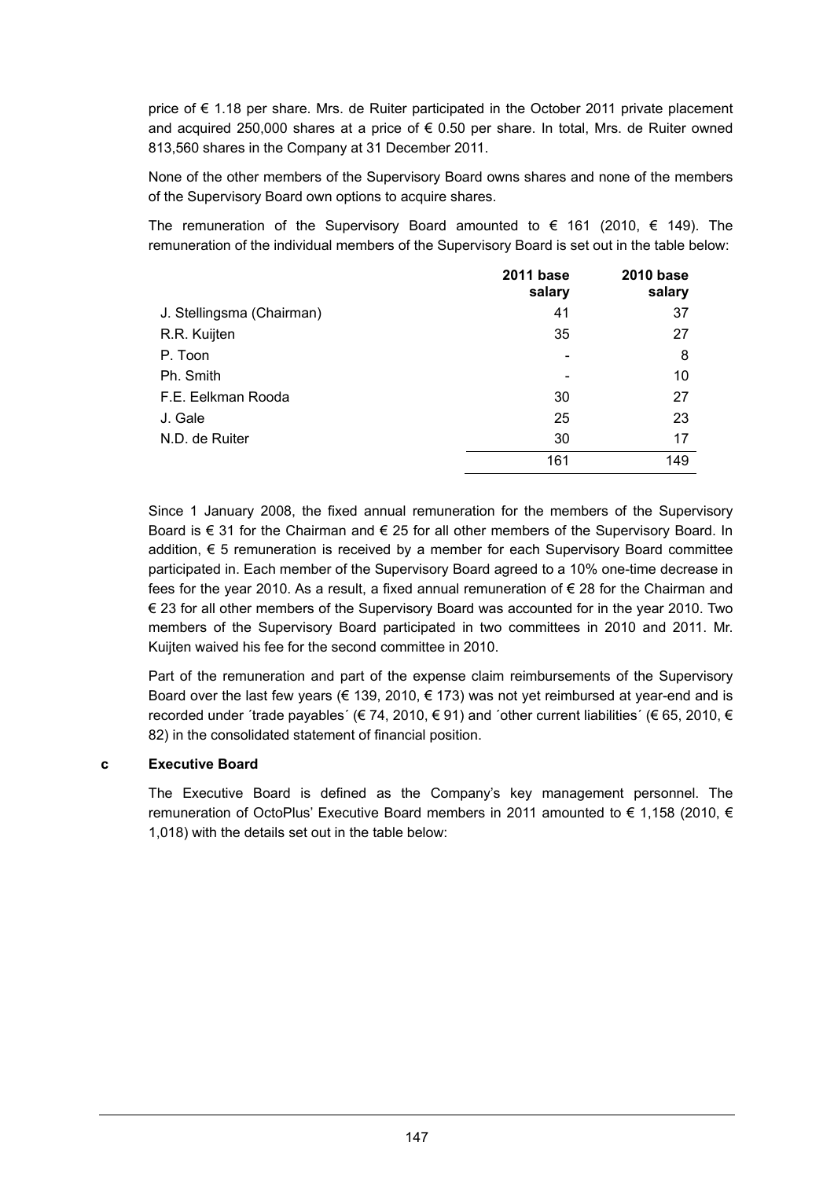price of € 1.18 per share. Mrs. de Ruiter participated in the October 2011 private placement and acquired 250,000 shares at a price of € 0.50 per share. In total, Mrs. de Ruiter owned 813,560 shares in the Company at 31 December 2011.

None of the other members of the Supervisory Board owns shares and none of the members of the Supervisory Board own options to acquire shares.

The remuneration of the Supervisory Board amounted to € 161 (2010, € 149). The remuneration of the individual members of the Supervisory Board is set out in the table below:

| | **2011 base salary** | **2010 base salary** |
|---|---|---|
| J. Stellingsma (Chairman) | 41 | 37 |
| R.R. Kuijten | 35 | 27 |
| P. Toon | - | 8 |
| Ph. Smith | - | 10 |
| F.E. Eelkman Rooda | 30 | 27 |
| J. Gale | 25 | 23 |
| N.D. de Ruiter | 30 | 17 |
| | 161 | 149 |

Since 1 January 2008, the fixed annual remuneration for the members of the Supervisory Board is € 31 for the Chairman and € 25 for all other members of the Supervisory Board. In addition, € 5 remuneration is received by a member for each Supervisory Board committee participated in. Each member of the Supervisory Board agreed to a 10% one-time decrease in fees for the year 2010. As a result, a fixed annual remuneration of € 28 for the Chairman and € 23 for all other members of the Supervisory Board was accounted for in the year 2010. Two members of the Supervisory Board participated in two committees in 2010 and 2011. Mr. Kuijten waived his fee for the second committee in 2010.

Part of the remuneration and part of the expense claim reimbursements of the Supervisory Board over the last few years (€ 139, 2010, € 173) was not yet reimbursed at year-end and is recorded under ´trade payables´ (€ 74, 2010, € 91) and ´other current liabilities´ (€ 65, 2010, € 82) in the consolidated statement of financial position.

**c Executive Board**

The Executive Board is defined as the Company's key management personnel. The remuneration of OctoPlus' Executive Board members in 2011 amounted to € 1,158 (2010, € 1,018) with the details set out in the table below: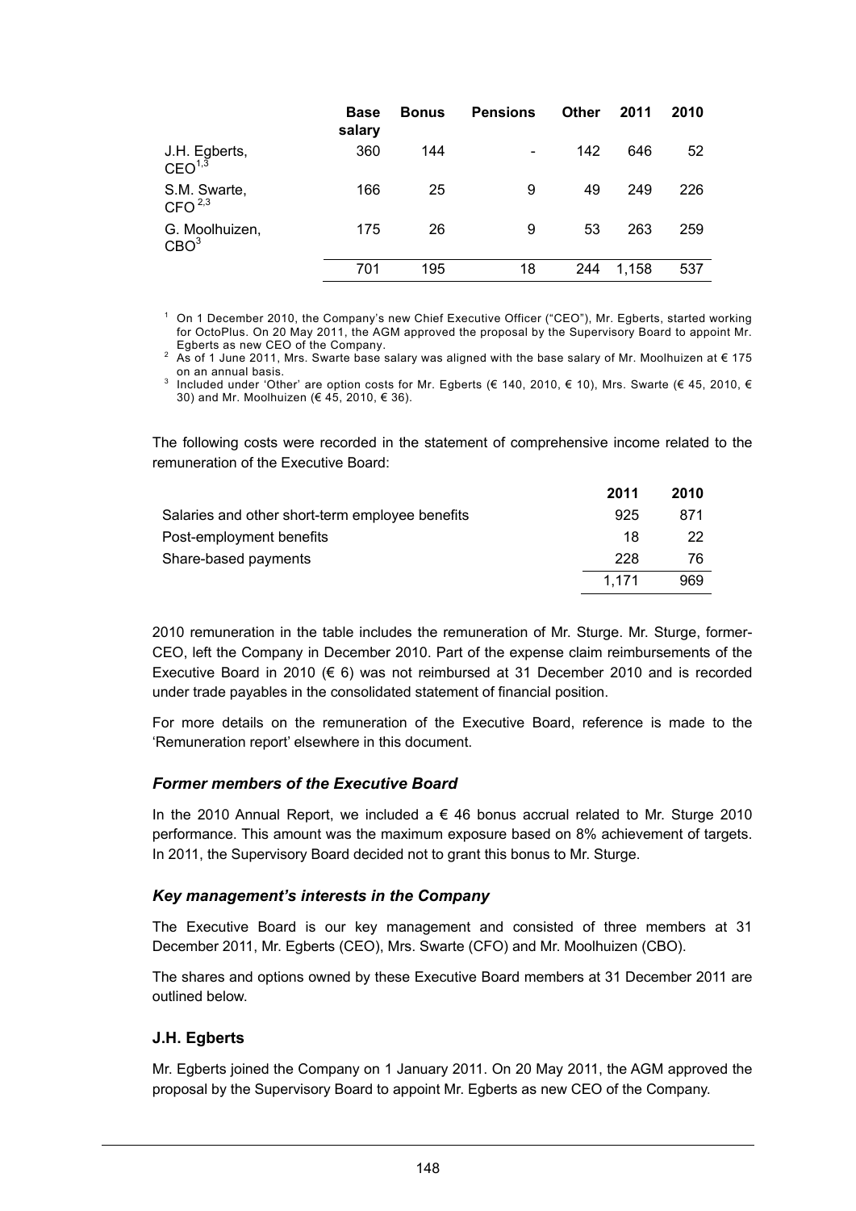| | Base salary | Bonus | Pensions | Other | 2011 | 2010 |
|---|---|---|---|---|---|---|
| J.H. Egberts, CEO[1,3] | 360 | 144 | - | 142 | 646 | 52 |
| S.M. Swarte, CFO [2,3] | 166 | 25 | 9 | 49 | 249 | 226 |
| G. Moolhuizen, CBO[3] | 175 | 26 | 9 | 53 | 263 | 259 |
| | 701 | 195 | 18 | 244 | 1,158 | 537 |

[1] On 1 December 2010, the Company's new Chief Executive Officer ("CEO"), Mr. Egberts, started working for OctoPlus. On 20 May 2011, the AGM approved the proposal by the Supervisory Board to appoint Mr. Egberts as new CEO of the Company.

[2] As of 1 June 2011, Mrs. Swarte base salary was aligned with the base salary of Mr. Moolhuizen at € 175 on an annual basis.

[3] Included under 'Other' are option costs for Mr. Egberts (€ 140, 2010, € 10), Mrs. Swarte (€ 45, 2010, € 30) and Mr. Moolhuizen (€ 45, 2010, € 36).

The following costs were recorded in the statement of comprehensive income related to the remuneration of the Executive Board:

| | 2011 | 2010 |
|---|---|---|
| Salaries and other short-term employee benefits | 925 | 871 |
| Post-employment benefits | 18 | 22 |
| Share-based payments | 228 | 76 |
| | 1,171 | 969 |

2010 remuneration in the table includes the remuneration of Mr. Sturge. Mr. Sturge, former-CEO, left the Company in December 2010. Part of the expense claim reimbursements of the Executive Board in 2010 (€ 6) was not reimbursed at 31 December 2010 and is recorded under trade payables in the consolidated statement of financial position.

For more details on the remuneration of the Executive Board, reference is made to the 'Remuneration report' elsewhere in this document.

### *Former members of the Executive Board*

In the 2010 Annual Report, we included a € 46 bonus accrual related to Mr. Sturge 2010 performance. This amount was the maximum exposure based on 8% achievement of targets. In 2011, the Supervisory Board decided not to grant this bonus to Mr. Sturge.

### *Key management's interests in the Company*

The Executive Board is our key management and consisted of three members at 31 December 2011, Mr. Egberts (CEO), Mrs. Swarte (CFO) and Mr. Moolhuizen (CBO).

The shares and options owned by these Executive Board members at 31 December 2011 are outlined below.

### J.H. Egberts

Mr. Egberts joined the Company on 1 January 2011. On 20 May 2011, the AGM approved the proposal by the Supervisory Board to appoint Mr. Egberts as new CEO of the Company.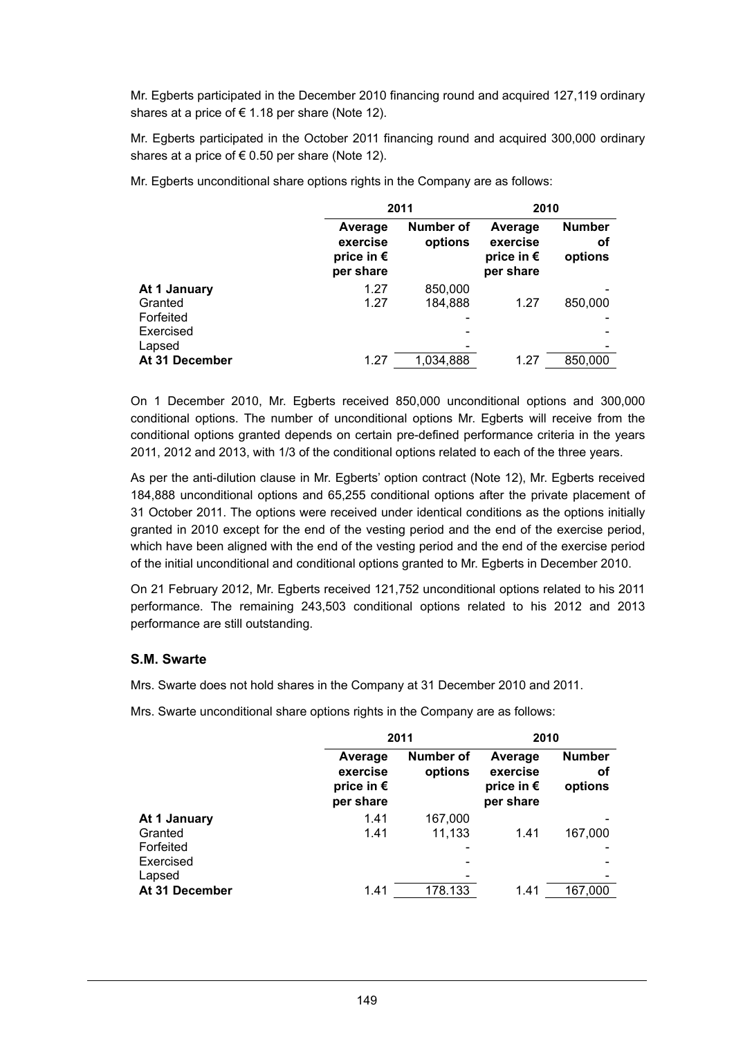Mr. Egberts participated in the December 2010 financing round and acquired 127,119 ordinary shares at a price of € 1.18 per share (Note 12).

Mr. Egberts participated in the October 2011 financing round and acquired 300,000 ordinary shares at a price of € 0.50 per share (Note 12).

Mr. Egberts unconditional share options rights in the Company are as follows:

| | 2011 | | 2010 | |
|---|---|---|---|---|
| | Average exercise price in € per share | Number of options | Average exercise price in € per share | Number of options |
| **At 1 January** | 1.27 | 850,000 | | - |
| Granted | 1.27 | 184,888 | 1.27 | 850,000 |
| Forfeited | | - | | - |
| Exercised | | - | | - |
| Lapsed | | - | | - |
| **At 31 December** | 1.27 | 1,034,888 | 1.27 | 850,000 |

On 1 December 2010, Mr. Egberts received 850,000 unconditional options and 300,000 conditional options. The number of unconditional options Mr. Egberts will receive from the conditional options granted depends on certain pre-defined performance criteria in the years 2011, 2012 and 2013, with 1/3 of the conditional options related to each of the three years.

As per the anti-dilution clause in Mr. Egberts' option contract (Note 12), Mr. Egberts received 184,888 unconditional options and 65,255 conditional options after the private placement of 31 October 2011. The options were received under identical conditions as the options initially granted in 2010 except for the end of the vesting period and the end of the exercise period, which have been aligned with the end of the vesting period and the end of the exercise period of the initial unconditional and conditional options granted to Mr. Egberts in December 2010.

On 21 February 2012, Mr. Egberts received 121,752 unconditional options related to his 2011 performance. The remaining 243,503 conditional options related to his 2012 and 2013 performance are still outstanding.

### S.M. Swarte

Mrs. Swarte does not hold shares in the Company at 31 December 2010 and 2011.

Mrs. Swarte unconditional share options rights in the Company are as follows:

| | 2011 | | 2010 | |
|---|---|---|---|---|
| | Average exercise price in € per share | Number of options | Average exercise price in € per share | Number of options |
| **At 1 January** | 1.41 | 167,000 | | - |
| Granted | 1.41 | 11,133 | 1.41 | 167,000 |
| Forfeited | | - | | - |
| Exercised | | - | | - |
| Lapsed | | - | | - |
| **At 31 December** | 1.41 | 178.133 | 1.41 | 167,000 |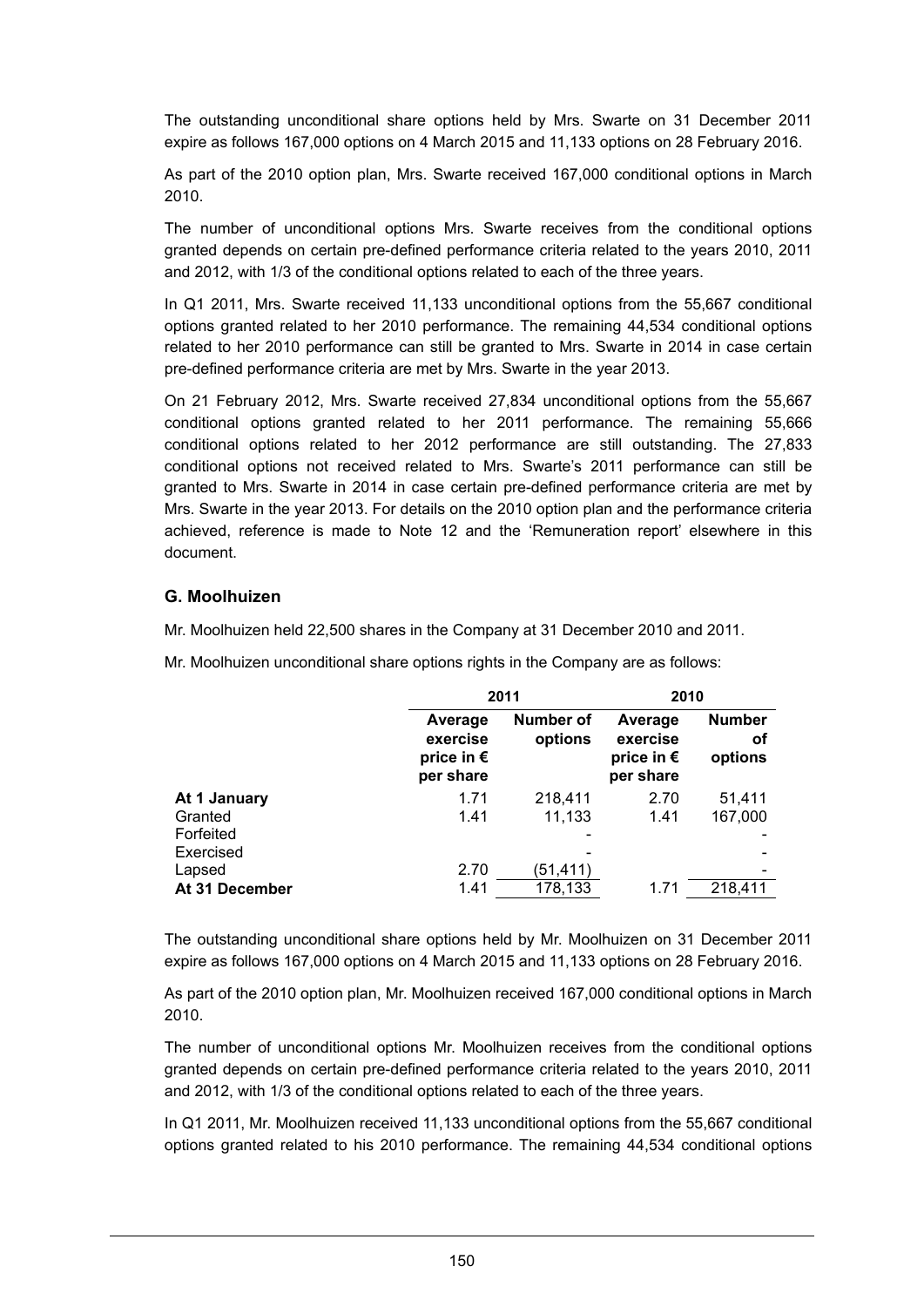The outstanding unconditional share options held by Mrs. Swarte on 31 December 2011 expire as follows 167,000 options on 4 March 2015 and 11,133 options on 28 February 2016.

As part of the 2010 option plan, Mrs. Swarte received 167,000 conditional options in March 2010.

The number of unconditional options Mrs. Swarte receives from the conditional options granted depends on certain pre-defined performance criteria related to the years 2010, 2011 and 2012, with 1/3 of the conditional options related to each of the three years.

In Q1 2011, Mrs. Swarte received 11,133 unconditional options from the 55,667 conditional options granted related to her 2010 performance. The remaining 44,534 conditional options related to her 2010 performance can still be granted to Mrs. Swarte in 2014 in case certain pre-defined performance criteria are met by Mrs. Swarte in the year 2013.

On 21 February 2012, Mrs. Swarte received 27,834 unconditional options from the 55,667 conditional options granted related to her 2011 performance. The remaining 55,666 conditional options related to her 2012 performance are still outstanding. The 27,833 conditional options not received related to Mrs. Swarte's 2011 performance can still be granted to Mrs. Swarte in 2014 in case certain pre-defined performance criteria are met by Mrs. Swarte in the year 2013. For details on the 2010 option plan and the performance criteria achieved, reference is made to Note 12 and the 'Remuneration report' elsewhere in this document.

## G. Moolhuizen

Mr. Moolhuizen held 22,500 shares in the Company at 31 December 2010 and 2011.

Mr. Moolhuizen unconditional share options rights in the Company are as follows:

| | 2011 | | 2010 | |
|---|---|---|---|---|
| | Average exercise price in € per share | Number of options | Average exercise price in € per share | Number of options |
| **At 1 January** | 1.71 | 218,411 | 2.70 | 51,411 |
| Granted | 1.41 | 11,133 | 1.41 | 167,000 |
| Forfeited | | - | | - |
| Exercised | | - | | - |
| Lapsed | 2.70 | (51,411) | | - |
| **At 31 December** | 1.41 | 178,133 | 1.71 | 218,411 |

The outstanding unconditional share options held by Mr. Moolhuizen on 31 December 2011 expire as follows 167,000 options on 4 March 2015 and 11,133 options on 28 February 2016.

As part of the 2010 option plan, Mr. Moolhuizen received 167,000 conditional options in March 2010.

The number of unconditional options Mr. Moolhuizen receives from the conditional options granted depends on certain pre-defined performance criteria related to the years 2010, 2011 and 2012, with 1/3 of the conditional options related to each of the three years.

In Q1 2011, Mr. Moolhuizen received 11,133 unconditional options from the 55,667 conditional options granted related to his 2010 performance. The remaining 44,534 conditional options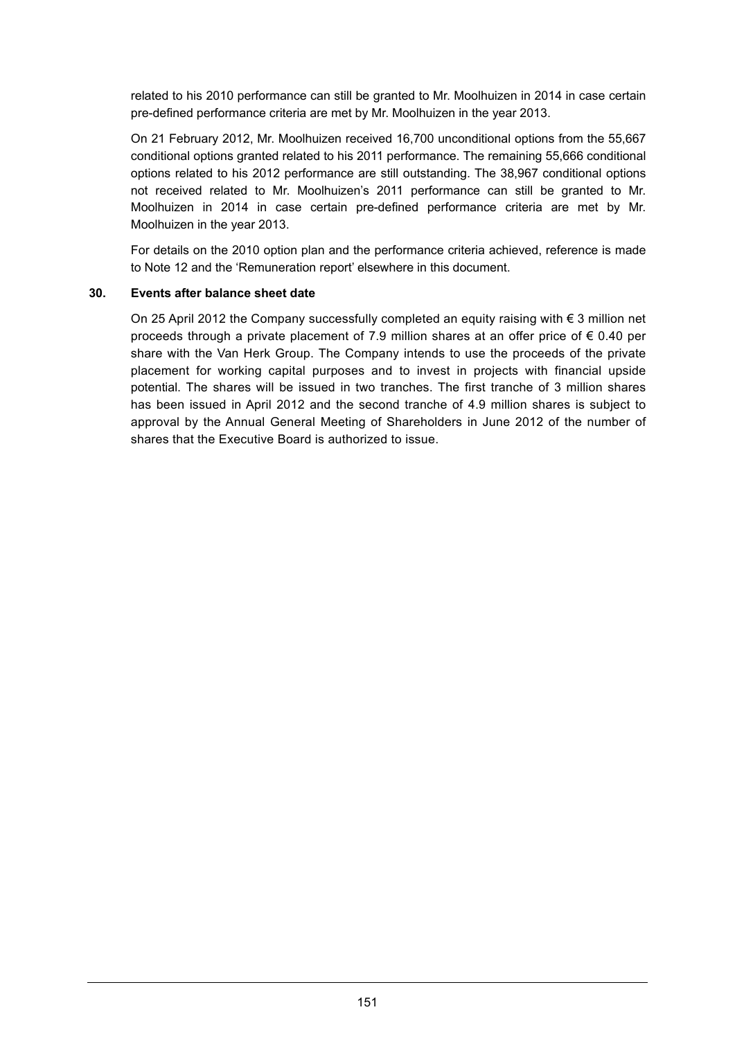related to his 2010 performance can still be granted to Mr. Moolhuizen in 2014 in case certain pre-defined performance criteria are met by Mr. Moolhuizen in the year 2013.

On 21 February 2012, Mr. Moolhuizen received 16,700 unconditional options from the 55,667 conditional options granted related to his 2011 performance. The remaining 55,666 conditional options related to his 2012 performance are still outstanding. The 38,967 conditional options not received related to Mr. Moolhuizen's 2011 performance can still be granted to Mr. Moolhuizen in 2014 in case certain pre-defined performance criteria are met by Mr. Moolhuizen in the year 2013.

For details on the 2010 option plan and the performance criteria achieved, reference is made to Note 12 and the 'Remuneration report' elsewhere in this document.

## 30. Events after balance sheet date

On 25 April 2012 the Company successfully completed an equity raising with € 3 million net proceeds through a private placement of 7.9 million shares at an offer price of € 0.40 per share with the Van Herk Group. The Company intends to use the proceeds of the private placement for working capital purposes and to invest in projects with financial upside potential. The shares will be issued in two tranches. The first tranche of 3 million shares has been issued in April 2012 and the second tranche of 4.9 million shares is subject to approval by the Annual General Meeting of Shareholders in June 2012 of the number of shares that the Executive Board is authorized to issue.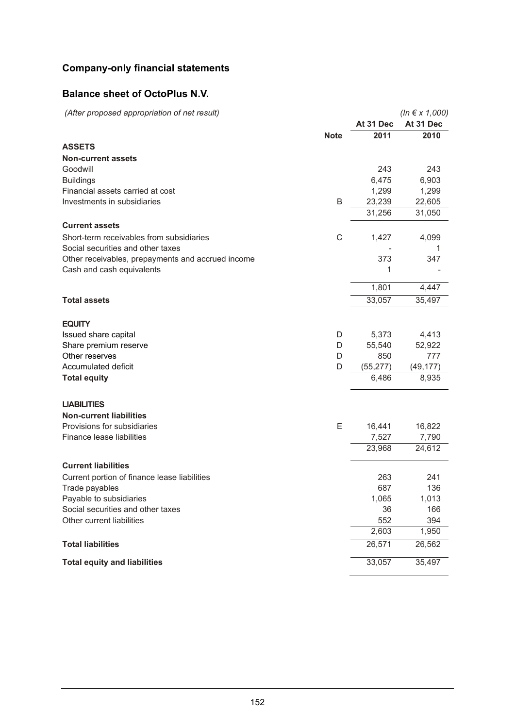## Company-only financial statements

### Balance sheet of OctoPlus N.V.

| *(After proposed appropriation of net result)* | | | *(In € x 1,000)* |
|---|---|---|---|
| | | At 31 Dec | At 31 Dec |
| | Note | 2011 | 2010 |
| **ASSETS** | | | |
| **Non-current assets** | | | |
| Goodwill | | 243 | 243 |
| Buildings | | 6,475 | 6,903 |
| Financial assets carried at cost | | 1,299 | 1,299 |
| Investments in subsidiaries | B | 23,239 | 22,605 |
| | | 31,256 | 31,050 |
| **Current assets** | | | |
| Short-term receivables from subsidiaries | C | 1,427 | 4,099 |
| Social securities and other taxes | | - | 1 |
| Other receivables, prepayments and accrued income | | 373 | 347 |
| Cash and cash equivalents | | 1 | - |
| | | 1,801 | 4,447 |
| **Total assets** | | 33,057 | 35,497 |
| **EQUITY** | | | |
| Issued share capital | D | 5,373 | 4,413 |
| Share premium reserve | D | 55,540 | 52,922 |
| Other reserves | D | 850 | 777 |
| Accumulated deficit | D | (55,277) | (49,177) |
| **Total equity** | | 6,486 | 8,935 |
| **LIABILITIES** | | | |
| **Non-current liabilities** | | | |
| Provisions for subsidiaries | E | 16,441 | 16,822 |
| Finance lease liabilities | | 7,527 | 7,790 |
| | | 23,968 | 24,612 |
| **Current liabilities** | | | |
| Current portion of finance lease liabilities | | 263 | 241 |
| Trade payables | | 687 | 136 |
| Payable to subsidiaries | | 1,065 | 1,013 |
| Social securities and other taxes | | 36 | 166 |
| Other current liabilities | | 552 | 394 |
| | | 2,603 | 1,950 |
| **Total liabilities** | | 26,571 | 26,562 |
| **Total equity and liabilities** | | 33,057 | 35,497 |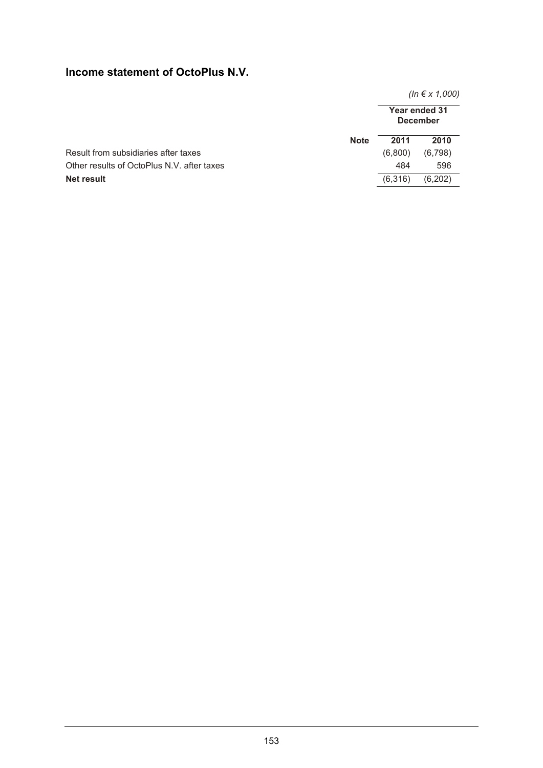## Income statement of OctoPlus N.V.

*(In € x 1,000)*

| | Note | Year ended 31 December | |
|---|---|---|---|
| | | **2011** | **2010** |
| Result from subsidiaries after taxes | | (6,800) | (6,798) |
| Other results of OctoPlus N.V. after taxes | | 484 | 596 |
| **Net result** | | (6,316) | (6,202) |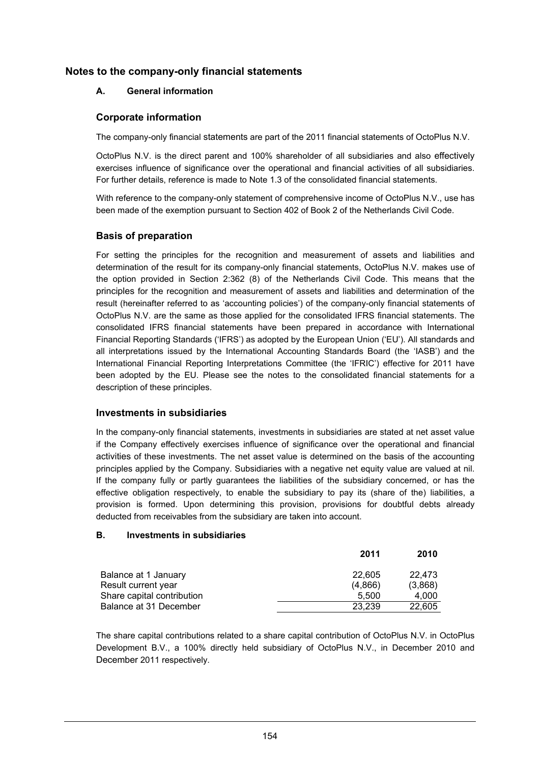## Notes to the company-only financial statements

### A. General information

### Corporate information

The company-only financial statements are part of the 2011 financial statements of OctoPlus N.V.

OctoPlus N.V. is the direct parent and 100% shareholder of all subsidiaries and also effectively exercises influence of significance over the operational and financial activities of all subsidiaries. For further details, reference is made to Note 1.3 of the consolidated financial statements.

With reference to the company-only statement of comprehensive income of OctoPlus N.V., use has been made of the exemption pursuant to Section 402 of Book 2 of the Netherlands Civil Code.

### Basis of preparation

For setting the principles for the recognition and measurement of assets and liabilities and determination of the result for its company-only financial statements, OctoPlus N.V. makes use of the option provided in Section 2:362 (8) of the Netherlands Civil Code. This means that the principles for the recognition and measurement of assets and liabilities and determination of the result (hereinafter referred to as 'accounting policies') of the company-only financial statements of OctoPlus N.V. are the same as those applied for the consolidated IFRS financial statements. The consolidated IFRS financial statements have been prepared in accordance with International Financial Reporting Standards ('IFRS') as adopted by the European Union ('EU'). All standards and all interpretations issued by the International Accounting Standards Board (the 'IASB') and the International Financial Reporting Interpretations Committee (the 'IFRIC') effective for 2011 have been adopted by the EU. Please see the notes to the consolidated financial statements for a description of these principles.

### Investments in subsidiaries

In the company-only financial statements, investments in subsidiaries are stated at net asset value if the Company effectively exercises influence of significance over the operational and financial activities of these investments. The net asset value is determined on the basis of the accounting principles applied by the Company. Subsidiaries with a negative net equity value are valued at nil. If the company fully or partly guarantees the liabilities of the subsidiary concerned, or has the effective obligation respectively, to enable the subsidiary to pay its (share of the) liabilities, a provision is formed. Upon determining this provision, provisions for doubtful debts already deducted from receivables from the subsidiary are taken into account.

### B. Investments in subsidiaries

| | 2011 | 2010 |
|---|---|---|
| Balance at 1 January | 22,605 | 22,473 |
| Result current year | (4,866) | (3,868) |
| Share capital contribution | 5,500 | 4,000 |
| Balance at 31 December | 23,239 | 22,605 |

The share capital contributions related to a share capital contribution of OctoPlus N.V. in OctoPlus Development B.V., a 100% directly held subsidiary of OctoPlus N.V., in December 2010 and December 2011 respectively.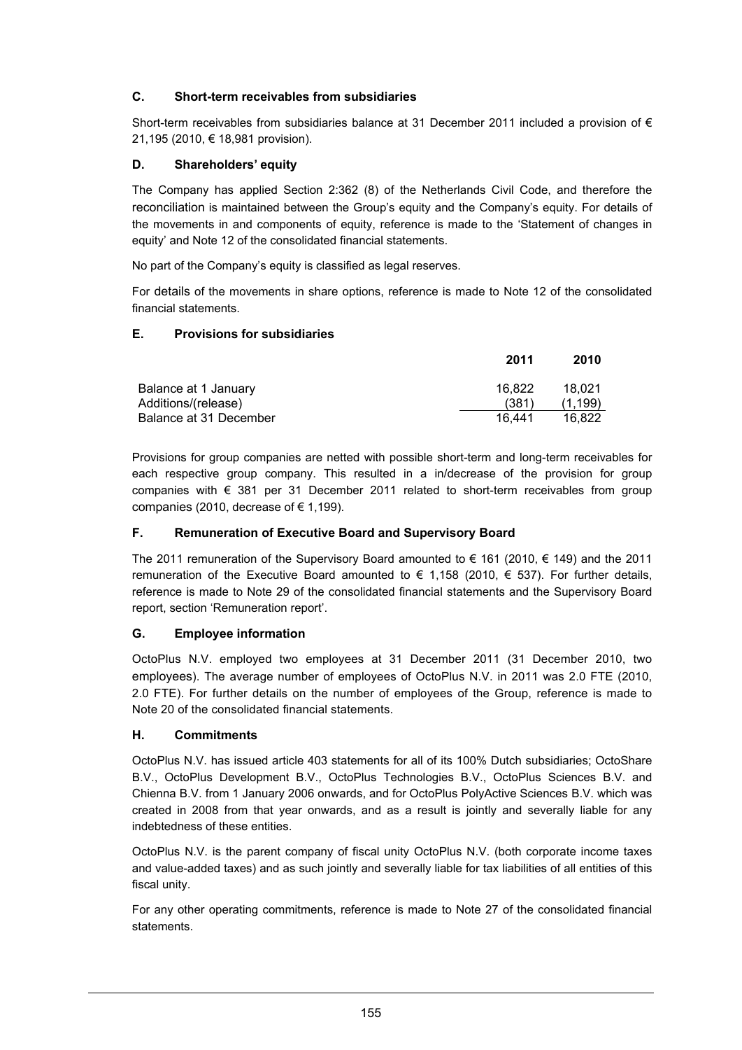### C. Short-term receivables from subsidiaries

Short-term receivables from subsidiaries balance at 31 December 2011 included a provision of € 21,195 (2010, € 18,981 provision).

### D. Shareholders' equity

The Company has applied Section 2:362 (8) of the Netherlands Civil Code, and therefore the reconciliation is maintained between the Group's equity and the Company's equity. For details of the movements in and components of equity, reference is made to the 'Statement of changes in equity' and Note 12 of the consolidated financial statements.

No part of the Company's equity is classified as legal reserves.

For details of the movements in share options, reference is made to Note 12 of the consolidated financial statements.

### E. Provisions for subsidiaries

| | 2011 | 2010 |
|---|---|---|
| Balance at 1 January | 16,822 | 18,021 |
| Additions/(release) | (381) | (1,199) |
| Balance at 31 December | 16,441 | 16,822 |

Provisions for group companies are netted with possible short-term and long-term receivables for each respective group company. This resulted in a in/decrease of the provision for group companies with € 381 per 31 December 2011 related to short-term receivables from group companies (2010, decrease of € 1,199).

### F. Remuneration of Executive Board and Supervisory Board

The 2011 remuneration of the Supervisory Board amounted to € 161 (2010, € 149) and the 2011 remuneration of the Executive Board amounted to € 1,158 (2010, € 537). For further details, reference is made to Note 29 of the consolidated financial statements and the Supervisory Board report, section 'Remuneration report'.

### G. Employee information

OctoPlus N.V. employed two employees at 31 December 2011 (31 December 2010, two employees). The average number of employees of OctoPlus N.V. in 2011 was 2.0 FTE (2010, 2.0 FTE). For further details on the number of employees of the Group, reference is made to Note 20 of the consolidated financial statements.

### H. Commitments

OctoPlus N.V. has issued article 403 statements for all of its 100% Dutch subsidiaries; OctoShare B.V., OctoPlus Development B.V., OctoPlus Technologies B.V., OctoPlus Sciences B.V. and Chienna B.V. from 1 January 2006 onwards, and for OctoPlus PolyActive Sciences B.V. which was created in 2008 from that year onwards, and as a result is jointly and severally liable for any indebtedness of these entities.

OctoPlus N.V. is the parent company of fiscal unity OctoPlus N.V. (both corporate income taxes and value-added taxes) and as such jointly and severally liable for tax liabilities of all entities of this fiscal unity.

For any other operating commitments, reference is made to Note 27 of the consolidated financial statements.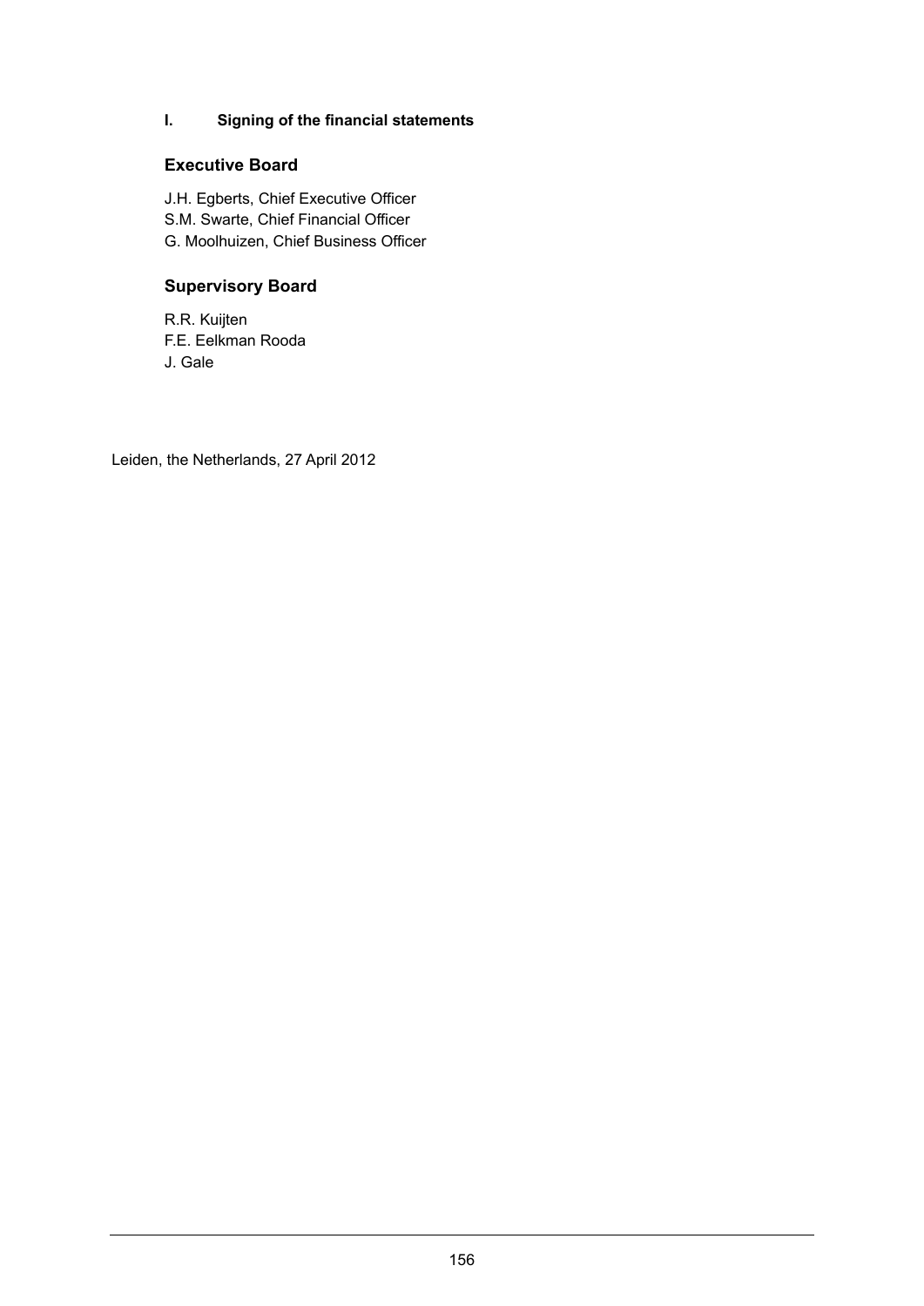### I. Signing of the financial statements

## Executive Board

J.H. Egberts, Chief Executive Officer
S.M. Swarte, Chief Financial Officer
G. Moolhuizen, Chief Business Officer

## Supervisory Board

R.R. Kuijten
F.E. Eelkman Rooda
J. Gale

Leiden, the Netherlands, 27 April 2012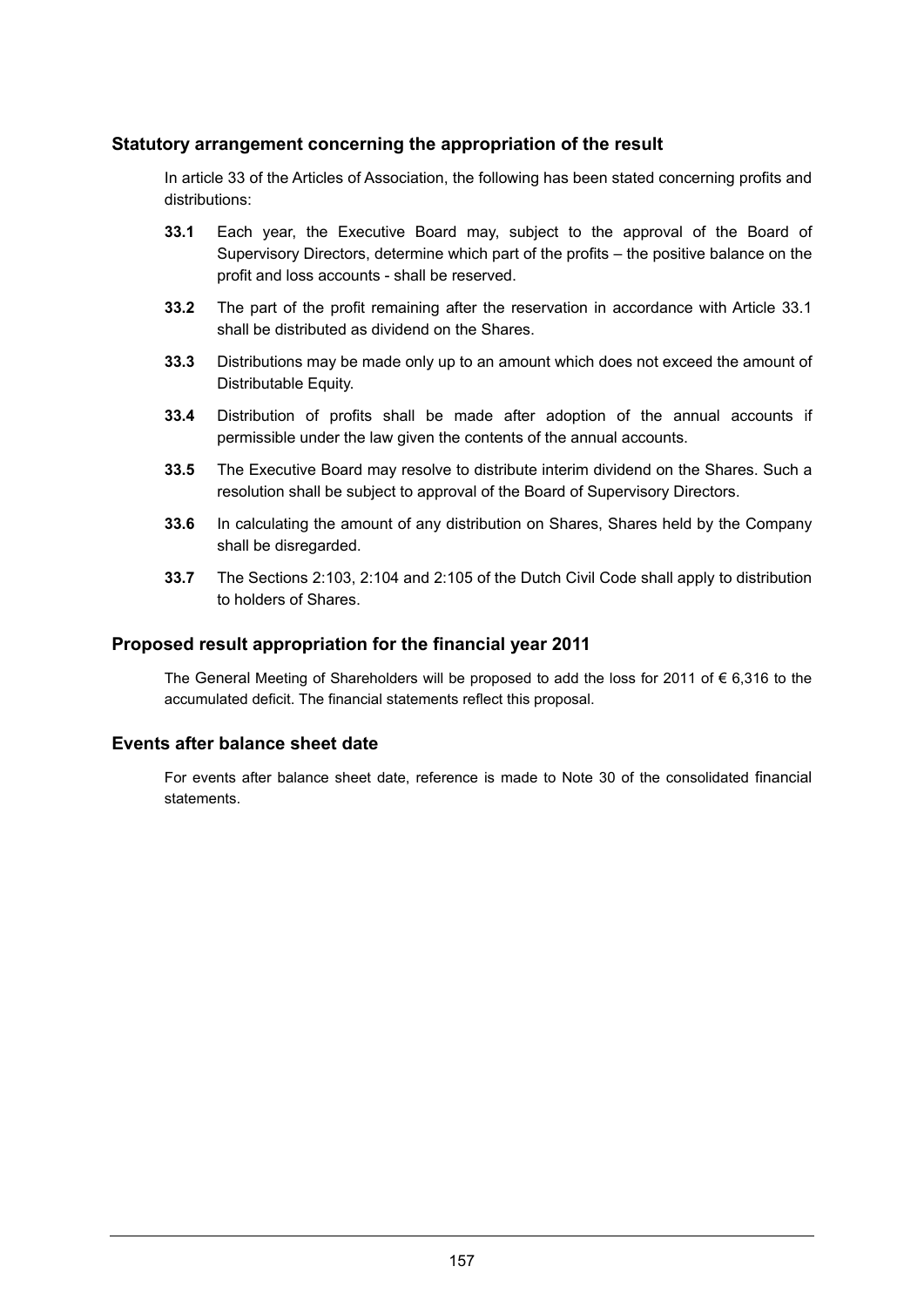## Statutory arrangement concerning the appropriation of the result

In article 33 of the Articles of Association, the following has been stated concerning profits and distributions:

**33.1** Each year, the Executive Board may, subject to the approval of the Board of Supervisory Directors, determine which part of the profits – the positive balance on the profit and loss accounts - shall be reserved.

**33.2** The part of the profit remaining after the reservation in accordance with Article 33.1 shall be distributed as dividend on the Shares.

**33.3** Distributions may be made only up to an amount which does not exceed the amount of Distributable Equity.

**33.4** Distribution of profits shall be made after adoption of the annual accounts if permissible under the law given the contents of the annual accounts.

**33.5** The Executive Board may resolve to distribute interim dividend on the Shares. Such a resolution shall be subject to approval of the Board of Supervisory Directors.

**33.6** In calculating the amount of any distribution on Shares, Shares held by the Company shall be disregarded.

**33.7** The Sections 2:103, 2:104 and 2:105 of the Dutch Civil Code shall apply to distribution to holders of Shares.

## Proposed result appropriation for the financial year 2011

The General Meeting of Shareholders will be proposed to add the loss for 2011 of € 6,316 to the accumulated deficit. The financial statements reflect this proposal.

## Events after balance sheet date

For events after balance sheet date, reference is made to Note 30 of the consolidated financial statements.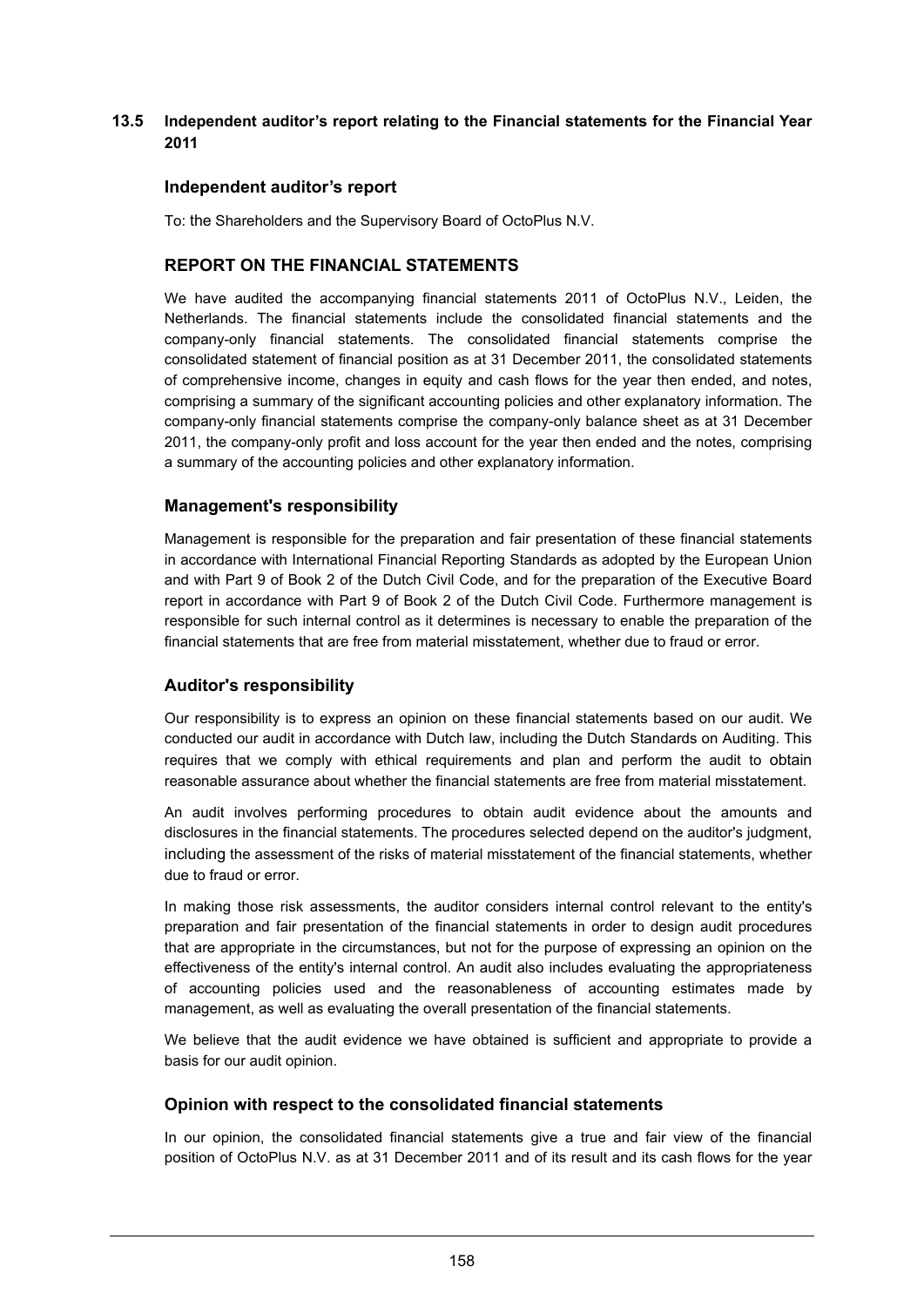## 13.5 Independent auditor's report relating to the Financial statements for the Financial Year 2011

### Independent auditor's report

To: the Shareholders and the Supervisory Board of OctoPlus N.V.

### REPORT ON THE FINANCIAL STATEMENTS

We have audited the accompanying financial statements 2011 of OctoPlus N.V., Leiden, the Netherlands. The financial statements include the consolidated financial statements and the company-only financial statements. The consolidated financial statements comprise the consolidated statement of financial position as at 31 December 2011, the consolidated statements of comprehensive income, changes in equity and cash flows for the year then ended, and notes, comprising a summary of the significant accounting policies and other explanatory information. The company-only financial statements comprise the company-only balance sheet as at 31 December 2011, the company-only profit and loss account for the year then ended and the notes, comprising a summary of the accounting policies and other explanatory information.

### Management's responsibility

Management is responsible for the preparation and fair presentation of these financial statements in accordance with International Financial Reporting Standards as adopted by the European Union and with Part 9 of Book 2 of the Dutch Civil Code, and for the preparation of the Executive Board report in accordance with Part 9 of Book 2 of the Dutch Civil Code. Furthermore management is responsible for such internal control as it determines is necessary to enable the preparation of the financial statements that are free from material misstatement, whether due to fraud or error.

### Auditor's responsibility

Our responsibility is to express an opinion on these financial statements based on our audit. We conducted our audit in accordance with Dutch law, including the Dutch Standards on Auditing. This requires that we comply with ethical requirements and plan and perform the audit to obtain reasonable assurance about whether the financial statements are free from material misstatement.

An audit involves performing procedures to obtain audit evidence about the amounts and disclosures in the financial statements. The procedures selected depend on the auditor's judgment, including the assessment of the risks of material misstatement of the financial statements, whether due to fraud or error.

In making those risk assessments, the auditor considers internal control relevant to the entity's preparation and fair presentation of the financial statements in order to design audit procedures that are appropriate in the circumstances, but not for the purpose of expressing an opinion on the effectiveness of the entity's internal control. An audit also includes evaluating the appropriateness of accounting policies used and the reasonableness of accounting estimates made by management, as well as evaluating the overall presentation of the financial statements.

We believe that the audit evidence we have obtained is sufficient and appropriate to provide a basis for our audit opinion.

### Opinion with respect to the consolidated financial statements

In our opinion, the consolidated financial statements give a true and fair view of the financial position of OctoPlus N.V. as at 31 December 2011 and of its result and its cash flows for the year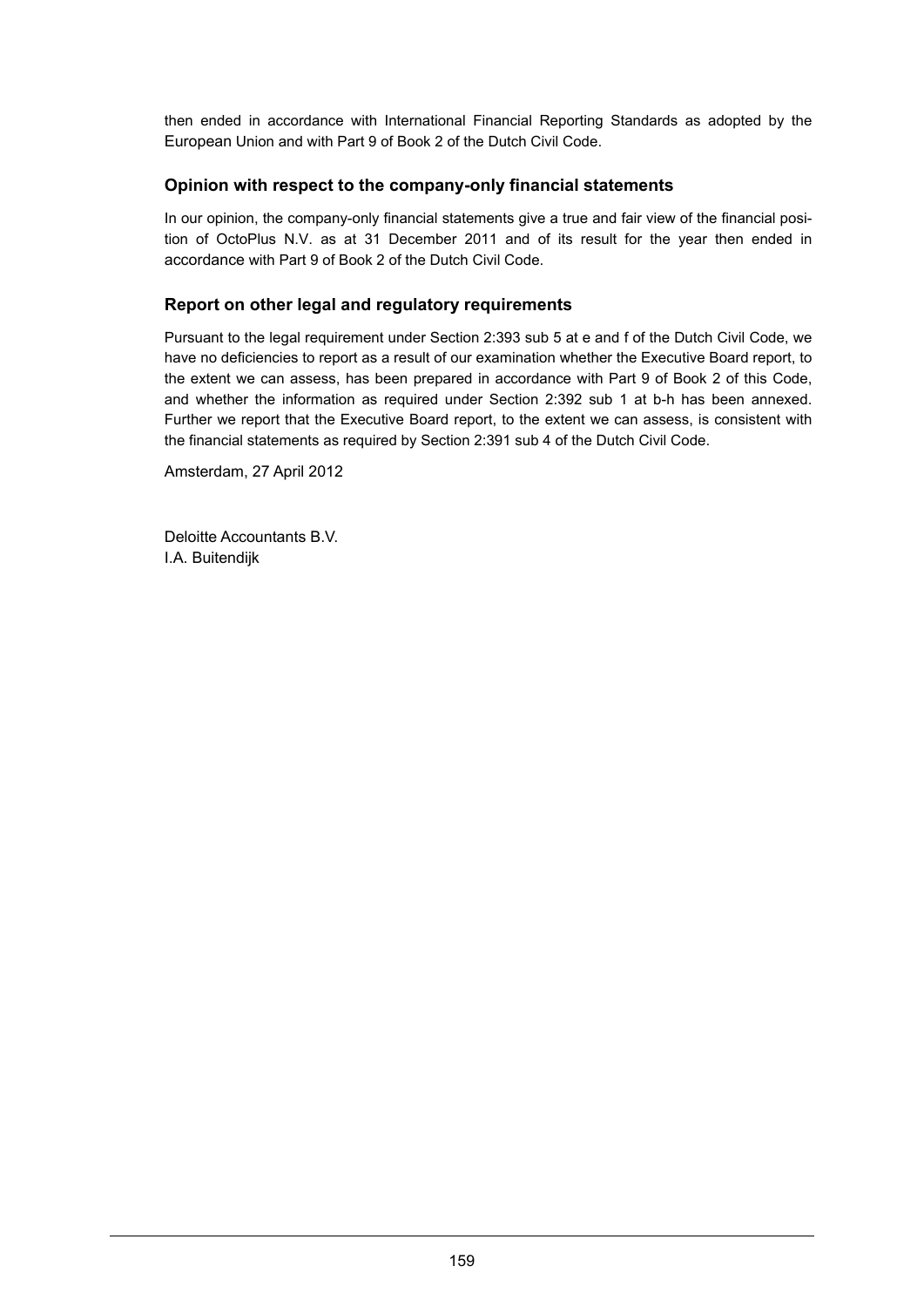then ended in accordance with International Financial Reporting Standards as adopted by the European Union and with Part 9 of Book 2 of the Dutch Civil Code.

### Opinion with respect to the company-only financial statements

In our opinion, the company-only financial statements give a true and fair view of the financial position of OctoPlus N.V. as at 31 December 2011 and of its result for the year then ended in accordance with Part 9 of Book 2 of the Dutch Civil Code.

### Report on other legal and regulatory requirements

Pursuant to the legal requirement under Section 2:393 sub 5 at e and f of the Dutch Civil Code, we have no deficiencies to report as a result of our examination whether the Executive Board report, to the extent we can assess, has been prepared in accordance with Part 9 of Book 2 of this Code, and whether the information as required under Section 2:392 sub 1 at b-h has been annexed. Further we report that the Executive Board report, to the extent we can assess, is consistent with the financial statements as required by Section 2:391 sub 4 of the Dutch Civil Code.

Amsterdam, 27 April 2012

Deloitte Accountants B.V.
I.A. Buitendijk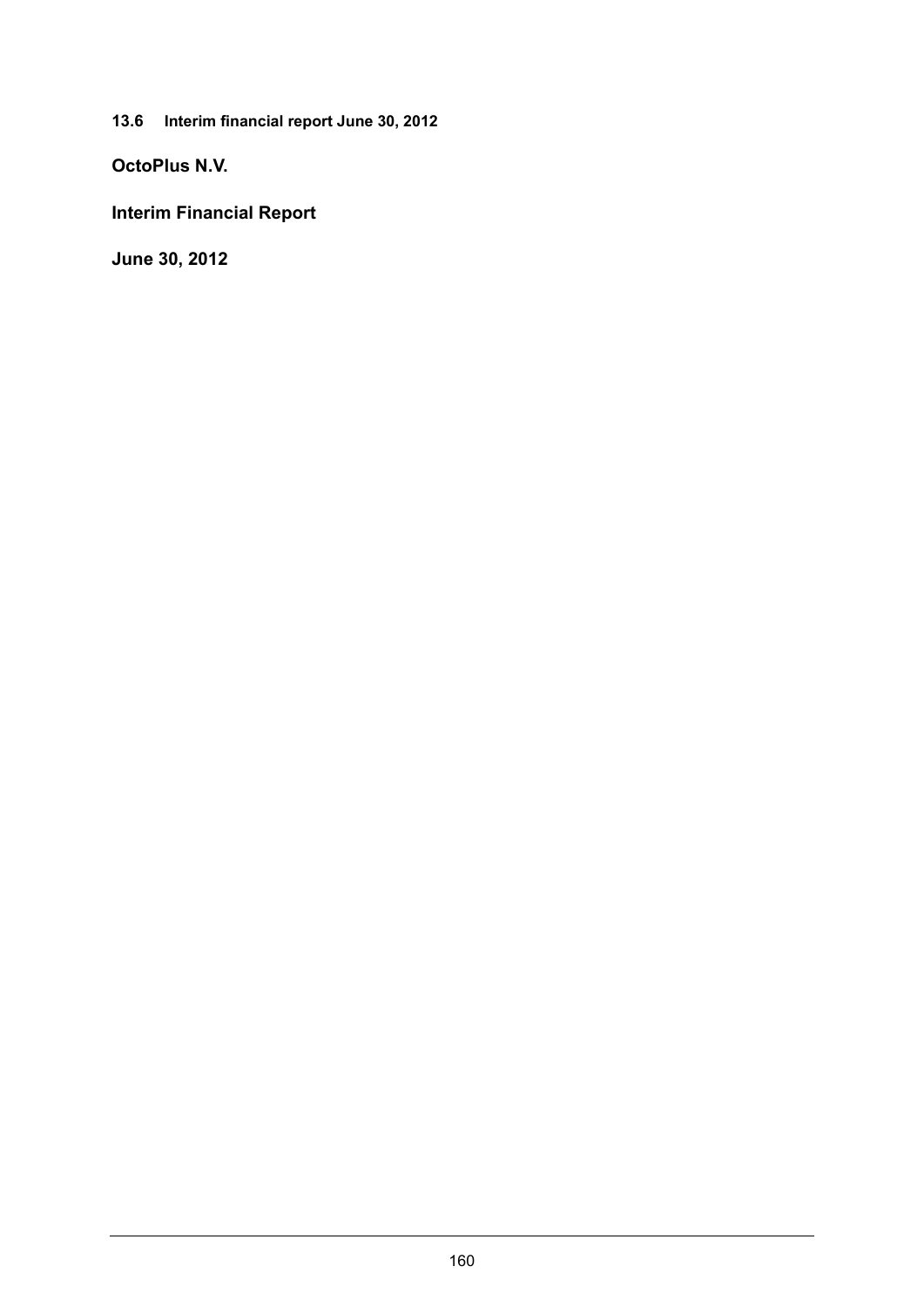### 13.6 Interim financial report June 30, 2012

## OctoPlus N.V.

## Interim Financial Report

## June 30, 2012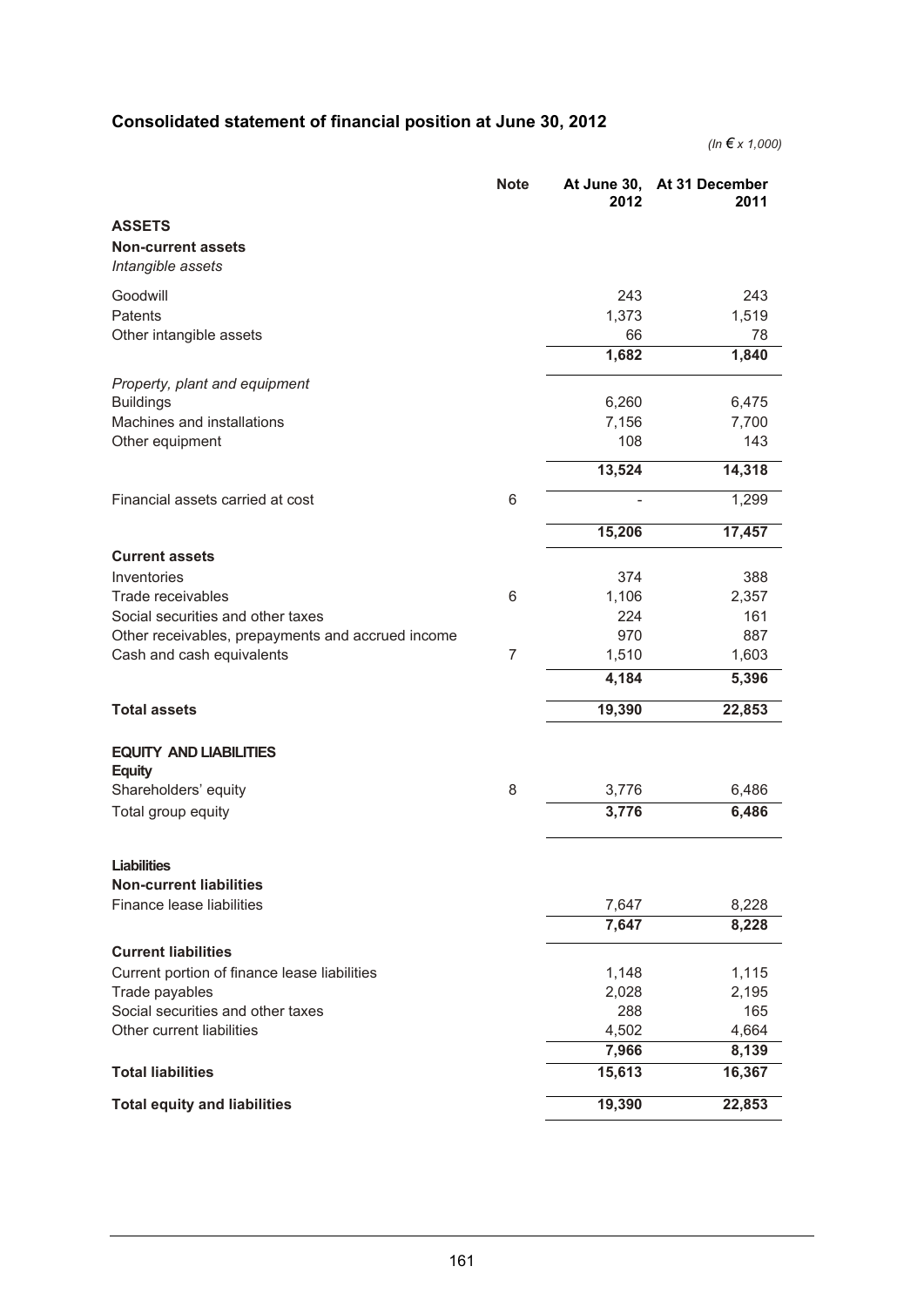# Consolidated statement of financial position at June 30, 2012

*(In € x 1,000)*

| | Note | At June 30, 2012 | At 31 December 2011 |
|---|---|---|---|
| **ASSETS** | | | |
| **Non-current assets** | | | |
| *Intangible assets* | | | |
| Goodwill | | 243 | 243 |
| Patents | | 1,373 | 1,519 |
| Other intangible assets | | 66 | 78 |
| | | **1,682** | **1,840** |
| *Property, plant and equipment* | | | |
| Buildings | | 6,260 | 6,475 |
| Machines and installations | | 7,156 | 7,700 |
| Other equipment | | 108 | 143 |
| | | **13,524** | **14,318** |
| Financial assets carried at cost | 6 | - | 1,299 |
| | | **15,206** | **17,457** |
| **Current assets** | | | |
| Inventories | | 374 | 388 |
| Trade receivables | 6 | 1,106 | 2,357 |
| Social securities and other taxes | | 224 | 161 |
| Other receivables, prepayments and accrued income | | 970 | 887 |
| Cash and cash equivalents | 7 | 1,510 | 1,603 |
| | | **4,184** | **5,396** |
| **Total assets** | | **19,390** | **22,853** |
| **EQUITY AND LIABILITIES** | | | |
| **Equity** | | | |
| Shareholders' equity | 8 | 3,776 | 6,486 |
| Total group equity | | **3,776** | **6,486** |
| **Liabilities** | | | |
| **Non-current liabilities** | | | |
| Finance lease liabilities | | 7,647 | 8,228 |
| | | **7,647** | **8,228** |
| **Current liabilities** | | | |
| Current portion of finance lease liabilities | | 1,148 | 1,115 |
| Trade payables | | 2,028 | 2,195 |
| Social securities and other taxes | | 288 | 165 |
| Other current liabilities | | 4,502 | 4,664 |
| | | **7,966** | **8,139** |
| **Total liabilities** | | **15,613** | **16,367** |
| **Total equity and liabilities** | | **19,390** | **22,853** |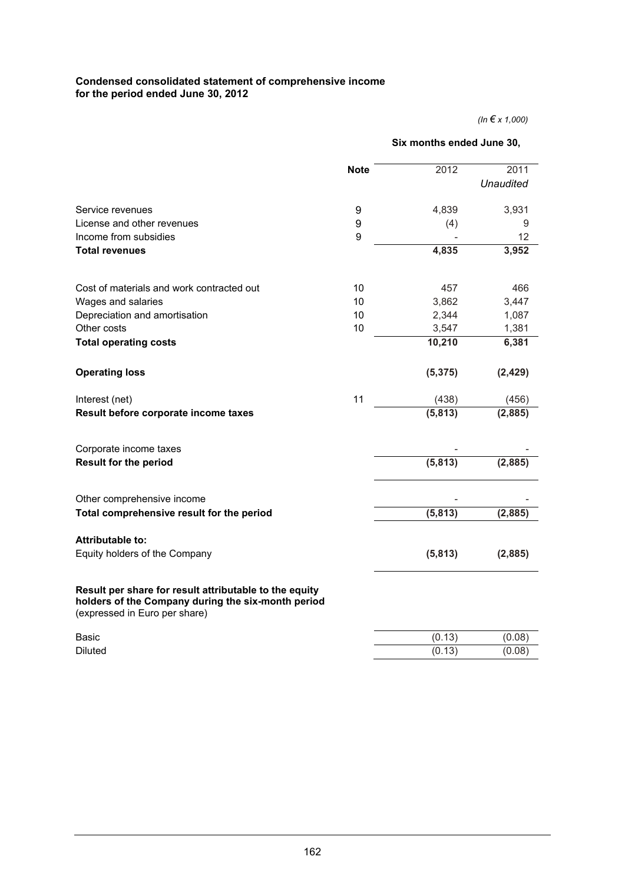**Condensed consolidated statement of comprehensive income**
**for the period ended June 30, 2012**

*(In € x 1,000)*

| | Note | Six months ended June 30, 2012 | Six months ended June 30, 2011 *Unaudited* |
|---|---|---|---|
| Service revenues | 9 | 4,839 | 3,931 |
| License and other revenues | 9 | (4) | 9 |
| Income from subsidies | 9 | - | 12 |
| **Total revenues** | | **4,835** | **3,952** |
| Cost of materials and work contracted out | 10 | 457 | 466 |
| Wages and salaries | 10 | 3,862 | 3,447 |
| Depreciation and amortisation | 10 | 2,344 | 1,087 |
| Other costs | 10 | 3,547 | 1,381 |
| **Total operating costs** | | **10,210** | **6,381** |
| **Operating loss** | | **(5,375)** | **(2,429)** |
| Interest (net) | 11 | (438) | (456) |
| **Result before corporate income taxes** | | **(5,813)** | **(2,885)** |
| Corporate income taxes | | - | - |
| **Result for the period** | | **(5,813)** | **(2,885)** |
| Other comprehensive income | | - | - |
| **Total comprehensive result for the period** | | **(5,813)** | **(2,885)** |
| **Attributable to:** | | | |
| Equity holders of the Company | | **(5,813)** | **(2,885)** |
| **Result per share for result attributable to the equity holders of the Company during the six-month period** (expressed in Euro per share) | | | |
| Basic | | (0.13) | (0.08) |
| Diluted | | (0.13) | (0.08) |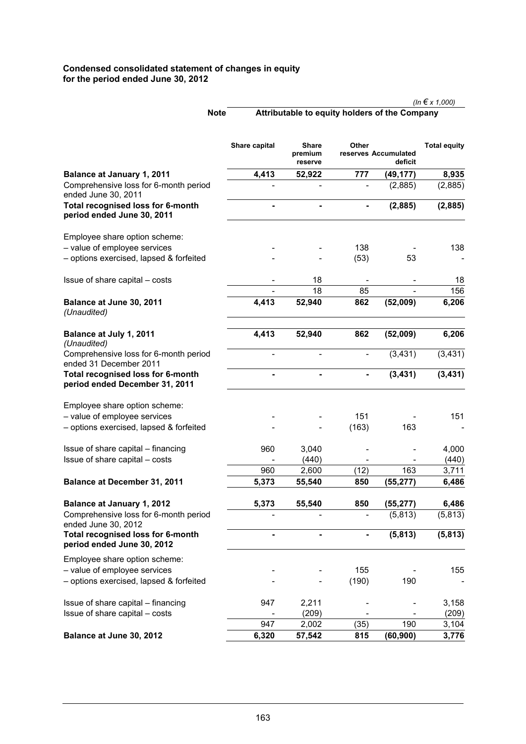**Condensed consolidated statement of changes in equity**
**for the period ended June 30, 2012**

*(In € x 1,000)*

| | Note | Attributable to equity holders of the Company | | | | |
|---|---|---|---|---|---|---|
| | | Share capital | Share premium reserve | Other reserves | Accumulated deficit | Total equity |
| **Balance at January 1, 2011** | | **4,413** | **52,922** | **777** | **(49,177)** | **8,935** |
| Comprehensive loss for 6-month period ended June 30, 2011 | | - | - | - | (2,885) | (2,885) |
| **Total recognised loss for 6-month period ended June 30, 2011** | | **-** | **-** | **-** | **(2,885)** | **(2,885)** |
| Employee share option scheme: | | | | | | |
| – value of employee services | | - | - | 138 | - | 138 |
| – options exercised, lapsed & forfeited | | - | - | (53) | 53 | - |
| Issue of share capital – costs | | - | 18 | - | - | 18 |
| | | - | 18 | 85 | - | 156 |
| **Balance at June 30, 2011** *(Unaudited)* | | **4,413** | **52,940** | **862** | **(52,009)** | **6,206** |
| **Balance at July 1, 2011** *(Unaudited)* | | **4,413** | **52,940** | **862** | **(52,009)** | **6,206** |
| Comprehensive loss for 6-month period ended 31 December 2011 | | - | - | - | (3,431) | (3,431) |
| **Total recognised loss for 6-month period ended December 31, 2011** | | **-** | **-** | **-** | **(3,431)** | **(3,431)** |
| Employee share option scheme: | | | | | | |
| – value of employee services | | - | - | 151 | - | 151 |
| – options exercised, lapsed & forfeited | | - | - | (163) | 163 | - |
| Issue of share capital – financing | | 960 | 3,040 | - | - | 4,000 |
| Issue of share capital – costs | | - | (440) | - | - | (440) |
| | | 960 | 2,600 | (12) | 163 | 3,711 |
| **Balance at December 31, 2011** | | **5,373** | **55,540** | **850** | **(55,277)** | **6,486** |
| **Balance at January 1, 2012** | | **5,373** | **55,540** | **850** | **(55,277)** | **6,486** |
| Comprehensive loss for 6-month period ended June 30, 2012 | | - | - | - | (5,813) | (5,813) |
| **Total recognised loss for 6-month period ended June 30, 2012** | | **-** | **-** | **-** | **(5,813)** | **(5,813)** |
| Employee share option scheme: | | | | | | |
| – value of employee services | | - | - | 155 | - | 155 |
| – options exercised, lapsed & forfeited | | - | - | (190) | 190 | - |
| Issue of share capital – financing | | 947 | 2,211 | - | - | 3,158 |
| Issue of share capital – costs | | - | (209) | - | - | (209) |
| | | 947 | 2,002 | (35) | 190 | 3,104 |
| **Balance at June 30, 2012** | | **6,320** | **57,542** | **815** | **(60,900)** | **3,776** |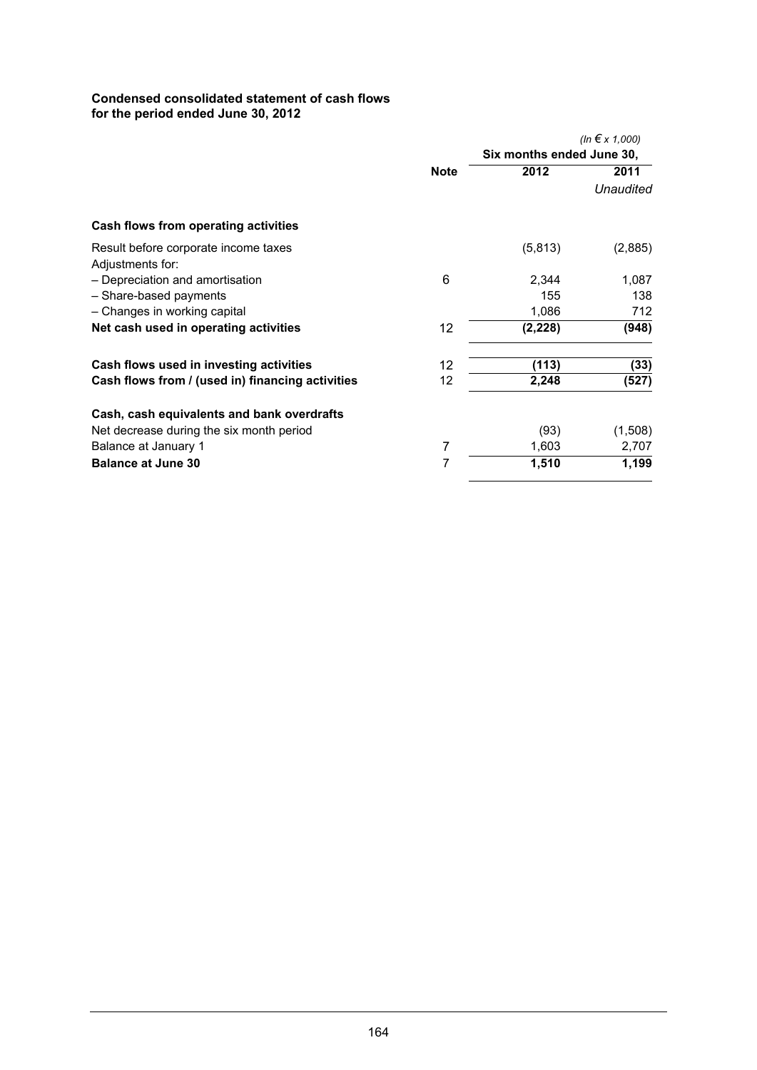**Condensed consolidated statement of cash flows**
**for the period ended June 30, 2012**

| | | *(In € x 1,000)* | |
|---|---|---|---|
| | | Six months ended June 30, | |
| | **Note** | **2012** | **2011** |
| | | | *Unaudited* |
| **Cash flows from operating activities** | | | |
| Result before corporate income taxes | | (5,813) | (2,885) |
| Adjustments for: | | | |
| – Depreciation and amortisation | 6 | 2,344 | 1,087 |
| – Share-based payments | | 155 | 138 |
| – Changes in working capital | | 1,086 | 712 |
| **Net cash used in operating activities** | 12 | **(2,228)** | **(948)** |
| **Cash flows used in investing activities** | 12 | **(113)** | **(33)** |
| **Cash flows from / (used in) financing activities** | 12 | **2,248** | **(527)** |
| **Cash, cash equivalents and bank overdrafts** | | | |
| Net decrease during the six month period | | (93) | (1,508) |
| Balance at January 1 | 7 | 1,603 | 2,707 |
| **Balance at June 30** | 7 | **1,510** | **1,199** |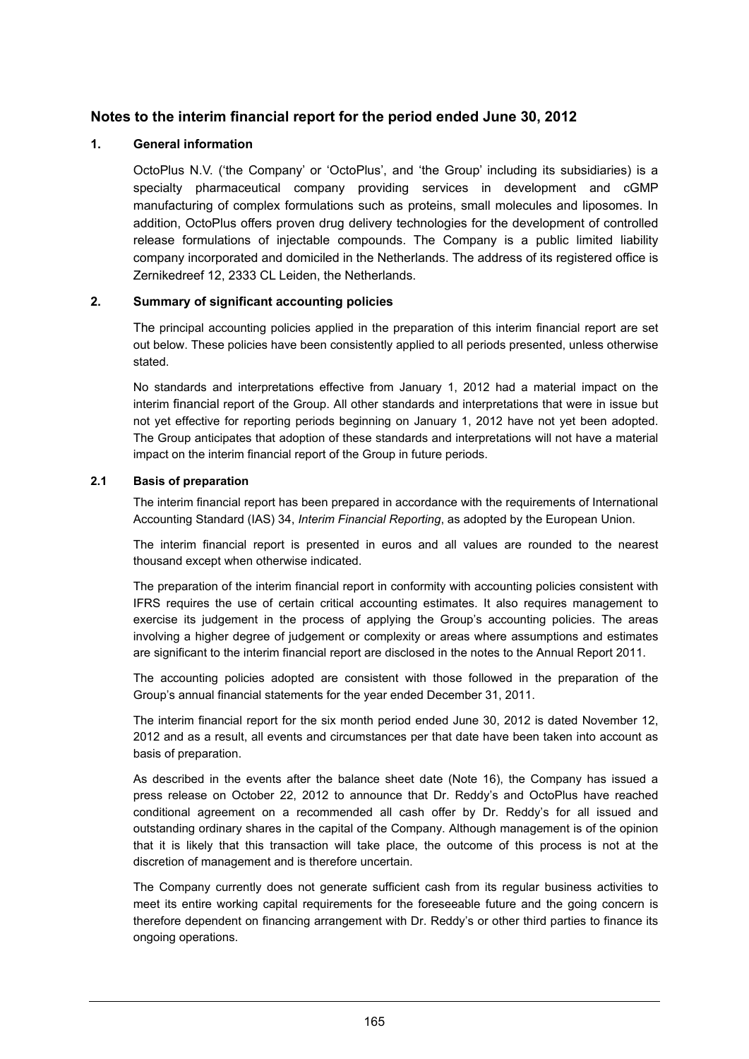## Notes to the interim financial report for the period ended June 30, 2012

### 1. General information

OctoPlus N.V. ('the Company' or 'OctoPlus', and 'the Group' including its subsidiaries) is a specialty pharmaceutical company providing services in development and cGMP manufacturing of complex formulations such as proteins, small molecules and liposomes. In addition, OctoPlus offers proven drug delivery technologies for the development of controlled release formulations of injectable compounds. The Company is a public limited liability company incorporated and domiciled in the Netherlands. The address of its registered office is Zernikedreef 12, 2333 CL Leiden, the Netherlands.

### 2. Summary of significant accounting policies

The principal accounting policies applied in the preparation of this interim financial report are set out below. These policies have been consistently applied to all periods presented, unless otherwise stated.

No standards and interpretations effective from January 1, 2012 had a material impact on the interim financial report of the Group. All other standards and interpretations that were in issue but not yet effective for reporting periods beginning on January 1, 2012 have not yet been adopted. The Group anticipates that adoption of these standards and interpretations will not have a material impact on the interim financial report of the Group in future periods.

### 2.1 Basis of preparation

The interim financial report has been prepared in accordance with the requirements of International Accounting Standard (IAS) 34, *Interim Financial Reporting*, as adopted by the European Union.

The interim financial report is presented in euros and all values are rounded to the nearest thousand except when otherwise indicated.

The preparation of the interim financial report in conformity with accounting policies consistent with IFRS requires the use of certain critical accounting estimates. It also requires management to exercise its judgement in the process of applying the Group's accounting policies. The areas involving a higher degree of judgement or complexity or areas where assumptions and estimates are significant to the interim financial report are disclosed in the notes to the Annual Report 2011.

The accounting policies adopted are consistent with those followed in the preparation of the Group's annual financial statements for the year ended December 31, 2011.

The interim financial report for the six month period ended June 30, 2012 is dated November 12, 2012 and as a result, all events and circumstances per that date have been taken into account as basis of preparation.

As described in the events after the balance sheet date (Note 16), the Company has issued a press release on October 22, 2012 to announce that Dr. Reddy's and OctoPlus have reached conditional agreement on a recommended all cash offer by Dr. Reddy's for all issued and outstanding ordinary shares in the capital of the Company. Although management is of the opinion that it is likely that this transaction will take place, the outcome of this process is not at the discretion of management and is therefore uncertain.

The Company currently does not generate sufficient cash from its regular business activities to meet its entire working capital requirements for the foreseeable future and the going concern is therefore dependent on financing arrangement with Dr. Reddy's or other third parties to finance its ongoing operations.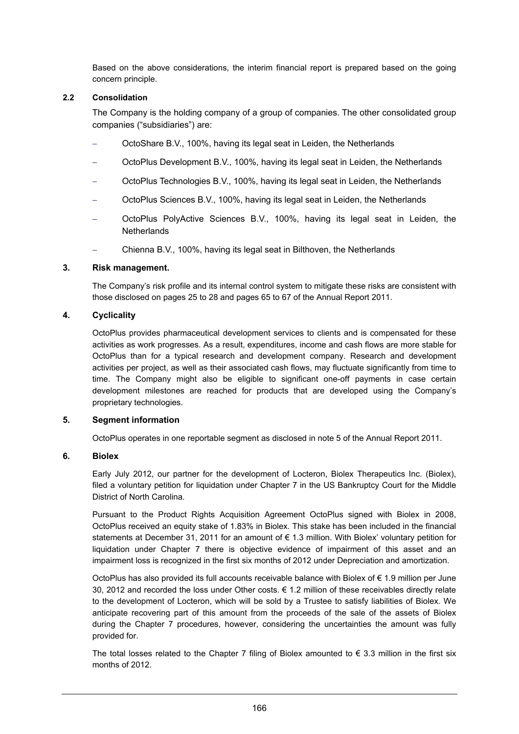Based on the above considerations, the interim financial report is prepared based on the going concern principle.

### 2.2 Consolidation

The Company is the holding company of a group of companies. The other consolidated group companies ("subsidiaries") are:

- OctoShare B.V., 100%, having its legal seat in Leiden, the Netherlands
- OctoPlus Development B.V., 100%, having its legal seat in Leiden, the Netherlands
- OctoPlus Technologies B.V., 100%, having its legal seat in Leiden, the Netherlands
- OctoPlus Sciences B.V., 100%, having its legal seat in Leiden, the Netherlands
- OctoPlus PolyActive Sciences B.V., 100%, having its legal seat in Leiden, the Netherlands
- Chienna B.V., 100%, having its legal seat in Bilthoven, the Netherlands

## 3. Risk management.

The Company's risk profile and its internal control system to mitigate these risks are consistent with those disclosed on pages 25 to 28 and pages 65 to 67 of the Annual Report 2011.

## 4. Cyclicality

OctoPlus provides pharmaceutical development services to clients and is compensated for these activities as work progresses. As a result, expenditures, income and cash flows are more stable for OctoPlus than for a typical research and development company. Research and development activities per project, as well as their associated cash flows, may fluctuate significantly from time to time. The Company might also be eligible to significant one-off payments in case certain development milestones are reached for products that are developed using the Company's proprietary technologies.

## 5. Segment information

OctoPlus operates in one reportable segment as disclosed in note 5 of the Annual Report 2011.

## 6. Biolex

Early July 2012, our partner for the development of Locteron, Biolex Therapeutics Inc. (Biolex), filed a voluntary petition for liquidation under Chapter 7 in the US Bankruptcy Court for the Middle District of North Carolina.

Pursuant to the Product Rights Acquisition Agreement OctoPlus signed with Biolex in 2008, OctoPlus received an equity stake of 1.83% in Biolex. This stake has been included in the financial statements at December 31, 2011 for an amount of € 1.3 million. With Biolex' voluntary petition for liquidation under Chapter 7 there is objective evidence of impairment of this asset and an impairment loss is recognized in the first six months of 2012 under Depreciation and amortization.

OctoPlus has also provided its full accounts receivable balance with Biolex of € 1.9 million per June 30, 2012 and recorded the loss under Other costs. € 1.2 million of these receivables directly relate to the development of Locteron, which will be sold by a Trustee to satisfy liabilities of Biolex. We anticipate recovering part of this amount from the proceeds of the sale of the assets of Biolex during the Chapter 7 procedures, however, considering the uncertainties the amount was fully provided for.

The total losses related to the Chapter 7 filing of Biolex amounted to € 3.3 million in the first six months of 2012.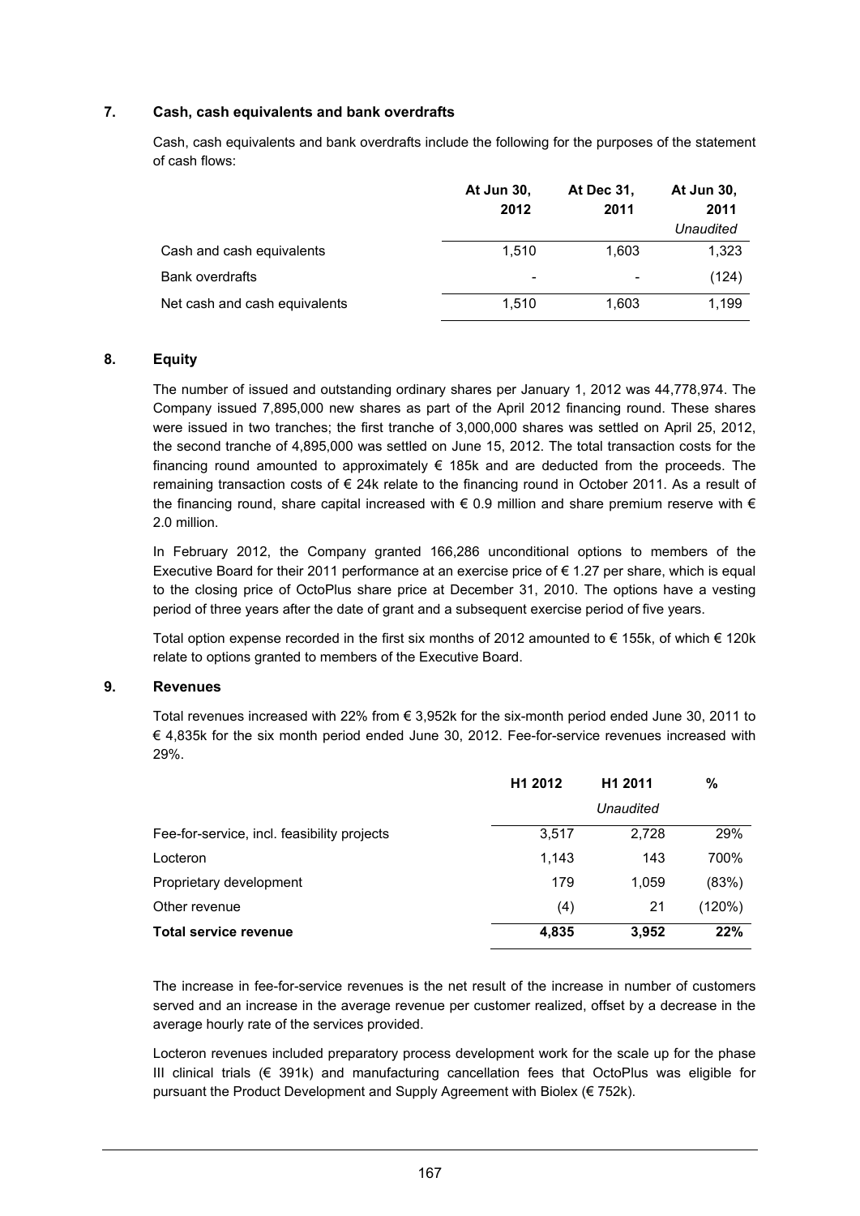## 7. Cash, cash equivalents and bank overdrafts

Cash, cash equivalents and bank overdrafts include the following for the purposes of the statement of cash flows:

| | At Jun 30, 2012 | At Dec 31, 2011 | At Jun 30, 2011 *Unaudited* |
|---|---|---|---|
| Cash and cash equivalents | 1,510 | 1,603 | 1,323 |
| Bank overdrafts | - | - | (124) |
| Net cash and cash equivalents | 1,510 | 1,603 | 1,199 |

## 8. Equity

The number of issued and outstanding ordinary shares per January 1, 2012 was 44,778,974. The Company issued 7,895,000 new shares as part of the April 2012 financing round. These shares were issued in two tranches; the first tranche of 3,000,000 shares was settled on April 25, 2012, the second tranche of 4,895,000 was settled on June 15, 2012. The total transaction costs for the financing round amounted to approximately € 185k and are deducted from the proceeds. The remaining transaction costs of € 24k relate to the financing round in October 2011. As a result of the financing round, share capital increased with € 0.9 million and share premium reserve with € 2.0 million.

In February 2012, the Company granted 166,286 unconditional options to members of the Executive Board for their 2011 performance at an exercise price of € 1.27 per share, which is equal to the closing price of OctoPlus share price at December 31, 2010. The options have a vesting period of three years after the date of grant and a subsequent exercise period of five years.

Total option expense recorded in the first six months of 2012 amounted to € 155k, of which € 120k relate to options granted to members of the Executive Board.

## 9. Revenues

Total revenues increased with 22% from € 3,952k for the six-month period ended June 30, 2011 to € 4,835k for the six month period ended June 30, 2012. Fee-for-service revenues increased with 29%.

| | H1 2012 | H1 2011 *Unaudited* | % |
|---|---|---|---|
| Fee-for-service, incl. feasibility projects | 3,517 | 2,728 | 29% |
| Locteron | 1,143 | 143 | 700% |
| Proprietary development | 179 | 1,059 | (83%) |
| Other revenue | (4) | 21 | (120%) |
| **Total service revenue** | **4,835** | **3,952** | **22%** |

The increase in fee-for-service revenues is the net result of the increase in number of customers served and an increase in the average revenue per customer realized, offset by a decrease in the average hourly rate of the services provided.

Locteron revenues included preparatory process development work for the scale up for the phase III clinical trials (€ 391k) and manufacturing cancellation fees that OctoPlus was eligible for pursuant the Product Development and Supply Agreement with Biolex (€ 752k).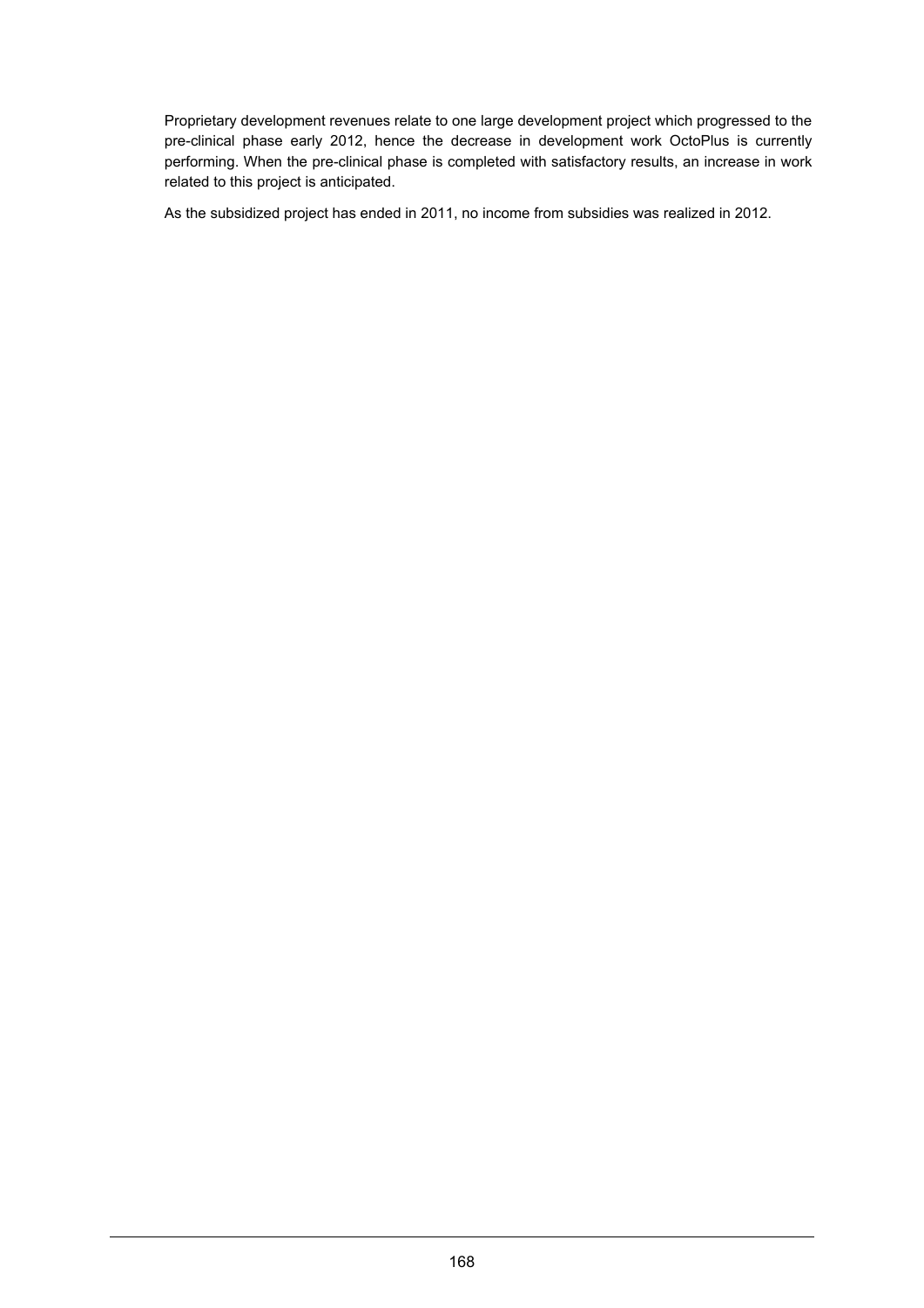Proprietary development revenues relate to one large development project which progressed to the pre-clinical phase early 2012, hence the decrease in development work OctoPlus is currently performing. When the pre-clinical phase is completed with satisfactory results, an increase in work related to this project is anticipated.

As the subsidized project has ended in 2011, no income from subsidies was realized in 2012.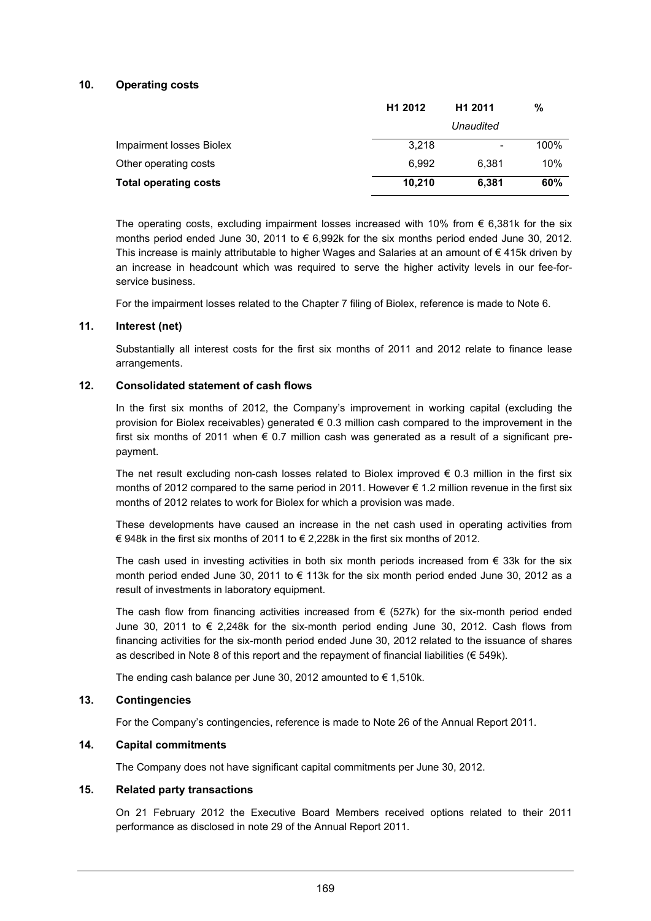## 10. Operating costs

| | H1 2012 | H1 2011 | % |
|---|---|---|---|
| | | *Unaudited* | |
| Impairment losses Biolex | 3,218 | - | 100% |
| Other operating costs | 6,992 | 6,381 | 10% |
| **Total operating costs** | **10,210** | **6,381** | **60%** |

The operating costs, excluding impairment losses increased with 10% from € 6,381k for the six months period ended June 30, 2011 to € 6,992k for the six months period ended June 30, 2012. This increase is mainly attributable to higher Wages and Salaries at an amount of € 415k driven by an increase in headcount which was required to serve the higher activity levels in our fee-for-service business.

For the impairment losses related to the Chapter 7 filing of Biolex, reference is made to Note 6.

## 11. Interest (net)

Substantially all interest costs for the first six months of 2011 and 2012 relate to finance lease arrangements.

## 12. Consolidated statement of cash flows

In the first six months of 2012, the Company's improvement in working capital (excluding the provision for Biolex receivables) generated € 0.3 million cash compared to the improvement in the first six months of 2011 when € 0.7 million cash was generated as a result of a significant pre-payment.

The net result excluding non-cash losses related to Biolex improved € 0.3 million in the first six months of 2012 compared to the same period in 2011. However € 1.2 million revenue in the first six months of 2012 relates to work for Biolex for which a provision was made.

These developments have caused an increase in the net cash used in operating activities from € 948k in the first six months of 2011 to € 2,228k in the first six months of 2012.

The cash used in investing activities in both six month periods increased from € 33k for the six month period ended June 30, 2011 to € 113k for the six month period ended June 30, 2012 as a result of investments in laboratory equipment.

The cash flow from financing activities increased from € (527k) for the six-month period ended June 30, 2011 to € 2,248k for the six-month period ending June 30, 2012. Cash flows from financing activities for the six-month period ended June 30, 2012 related to the issuance of shares as described in Note 8 of this report and the repayment of financial liabilities (€ 549k).

The ending cash balance per June 30, 2012 amounted to € 1,510k.

## 13. Contingencies

For the Company's contingencies, reference is made to Note 26 of the Annual Report 2011.

## 14. Capital commitments

The Company does not have significant capital commitments per June 30, 2012.

## 15. Related party transactions

On 21 February 2012 the Executive Board Members received options related to their 2011 performance as disclosed in note 29 of the Annual Report 2011.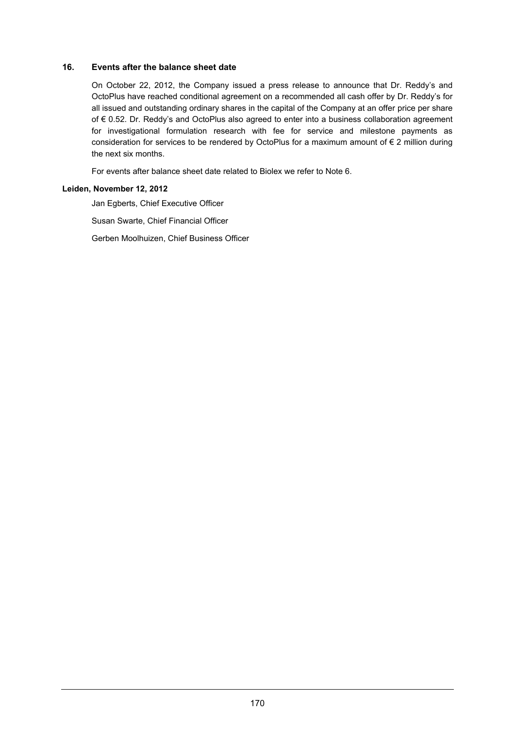## 16. Events after the balance sheet date

On October 22, 2012, the Company issued a press release to announce that Dr. Reddy's and OctoPlus have reached conditional agreement on a recommended all cash offer by Dr. Reddy's for all issued and outstanding ordinary shares in the capital of the Company at an offer price per share of € 0.52. Dr. Reddy's and OctoPlus also agreed to enter into a business collaboration agreement for investigational formulation research with fee for service and milestone payments as consideration for services to be rendered by OctoPlus for a maximum amount of € 2 million during the next six months.

For events after balance sheet date related to Biolex we refer to Note 6.

**Leiden, November 12, 2012**

Jan Egberts, Chief Executive Officer

Susan Swarte, Chief Financial Officer

Gerben Moolhuizen, Chief Business Officer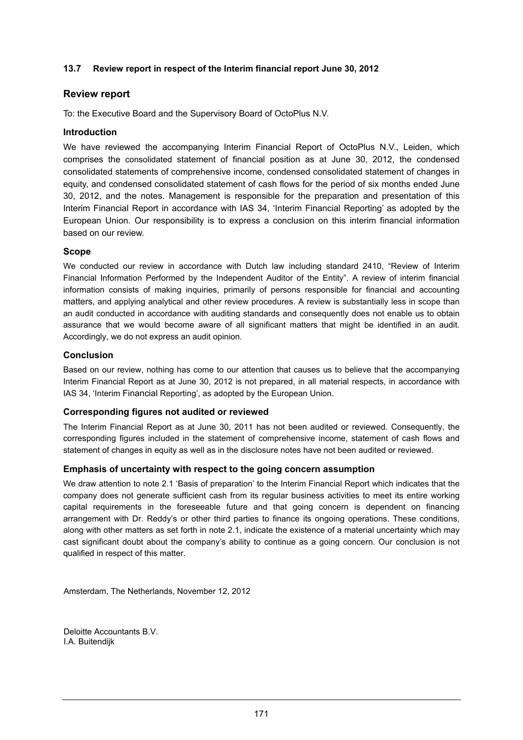### 13.7 Review report in respect of the Interim financial report June 30, 2012

## Review report

To: the Executive Board and the Supervisory Board of OctoPlus N.V.

### Introduction

We have reviewed the accompanying Interim Financial Report of OctoPlus N.V., Leiden, which comprises the consolidated statement of financial position as at June 30, 2012, the condensed consolidated statements of comprehensive income, condensed consolidated statement of changes in equity, and condensed consolidated statement of cash flows for the period of six months ended June 30, 2012, and the notes. Management is responsible for the preparation and presentation of this Interim Financial Report in accordance with IAS 34, 'Interim Financial Reporting' as adopted by the European Union. Our responsibility is to express a conclusion on this interim financial information based on our review.

### Scope

We conducted our review in accordance with Dutch law including standard 2410, "Review of Interim Financial Information Performed by the Independent Auditor of the Entity". A review of interim financial information consists of making inquiries, primarily of persons responsible for financial and accounting matters, and applying analytical and other review procedures. A review is substantially less in scope than an audit conducted in accordance with auditing standards and consequently does not enable us to obtain assurance that we would become aware of all significant matters that might be identified in an audit. Accordingly, we do not express an audit opinion.

### Conclusion

Based on our review, nothing has come to our attention that causes us to believe that the accompanying Interim Financial Report as at June 30, 2012 is not prepared, in all material respects, in accordance with IAS 34, 'Interim Financial Reporting', as adopted by the European Union.

### Corresponding figures not audited or reviewed

The Interim Financial Report as at June 30, 2011 has not been audited or reviewed. Consequently, the corresponding figures included in the statement of comprehensive income, statement of cash flows and statement of changes in equity as well as in the disclosure notes have not been audited or reviewed.

### Emphasis of uncertainty with respect to the going concern assumption

We draw attention to note 2.1 'Basis of preparation' to the Interim Financial Report which indicates that the company does not generate sufficient cash from its regular business activities to meet its entire working capital requirements in the foreseeable future and that going concern is dependent on financing arrangement with Dr. Reddy's or other third parties to finance its ongoing operations. These conditions, along with other matters as set forth in note 2.1, indicate the existence of a material uncertainty which may cast significant doubt about the company's ability to continue as a going concern. Our conclusion is not qualified in respect of this matter.

Amsterdam, The Netherlands, November 12, 2012

Deloitte Accountants B.V.
I.A. Buitendijk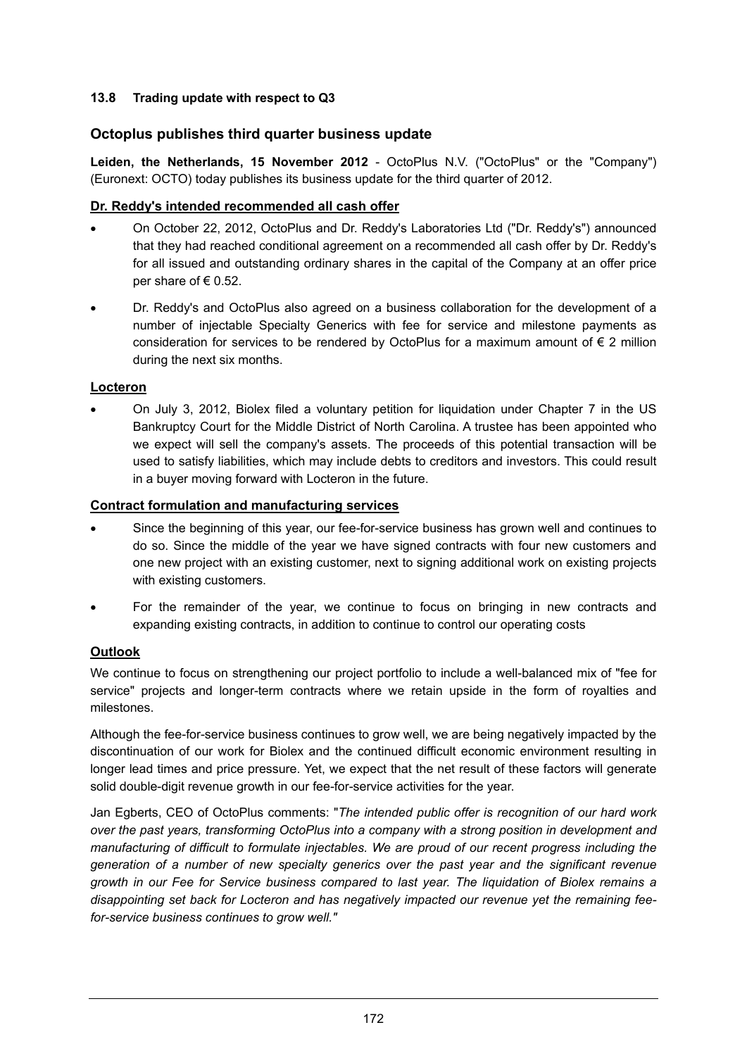#### 13.8 Trading update with respect to Q3

## Octoplus publishes third quarter business update

**Leiden, the Netherlands, 15 November 2012** - OctoPlus N.V. ("OctoPlus" or the "Company") (Euronext: OCTO) today publishes its business update for the third quarter of 2012.

**Dr. Reddy's intended recommended all cash offer**

- On October 22, 2012, OctoPlus and Dr. Reddy's Laboratories Ltd ("Dr. Reddy's") announced that they had reached conditional agreement on a recommended all cash offer by Dr. Reddy's for all issued and outstanding ordinary shares in the capital of the Company at an offer price per share of € 0.52.
- Dr. Reddy's and OctoPlus also agreed on a business collaboration for the development of a number of injectable Specialty Generics with fee for service and milestone payments as consideration for services to be rendered by OctoPlus for a maximum amount of € 2 million during the next six months.

**Locteron**

- On July 3, 2012, Biolex filed a voluntary petition for liquidation under Chapter 7 in the US Bankruptcy Court for the Middle District of North Carolina. A trustee has been appointed who we expect will sell the company's assets. The proceeds of this potential transaction will be used to satisfy liabilities, which may include debts to creditors and investors. This could result in a buyer moving forward with Locteron in the future.

**Contract formulation and manufacturing services**

- Since the beginning of this year, our fee-for-service business has grown well and continues to do so. Since the middle of the year we have signed contracts with four new customers and one new project with an existing customer, next to signing additional work on existing projects with existing customers.
- For the remainder of the year, we continue to focus on bringing in new contracts and expanding existing contracts, in addition to continue to control our operating costs

**Outlook**

We continue to focus on strengthening our project portfolio to include a well-balanced mix of "fee for service" projects and longer-term contracts where we retain upside in the form of royalties and milestones.

Although the fee-for-service business continues to grow well, we are being negatively impacted by the discontinuation of our work for Biolex and the continued difficult economic environment resulting in longer lead times and price pressure. Yet, we expect that the net result of these factors will generate solid double-digit revenue growth in our fee-for-service activities for the year.

Jan Egberts, CEO of OctoPlus comments: "*The intended public offer is recognition of our hard work over the past years, transforming OctoPlus into a company with a strong position in development and manufacturing of difficult to formulate injectables. We are proud of our recent progress including the generation of a number of new specialty generics over the past year and the significant revenue growth in our Fee for Service business compared to last year. The liquidation of Biolex remains a disappointing set back for Locteron and has negatively impacted our revenue yet the remaining fee-for-service business continues to grow well.*"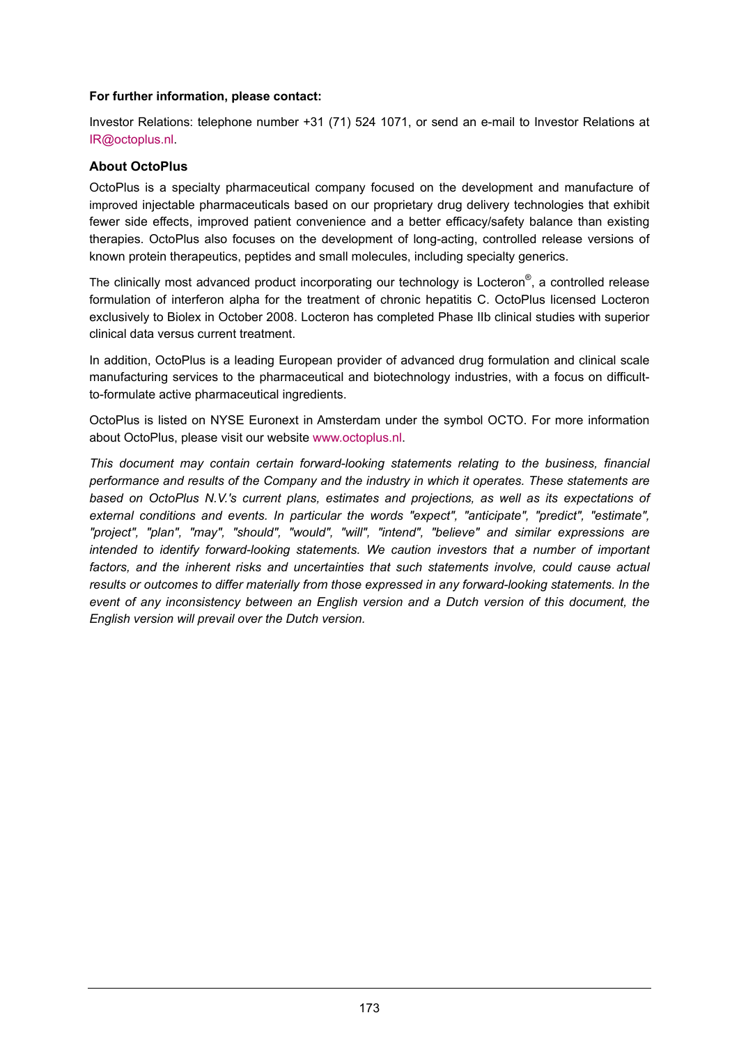**For further information, please contact:**

Investor Relations: telephone number +31 (71) 524 1071, or send an e-mail to Investor Relations at IR@octoplus.nl.

**About OctoPlus**

OctoPlus is a specialty pharmaceutical company focused on the development and manufacture of improved injectable pharmaceuticals based on our proprietary drug delivery technologies that exhibit fewer side effects, improved patient convenience and a better efficacy/safety balance than existing therapies. OctoPlus also focuses on the development of long-acting, controlled release versions of known protein therapeutics, peptides and small molecules, including specialty generics.

The clinically most advanced product incorporating our technology is Locteron®, a controlled release formulation of interferon alpha for the treatment of chronic hepatitis C. OctoPlus licensed Locteron exclusively to Biolex in October 2008. Locteron has completed Phase IIb clinical studies with superior clinical data versus current treatment.

In addition, OctoPlus is a leading European provider of advanced drug formulation and clinical scale manufacturing services to the pharmaceutical and biotechnology industries, with a focus on difficult-to-formulate active pharmaceutical ingredients.

OctoPlus is listed on NYSE Euronext in Amsterdam under the symbol OCTO. For more information about OctoPlus, please visit our website www.octoplus.nl.

*This document may contain certain forward-looking statements relating to the business, financial performance and results of the Company and the industry in which it operates. These statements are based on OctoPlus N.V.'s current plans, estimates and projections, as well as its expectations of external conditions and events. In particular the words "expect", "anticipate", "predict", "estimate", "project", "plan", "may", "should", "would", "will", "intend", "believe" and similar expressions are intended to identify forward-looking statements. We caution investors that a number of important factors, and the inherent risks and uncertainties that such statements involve, could cause actual results or outcomes to differ materially from those expressed in any forward-looking statements. In the event of any inconsistency between an English version and a Dutch version of this document, the English version will prevail over the Dutch version.*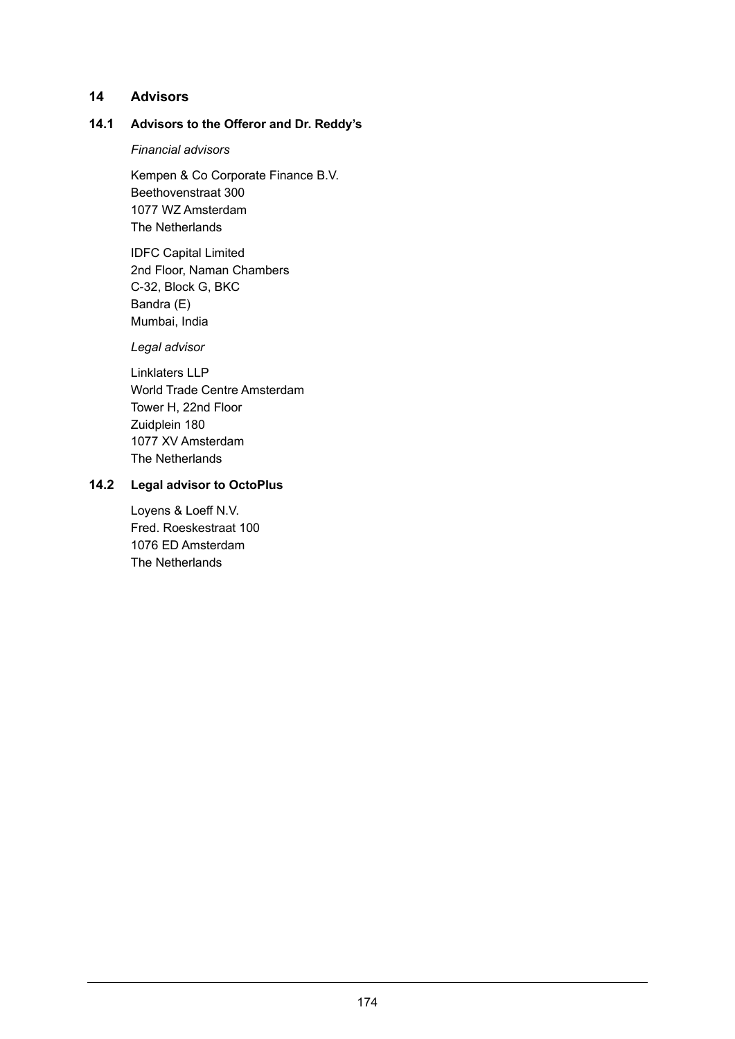## 14 Advisors

### 14.1 Advisors to the Offeror and Dr. Reddy's

*Financial advisors*

Kempen & Co Corporate Finance B.V.
Beethovenstraat 300
1077 WZ Amsterdam
The Netherlands

IDFC Capital Limited
2nd Floor, Naman Chambers
C-32, Block G, BKC
Bandra (E)
Mumbai, India

*Legal advisor*

Linklaters LLP
World Trade Centre Amsterdam
Tower H, 22nd Floor
Zuidplein 180
1077 XV Amsterdam
The Netherlands

### 14.2 Legal advisor to OctoPlus

Loyens & Loeff N.V.
Fred. Roeskestraat 100
1076 ED Amsterdam
The Netherlands